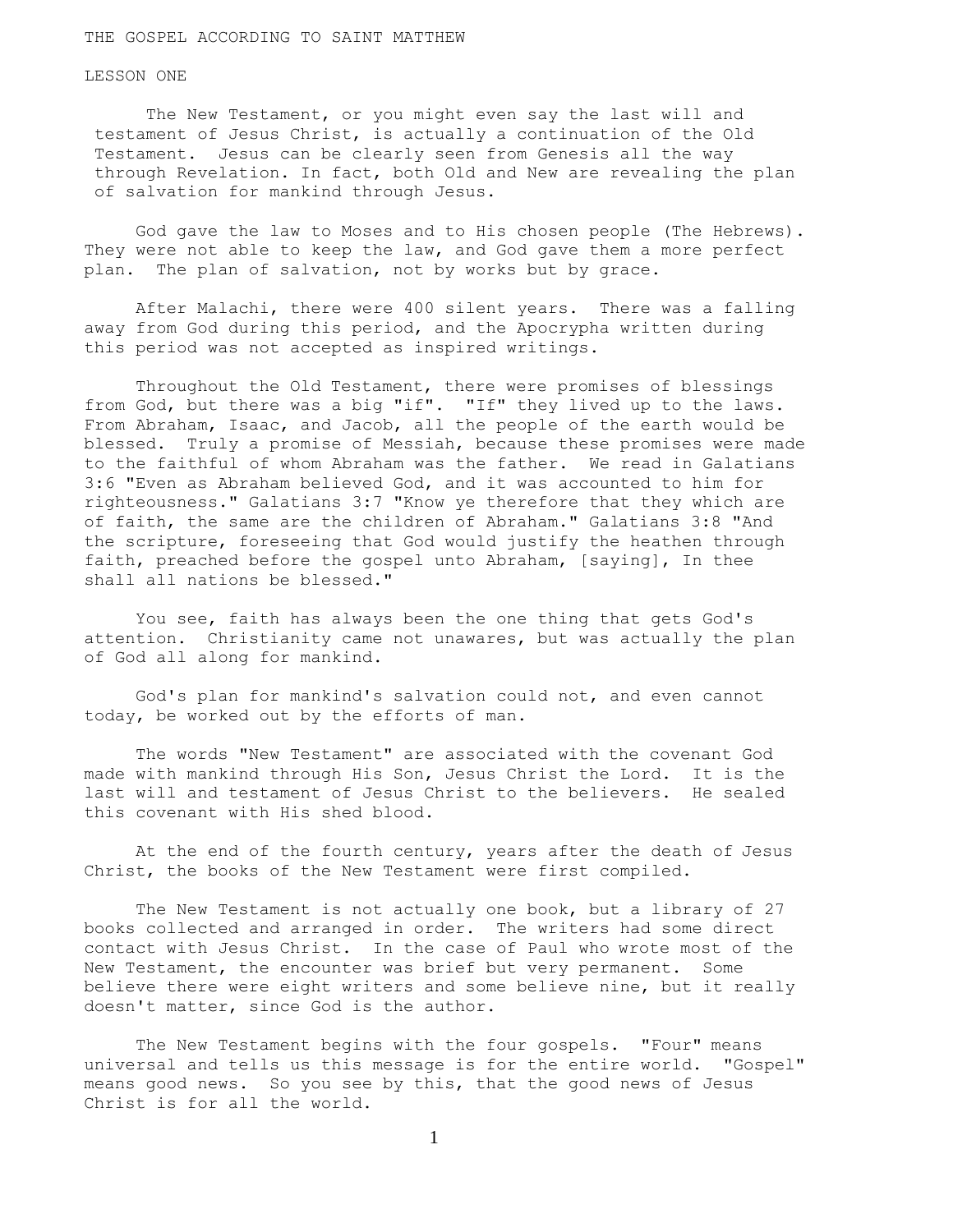# THE GOSPEL ACCORDING TO SAINT MATTHEW

## LESSON ONE

The New Testament, or you might even say the last will and testament of Jesus Christ, is actually a continuation of the Old Testament. Jesus can be clearly seen from Genesis all the way through Revelation. In fact, both Old and New are revealing the plan of salvation for mankind through Jesus.

God gave the law to Moses and to His chosen people (The Hebrews). They were not able to keep the law, and God gave them a more perfect plan. The plan of salvation, not by works but by grace.

After Malachi, there were 400 silent years. There was a falling away from God during this period, and the Apocrypha written during this period was not accepted as inspired writings.

Throughout the Old Testament, there were promises of blessings from God, but there was a big "if". "If" they lived up to the laws. From Abraham, Isaac, and Jacob, all the people of the earth would be blessed. Truly a promise of Messiah, because these promises were made to the faithful of whom Abraham was the father. We read in Galatians 3:6 "Even as Abraham believed God, and it was accounted to him for righteousness." Galatians 3:7 "Know ye therefore that they which are of faith, the same are the children of Abraham." Galatians 3:8 "And the scripture, foreseeing that God would justify the heathen through faith, preached before the gospel unto Abraham, [saying], In thee shall all nations be blessed."

You see, faith has always been the one thing that gets God's attention. Christianity came not unawares, but was actually the plan of God all along for mankind.

God's plan for mankind's salvation could not, and even cannot today, be worked out by the efforts of man.

The words "New Testament" are associated with the covenant God made with mankind through His Son, Jesus Christ the Lord. It is the last will and testament of Jesus Christ to the believers. He sealed this covenant with His shed blood.

At the end of the fourth century, years after the death of Jesus Christ, the books of the New Testament were first compiled.

The New Testament is not actually one book, but a library of 27 books collected and arranged in order. The writers had some direct contact with Jesus Christ. In the case of Paul who wrote most of the New Testament, the encounter was brief but very permanent. Some believe there were eight writers and some believe nine, but it really doesn't matter, since God is the author.

The New Testament begins with the four gospels. "Four" means universal and tells us this message is for the entire world. "Gospel" means good news. So you see by this, that the good news of Jesus Christ is for all the world.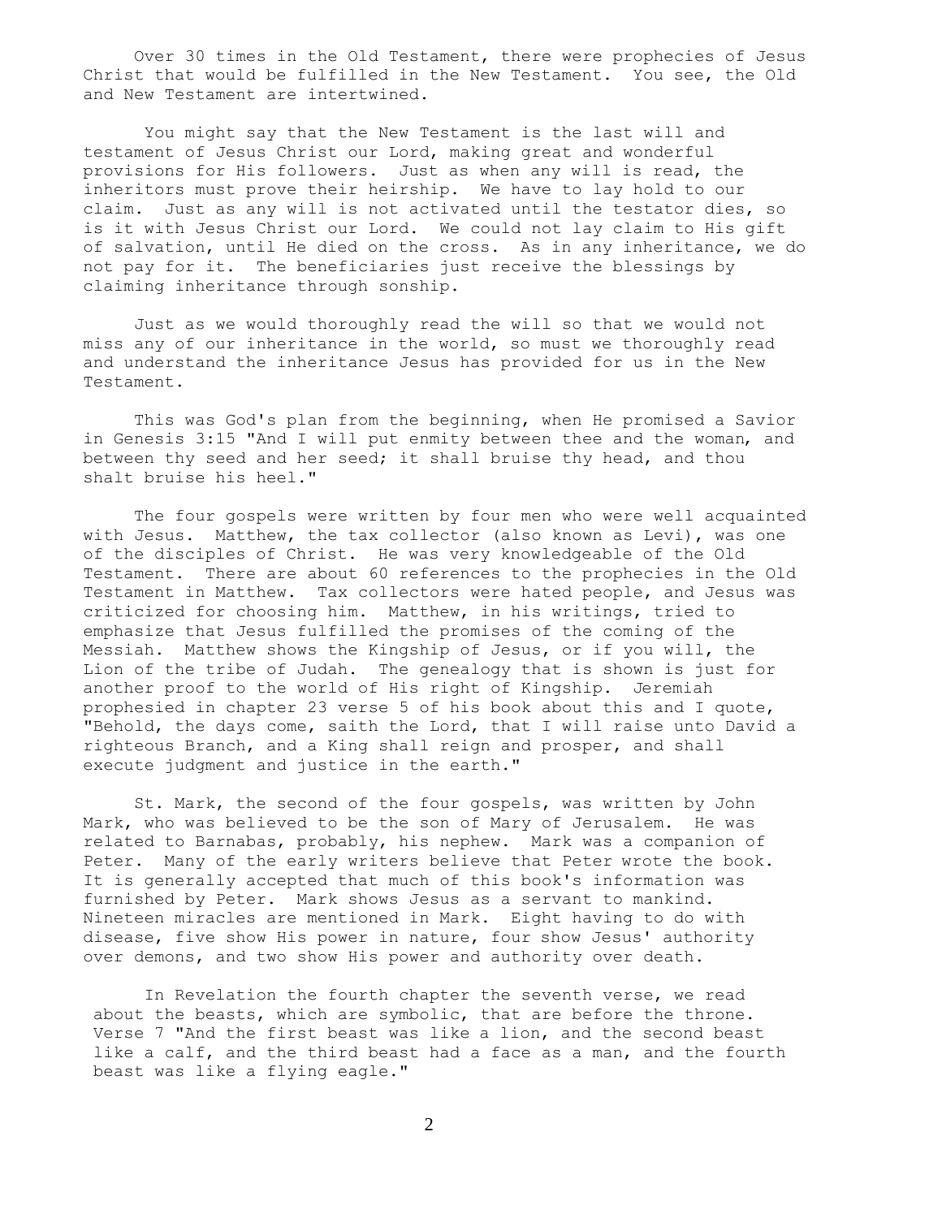Over 30 times in the Old Testament, there were prophecies of Jesus Christ that would be fulfilled in the New Testament. You see, the Old and New Testament are intertwined.

You might say that the New Testament is the last will and testament of Jesus Christ our Lord, making great and wonderful provisions for His followers. Just as when any will is read, the inheritors must prove their heirship. We have to lay hold to our claim. Just as any will is not activated until the testator dies, so is it with Jesus Christ our Lord. We could not lay claim to His gift of salvation, until He died on the cross. As in any inheritance, we do not pay for it. The beneficiaries just receive the blessings by claiming inheritance through sonship.

Just as we would thoroughly read the will so that we would not miss any of our inheritance in the world, so must we thoroughly read and understand the inheritance Jesus has provided for us in the New Testament.

This was God's plan from the beginning, when He promised a Savior in Genesis 3:15 "And I will put enmity between thee and the woman, and between thy seed and her seed; it shall bruise thy head, and thou shalt bruise his heel."

The four gospels were written by four men who were well acquainted with Jesus. Matthew, the tax collector (also known as Levi), was one of the disciples of Christ. He was very knowledgeable of the Old Testament. There are about 60 references to the prophecies in the Old Testament in Matthew. Tax collectors were hated people, and Jesus was criticized for choosing him. Matthew, in his writings, tried to emphasize that Jesus fulfilled the promises of the coming of the Messiah. Matthew shows the Kingship of Jesus, or if you will, the Lion of the tribe of Judah. The genealogy that is shown is just for another proof to the world of His right of Kingship. Jeremiah prophesied in chapter 23 verse 5 of his book about this and I quote, "Behold, the days come, saith the Lord, that I will raise unto David a righteous Branch, and a King shall reign and prosper, and shall execute judgment and justice in the earth."

St. Mark, the second of the four gospels, was written by John Mark, who was believed to be the son of Mary of Jerusalem. He was related to Barnabas, probably, his nephew. Mark was a companion of Peter. Many of the early writers believe that Peter wrote the book. It is generally accepted that much of this book's information was furnished by Peter. Mark shows Jesus as a servant to mankind. Nineteen miracles are mentioned in Mark. Eight having to do with disease, five show His power in nature, four show Jesus' authority over demons, and two show His power and authority over death.

In Revelation the fourth chapter the seventh verse, we read about the beasts, which are symbolic, that are before the throne. Verse 7 "And the first beast was like a lion, and the second beast like a calf, and the third beast had a face as a man, and the fourth beast was like a flying eagle."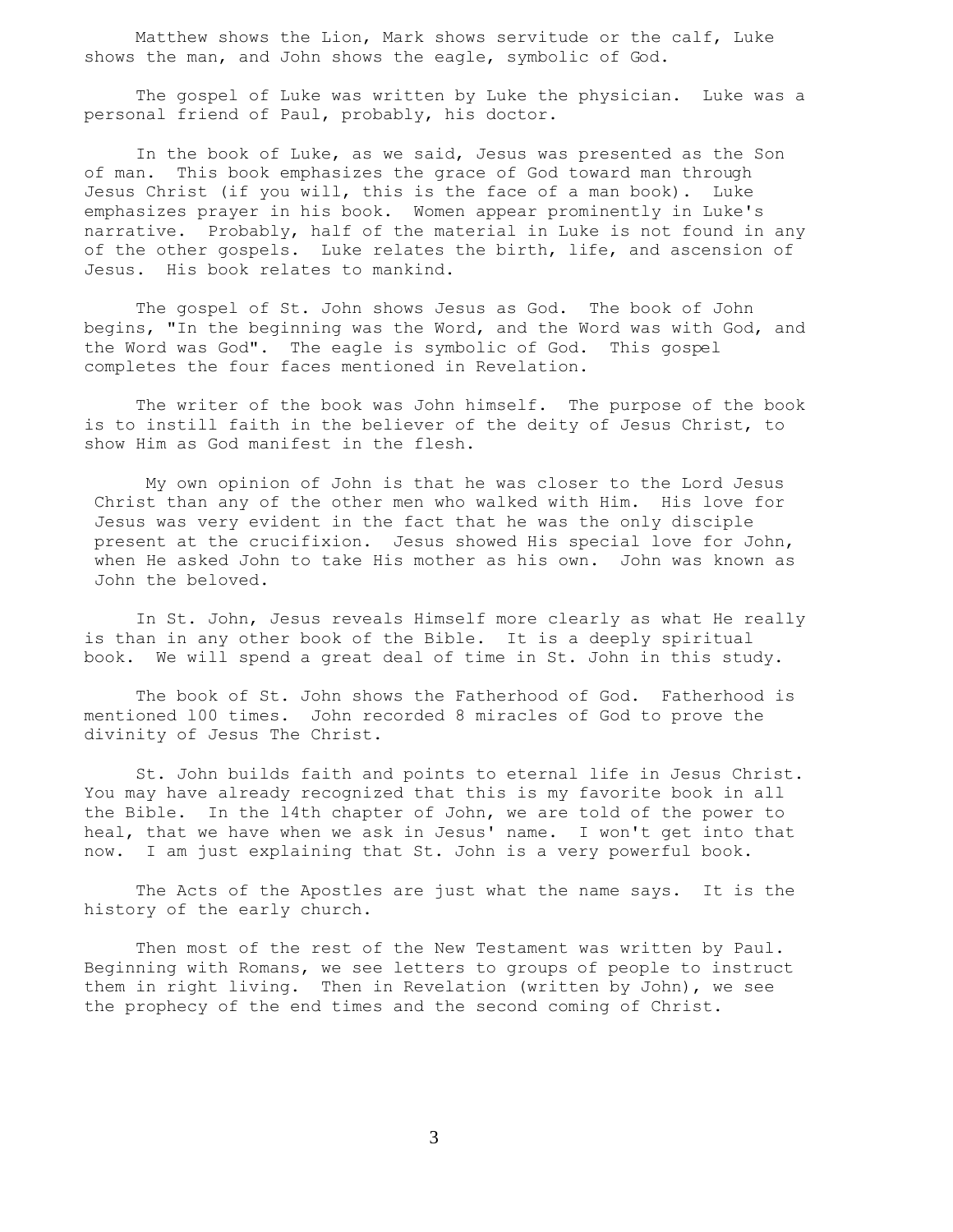Matthew shows the Lion, Mark shows servitude or the calf, Luke shows the man, and John shows the eagle, symbolic of God.

The gospel of Luke was written by Luke the physician. Luke was a personal friend of Paul, probably, his doctor.

In the book of Luke, as we said, Jesus was presented as the Son of man. This book emphasizes the grace of God toward man through Jesus Christ (if you will, this is the face of a man book). Luke emphasizes prayer in his book. Women appear prominently in Luke's narrative. Probably, half of the material in Luke is not found in any of the other gospels. Luke relates the birth, life, and ascension of Jesus. His book relates to mankind.

The gospel of St. John shows Jesus as God. The book of John begins, "In the beginning was the Word, and the Word was with God, and the Word was God". The eagle is symbolic of God. This gospel completes the four faces mentioned in Revelation.

The writer of the book was John himself. The purpose of the book is to instill faith in the believer of the deity of Jesus Christ, to show Him as God manifest in the flesh.

My own opinion of John is that he was closer to the Lord Jesus Christ than any of the other men who walked with Him. His love for Jesus was very evident in the fact that he was the only disciple present at the crucifixion. Jesus showed His special love for John, when He asked John to take His mother as his own. John was known as John the beloved.

In St. John, Jesus reveals Himself more clearly as what He really is than in any other book of the Bible. It is a deeply spiritual book. We will spend a great deal of time in St. John in this study.

The book of St. John shows the Fatherhood of God. Fatherhood is mentioned 100 times. John recorded 8 miracles of God to prove the divinity of Jesus The Christ.

St. John builds faith and points to eternal life in Jesus Christ. You may have already recognized that this is my favorite book in all the Bible. In the 14th chapter of John, we are told of the power to heal, that we have when we ask in Jesus' name. I won't get into that now. I am just explaining that St. John is a very powerful book.

The Acts of the Apostles are just what the name says. It is the history of the early church.

Then most of the rest of the New Testament was written by Paul. Beginning with Romans, we see letters to groups of people to instruct them in right living. Then in Revelation (written by John), we see the prophecy of the end times and the second coming of Christ.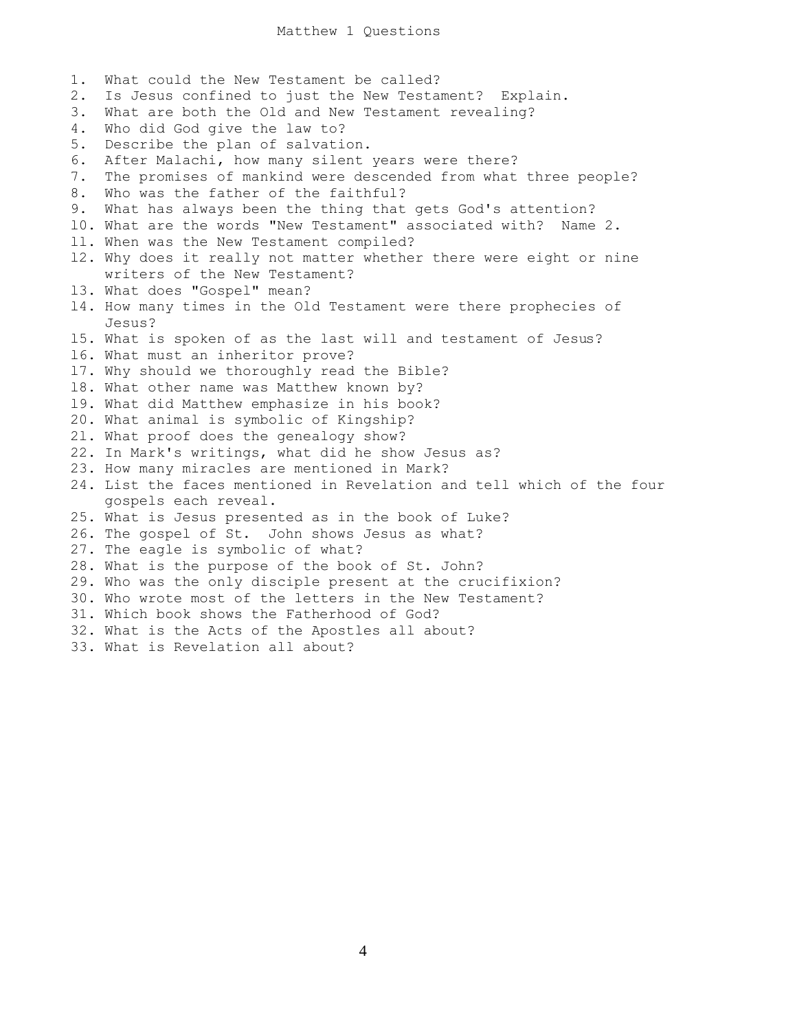# Matthew 1 Questions

1. What could the New Testament be called?
2. Is Jesus confined to just the New Testament? Explain.
3. What are both the Old and New Testament revealing?
4. Who did God give the law to?
5. Describe the plan of salvation.
6. After Malachi, how many silent years were there?
7. The promises of mankind were descended from what three people?
8. Who was the father of the faithful?
9. What has always been the thing that gets God's attention?
10. What are the words "New Testament" associated with? Name 2.
11. When was the New Testament compiled?
12. Why does it really not matter whether there were eight or nine writers of the New Testament?
13. What does "Gospel" mean?
14. How many times in the Old Testament were there prophecies of Jesus?
15. What is spoken of as the last will and testament of Jesus?
16. What must an inheritor prove?
17. Why should we thoroughly read the Bible?
18. What other name was Matthew known by?
19. What did Matthew emphasize in his book?
20. What animal is symbolic of Kingship?
21. What proof does the genealogy show?
22. In Mark's writings, what did he show Jesus as?
23. How many miracles are mentioned in Mark?
24. List the faces mentioned in Revelation and tell which of the four gospels each reveal.
25. What is Jesus presented as in the book of Luke?
26. The gospel of St. John shows Jesus as what?
27. The eagle is symbolic of what?
28. What is the purpose of the book of St. John?
29. Who was the only disciple present at the crucifixion?
30. Who wrote most of the letters in the New Testament?
31. Which book shows the Fatherhood of God?
32. What is the Acts of the Apostles all about?
33. What is Revelation all about?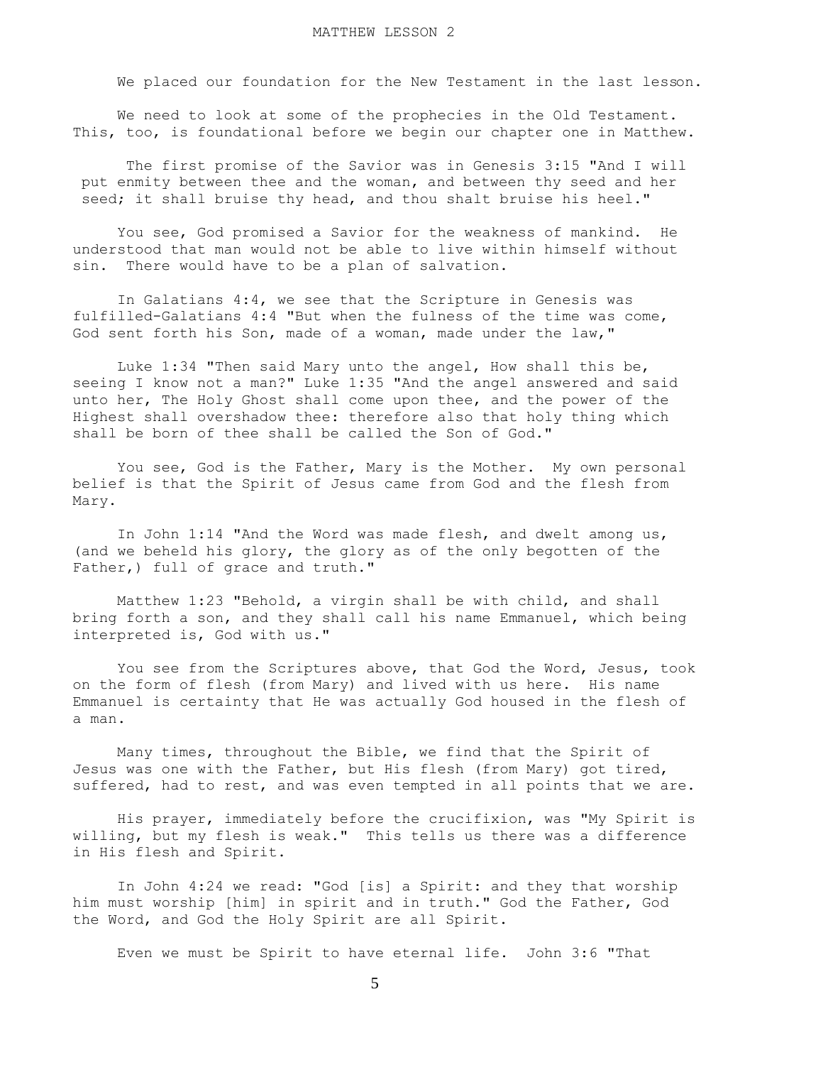# MATTHEW LESSON 2

We placed our foundation for the New Testament in the last lesson.

We need to look at some of the prophecies in the Old Testament. This, too, is foundational before we begin our chapter one in Matthew.

The first promise of the Savior was in Genesis 3:15 "And I will put enmity between thee and the woman, and between thy seed and her seed; it shall bruise thy head, and thou shalt bruise his heel."

You see, God promised a Savior for the weakness of mankind. He understood that man would not be able to live within himself without sin. There would have to be a plan of salvation.

In Galatians 4:4, we see that the Scripture in Genesis was fulfilled-Galatians 4:4 "But when the fulness of the time was come, God sent forth his Son, made of a woman, made under the law,"

Luke 1:34 "Then said Mary unto the angel, How shall this be, seeing I know not a man?" Luke 1:35 "And the angel answered and said unto her, The Holy Ghost shall come upon thee, and the power of the Highest shall overshadow thee: therefore also that holy thing which shall be born of thee shall be called the Son of God."

You see, God is the Father, Mary is the Mother. My own personal belief is that the Spirit of Jesus came from God and the flesh from Mary.

In John 1:14 "And the Word was made flesh, and dwelt among us, (and we beheld his glory, the glory as of the only begotten of the Father,) full of grace and truth."

Matthew 1:23 "Behold, a virgin shall be with child, and shall bring forth a son, and they shall call his name Emmanuel, which being interpreted is, God with us."

You see from the Scriptures above, that God the Word, Jesus, took on the form of flesh (from Mary) and lived with us here. His name Emmanuel is certainty that He was actually God housed in the flesh of a man.

Many times, throughout the Bible, we find that the Spirit of Jesus was one with the Father, but His flesh (from Mary) got tired, suffered, had to rest, and was even tempted in all points that we are.

His prayer, immediately before the crucifixion, was "My Spirit is willing, but my flesh is weak." This tells us there was a difference in His flesh and Spirit.

In John 4:24 we read: "God [is] a Spirit: and they that worship him must worship [him] in spirit and in truth." God the Father, God the Word, and God the Holy Spirit are all Spirit.

Even we must be Spirit to have eternal life. John 3:6 "That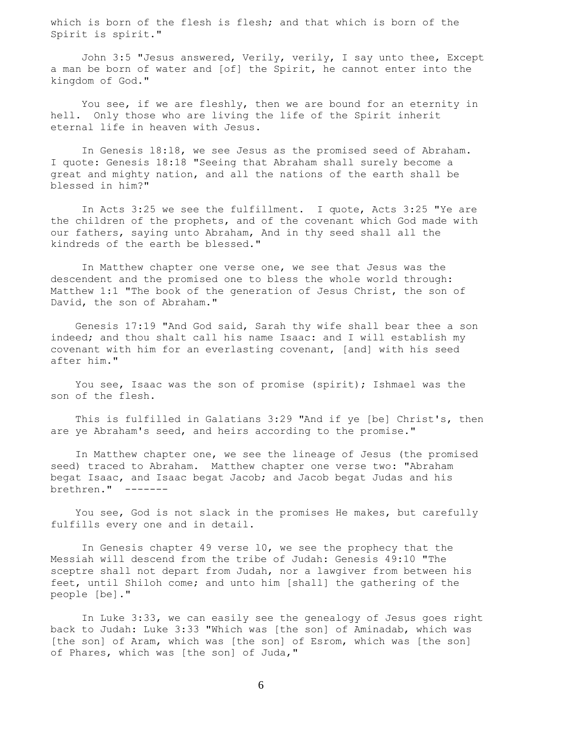which is born of the flesh is flesh; and that which is born of the Spirit is spirit."

John 3:5 "Jesus answered, Verily, verily, I say unto thee, Except a man be born of water and [of] the Spirit, he cannot enter into the kingdom of God."

You see, if we are fleshly, then we are bound for an eternity in hell. Only those who are living the life of the Spirit inherit eternal life in heaven with Jesus.

In Genesis 18:18, we see Jesus as the promised seed of Abraham. I quote: Genesis 18:18 "Seeing that Abraham shall surely become a great and mighty nation, and all the nations of the earth shall be blessed in him?"

In Acts 3:25 we see the fulfillment. I quote, Acts 3:25 "Ye are the children of the prophets, and of the covenant which God made with our fathers, saying unto Abraham, And in thy seed shall all the kindreds of the earth be blessed."

In Matthew chapter one verse one, we see that Jesus was the descendent and the promised one to bless the whole world through: Matthew 1:1 "The book of the generation of Jesus Christ, the son of David, the son of Abraham."

Genesis 17:19 "And God said, Sarah thy wife shall bear thee a son indeed; and thou shalt call his name Isaac: and I will establish my covenant with him for an everlasting covenant, [and] with his seed after him."

You see, Isaac was the son of promise (spirit); Ishmael was the son of the flesh.

This is fulfilled in Galatians 3:29 "And if ye [be] Christ's, then are ye Abraham's seed, and heirs according to the promise."

In Matthew chapter one, we see the lineage of Jesus (the promised seed) traced to Abraham. Matthew chapter one verse two: "Abraham begat Isaac, and Isaac begat Jacob; and Jacob begat Judas and his brethren." -------

You see, God is not slack in the promises He makes, but carefully fulfills every one and in detail.

In Genesis chapter 49 verse 10, we see the prophecy that the Messiah will descend from the tribe of Judah: Genesis 49:10 "The sceptre shall not depart from Judah, nor a lawgiver from between his feet, until Shiloh come; and unto him [shall] the gathering of the people [be]."

In Luke 3:33, we can easily see the genealogy of Jesus goes right back to Judah: Luke 3:33 "Which was [the son] of Aminadab, which was [the son] of Aram, which was [the son] of Esrom, which was [the son] of Phares, which was [the son] of Juda,"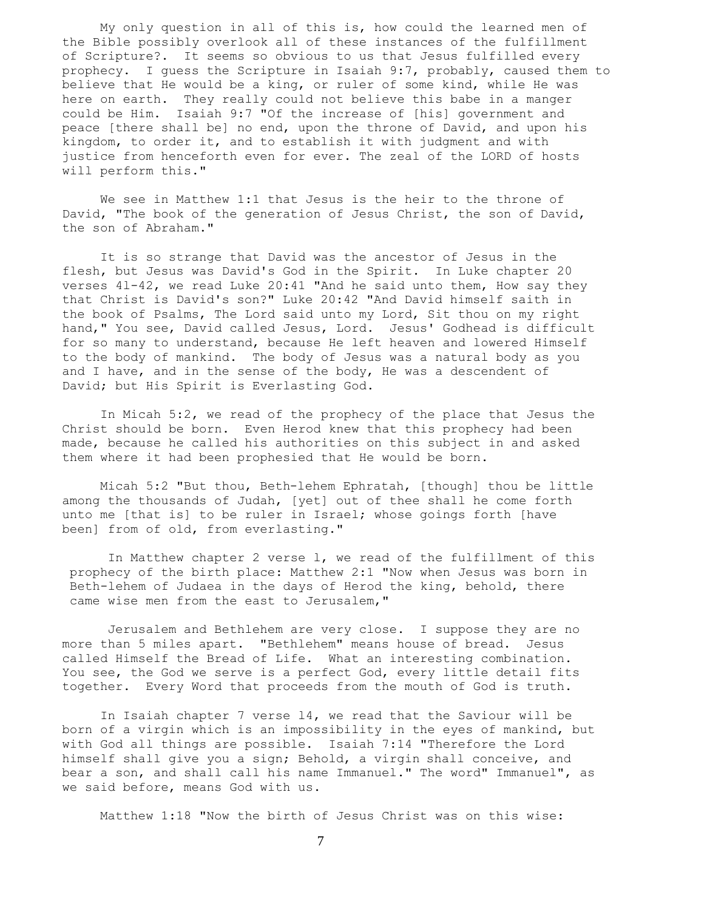My only question in all of this is, how could the learned men of the Bible possibly overlook all of these instances of the fulfillment of Scripture?. It seems so obvious to us that Jesus fulfilled every prophecy. I guess the Scripture in Isaiah 9:7, probably, caused them to believe that He would be a king, or ruler of some kind, while He was here on earth. They really could not believe this babe in a manger could be Him. Isaiah 9:7 "Of the increase of [his] government and peace [there shall be] no end, upon the throne of David, and upon his kingdom, to order it, and to establish it with judgment and with justice from henceforth even for ever. The zeal of the LORD of hosts will perform this."

We see in Matthew 1:1 that Jesus is the heir to the throne of David, "The book of the generation of Jesus Christ, the son of David, the son of Abraham."

It is so strange that David was the ancestor of Jesus in the flesh, but Jesus was David's God in the Spirit. In Luke chapter 20 verses 41-42, we read Luke 20:41 "And he said unto them, How say they that Christ is David's son?" Luke 20:42 "And David himself saith in the book of Psalms, The Lord said unto my Lord, Sit thou on my right hand," You see, David called Jesus, Lord. Jesus' Godhead is difficult for so many to understand, because He left heaven and lowered Himself to the body of mankind. The body of Jesus was a natural body as you and I have, and in the sense of the body, He was a descendent of David; but His Spirit is Everlasting God.

In Micah 5:2, we read of the prophecy of the place that Jesus the Christ should be born. Even Herod knew that this prophecy had been made, because he called his authorities on this subject in and asked them where it had been prophesied that He would be born.

Micah 5:2 "But thou, Beth-lehem Ephratah, [though] thou be little among the thousands of Judah, [yet] out of thee shall he come forth unto me [that is] to be ruler in Israel; whose goings forth [have been] from of old, from everlasting."

In Matthew chapter 2 verse 1, we read of the fulfillment of this prophecy of the birth place: Matthew 2:1 "Now when Jesus was born in Beth-lehem of Judaea in the days of Herod the king, behold, there came wise men from the east to Jerusalem,"

Jerusalem and Bethlehem are very close. I suppose they are no more than 5 miles apart. "Bethlehem" means house of bread. Jesus called Himself the Bread of Life. What an interesting combination. You see, the God we serve is a perfect God, every little detail fits together. Every Word that proceeds from the mouth of God is truth.

In Isaiah chapter 7 verse 14, we read that the Saviour will be born of a virgin which is an impossibility in the eyes of mankind, but with God all things are possible. Isaiah 7:14 "Therefore the Lord himself shall give you a sign; Behold, a virgin shall conceive, and bear a son, and shall call his name Immanuel." The word" Immanuel", as we said before, means God with us.

Matthew 1:18 "Now the birth of Jesus Christ was on this wise: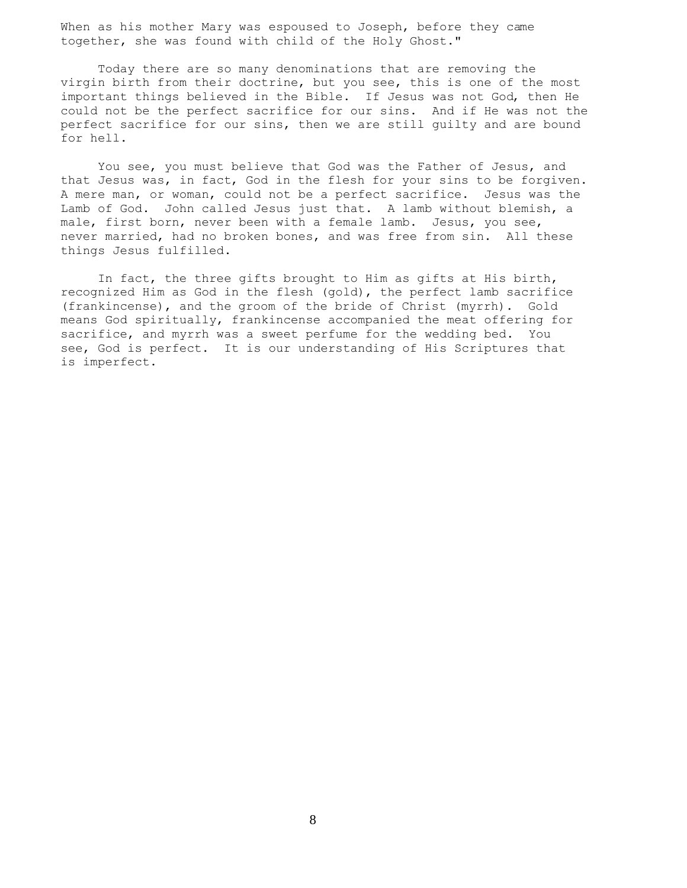When as his mother Mary was espoused to Joseph, before they came together, she was found with child of the Holy Ghost."

Today there are so many denominations that are removing the virgin birth from their doctrine, but you see, this is one of the most important things believed in the Bible. If Jesus was not God, then He could not be the perfect sacrifice for our sins. And if He was not the perfect sacrifice for our sins, then we are still guilty and are bound for hell.

You see, you must believe that God was the Father of Jesus, and that Jesus was, in fact, God in the flesh for your sins to be forgiven. A mere man, or woman, could not be a perfect sacrifice. Jesus was the Lamb of God. John called Jesus just that. A lamb without blemish, a male, first born, never been with a female lamb. Jesus, you see, never married, had no broken bones, and was free from sin. All these things Jesus fulfilled.

In fact, the three gifts brought to Him as gifts at His birth, recognized Him as God in the flesh (gold), the perfect lamb sacrifice (frankincense), and the groom of the bride of Christ (myrrh). Gold means God spiritually, frankincense accompanied the meat offering for sacrifice, and myrrh was a sweet perfume for the wedding bed. You see, God is perfect. It is our understanding of His Scriptures that is imperfect.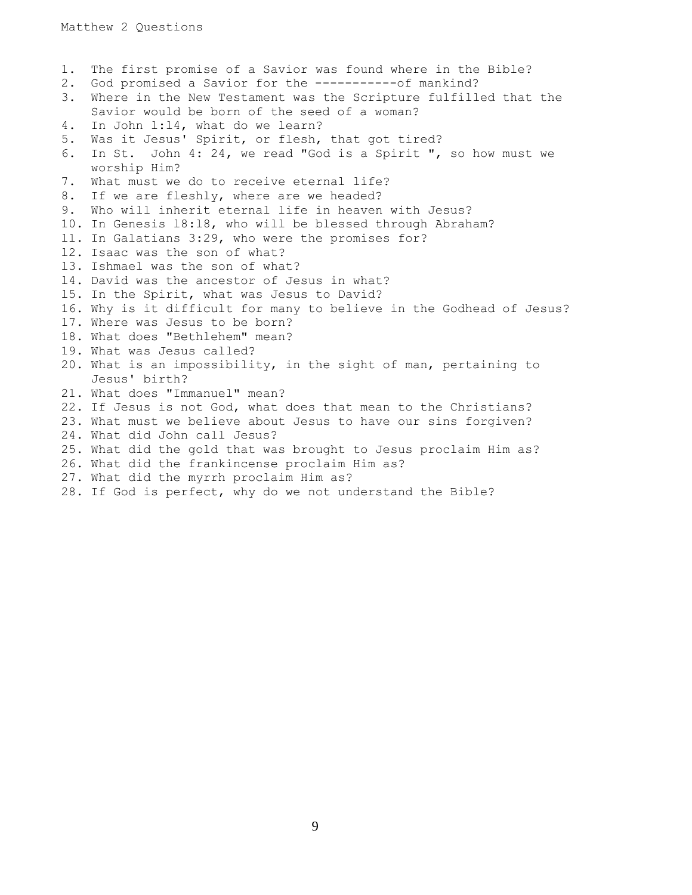Matthew 2 Questions

1. The first promise of a Savior was found where in the Bible?
2. God promised a Savior for the -----------of mankind?
3. Where in the New Testament was the Scripture fulfilled that the Savior would be born of the seed of a woman?
4. In John 1:14, what do we learn?
5. Was it Jesus' Spirit, or flesh, that got tired?
6. In St. John 4: 24, we read "God is a Spirit ", so how must we worship Him?
7. What must we do to receive eternal life?
8. If we are fleshly, where are we headed?
9. Who will inherit eternal life in heaven with Jesus?
10. In Genesis 18:18, who will be blessed through Abraham?
11. In Galatians 3:29, who were the promises for?
12. Isaac was the son of what?
13. Ishmael was the son of what?
14. David was the ancestor of Jesus in what?
15. In the Spirit, what was Jesus to David?
16. Why is it difficult for many to believe in the Godhead of Jesus?
17. Where was Jesus to be born?
18. What does "Bethlehem" mean?
19. What was Jesus called?
20. What is an impossibility, in the sight of man, pertaining to Jesus' birth?
21. What does "Immanuel" mean?
22. If Jesus is not God, what does that mean to the Christians?
23. What must we believe about Jesus to have our sins forgiven?
24. What did John call Jesus?
25. What did the gold that was brought to Jesus proclaim Him as?
26. What did the frankincense proclaim Him as?
27. What did the myrrh proclaim Him as?
28. If God is perfect, why do we not understand the Bible?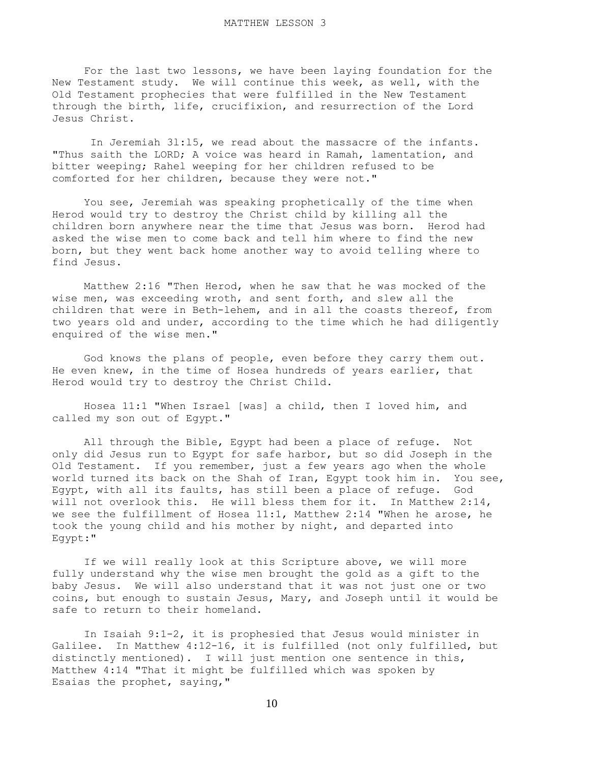For the last two lessons, we have been laying foundation for the New Testament study. We will continue this week, as well, with the Old Testament prophecies that were fulfilled in the New Testament through the birth, life, crucifixion, and resurrection of the Lord Jesus Christ.

In Jeremiah 31:15, we read about the massacre of the infants. "Thus saith the LORD; A voice was heard in Ramah, lamentation, and bitter weeping; Rahel weeping for her children refused to be comforted for her children, because they were not."

You see, Jeremiah was speaking prophetically of the time when Herod would try to destroy the Christ child by killing all the children born anywhere near the time that Jesus was born. Herod had asked the wise men to come back and tell him where to find the new born, but they went back home another way to avoid telling where to find Jesus.

Matthew 2:16 "Then Herod, when he saw that he was mocked of the wise men, was exceeding wroth, and sent forth, and slew all the children that were in Beth-lehem, and in all the coasts thereof, from two years old and under, according to the time which he had diligently enquired of the wise men."

God knows the plans of people, even before they carry them out. He even knew, in the time of Hosea hundreds of years earlier, that Herod would try to destroy the Christ Child.

Hosea 11:1 "When Israel [was] a child, then I loved him, and called my son out of Egypt."

All through the Bible, Egypt had been a place of refuge. Not only did Jesus run to Egypt for safe harbor, but so did Joseph in the Old Testament. If you remember, just a few years ago when the whole world turned its back on the Shah of Iran, Egypt took him in. You see, Egypt, with all its faults, has still been a place of refuge. God will not overlook this. He will bless them for it. In Matthew 2:14, we see the fulfillment of Hosea 11:1, Matthew 2:14 "When he arose, he took the young child and his mother by night, and departed into Egypt:"

If we will really look at this Scripture above, we will more fully understand why the wise men brought the gold as a gift to the baby Jesus. We will also understand that it was not just one or two coins, but enough to sustain Jesus, Mary, and Joseph until it would be safe to return to their homeland.

In Isaiah 9:1-2, it is prophesied that Jesus would minister in Galilee. In Matthew 4:12-16, it is fulfilled (not only fulfilled, but distinctly mentioned). I will just mention one sentence in this, Matthew 4:14 "That it might be fulfilled which was spoken by Esaias the prophet, saying,"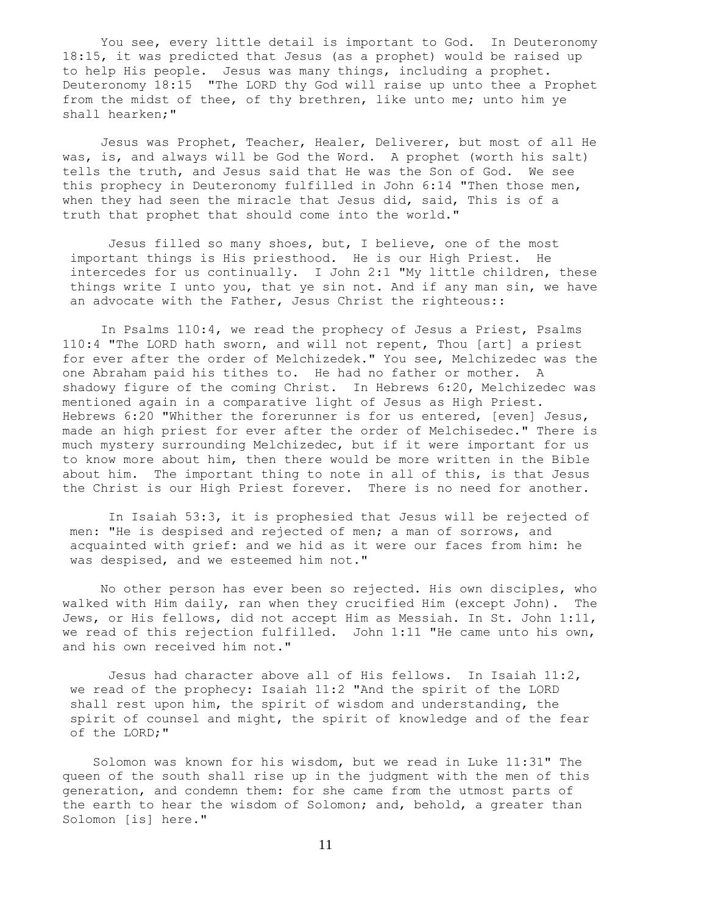You see, every little detail is important to God. In Deuteronomy 18:15, it was predicted that Jesus (as a prophet) would be raised up to help His people. Jesus was many things, including a prophet. Deuteronomy 18:15 "The LORD thy God will raise up unto thee a Prophet from the midst of thee, of thy brethren, like unto me; unto him ye shall hearken;"

Jesus was Prophet, Teacher, Healer, Deliverer, but most of all He was, is, and always will be God the Word. A prophet (worth his salt) tells the truth, and Jesus said that He was the Son of God. We see this prophecy in Deuteronomy fulfilled in John 6:14 "Then those men, when they had seen the miracle that Jesus did, said, This is of a truth that prophet that should come into the world."

Jesus filled so many shoes, but, I believe, one of the most important things is His priesthood. He is our High Priest. He intercedes for us continually. I John 2:1 "My little children, these things write I unto you, that ye sin not. And if any man sin, we have an advocate with the Father, Jesus Christ the righteous::

In Psalms 110:4, we read the prophecy of Jesus a Priest, Psalms 110:4 "The LORD hath sworn, and will not repent, Thou [art] a priest for ever after the order of Melchizedek." You see, Melchizedec was the one Abraham paid his tithes to. He had no father or mother. A shadowy figure of the coming Christ. In Hebrews 6:20, Melchizedec was mentioned again in a comparative light of Jesus as High Priest. Hebrews 6:20 "Whither the forerunner is for us entered, [even] Jesus, made an high priest for ever after the order of Melchisedec." There is much mystery surrounding Melchizedec, but if it were important for us to know more about him, then there would be more written in the Bible about him. The important thing to note in all of this, is that Jesus the Christ is our High Priest forever. There is no need for another.

In Isaiah 53:3, it is prophesied that Jesus will be rejected of men: "He is despised and rejected of men; a man of sorrows, and acquainted with grief: and we hid as it were our faces from him: he was despised, and we esteemed him not."

No other person has ever been so rejected. His own disciples, who walked with Him daily, ran when they crucified Him (except John). The Jews, or His fellows, did not accept Him as Messiah. In St. John 1:11, we read of this rejection fulfilled. John 1:11 "He came unto his own, and his own received him not."

Jesus had character above all of His fellows. In Isaiah 11:2, we read of the prophecy: Isaiah 11:2 "And the spirit of the LORD shall rest upon him, the spirit of wisdom and understanding, the spirit of counsel and might, the spirit of knowledge and of the fear of the LORD;"

Solomon was known for his wisdom, but we read in Luke 11:31" The queen of the south shall rise up in the judgment with the men of this generation, and condemn them: for she came from the utmost parts of the earth to hear the wisdom of Solomon; and, behold, a greater than Solomon [is] here."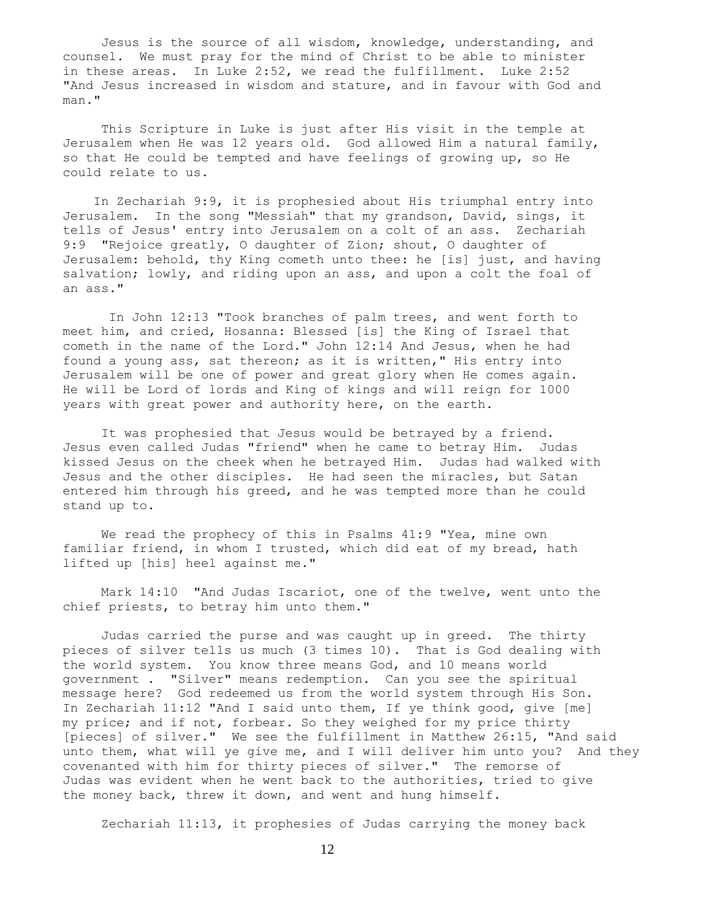Jesus is the source of all wisdom, knowledge, understanding, and counsel. We must pray for the mind of Christ to be able to minister in these areas. In Luke 2:52, we read the fulfillment. Luke 2:52 "And Jesus increased in wisdom and stature, and in favour with God and man."

This Scripture in Luke is just after His visit in the temple at Jerusalem when He was 12 years old. God allowed Him a natural family, so that He could be tempted and have feelings of growing up, so He could relate to us.

In Zechariah 9:9, it is prophesied about His triumphal entry into Jerusalem. In the song "Messiah" that my grandson, David, sings, it tells of Jesus' entry into Jerusalem on a colt of an ass. Zechariah 9:9 "Rejoice greatly, O daughter of Zion; shout, O daughter of Jerusalem: behold, thy King cometh unto thee: he [is] just, and having salvation; lowly, and riding upon an ass, and upon a colt the foal of an ass."

In John 12:13 "Took branches of palm trees, and went forth to meet him, and cried, Hosanna: Blessed [is] the King of Israel that cometh in the name of the Lord." John 12:14 And Jesus, when he had found a young ass, sat thereon; as it is written," His entry into Jerusalem will be one of power and great glory when He comes again. He will be Lord of lords and King of kings and will reign for 1000 years with great power and authority here, on the earth.

It was prophesied that Jesus would be betrayed by a friend. Jesus even called Judas "friend" when he came to betray Him. Judas kissed Jesus on the cheek when he betrayed Him. Judas had walked with Jesus and the other disciples. He had seen the miracles, but Satan entered him through his greed, and he was tempted more than he could stand up to.

We read the prophecy of this in Psalms 41:9 "Yea, mine own familiar friend, in whom I trusted, which did eat of my bread, hath lifted up [his] heel against me."

Mark 14:10 "And Judas Iscariot, one of the twelve, went unto the chief priests, to betray him unto them."

Judas carried the purse and was caught up in greed. The thirty pieces of silver tells us much (3 times 10). That is God dealing with the world system. You know three means God, and 10 means world government . "Silver" means redemption. Can you see the spiritual message here? God redeemed us from the world system through His Son. In Zechariah 11:12 "And I said unto them, If ye think good, give [me] my price; and if not, forbear. So they weighed for my price thirty [pieces] of silver." We see the fulfillment in Matthew 26:15, "And said unto them, what will ye give me, and I will deliver him unto you? And they covenanted with him for thirty pieces of silver." The remorse of Judas was evident when he went back to the authorities, tried to give the money back, threw it down, and went and hung himself.

Zechariah 11:13, it prophesies of Judas carrying the money back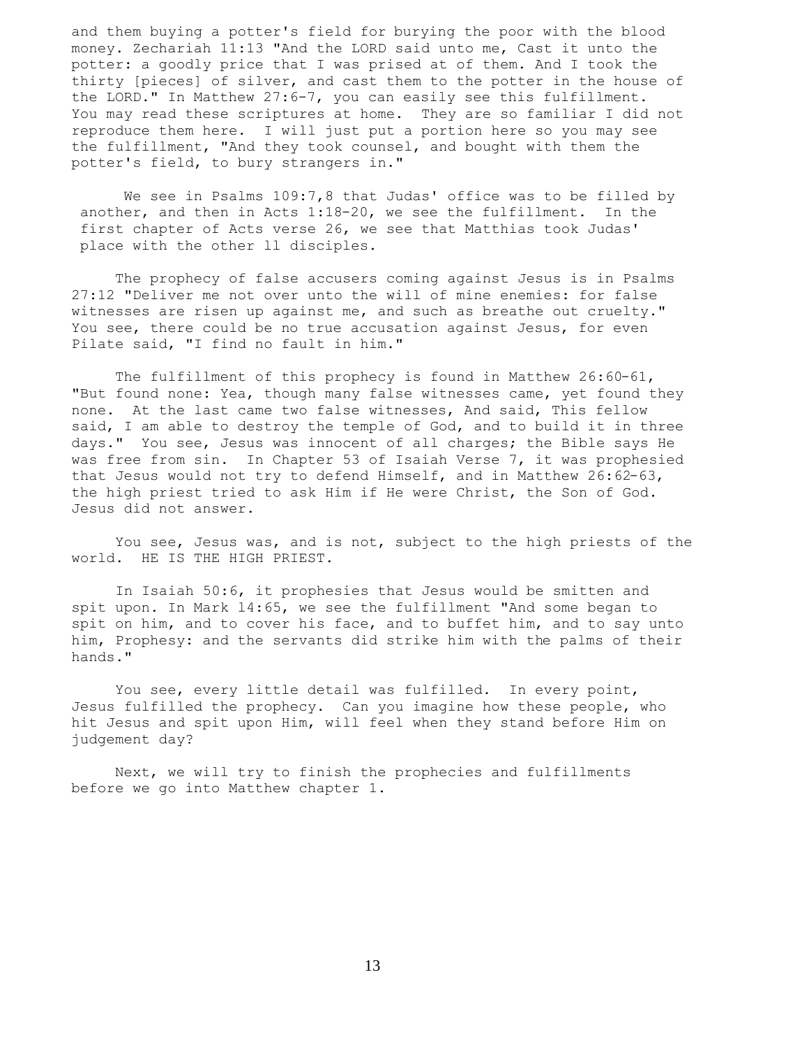and them buying a potter's field for burying the poor with the blood money. Zechariah 11:13 "And the LORD said unto me, Cast it unto the potter: a goodly price that I was prised at of them. And I took the thirty [pieces] of silver, and cast them to the potter in the house of the LORD." In Matthew 27:6-7, you can easily see this fulfillment. You may read these scriptures at home. They are so familiar I did not reproduce them here. I will just put a portion here so you may see the fulfillment, "And they took counsel, and bought with them the potter's field, to bury strangers in."

We see in Psalms 109:7,8 that Judas' office was to be filled by another, and then in Acts 1:18-20, we see the fulfillment. In the first chapter of Acts verse 26, we see that Matthias took Judas' place with the other 11 disciples.

The prophecy of false accusers coming against Jesus is in Psalms 27:12 "Deliver me not over unto the will of mine enemies: for false witnesses are risen up against me, and such as breathe out cruelty." You see, there could be no true accusation against Jesus, for even Pilate said, "I find no fault in him."

The fulfillment of this prophecy is found in Matthew 26:60-61, "But found none: Yea, though many false witnesses came, yet found they none. At the last came two false witnesses, And said, This fellow said, I am able to destroy the temple of God, and to build it in three days." You see, Jesus was innocent of all charges; the Bible says He was free from sin. In Chapter 53 of Isaiah Verse 7, it was prophesied that Jesus would not try to defend Himself, and in Matthew 26:62-63, the high priest tried to ask Him if He were Christ, the Son of God. Jesus did not answer.

You see, Jesus was, and is not, subject to the high priests of the world. HE IS THE HIGH PRIEST.

In Isaiah 50:6, it prophesies that Jesus would be smitten and spit upon. In Mark 14:65, we see the fulfillment "And some began to spit on him, and to cover his face, and to buffet him, and to say unto him, Prophesy: and the servants did strike him with the palms of their hands."

You see, every little detail was fulfilled. In every point, Jesus fulfilled the prophecy. Can you imagine how these people, who hit Jesus and spit upon Him, will feel when they stand before Him on judgement day?

Next, we will try to finish the prophecies and fulfillments before we go into Matthew chapter 1.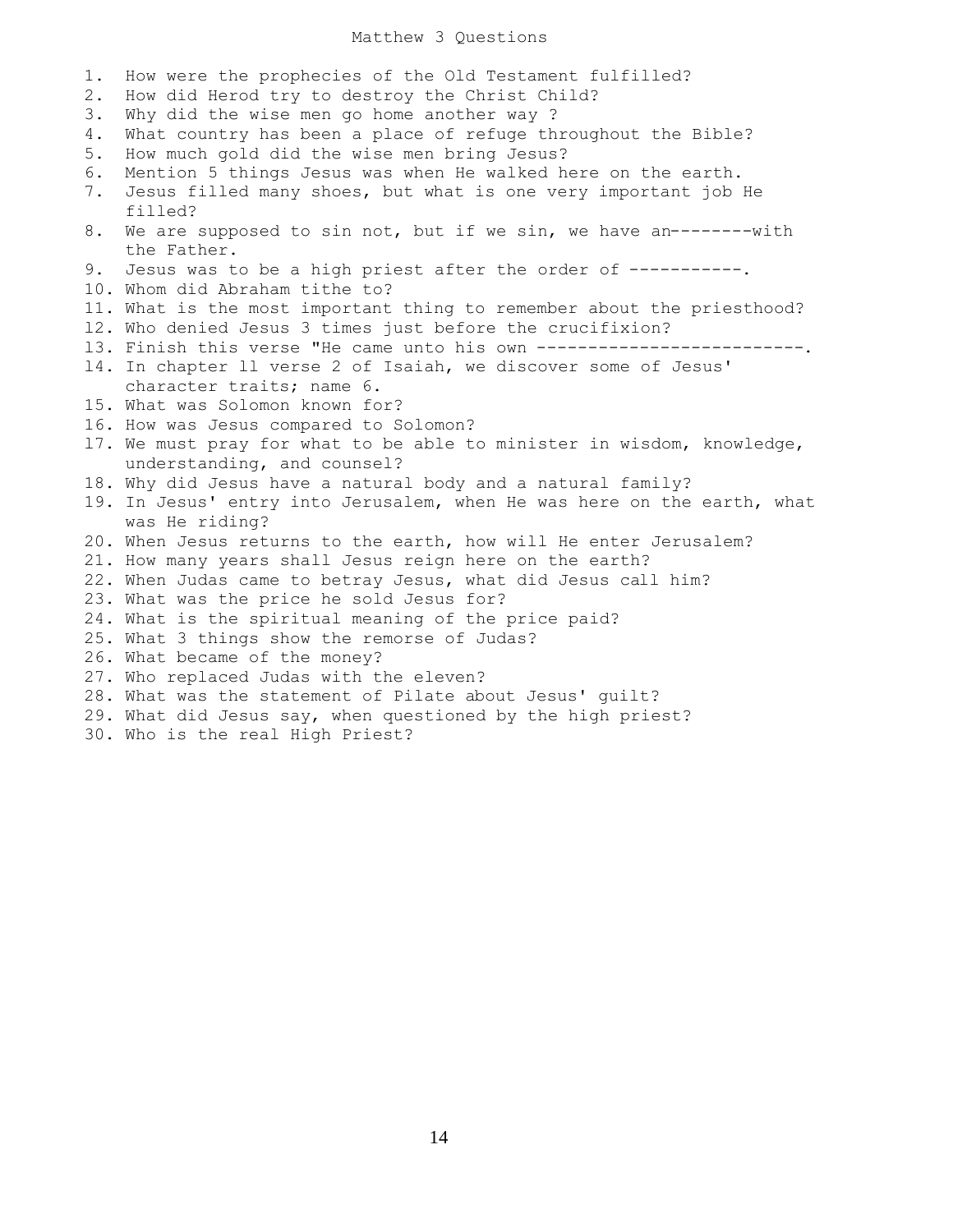# Matthew 3 Questions

1. How were the prophecies of the Old Testament fulfilled?
2. How did Herod try to destroy the Christ Child?
3. Why did the wise men go home another way ?
4. What country has been a place of refuge throughout the Bible?
5. How much gold did the wise men bring Jesus?
6. Mention 5 things Jesus was when He walked here on the earth.
7. Jesus filled many shoes, but what is one very important job He filled?
8. We are supposed to sin not, but if we sin, we have an--------with the Father.
9. Jesus was to be a high priest after the order of -----------.
10. Whom did Abraham tithe to?
11. What is the most important thing to remember about the priesthood?
12. Who denied Jesus 3 times just before the crucifixion?
13. Finish this verse "He came unto his own --------------------------.
14. In chapter 11 verse 2 of Isaiah, we discover some of Jesus' character traits; name 6.
15. What was Solomon known for?
16. How was Jesus compared to Solomon?
17. We must pray for what to be able to minister in wisdom, knowledge, understanding, and counsel?
18. Why did Jesus have a natural body and a natural family?
19. In Jesus' entry into Jerusalem, when He was here on the earth, what was He riding?
20. When Jesus returns to the earth, how will He enter Jerusalem?
21. How many years shall Jesus reign here on the earth?
22. When Judas came to betray Jesus, what did Jesus call him?
23. What was the price he sold Jesus for?
24. What is the spiritual meaning of the price paid?
25. What 3 things show the remorse of Judas?
26. What became of the money?
27. Who replaced Judas with the eleven?
28. What was the statement of Pilate about Jesus' guilt?
29. What did Jesus say, when questioned by the high priest?
30. Who is the real High Priest?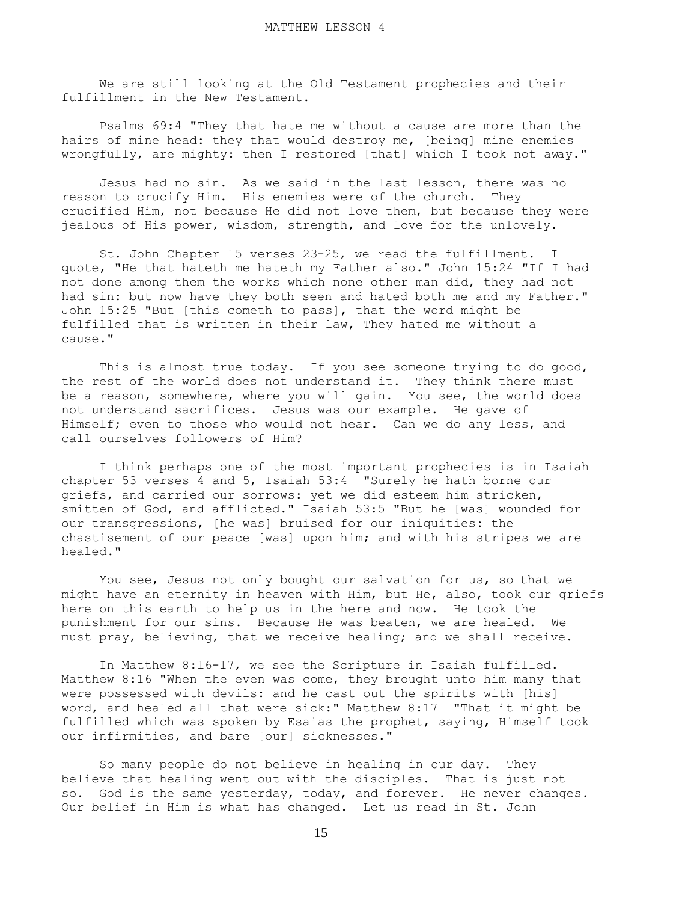We are still looking at the Old Testament prophecies and their fulfillment in the New Testament.

Psalms 69:4 "They that hate me without a cause are more than the hairs of mine head: they that would destroy me, [being] mine enemies wrongfully, are mighty: then I restored [that] which I took not away."

Jesus had no sin. As we said in the last lesson, there was no reason to crucify Him. His enemies were of the church. They crucified Him, not because He did not love them, but because they were jealous of His power, wisdom, strength, and love for the unlovely.

St. John Chapter 15 verses 23-25, we read the fulfillment. I quote, "He that hateth me hateth my Father also." John 15:24 "If I had not done among them the works which none other man did, they had not had sin: but now have they both seen and hated both me and my Father." John 15:25 "But [this cometh to pass], that the word might be fulfilled that is written in their law, They hated me without a cause."

This is almost true today. If you see someone trying to do good, the rest of the world does not understand it. They think there must be a reason, somewhere, where you will gain. You see, the world does not understand sacrifices. Jesus was our example. He gave of Himself; even to those who would not hear. Can we do any less, and call ourselves followers of Him?

I think perhaps one of the most important prophecies is in Isaiah chapter 53 verses 4 and 5, Isaiah 53:4 "Surely he hath borne our griefs, and carried our sorrows: yet we did esteem him stricken, smitten of God, and afflicted." Isaiah 53:5 "But he [was] wounded for our transgressions, [he was] bruised for our iniquities: the chastisement of our peace [was] upon him; and with his stripes we are healed."

You see, Jesus not only bought our salvation for us, so that we might have an eternity in heaven with Him, but He, also, took our griefs here on this earth to help us in the here and now. He took the punishment for our sins. Because He was beaten, we are healed. We must pray, believing, that we receive healing; and we shall receive.

In Matthew 8:16-17, we see the Scripture in Isaiah fulfilled. Matthew 8:16 "When the even was come, they brought unto him many that were possessed with devils: and he cast out the spirits with [his] word, and healed all that were sick:" Matthew 8:17 "That it might be fulfilled which was spoken by Esaias the prophet, saying, Himself took our infirmities, and bare [our] sicknesses."

So many people do not believe in healing in our day. They believe that healing went out with the disciples. That is just not so. God is the same yesterday, today, and forever. He never changes. Our belief in Him is what has changed. Let us read in St. John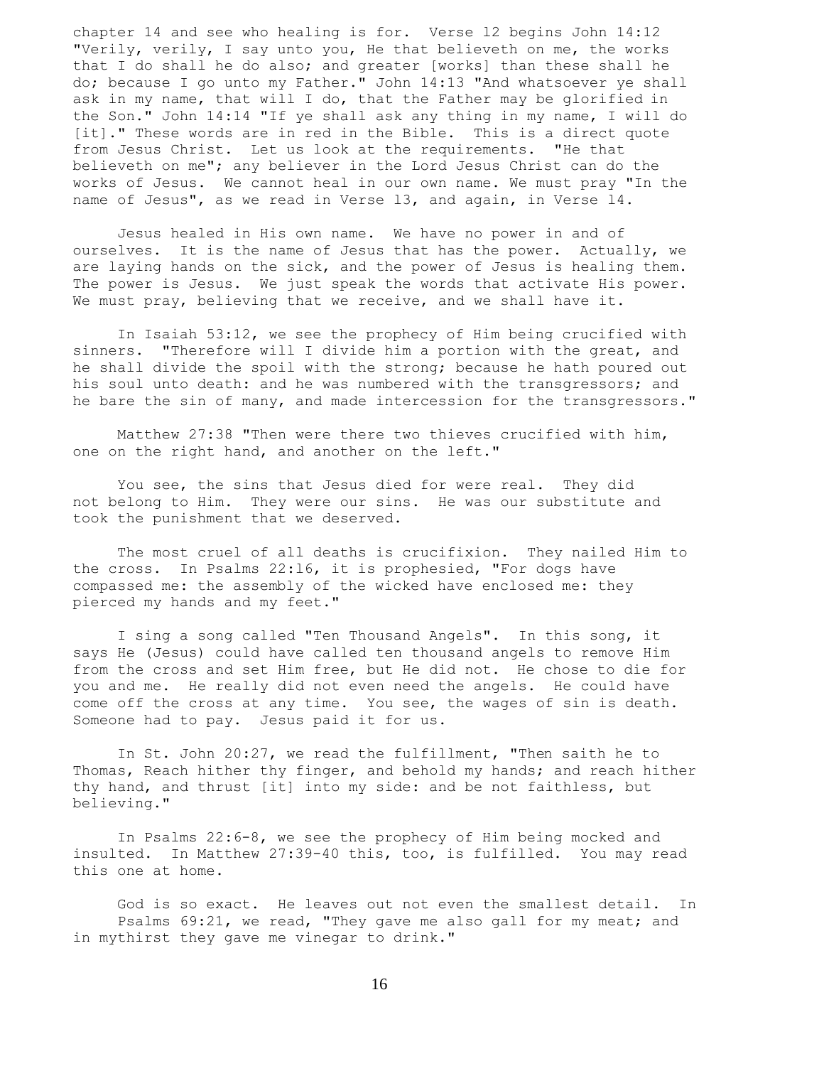chapter 14 and see who healing is for. Verse 12 begins John 14:12 "Verily, verily, I say unto you, He that believeth on me, the works that I do shall he do also; and greater [works] than these shall he do; because I go unto my Father." John 14:13 "And whatsoever ye shall ask in my name, that will I do, that the Father may be glorified in the Son." John 14:14 "If ye shall ask any thing in my name, I will do [it]." These words are in red in the Bible. This is a direct quote from Jesus Christ. Let us look at the requirements. "He that believeth on me"; any believer in the Lord Jesus Christ can do the works of Jesus. We cannot heal in our own name. We must pray "In the name of Jesus", as we read in Verse 13, and again, in Verse 14.

Jesus healed in His own name. We have no power in and of ourselves. It is the name of Jesus that has the power. Actually, we are laying hands on the sick, and the power of Jesus is healing them. The power is Jesus. We just speak the words that activate His power. We must pray, believing that we receive, and we shall have it.

In Isaiah 53:12, we see the prophecy of Him being crucified with sinners. "Therefore will I divide him a portion with the great, and he shall divide the spoil with the strong; because he hath poured out his soul unto death: and he was numbered with the transgressors; and he bare the sin of many, and made intercession for the transgressors."

Matthew 27:38 "Then were there two thieves crucified with him, one on the right hand, and another on the left."

You see, the sins that Jesus died for were real. They did not belong to Him. They were our sins. He was our substitute and took the punishment that we deserved.

The most cruel of all deaths is crucifixion. They nailed Him to the cross. In Psalms 22:16, it is prophesied, "For dogs have compassed me: the assembly of the wicked have enclosed me: they pierced my hands and my feet."

I sing a song called "Ten Thousand Angels". In this song, it says He (Jesus) could have called ten thousand angels to remove Him from the cross and set Him free, but He did not. He chose to die for you and me. He really did not even need the angels. He could have come off the cross at any time. You see, the wages of sin is death. Someone had to pay. Jesus paid it for us.

In St. John 20:27, we read the fulfillment, "Then saith he to Thomas, Reach hither thy finger, and behold my hands; and reach hither thy hand, and thrust [it] into my side: and be not faithless, but believing."

In Psalms 22:6-8, we see the prophecy of Him being mocked and insulted. In Matthew 27:39-40 this, too, is fulfilled. You may read this one at home.

God is so exact. He leaves out not even the smallest detail. In Psalms 69:21, we read, "They gave me also gall for my meat; and in mythirst they gave me vinegar to drink."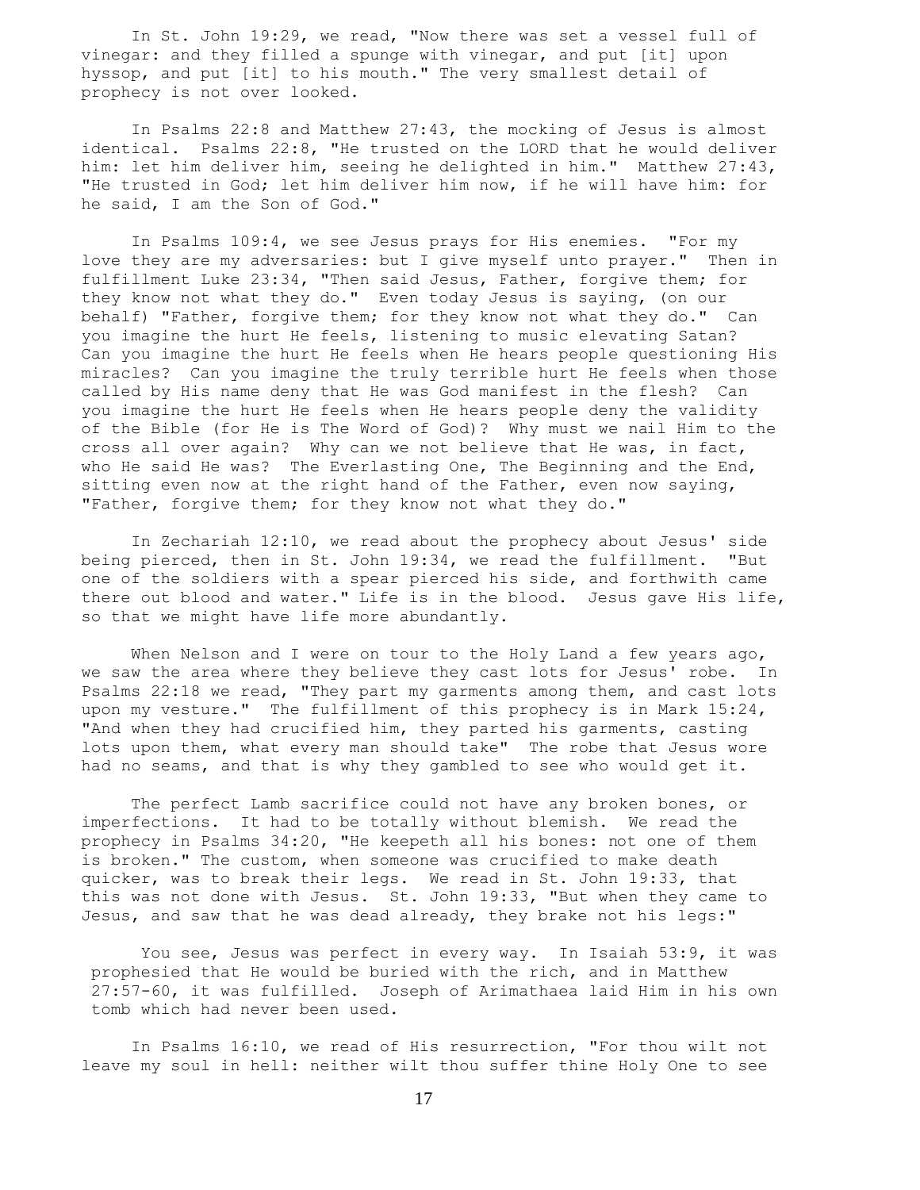In St. John 19:29, we read, "Now there was set a vessel full of vinegar: and they filled a spunge with vinegar, and put [it] upon hyssop, and put [it] to his mouth." The very smallest detail of prophecy is not over looked.

In Psalms 22:8 and Matthew 27:43, the mocking of Jesus is almost identical. Psalms 22:8, "He trusted on the LORD that he would deliver him: let him deliver him, seeing he delighted in him." Matthew 27:43, "He trusted in God; let him deliver him now, if he will have him: for he said, I am the Son of God."

In Psalms 109:4, we see Jesus prays for His enemies. "For my love they are my adversaries: but I give myself unto prayer." Then in fulfillment Luke 23:34, "Then said Jesus, Father, forgive them; for they know not what they do." Even today Jesus is saying, (on our behalf) "Father, forgive them; for they know not what they do." Can you imagine the hurt He feels, listening to music elevating Satan? Can you imagine the hurt He feels when He hears people questioning His miracles? Can you imagine the truly terrible hurt He feels when those called by His name deny that He was God manifest in the flesh? Can you imagine the hurt He feels when He hears people deny the validity of the Bible (for He is The Word of God)? Why must we nail Him to the cross all over again? Why can we not believe that He was, in fact, who He said He was? The Everlasting One, The Beginning and the End, sitting even now at the right hand of the Father, even now saying, "Father, forgive them; for they know not what they do."

In Zechariah 12:10, we read about the prophecy about Jesus' side being pierced, then in St. John 19:34, we read the fulfillment. "But one of the soldiers with a spear pierced his side, and forthwith came there out blood and water." Life is in the blood. Jesus gave His life, so that we might have life more abundantly.

When Nelson and I were on tour to the Holy Land a few years ago, we saw the area where they believe they cast lots for Jesus' robe. In Psalms 22:18 we read, "They part my garments among them, and cast lots upon my vesture." The fulfillment of this prophecy is in Mark 15:24, "And when they had crucified him, they parted his garments, casting lots upon them, what every man should take" The robe that Jesus wore had no seams, and that is why they gambled to see who would get it.

The perfect Lamb sacrifice could not have any broken bones, or imperfections. It had to be totally without blemish. We read the prophecy in Psalms 34:20, "He keepeth all his bones: not one of them is broken." The custom, when someone was crucified to make death quicker, was to break their legs. We read in St. John 19:33, that this was not done with Jesus. St. John 19:33, "But when they came to Jesus, and saw that he was dead already, they brake not his legs:"

You see, Jesus was perfect in every way. In Isaiah 53:9, it was prophesied that He would be buried with the rich, and in Matthew 27:57-60, it was fulfilled. Joseph of Arimathaea laid Him in his own tomb which had never been used.

In Psalms 16:10, we read of His resurrection, "For thou wilt not leave my soul in hell: neither wilt thou suffer thine Holy One to see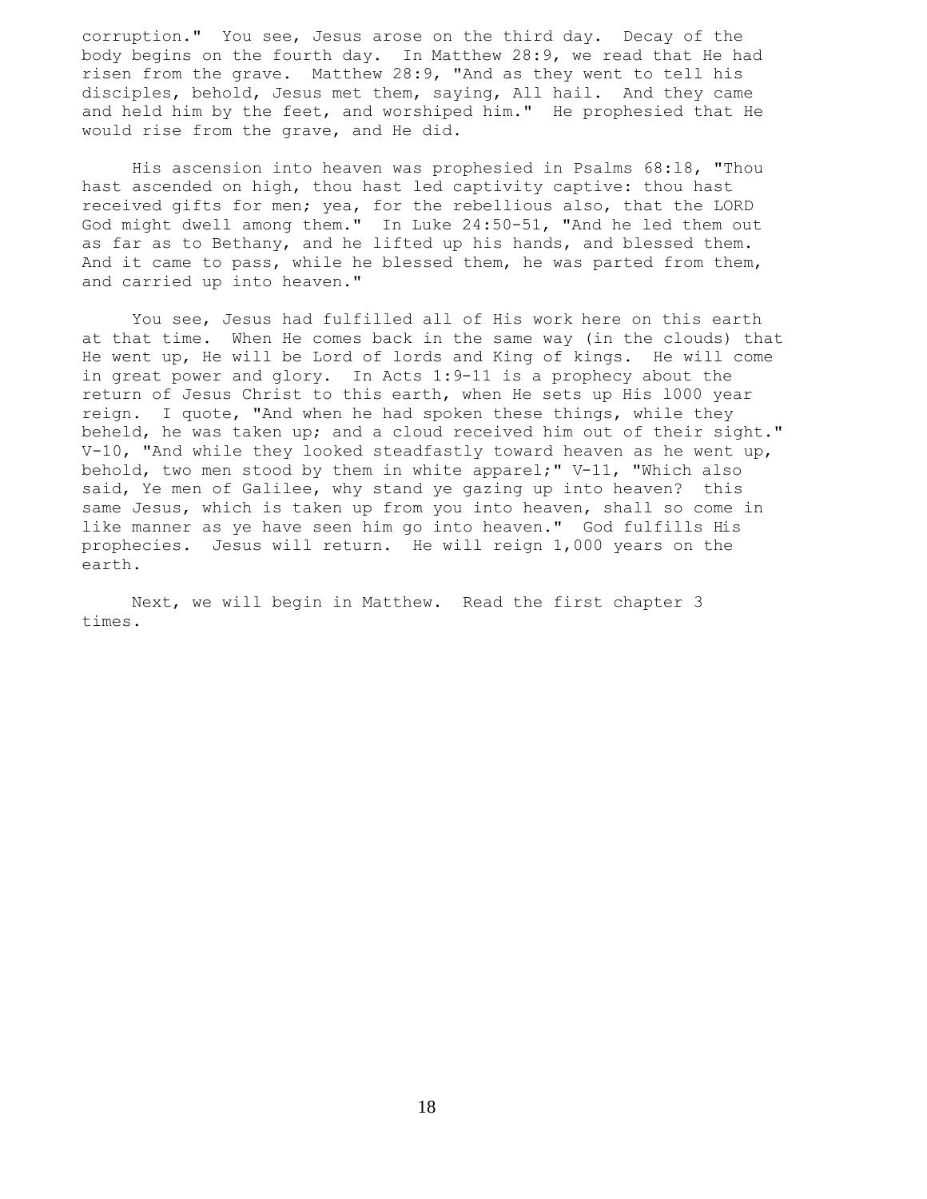corruption." You see, Jesus arose on the third day. Decay of the body begins on the fourth day. In Matthew 28:9, we read that He had risen from the grave. Matthew 28:9, "And as they went to tell his disciples, behold, Jesus met them, saying, All hail. And they came and held him by the feet, and worshiped him." He prophesied that He would rise from the grave, and He did.

His ascension into heaven was prophesied in Psalms 68:18, "Thou hast ascended on high, thou hast led captivity captive: thou hast received gifts for men; yea, for the rebellious also, that the LORD God might dwell among them." In Luke 24:50-51, "And he led them out as far as to Bethany, and he lifted up his hands, and blessed them. And it came to pass, while he blessed them, he was parted from them, and carried up into heaven."

You see, Jesus had fulfilled all of His work here on this earth at that time. When He comes back in the same way (in the clouds) that He went up, He will be Lord of lords and King of kings. He will come in great power and glory. In Acts 1:9-11 is a prophecy about the return of Jesus Christ to this earth, when He sets up His 1000 year reign. I quote, "And when he had spoken these things, while they beheld, he was taken up; and a cloud received him out of their sight." V-10, "And while they looked steadfastly toward heaven as he went up, behold, two men stood by them in white apparel;" V-11, "Which also said, Ye men of Galilee, why stand ye gazing up into heaven? this same Jesus, which is taken up from you into heaven, shall so come in like manner as ye have seen him go into heaven." God fulfills His prophecies. Jesus will return. He will reign 1,000 years on the earth.

Next, we will begin in Matthew. Read the first chapter 3 times.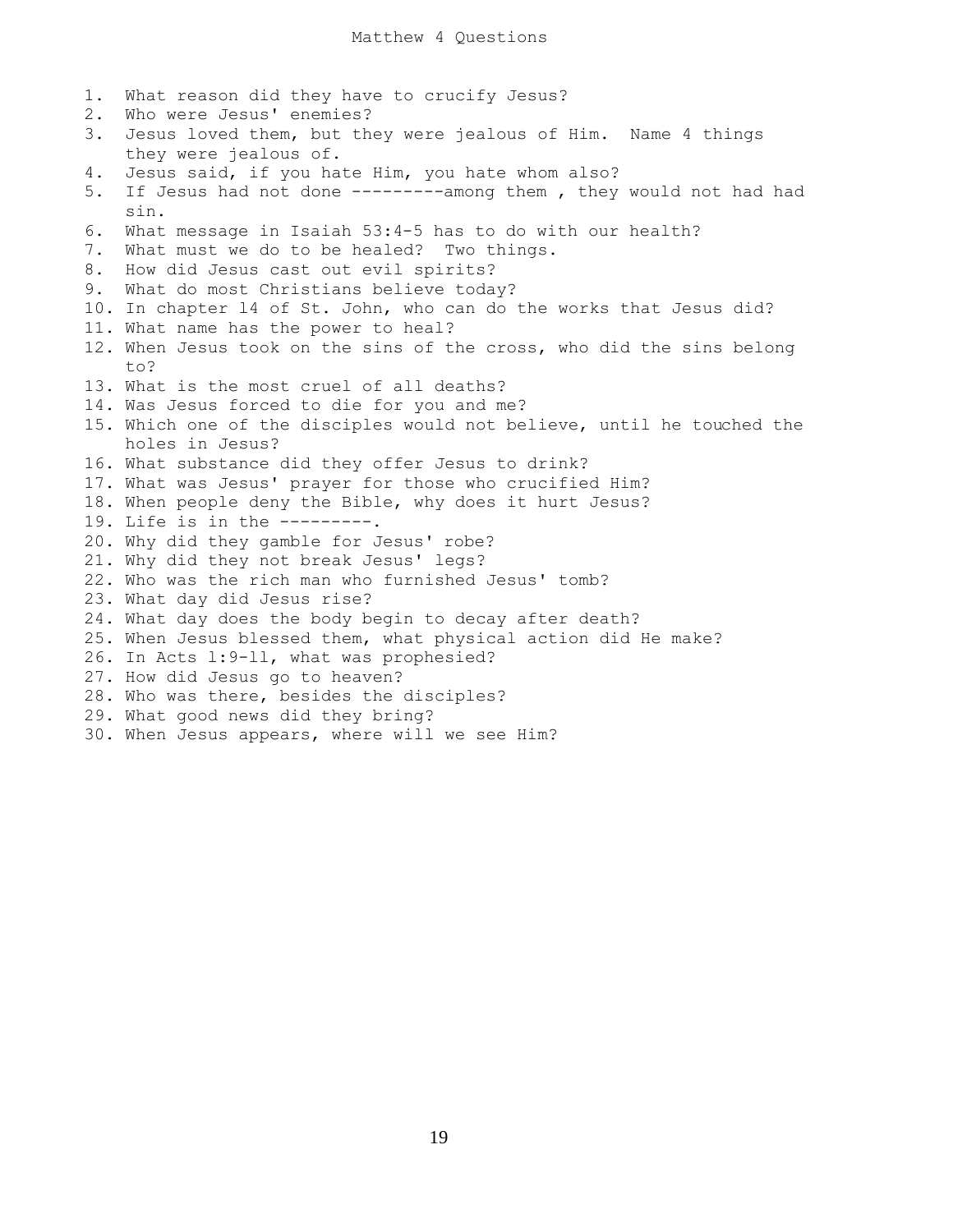# Matthew 4 Questions

1. What reason did they have to crucify Jesus?
2. Who were Jesus' enemies?
3. Jesus loved them, but they were jealous of Him. Name 4 things they were jealous of.
4. Jesus said, if you hate Him, you hate whom also?
5. If Jesus had not done ---------among them , they would not had had sin.
6. What message in Isaiah 53:4-5 has to do with our health?
7. What must we do to be healed? Two things.
8. How did Jesus cast out evil spirits?
9. What do most Christians believe today?
10. In chapter 14 of St. John, who can do the works that Jesus did?
11. What name has the power to heal?
12. When Jesus took on the sins of the cross, who did the sins belong to?
13. What is the most cruel of all deaths?
14. Was Jesus forced to die for you and me?
15. Which one of the disciples would not believe, until he touched the holes in Jesus?
16. What substance did they offer Jesus to drink?
17. What was Jesus' prayer for those who crucified Him?
18. When people deny the Bible, why does it hurt Jesus?
19. Life is in the ---------.
20. Why did they gamble for Jesus' robe?
21. Why did they not break Jesus' legs?
22. Who was the rich man who furnished Jesus' tomb?
23. What day did Jesus rise?
24. What day does the body begin to decay after death?
25. When Jesus blessed them, what physical action did He make?
26. In Acts 1:9-11, what was prophesied?
27. How did Jesus go to heaven?
28. Who was there, besides the disciples?
29. What good news did they bring?
30. When Jesus appears, where will we see Him?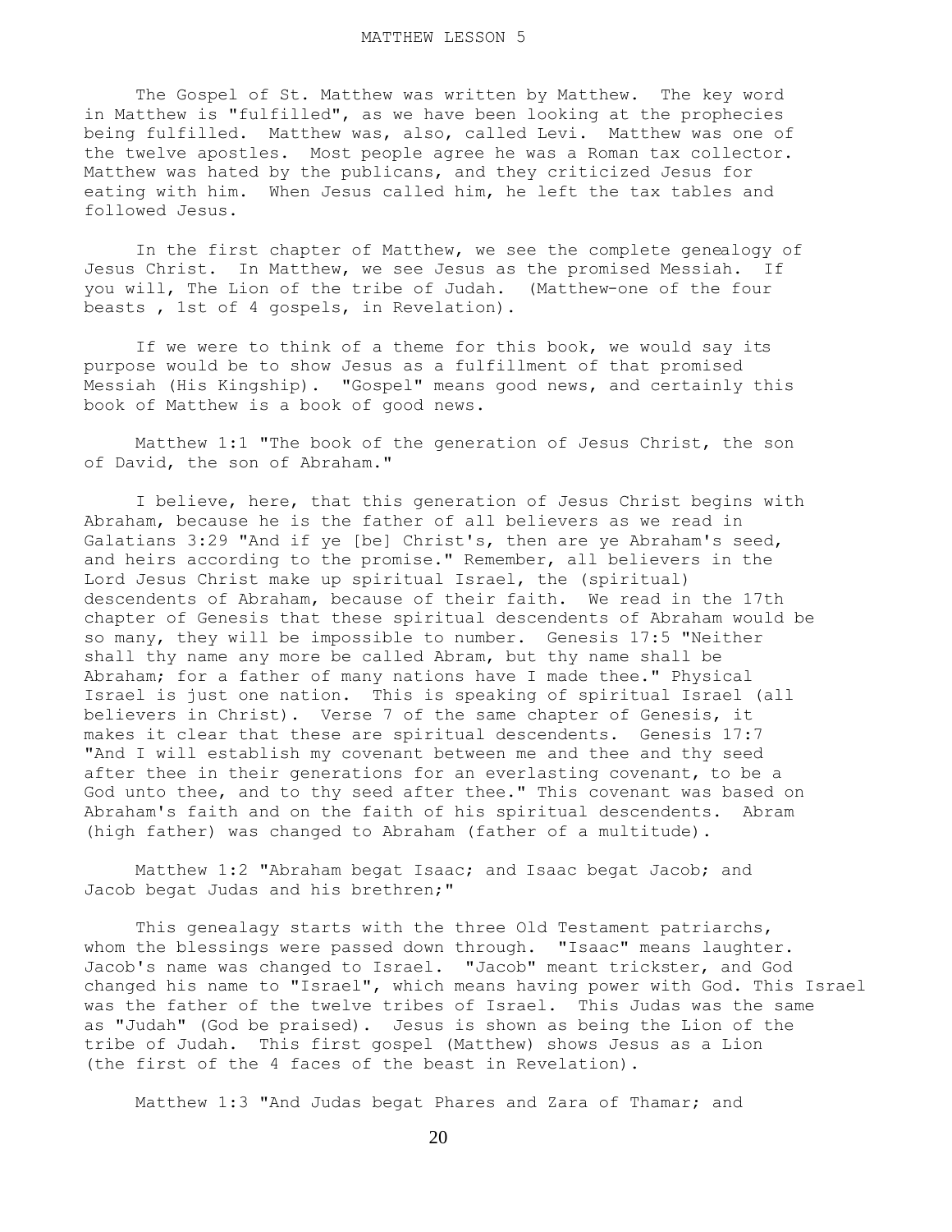# MATTHEW LESSON 5

The Gospel of St. Matthew was written by Matthew. The key word in Matthew is "fulfilled", as we have been looking at the prophecies being fulfilled. Matthew was, also, called Levi. Matthew was one of the twelve apostles. Most people agree he was a Roman tax collector. Matthew was hated by the publicans, and they criticized Jesus for eating with him. When Jesus called him, he left the tax tables and followed Jesus.

In the first chapter of Matthew, we see the complete genealogy of Jesus Christ. In Matthew, we see Jesus as the promised Messiah. If you will, The Lion of the tribe of Judah. (Matthew-one of the four beasts , 1st of 4 gospels, in Revelation).

If we were to think of a theme for this book, we would say its purpose would be to show Jesus as a fulfillment of that promised Messiah (His Kingship). "Gospel" means good news, and certainly this book of Matthew is a book of good news.

Matthew 1:1 "The book of the generation of Jesus Christ, the son of David, the son of Abraham."

I believe, here, that this generation of Jesus Christ begins with Abraham, because he is the father of all believers as we read in Galatians 3:29 "And if ye [be] Christ's, then are ye Abraham's seed, and heirs according to the promise." Remember, all believers in the Lord Jesus Christ make up spiritual Israel, the (spiritual) descendents of Abraham, because of their faith. We read in the 17th chapter of Genesis that these spiritual descendents of Abraham would be so many, they will be impossible to number. Genesis 17:5 "Neither shall thy name any more be called Abram, but thy name shall be Abraham; for a father of many nations have I made thee." Physical Israel is just one nation. This is speaking of spiritual Israel (all believers in Christ). Verse 7 of the same chapter of Genesis, it makes it clear that these are spiritual descendents. Genesis 17:7 "And I will establish my covenant between me and thee and thy seed after thee in their generations for an everlasting covenant, to be a God unto thee, and to thy seed after thee." This covenant was based on Abraham's faith and on the faith of his spiritual descendents. Abram (high father) was changed to Abraham (father of a multitude).

Matthew 1:2 "Abraham begat Isaac; and Isaac begat Jacob; and Jacob begat Judas and his brethren;"

This genealagy starts with the three Old Testament patriarchs, whom the blessings were passed down through. "Isaac" means laughter. Jacob's name was changed to Israel. "Jacob" meant trickster, and God changed his name to "Israel", which means having power with God. This Israel was the father of the twelve tribes of Israel. This Judas was the same as "Judah" (God be praised). Jesus is shown as being the Lion of the tribe of Judah. This first gospel (Matthew) shows Jesus as a Lion (the first of the 4 faces of the beast in Revelation).

Matthew 1:3 "And Judas begat Phares and Zara of Thamar; and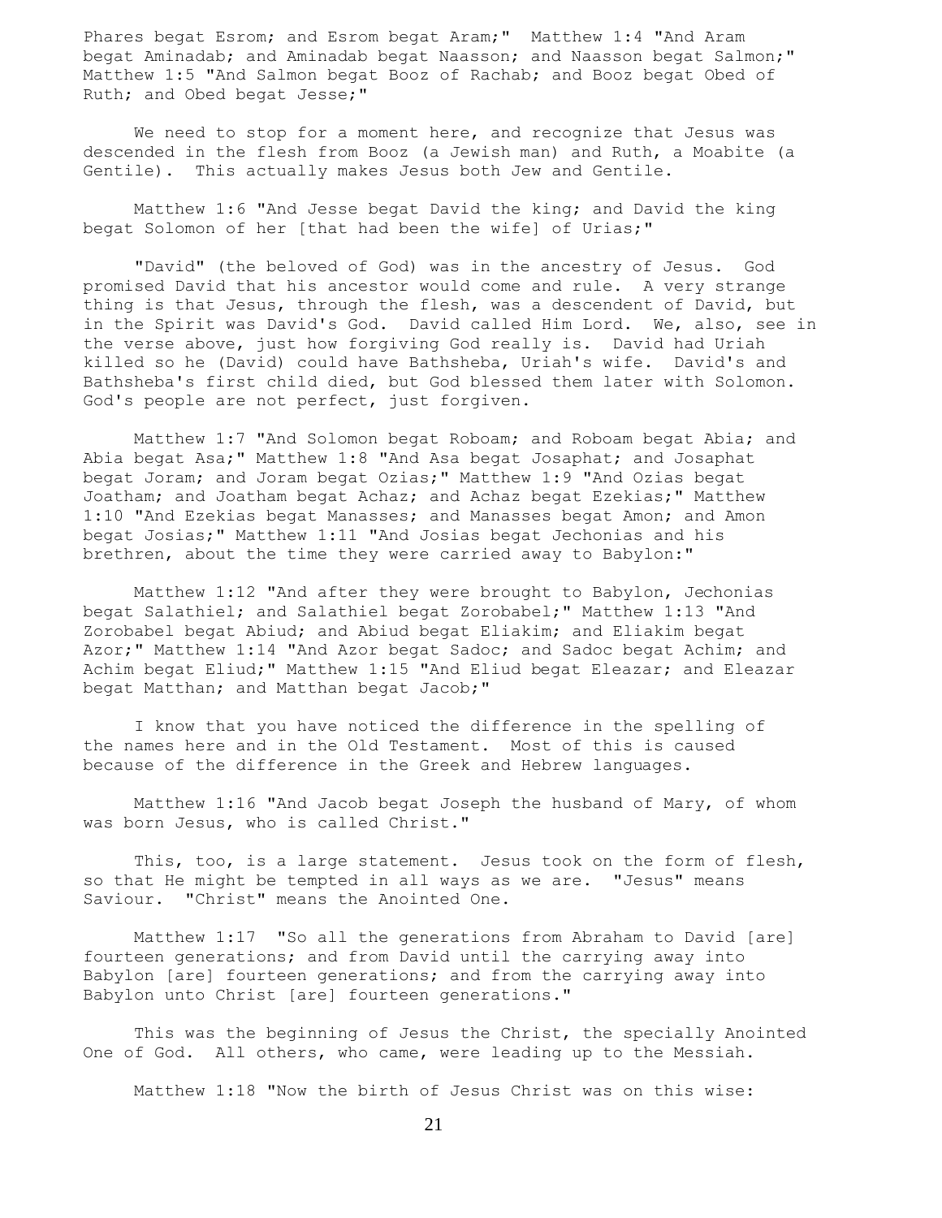Phares begat Esrom; and Esrom begat Aram;" Matthew 1:4 "And Aram begat Aminadab; and Aminadab begat Naasson; and Naasson begat Salmon;" Matthew 1:5 "And Salmon begat Booz of Rachab; and Booz begat Obed of Ruth; and Obed begat Jesse;"

We need to stop for a moment here, and recognize that Jesus was descended in the flesh from Booz (a Jewish man) and Ruth, a Moabite (a Gentile). This actually makes Jesus both Jew and Gentile.

Matthew 1:6 "And Jesse begat David the king; and David the king begat Solomon of her [that had been the wife] of Urias;"

"David" (the beloved of God) was in the ancestry of Jesus. God promised David that his ancestor would come and rule. A very strange thing is that Jesus, through the flesh, was a descendent of David, but in the Spirit was David's God. David called Him Lord. We, also, see in the verse above, just how forgiving God really is. David had Uriah killed so he (David) could have Bathsheba, Uriah's wife. David's and Bathsheba's first child died, but God blessed them later with Solomon. God's people are not perfect, just forgiven.

Matthew 1:7 "And Solomon begat Roboam; and Roboam begat Abia; and Abia begat Asa;" Matthew 1:8 "And Asa begat Josaphat; and Josaphat begat Joram; and Joram begat Ozias;" Matthew 1:9 "And Ozias begat Joatham; and Joatham begat Achaz; and Achaz begat Ezekias;" Matthew 1:10 "And Ezekias begat Manasses; and Manasses begat Amon; and Amon begat Josias;" Matthew 1:11 "And Josias begat Jechonias and his brethren, about the time they were carried away to Babylon:"

Matthew 1:12 "And after they were brought to Babylon, Jechonias begat Salathiel; and Salathiel begat Zorobabel;" Matthew 1:13 "And Zorobabel begat Abiud; and Abiud begat Eliakim; and Eliakim begat Azor;" Matthew 1:14 "And Azor begat Sadoc; and Sadoc begat Achim; and Achim begat Eliud;" Matthew 1:15 "And Eliud begat Eleazar; and Eleazar begat Matthan; and Matthan begat Jacob;"

I know that you have noticed the difference in the spelling of the names here and in the Old Testament. Most of this is caused because of the difference in the Greek and Hebrew languages.

Matthew 1:16 "And Jacob begat Joseph the husband of Mary, of whom was born Jesus, who is called Christ."

This, too, is a large statement. Jesus took on the form of flesh, so that He might be tempted in all ways as we are. "Jesus" means Saviour. "Christ" means the Anointed One.

Matthew 1:17 "So all the generations from Abraham to David [are] fourteen generations; and from David until the carrying away into Babylon [are] fourteen generations; and from the carrying away into Babylon unto Christ [are] fourteen generations."

This was the beginning of Jesus the Christ, the specially Anointed One of God. All others, who came, were leading up to the Messiah.

Matthew 1:18 "Now the birth of Jesus Christ was on this wise: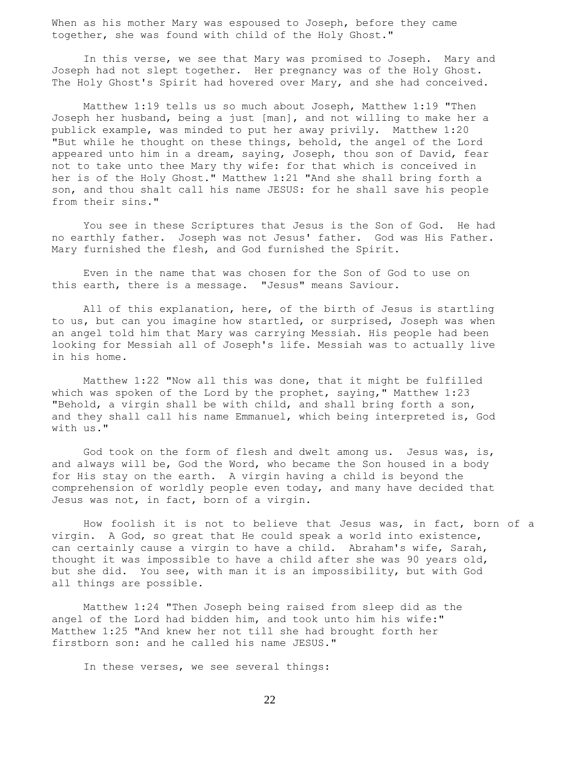When as his mother Mary was espoused to Joseph, before they came together, she was found with child of the Holy Ghost."

In this verse, we see that Mary was promised to Joseph. Mary and Joseph had not slept together. Her pregnancy was of the Holy Ghost. The Holy Ghost's Spirit had hovered over Mary, and she had conceived.

Matthew 1:19 tells us so much about Joseph, Matthew 1:19 "Then Joseph her husband, being a just [man], and not willing to make her a publick example, was minded to put her away privily. Matthew 1:20 "But while he thought on these things, behold, the angel of the Lord appeared unto him in a dream, saying, Joseph, thou son of David, fear not to take unto thee Mary thy wife: for that which is conceived in her is of the Holy Ghost." Matthew 1:21 "And she shall bring forth a son, and thou shalt call his name JESUS: for he shall save his people from their sins."

You see in these Scriptures that Jesus is the Son of God. He had no earthly father. Joseph was not Jesus' father. God was His Father. Mary furnished the flesh, and God furnished the Spirit.

Even in the name that was chosen for the Son of God to use on this earth, there is a message. "Jesus" means Saviour.

All of this explanation, here, of the birth of Jesus is startling to us, but can you imagine how startled, or surprised, Joseph was when an angel told him that Mary was carrying Messiah. His people had been looking for Messiah all of Joseph's life. Messiah was to actually live in his home.

Matthew 1:22 "Now all this was done, that it might be fulfilled which was spoken of the Lord by the prophet, saying," Matthew 1:23 "Behold, a virgin shall be with child, and shall bring forth a son, and they shall call his name Emmanuel, which being interpreted is, God with us."

God took on the form of flesh and dwelt among us. Jesus was, is, and always will be, God the Word, who became the Son housed in a body for His stay on the earth. A virgin having a child is beyond the comprehension of worldly people even today, and many have decided that Jesus was not, in fact, born of a virgin.

How foolish it is not to believe that Jesus was, in fact, born of a virgin. A God, so great that He could speak a world into existence, can certainly cause a virgin to have a child. Abraham's wife, Sarah, thought it was impossible to have a child after she was 90 years old, but she did. You see, with man it is an impossibility, but with God all things are possible.

Matthew 1:24 "Then Joseph being raised from sleep did as the angel of the Lord had bidden him, and took unto him his wife:" Matthew 1:25 "And knew her not till she had brought forth her firstborn son: and he called his name JESUS."

In these verses, we see several things: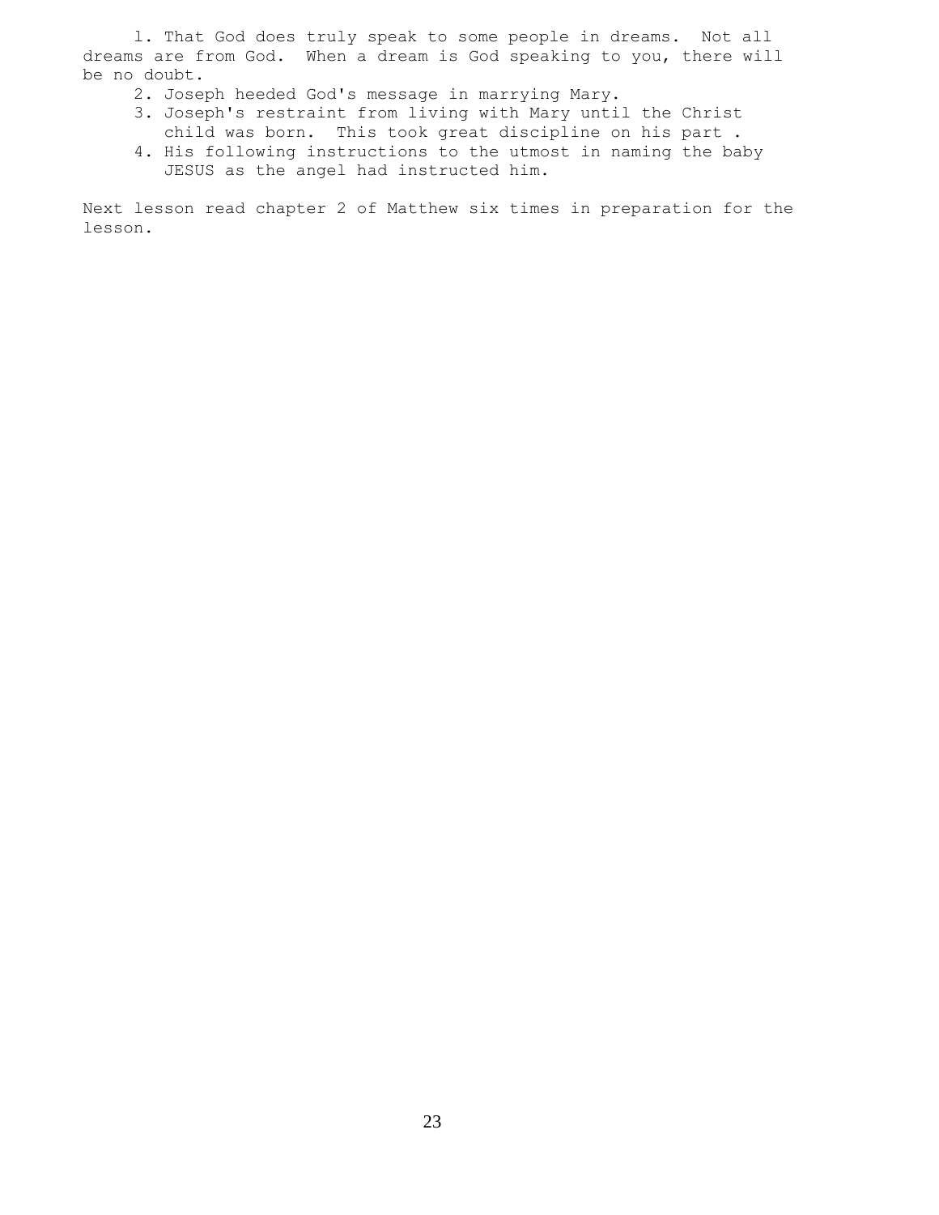1. That God does truly speak to some people in dreams. Not all dreams are from God. When a dream is God speaking to you, there will be no doubt.
2. Joseph heeded God's message in marrying Mary.
3. Joseph's restraint from living with Mary until the Christ child was born. This took great discipline on his part .
4. His following instructions to the utmost in naming the baby JESUS as the angel had instructed him.

Next lesson read chapter 2 of Matthew six times in preparation for the lesson.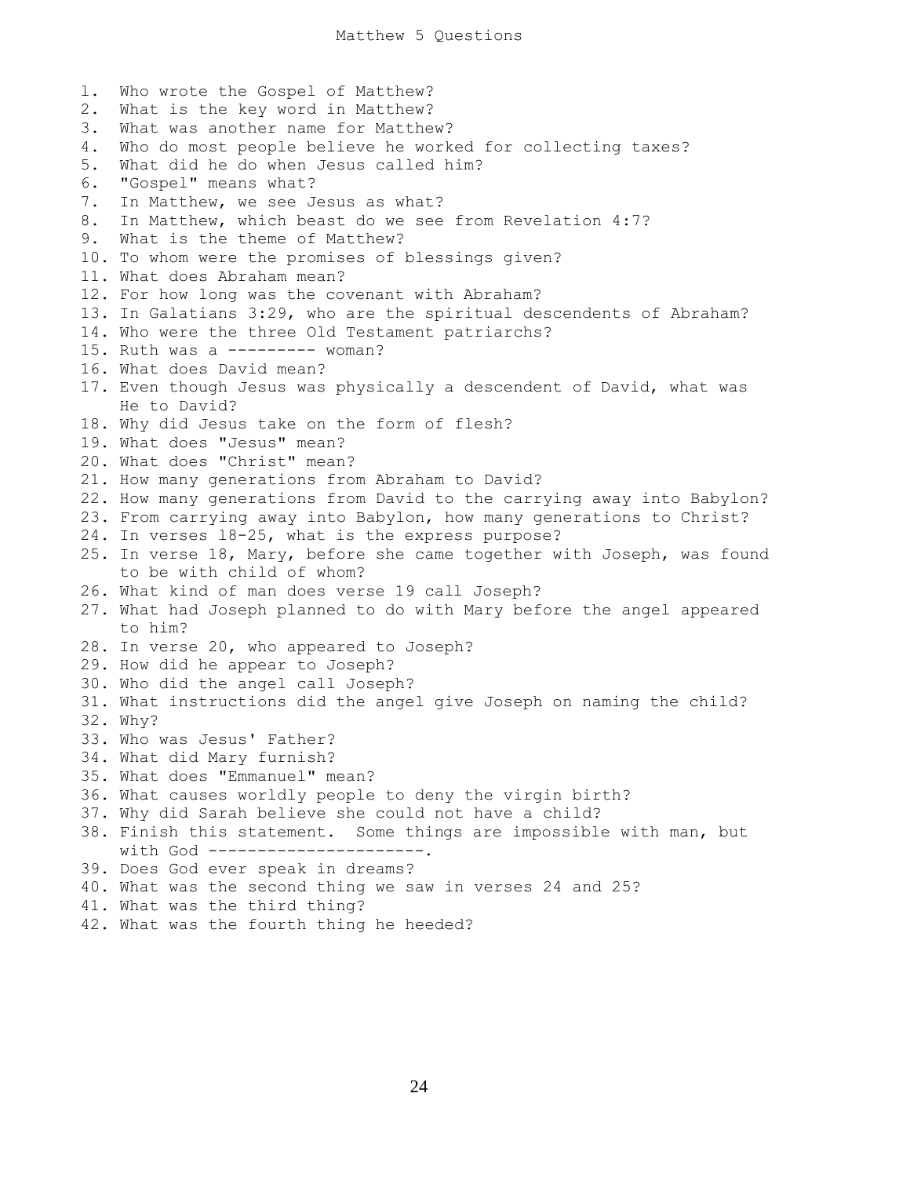# Matthew 5 Questions

1. Who wrote the Gospel of Matthew?
2. What is the key word in Matthew?
3. What was another name for Matthew?
4. Who do most people believe he worked for collecting taxes?
5. What did he do when Jesus called him?
6. "Gospel" means what?
7. In Matthew, we see Jesus as what?
8. In Matthew, which beast do we see from Revelation 4:7?
9. What is the theme of Matthew?
10. To whom were the promises of blessings given?
11. What does Abraham mean?
12. For how long was the covenant with Abraham?
13. In Galatians 3:29, who are the spiritual descendents of Abraham?
14. Who were the three Old Testament patriarchs?
15. Ruth was a --------- woman?
16. What does David mean?
17. Even though Jesus was physically a descendent of David, what was He to David?
18. Why did Jesus take on the form of flesh?
19. What does "Jesus" mean?
20. What does "Christ" mean?
21. How many generations from Abraham to David?
22. How many generations from David to the carrying away into Babylon?
23. From carrying away into Babylon, how many generations to Christ?
24. In verses 18-25, what is the express purpose?
25. In verse 18, Mary, before she came together with Joseph, was found to be with child of whom?
26. What kind of man does verse 19 call Joseph?
27. What had Joseph planned to do with Mary before the angel appeared to him?
28. In verse 20, who appeared to Joseph?
29. How did he appear to Joseph?
30. Who did the angel call Joseph?
31. What instructions did the angel give Joseph on naming the child?
32. Why?
33. Who was Jesus' Father?
34. What did Mary furnish?
35. What does "Emmanuel" mean?
36. What causes worldly people to deny the virgin birth?
37. Why did Sarah believe she could not have a child?
38. Finish this statement. Some things are impossible with man, but with God ----------------------.
39. Does God ever speak in dreams?
40. What was the second thing we saw in verses 24 and 25?
41. What was the third thing?
42. What was the fourth thing he heeded?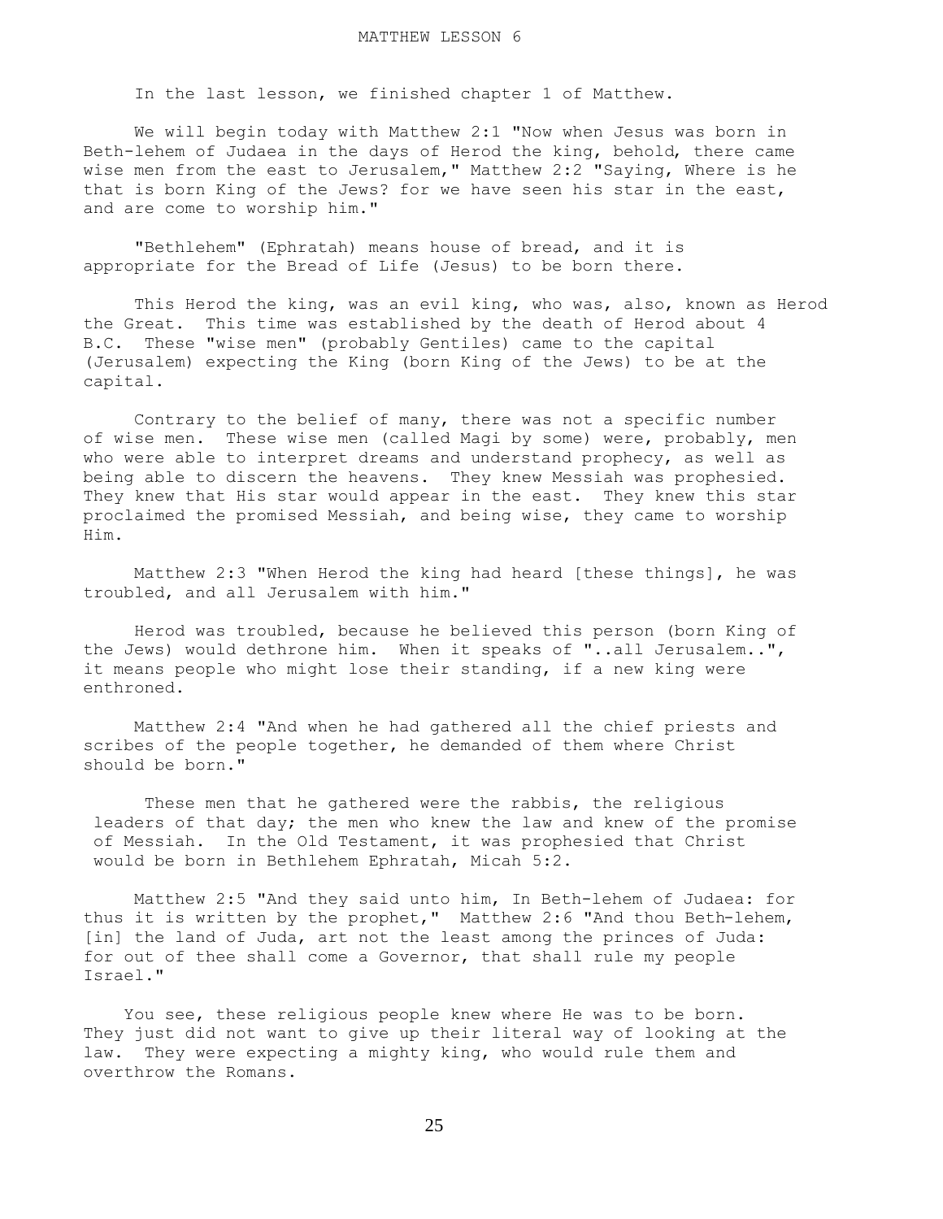# MATTHEW LESSON 6

In the last lesson, we finished chapter 1 of Matthew.

We will begin today with Matthew 2:1 "Now when Jesus was born in Beth-lehem of Judaea in the days of Herod the king, behold, there came wise men from the east to Jerusalem," Matthew 2:2 "Saying, Where is he that is born King of the Jews? for we have seen his star in the east, and are come to worship him."

"Bethlehem" (Ephratah) means house of bread, and it is appropriate for the Bread of Life (Jesus) to be born there.

This Herod the king, was an evil king, who was, also, known as Herod the Great. This time was established by the death of Herod about 4 B.C. These "wise men" (probably Gentiles) came to the capital (Jerusalem) expecting the King (born King of the Jews) to be at the capital.

Contrary to the belief of many, there was not a specific number of wise men. These wise men (called Magi by some) were, probably, men who were able to interpret dreams and understand prophecy, as well as being able to discern the heavens. They knew Messiah was prophesied. They knew that His star would appear in the east. They knew this star proclaimed the promised Messiah, and being wise, they came to worship Him.

Matthew 2:3 "When Herod the king had heard [these things], he was troubled, and all Jerusalem with him."

Herod was troubled, because he believed this person (born King of the Jews) would dethrone him. When it speaks of "..all Jerusalem..", it means people who might lose their standing, if a new king were enthroned.

Matthew 2:4 "And when he had gathered all the chief priests and scribes of the people together, he demanded of them where Christ should be born."

These men that he gathered were the rabbis, the religious leaders of that day; the men who knew the law and knew of the promise of Messiah. In the Old Testament, it was prophesied that Christ would be born in Bethlehem Ephratah, Micah 5:2.

Matthew 2:5 "And they said unto him, In Beth-lehem of Judaea: for thus it is written by the prophet," Matthew 2:6 "And thou Beth-lehem, [in] the land of Juda, art not the least among the princes of Juda: for out of thee shall come a Governor, that shall rule my people Israel."

You see, these religious people knew where He was to be born. They just did not want to give up their literal way of looking at the law. They were expecting a mighty king, who would rule them and overthrow the Romans.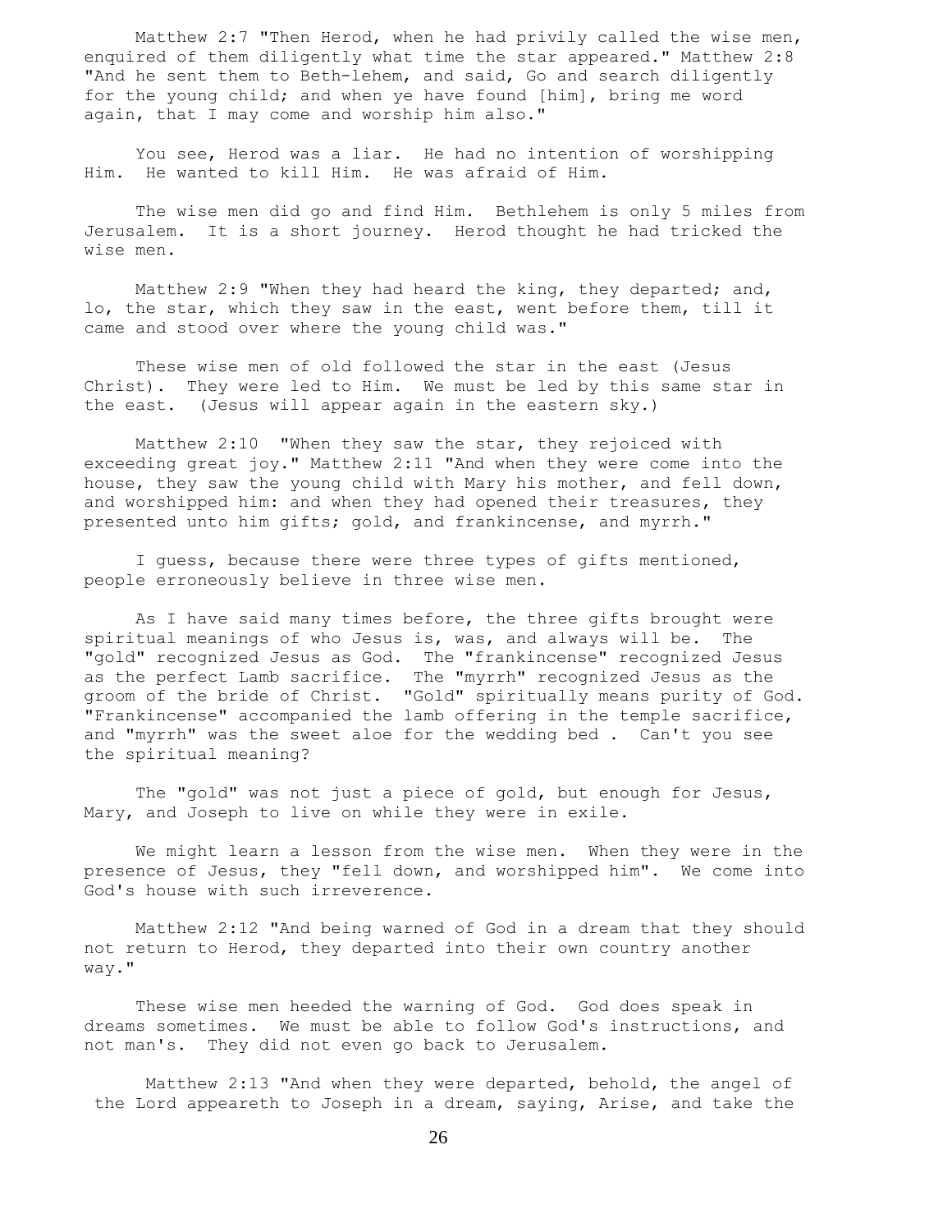Matthew 2:7 "Then Herod, when he had privily called the wise men, enquired of them diligently what time the star appeared." Matthew 2:8 "And he sent them to Beth-lehem, and said, Go and search diligently for the young child; and when ye have found [him], bring me word again, that I may come and worship him also."

You see, Herod was a liar. He had no intention of worshipping Him. He wanted to kill Him. He was afraid of Him.

The wise men did go and find Him. Bethlehem is only 5 miles from Jerusalem. It is a short journey. Herod thought he had tricked the wise men.

Matthew 2:9 "When they had heard the king, they departed; and, lo, the star, which they saw in the east, went before them, till it came and stood over where the young child was."

These wise men of old followed the star in the east (Jesus Christ). They were led to Him. We must be led by this same star in the east. (Jesus will appear again in the eastern sky.)

Matthew 2:10 "When they saw the star, they rejoiced with exceeding great joy." Matthew 2:11 "And when they were come into the house, they saw the young child with Mary his mother, and fell down, and worshipped him: and when they had opened their treasures, they presented unto him gifts; gold, and frankincense, and myrrh."

I guess, because there were three types of gifts mentioned, people erroneously believe in three wise men.

As I have said many times before, the three gifts brought were spiritual meanings of who Jesus is, was, and always will be. The "gold" recognized Jesus as God. The "frankincense" recognized Jesus as the perfect Lamb sacrifice. The "myrrh" recognized Jesus as the groom of the bride of Christ. "Gold" spiritually means purity of God. "Frankincense" accompanied the lamb offering in the temple sacrifice, and "myrrh" was the sweet aloe for the wedding bed . Can't you see the spiritual meaning?

The "gold" was not just a piece of gold, but enough for Jesus, Mary, and Joseph to live on while they were in exile.

We might learn a lesson from the wise men. When they were in the presence of Jesus, they "fell down, and worshipped him". We come into God's house with such irreverence.

Matthew 2:12 "And being warned of God in a dream that they should not return to Herod, they departed into their own country another way."

These wise men heeded the warning of God. God does speak in dreams sometimes. We must be able to follow God's instructions, and not man's. They did not even go back to Jerusalem.

Matthew 2:13 "And when they were departed, behold, the angel of the Lord appeareth to Joseph in a dream, saying, Arise, and take the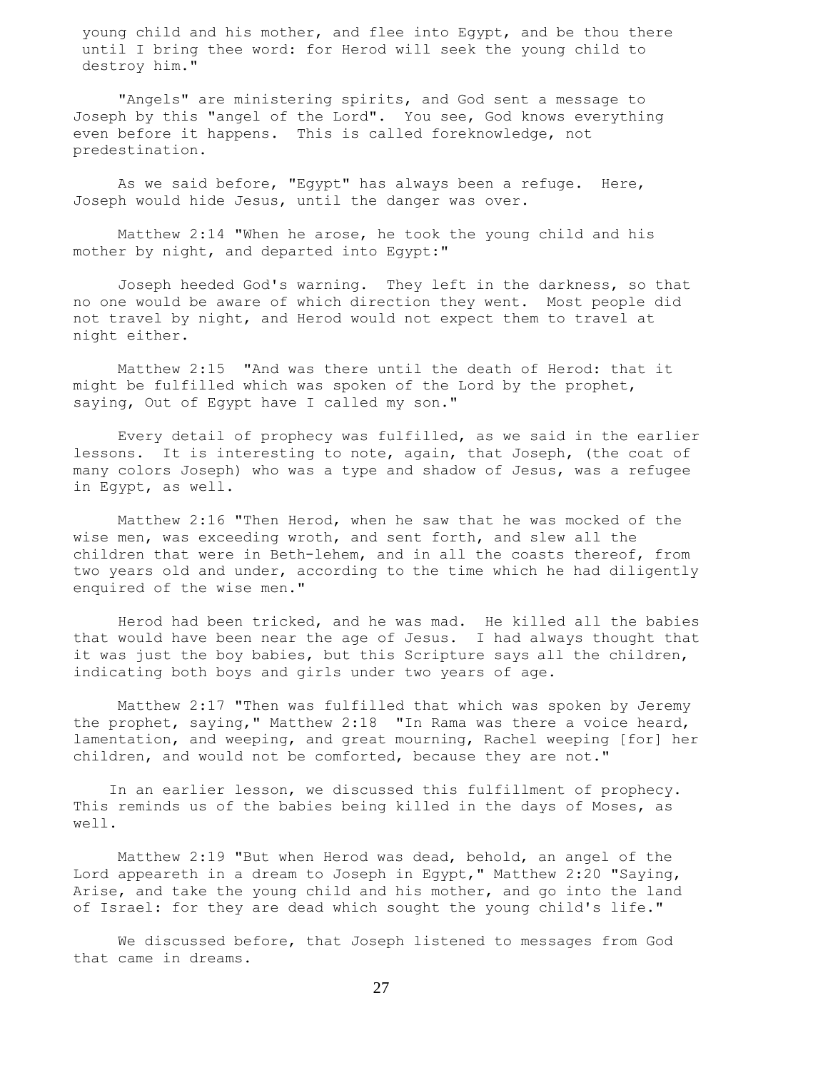young child and his mother, and flee into Egypt, and be thou there until I bring thee word: for Herod will seek the young child to destroy him."

"Angels" are ministering spirits, and God sent a message to Joseph by this "angel of the Lord". You see, God knows everything even before it happens. This is called foreknowledge, not predestination.

As we said before, "Egypt" has always been a refuge. Here, Joseph would hide Jesus, until the danger was over.

Matthew 2:14 "When he arose, he took the young child and his mother by night, and departed into Egypt:"

Joseph heeded God's warning. They left in the darkness, so that no one would be aware of which direction they went. Most people did not travel by night, and Herod would not expect them to travel at night either.

Matthew 2:15 "And was there until the death of Herod: that it might be fulfilled which was spoken of the Lord by the prophet, saying, Out of Egypt have I called my son."

Every detail of prophecy was fulfilled, as we said in the earlier lessons. It is interesting to note, again, that Joseph, (the coat of many colors Joseph) who was a type and shadow of Jesus, was a refugee in Egypt, as well.

Matthew 2:16 "Then Herod, when he saw that he was mocked of the wise men, was exceeding wroth, and sent forth, and slew all the children that were in Beth-lehem, and in all the coasts thereof, from two years old and under, according to the time which he had diligently enquired of the wise men."

Herod had been tricked, and he was mad. He killed all the babies that would have been near the age of Jesus. I had always thought that it was just the boy babies, but this Scripture says all the children, indicating both boys and girls under two years of age.

Matthew 2:17 "Then was fulfilled that which was spoken by Jeremy the prophet, saying," Matthew 2:18 "In Rama was there a voice heard, lamentation, and weeping, and great mourning, Rachel weeping [for] her children, and would not be comforted, because they are not."

In an earlier lesson, we discussed this fulfillment of prophecy. This reminds us of the babies being killed in the days of Moses, as well.

Matthew 2:19 "But when Herod was dead, behold, an angel of the Lord appeareth in a dream to Joseph in Egypt," Matthew 2:20 "Saying, Arise, and take the young child and his mother, and go into the land of Israel: for they are dead which sought the young child's life."

We discussed before, that Joseph listened to messages from God that came in dreams.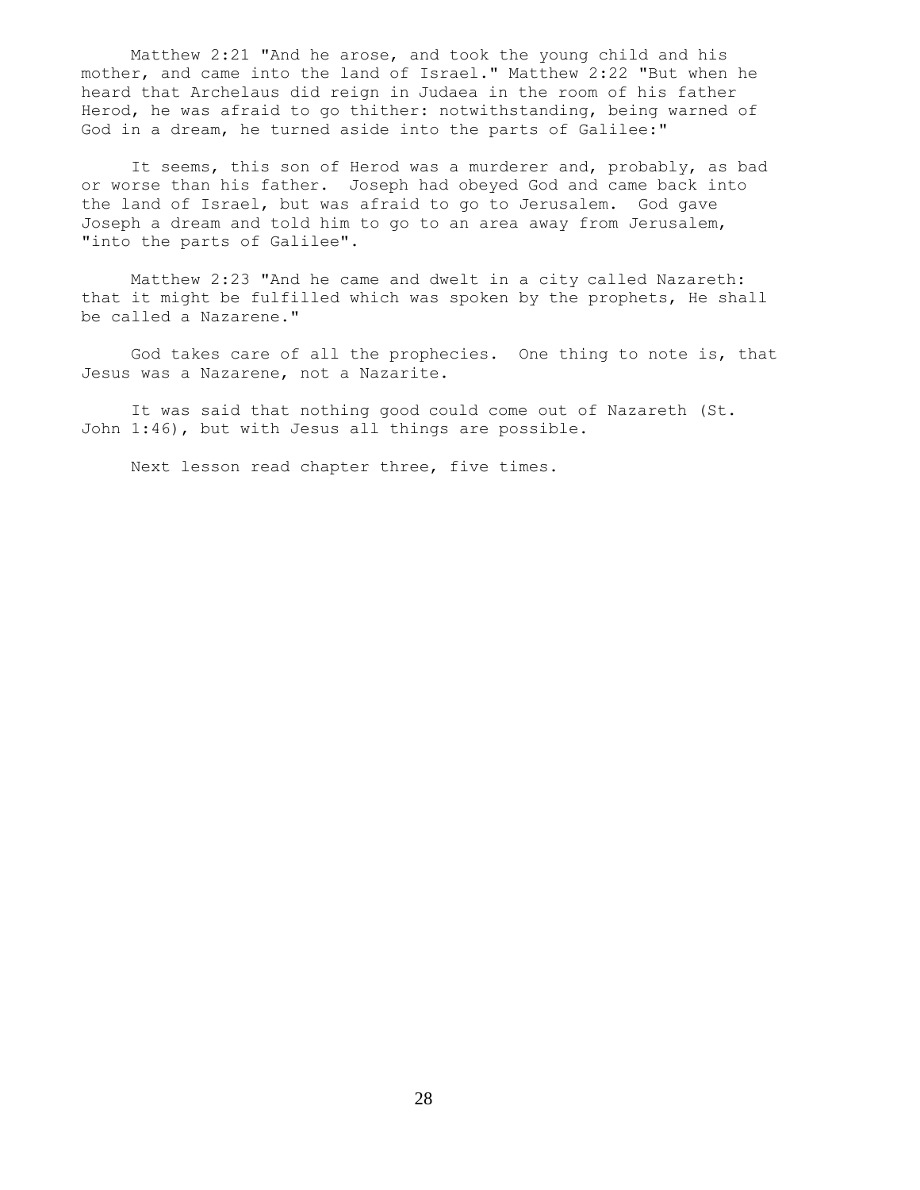Matthew 2:21 "And he arose, and took the young child and his mother, and came into the land of Israel." Matthew 2:22 "But when he heard that Archelaus did reign in Judaea in the room of his father Herod, he was afraid to go thither: notwithstanding, being warned of God in a dream, he turned aside into the parts of Galilee:"

It seems, this son of Herod was a murderer and, probably, as bad or worse than his father. Joseph had obeyed God and came back into the land of Israel, but was afraid to go to Jerusalem. God gave Joseph a dream and told him to go to an area away from Jerusalem, "into the parts of Galilee".

Matthew 2:23 "And he came and dwelt in a city called Nazareth: that it might be fulfilled which was spoken by the prophets, He shall be called a Nazarene."

God takes care of all the prophecies. One thing to note is, that Jesus was a Nazarene, not a Nazarite.

It was said that nothing good could come out of Nazareth (St. John 1:46), but with Jesus all things are possible.

Next lesson read chapter three, five times.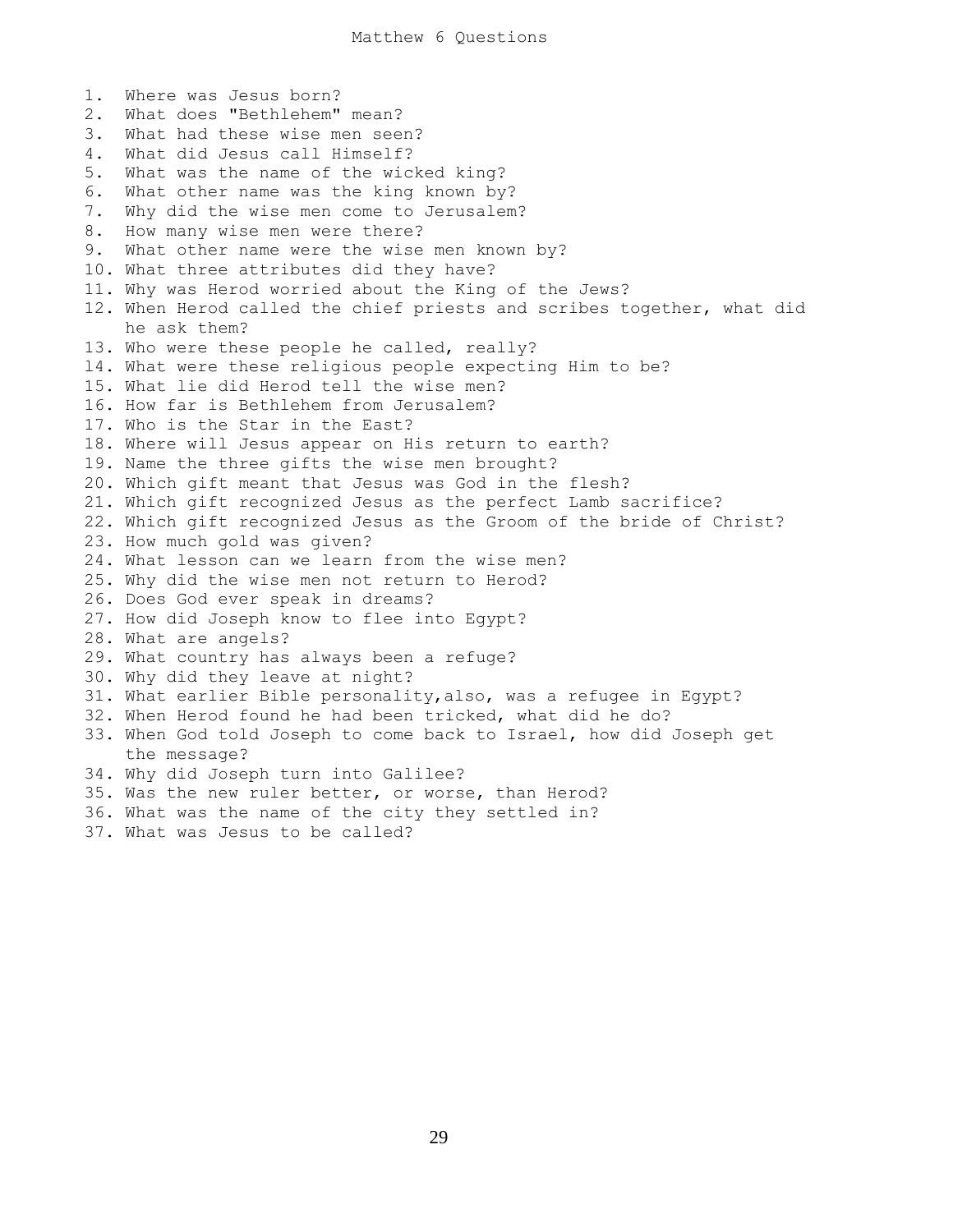# Matthew 6 Questions

1. Where was Jesus born?
2. What does "Bethlehem" mean?
3. What had these wise men seen?
4. What did Jesus call Himself?
5. What was the name of the wicked king?
6. What other name was the king known by?
7. Why did the wise men come to Jerusalem?
8. How many wise men were there?
9. What other name were the wise men known by?
10. What three attributes did they have?
11. Why was Herod worried about the King of the Jews?
12. When Herod called the chief priests and scribes together, what did he ask them?
13. Who were these people he called, really?
14. What were these religious people expecting Him to be?
15. What lie did Herod tell the wise men?
16. How far is Bethlehem from Jerusalem?
17. Who is the Star in the East?
18. Where will Jesus appear on His return to earth?
19. Name the three gifts the wise men brought?
20. Which gift meant that Jesus was God in the flesh?
21. Which gift recognized Jesus as the perfect Lamb sacrifice?
22. Which gift recognized Jesus as the Groom of the bride of Christ?
23. How much gold was given?
24. What lesson can we learn from the wise men?
25. Why did the wise men not return to Herod?
26. Does God ever speak in dreams?
27. How did Joseph know to flee into Egypt?
28. What are angels?
29. What country has always been a refuge?
30. Why did they leave at night?
31. What earlier Bible personality,also, was a refugee in Egypt?
32. When Herod found he had been tricked, what did he do?
33. When God told Joseph to come back to Israel, how did Joseph get the message?
34. Why did Joseph turn into Galilee?
35. Was the new ruler better, or worse, than Herod?
36. What was the name of the city they settled in?
37. What was Jesus to be called?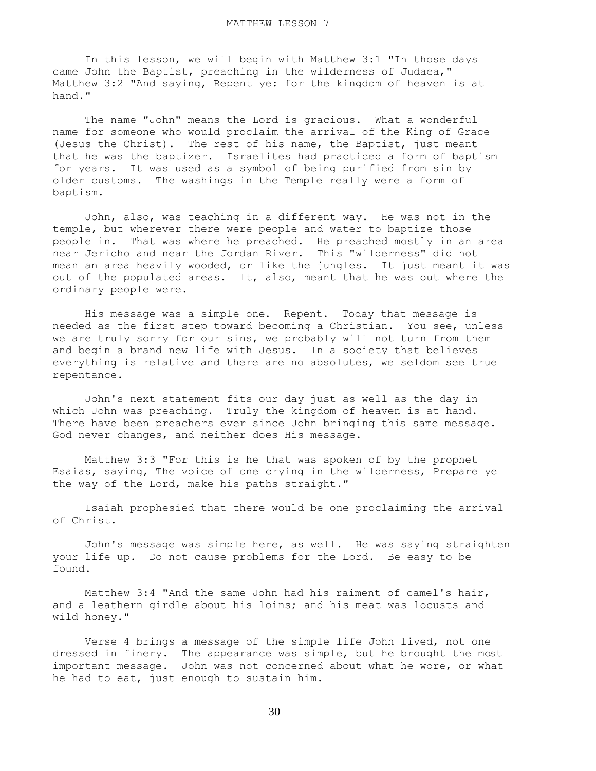# MATTHEW LESSON 7

In this lesson, we will begin with Matthew 3:1 "In those days came John the Baptist, preaching in the wilderness of Judaea," Matthew 3:2 "And saying, Repent ye: for the kingdom of heaven is at hand."

The name "John" means the Lord is gracious. What a wonderful name for someone who would proclaim the arrival of the King of Grace (Jesus the Christ). The rest of his name, the Baptist, just meant that he was the baptizer. Israelites had practiced a form of baptism for years. It was used as a symbol of being purified from sin by older customs. The washings in the Temple really were a form of baptism.

John, also, was teaching in a different way. He was not in the temple, but wherever there were people and water to baptize those people in. That was where he preached. He preached mostly in an area near Jericho and near the Jordan River. This "wilderness" did not mean an area heavily wooded, or like the jungles. It just meant it was out of the populated areas. It, also, meant that he was out where the ordinary people were.

His message was a simple one. Repent. Today that message is needed as the first step toward becoming a Christian. You see, unless we are truly sorry for our sins, we probably will not turn from them and begin a brand new life with Jesus. In a society that believes everything is relative and there are no absolutes, we seldom see true repentance.

John's next statement fits our day just as well as the day in which John was preaching. Truly the kingdom of heaven is at hand. There have been preachers ever since John bringing this same message. God never changes, and neither does His message.

Matthew 3:3 "For this is he that was spoken of by the prophet Esaias, saying, The voice of one crying in the wilderness, Prepare ye the way of the Lord, make his paths straight."

Isaiah prophesied that there would be one proclaiming the arrival of Christ.

John's message was simple here, as well. He was saying straighten your life up. Do not cause problems for the Lord. Be easy to be found.

Matthew 3:4 "And the same John had his raiment of camel's hair, and a leathern girdle about his loins; and his meat was locusts and wild honey."

Verse 4 brings a message of the simple life John lived, not one dressed in finery. The appearance was simple, but he brought the most important message. John was not concerned about what he wore, or what he had to eat, just enough to sustain him.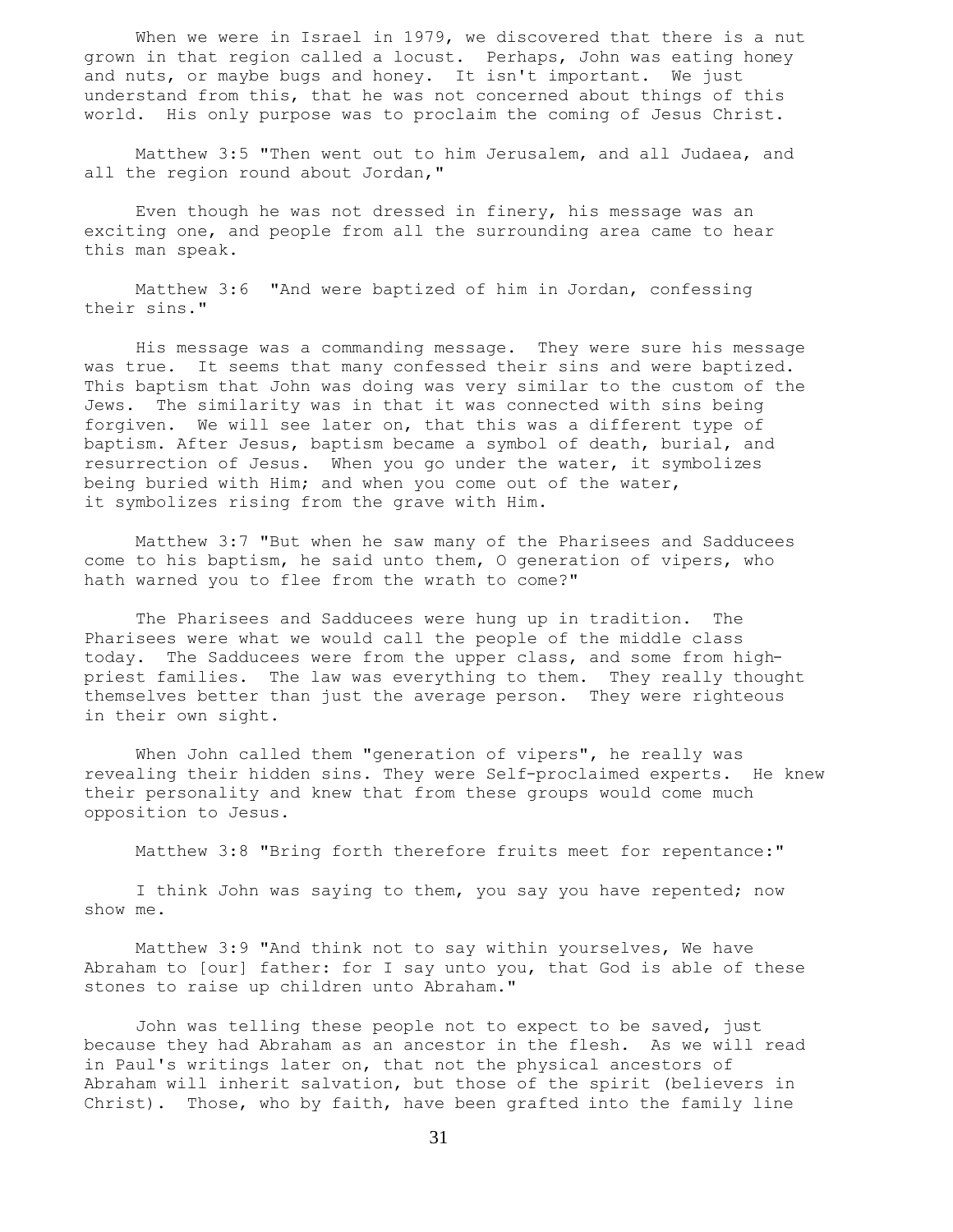When we were in Israel in 1979, we discovered that there is a nut grown in that region called a locust. Perhaps, John was eating honey and nuts, or maybe bugs and honey. It isn't important. We just understand from this, that he was not concerned about things of this world. His only purpose was to proclaim the coming of Jesus Christ.

Matthew 3:5 "Then went out to him Jerusalem, and all Judaea, and all the region round about Jordan,"

Even though he was not dressed in finery, his message was an exciting one, and people from all the surrounding area came to hear this man speak.

Matthew 3:6 "And were baptized of him in Jordan, confessing their sins."

His message was a commanding message. They were sure his message was true. It seems that many confessed their sins and were baptized. This baptism that John was doing was very similar to the custom of the Jews. The similarity was in that it was connected with sins being forgiven. We will see later on, that this was a different type of baptism. After Jesus, baptism became a symbol of death, burial, and resurrection of Jesus. When you go under the water, it symbolizes being buried with Him; and when you come out of the water, it symbolizes rising from the grave with Him.

Matthew 3:7 "But when he saw many of the Pharisees and Sadducees come to his baptism, he said unto them, O generation of vipers, who hath warned you to flee from the wrath to come?"

The Pharisees and Sadducees were hung up in tradition. The Pharisees were what we would call the people of the middle class today. The Sadducees were from the upper class, and some from high-priest families. The law was everything to them. They really thought themselves better than just the average person. They were righteous in their own sight.

When John called them "generation of vipers", he really was revealing their hidden sins. They were Self-proclaimed experts. He knew their personality and knew that from these groups would come much opposition to Jesus.

Matthew 3:8 "Bring forth therefore fruits meet for repentance:"

I think John was saying to them, you say you have repented; now show me.

Matthew 3:9 "And think not to say within yourselves, We have Abraham to [our] father: for I say unto you, that God is able of these stones to raise up children unto Abraham."

John was telling these people not to expect to be saved, just because they had Abraham as an ancestor in the flesh. As we will read in Paul's writings later on, that not the physical ancestors of Abraham will inherit salvation, but those of the spirit (believers in Christ). Those, who by faith, have been grafted into the family line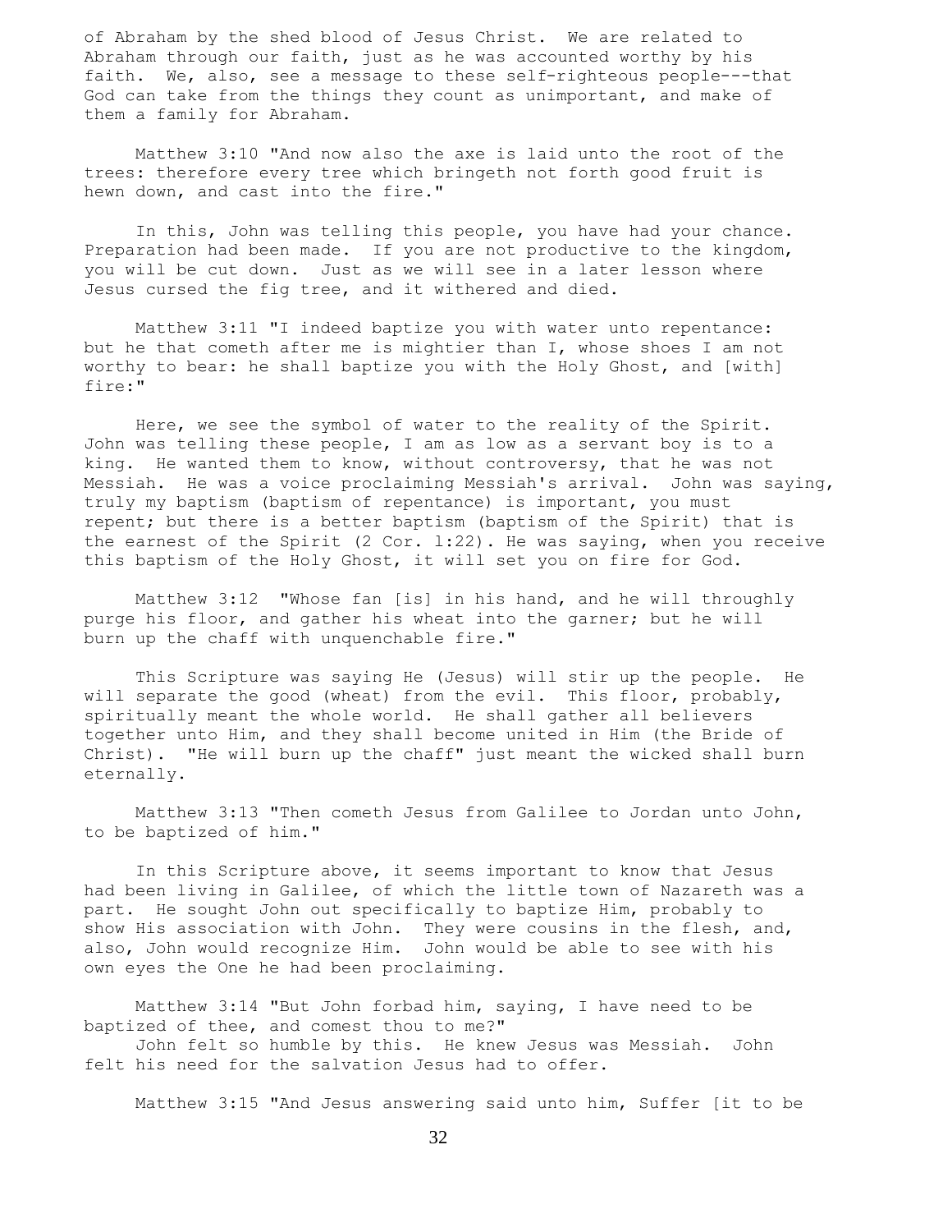of Abraham by the shed blood of Jesus Christ. We are related to Abraham through our faith, just as he was accounted worthy by his faith. We, also, see a message to these self-righteous people---that God can take from the things they count as unimportant, and make of them a family for Abraham.

Matthew 3:10 "And now also the axe is laid unto the root of the trees: therefore every tree which bringeth not forth good fruit is hewn down, and cast into the fire."

In this, John was telling this people, you have had your chance. Preparation had been made. If you are not productive to the kingdom, you will be cut down. Just as we will see in a later lesson where Jesus cursed the fig tree, and it withered and died.

Matthew 3:11 "I indeed baptize you with water unto repentance: but he that cometh after me is mightier than I, whose shoes I am not worthy to bear: he shall baptize you with the Holy Ghost, and [with] fire:"

Here, we see the symbol of water to the reality of the Spirit. John was telling these people, I am as low as a servant boy is to a king. He wanted them to know, without controversy, that he was not Messiah. He was a voice proclaiming Messiah's arrival. John was saying, truly my baptism (baptism of repentance) is important, you must repent; but there is a better baptism (baptism of the Spirit) that is the earnest of the Spirit (2 Cor. 1:22). He was saying, when you receive this baptism of the Holy Ghost, it will set you on fire for God.

Matthew 3:12 "Whose fan [is] in his hand, and he will throughly purge his floor, and gather his wheat into the garner; but he will burn up the chaff with unquenchable fire."

This Scripture was saying He (Jesus) will stir up the people. He will separate the good (wheat) from the evil. This floor, probably, spiritually meant the whole world. He shall gather all believers together unto Him, and they shall become united in Him (the Bride of Christ). "He will burn up the chaff" just meant the wicked shall burn eternally.

Matthew 3:13 "Then cometh Jesus from Galilee to Jordan unto John, to be baptized of him."

In this Scripture above, it seems important to know that Jesus had been living in Galilee, of which the little town of Nazareth was a part. He sought John out specifically to baptize Him, probably to show His association with John. They were cousins in the flesh, and, also, John would recognize Him. John would be able to see with his own eyes the One he had been proclaiming.

Matthew 3:14 "But John forbad him, saying, I have need to be baptized of thee, and comest thou to me?"

John felt so humble by this. He knew Jesus was Messiah. John felt his need for the salvation Jesus had to offer.

Matthew 3:15 "And Jesus answering said unto him, Suffer [it to be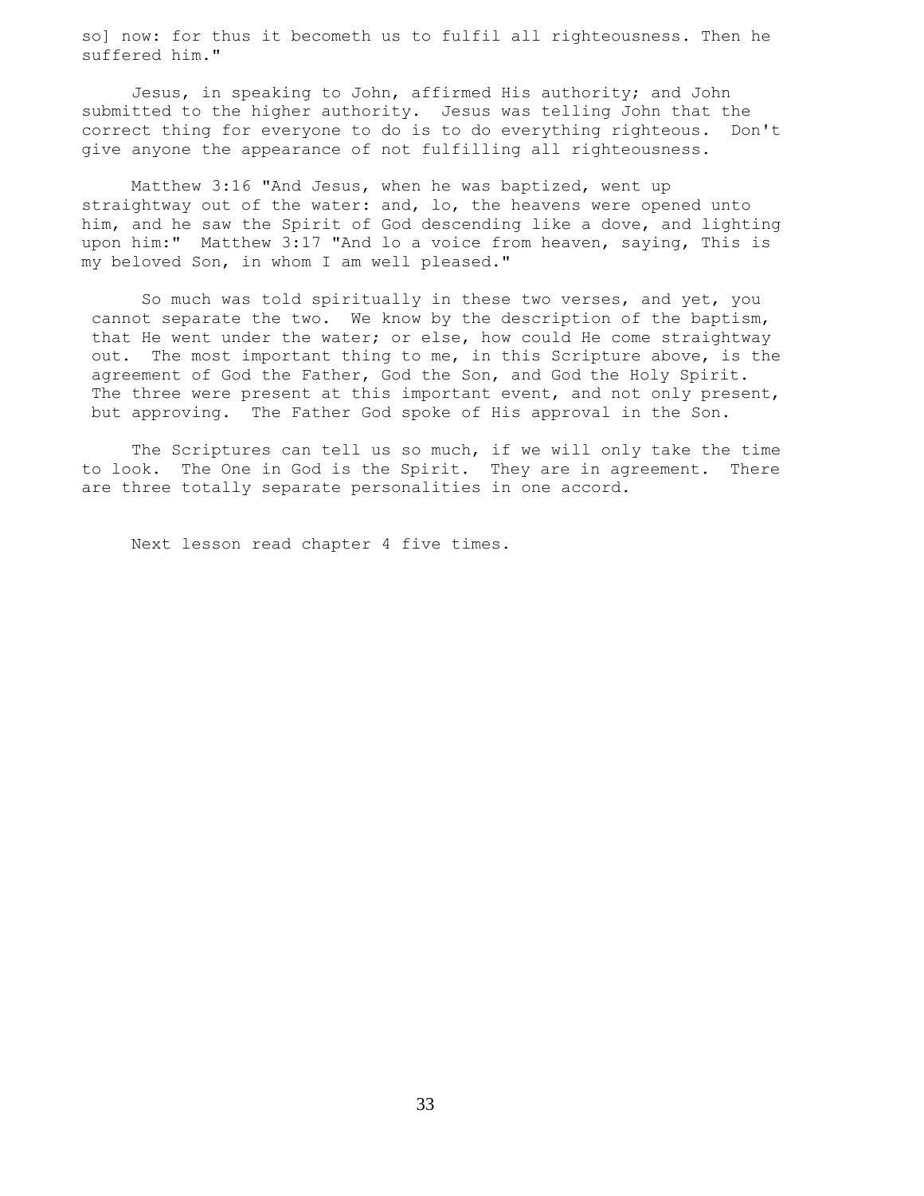so] now: for thus it becometh us to fulfil all righteousness. Then he suffered him."

Jesus, in speaking to John, affirmed His authority; and John submitted to the higher authority. Jesus was telling John that the correct thing for everyone to do is to do everything righteous. Don't give anyone the appearance of not fulfilling all righteousness.

Matthew 3:16 "And Jesus, when he was baptized, went up straightway out of the water: and, lo, the heavens were opened unto him, and he saw the Spirit of God descending like a dove, and lighting upon him:" Matthew 3:17 "And lo a voice from heaven, saying, This is my beloved Son, in whom I am well pleased."

So much was told spiritually in these two verses, and yet, you cannot separate the two. We know by the description of the baptism, that He went under the water; or else, how could He come straightway out. The most important thing to me, in this Scripture above, is the agreement of God the Father, God the Son, and God the Holy Spirit. The three were present at this important event, and not only present, but approving. The Father God spoke of His approval in the Son.

The Scriptures can tell us so much, if we will only take the time to look. The One in God is the Spirit. They are in agreement. There are three totally separate personalities in one accord.

Next lesson read chapter 4 five times.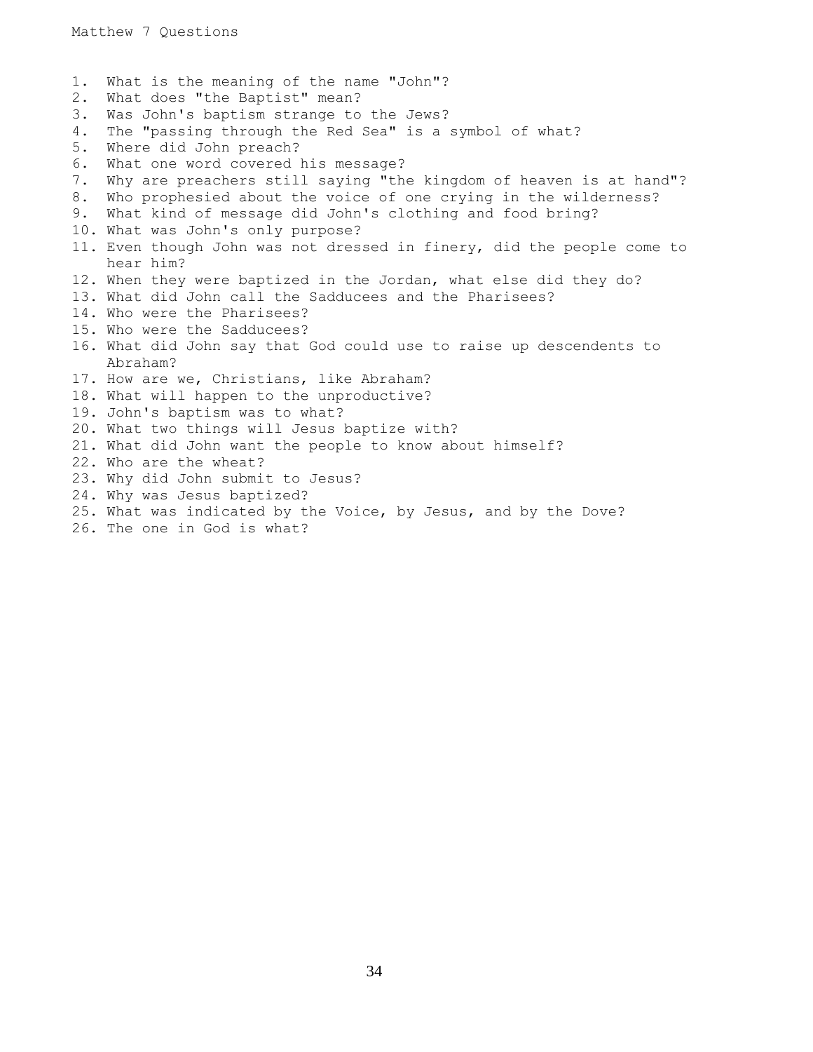Matthew 7 Questions

1. What is the meaning of the name "John"?
2. What does "the Baptist" mean?
3. Was John's baptism strange to the Jews?
4. The "passing through the Red Sea" is a symbol of what?
5. Where did John preach?
6. What one word covered his message?
7. Why are preachers still saying "the kingdom of heaven is at hand"?
8. Who prophesied about the voice of one crying in the wilderness?
9. What kind of message did John's clothing and food bring?
10. What was John's only purpose?
11. Even though John was not dressed in finery, did the people come to hear him?
12. When they were baptized in the Jordan, what else did they do?
13. What did John call the Sadducees and the Pharisees?
14. Who were the Pharisees?
15. Who were the Sadducees?
16. What did John say that God could use to raise up descendents to Abraham?
17. How are we, Christians, like Abraham?
18. What will happen to the unproductive?
19. John's baptism was to what?
20. What two things will Jesus baptize with?
21. What did John want the people to know about himself?
22. Who are the wheat?
23. Why did John submit to Jesus?
24. Why was Jesus baptized?
25. What was indicated by the Voice, by Jesus, and by the Dove?
26. The one in God is what?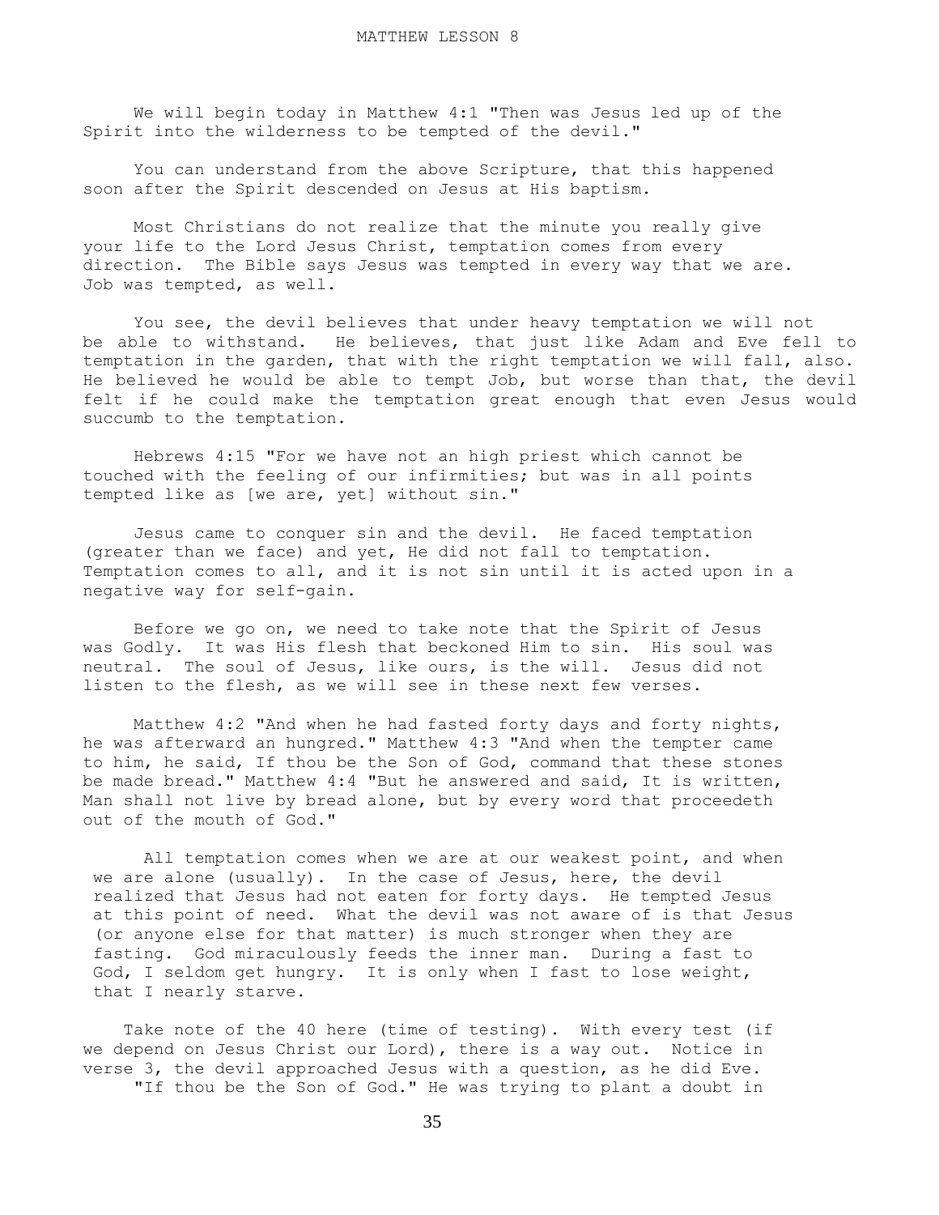# MATTHEW LESSON 8

We will begin today in Matthew 4:1 "Then was Jesus led up of the Spirit into the wilderness to be tempted of the devil."

You can understand from the above Scripture, that this happened soon after the Spirit descended on Jesus at His baptism.

Most Christians do not realize that the minute you really give your life to the Lord Jesus Christ, temptation comes from every direction. The Bible says Jesus was tempted in every way that we are. Job was tempted, as well.

You see, the devil believes that under heavy temptation we will not be able to withstand. He believes, that just like Adam and Eve fell to temptation in the garden, that with the right temptation we will fall, also. He believed he would be able to tempt Job, but worse than that, the devil felt if he could make the temptation great enough that even Jesus would succumb to the temptation.

Hebrews 4:15 "For we have not an high priest which cannot be touched with the feeling of our infirmities; but was in all points tempted like as [we are, yet] without sin."

Jesus came to conquer sin and the devil. He faced temptation (greater than we face) and yet, He did not fall to temptation. Temptation comes to all, and it is not sin until it is acted upon in a negative way for self-gain.

Before we go on, we need to take note that the Spirit of Jesus was Godly. It was His flesh that beckoned Him to sin. His soul was neutral. The soul of Jesus, like ours, is the will. Jesus did not listen to the flesh, as we will see in these next few verses.

Matthew 4:2 "And when he had fasted forty days and forty nights, he was afterward an hungred." Matthew 4:3 "And when the tempter came to him, he said, If thou be the Son of God, command that these stones be made bread." Matthew 4:4 "But he answered and said, It is written, Man shall not live by bread alone, but by every word that proceedeth out of the mouth of God."

All temptation comes when we are at our weakest point, and when we are alone (usually). In the case of Jesus, here, the devil realized that Jesus had not eaten for forty days. He tempted Jesus at this point of need. What the devil was not aware of is that Jesus (or anyone else for that matter) is much stronger when they are fasting. God miraculously feeds the inner man. During a fast to God, I seldom get hungry. It is only when I fast to lose weight, that I nearly starve.

Take note of the 40 here (time of testing). With every test (if we depend on Jesus Christ our Lord), there is a way out. Notice in verse 3, the devil approached Jesus with a question, as he did Eve. "If thou be the Son of God." He was trying to plant a doubt in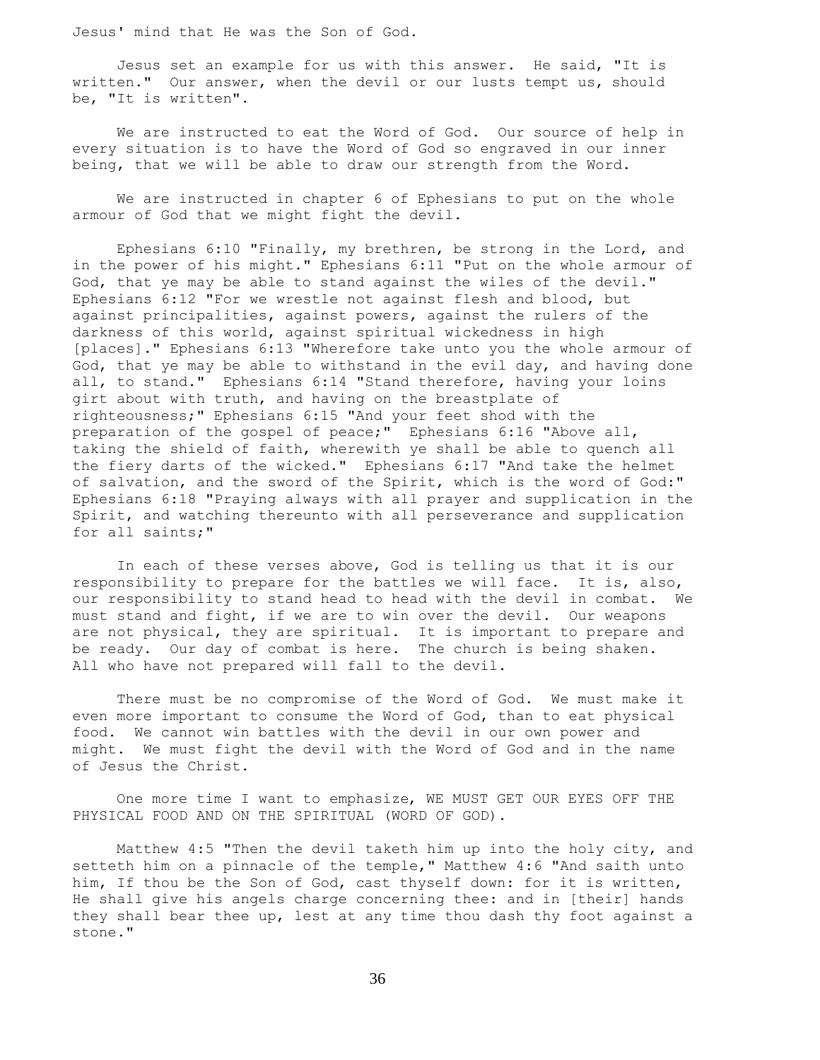Jesus' mind that He was the Son of God.

Jesus set an example for us with this answer. He said, "It is written." Our answer, when the devil or our lusts tempt us, should be, "It is written".

We are instructed to eat the Word of God. Our source of help in every situation is to have the Word of God so engraved in our inner being, that we will be able to draw our strength from the Word.

We are instructed in chapter 6 of Ephesians to put on the whole armour of God that we might fight the devil.

Ephesians 6:10 "Finally, my brethren, be strong in the Lord, and in the power of his might." Ephesians 6:11 "Put on the whole armour of God, that ye may be able to stand against the wiles of the devil." Ephesians 6:12 "For we wrestle not against flesh and blood, but against principalities, against powers, against the rulers of the darkness of this world, against spiritual wickedness in high [places]." Ephesians 6:13 "Wherefore take unto you the whole armour of God, that ye may be able to withstand in the evil day, and having done all, to stand." Ephesians 6:14 "Stand therefore, having your loins girt about with truth, and having on the breastplate of righteousness;" Ephesians 6:15 "And your feet shod with the preparation of the gospel of peace;" Ephesians 6:16 "Above all, taking the shield of faith, wherewith ye shall be able to quench all the fiery darts of the wicked." Ephesians 6:17 "And take the helmet of salvation, and the sword of the Spirit, which is the word of God:" Ephesians 6:18 "Praying always with all prayer and supplication in the Spirit, and watching thereunto with all perseverance and supplication for all saints;"

In each of these verses above, God is telling us that it is our responsibility to prepare for the battles we will face. It is, also, our responsibility to stand head to head with the devil in combat. We must stand and fight, if we are to win over the devil. Our weapons are not physical, they are spiritual. It is important to prepare and be ready. Our day of combat is here. The church is being shaken. All who have not prepared will fall to the devil.

There must be no compromise of the Word of God. We must make it even more important to consume the Word of God, than to eat physical food. We cannot win battles with the devil in our own power and might. We must fight the devil with the Word of God and in the name of Jesus the Christ.

One more time I want to emphasize, WE MUST GET OUR EYES OFF THE PHYSICAL FOOD AND ON THE SPIRITUAL (WORD OF GOD).

Matthew 4:5 "Then the devil taketh him up into the holy city, and setteth him on a pinnacle of the temple," Matthew 4:6 "And saith unto him, If thou be the Son of God, cast thyself down: for it is written, He shall give his angels charge concerning thee: and in [their] hands they shall bear thee up, lest at any time thou dash thy foot against a stone."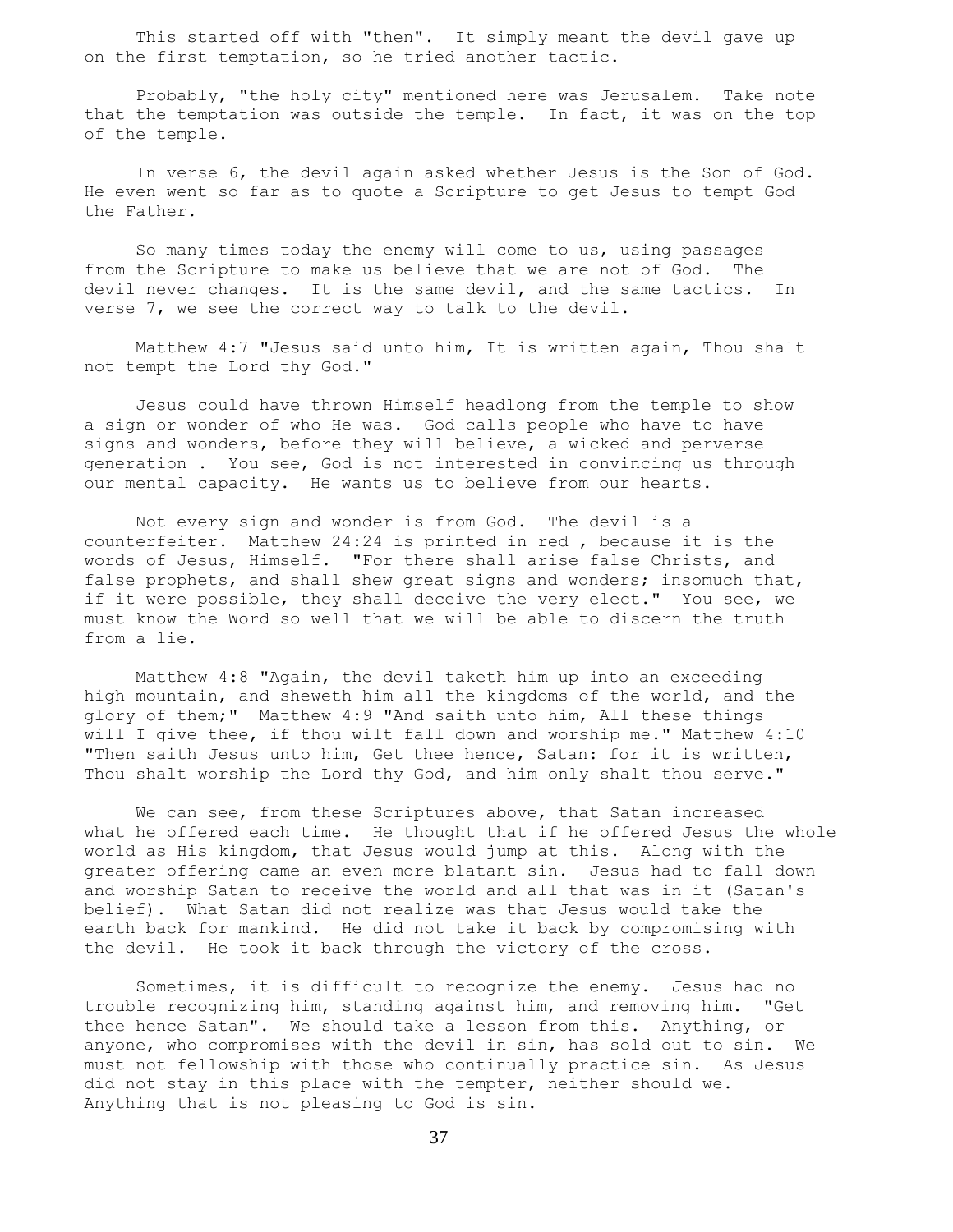This started off with "then". It simply meant the devil gave up on the first temptation, so he tried another tactic.

Probably, "the holy city" mentioned here was Jerusalem. Take note that the temptation was outside the temple. In fact, it was on the top of the temple.

In verse 6, the devil again asked whether Jesus is the Son of God. He even went so far as to quote a Scripture to get Jesus to tempt God the Father.

So many times today the enemy will come to us, using passages from the Scripture to make us believe that we are not of God. The devil never changes. It is the same devil, and the same tactics. In verse 7, we see the correct way to talk to the devil.

Matthew 4:7 "Jesus said unto him, It is written again, Thou shalt not tempt the Lord thy God."

Jesus could have thrown Himself headlong from the temple to show a sign or wonder of who He was. God calls people who have to have signs and wonders, before they will believe, a wicked and perverse generation . You see, God is not interested in convincing us through our mental capacity. He wants us to believe from our hearts.

Not every sign and wonder is from God. The devil is a counterfeiter. Matthew 24:24 is printed in red , because it is the words of Jesus, Himself. "For there shall arise false Christs, and false prophets, and shall shew great signs and wonders; insomuch that, if it were possible, they shall deceive the very elect." You see, we must know the Word so well that we will be able to discern the truth from a lie.

Matthew 4:8 "Again, the devil taketh him up into an exceeding high mountain, and sheweth him all the kingdoms of the world, and the glory of them;" Matthew 4:9 "And saith unto him, All these things will I give thee, if thou wilt fall down and worship me." Matthew 4:10 "Then saith Jesus unto him, Get thee hence, Satan: for it is written, Thou shalt worship the Lord thy God, and him only shalt thou serve."

We can see, from these Scriptures above, that Satan increased what he offered each time. He thought that if he offered Jesus the whole world as His kingdom, that Jesus would jump at this. Along with the greater offering came an even more blatant sin. Jesus had to fall down and worship Satan to receive the world and all that was in it (Satan's belief). What Satan did not realize was that Jesus would take the earth back for mankind. He did not take it back by compromising with the devil. He took it back through the victory of the cross.

Sometimes, it is difficult to recognize the enemy. Jesus had no trouble recognizing him, standing against him, and removing him. "Get thee hence Satan". We should take a lesson from this. Anything, or anyone, who compromises with the devil in sin, has sold out to sin. We must not fellowship with those who continually practice sin. As Jesus did not stay in this place with the tempter, neither should we. Anything that is not pleasing to God is sin.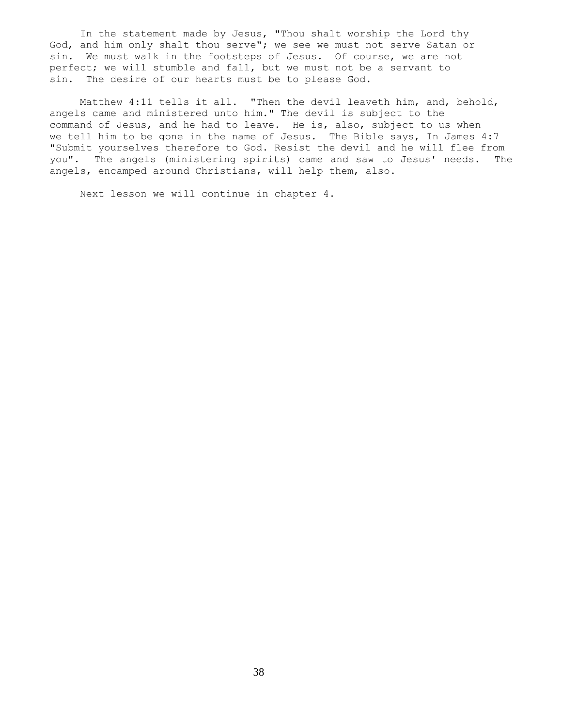In the statement made by Jesus, "Thou shalt worship the Lord thy God, and him only shalt thou serve"; we see we must not serve Satan or sin. We must walk in the footsteps of Jesus. Of course, we are not perfect; we will stumble and fall, but we must not be a servant to sin. The desire of our hearts must be to please God.

Matthew 4:11 tells it all. "Then the devil leaveth him, and, behold, angels came and ministered unto him." The devil is subject to the command of Jesus, and he had to leave. He is, also, subject to us when we tell him to be gone in the name of Jesus. The Bible says, In James 4:7 "Submit yourselves therefore to God. Resist the devil and he will flee from you". The angels (ministering spirits) came and saw to Jesus' needs. The angels, encamped around Christians, will help them, also.

Next lesson we will continue in chapter 4.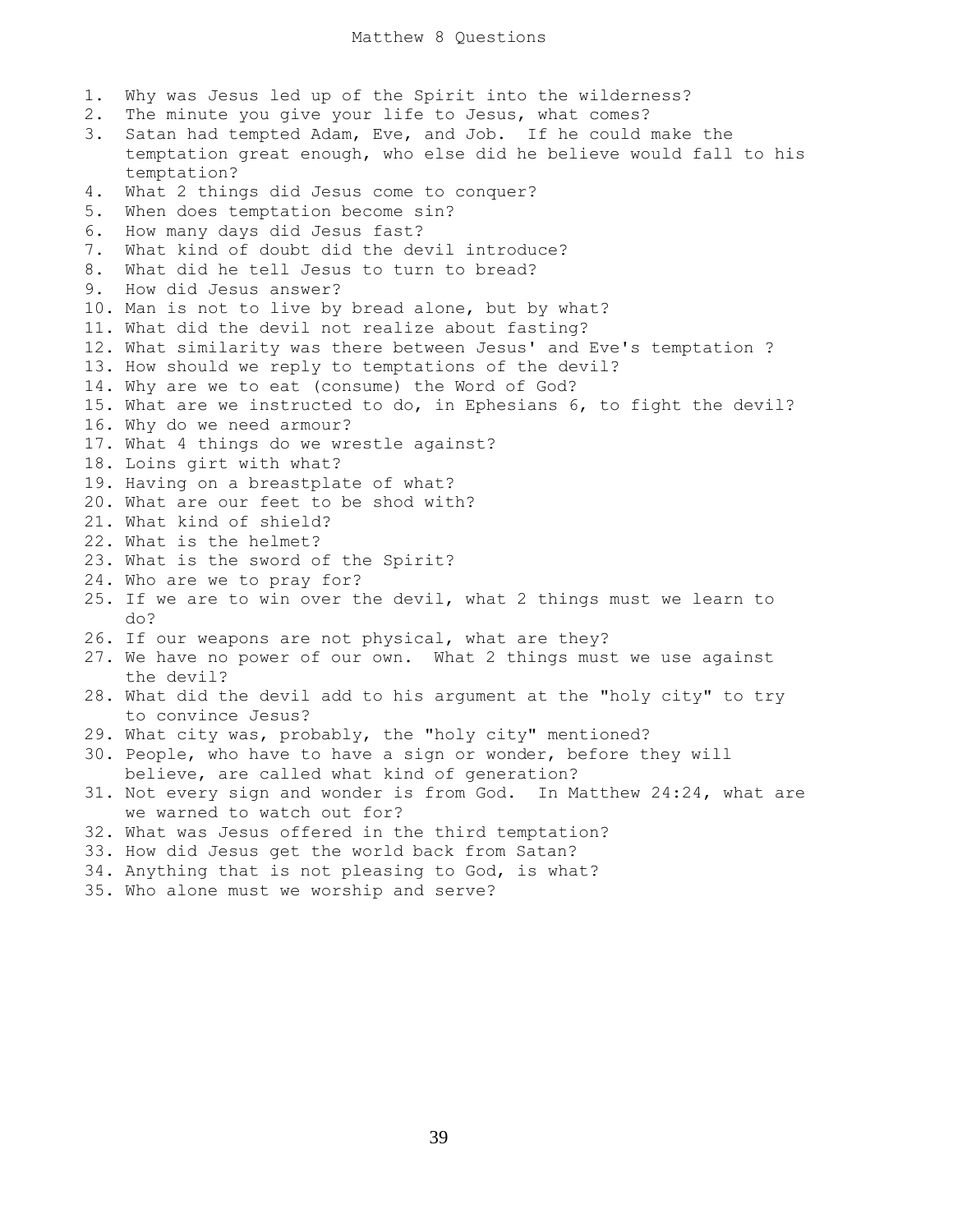# Matthew 8 Questions

1. Why was Jesus led up of the Spirit into the wilderness?
2. The minute you give your life to Jesus, what comes?
3. Satan had tempted Adam, Eve, and Job. If he could make the temptation great enough, who else did he believe would fall to his temptation?
4. What 2 things did Jesus come to conquer?
5. When does temptation become sin?
6. How many days did Jesus fast?
7. What kind of doubt did the devil introduce?
8. What did he tell Jesus to turn to bread?
9. How did Jesus answer?
10. Man is not to live by bread alone, but by what?
11. What did the devil not realize about fasting?
12. What similarity was there between Jesus' and Eve's temptation ?
13. How should we reply to temptations of the devil?
14. Why are we to eat (consume) the Word of God?
15. What are we instructed to do, in Ephesians 6, to fight the devil?
16. Why do we need armour?
17. What 4 things do we wrestle against?
18. Loins girt with what?
19. Having on a breastplate of what?
20. What are our feet to be shod with?
21. What kind of shield?
22. What is the helmet?
23. What is the sword of the Spirit?
24. Who are we to pray for?
25. If we are to win over the devil, what 2 things must we learn to do?
26. If our weapons are not physical, what are they?
27. We have no power of our own. What 2 things must we use against the devil?
28. What did the devil add to his argument at the "holy city" to try to convince Jesus?
29. What city was, probably, the "holy city" mentioned?
30. People, who have to have a sign or wonder, before they will believe, are called what kind of generation?
31. Not every sign and wonder is from God. In Matthew 24:24, what are we warned to watch out for?
32. What was Jesus offered in the third temptation?
33. How did Jesus get the world back from Satan?
34. Anything that is not pleasing to God, is what?
35. Who alone must we worship and serve?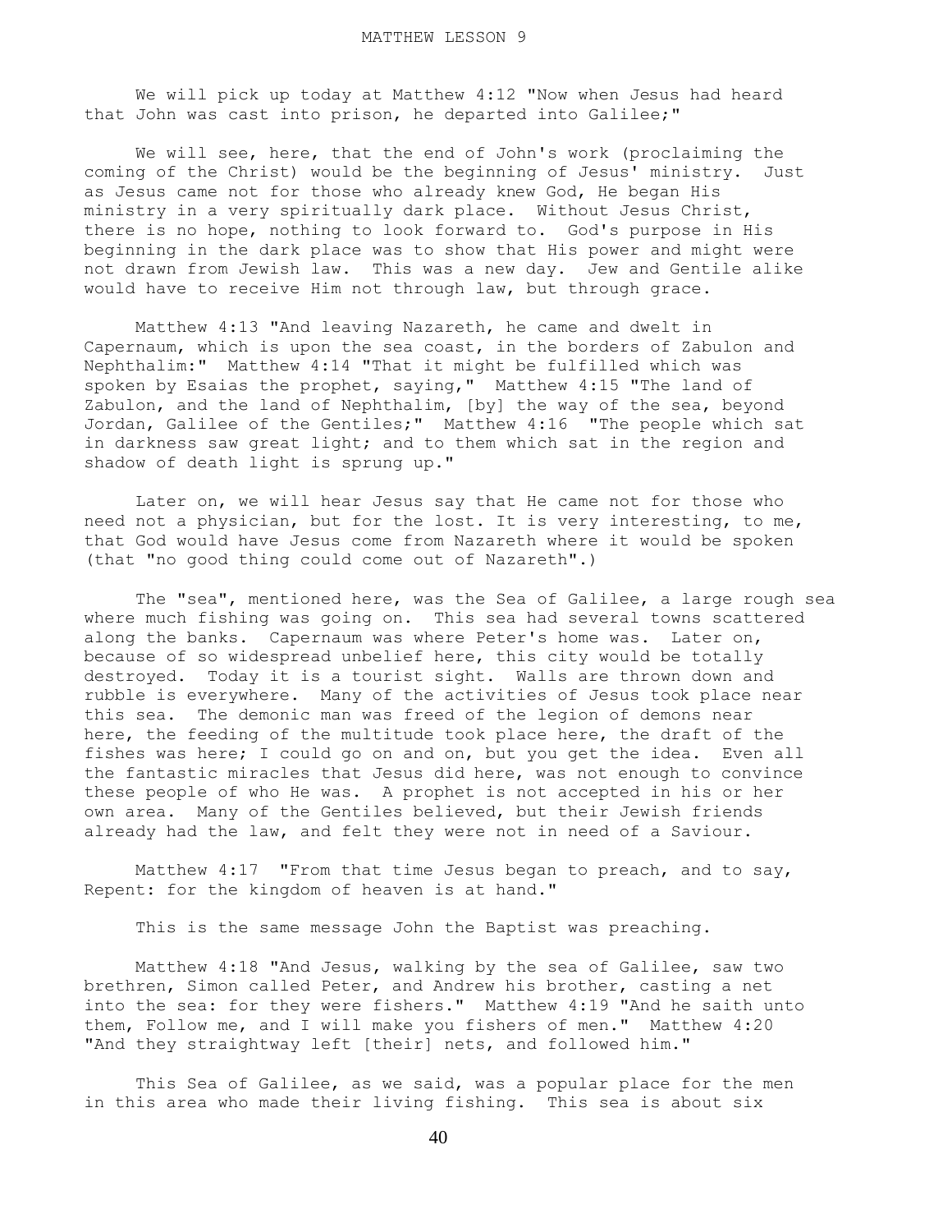# MATTHEW LESSON 9

We will pick up today at Matthew 4:12 "Now when Jesus had heard that John was cast into prison, he departed into Galilee;"

We will see, here, that the end of John's work (proclaiming the coming of the Christ) would be the beginning of Jesus' ministry. Just as Jesus came not for those who already knew God, He began His ministry in a very spiritually dark place. Without Jesus Christ, there is no hope, nothing to look forward to. God's purpose in His beginning in the dark place was to show that His power and might were not drawn from Jewish law. This was a new day. Jew and Gentile alike would have to receive Him not through law, but through grace.

Matthew 4:13 "And leaving Nazareth, he came and dwelt in Capernaum, which is upon the sea coast, in the borders of Zabulon and Nephthalim:" Matthew 4:14 "That it might be fulfilled which was spoken by Esaias the prophet, saying," Matthew 4:15 "The land of Zabulon, and the land of Nephthalim, [by] the way of the sea, beyond Jordan, Galilee of the Gentiles;" Matthew 4:16 "The people which sat in darkness saw great light; and to them which sat in the region and shadow of death light is sprung up."

Later on, we will hear Jesus say that He came not for those who need not a physician, but for the lost. It is very interesting, to me, that God would have Jesus come from Nazareth where it would be spoken (that "no good thing could come out of Nazareth".)

The "sea", mentioned here, was the Sea of Galilee, a large rough sea where much fishing was going on. This sea had several towns scattered along the banks. Capernaum was where Peter's home was. Later on, because of so widespread unbelief here, this city would be totally destroyed. Today it is a tourist sight. Walls are thrown down and rubble is everywhere. Many of the activities of Jesus took place near this sea. The demonic man was freed of the legion of demons near here, the feeding of the multitude took place here, the draft of the fishes was here; I could go on and on, but you get the idea. Even all the fantastic miracles that Jesus did here, was not enough to convince these people of who He was. A prophet is not accepted in his or her own area. Many of the Gentiles believed, but their Jewish friends already had the law, and felt they were not in need of a Saviour.

Matthew 4:17 "From that time Jesus began to preach, and to say, Repent: for the kingdom of heaven is at hand."

This is the same message John the Baptist was preaching.

Matthew 4:18 "And Jesus, walking by the sea of Galilee, saw two brethren, Simon called Peter, and Andrew his brother, casting a net into the sea: for they were fishers." Matthew 4:19 "And he saith unto them, Follow me, and I will make you fishers of men." Matthew 4:20 "And they straightway left [their] nets, and followed him."

This Sea of Galilee, as we said, was a popular place for the men in this area who made their living fishing. This sea is about six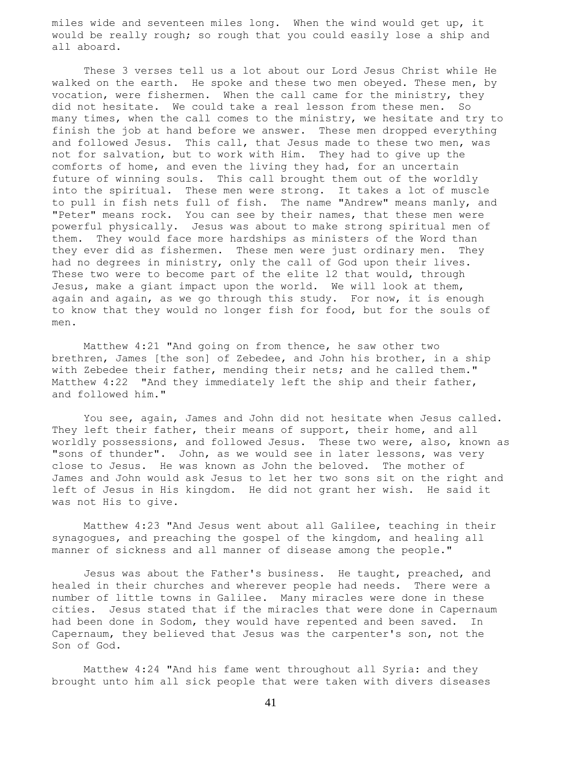miles wide and seventeen miles long. When the wind would get up, it would be really rough; so rough that you could easily lose a ship and all aboard.

These 3 verses tell us a lot about our Lord Jesus Christ while He walked on the earth. He spoke and these two men obeyed. These men, by vocation, were fishermen. When the call came for the ministry, they did not hesitate. We could take a real lesson from these men. So many times, when the call comes to the ministry, we hesitate and try to finish the job at hand before we answer. These men dropped everything and followed Jesus. This call, that Jesus made to these two men, was not for salvation, but to work with Him. They had to give up the comforts of home, and even the living they had, for an uncertain future of winning souls. This call brought them out of the worldly into the spiritual. These men were strong. It takes a lot of muscle to pull in fish nets full of fish. The name "Andrew" means manly, and "Peter" means rock. You can see by their names, that these men were powerful physically. Jesus was about to make strong spiritual men of them. They would face more hardships as ministers of the Word than they ever did as fishermen. These men were just ordinary men. They had no degrees in ministry, only the call of God upon their lives. These two were to become part of the elite 12 that would, through Jesus, make a giant impact upon the world. We will look at them, again and again, as we go through this study. For now, it is enough to know that they would no longer fish for food, but for the souls of men.

Matthew 4:21 "And going on from thence, he saw other two brethren, James [the son] of Zebedee, and John his brother, in a ship with Zebedee their father, mending their nets; and he called them."
Matthew 4:22 "And they immediately left the ship and their father, and followed him."

You see, again, James and John did not hesitate when Jesus called. They left their father, their means of support, their home, and all worldly possessions, and followed Jesus. These two were, also, known as "sons of thunder". John, as we would see in later lessons, was very close to Jesus. He was known as John the beloved. The mother of James and John would ask Jesus to let her two sons sit on the right and left of Jesus in His kingdom. He did not grant her wish. He said it was not His to give.

Matthew 4:23 "And Jesus went about all Galilee, teaching in their synagogues, and preaching the gospel of the kingdom, and healing all manner of sickness and all manner of disease among the people."

Jesus was about the Father's business. He taught, preached, and healed in their churches and wherever people had needs. There were a number of little towns in Galilee. Many miracles were done in these cities. Jesus stated that if the miracles that were done in Capernaum had been done in Sodom, they would have repented and been saved. In Capernaum, they believed that Jesus was the carpenter's son, not the Son of God.

Matthew 4:24 "And his fame went throughout all Syria: and they brought unto him all sick people that were taken with divers diseases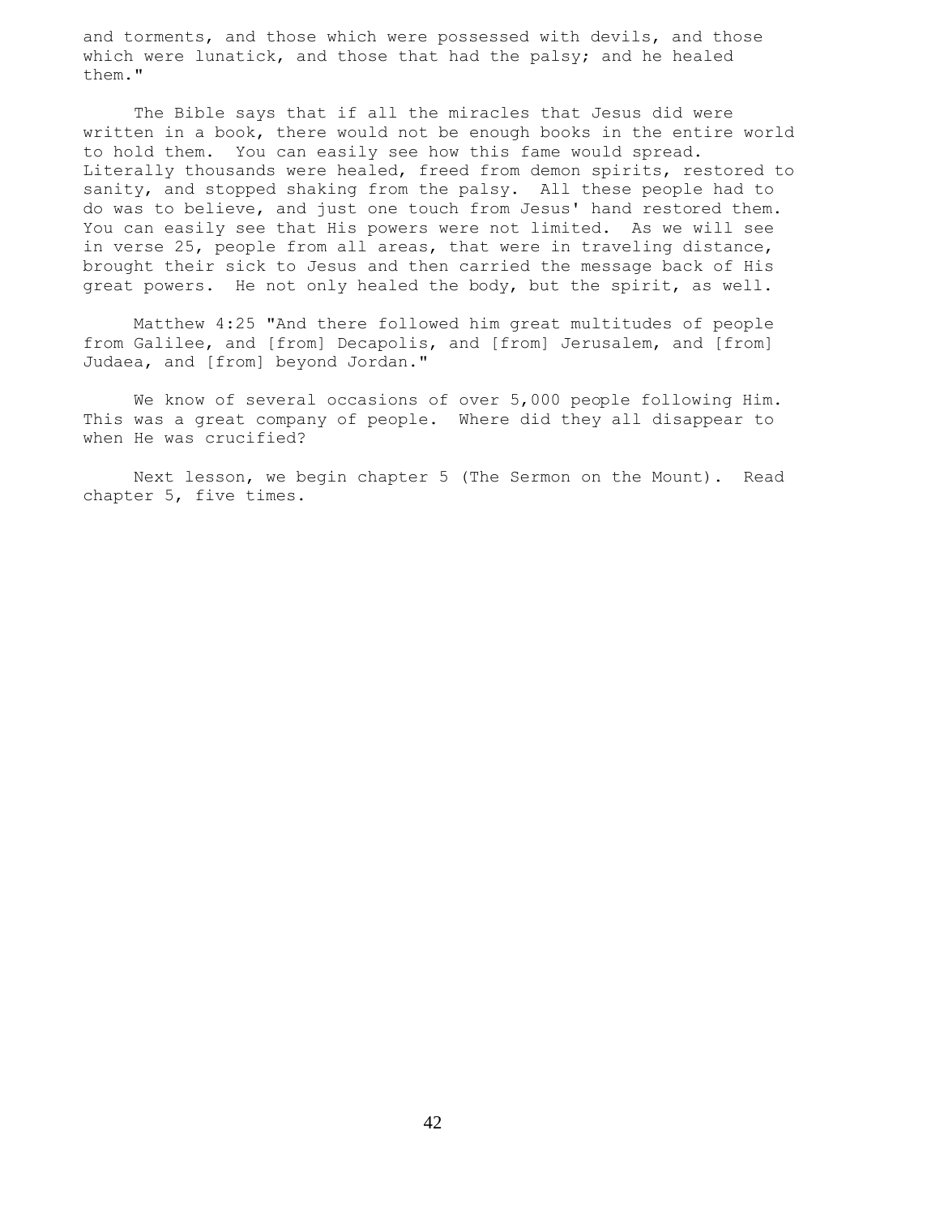and torments, and those which were possessed with devils, and those which were lunatick, and those that had the palsy; and he healed them."

The Bible says that if all the miracles that Jesus did were written in a book, there would not be enough books in the entire world to hold them. You can easily see how this fame would spread. Literally thousands were healed, freed from demon spirits, restored to sanity, and stopped shaking from the palsy. All these people had to do was to believe, and just one touch from Jesus' hand restored them. You can easily see that His powers were not limited. As we will see in verse 25, people from all areas, that were in traveling distance, brought their sick to Jesus and then carried the message back of His great powers. He not only healed the body, but the spirit, as well.

Matthew 4:25 "And there followed him great multitudes of people from Galilee, and [from] Decapolis, and [from] Jerusalem, and [from] Judaea, and [from] beyond Jordan."

We know of several occasions of over 5,000 people following Him. This was a great company of people. Where did they all disappear to when He was crucified?

Next lesson, we begin chapter 5 (The Sermon on the Mount). Read chapter 5, five times.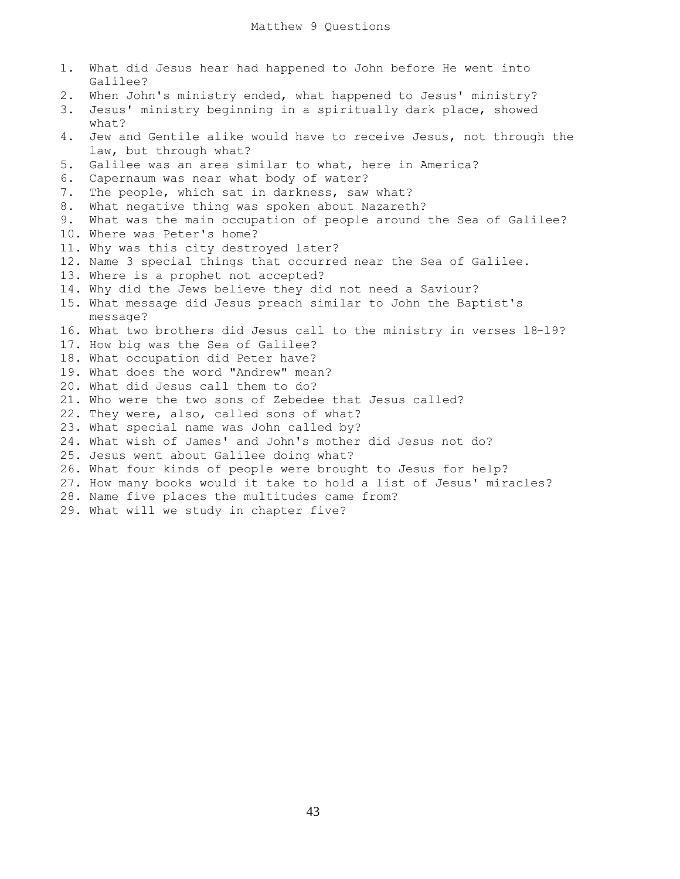# Matthew 9 Questions

1. What did Jesus hear had happened to John before He went into Galilee?
2. When John's ministry ended, what happened to Jesus' ministry?
3. Jesus' ministry beginning in a spiritually dark place, showed what?
4. Jew and Gentile alike would have to receive Jesus, not through the law, but through what?
5. Galilee was an area similar to what, here in America?
6. Capernaum was near what body of water?
7. The people, which sat in darkness, saw what?
8. What negative thing was spoken about Nazareth?
9. What was the main occupation of people around the Sea of Galilee?
10. Where was Peter's home?
11. Why was this city destroyed later?
12. Name 3 special things that occurred near the Sea of Galilee.
13. Where is a prophet not accepted?
14. Why did the Jews believe they did not need a Saviour?
15. What message did Jesus preach similar to John the Baptist's message?
16. What two brothers did Jesus call to the ministry in verses 18-19?
17. How big was the Sea of Galilee?
18. What occupation did Peter have?
19. What does the word "Andrew" mean?
20. What did Jesus call them to do?
21. Who were the two sons of Zebedee that Jesus called?
22. They were, also, called sons of what?
23. What special name was John called by?
24. What wish of James' and John's mother did Jesus not do?
25. Jesus went about Galilee doing what?
26. What four kinds of people were brought to Jesus for help?
27. How many books would it take to hold a list of Jesus' miracles?
28. Name five places the multitudes came from?
29. What will we study in chapter five?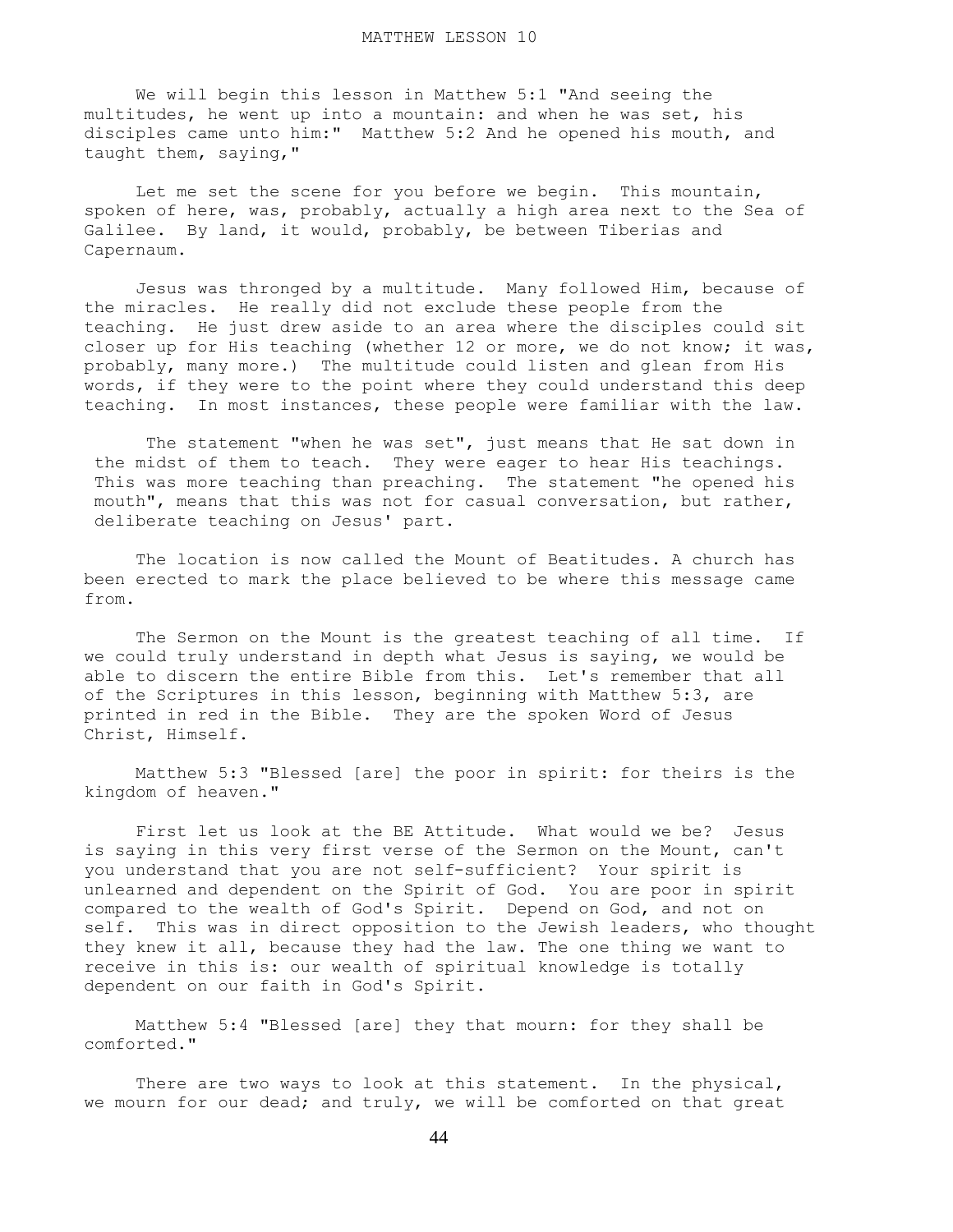# MATTHEW LESSON 10

We will begin this lesson in Matthew 5:1 "And seeing the multitudes, he went up into a mountain: and when he was set, his disciples came unto him:" Matthew 5:2 And he opened his mouth, and taught them, saying,"

Let me set the scene for you before we begin. This mountain, spoken of here, was, probably, actually a high area next to the Sea of Galilee. By land, it would, probably, be between Tiberias and Capernaum.

Jesus was thronged by a multitude. Many followed Him, because of the miracles. He really did not exclude these people from the teaching. He just drew aside to an area where the disciples could sit closer up for His teaching (whether 12 or more, we do not know; it was, probably, many more.) The multitude could listen and glean from His words, if they were to the point where they could understand this deep teaching. In most instances, these people were familiar with the law.

The statement "when he was set", just means that He sat down in the midst of them to teach. They were eager to hear His teachings. This was more teaching than preaching. The statement "he opened his mouth", means that this was not for casual conversation, but rather, deliberate teaching on Jesus' part.

The location is now called the Mount of Beatitudes. A church has been erected to mark the place believed to be where this message came from.

The Sermon on the Mount is the greatest teaching of all time. If we could truly understand in depth what Jesus is saying, we would be able to discern the entire Bible from this. Let's remember that all of the Scriptures in this lesson, beginning with Matthew 5:3, are printed in red in the Bible. They are the spoken Word of Jesus Christ, Himself.

Matthew 5:3 "Blessed [are] the poor in spirit: for theirs is the kingdom of heaven."

First let us look at the BE Attitude. What would we be? Jesus is saying in this very first verse of the Sermon on the Mount, can't you understand that you are not self-sufficient? Your spirit is unlearned and dependent on the Spirit of God. You are poor in spirit compared to the wealth of God's Spirit. Depend on God, and not on self. This was in direct opposition to the Jewish leaders, who thought they knew it all, because they had the law. The one thing we want to receive in this is: our wealth of spiritual knowledge is totally dependent on our faith in God's Spirit.

Matthew 5:4 "Blessed [are] they that mourn: for they shall be comforted."

There are two ways to look at this statement. In the physical, we mourn for our dead; and truly, we will be comforted on that great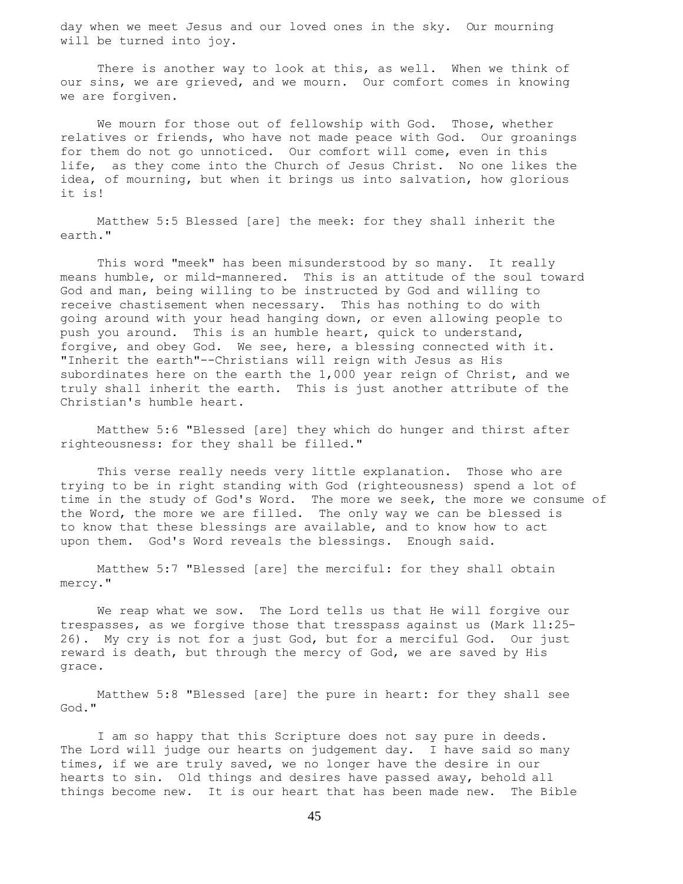day when we meet Jesus and our loved ones in the sky. Our mourning will be turned into joy.

There is another way to look at this, as well. When we think of our sins, we are grieved, and we mourn. Our comfort comes in knowing we are forgiven.

We mourn for those out of fellowship with God. Those, whether relatives or friends, who have not made peace with God. Our groanings for them do not go unnoticed. Our comfort will come, even in this life, as they come into the Church of Jesus Christ. No one likes the idea, of mourning, but when it brings us into salvation, how glorious it is!

Matthew 5:5 Blessed [are] the meek: for they shall inherit the earth."

This word "meek" has been misunderstood by so many. It really means humble, or mild-mannered. This is an attitude of the soul toward God and man, being willing to be instructed by God and willing to receive chastisement when necessary. This has nothing to do with going around with your head hanging down, or even allowing people to push you around. This is an humble heart, quick to understand, forgive, and obey God. We see, here, a blessing connected with it. "Inherit the earth"--Christians will reign with Jesus as His subordinates here on the earth the 1,000 year reign of Christ, and we truly shall inherit the earth. This is just another attribute of the Christian's humble heart.

Matthew 5:6 "Blessed [are] they which do hunger and thirst after righteousness: for they shall be filled."

This verse really needs very little explanation. Those who are trying to be in right standing with God (righteousness) spend a lot of time in the study of God's Word. The more we seek, the more we consume of the Word, the more we are filled. The only way we can be blessed is to know that these blessings are available, and to know how to act upon them. God's Word reveals the blessings. Enough said.

Matthew 5:7 "Blessed [are] the merciful: for they shall obtain mercy."

We reap what we sow. The Lord tells us that He will forgive our trespasses, as we forgive those that tresspass against us (Mark 11:25-26). My cry is not for a just God, but for a merciful God. Our just reward is death, but through the mercy of God, we are saved by His grace.

Matthew 5:8 "Blessed [are] the pure in heart: for they shall see God."

I am so happy that this Scripture does not say pure in deeds. The Lord will judge our hearts on judgement day. I have said so many times, if we are truly saved, we no longer have the desire in our hearts to sin. Old things and desires have passed away, behold all things become new. It is our heart that has been made new. The Bible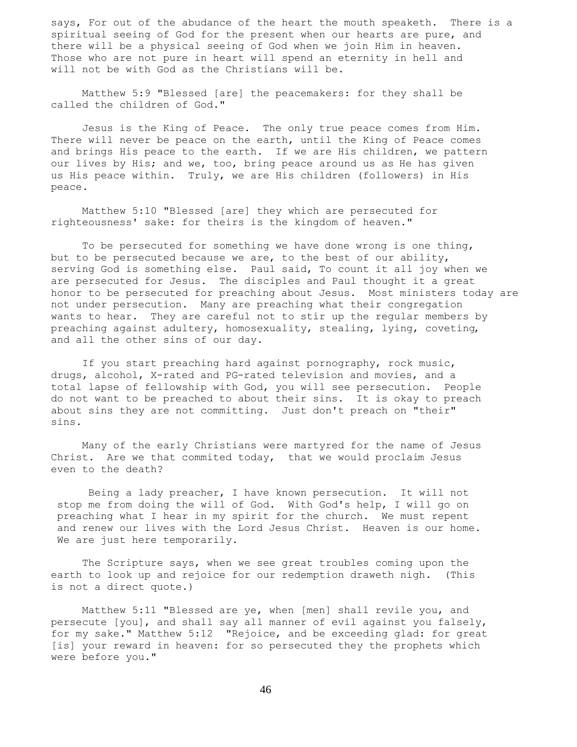says, For out of the abudance of the heart the mouth speaketh. There is a spiritual seeing of God for the present when our hearts are pure, and there will be a physical seeing of God when we join Him in heaven. Those who are not pure in heart will spend an eternity in hell and will not be with God as the Christians will be.

Matthew 5:9 "Blessed [are] the peacemakers: for they shall be called the children of God."

Jesus is the King of Peace. The only true peace comes from Him. There will never be peace on the earth, until the King of Peace comes and brings His peace to the earth. If we are His children, we pattern our lives by His; and we, too, bring peace around us as He has given us His peace within. Truly, we are His children (followers) in His peace.

Matthew 5:10 "Blessed [are] they which are persecuted for righteousness' sake: for theirs is the kingdom of heaven."

To be persecuted for something we have done wrong is one thing, but to be persecuted because we are, to the best of our ability, serving God is something else. Paul said, To count it all joy when we are persecuted for Jesus. The disciples and Paul thought it a great honor to be persecuted for preaching about Jesus. Most ministers today are not under persecution. Many are preaching what their congregation wants to hear. They are careful not to stir up the regular members by preaching against adultery, homosexuality, stealing, lying, coveting, and all the other sins of our day.

If you start preaching hard against pornography, rock music, drugs, alcohol, X-rated and PG-rated television and movies, and a total lapse of fellowship with God, you will see persecution. People do not want to be preached to about their sins. It is okay to preach about sins they are not committing. Just don't preach on "their" sins.

Many of the early Christians were martyred for the name of Jesus Christ. Are we that commited today, that we would proclaim Jesus even to the death?

Being a lady preacher, I have known persecution. It will not stop me from doing the will of God. With God's help, I will go on preaching what I hear in my spirit for the church. We must repent and renew our lives with the Lord Jesus Christ. Heaven is our home. We are just here temporarily.

The Scripture says, when we see great troubles coming upon the earth to look up and rejoice for our redemption draweth nigh. (This is not a direct quote.)

Matthew 5:11 "Blessed are ye, when [men] shall revile you, and persecute [you], and shall say all manner of evil against you falsely, for my sake." Matthew 5:12 "Rejoice, and be exceeding glad: for great [is] your reward in heaven: for so persecuted they the prophets which were before you."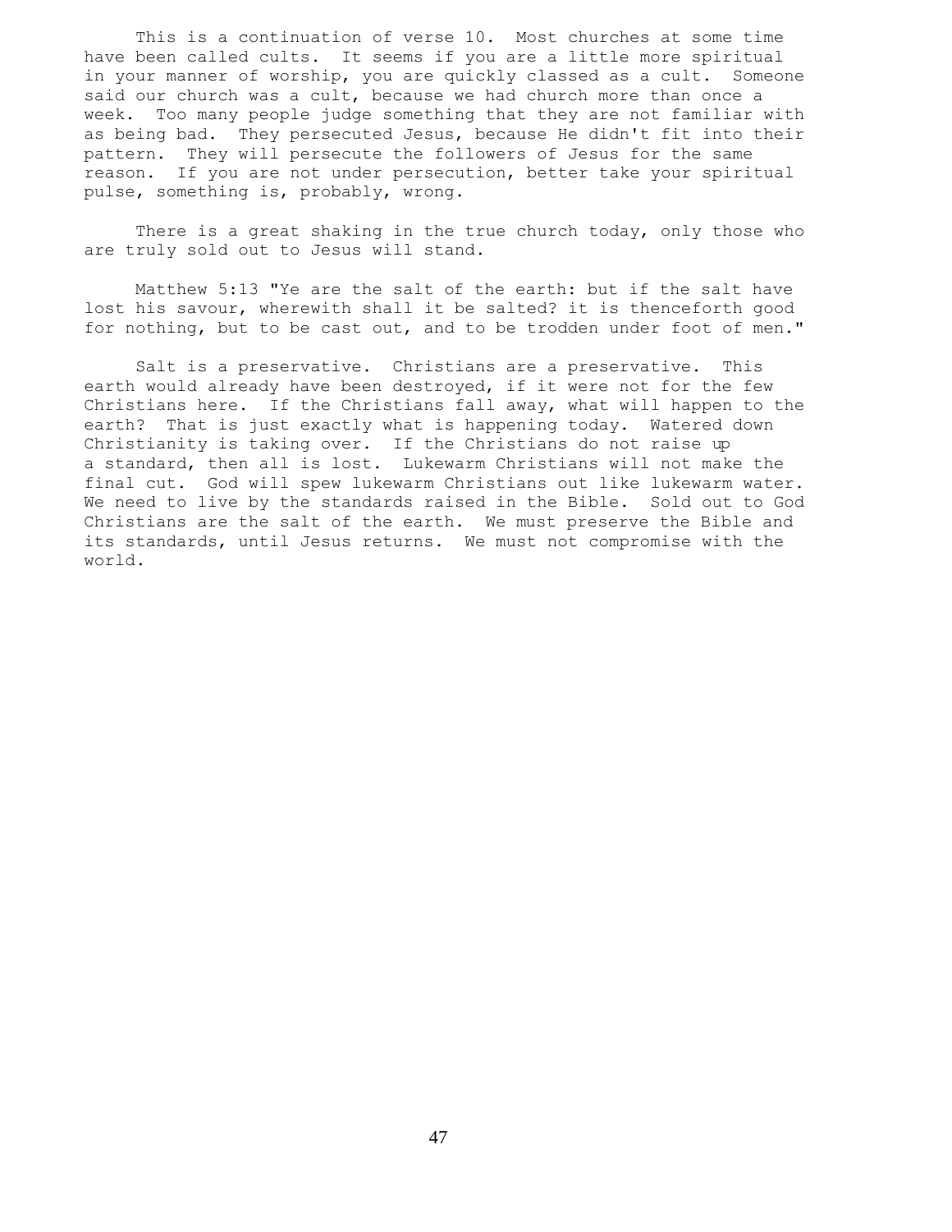This is a continuation of verse 10. Most churches at some time have been called cults. It seems if you are a little more spiritual in your manner of worship, you are quickly classed as a cult. Someone said our church was a cult, because we had church more than once a week. Too many people judge something that they are not familiar with as being bad. They persecuted Jesus, because He didn't fit into their pattern. They will persecute the followers of Jesus for the same reason. If you are not under persecution, better take your spiritual pulse, something is, probably, wrong.

There is a great shaking in the true church today, only those who are truly sold out to Jesus will stand.

Matthew 5:13 "Ye are the salt of the earth: but if the salt have lost his savour, wherewith shall it be salted? it is thenceforth good for nothing, but to be cast out, and to be trodden under foot of men."

Salt is a preservative. Christians are a preservative. This earth would already have been destroyed, if it were not for the few Christians here. If the Christians fall away, what will happen to the earth? That is just exactly what is happening today. Watered down Christianity is taking over. If the Christians do not raise up a standard, then all is lost. Lukewarm Christians will not make the final cut. God will spew lukewarm Christians out like lukewarm water. We need to live by the standards raised in the Bible. Sold out to God Christians are the salt of the earth. We must preserve the Bible and its standards, until Jesus returns. We must not compromise with the world.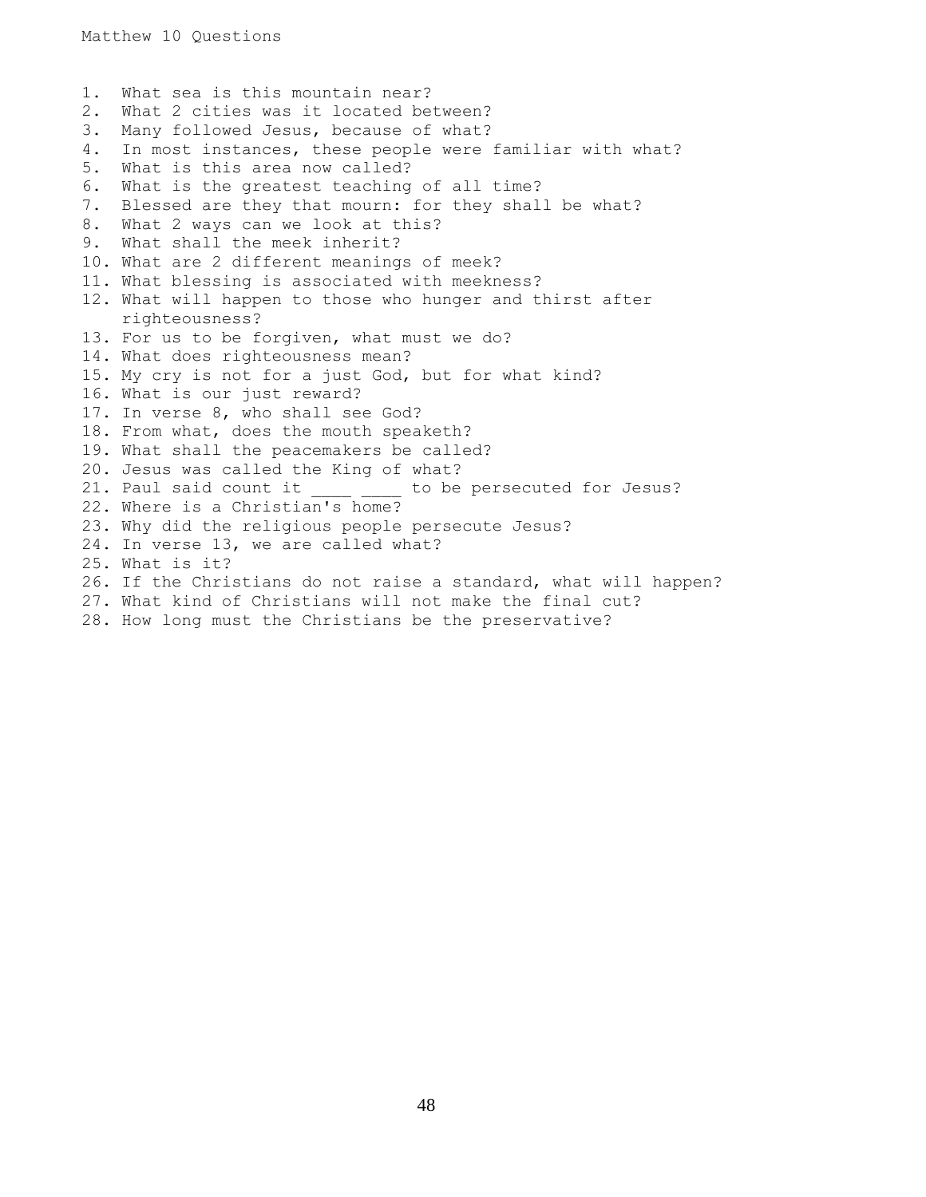Matthew 10 Questions

1. What sea is this mountain near?
2. What 2 cities was it located between?
3. Many followed Jesus, because of what?
4. In most instances, these people were familiar with what?
5. What is this area now called?
6. What is the greatest teaching of all time?
7. Blessed are they that mourn: for they shall be what?
8. What 2 ways can we look at this?
9. What shall the meek inherit?
10. What are 2 different meanings of meek?
11. What blessing is associated with meekness?
12. What will happen to those who hunger and thirst after righteousness?
13. For us to be forgiven, what must we do?
14. What does righteousness mean?
15. My cry is not for a just God, but for what kind?
16. What is our just reward?
17. In verse 8, who shall see God?
18. From what, does the mouth speaketh?
19. What shall the peacemakers be called?
20. Jesus was called the King of what?
21. Paul said count it ____ ____ to be persecuted for Jesus?
22. Where is a Christian's home?
23. Why did the religious people persecute Jesus?
24. In verse 13, we are called what?
25. What is it?
26. If the Christians do not raise a standard, what will happen?
27. What kind of Christians will not make the final cut?
28. How long must the Christians be the preservative?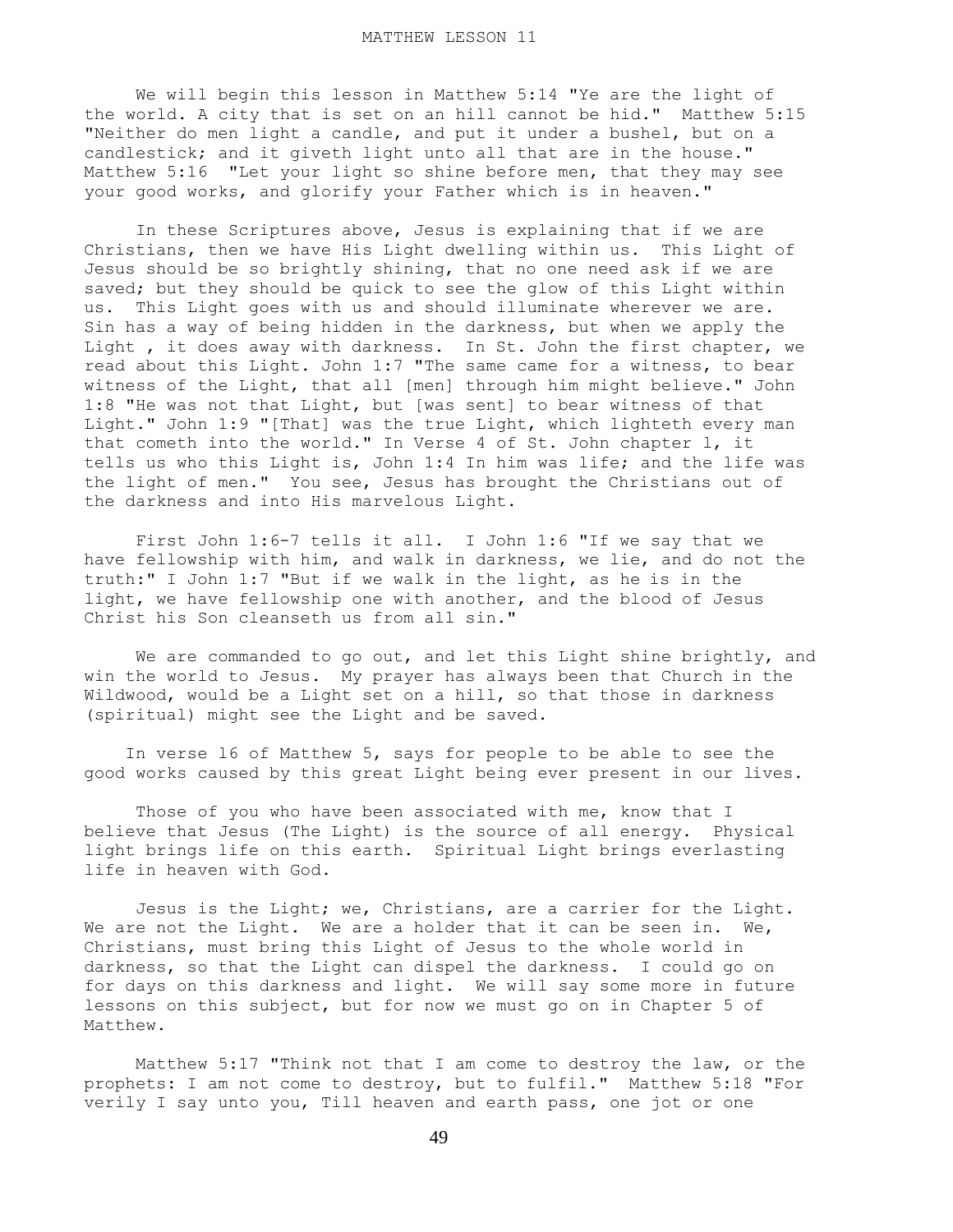MATTHEW LESSON 11

We will begin this lesson in Matthew 5:14 "Ye are the light of the world. A city that is set on an hill cannot be hid." Matthew 5:15 "Neither do men light a candle, and put it under a bushel, but on a candlestick; and it giveth light unto all that are in the house." Matthew 5:16 "Let your light so shine before men, that they may see your good works, and glorify your Father which is in heaven."

In these Scriptures above, Jesus is explaining that if we are Christians, then we have His Light dwelling within us. This Light of Jesus should be so brightly shining, that no one need ask if we are saved; but they should be quick to see the glow of this Light within us. This Light goes with us and should illuminate wherever we are. Sin has a way of being hidden in the darkness, but when we apply the Light , it does away with darkness. In St. John the first chapter, we read about this Light. John 1:7 "The same came for a witness, to bear witness of the Light, that all [men] through him might believe." John 1:8 "He was not that Light, but [was sent] to bear witness of that Light." John 1:9 "[That] was the true Light, which lighteth every man that cometh into the world." In Verse 4 of St. John chapter l, it tells us who this Light is, John 1:4 In him was life; and the life was the light of men." You see, Jesus has brought the Christians out of the darkness and into His marvelous Light.

First John 1:6-7 tells it all. I John 1:6 "If we say that we have fellowship with him, and walk in darkness, we lie, and do not the truth:" I John 1:7 "But if we walk in the light, as he is in the light, we have fellowship one with another, and the blood of Jesus Christ his Son cleanseth us from all sin."

We are commanded to go out, and let this Light shine brightly, and win the world to Jesus. My prayer has always been that Church in the Wildwood, would be a Light set on a hill, so that those in darkness (spiritual) might see the Light and be saved.

In verse l6 of Matthew 5, says for people to be able to see the good works caused by this great Light being ever present in our lives.

Those of you who have been associated with me, know that I believe that Jesus (The Light) is the source of all energy. Physical light brings life on this earth. Spiritual Light brings everlasting life in heaven with God.

Jesus is the Light; we, Christians, are a carrier for the Light. We are not the Light. We are a holder that it can be seen in. We, Christians, must bring this Light of Jesus to the whole world in darkness, so that the Light can dispel the darkness. I could go on for days on this darkness and light. We will say some more in future lessons on this subject, but for now we must go on in Chapter 5 of Matthew.

Matthew 5:17 "Think not that I am come to destroy the law, or the prophets: I am not come to destroy, but to fulfil." Matthew 5:18 "For verily I say unto you, Till heaven and earth pass, one jot or one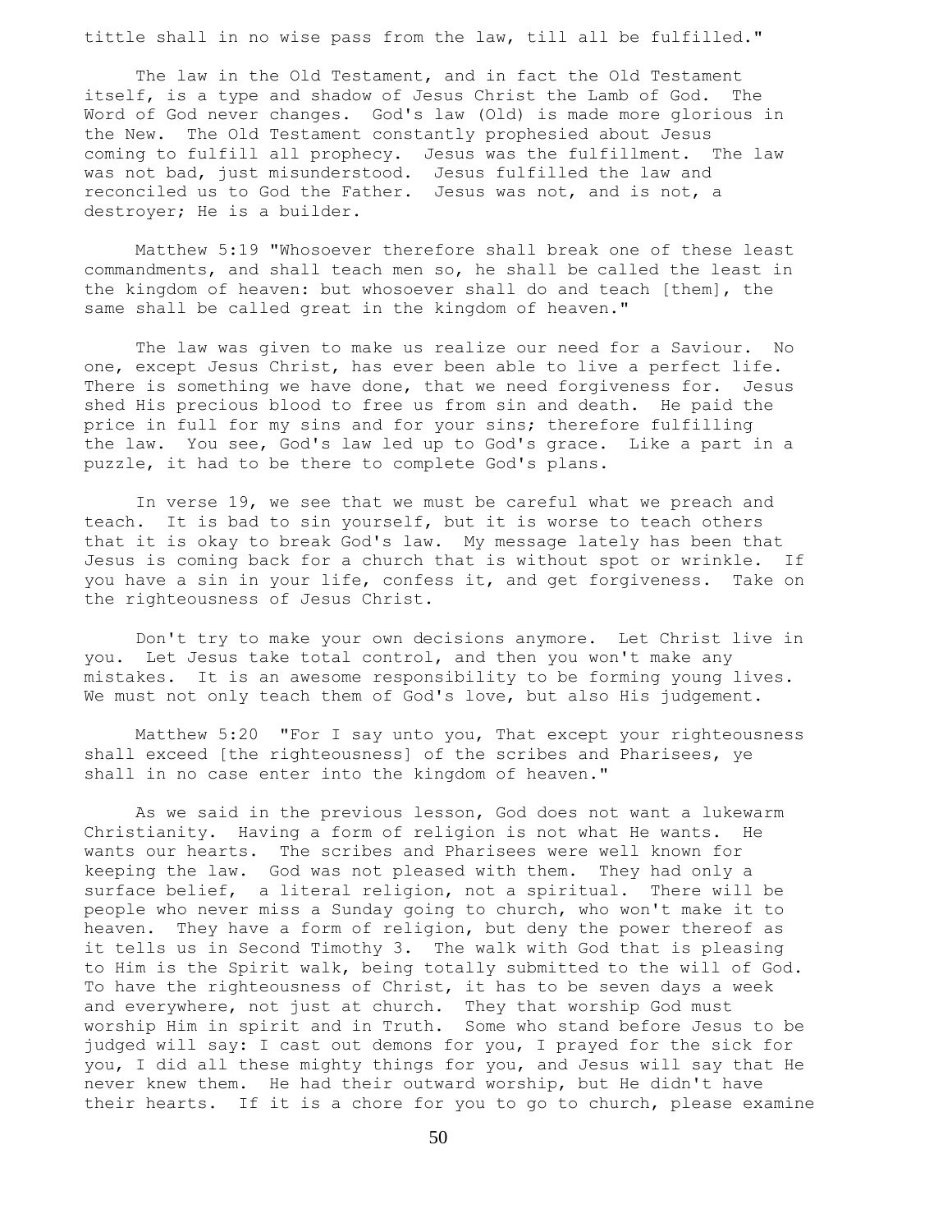tittle shall in no wise pass from the law, till all be fulfilled."

The law in the Old Testament, and in fact the Old Testament itself, is a type and shadow of Jesus Christ the Lamb of God. The Word of God never changes. God's law (Old) is made more glorious in the New. The Old Testament constantly prophesied about Jesus coming to fulfill all prophecy. Jesus was the fulfillment. The law was not bad, just misunderstood. Jesus fulfilled the law and reconciled us to God the Father. Jesus was not, and is not, a destroyer; He is a builder.

Matthew 5:19 "Whosoever therefore shall break one of these least commandments, and shall teach men so, he shall be called the least in the kingdom of heaven: but whosoever shall do and teach [them], the same shall be called great in the kingdom of heaven."

The law was given to make us realize our need for a Saviour. No one, except Jesus Christ, has ever been able to live a perfect life. There is something we have done, that we need forgiveness for. Jesus shed His precious blood to free us from sin and death. He paid the price in full for my sins and for your sins; therefore fulfilling the law. You see, God's law led up to God's grace. Like a part in a puzzle, it had to be there to complete God's plans.

In verse 19, we see that we must be careful what we preach and teach. It is bad to sin yourself, but it is worse to teach others that it is okay to break God's law. My message lately has been that Jesus is coming back for a church that is without spot or wrinkle. If you have a sin in your life, confess it, and get forgiveness. Take on the righteousness of Jesus Christ.

Don't try to make your own decisions anymore. Let Christ live in you. Let Jesus take total control, and then you won't make any mistakes. It is an awesome responsibility to be forming young lives. We must not only teach them of God's love, but also His judgement.

Matthew 5:20 "For I say unto you, That except your righteousness shall exceed [the righteousness] of the scribes and Pharisees, ye shall in no case enter into the kingdom of heaven."

As we said in the previous lesson, God does not want a lukewarm Christianity. Having a form of religion is not what He wants. He wants our hearts. The scribes and Pharisees were well known for keeping the law. God was not pleased with them. They had only a surface belief, a literal religion, not a spiritual. There will be people who never miss a Sunday going to church, who won't make it to heaven. They have a form of religion, but deny the power thereof as it tells us in Second Timothy 3. The walk with God that is pleasing to Him is the Spirit walk, being totally submitted to the will of God. To have the righteousness of Christ, it has to be seven days a week and everywhere, not just at church. They that worship God must worship Him in spirit and in Truth. Some who stand before Jesus to be judged will say: I cast out demons for you, I prayed for the sick for you, I did all these mighty things for you, and Jesus will say that He never knew them. He had their outward worship, but He didn't have their hearts. If it is a chore for you to go to church, please examine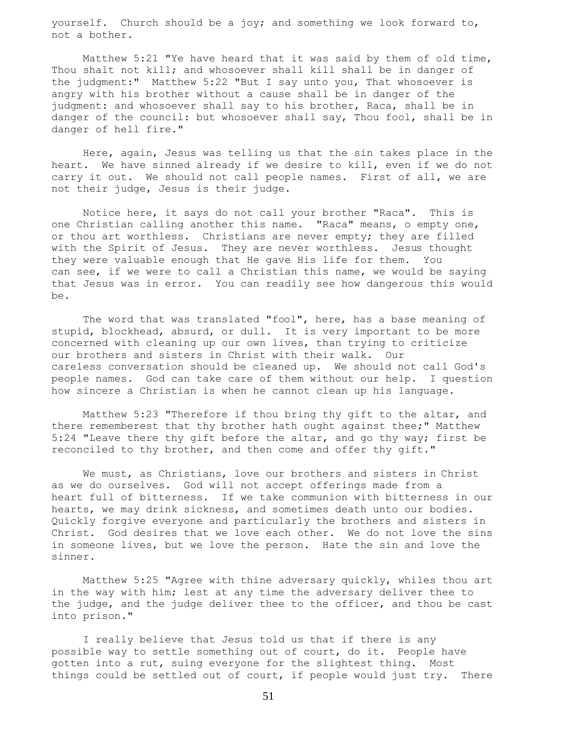yourself. Church should be a joy; and something we look forward to, not a bother.

Matthew 5:21 "Ye have heard that it was said by them of old time, Thou shalt not kill; and whosoever shall kill shall be in danger of the judgment:" Matthew 5:22 "But I say unto you, That whosoever is angry with his brother without a cause shall be in danger of the judgment: and whosoever shall say to his brother, Raca, shall be in danger of the council: but whosoever shall say, Thou fool, shall be in danger of hell fire."

Here, again, Jesus was telling us that the sin takes place in the heart. We have sinned already if we desire to kill, even if we do not carry it out. We should not call people names. First of all, we are not their judge, Jesus is their judge.

Notice here, it says do not call your brother "Raca". This is one Christian calling another this name. "Raca" means, o empty one, or thou art worthless. Christians are never empty; they are filled with the Spirit of Jesus. They are never worthless. Jesus thought they were valuable enough that He gave His life for them. You can see, if we were to call a Christian this name, we would be saying that Jesus was in error. You can readily see how dangerous this would be.

The word that was translated "fool", here, has a base meaning of stupid, blockhead, absurd, or dull. It is very important to be more concerned with cleaning up our own lives, than trying to criticize our brothers and sisters in Christ with their walk. Our careless conversation should be cleaned up. We should not call God's people names. God can take care of them without our help. I question how sincere a Christian is when he cannot clean up his language.

Matthew 5:23 "Therefore if thou bring thy gift to the altar, and there rememberest that thy brother hath ought against thee;" Matthew 5:24 "Leave there thy gift before the altar, and go thy way; first be reconciled to thy brother, and then come and offer thy gift."

We must, as Christians, love our brothers and sisters in Christ as we do ourselves. God will not accept offerings made from a heart full of bitterness. If we take communion with bitterness in our hearts, we may drink sickness, and sometimes death unto our bodies. Quickly forgive everyone and particularly the brothers and sisters in Christ. God desires that we love each other. We do not love the sins in someone lives, but we love the person. Hate the sin and love the sinner.

Matthew 5:25 "Agree with thine adversary quickly, whiles thou art in the way with him; lest at any time the adversary deliver thee to the judge, and the judge deliver thee to the officer, and thou be cast into prison."

I really believe that Jesus told us that if there is any possible way to settle something out of court, do it. People have gotten into a rut, suing everyone for the slightest thing. Most things could be settled out of court, if people would just try. There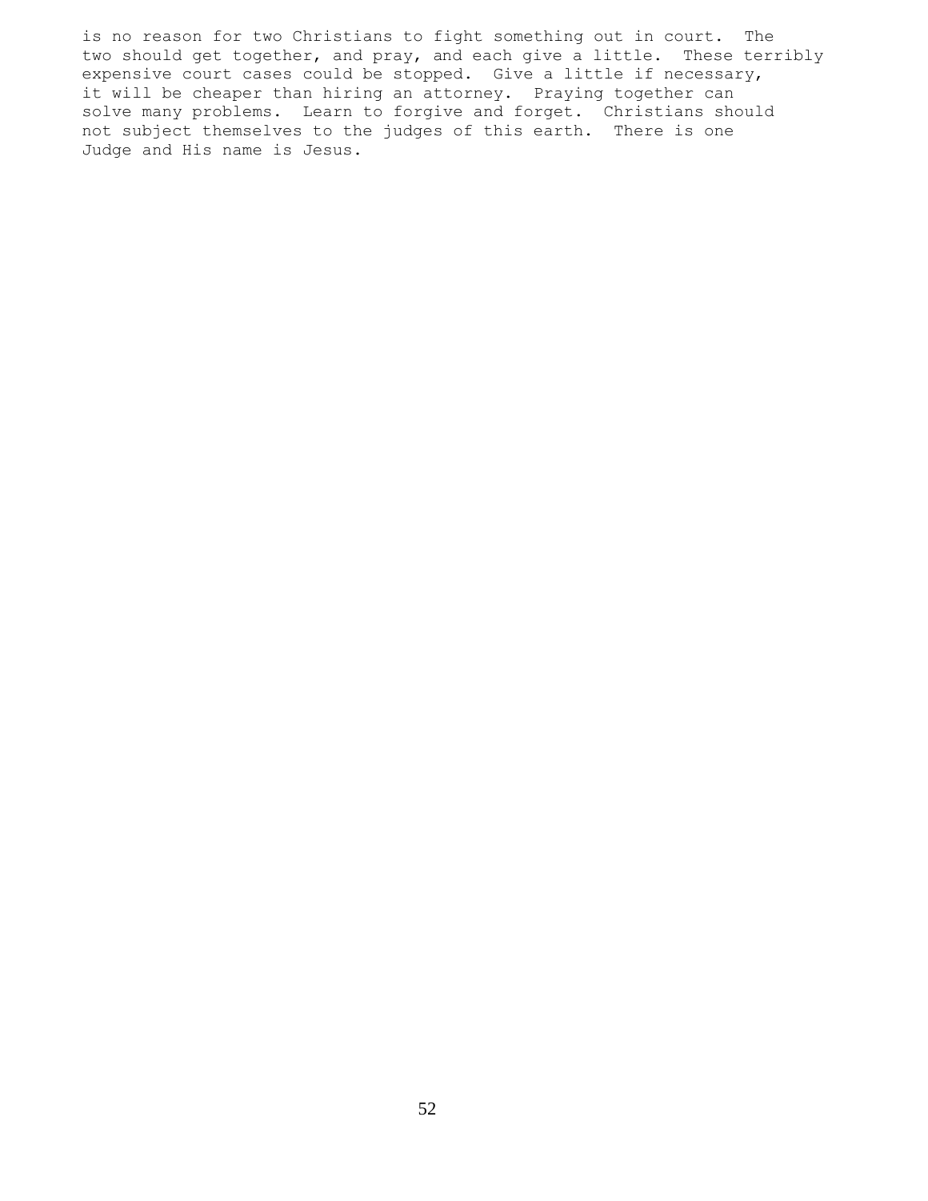is no reason for two Christians to fight something out in court. The two should get together, and pray, and each give a little. These terribly expensive court cases could be stopped. Give a little if necessary, it will be cheaper than hiring an attorney. Praying together can solve many problems. Learn to forgive and forget. Christians should not subject themselves to the judges of this earth. There is one Judge and His name is Jesus.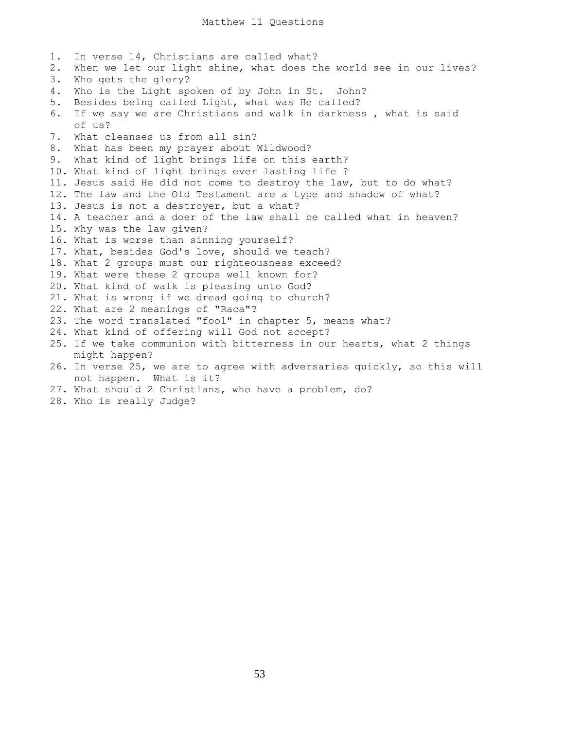# Matthew 11 Questions

1. In verse 14, Christians are called what?
2. When we let our light shine, what does the world see in our lives?
3. Who gets the glory?
4. Who is the Light spoken of by John in St. John?
5. Besides being called Light, what was He called?
6. If we say we are Christians and walk in darkness , what is said of us?
7. What cleanses us from all sin?
8. What has been my prayer about Wildwood?
9. What kind of light brings life on this earth?
10. What kind of light brings ever lasting life ?
11. Jesus said He did not come to destroy the law, but to do what?
12. The law and the Old Testament are a type and shadow of what?
13. Jesus is not a destroyer, but a what?
14. A teacher and a doer of the law shall be called what in heaven?
15. Why was the law given?
16. What is worse than sinning yourself?
17. What, besides God's love, should we teach?
18. What 2 groups must our righteousness exceed?
19. What were these 2 groups well known for?
20. What kind of walk is pleasing unto God?
21. What is wrong if we dread going to church?
22. What are 2 meanings of "Raca"?
23. The word translated "fool" in chapter 5, means what?
24. What kind of offering will God not accept?
25. If we take communion with bitterness in our hearts, what 2 things might happen?
26. In verse 25, we are to agree with adversaries quickly, so this will not happen. What is it?
27. What should 2 Christians, who have a problem, do?
28. Who is really Judge?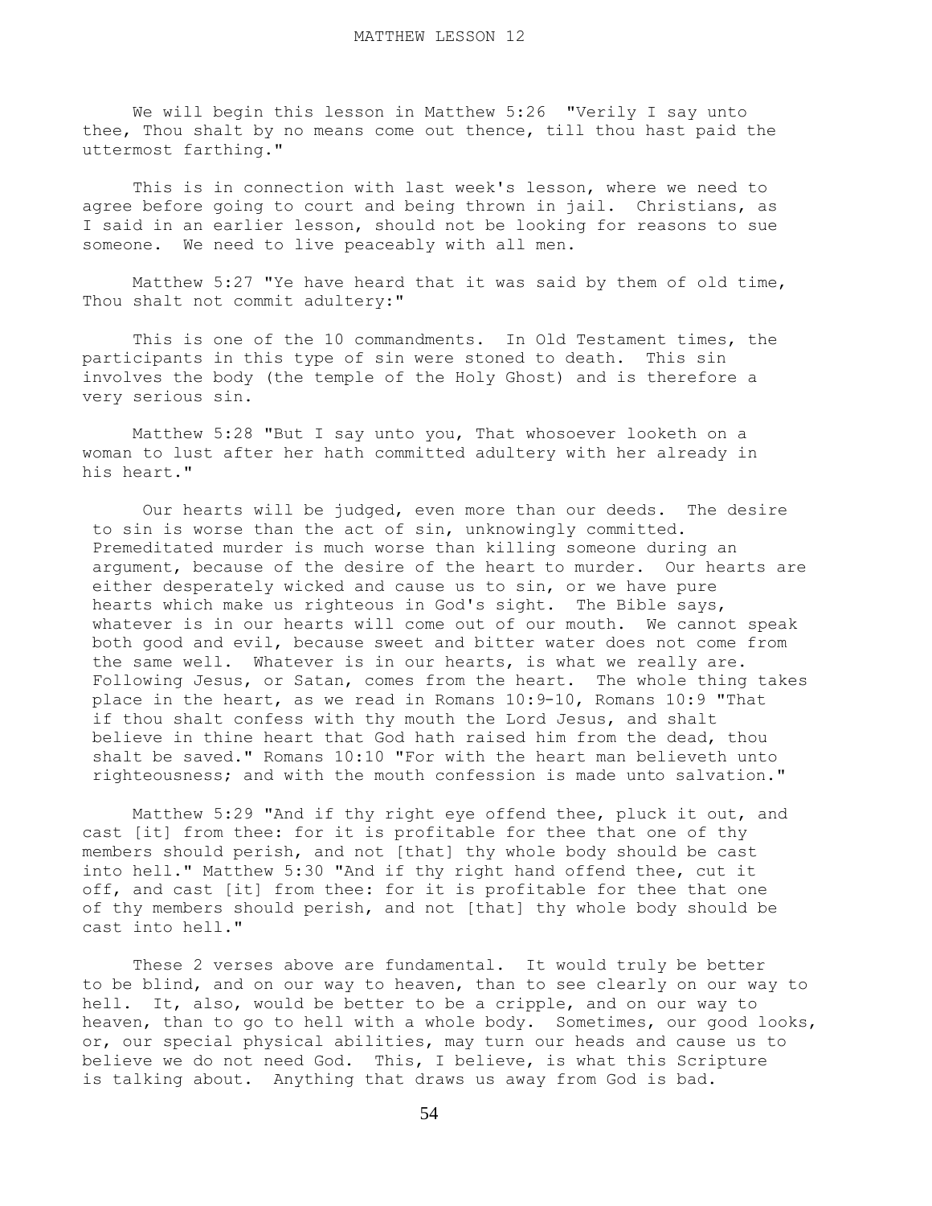# MATTHEW LESSON 12

We will begin this lesson in Matthew 5:26 "Verily I say unto thee, Thou shalt by no means come out thence, till thou hast paid the uttermost farthing."

This is in connection with last week's lesson, where we need to agree before going to court and being thrown in jail. Christians, as I said in an earlier lesson, should not be looking for reasons to sue someone. We need to live peaceably with all men.

Matthew 5:27 "Ye have heard that it was said by them of old time, Thou shalt not commit adultery:"

This is one of the 10 commandments. In Old Testament times, the participants in this type of sin were stoned to death. This sin involves the body (the temple of the Holy Ghost) and is therefore a very serious sin.

Matthew 5:28 "But I say unto you, That whosoever looketh on a woman to lust after her hath committed adultery with her already in his heart."

Our hearts will be judged, even more than our deeds. The desire to sin is worse than the act of sin, unknowingly committed. Premeditated murder is much worse than killing someone during an argument, because of the desire of the heart to murder. Our hearts are either desperately wicked and cause us to sin, or we have pure hearts which make us righteous in God's sight. The Bible says, whatever is in our hearts will come out of our mouth. We cannot speak both good and evil, because sweet and bitter water does not come from the same well. Whatever is in our hearts, is what we really are. Following Jesus, or Satan, comes from the heart. The whole thing takes place in the heart, as we read in Romans 10:9-10, Romans 10:9 "That if thou shalt confess with thy mouth the Lord Jesus, and shalt believe in thine heart that God hath raised him from the dead, thou shalt be saved." Romans 10:10 "For with the heart man believeth unto righteousness; and with the mouth confession is made unto salvation."

Matthew 5:29 "And if thy right eye offend thee, pluck it out, and cast [it] from thee: for it is profitable for thee that one of thy members should perish, and not [that] thy whole body should be cast into hell." Matthew 5:30 "And if thy right hand offend thee, cut it off, and cast [it] from thee: for it is profitable for thee that one of thy members should perish, and not [that] thy whole body should be cast into hell."

These 2 verses above are fundamental. It would truly be better to be blind, and on our way to heaven, than to see clearly on our way to hell. It, also, would be better to be a cripple, and on our way to heaven, than to go to hell with a whole body. Sometimes, our good looks, or, our special physical abilities, may turn our heads and cause us to believe we do not need God. This, I believe, is what this Scripture is talking about. Anything that draws us away from God is bad.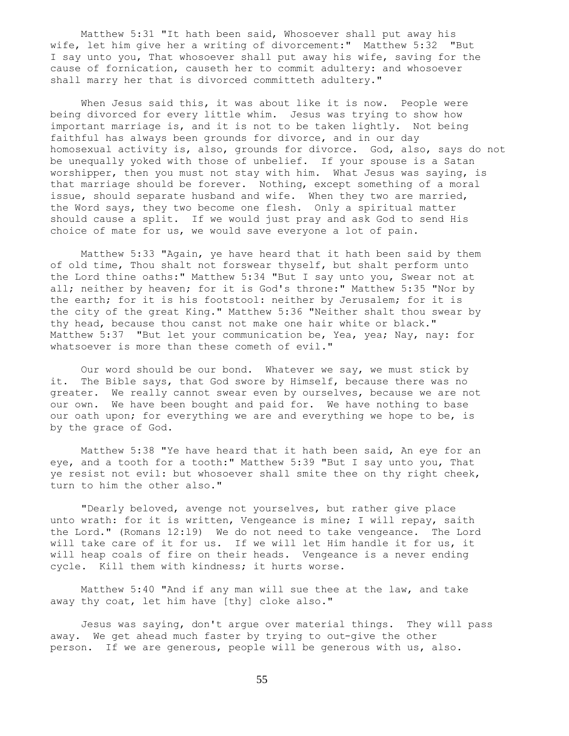Matthew 5:31 "It hath been said, Whosoever shall put away his wife, let him give her a writing of divorcement:" Matthew 5:32 "But I say unto you, That whosoever shall put away his wife, saving for the cause of fornication, causeth her to commit adultery: and whosoever shall marry her that is divorced committeth adultery."

When Jesus said this, it was about like it is now. People were being divorced for every little whim. Jesus was trying to show how important marriage is, and it is not to be taken lightly. Not being faithful has always been grounds for divorce, and in our day homosexual activity is, also, grounds for divorce. God, also, says do not be unequally yoked with those of unbelief. If your spouse is a Satan worshipper, then you must not stay with him. What Jesus was saying, is that marriage should be forever. Nothing, except something of a moral issue, should separate husband and wife. When they two are married, the Word says, they two become one flesh. Only a spiritual matter should cause a split. If we would just pray and ask God to send His choice of mate for us, we would save everyone a lot of pain.

Matthew 5:33 "Again, ye have heard that it hath been said by them of old time, Thou shalt not forswear thyself, but shalt perform unto the Lord thine oaths:" Matthew 5:34 "But I say unto you, Swear not at all; neither by heaven; for it is God's throne:" Matthew 5:35 "Nor by the earth; for it is his footstool: neither by Jerusalem; for it is the city of the great King." Matthew 5:36 "Neither shalt thou swear by thy head, because thou canst not make one hair white or black." Matthew 5:37 "But let your communication be, Yea, yea; Nay, nay: for whatsoever is more than these cometh of evil."

Our word should be our bond. Whatever we say, we must stick by it. The Bible says, that God swore by Himself, because there was no greater. We really cannot swear even by ourselves, because we are not our own. We have been bought and paid for. We have nothing to base our oath upon; for everything we are and everything we hope to be, is by the grace of God.

Matthew 5:38 "Ye have heard that it hath been said, An eye for an eye, and a tooth for a tooth:" Matthew 5:39 "But I say unto you, That ye resist not evil: but whosoever shall smite thee on thy right cheek, turn to him the other also."

"Dearly beloved, avenge not yourselves, but rather give place unto wrath: for it is written, Vengeance is mine; I will repay, saith the Lord." (Romans 12:19) We do not need to take vengeance. The Lord will take care of it for us. If we will let Him handle it for us, it will heap coals of fire on their heads. Vengeance is a never ending cycle. Kill them with kindness; it hurts worse.

Matthew 5:40 "And if any man will sue thee at the law, and take away thy coat, let him have [thy] cloke also."

Jesus was saying, don't argue over material things. They will pass away. We get ahead much faster by trying to out-give the other person. If we are generous, people will be generous with us, also.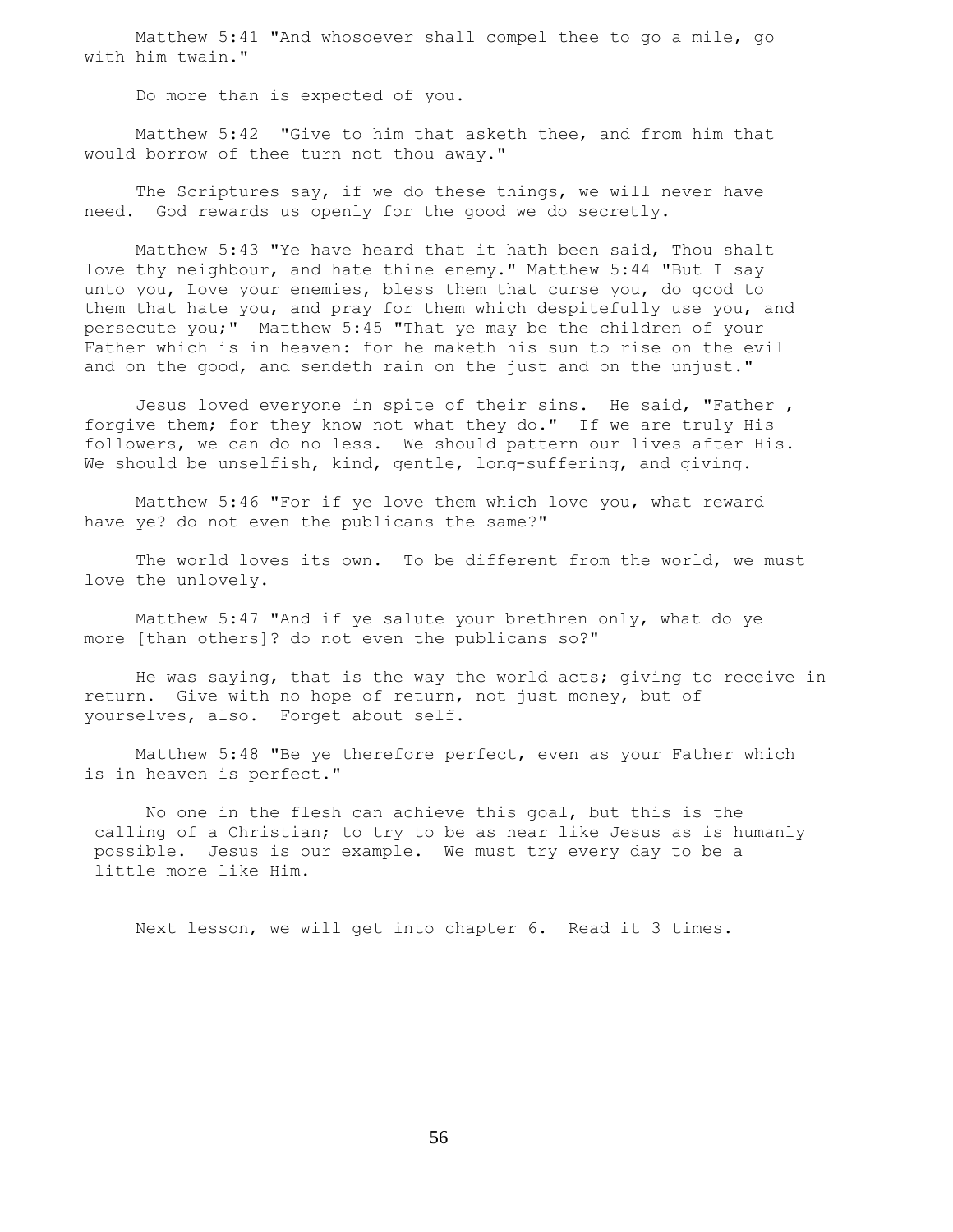Matthew 5:41 "And whosoever shall compel thee to go a mile, go with him twain."

Do more than is expected of you.

Matthew 5:42 "Give to him that asketh thee, and from him that would borrow of thee turn not thou away."

The Scriptures say, if we do these things, we will never have need. God rewards us openly for the good we do secretly.

Matthew 5:43 "Ye have heard that it hath been said, Thou shalt love thy neighbour, and hate thine enemy." Matthew 5:44 "But I say unto you, Love your enemies, bless them that curse you, do good to them that hate you, and pray for them which despitefully use you, and persecute you;" Matthew 5:45 "That ye may be the children of your Father which is in heaven: for he maketh his sun to rise on the evil and on the good, and sendeth rain on the just and on the unjust."

Jesus loved everyone in spite of their sins. He said, "Father , forgive them; for they know not what they do." If we are truly His followers, we can do no less. We should pattern our lives after His. We should be unselfish, kind, gentle, long-suffering, and giving.

Matthew 5:46 "For if ye love them which love you, what reward have ye? do not even the publicans the same?"

The world loves its own. To be different from the world, we must love the unlovely.

Matthew 5:47 "And if ye salute your brethren only, what do ye more [than others]? do not even the publicans so?"

He was saying, that is the way the world acts; giving to receive in return. Give with no hope of return, not just money, but of yourselves, also. Forget about self.

Matthew 5:48 "Be ye therefore perfect, even as your Father which is in heaven is perfect."

No one in the flesh can achieve this goal, but this is the calling of a Christian; to try to be as near like Jesus as is humanly possible. Jesus is our example. We must try every day to be a little more like Him.

Next lesson, we will get into chapter 6. Read it 3 times.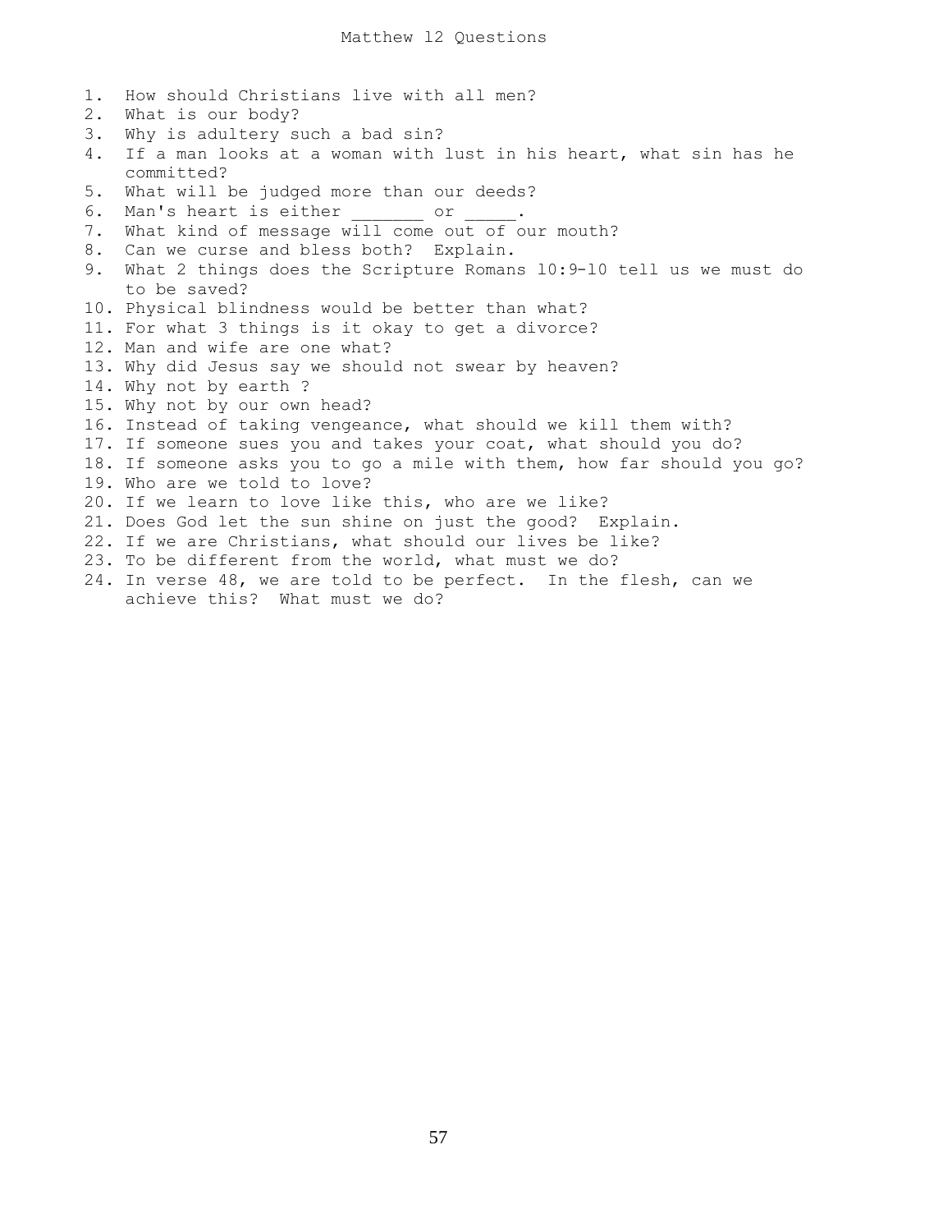# Matthew 12 Questions

1. How should Christians live with all men?
2. What is our body?
3. Why is adultery such a bad sin?
4. If a man looks at a woman with lust in his heart, what sin has he committed?
5. What will be judged more than our deeds?
6. Man's heart is either _______ or _____.
7. What kind of message will come out of our mouth?
8. Can we curse and bless both? Explain.
9. What 2 things does the Scripture Romans 10:9-10 tell us we must do to be saved?
10. Physical blindness would be better than what?
11. For what 3 things is it okay to get a divorce?
12. Man and wife are one what?
13. Why did Jesus say we should not swear by heaven?
14. Why not by earth ?
15. Why not by our own head?
16. Instead of taking vengeance, what should we kill them with?
17. If someone sues you and takes your coat, what should you do?
18. If someone asks you to go a mile with them, how far should you go?
19. Who are we told to love?
20. If we learn to love like this, who are we like?
21. Does God let the sun shine on just the good? Explain.
22. If we are Christians, what should our lives be like?
23. To be different from the world, what must we do?
24. In verse 48, we are told to be perfect. In the flesh, can we achieve this? What must we do?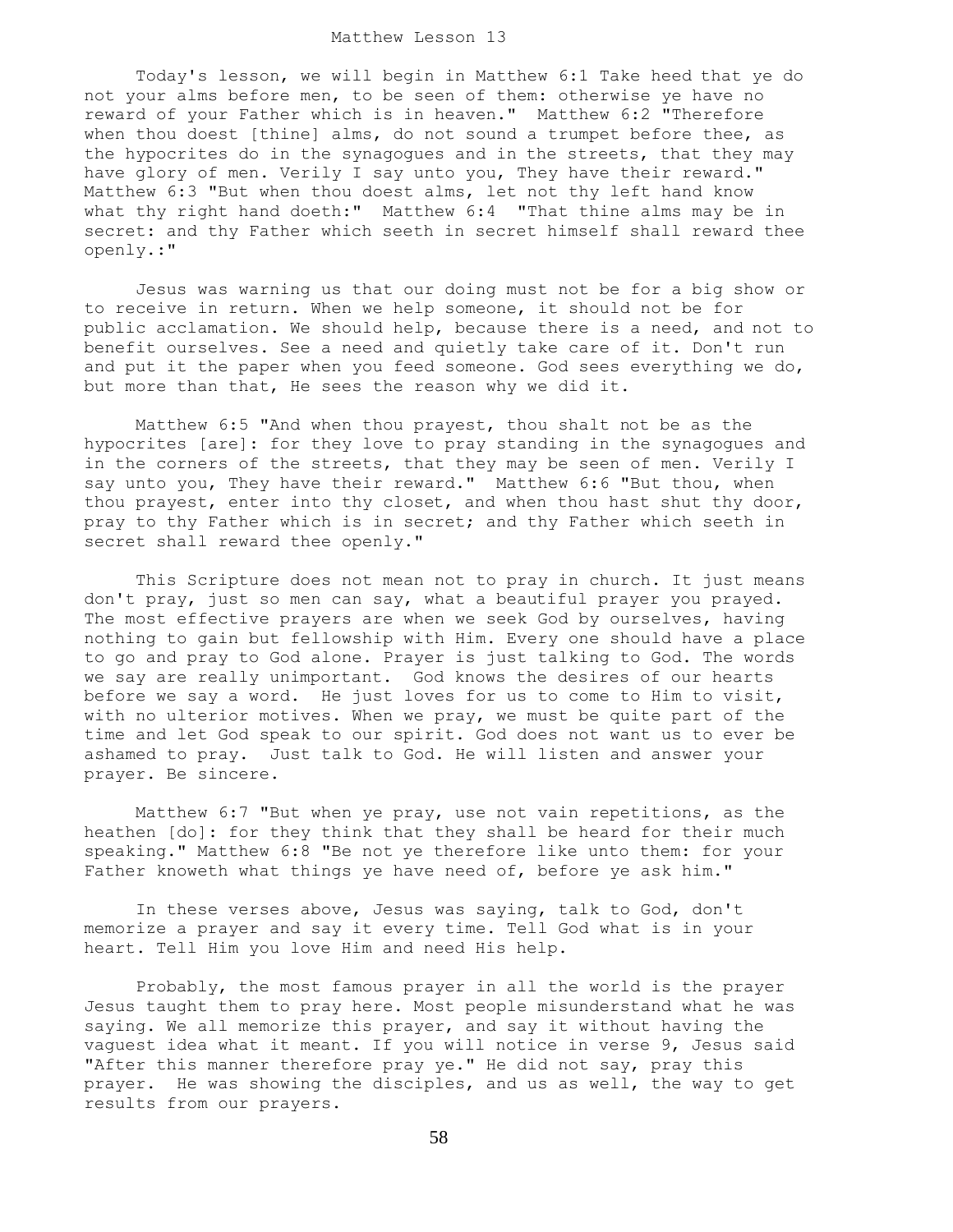# Matthew Lesson 13

Today's lesson, we will begin in Matthew 6:1 Take heed that ye do not your alms before men, to be seen of them: otherwise ye have no reward of your Father which is in heaven." Matthew 6:2 "Therefore when thou doest [thine] alms, do not sound a trumpet before thee, as the hypocrites do in the synagogues and in the streets, that they may have glory of men. Verily I say unto you, They have their reward." Matthew 6:3 "But when thou doest alms, let not thy left hand know what thy right hand doeth:" Matthew 6:4 "That thine alms may be in secret: and thy Father which seeth in secret himself shall reward thee openly.:"

Jesus was warning us that our doing must not be for a big show or to receive in return. When we help someone, it should not be for public acclamation. We should help, because there is a need, and not to benefit ourselves. See a need and quietly take care of it. Don't run and put it the paper when you feed someone. God sees everything we do, but more than that, He sees the reason why we did it.

Matthew 6:5 "And when thou prayest, thou shalt not be as the hypocrites [are]: for they love to pray standing in the synagogues and in the corners of the streets, that they may be seen of men. Verily I say unto you, They have their reward." Matthew 6:6 "But thou, when thou prayest, enter into thy closet, and when thou hast shut thy door, pray to thy Father which is in secret; and thy Father which seeth in secret shall reward thee openly."

This Scripture does not mean not to pray in church. It just means don't pray, just so men can say, what a beautiful prayer you prayed. The most effective prayers are when we seek God by ourselves, having nothing to gain but fellowship with Him. Every one should have a place to go and pray to God alone. Prayer is just talking to God. The words we say are really unimportant. God knows the desires of our hearts before we say a word. He just loves for us to come to Him to visit, with no ulterior motives. When we pray, we must be quite part of the time and let God speak to our spirit. God does not want us to ever be ashamed to pray. Just talk to God. He will listen and answer your prayer. Be sincere.

Matthew 6:7 "But when ye pray, use not vain repetitions, as the heathen [do]: for they think that they shall be heard for their much speaking." Matthew 6:8 "Be not ye therefore like unto them: for your Father knoweth what things ye have need of, before ye ask him."

In these verses above, Jesus was saying, talk to God, don't memorize a prayer and say it every time. Tell God what is in your heart. Tell Him you love Him and need His help.

Probably, the most famous prayer in all the world is the prayer Jesus taught them to pray here. Most people misunderstand what he was saying. We all memorize this prayer, and say it without having the vaguest idea what it meant. If you will notice in verse 9, Jesus said "After this manner therefore pray ye." He did not say, pray this prayer. He was showing the disciples, and us as well, the way to get results from our prayers.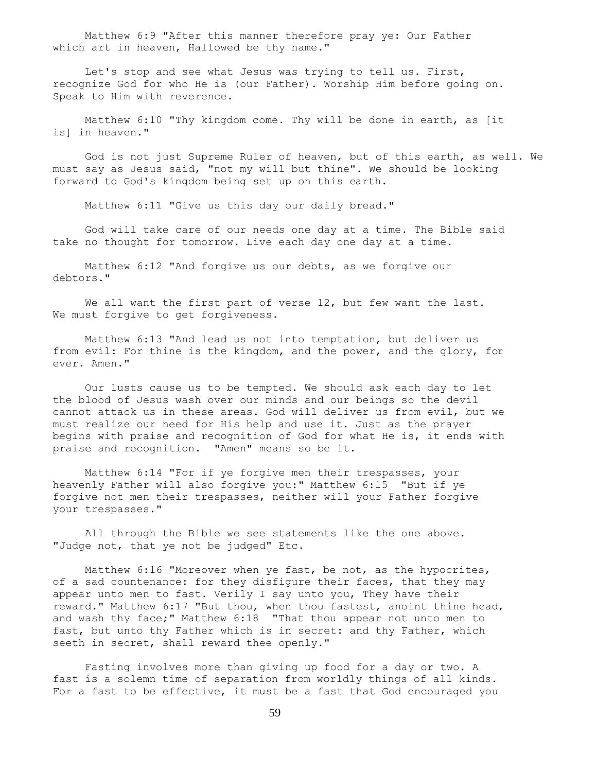Matthew 6:9 "After this manner therefore pray ye: Our Father which art in heaven, Hallowed be thy name."

Let's stop and see what Jesus was trying to tell us. First, recognize God for who He is (our Father). Worship Him before going on. Speak to Him with reverence.

Matthew 6:10 "Thy kingdom come. Thy will be done in earth, as [it is] in heaven."

God is not just Supreme Ruler of heaven, but of this earth, as well. We must say as Jesus said, "not my will but thine". We should be looking forward to God's kingdom being set up on this earth.

Matthew 6:11 "Give us this day our daily bread."

God will take care of our needs one day at a time. The Bible said take no thought for tomorrow. Live each day one day at a time.

Matthew 6:12 "And forgive us our debts, as we forgive our debtors."

We all want the first part of verse 12, but few want the last. We must forgive to get forgiveness.

Matthew 6:13 "And lead us not into temptation, but deliver us from evil: For thine is the kingdom, and the power, and the glory, for ever. Amen."

Our lusts cause us to be tempted. We should ask each day to let the blood of Jesus wash over our minds and our beings so the devil cannot attack us in these areas. God will deliver us from evil, but we must realize our need for His help and use it. Just as the prayer begins with praise and recognition of God for what He is, it ends with praise and recognition. "Amen" means so be it.

Matthew 6:14 "For if ye forgive men their trespasses, your heavenly Father will also forgive you:" Matthew 6:15 "But if ye forgive not men their trespasses, neither will your Father forgive your trespasses."

All through the Bible we see statements like the one above. "Judge not, that ye not be judged" Etc.

Matthew 6:16 "Moreover when ye fast, be not, as the hypocrites, of a sad countenance: for they disfigure their faces, that they may appear unto men to fast. Verily I say unto you, They have their reward." Matthew 6:17 "But thou, when thou fastest, anoint thine head, and wash thy face;" Matthew 6:18 "That thou appear not unto men to fast, but unto thy Father which is in secret: and thy Father, which seeth in secret, shall reward thee openly."

Fasting involves more than giving up food for a day or two. A fast is a solemn time of separation from worldly things of all kinds. For a fast to be effective, it must be a fast that God encouraged you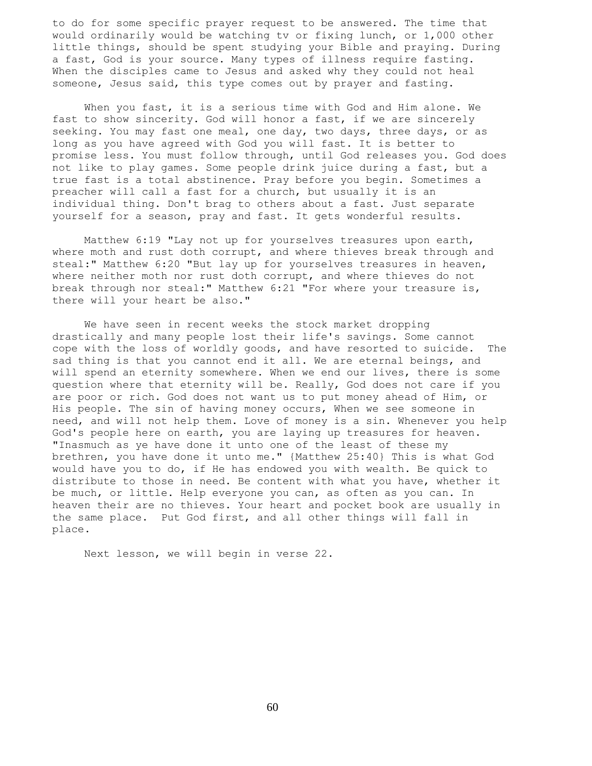to do for some specific prayer request to be answered. The time that would ordinarily would be watching tv or fixing lunch, or 1,000 other little things, should be spent studying your Bible and praying. During a fast, God is your source. Many types of illness require fasting. When the disciples came to Jesus and asked why they could not heal someone, Jesus said, this type comes out by prayer and fasting.

When you fast, it is a serious time with God and Him alone. We fast to show sincerity. God will honor a fast, if we are sincerely seeking. You may fast one meal, one day, two days, three days, or as long as you have agreed with God you will fast. It is better to promise less. You must follow through, until God releases you. God does not like to play games. Some people drink juice during a fast, but a true fast is a total abstinence. Pray before you begin. Sometimes a preacher will call a fast for a church, but usually it is an individual thing. Don't brag to others about a fast. Just separate yourself for a season, pray and fast. It gets wonderful results.

Matthew 6:19 "Lay not up for yourselves treasures upon earth, where moth and rust doth corrupt, and where thieves break through and steal:" Matthew 6:20 "But lay up for yourselves treasures in heaven, where neither moth nor rust doth corrupt, and where thieves do not break through nor steal:" Matthew 6:21 "For where your treasure is, there will your heart be also."

We have seen in recent weeks the stock market dropping drastically and many people lost their life's savings. Some cannot cope with the loss of worldly goods, and have resorted to suicide. The sad thing is that you cannot end it all. We are eternal beings, and will spend an eternity somewhere. When we end our lives, there is some question where that eternity will be. Really, God does not care if you are poor or rich. God does not want us to put money ahead of Him, or His people. The sin of having money occurs, When we see someone in need, and will not help them. Love of money is a sin. Whenever you help God's people here on earth, you are laying up treasures for heaven. "Inasmuch as ye have done it unto one of the least of these my brethren, you have done it unto me." {Matthew 25:40} This is what God would have you to do, if He has endowed you with wealth. Be quick to distribute to those in need. Be content with what you have, whether it be much, or little. Help everyone you can, as often as you can. In heaven their are no thieves. Your heart and pocket book are usually in the same place. Put God first, and all other things will fall in place.

Next lesson, we will begin in verse 22.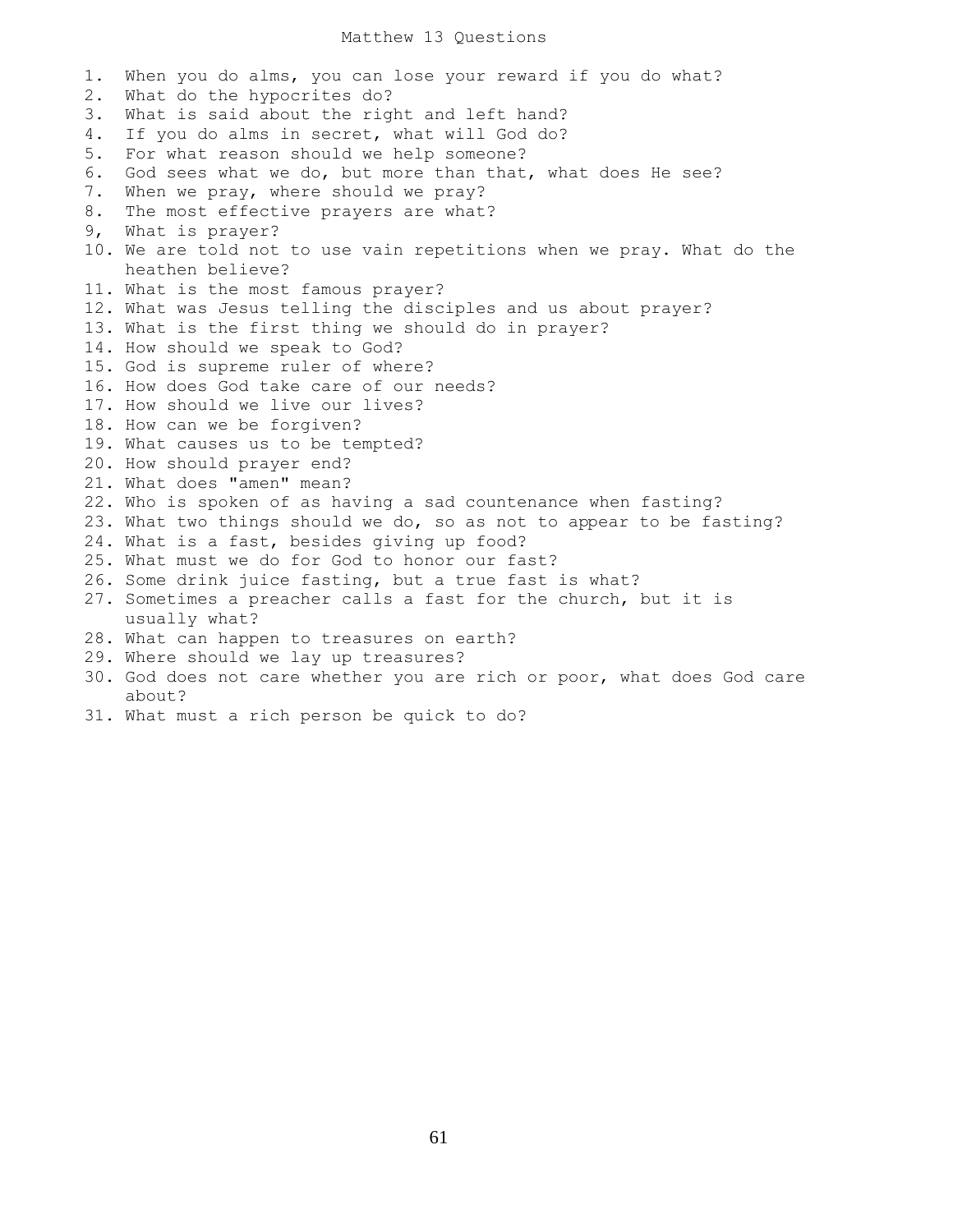# Matthew 13 Questions

1. When you do alms, you can lose your reward if you do what?
2. What do the hypocrites do?
3. What is said about the right and left hand?
4. If you do alms in secret, what will God do?
5. For what reason should we help someone?
6. God sees what we do, but more than that, what does He see?
7. When we pray, where should we pray?
8. The most effective prayers are what?
9. What is prayer?
10. We are told not to use vain repetitions when we pray. What do the heathen believe?
11. What is the most famous prayer?
12. What was Jesus telling the disciples and us about prayer?
13. What is the first thing we should do in prayer?
14. How should we speak to God?
15. God is supreme ruler of where?
16. How does God take care of our needs?
17. How should we live our lives?
18. How can we be forgiven?
19. What causes us to be tempted?
20. How should prayer end?
21. What does "amen" mean?
22. Who is spoken of as having a sad countenance when fasting?
23. What two things should we do, so as not to appear to be fasting?
24. What is a fast, besides giving up food?
25. What must we do for God to honor our fast?
26. Some drink juice fasting, but a true fast is what?
27. Sometimes a preacher calls a fast for the church, but it is usually what?
28. What can happen to treasures on earth?
29. Where should we lay up treasures?
30. God does not care whether you are rich or poor, what does God care about?
31. What must a rich person be quick to do?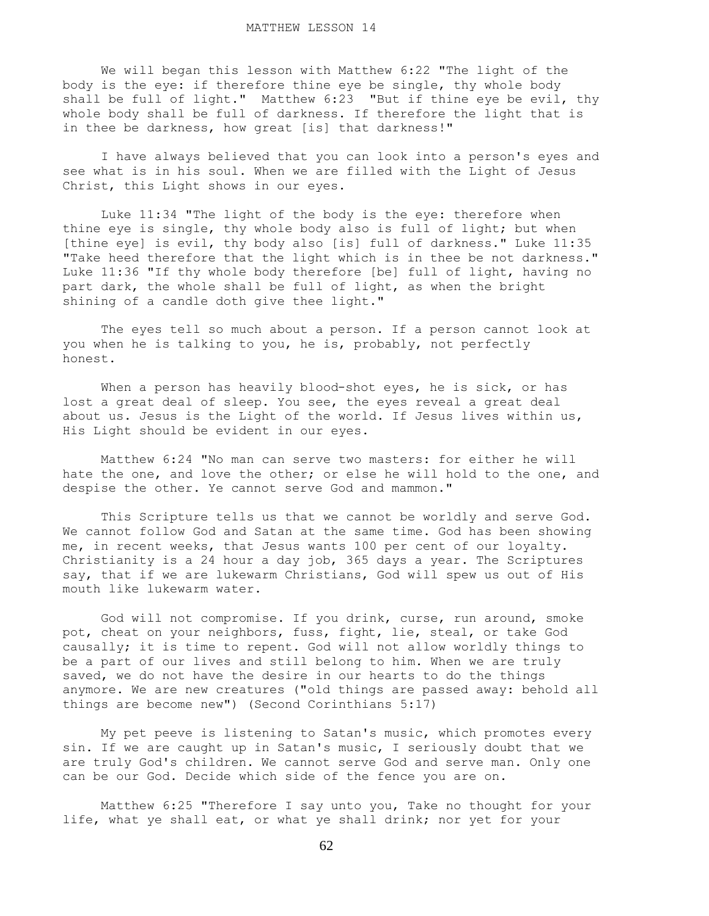# MATTHEW LESSON 14

We will began this lesson with Matthew 6:22 "The light of the body is the eye: if therefore thine eye be single, thy whole body shall be full of light." Matthew 6:23 "But if thine eye be evil, thy whole body shall be full of darkness. If therefore the light that is in thee be darkness, how great [is] that darkness!"

I have always believed that you can look into a person's eyes and see what is in his soul. When we are filled with the Light of Jesus Christ, this Light shows in our eyes.

Luke 11:34 "The light of the body is the eye: therefore when thine eye is single, thy whole body also is full of light; but when [thine eye] is evil, thy body also [is] full of darkness." Luke 11:35 "Take heed therefore that the light which is in thee be not darkness." Luke 11:36 "If thy whole body therefore [be] full of light, having no part dark, the whole shall be full of light, as when the bright shining of a candle doth give thee light."

The eyes tell so much about a person. If a person cannot look at you when he is talking to you, he is, probably, not perfectly honest.

When a person has heavily blood-shot eyes, he is sick, or has lost a great deal of sleep. You see, the eyes reveal a great deal about us. Jesus is the Light of the world. If Jesus lives within us, His Light should be evident in our eyes.

Matthew 6:24 "No man can serve two masters: for either he will hate the one, and love the other; or else he will hold to the one, and despise the other. Ye cannot serve God and mammon."

This Scripture tells us that we cannot be worldly and serve God. We cannot follow God and Satan at the same time. God has been showing me, in recent weeks, that Jesus wants 100 per cent of our loyalty. Christianity is a 24 hour a day job, 365 days a year. The Scriptures say, that if we are lukewarm Christians, God will spew us out of His mouth like lukewarm water.

God will not compromise. If you drink, curse, run around, smoke pot, cheat on your neighbors, fuss, fight, lie, steal, or take God causally; it is time to repent. God will not allow worldly things to be a part of our lives and still belong to him. When we are truly saved, we do not have the desire in our hearts to do the things anymore. We are new creatures ("old things are passed away: behold all things are become new") (Second Corinthians 5:17)

My pet peeve is listening to Satan's music, which promotes every sin. If we are caught up in Satan's music, I seriously doubt that we are truly God's children. We cannot serve God and serve man. Only one can be our God. Decide which side of the fence you are on.

Matthew 6:25 "Therefore I say unto you, Take no thought for your life, what ye shall eat, or what ye shall drink; nor yet for your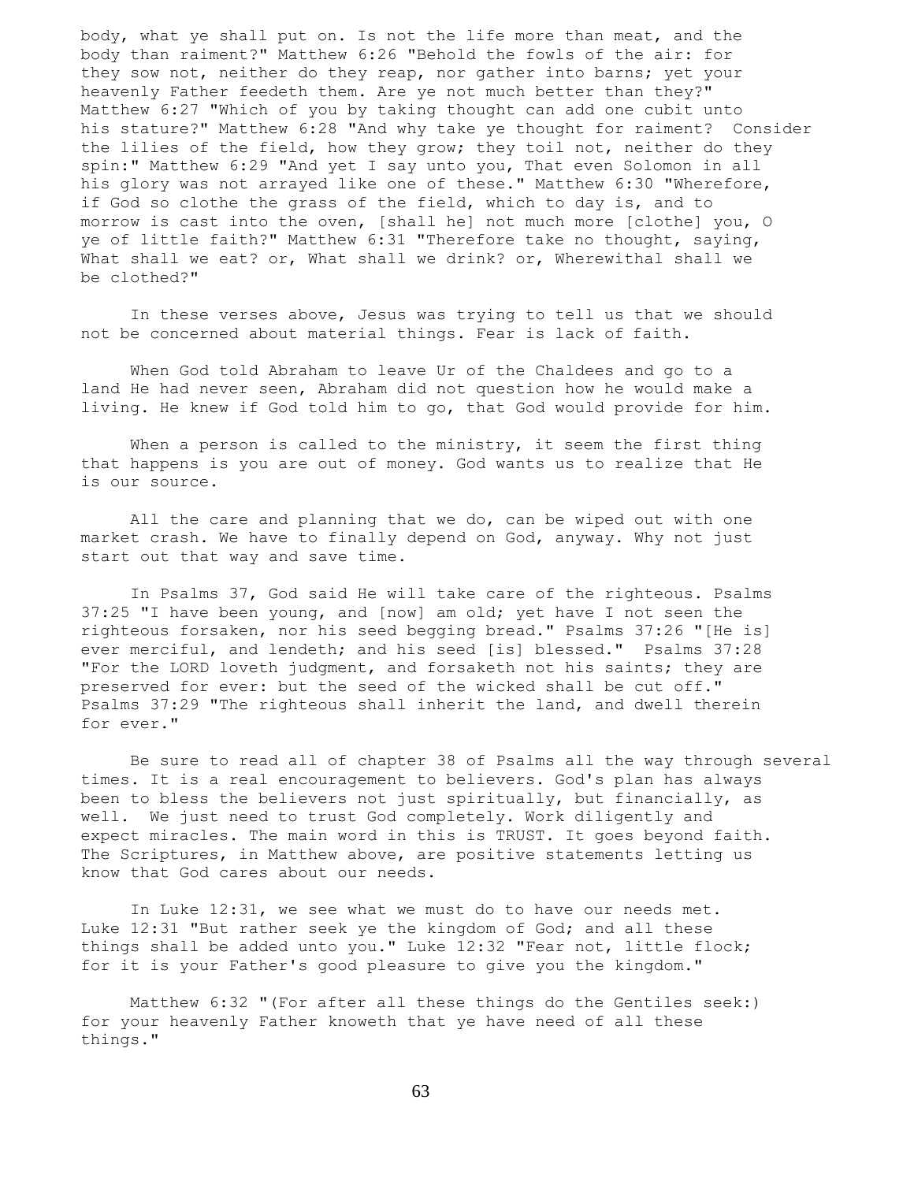body, what ye shall put on. Is not the life more than meat, and the body than raiment?" Matthew 6:26 "Behold the fowls of the air: for they sow not, neither do they reap, nor gather into barns; yet your heavenly Father feedeth them. Are ye not much better than they?" Matthew 6:27 "Which of you by taking thought can add one cubit unto his stature?" Matthew 6:28 "And why take ye thought for raiment? Consider the lilies of the field, how they grow; they toil not, neither do they spin:" Matthew 6:29 "And yet I say unto you, That even Solomon in all his glory was not arrayed like one of these." Matthew 6:30 "Wherefore, if God so clothe the grass of the field, which to day is, and to morrow is cast into the oven, [shall he] not much more [clothe] you, O ye of little faith?" Matthew 6:31 "Therefore take no thought, saying, What shall we eat? or, What shall we drink? or, Wherewithal shall we be clothed?"

In these verses above, Jesus was trying to tell us that we should not be concerned about material things. Fear is lack of faith.

When God told Abraham to leave Ur of the Chaldees and go to a land He had never seen, Abraham did not question how he would make a living. He knew if God told him to go, that God would provide for him.

When a person is called to the ministry, it seem the first thing that happens is you are out of money. God wants us to realize that He is our source.

All the care and planning that we do, can be wiped out with one market crash. We have to finally depend on God, anyway. Why not just start out that way and save time.

In Psalms 37, God said He will take care of the righteous. Psalms 37:25 "I have been young, and [now] am old; yet have I not seen the righteous forsaken, nor his seed begging bread." Psalms 37:26 "[He is] ever merciful, and lendeth; and his seed [is] blessed." Psalms 37:28 "For the LORD loveth judgment, and forsaketh not his saints; they are preserved for ever: but the seed of the wicked shall be cut off." Psalms 37:29 "The righteous shall inherit the land, and dwell therein for ever."

Be sure to read all of chapter 38 of Psalms all the way through several times. It is a real encouragement to believers. God's plan has always been to bless the believers not just spiritually, but financially, as well. We just need to trust God completely. Work diligently and expect miracles. The main word in this is TRUST. It goes beyond faith. The Scriptures, in Matthew above, are positive statements letting us know that God cares about our needs.

In Luke 12:31, we see what we must do to have our needs met. Luke 12:31 "But rather seek ye the kingdom of God; and all these things shall be added unto you." Luke 12:32 "Fear not, little flock; for it is your Father's good pleasure to give you the kingdom."

Matthew 6:32 "(For after all these things do the Gentiles seek:) for your heavenly Father knoweth that ye have need of all these things."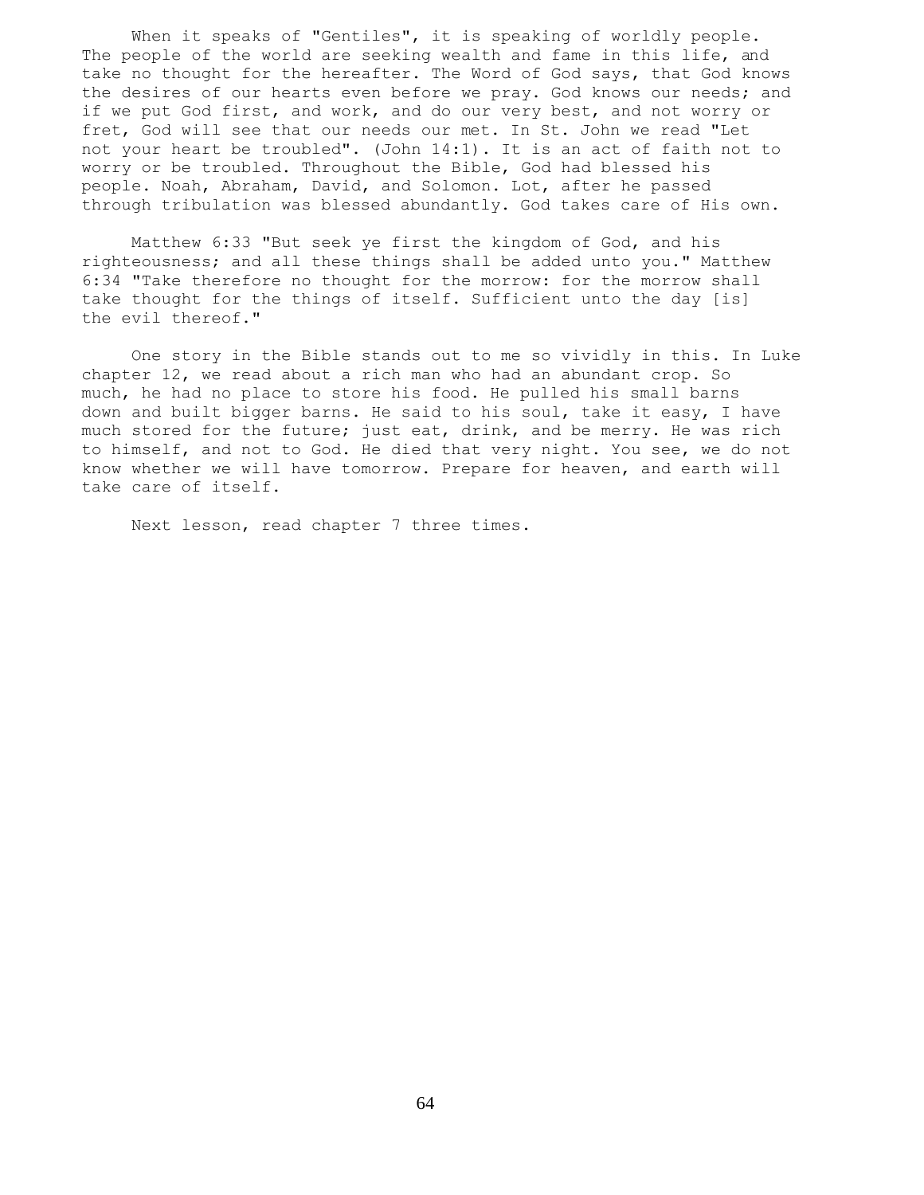When it speaks of "Gentiles", it is speaking of worldly people. The people of the world are seeking wealth and fame in this life, and take no thought for the hereafter. The Word of God says, that God knows the desires of our hearts even before we pray. God knows our needs; and if we put God first, and work, and do our very best, and not worry or fret, God will see that our needs our met. In St. John we read "Let not your heart be troubled". (John 14:1). It is an act of faith not to worry or be troubled. Throughout the Bible, God had blessed his people. Noah, Abraham, David, and Solomon. Lot, after he passed through tribulation was blessed abundantly. God takes care of His own.

Matthew 6:33 "But seek ye first the kingdom of God, and his righteousness; and all these things shall be added unto you." Matthew 6:34 "Take therefore no thought for the morrow: for the morrow shall take thought for the things of itself. Sufficient unto the day [is] the evil thereof."

One story in the Bible stands out to me so vividly in this. In Luke chapter 12, we read about a rich man who had an abundant crop. So much, he had no place to store his food. He pulled his small barns down and built bigger barns. He said to his soul, take it easy, I have much stored for the future; just eat, drink, and be merry. He was rich to himself, and not to God. He died that very night. You see, we do not know whether we will have tomorrow. Prepare for heaven, and earth will take care of itself.

Next lesson, read chapter 7 three times.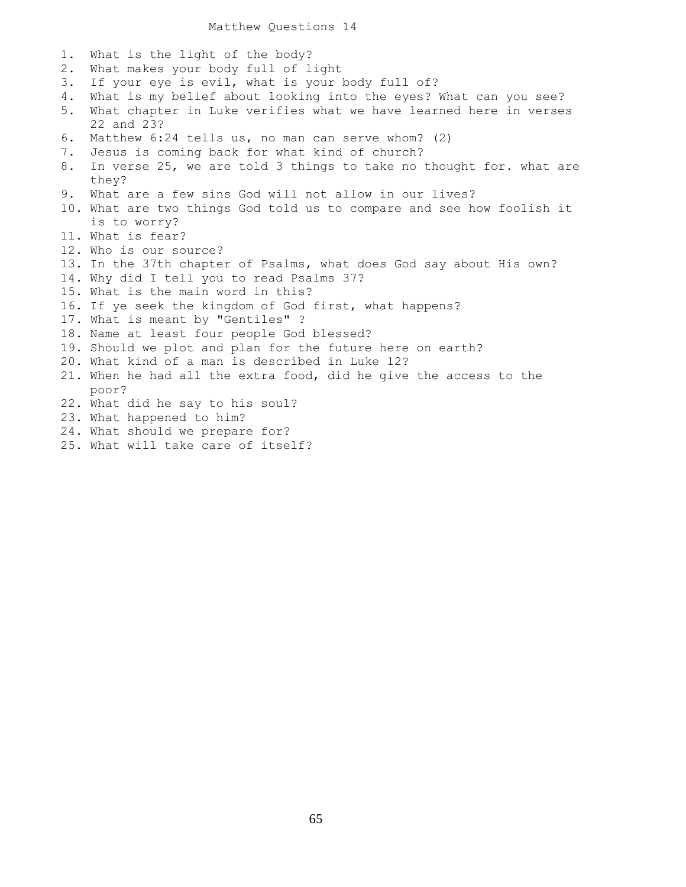# Matthew Questions 14

1. What is the light of the body?
2. What makes your body full of light
3. If your eye is evil, what is your body full of?
4. What is my belief about looking into the eyes? What can you see?
5. What chapter in Luke verifies what we have learned here in verses 22 and 23?
6. Matthew 6:24 tells us, no man can serve whom? (2)
7. Jesus is coming back for what kind of church?
8. In verse 25, we are told 3 things to take no thought for. what are they?
9. What are a few sins God will not allow in our lives?
10. What are two things God told us to compare and see how foolish it is to worry?
11. What is fear?
12. Who is our source?
13. In the 37th chapter of Psalms, what does God say about His own?
14. Why did I tell you to read Psalms 37?
15. What is the main word in this?
16. If ye seek the kingdom of God first, what happens?
17. What is meant by "Gentiles" ?
18. Name at least four people God blessed?
19. Should we plot and plan for the future here on earth?
20. What kind of a man is described in Luke 12?
21. When he had all the extra food, did he give the access to the poor?
22. What did he say to his soul?
23. What happened to him?
24. What should we prepare for?
25. What will take care of itself?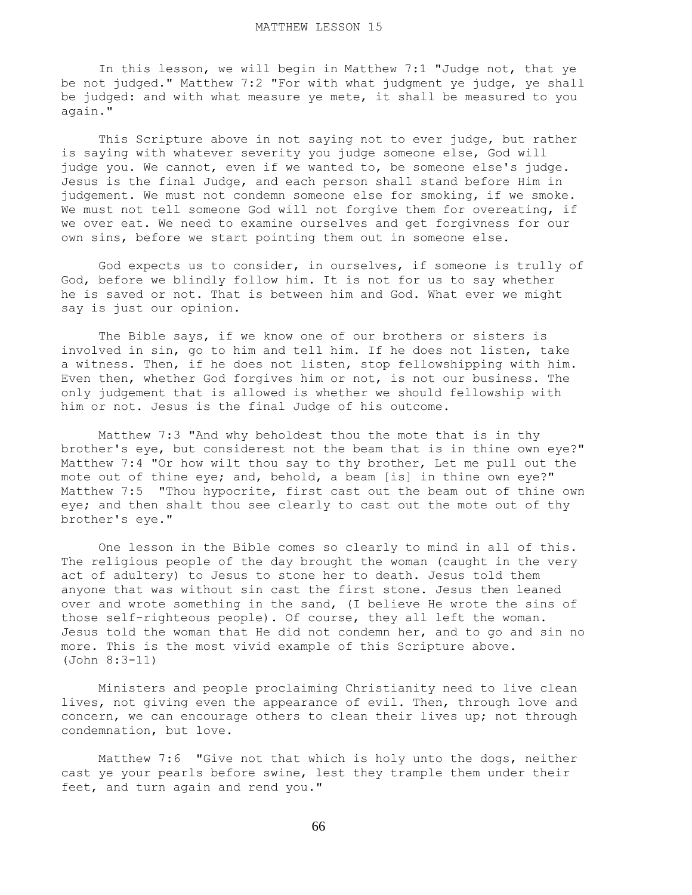# MATTHEW LESSON 15

In this lesson, we will begin in Matthew 7:1 "Judge not, that ye be not judged." Matthew 7:2 "For with what judgment ye judge, ye shall be judged: and with what measure ye mete, it shall be measured to you again."

This Scripture above in not saying not to ever judge, but rather is saying with whatever severity you judge someone else, God will judge you. We cannot, even if we wanted to, be someone else's judge. Jesus is the final Judge, and each person shall stand before Him in judgement. We must not condemn someone else for smoking, if we smoke. We must not tell someone God will not forgive them for overeating, if we over eat. We need to examine ourselves and get forgivness for our own sins, before we start pointing them out in someone else.

God expects us to consider, in ourselves, if someone is trully of God, before we blindly follow him. It is not for us to say whether he is saved or not. That is between him and God. What ever we might say is just our opinion.

The Bible says, if we know one of our brothers or sisters is involved in sin, go to him and tell him. If he does not listen, take a witness. Then, if he does not listen, stop fellowshipping with him. Even then, whether God forgives him or not, is not our business. The only judgement that is allowed is whether we should fellowship with him or not. Jesus is the final Judge of his outcome.

Matthew 7:3 "And why beholdest thou the mote that is in thy brother's eye, but considerest not the beam that is in thine own eye?" Matthew 7:4 "Or how wilt thou say to thy brother, Let me pull out the mote out of thine eye; and, behold, a beam [is] in thine own eye?" Matthew 7:5 "Thou hypocrite, first cast out the beam out of thine own eye; and then shalt thou see clearly to cast out the mote out of thy brother's eye."

One lesson in the Bible comes so clearly to mind in all of this. The religious people of the day brought the woman (caught in the very act of adultery) to Jesus to stone her to death. Jesus told them anyone that was without sin cast the first stone. Jesus then leaned over and wrote something in the sand, (I believe He wrote the sins of those self-righteous people). Of course, they all left the woman. Jesus told the woman that He did not condemn her, and to go and sin no more. This is the most vivid example of this Scripture above. (John 8:3-11)

Ministers and people proclaiming Christianity need to live clean lives, not giving even the appearance of evil. Then, through love and concern, we can encourage others to clean their lives up; not through condemnation, but love.

Matthew 7:6 "Give not that which is holy unto the dogs, neither cast ye your pearls before swine, lest they trample them under their feet, and turn again and rend you."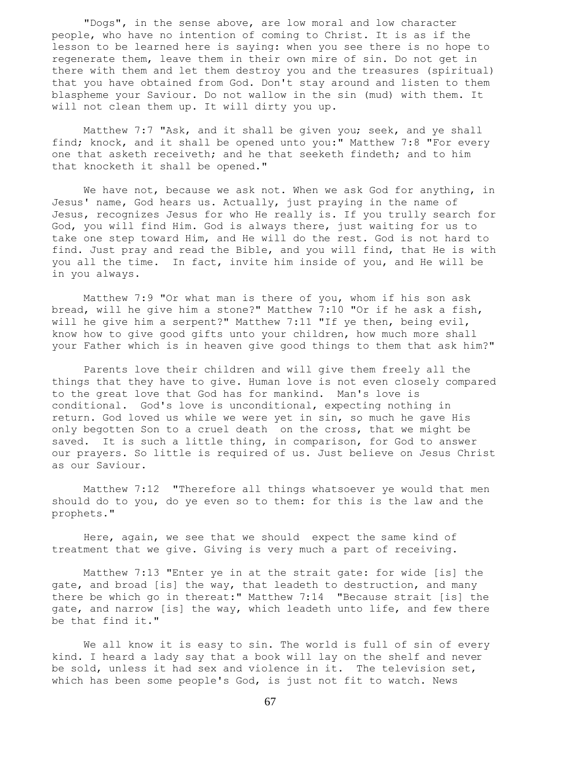"Dogs", in the sense above, are low moral and low character people, who have no intention of coming to Christ. It is as if the lesson to be learned here is saying: when you see there is no hope to regenerate them, leave them in their own mire of sin. Do not get in there with them and let them destroy you and the treasures (spiritual) that you have obtained from God. Don't stay around and listen to them blaspheme your Saviour. Do not wallow in the sin (mud) with them. It will not clean them up. It will dirty you up.

Matthew 7:7 "Ask, and it shall be given you; seek, and ye shall find; knock, and it shall be opened unto you:" Matthew 7:8 "For every one that asketh receiveth; and he that seeketh findeth; and to him that knocketh it shall be opened."

We have not, because we ask not. When we ask God for anything, in Jesus' name, God hears us. Actually, just praying in the name of Jesus, recognizes Jesus for who He really is. If you trully search for God, you will find Him. God is always there, just waiting for us to take one step toward Him, and He will do the rest. God is not hard to find. Just pray and read the Bible, and you will find, that He is with you all the time. In fact, invite him inside of you, and He will be in you always.

Matthew 7:9 "Or what man is there of you, whom if his son ask bread, will he give him a stone?" Matthew 7:10 "Or if he ask a fish, will he give him a serpent?" Matthew 7:11 "If ye then, being evil, know how to give good gifts unto your children, how much more shall your Father which is in heaven give good things to them that ask him?"

Parents love their children and will give them freely all the things that they have to give. Human love is not even closely compared to the great love that God has for mankind. Man's love is conditional. God's love is unconditional, expecting nothing in return. God loved us while we were yet in sin, so much he gave His only begotten Son to a cruel death on the cross, that we might be saved. It is such a little thing, in comparison, for God to answer our prayers. So little is required of us. Just believe on Jesus Christ as our Saviour.

Matthew 7:12 "Therefore all things whatsoever ye would that men should do to you, do ye even so to them: for this is the law and the prophets."

Here, again, we see that we should expect the same kind of treatment that we give. Giving is very much a part of receiving.

Matthew 7:13 "Enter ye in at the strait gate: for wide [is] the gate, and broad [is] the way, that leadeth to destruction, and many there be which go in thereat:" Matthew 7:14 "Because strait [is] the gate, and narrow [is] the way, which leadeth unto life, and few there be that find it."

We all know it is easy to sin. The world is full of sin of every kind. I heard a lady say that a book will lay on the shelf and never be sold, unless it had sex and violence in it. The television set, which has been some people's God, is just not fit to watch. News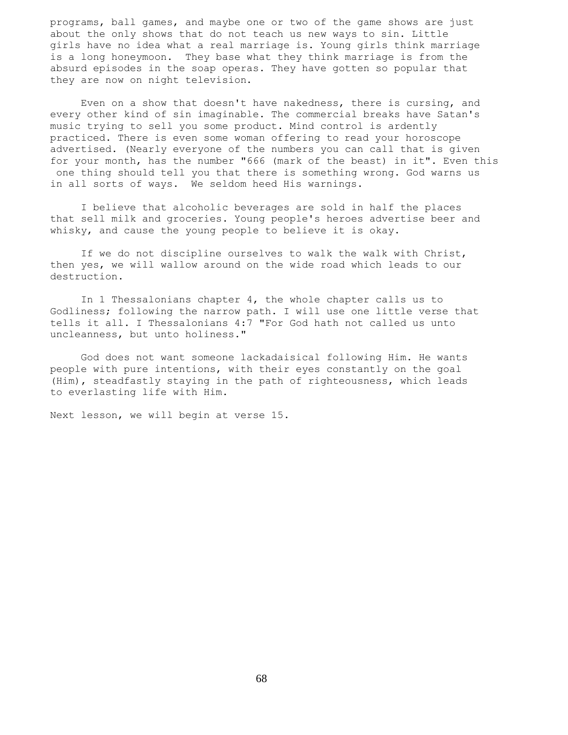programs, ball games, and maybe one or two of the game shows are just about the only shows that do not teach us new ways to sin. Little girls have no idea what a real marriage is. Young girls think marriage is a long honeymoon. They base what they think marriage is from the absurd episodes in the soap operas. They have gotten so popular that they are now on night television.

Even on a show that doesn't have nakedness, there is cursing, and every other kind of sin imaginable. The commercial breaks have Satan's music trying to sell you some product. Mind control is ardently practiced. There is even some woman offering to read your horoscope advertised. (Nearly everyone of the numbers you can call that is given for your month, has the number "666 (mark of the beast) in it". Even this one thing should tell you that there is something wrong. God warns us in all sorts of ways. We seldom heed His warnings.

I believe that alcoholic beverages are sold in half the places that sell milk and groceries. Young people's heroes advertise beer and whisky, and cause the young people to believe it is okay.

If we do not discipline ourselves to walk the walk with Christ, then yes, we will wallow around on the wide road which leads to our destruction.

In 1 Thessalonians chapter 4, the whole chapter calls us to Godliness; following the narrow path. I will use one little verse that tells it all. I Thessalonians 4:7 "For God hath not called us unto uncleanness, but unto holiness."

God does not want someone lackadaisical following Him. He wants people with pure intentions, with their eyes constantly on the goal (Him), steadfastly staying in the path of righteousness, which leads to everlasting life with Him.

Next lesson, we will begin at verse 15.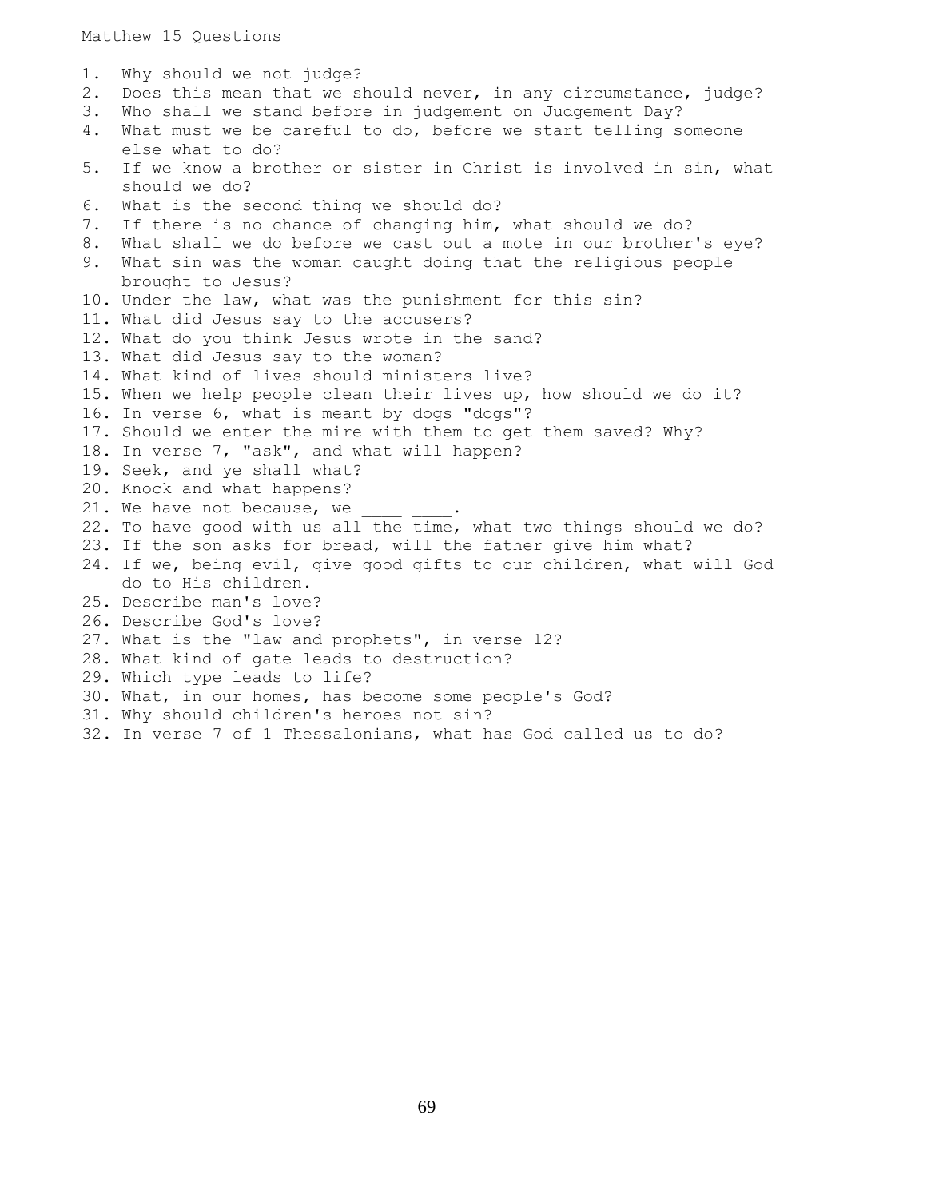# Matthew 15 Questions

1. Why should we not judge?
2. Does this mean that we should never, in any circumstance, judge?
3. Who shall we stand before in judgement on Judgement Day?
4. What must we be careful to do, before we start telling someone else what to do?
5. If we know a brother or sister in Christ is involved in sin, what should we do?
6. What is the second thing we should do?
7. If there is no chance of changing him, what should we do?
8. What shall we do before we cast out a mote in our brother's eye?
9. What sin was the woman caught doing that the religious people brought to Jesus?
10. Under the law, what was the punishment for this sin?
11. What did Jesus say to the accusers?
12. What do you think Jesus wrote in the sand?
13. What did Jesus say to the woman?
14. What kind of lives should ministers live?
15. When we help people clean their lives up, how should we do it?
16. In verse 6, what is meant by dogs "dogs"?
17. Should we enter the mire with them to get them saved? Why?
18. In verse 7, "ask", and what will happen?
19. Seek, and ye shall what?
20. Knock and what happens?
21. We have not because, we ____ ____.
22. To have good with us all the time, what two things should we do?
23. If the son asks for bread, will the father give him what?
24. If we, being evil, give good gifts to our children, what will God do to His children.
25. Describe man's love?
26. Describe God's love?
27. What is the "law and prophets", in verse 12?
28. What kind of gate leads to destruction?
29. Which type leads to life?
30. What, in our homes, has become some people's God?
31. Why should children's heroes not sin?
32. In verse 7 of 1 Thessalonians, what has God called us to do?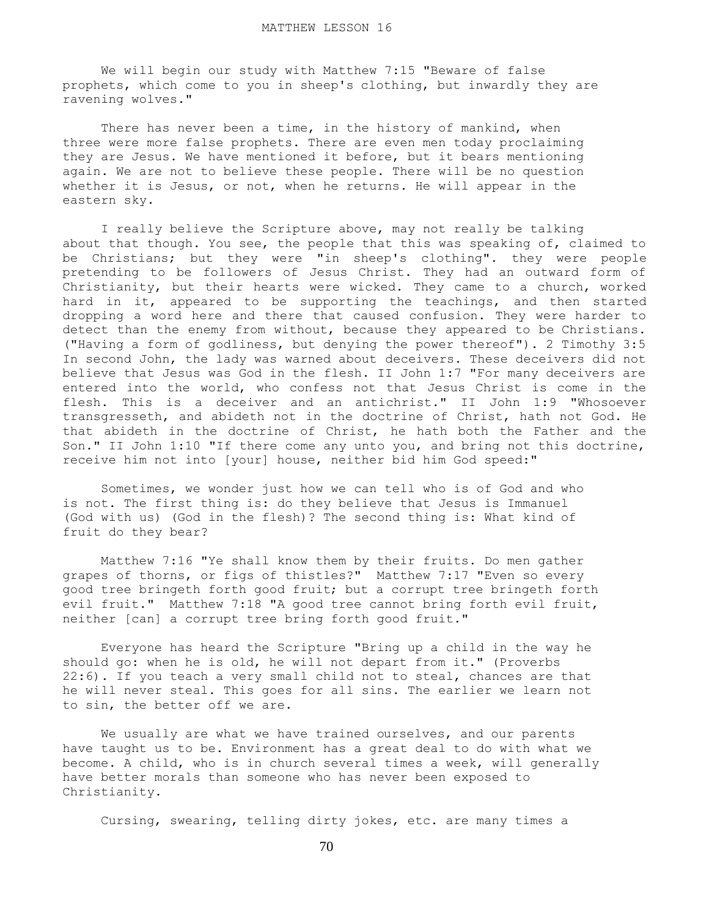MATTHEW LESSON 16

We will begin our study with Matthew 7:15 "Beware of false prophets, which come to you in sheep's clothing, but inwardly they are ravening wolves."

There has never been a time, in the history of mankind, when three were more false prophets. There are even men today proclaiming they are Jesus. We have mentioned it before, but it bears mentioning again. We are not to believe these people. There will be no question whether it is Jesus, or not, when he returns. He will appear in the eastern sky.

I really believe the Scripture above, may not really be talking about that though. You see, the people that this was speaking of, claimed to be Christians; but they were "in sheep's clothing". they were people pretending to be followers of Jesus Christ. They had an outward form of Christianity, but their hearts were wicked. They came to a church, worked hard in it, appeared to be supporting the teachings, and then started dropping a word here and there that caused confusion. They were harder to detect than the enemy from without, because they appeared to be Christians. ("Having a form of godliness, but denying the power thereof"). 2 Timothy 3:5 In second John, the lady was warned about deceivers. These deceivers did not believe that Jesus was God in the flesh. II John 1:7 "For many deceivers are entered into the world, who confess not that Jesus Christ is come in the flesh. This is a deceiver and an antichrist." II John 1:9 "Whosoever transgresseth, and abideth not in the doctrine of Christ, hath not God. He that abideth in the doctrine of Christ, he hath both the Father and the Son." II John 1:10 "If there come any unto you, and bring not this doctrine, receive him not into [your] house, neither bid him God speed:"

Sometimes, we wonder just how we can tell who is of God and who is not. The first thing is: do they believe that Jesus is Immanuel (God with us) (God in the flesh)? The second thing is: What kind of fruit do they bear?

Matthew 7:16 "Ye shall know them by their fruits. Do men gather grapes of thorns, or figs of thistles?" Matthew 7:17 "Even so every good tree bringeth forth good fruit; but a corrupt tree bringeth forth evil fruit." Matthew 7:18 "A good tree cannot bring forth evil fruit, neither [can] a corrupt tree bring forth good fruit."

Everyone has heard the Scripture "Bring up a child in the way he should go: when he is old, he will not depart from it." (Proverbs 22:6). If you teach a very small child not to steal, chances are that he will never steal. This goes for all sins. The earlier we learn not to sin, the better off we are.

We usually are what we have trained ourselves, and our parents have taught us to be. Environment has a great deal to do with what we become. A child, who is in church several times a week, will generally have better morals than someone who has never been exposed to Christianity.

Cursing, swearing, telling dirty jokes, etc. are many times a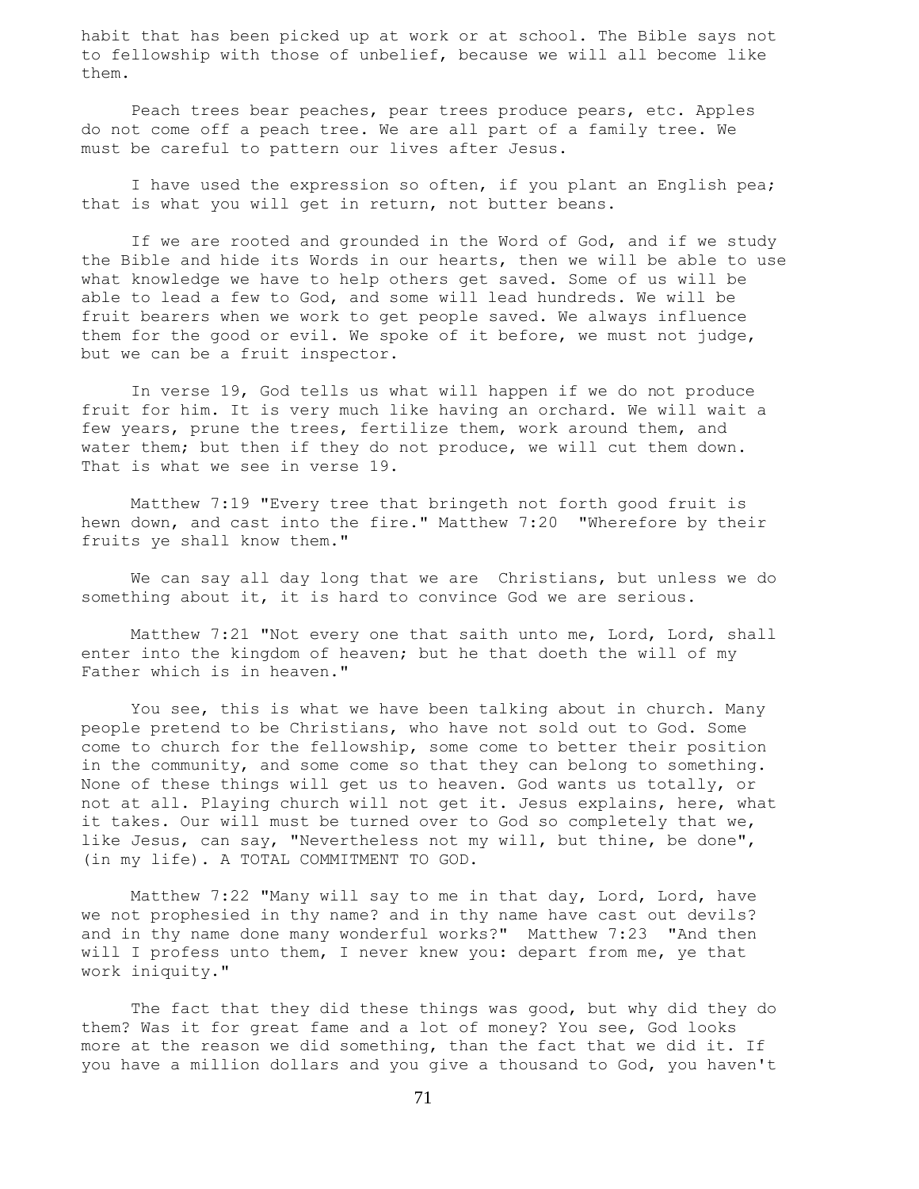habit that has been picked up at work or at school. The Bible says not to fellowship with those of unbelief, because we will all become like them.

Peach trees bear peaches, pear trees produce pears, etc. Apples do not come off a peach tree. We are all part of a family tree. We must be careful to pattern our lives after Jesus.

I have used the expression so often, if you plant an English pea; that is what you will get in return, not butter beans.

If we are rooted and grounded in the Word of God, and if we study the Bible and hide its Words in our hearts, then we will be able to use what knowledge we have to help others get saved. Some of us will be able to lead a few to God, and some will lead hundreds. We will be fruit bearers when we work to get people saved. We always influence them for the good or evil. We spoke of it before, we must not judge, but we can be a fruit inspector.

In verse 19, God tells us what will happen if we do not produce fruit for him. It is very much like having an orchard. We will wait a few years, prune the trees, fertilize them, work around them, and water them; but then if they do not produce, we will cut them down. That is what we see in verse 19.

Matthew 7:19 "Every tree that bringeth not forth good fruit is hewn down, and cast into the fire." Matthew 7:20 "Wherefore by their fruits ye shall know them."

We can say all day long that we are Christians, but unless we do something about it, it is hard to convince God we are serious.

Matthew 7:21 "Not every one that saith unto me, Lord, Lord, shall enter into the kingdom of heaven; but he that doeth the will of my Father which is in heaven."

You see, this is what we have been talking about in church. Many people pretend to be Christians, who have not sold out to God. Some come to church for the fellowship, some come to better their position in the community, and some come so that they can belong to something. None of these things will get us to heaven. God wants us totally, or not at all. Playing church will not get it. Jesus explains, here, what it takes. Our will must be turned over to God so completely that we, like Jesus, can say, "Nevertheless not my will, but thine, be done", (in my life). A TOTAL COMMITMENT TO GOD.

Matthew 7:22 "Many will say to me in that day, Lord, Lord, have we not prophesied in thy name? and in thy name have cast out devils? and in thy name done many wonderful works?" Matthew 7:23 "And then will I profess unto them, I never knew you: depart from me, ye that work iniquity."

The fact that they did these things was good, but why did they do them? Was it for great fame and a lot of money? You see, God looks more at the reason we did something, than the fact that we did it. If you have a million dollars and you give a thousand to God, you haven't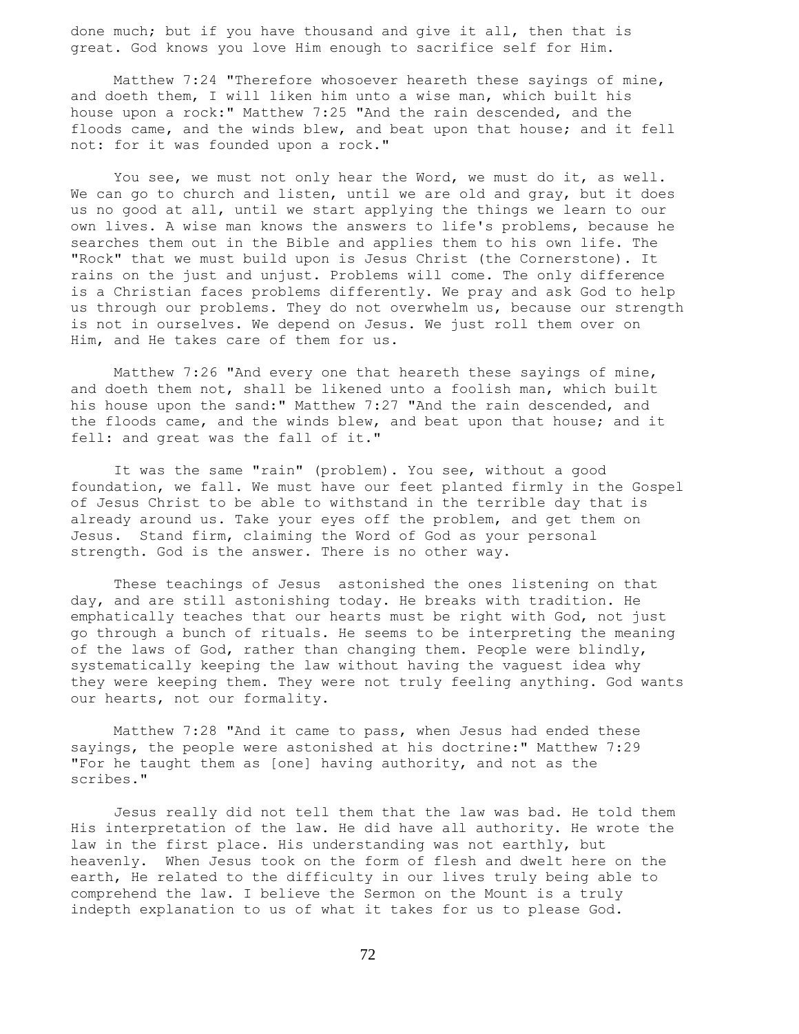done much; but if you have thousand and give it all, then that is great. God knows you love Him enough to sacrifice self for Him.

Matthew 7:24 "Therefore whosoever heareth these sayings of mine, and doeth them, I will liken him unto a wise man, which built his house upon a rock:" Matthew 7:25 "And the rain descended, and the floods came, and the winds blew, and beat upon that house; and it fell not: for it was founded upon a rock."

You see, we must not only hear the Word, we must do it, as well. We can go to church and listen, until we are old and gray, but it does us no good at all, until we start applying the things we learn to our own lives. A wise man knows the answers to life's problems, because he searches them out in the Bible and applies them to his own life. The "Rock" that we must build upon is Jesus Christ (the Cornerstone). It rains on the just and unjust. Problems will come. The only difference is a Christian faces problems differently. We pray and ask God to help us through our problems. They do not overwhelm us, because our strength is not in ourselves. We depend on Jesus. We just roll them over on Him, and He takes care of them for us.

Matthew 7:26 "And every one that heareth these sayings of mine, and doeth them not, shall be likened unto a foolish man, which built his house upon the sand:" Matthew 7:27 "And the rain descended, and the floods came, and the winds blew, and beat upon that house; and it fell: and great was the fall of it."

It was the same "rain" (problem). You see, without a good foundation, we fall. We must have our feet planted firmly in the Gospel of Jesus Christ to be able to withstand in the terrible day that is already around us. Take your eyes off the problem, and get them on Jesus. Stand firm, claiming the Word of God as your personal strength. God is the answer. There is no other way.

These teachings of Jesus astonished the ones listening on that day, and are still astonishing today. He breaks with tradition. He emphatically teaches that our hearts must be right with God, not just go through a bunch of rituals. He seems to be interpreting the meaning of the laws of God, rather than changing them. People were blindly, systematically keeping the law without having the vaguest idea why they were keeping them. They were not truly feeling anything. God wants our hearts, not our formality.

Matthew 7:28 "And it came to pass, when Jesus had ended these sayings, the people were astonished at his doctrine:" Matthew 7:29 "For he taught them as [one] having authority, and not as the scribes."

Jesus really did not tell them that the law was bad. He told them His interpretation of the law. He did have all authority. He wrote the law in the first place. His understanding was not earthly, but heavenly. When Jesus took on the form of flesh and dwelt here on the earth, He related to the difficulty in our lives truly being able to comprehend the law. I believe the Sermon on the Mount is a truly indepth explanation to us of what it takes for us to please God.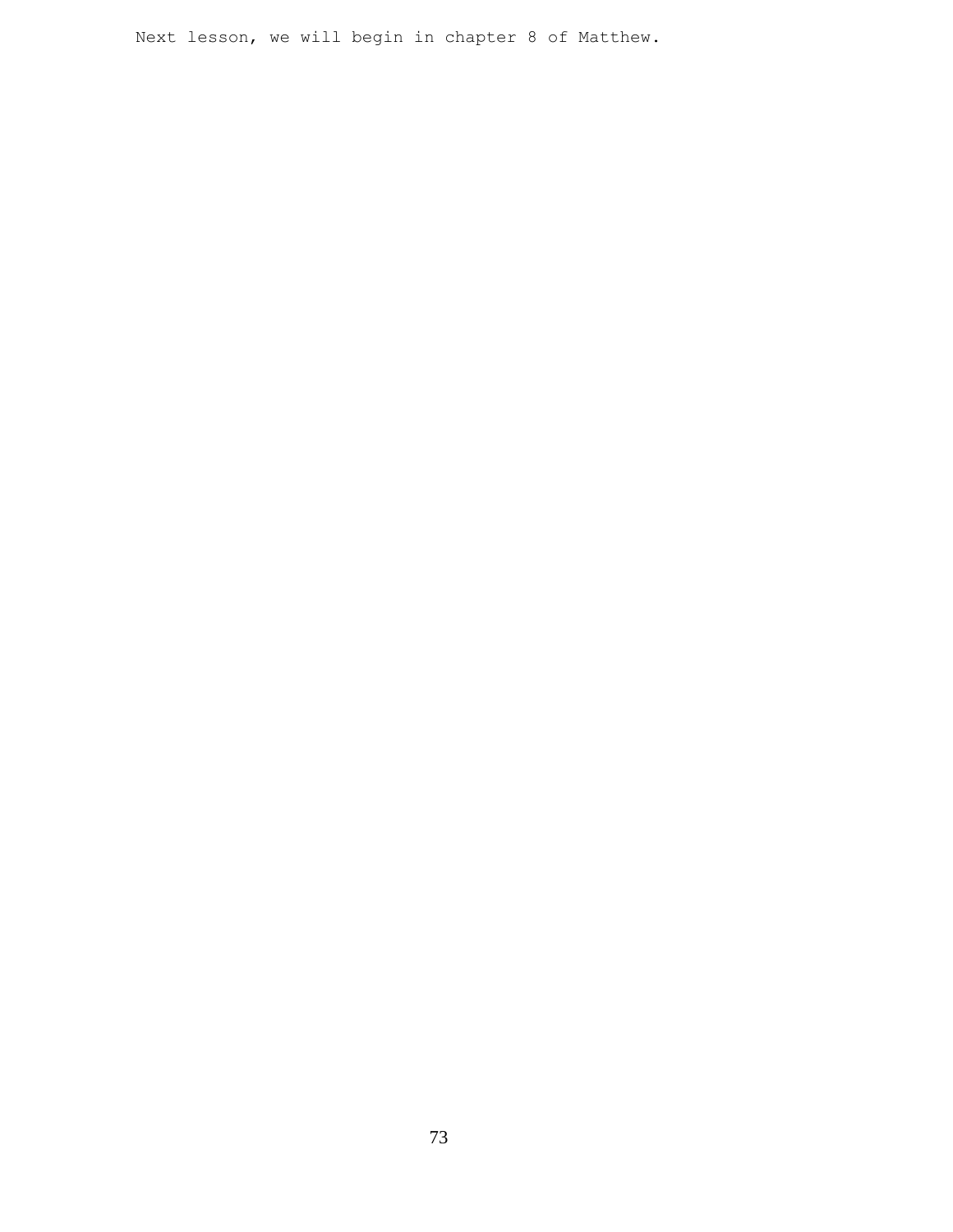Next lesson, we will begin in chapter 8 of Matthew.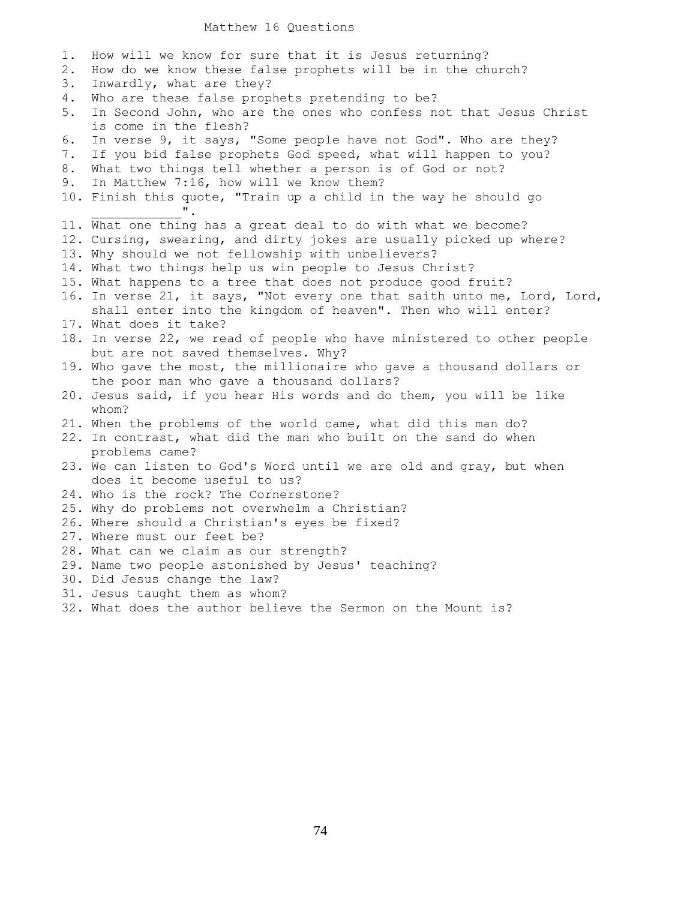# Matthew 16 Questions

1. How will we know for sure that it is Jesus returning?
2. How do we know these false prophets will be in the church?
3. Inwardly, what are they?
4. Who are these false prophets pretending to be?
5. In Second John, who are the ones who confess not that Jesus Christ is come in the flesh?
6. In verse 9, it says, "Some people have not God". Who are they?
7. If you bid false prophets God speed, what will happen to you?
8. What two things tell whether a person is of God or not?
9. In Matthew 7:16, how will we know them?
10. Finish this quote, "Train up a child in the way he should go ____________".
11. What one thing has a great deal to do with what we become?
12. Cursing, swearing, and dirty jokes are usually picked up where?
13. Why should we not fellowship with unbelievers?
14. What two things help us win people to Jesus Christ?
15. What happens to a tree that does not produce good fruit?
16. In verse 21, it says, "Not every one that saith unto me, Lord, Lord, shall enter into the kingdom of heaven". Then who will enter?
17. What does it take?
18. In verse 22, we read of people who have ministered to other people but are not saved themselves. Why?
19. Who gave the most, the millionaire who gave a thousand dollars or the poor man who gave a thousand dollars?
20. Jesus said, if you hear His words and do them, you will be like whom?
21. When the problems of the world came, what did this man do?
22. In contrast, what did the man who built on the sand do when problems came?
23. We can listen to God's Word until we are old and gray, but when does it become useful to us?
24. Who is the rock? The Cornerstone?
25. Why do problems not overwhelm a Christian?
26. Where should a Christian's eyes be fixed?
27. Where must our feet be?
28. What can we claim as our strength?
29. Name two people astonished by Jesus' teaching?
30. Did Jesus change the law?
31. Jesus taught them as whom?
32. What does the author believe the Sermon on the Mount is?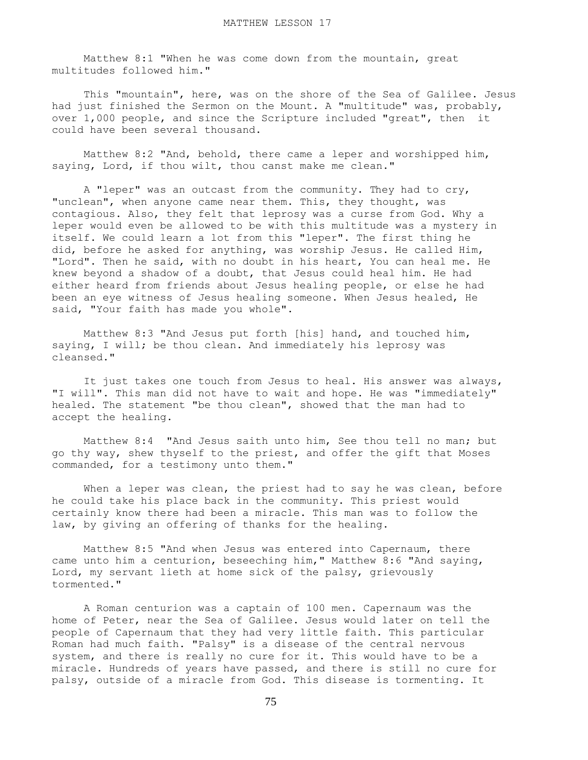# MATTHEW LESSON 17

Matthew 8:1 "When he was come down from the mountain, great multitudes followed him."

This "mountain", here, was on the shore of the Sea of Galilee. Jesus had just finished the Sermon on the Mount. A "multitude" was, probably, over 1,000 people, and since the Scripture included "great", then it could have been several thousand.

Matthew 8:2 "And, behold, there came a leper and worshipped him, saying, Lord, if thou wilt, thou canst make me clean."

A "leper" was an outcast from the community. They had to cry, "unclean", when anyone came near them. This, they thought, was contagious. Also, they felt that leprosy was a curse from God. Why a leper would even be allowed to be with this multitude was a mystery in itself. We could learn a lot from this "leper". The first thing he did, before he asked for anything, was worship Jesus. He called Him, "Lord". Then he said, with no doubt in his heart, You can heal me. He knew beyond a shadow of a doubt, that Jesus could heal him. He had either heard from friends about Jesus healing people, or else he had been an eye witness of Jesus healing someone. When Jesus healed, He said, "Your faith has made you whole".

Matthew 8:3 "And Jesus put forth [his] hand, and touched him, saying, I will; be thou clean. And immediately his leprosy was cleansed."

It just takes one touch from Jesus to heal. His answer was always, "I will". This man did not have to wait and hope. He was "immediately" healed. The statement "be thou clean", showed that the man had to accept the healing.

Matthew 8:4 "And Jesus saith unto him, See thou tell no man; but go thy way, shew thyself to the priest, and offer the gift that Moses commanded, for a testimony unto them."

When a leper was clean, the priest had to say he was clean, before he could take his place back in the community. This priest would certainly know there had been a miracle. This man was to follow the law, by giving an offering of thanks for the healing.

Matthew 8:5 "And when Jesus was entered into Capernaum, there came unto him a centurion, beseeching him," Matthew 8:6 "And saying, Lord, my servant lieth at home sick of the palsy, grievously tormented."

A Roman centurion was a captain of 100 men. Capernaum was the home of Peter, near the Sea of Galilee. Jesus would later on tell the people of Capernaum that they had very little faith. This particular Roman had much faith. "Palsy" is a disease of the central nervous system, and there is really no cure for it. This would have to be a miracle. Hundreds of years have passed, and there is still no cure for palsy, outside of a miracle from God. This disease is tormenting. It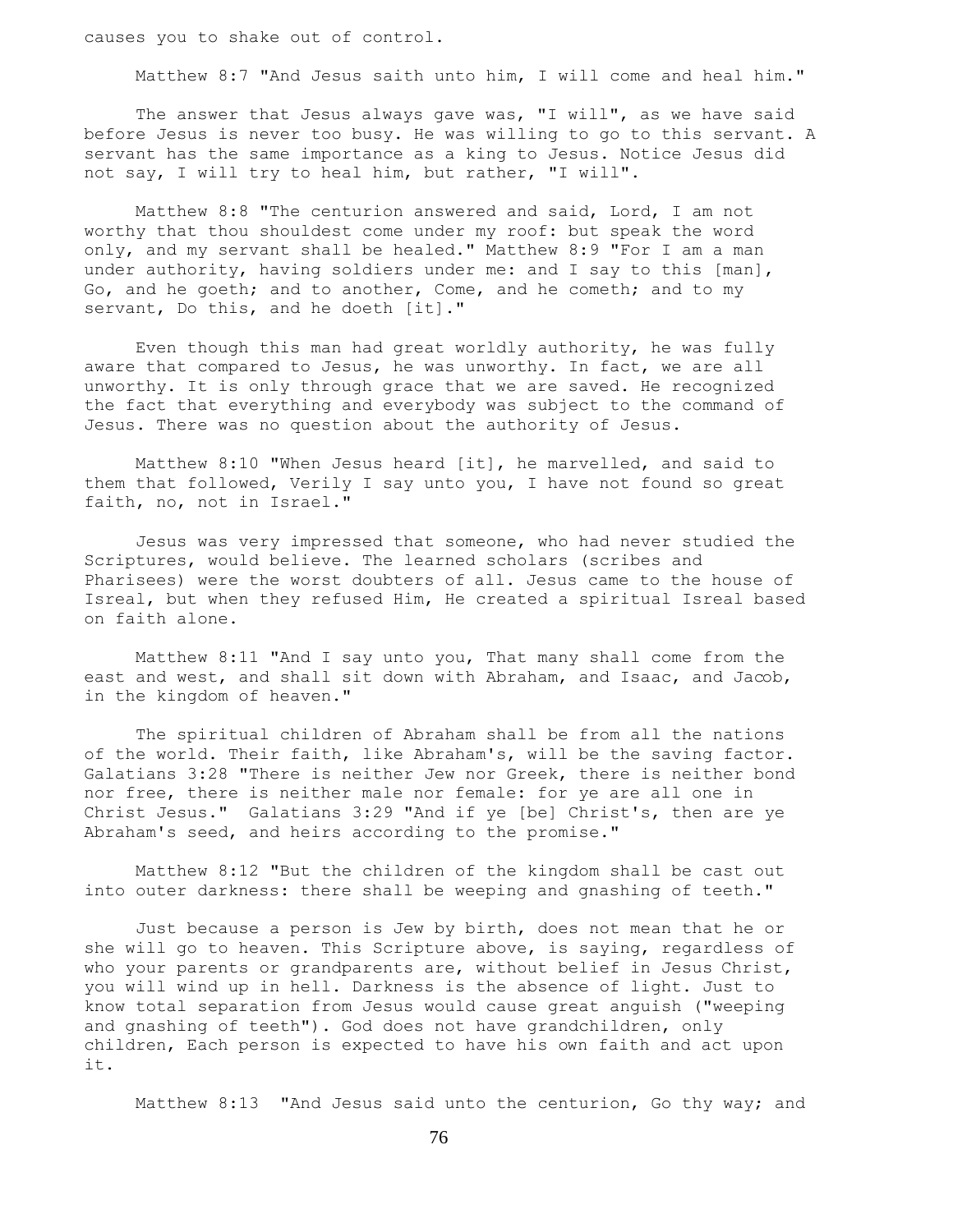causes you to shake out of control.

Matthew 8:7 "And Jesus saith unto him, I will come and heal him."

The answer that Jesus always gave was, "I will", as we have said before Jesus is never too busy. He was willing to go to this servant. A servant has the same importance as a king to Jesus. Notice Jesus did not say, I will try to heal him, but rather, "I will".

Matthew 8:8 "The centurion answered and said, Lord, I am not worthy that thou shouldest come under my roof: but speak the word only, and my servant shall be healed." Matthew 8:9 "For I am a man under authority, having soldiers under me: and I say to this [man], Go, and he goeth; and to another, Come, and he cometh; and to my servant, Do this, and he doeth [it]."

Even though this man had great worldly authority, he was fully aware that compared to Jesus, he was unworthy. In fact, we are all unworthy. It is only through grace that we are saved. He recognized the fact that everything and everybody was subject to the command of Jesus. There was no question about the authority of Jesus.

Matthew 8:10 "When Jesus heard [it], he marvelled, and said to them that followed, Verily I say unto you, I have not found so great faith, no, not in Israel."

Jesus was very impressed that someone, who had never studied the Scriptures, would believe. The learned scholars (scribes and Pharisees) were the worst doubters of all. Jesus came to the house of Isreal, but when they refused Him, He created a spiritual Isreal based on faith alone.

Matthew 8:11 "And I say unto you, That many shall come from the east and west, and shall sit down with Abraham, and Isaac, and Jacob, in the kingdom of heaven."

The spiritual children of Abraham shall be from all the nations of the world. Their faith, like Abraham's, will be the saving factor. Galatians 3:28 "There is neither Jew nor Greek, there is neither bond nor free, there is neither male nor female: for ye are all one in Christ Jesus." Galatians 3:29 "And if ye [be] Christ's, then are ye Abraham's seed, and heirs according to the promise."

Matthew 8:12 "But the children of the kingdom shall be cast out into outer darkness: there shall be weeping and gnashing of teeth."

Just because a person is Jew by birth, does not mean that he or she will go to heaven. This Scripture above, is saying, regardless of who your parents or grandparents are, without belief in Jesus Christ, you will wind up in hell. Darkness is the absence of light. Just to know total separation from Jesus would cause great anguish ("weeping and gnashing of teeth"). God does not have grandchildren, only children, Each person is expected to have his own faith and act upon it.

Matthew 8:13 "And Jesus said unto the centurion, Go thy way; and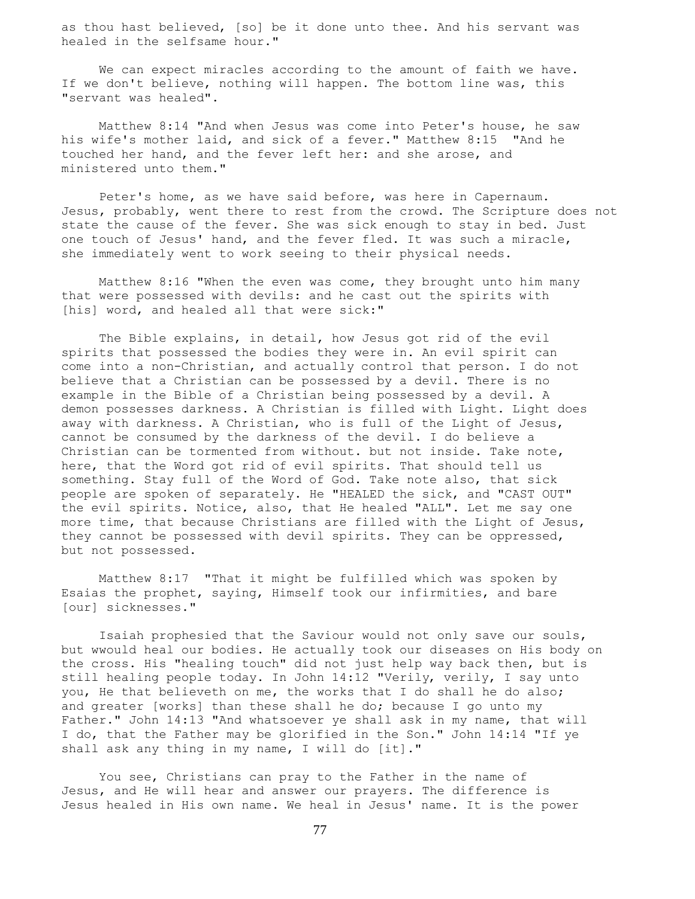as thou hast believed, [so] be it done unto thee. And his servant was healed in the selfsame hour."

We can expect miracles according to the amount of faith we have. If we don't believe, nothing will happen. The bottom line was, this "servant was healed".

Matthew 8:14 "And when Jesus was come into Peter's house, he saw his wife's mother laid, and sick of a fever." Matthew 8:15 "And he touched her hand, and the fever left her: and she arose, and ministered unto them."

Peter's home, as we have said before, was here in Capernaum. Jesus, probably, went there to rest from the crowd. The Scripture does not state the cause of the fever. She was sick enough to stay in bed. Just one touch of Jesus' hand, and the fever fled. It was such a miracle, she immediately went to work seeing to their physical needs.

Matthew 8:16 "When the even was come, they brought unto him many that were possessed with devils: and he cast out the spirits with [his] word, and healed all that were sick:"

The Bible explains, in detail, how Jesus got rid of the evil spirits that possessed the bodies they were in. An evil spirit can come into a non-Christian, and actually control that person. I do not believe that a Christian can be possessed by a devil. There is no example in the Bible of a Christian being possessed by a devil. A demon possesses darkness. A Christian is filled with Light. Light does away with darkness. A Christian, who is full of the Light of Jesus, cannot be consumed by the darkness of the devil. I do believe a Christian can be tormented from without. but not inside. Take note, here, that the Word got rid of evil spirits. That should tell us something. Stay full of the Word of God. Take note also, that sick people are spoken of separately. He "HEALED the sick, and "CAST OUT" the evil spirits. Notice, also, that He healed "ALL". Let me say one more time, that because Christians are filled with the Light of Jesus, they cannot be possessed with devil spirits. They can be oppressed, but not possessed.

Matthew 8:17 "That it might be fulfilled which was spoken by Esaias the prophet, saying, Himself took our infirmities, and bare [our] sicknesses."

Isaiah prophesied that the Saviour would not only save our souls, but wwould heal our bodies. He actually took our diseases on His body on the cross. His "healing touch" did not just help way back then, but is still healing people today. In John 14:12 "Verily, verily, I say unto you, He that believeth on me, the works that I do shall he do also; and greater [works] than these shall he do; because I go unto my Father." John 14:13 "And whatsoever ye shall ask in my name, that will I do, that the Father may be glorified in the Son." John 14:14 "If ye shall ask any thing in my name, I will do [it]."

You see, Christians can pray to the Father in the name of Jesus, and He will hear and answer our prayers. The difference is Jesus healed in His own name. We heal in Jesus' name. It is the power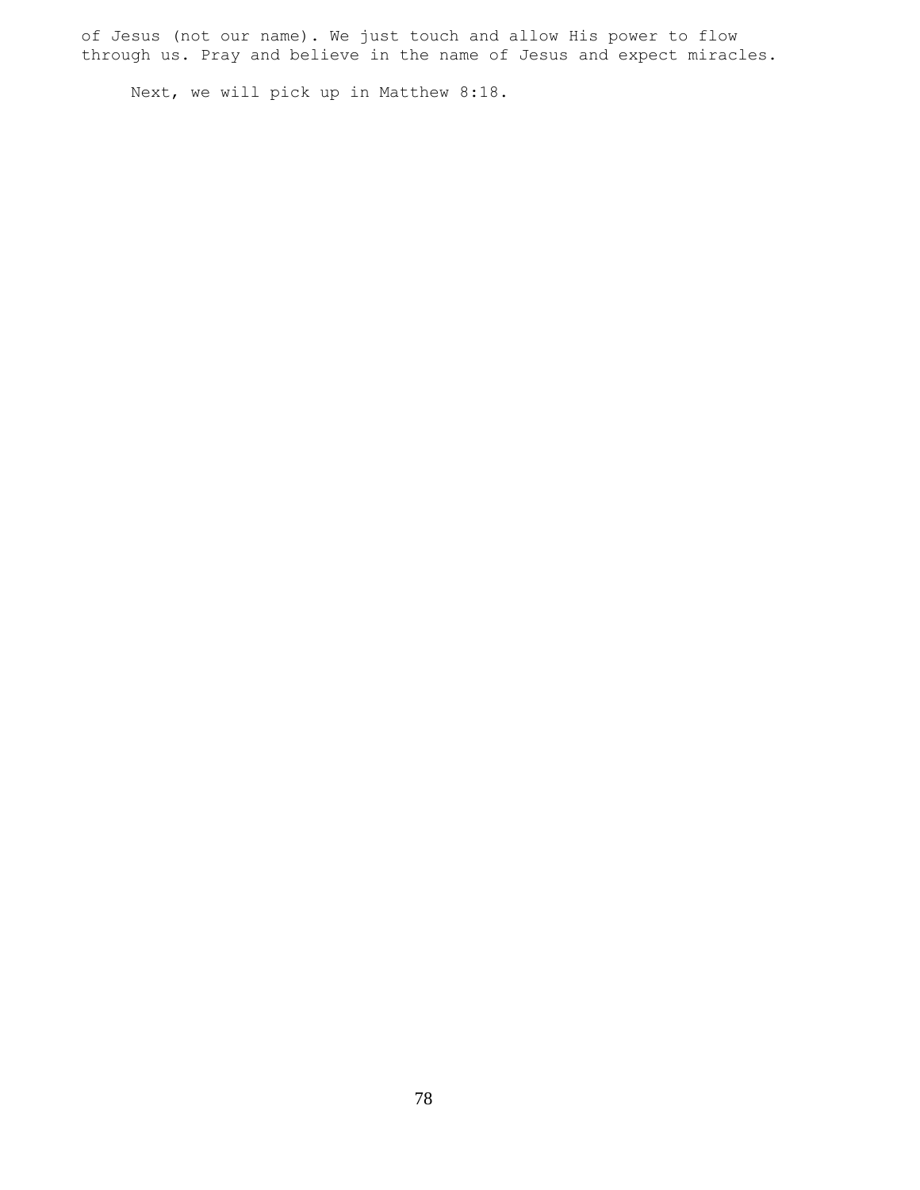of Jesus (not our name). We just touch and allow His power to flow through us. Pray and believe in the name of Jesus and expect miracles.

Next, we will pick up in Matthew 8:18.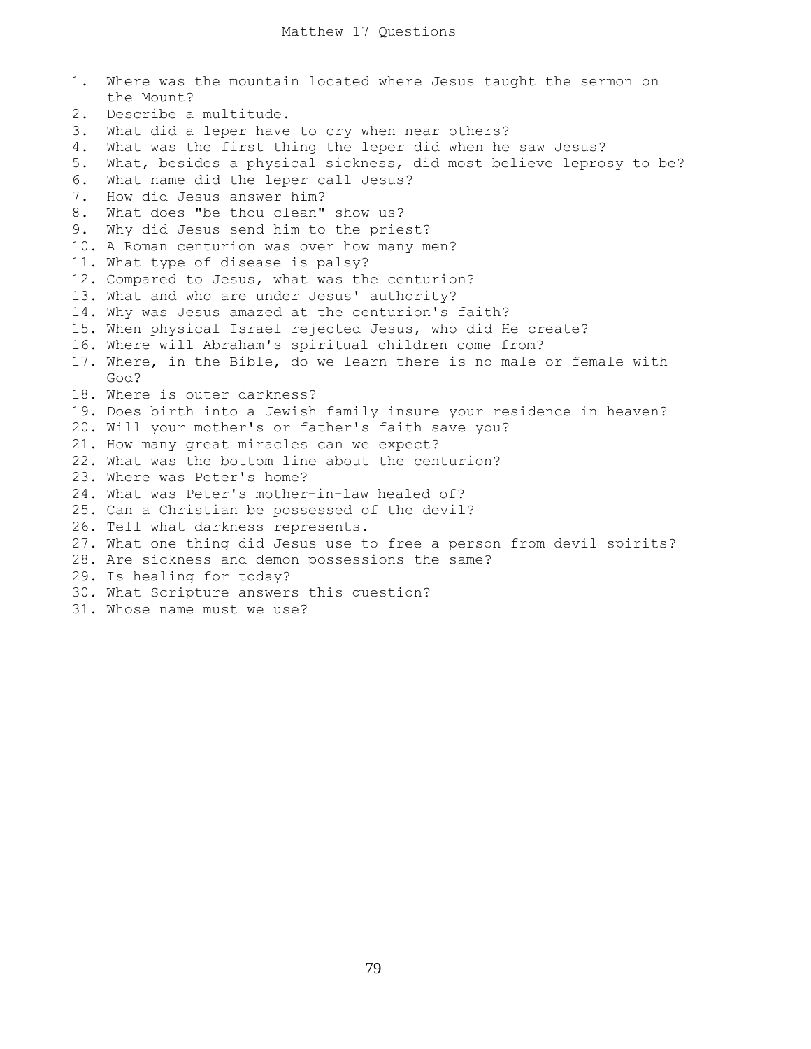# Matthew 17 Questions

1. Where was the mountain located where Jesus taught the sermon on the Mount?
2. Describe a multitude.
3. What did a leper have to cry when near others?
4. What was the first thing the leper did when he saw Jesus?
5. What, besides a physical sickness, did most believe leprosy to be?
6. What name did the leper call Jesus?
7. How did Jesus answer him?
8. What does "be thou clean" show us?
9. Why did Jesus send him to the priest?
10. A Roman centurion was over how many men?
11. What type of disease is palsy?
12. Compared to Jesus, what was the centurion?
13. What and who are under Jesus' authority?
14. Why was Jesus amazed at the centurion's faith?
15. When physical Israel rejected Jesus, who did He create?
16. Where will Abraham's spiritual children come from?
17. Where, in the Bible, do we learn there is no male or female with God?
18. Where is outer darkness?
19. Does birth into a Jewish family insure your residence in heaven?
20. Will your mother's or father's faith save you?
21. How many great miracles can we expect?
22. What was the bottom line about the centurion?
23. Where was Peter's home?
24. What was Peter's mother-in-law healed of?
25. Can a Christian be possessed of the devil?
26. Tell what darkness represents.
27. What one thing did Jesus use to free a person from devil spirits?
28. Are sickness and demon possessions the same?
29. Is healing for today?
30. What Scripture answers this question?
31. Whose name must we use?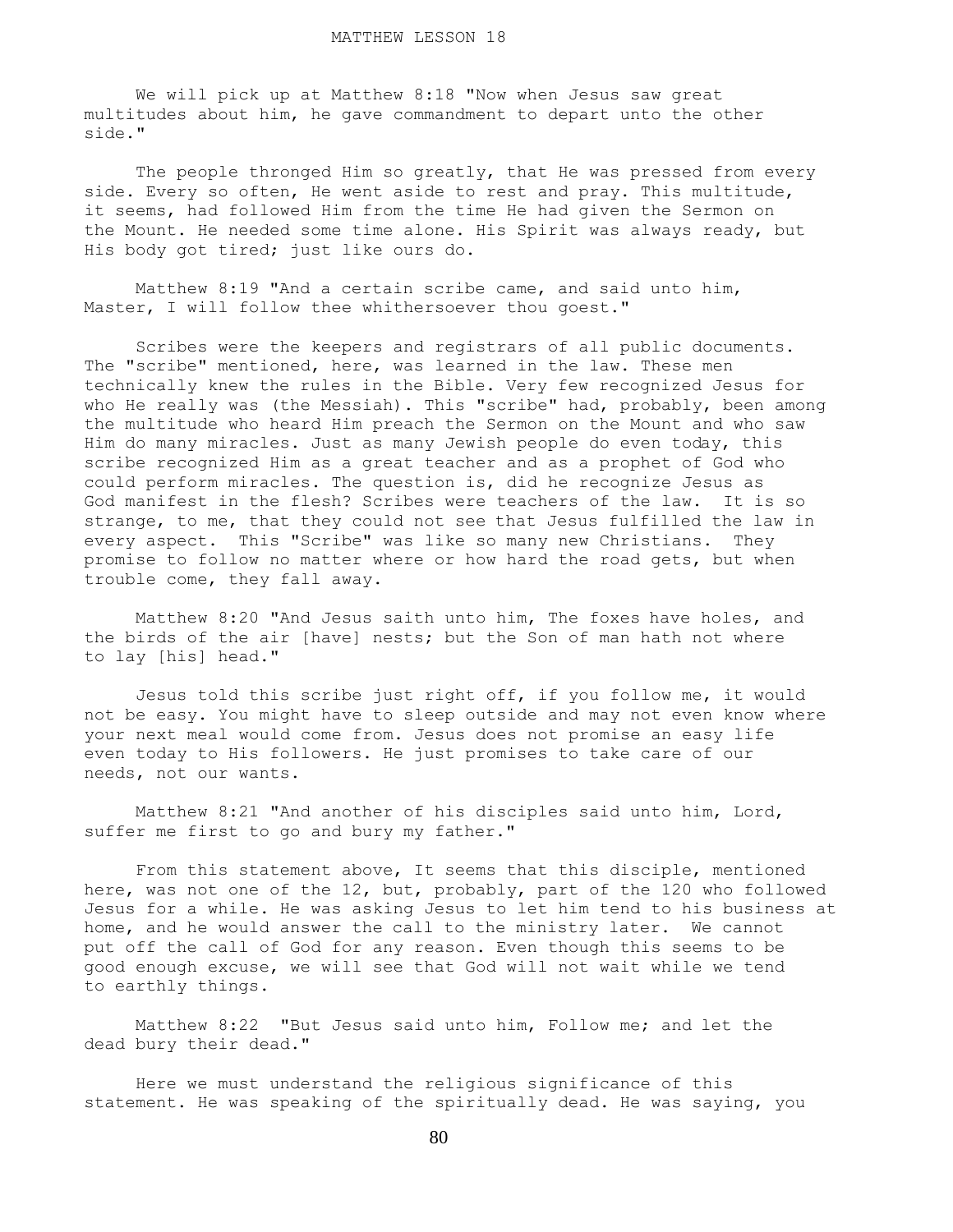# MATTHEW LESSON 18

We will pick up at Matthew 8:18 "Now when Jesus saw great multitudes about him, he gave commandment to depart unto the other side."

The people thronged Him so greatly, that He was pressed from every side. Every so often, He went aside to rest and pray. This multitude, it seems, had followed Him from the time He had given the Sermon on the Mount. He needed some time alone. His Spirit was always ready, but His body got tired; just like ours do.

Matthew 8:19 "And a certain scribe came, and said unto him, Master, I will follow thee whithersoever thou goest."

Scribes were the keepers and registrars of all public documents. The "scribe" mentioned, here, was learned in the law. These men technically knew the rules in the Bible. Very few recognized Jesus for who He really was (the Messiah). This "scribe" had, probably, been among the multitude who heard Him preach the Sermon on the Mount and who saw Him do many miracles. Just as many Jewish people do even today, this scribe recognized Him as a great teacher and as a prophet of God who could perform miracles. The question is, did he recognize Jesus as God manifest in the flesh? Scribes were teachers of the law. It is so strange, to me, that they could not see that Jesus fulfilled the law in every aspect. This "Scribe" was like so many new Christians. They promise to follow no matter where or how hard the road gets, but when trouble come, they fall away.

Matthew 8:20 "And Jesus saith unto him, The foxes have holes, and the birds of the air [have] nests; but the Son of man hath not where to lay [his] head."

Jesus told this scribe just right off, if you follow me, it would not be easy. You might have to sleep outside and may not even know where your next meal would come from. Jesus does not promise an easy life even today to His followers. He just promises to take care of our needs, not our wants.

Matthew 8:21 "And another of his disciples said unto him, Lord, suffer me first to go and bury my father."

From this statement above, It seems that this disciple, mentioned here, was not one of the 12, but, probably, part of the 120 who followed Jesus for a while. He was asking Jesus to let him tend to his business at home, and he would answer the call to the ministry later. We cannot put off the call of God for any reason. Even though this seems to be good enough excuse, we will see that God will not wait while we tend to earthly things.

Matthew 8:22 "But Jesus said unto him, Follow me; and let the dead bury their dead."

Here we must understand the religious significance of this statement. He was speaking of the spiritually dead. He was saying, you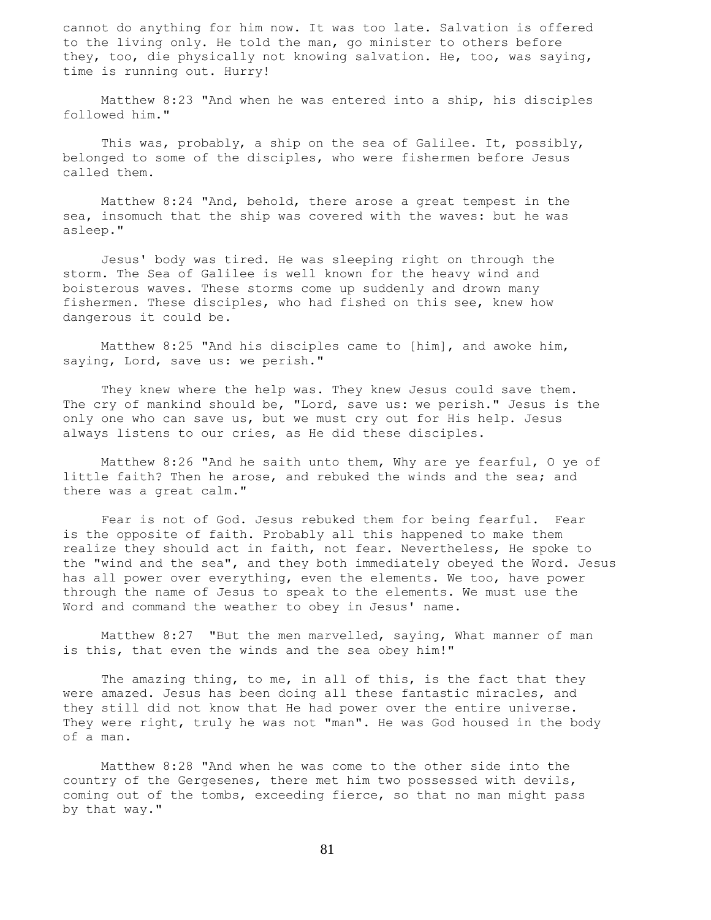cannot do anything for him now. It was too late. Salvation is offered to the living only. He told the man, go minister to others before they, too, die physically not knowing salvation. He, too, was saying, time is running out. Hurry!

Matthew 8:23 "And when he was entered into a ship, his disciples followed him."

This was, probably, a ship on the sea of Galilee. It, possibly, belonged to some of the disciples, who were fishermen before Jesus called them.

Matthew 8:24 "And, behold, there arose a great tempest in the sea, insomuch that the ship was covered with the waves: but he was asleep."

Jesus' body was tired. He was sleeping right on through the storm. The Sea of Galilee is well known for the heavy wind and boisterous waves. These storms come up suddenly and drown many fishermen. These disciples, who had fished on this see, knew how dangerous it could be.

Matthew 8:25 "And his disciples came to [him], and awoke him, saying, Lord, save us: we perish."

They knew where the help was. They knew Jesus could save them. The cry of mankind should be, "Lord, save us: we perish." Jesus is the only one who can save us, but we must cry out for His help. Jesus always listens to our cries, as He did these disciples.

Matthew 8:26 "And he saith unto them, Why are ye fearful, O ye of little faith? Then he arose, and rebuked the winds and the sea; and there was a great calm."

Fear is not of God. Jesus rebuked them for being fearful. Fear is the opposite of faith. Probably all this happened to make them realize they should act in faith, not fear. Nevertheless, He spoke to the "wind and the sea", and they both immediately obeyed the Word. Jesus has all power over everything, even the elements. We too, have power through the name of Jesus to speak to the elements. We must use the Word and command the weather to obey in Jesus' name.

Matthew 8:27 "But the men marvelled, saying, What manner of man is this, that even the winds and the sea obey him!"

The amazing thing, to me, in all of this, is the fact that they were amazed. Jesus has been doing all these fantastic miracles, and they still did not know that He had power over the entire universe. They were right, truly he was not "man". He was God housed in the body of a man.

Matthew 8:28 "And when he was come to the other side into the country of the Gergesenes, there met him two possessed with devils, coming out of the tombs, exceeding fierce, so that no man might pass by that way."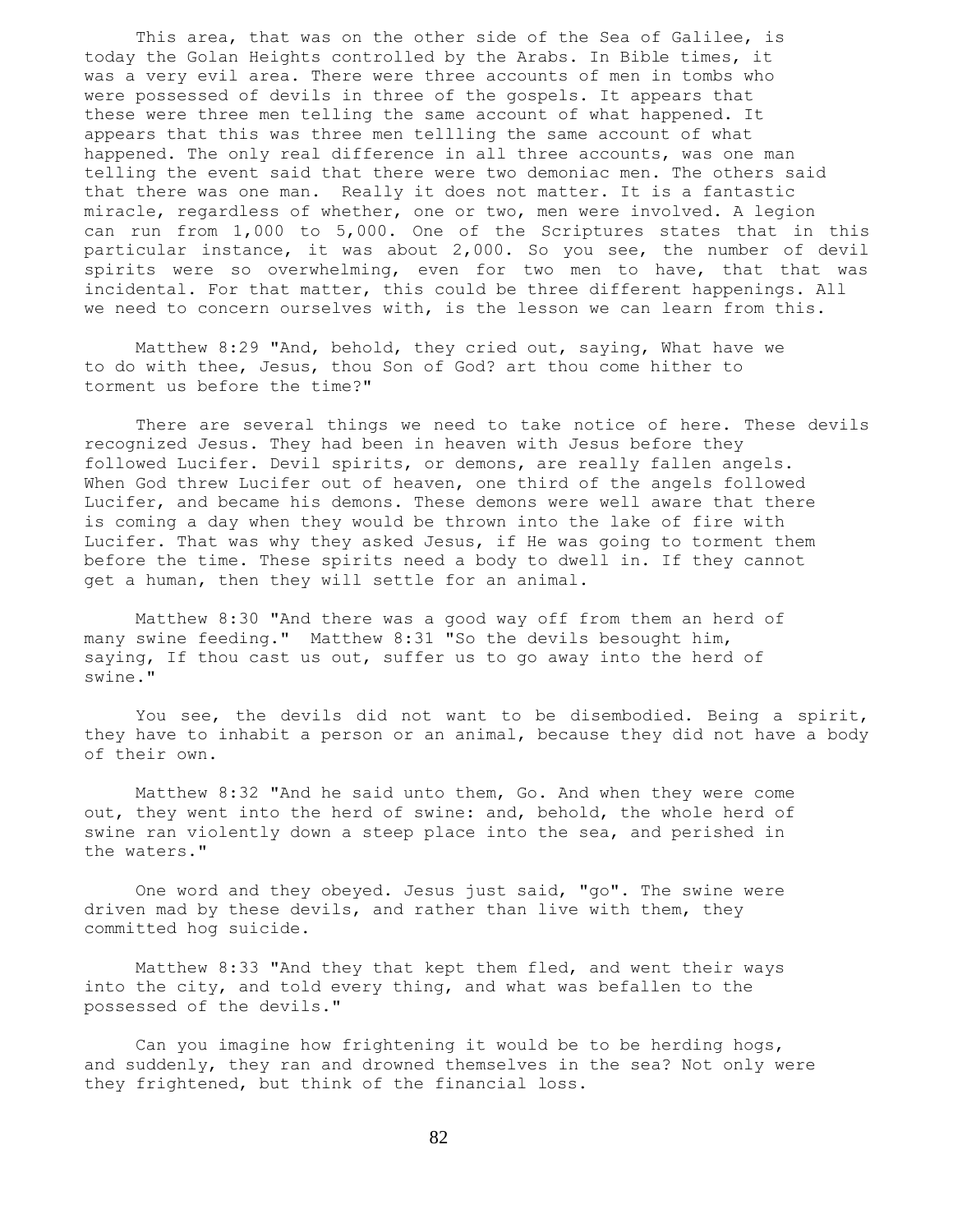This area, that was on the other side of the Sea of Galilee, is today the Golan Heights controlled by the Arabs. In Bible times, it was a very evil area. There were three accounts of men in tombs who were possessed of devils in three of the gospels. It appears that these were three men telling the same account of what happened. It appears that this was three men tellling the same account of what happened. The only real difference in all three accounts, was one man telling the event said that there were two demoniac men. The others said that there was one man. Really it does not matter. It is a fantastic miracle, regardless of whether, one or two, men were involved. A legion can run from 1,000 to 5,000. One of the Scriptures states that in this particular instance, it was about 2,000. So you see, the number of devil spirits were so overwhelming, even for two men to have, that that was incidental. For that matter, this could be three different happenings. All we need to concern ourselves with, is the lesson we can learn from this.

Matthew 8:29 "And, behold, they cried out, saying, What have we to do with thee, Jesus, thou Son of God? art thou come hither to torment us before the time?"

There are several things we need to take notice of here. These devils recognized Jesus. They had been in heaven with Jesus before they followed Lucifer. Devil spirits, or demons, are really fallen angels. When God threw Lucifer out of heaven, one third of the angels followed Lucifer, and became his demons. These demons were well aware that there is coming a day when they would be thrown into the lake of fire with Lucifer. That was why they asked Jesus, if He was going to torment them before the time. These spirits need a body to dwell in. If they cannot get a human, then they will settle for an animal.

Matthew 8:30 "And there was a good way off from them an herd of many swine feeding." Matthew 8:31 "So the devils besought him, saying, If thou cast us out, suffer us to go away into the herd of swine."

You see, the devils did not want to be disembodied. Being a spirit, they have to inhabit a person or an animal, because they did not have a body of their own.

Matthew 8:32 "And he said unto them, Go. And when they were come out, they went into the herd of swine: and, behold, the whole herd of swine ran violently down a steep place into the sea, and perished in the waters."

One word and they obeyed. Jesus just said, "go". The swine were driven mad by these devils, and rather than live with them, they committed hog suicide.

Matthew 8:33 "And they that kept them fled, and went their ways into the city, and told every thing, and what was befallen to the possessed of the devils."

Can you imagine how frightening it would be to be herding hogs, and suddenly, they ran and drowned themselves in the sea? Not only were they frightened, but think of the financial loss.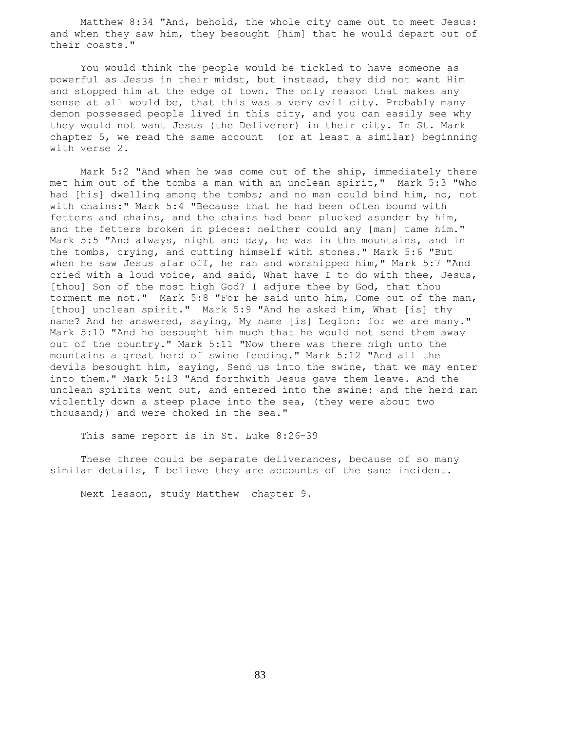Matthew 8:34 "And, behold, the whole city came out to meet Jesus: and when they saw him, they besought [him] that he would depart out of their coasts."

You would think the people would be tickled to have someone as powerful as Jesus in their midst, but instead, they did not want Him and stopped him at the edge of town. The only reason that makes any sense at all would be, that this was a very evil city. Probably many demon possessed people lived in this city, and you can easily see why they would not want Jesus (the Deliverer) in their city. In St. Mark chapter 5, we read the same account (or at least a similar) beginning with verse 2.

Mark 5:2 "And when he was come out of the ship, immediately there met him out of the tombs a man with an unclean spirit," Mark 5:3 "Who had [his] dwelling among the tombs; and no man could bind him, no, not with chains:" Mark 5:4 "Because that he had been often bound with fetters and chains, and the chains had been plucked asunder by him, and the fetters broken in pieces: neither could any [man] tame him." Mark 5:5 "And always, night and day, he was in the mountains, and in the tombs, crying, and cutting himself with stones." Mark 5:6 "But when he saw Jesus afar off, he ran and worshipped him," Mark 5:7 "And cried with a loud voice, and said, What have I to do with thee, Jesus, [thou] Son of the most high God? I adjure thee by God, that thou torment me not." Mark 5:8 "For he said unto him, Come out of the man, [thou] unclean spirit." Mark 5:9 "And he asked him, What [is] thy name? And he answered, saying, My name [is] Legion: for we are many." Mark 5:10 "And he besought him much that he would not send them away out of the country." Mark 5:11 "Now there was there nigh unto the mountains a great herd of swine feeding." Mark 5:12 "And all the devils besought him, saying, Send us into the swine, that we may enter into them." Mark 5:13 "And forthwith Jesus gave them leave. And the unclean spirits went out, and entered into the swine: and the herd ran violently down a steep place into the sea, (they were about two thousand;) and were choked in the sea."

This same report is in St. Luke 8:26-39

These three could be separate deliverances, because of so many similar details, I believe they are accounts of the sane incident.

Next lesson, study Matthew chapter 9.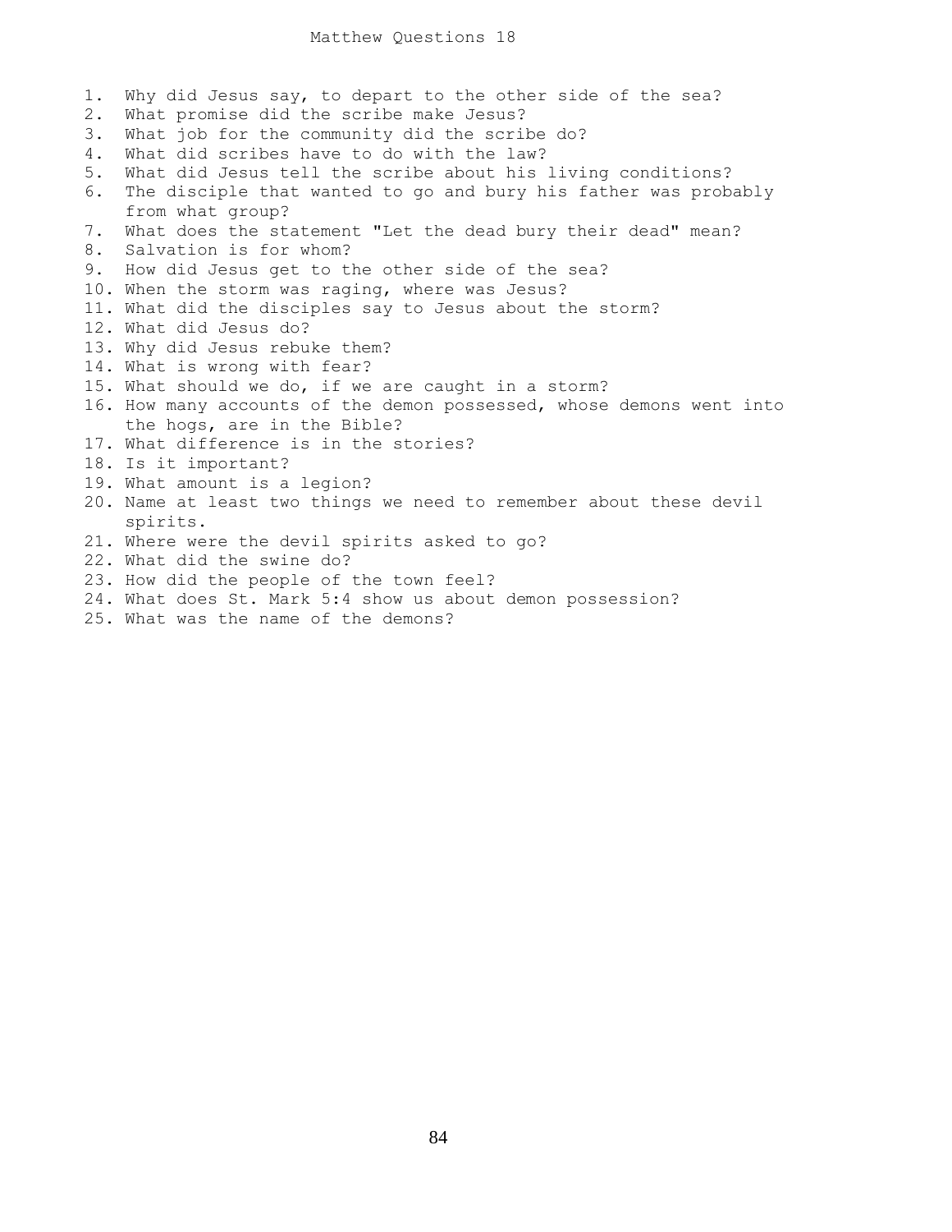# Matthew Questions 18

1. Why did Jesus say, to depart to the other side of the sea?
2. What promise did the scribe make Jesus?
3. What job for the community did the scribe do?
4. What did scribes have to do with the law?
5. What did Jesus tell the scribe about his living conditions?
6. The disciple that wanted to go and bury his father was probably from what group?
7. What does the statement "Let the dead bury their dead" mean?
8. Salvation is for whom?
9. How did Jesus get to the other side of the sea?
10. When the storm was raging, where was Jesus?
11. What did the disciples say to Jesus about the storm?
12. What did Jesus do?
13. Why did Jesus rebuke them?
14. What is wrong with fear?
15. What should we do, if we are caught in a storm?
16. How many accounts of the demon possessed, whose demons went into the hogs, are in the Bible?
17. What difference is in the stories?
18. Is it important?
19. What amount is a legion?
20. Name at least two things we need to remember about these devil spirits.
21. Where were the devil spirits asked to go?
22. What did the swine do?
23. How did the people of the town feel?
24. What does St. Mark 5:4 show us about demon possession?
25. What was the name of the demons?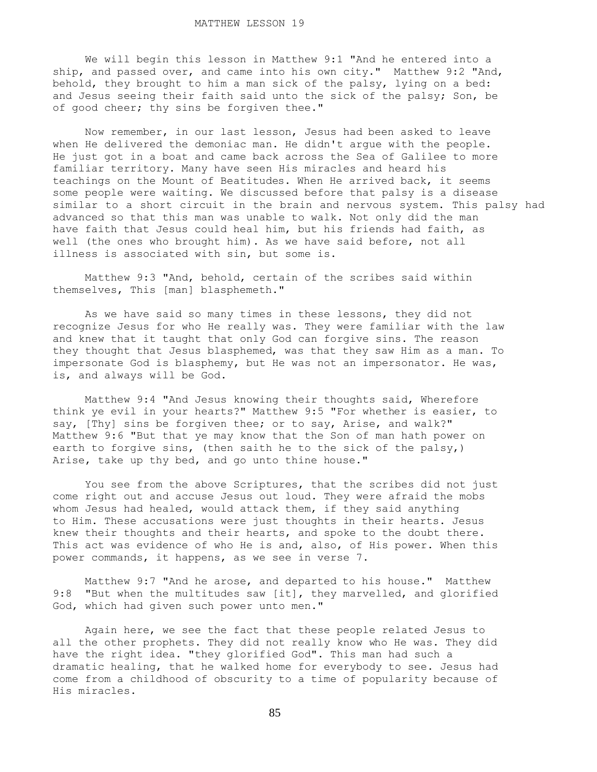# MATTHEW LESSON 19

We will begin this lesson in Matthew 9:1 "And he entered into a ship, and passed over, and came into his own city." Matthew 9:2 "And, behold, they brought to him a man sick of the palsy, lying on a bed: and Jesus seeing their faith said unto the sick of the palsy; Son, be of good cheer; thy sins be forgiven thee."

Now remember, in our last lesson, Jesus had been asked to leave when He delivered the demoniac man. He didn't argue with the people. He just got in a boat and came back across the Sea of Galilee to more familiar territory. Many have seen His miracles and heard his teachings on the Mount of Beatitudes. When He arrived back, it seems some people were waiting. We discussed before that palsy is a disease similar to a short circuit in the brain and nervous system. This palsy had advanced so that this man was unable to walk. Not only did the man have faith that Jesus could heal him, but his friends had faith, as well (the ones who brought him). As we have said before, not all illness is associated with sin, but some is.

Matthew 9:3 "And, behold, certain of the scribes said within themselves, This [man] blasphemeth."

As we have said so many times in these lessons, they did not recognize Jesus for who He really was. They were familiar with the law and knew that it taught that only God can forgive sins. The reason they thought that Jesus blasphemed, was that they saw Him as a man. To impersonate God is blasphemy, but He was not an impersonator. He was, is, and always will be God.

Matthew 9:4 "And Jesus knowing their thoughts said, Wherefore think ye evil in your hearts?" Matthew 9:5 "For whether is easier, to say, [Thy] sins be forgiven thee; or to say, Arise, and walk?" Matthew 9:6 "But that ye may know that the Son of man hath power on earth to forgive sins, (then saith he to the sick of the palsy,) Arise, take up thy bed, and go unto thine house."

You see from the above Scriptures, that the scribes did not just come right out and accuse Jesus out loud. They were afraid the mobs whom Jesus had healed, would attack them, if they said anything to Him. These accusations were just thoughts in their hearts. Jesus knew their thoughts and their hearts, and spoke to the doubt there. This act was evidence of who He is and, also, of His power. When this power commands, it happens, as we see in verse 7.

Matthew 9:7 "And he arose, and departed to his house." Matthew 9:8 "But when the multitudes saw [it], they marvelled, and glorified God, which had given such power unto men."

Again here, we see the fact that these people related Jesus to all the other prophets. They did not really know who He was. They did have the right idea. "they glorified God". This man had such a dramatic healing, that he walked home for everybody to see. Jesus had come from a childhood of obscurity to a time of popularity because of His miracles.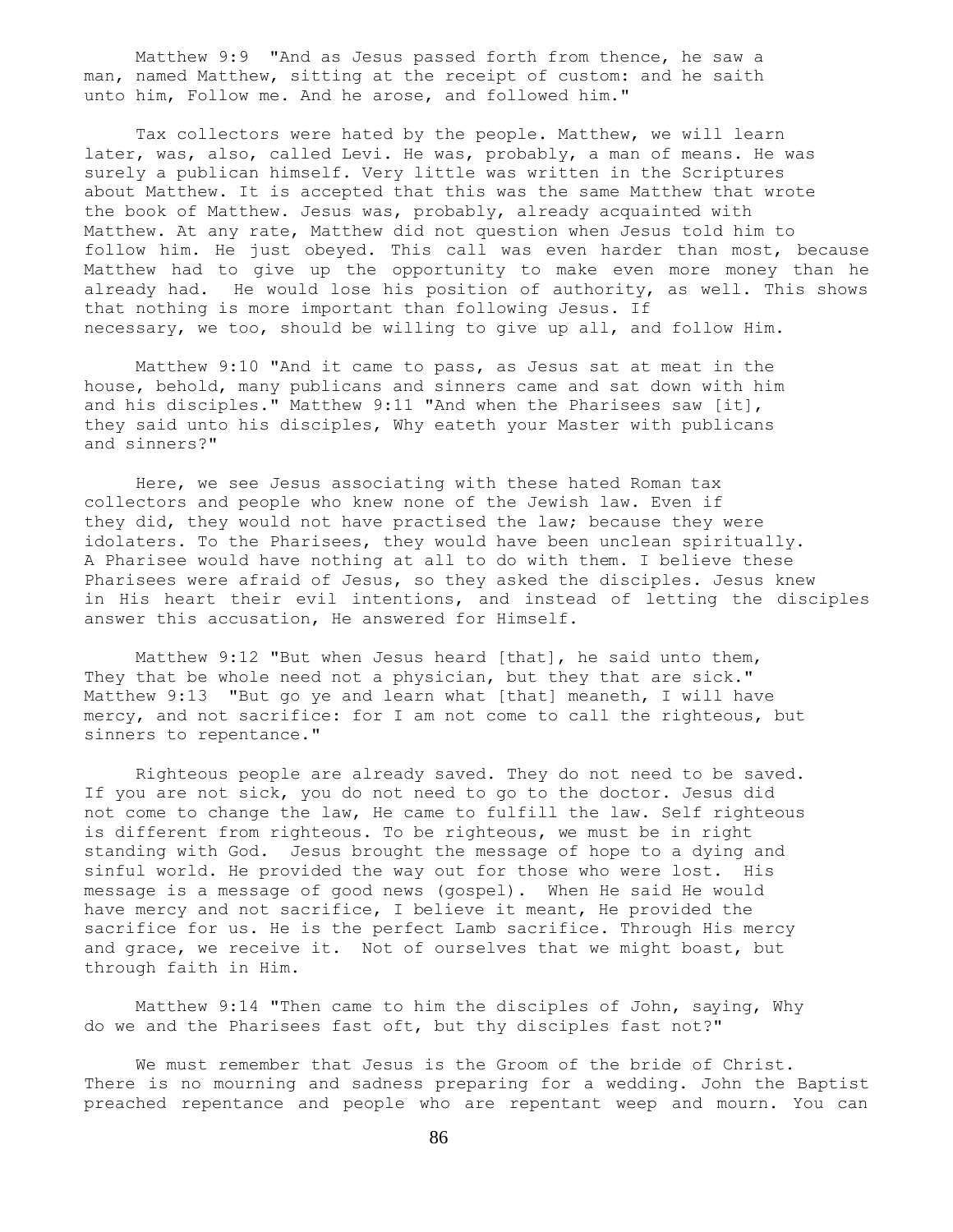Matthew 9:9 "And as Jesus passed forth from thence, he saw a man, named Matthew, sitting at the receipt of custom: and he saith unto him, Follow me. And he arose, and followed him."

Tax collectors were hated by the people. Matthew, we will learn later, was, also, called Levi. He was, probably, a man of means. He was surely a publican himself. Very little was written in the Scriptures about Matthew. It is accepted that this was the same Matthew that wrote the book of Matthew. Jesus was, probably, already acquainted with Matthew. At any rate, Matthew did not question when Jesus told him to follow him. He just obeyed. This call was even harder than most, because Matthew had to give up the opportunity to make even more money than he already had. He would lose his position of authority, as well. This shows that nothing is more important than following Jesus. If necessary, we too, should be willing to give up all, and follow Him.

Matthew 9:10 "And it came to pass, as Jesus sat at meat in the house, behold, many publicans and sinners came and sat down with him and his disciples." Matthew 9:11 "And when the Pharisees saw [it], they said unto his disciples, Why eateth your Master with publicans and sinners?"

Here, we see Jesus associating with these hated Roman tax collectors and people who knew none of the Jewish law. Even if they did, they would not have practised the law; because they were idolaters. To the Pharisees, they would have been unclean spiritually. A Pharisee would have nothing at all to do with them. I believe these Pharisees were afraid of Jesus, so they asked the disciples. Jesus knew in His heart their evil intentions, and instead of letting the disciples answer this accusation, He answered for Himself.

Matthew 9:12 "But when Jesus heard [that], he said unto them, They that be whole need not a physician, but they that are sick." Matthew 9:13 "But go ye and learn what [that] meaneth, I will have mercy, and not sacrifice: for I am not come to call the righteous, but sinners to repentance."

Righteous people are already saved. They do not need to be saved. If you are not sick, you do not need to go to the doctor. Jesus did not come to change the law, He came to fulfill the law. Self righteous is different from righteous. To be righteous, we must be in right standing with God. Jesus brought the message of hope to a dying and sinful world. He provided the way out for those who were lost. His message is a message of good news (gospel). When He said He would have mercy and not sacrifice, I believe it meant, He provided the sacrifice for us. He is the perfect Lamb sacrifice. Through His mercy and grace, we receive it. Not of ourselves that we might boast, but through faith in Him.

Matthew 9:14 "Then came to him the disciples of John, saying, Why do we and the Pharisees fast oft, but thy disciples fast not?"

We must remember that Jesus is the Groom of the bride of Christ. There is no mourning and sadness preparing for a wedding. John the Baptist preached repentance and people who are repentant weep and mourn. You can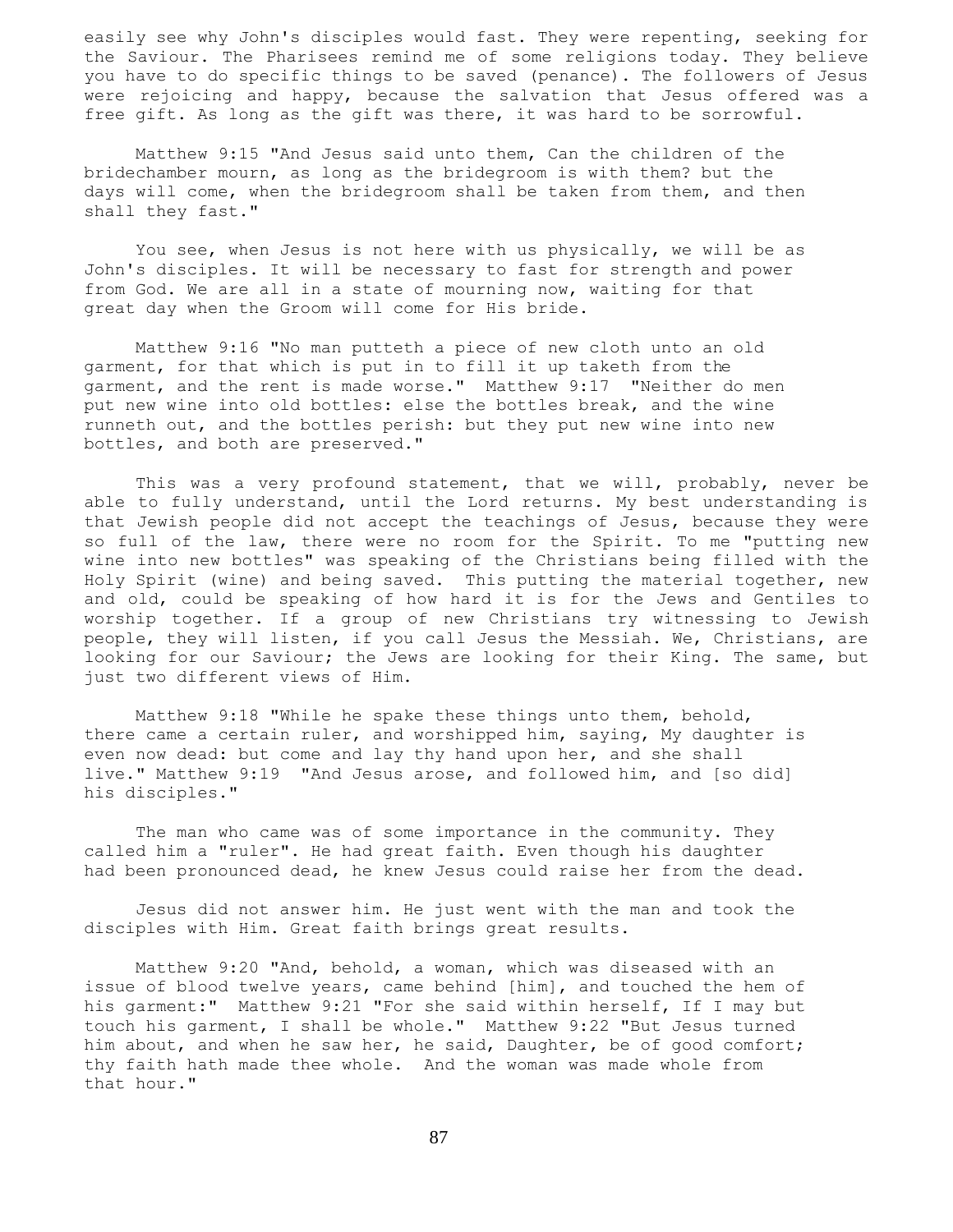easily see why John's disciples would fast. They were repenting, seeking for the Saviour. The Pharisees remind me of some religions today. They believe you have to do specific things to be saved (penance). The followers of Jesus were rejoicing and happy, because the salvation that Jesus offered was a free gift. As long as the gift was there, it was hard to be sorrowful.

Matthew 9:15 "And Jesus said unto them, Can the children of the bridechamber mourn, as long as the bridegroom is with them? but the days will come, when the bridegroom shall be taken from them, and then shall they fast."

You see, when Jesus is not here with us physically, we will be as John's disciples. It will be necessary to fast for strength and power from God. We are all in a state of mourning now, waiting for that great day when the Groom will come for His bride.

Matthew 9:16 "No man putteth a piece of new cloth unto an old garment, for that which is put in to fill it up taketh from the garment, and the rent is made worse." Matthew 9:17 "Neither do men put new wine into old bottles: else the bottles break, and the wine runneth out, and the bottles perish: but they put new wine into new bottles, and both are preserved."

This was a very profound statement, that we will, probably, never be able to fully understand, until the Lord returns. My best understanding is that Jewish people did not accept the teachings of Jesus, because they were so full of the law, there were no room for the Spirit. To me "putting new wine into new bottles" was speaking of the Christians being filled with the Holy Spirit (wine) and being saved. This putting the material together, new and old, could be speaking of how hard it is for the Jews and Gentiles to worship together. If a group of new Christians try witnessing to Jewish people, they will listen, if you call Jesus the Messiah. We, Christians, are looking for our Saviour; the Jews are looking for their King. The same, but just two different views of Him.

Matthew 9:18 "While he spake these things unto them, behold, there came a certain ruler, and worshipped him, saying, My daughter is even now dead: but come and lay thy hand upon her, and she shall live." Matthew 9:19 "And Jesus arose, and followed him, and [so did] his disciples."

The man who came was of some importance in the community. They called him a "ruler". He had great faith. Even though his daughter had been pronounced dead, he knew Jesus could raise her from the dead.

Jesus did not answer him. He just went with the man and took the disciples with Him. Great faith brings great results.

Matthew 9:20 "And, behold, a woman, which was diseased with an issue of blood twelve years, came behind [him], and touched the hem of his garment:" Matthew 9:21 "For she said within herself, If I may but touch his garment, I shall be whole." Matthew 9:22 "But Jesus turned him about, and when he saw her, he said, Daughter, be of good comfort; thy faith hath made thee whole. And the woman was made whole from that hour."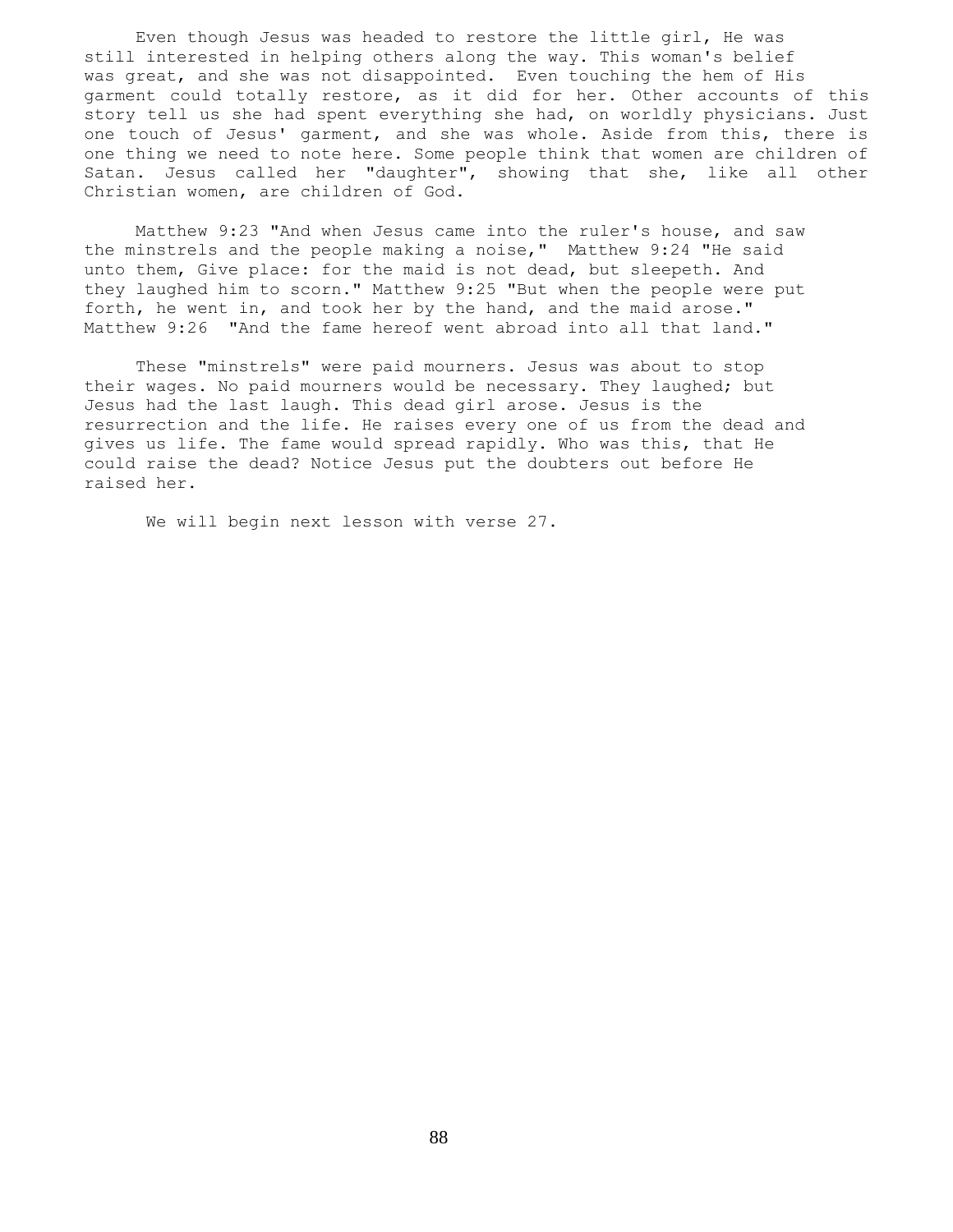Even though Jesus was headed to restore the little girl, He was still interested in helping others along the way. This woman's belief was great, and she was not disappointed. Even touching the hem of His garment could totally restore, as it did for her. Other accounts of this story tell us she had spent everything she had, on worldly physicians. Just one touch of Jesus' garment, and she was whole. Aside from this, there is one thing we need to note here. Some people think that women are children of Satan. Jesus called her "daughter", showing that she, like all other Christian women, are children of God.

Matthew 9:23 "And when Jesus came into the ruler's house, and saw the minstrels and the people making a noise," Matthew 9:24 "He said unto them, Give place: for the maid is not dead, but sleepeth. And they laughed him to scorn." Matthew 9:25 "But when the people were put forth, he went in, and took her by the hand, and the maid arose." Matthew 9:26 "And the fame hereof went abroad into all that land."

These "minstrels" were paid mourners. Jesus was about to stop their wages. No paid mourners would be necessary. They laughed; but Jesus had the last laugh. This dead girl arose. Jesus is the resurrection and the life. He raises every one of us from the dead and gives us life. The fame would spread rapidly. Who was this, that He could raise the dead? Notice Jesus put the doubters out before He raised her.

We will begin next lesson with verse 27.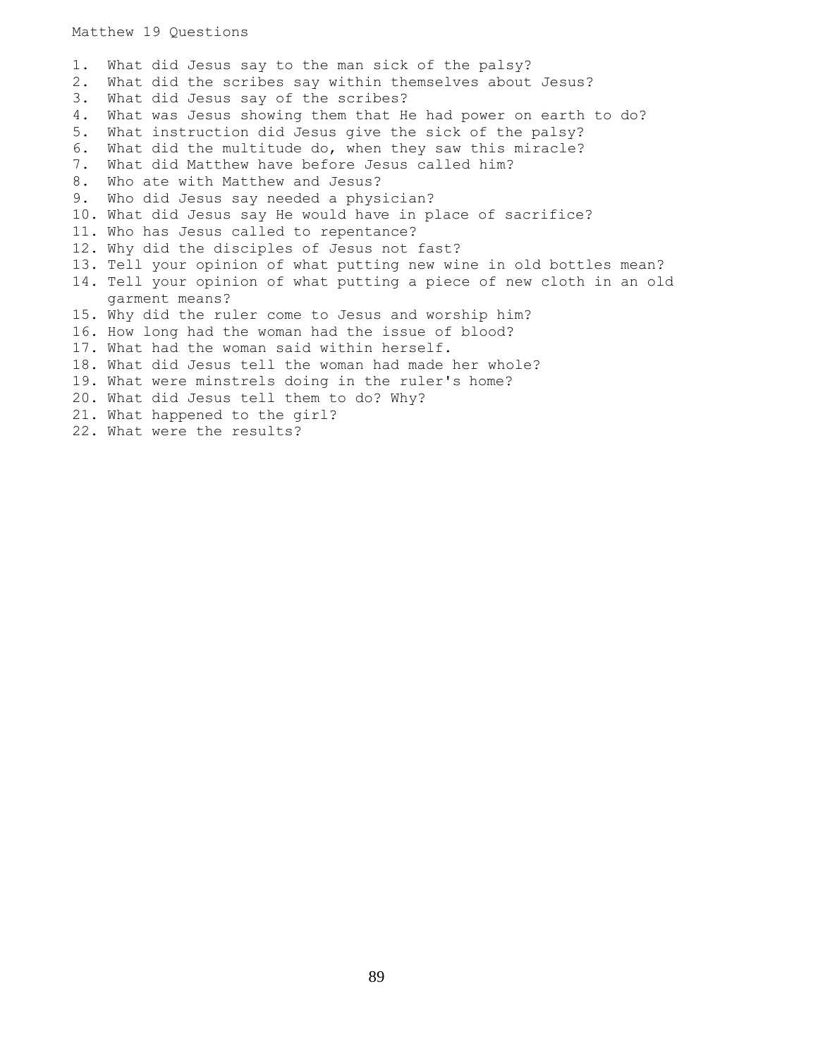Matthew 19 Questions

1. What did Jesus say to the man sick of the palsy?
2. What did the scribes say within themselves about Jesus?
3. What did Jesus say of the scribes?
4. What was Jesus showing them that He had power on earth to do?
5. What instruction did Jesus give the sick of the palsy?
6. What did the multitude do, when they saw this miracle?
7. What did Matthew have before Jesus called him?
8. Who ate with Matthew and Jesus?
9. Who did Jesus say needed a physician?
10. What did Jesus say He would have in place of sacrifice?
11. Who has Jesus called to repentance?
12. Why did the disciples of Jesus not fast?
13. Tell your opinion of what putting new wine in old bottles mean?
14. Tell your opinion of what putting a piece of new cloth in an old garment means?
15. Why did the ruler come to Jesus and worship him?
16. How long had the woman had the issue of blood?
17. What had the woman said within herself.
18. What did Jesus tell the woman had made her whole?
19. What were minstrels doing in the ruler's home?
20. What did Jesus tell them to do? Why?
21. What happened to the girl?
22. What were the results?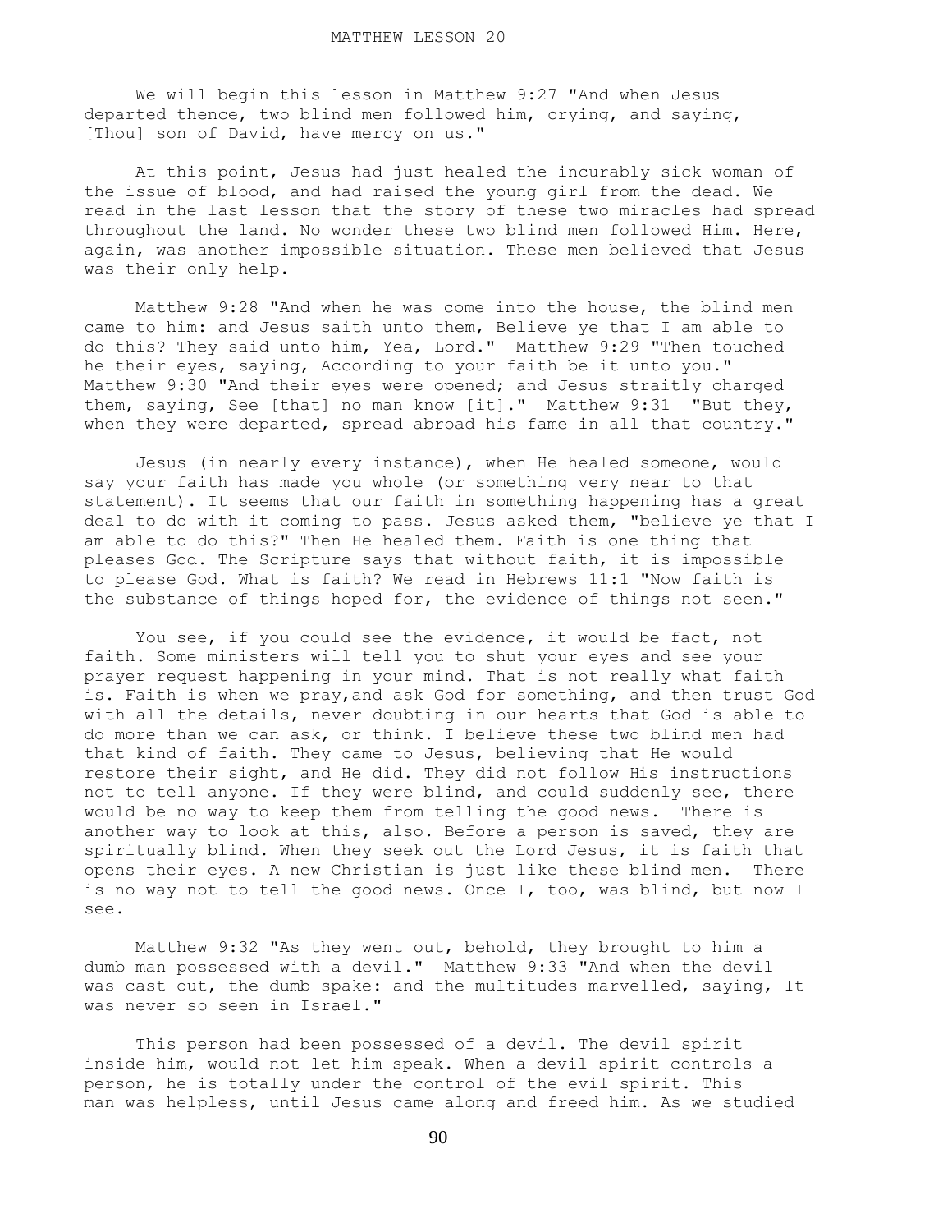# MATTHEW LESSON 20

We will begin this lesson in Matthew 9:27 "And when Jesus departed thence, two blind men followed him, crying, and saying, [Thou] son of David, have mercy on us."

At this point, Jesus had just healed the incurably sick woman of the issue of blood, and had raised the young girl from the dead. We read in the last lesson that the story of these two miracles had spread throughout the land. No wonder these two blind men followed Him. Here, again, was another impossible situation. These men believed that Jesus was their only help.

Matthew 9:28 "And when he was come into the house, the blind men came to him: and Jesus saith unto them, Believe ye that I am able to do this? They said unto him, Yea, Lord." Matthew 9:29 "Then touched he their eyes, saying, According to your faith be it unto you." Matthew 9:30 "And their eyes were opened; and Jesus straitly charged them, saying, See [that] no man know [it]." Matthew 9:31 "But they, when they were departed, spread abroad his fame in all that country."

Jesus (in nearly every instance), when He healed someone, would say your faith has made you whole (or something very near to that statement). It seems that our faith in something happening has a great deal to do with it coming to pass. Jesus asked them, "believe ye that I am able to do this?" Then He healed them. Faith is one thing that pleases God. The Scripture says that without faith, it is impossible to please God. What is faith? We read in Hebrews 11:1 "Now faith is the substance of things hoped for, the evidence of things not seen."

You see, if you could see the evidence, it would be fact, not faith. Some ministers will tell you to shut your eyes and see your prayer request happening in your mind. That is not really what faith is. Faith is when we pray,and ask God for something, and then trust God with all the details, never doubting in our hearts that God is able to do more than we can ask, or think. I believe these two blind men had that kind of faith. They came to Jesus, believing that He would restore their sight, and He did. They did not follow His instructions not to tell anyone. If they were blind, and could suddenly see, there would be no way to keep them from telling the good news. There is another way to look at this, also. Before a person is saved, they are spiritually blind. When they seek out the Lord Jesus, it is faith that opens their eyes. A new Christian is just like these blind men. There is no way not to tell the good news. Once I, too, was blind, but now I see.

Matthew 9:32 "As they went out, behold, they brought to him a dumb man possessed with a devil." Matthew 9:33 "And when the devil was cast out, the dumb spake: and the multitudes marvelled, saying, It was never so seen in Israel."

This person had been possessed of a devil. The devil spirit inside him, would not let him speak. When a devil spirit controls a person, he is totally under the control of the evil spirit. This man was helpless, until Jesus came along and freed him. As we studied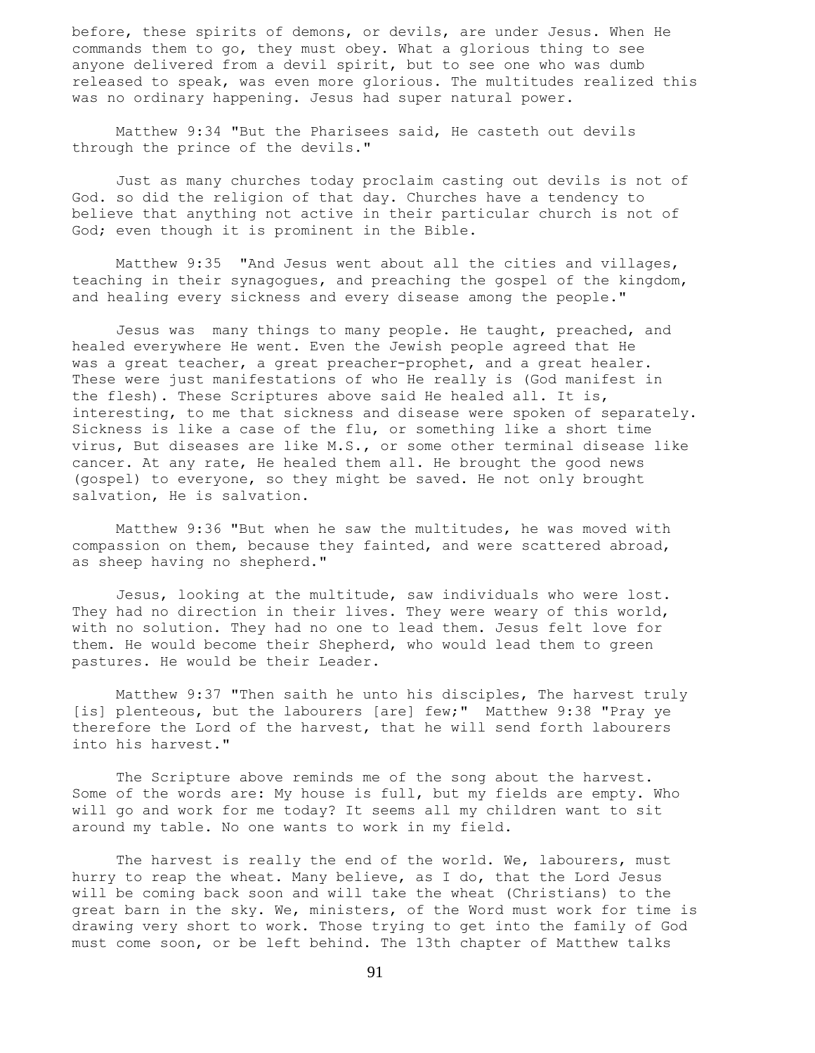before, these spirits of demons, or devils, are under Jesus. When He commands them to go, they must obey. What a glorious thing to see anyone delivered from a devil spirit, but to see one who was dumb released to speak, was even more glorious. The multitudes realized this was no ordinary happening. Jesus had super natural power.

Matthew 9:34 "But the Pharisees said, He casteth out devils through the prince of the devils."

Just as many churches today proclaim casting out devils is not of God. so did the religion of that day. Churches have a tendency to believe that anything not active in their particular church is not of God; even though it is prominent in the Bible.

Matthew 9:35 "And Jesus went about all the cities and villages, teaching in their synagogues, and preaching the gospel of the kingdom, and healing every sickness and every disease among the people."

Jesus was many things to many people. He taught, preached, and healed everywhere He went. Even the Jewish people agreed that He was a great teacher, a great preacher-prophet, and a great healer. These were just manifestations of who He really is (God manifest in the flesh). These Scriptures above said He healed all. It is, interesting, to me that sickness and disease were spoken of separately. Sickness is like a case of the flu, or something like a short time virus, But diseases are like M.S., or some other terminal disease like cancer. At any rate, He healed them all. He brought the good news (gospel) to everyone, so they might be saved. He not only brought salvation, He is salvation.

Matthew 9:36 "But when he saw the multitudes, he was moved with compassion on them, because they fainted, and were scattered abroad, as sheep having no shepherd."

Jesus, looking at the multitude, saw individuals who were lost. They had no direction in their lives. They were weary of this world, with no solution. They had no one to lead them. Jesus felt love for them. He would become their Shepherd, who would lead them to green pastures. He would be their Leader.

Matthew 9:37 "Then saith he unto his disciples, The harvest truly [is] plenteous, but the labourers [are] few;" Matthew 9:38 "Pray ye therefore the Lord of the harvest, that he will send forth labourers into his harvest."

The Scripture above reminds me of the song about the harvest. Some of the words are: My house is full, but my fields are empty. Who will go and work for me today? It seems all my children want to sit around my table. No one wants to work in my field.

The harvest is really the end of the world. We, labourers, must hurry to reap the wheat. Many believe, as I do, that the Lord Jesus will be coming back soon and will take the wheat (Christians) to the great barn in the sky. We, ministers, of the Word must work for time is drawing very short to work. Those trying to get into the family of God must come soon, or be left behind. The 13th chapter of Matthew talks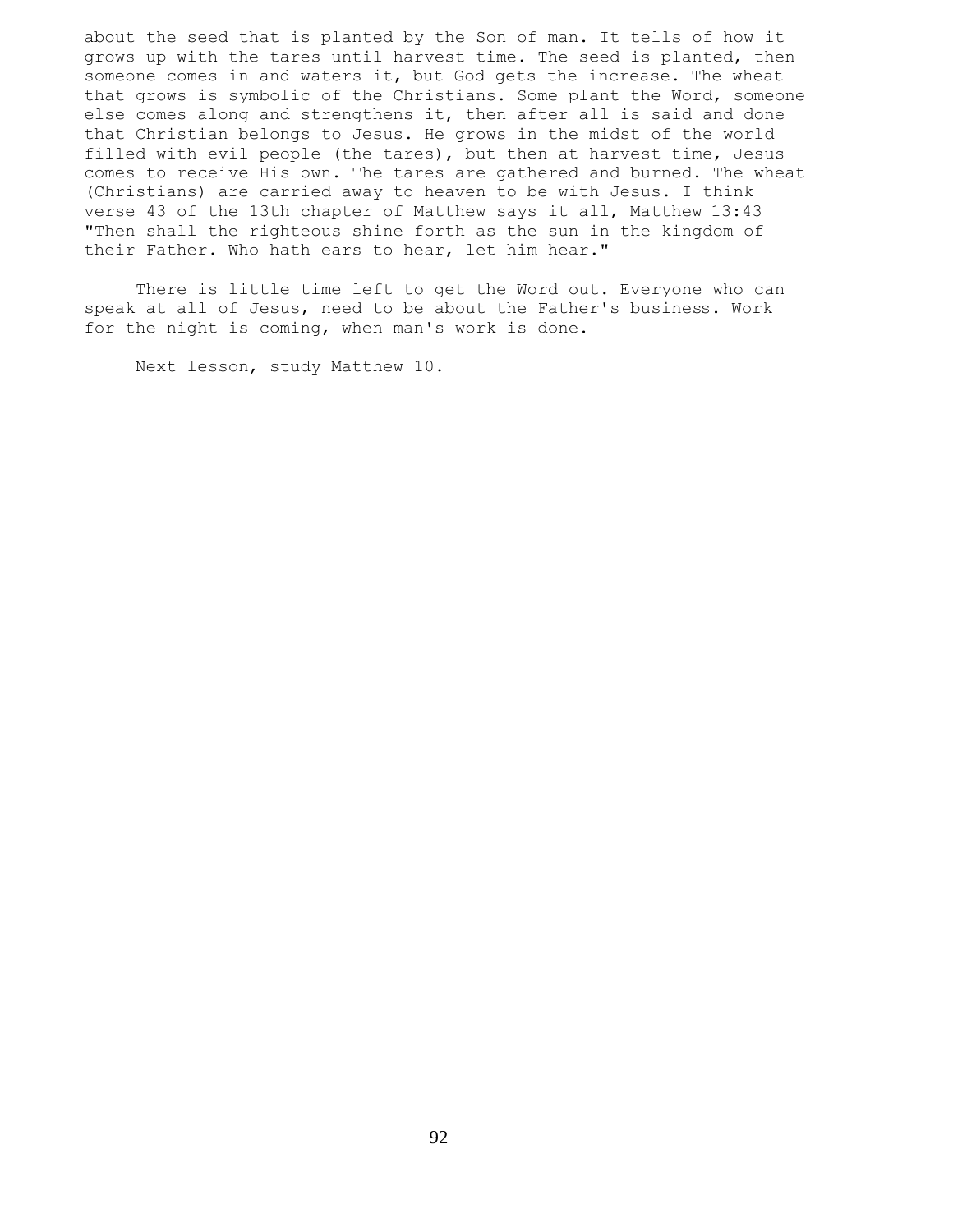about the seed that is planted by the Son of man. It tells of how it grows up with the tares until harvest time. The seed is planted, then someone comes in and waters it, but God gets the increase. The wheat that grows is symbolic of the Christians. Some plant the Word, someone else comes along and strengthens it, then after all is said and done that Christian belongs to Jesus. He grows in the midst of the world filled with evil people (the tares), but then at harvest time, Jesus comes to receive His own. The tares are gathered and burned. The wheat (Christians) are carried away to heaven to be with Jesus. I think verse 43 of the 13th chapter of Matthew says it all, Matthew 13:43 "Then shall the righteous shine forth as the sun in the kingdom of their Father. Who hath ears to hear, let him hear."

There is little time left to get the Word out. Everyone who can speak at all of Jesus, need to be about the Father's business. Work for the night is coming, when man's work is done.

Next lesson, study Matthew 10.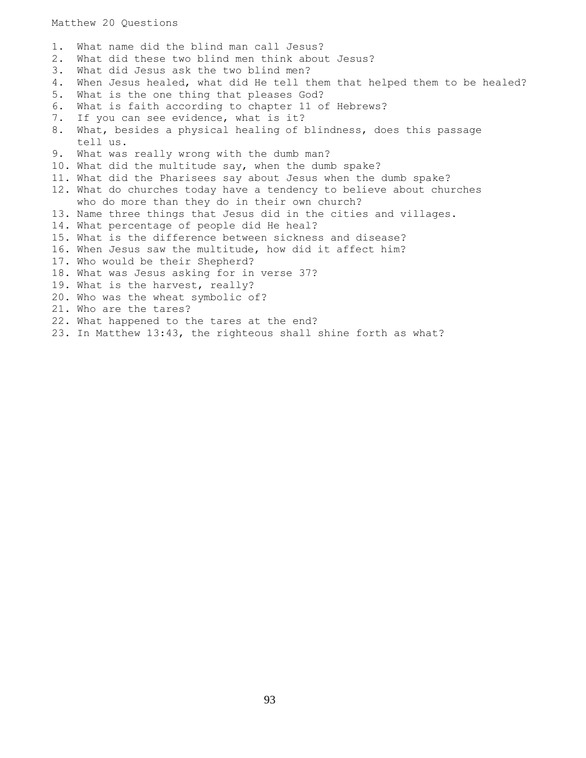Matthew 20 Questions

1. What name did the blind man call Jesus?
2. What did these two blind men think about Jesus?
3. What did Jesus ask the two blind men?
4. When Jesus healed, what did He tell them that helped them to be healed?
5. What is the one thing that pleases God?
6. What is faith according to chapter 11 of Hebrews?
7. If you can see evidence, what is it?
8. What, besides a physical healing of blindness, does this passage tell us.
9. What was really wrong with the dumb man?
10. What did the multitude say, when the dumb spake?
11. What did the Pharisees say about Jesus when the dumb spake?
12. What do churches today have a tendency to believe about churches who do more than they do in their own church?
13. Name three things that Jesus did in the cities and villages.
14. What percentage of people did He heal?
15. What is the difference between sickness and disease?
16. When Jesus saw the multitude, how did it affect him?
17. Who would be their Shepherd?
18. What was Jesus asking for in verse 37?
19. What is the harvest, really?
20. Who was the wheat symbolic of?
21. Who are the tares?
22. What happened to the tares at the end?
23. In Matthew 13:43, the righteous shall shine forth as what?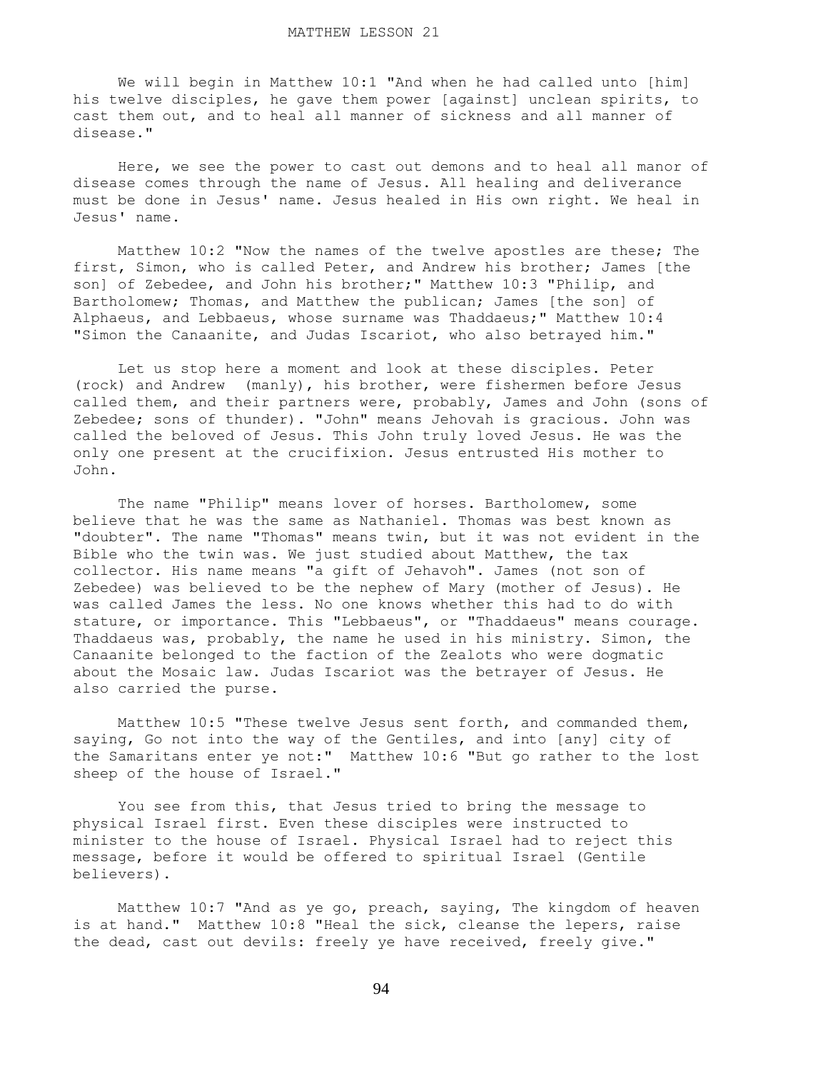MATTHEW LESSON 21

We will begin in Matthew 10:1 "And when he had called unto [him] his twelve disciples, he gave them power [against] unclean spirits, to cast them out, and to heal all manner of sickness and all manner of disease."

Here, we see the power to cast out demons and to heal all manor of disease comes through the name of Jesus. All healing and deliverance must be done in Jesus' name. Jesus healed in His own right. We heal in Jesus' name.

Matthew 10:2 "Now the names of the twelve apostles are these; The first, Simon, who is called Peter, and Andrew his brother; James [the son] of Zebedee, and John his brother;" Matthew 10:3 "Philip, and Bartholomew; Thomas, and Matthew the publican; James [the son] of Alphaeus, and Lebbaeus, whose surname was Thaddaeus;" Matthew 10:4 "Simon the Canaanite, and Judas Iscariot, who also betrayed him."

Let us stop here a moment and look at these disciples. Peter (rock) and Andrew (manly), his brother, were fishermen before Jesus called them, and their partners were, probably, James and John (sons of Zebedee; sons of thunder). "John" means Jehovah is gracious. John was called the beloved of Jesus. This John truly loved Jesus. He was the only one present at the crucifixion. Jesus entrusted His mother to John.

The name "Philip" means lover of horses. Bartholomew, some believe that he was the same as Nathaniel. Thomas was best known as "doubter". The name "Thomas" means twin, but it was not evident in the Bible who the twin was. We just studied about Matthew, the tax collector. His name means "a gift of Jehavoh". James (not son of Zebedee) was believed to be the nephew of Mary (mother of Jesus). He was called James the less. No one knows whether this had to do with stature, or importance. This "Lebbaeus", or "Thaddaeus" means courage. Thaddaeus was, probably, the name he used in his ministry. Simon, the Canaanite belonged to the faction of the Zealots who were dogmatic about the Mosaic law. Judas Iscariot was the betrayer of Jesus. He also carried the purse.

Matthew 10:5 "These twelve Jesus sent forth, and commanded them, saying, Go not into the way of the Gentiles, and into [any] city of the Samaritans enter ye not:" Matthew 10:6 "But go rather to the lost sheep of the house of Israel."

You see from this, that Jesus tried to bring the message to physical Israel first. Even these disciples were instructed to minister to the house of Israel. Physical Israel had to reject this message, before it would be offered to spiritual Israel (Gentile believers).

Matthew 10:7 "And as ye go, preach, saying, The kingdom of heaven is at hand." Matthew 10:8 "Heal the sick, cleanse the lepers, raise the dead, cast out devils: freely ye have received, freely give."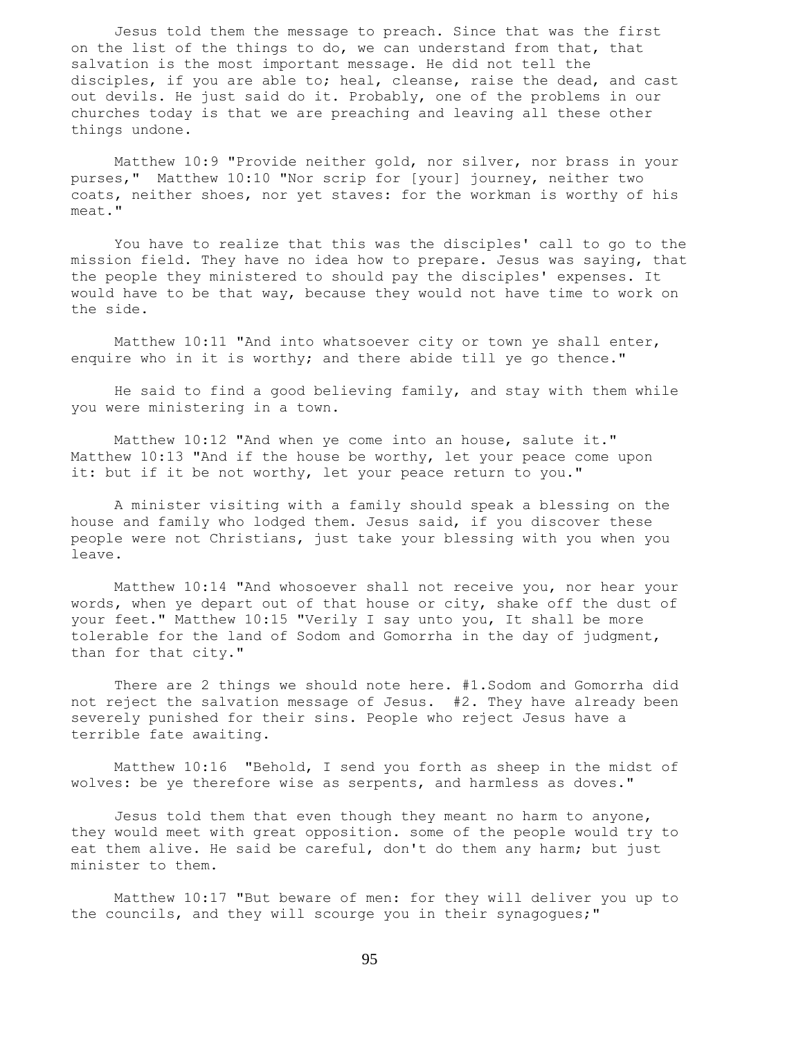Jesus told them the message to preach. Since that was the first on the list of the things to do, we can understand from that, that salvation is the most important message. He did not tell the disciples, if you are able to; heal, cleanse, raise the dead, and cast out devils. He just said do it. Probably, one of the problems in our churches today is that we are preaching and leaving all these other things undone.

Matthew 10:9 "Provide neither gold, nor silver, nor brass in your purses," Matthew 10:10 "Nor scrip for [your] journey, neither two coats, neither shoes, nor yet staves: for the workman is worthy of his meat."

You have to realize that this was the disciples' call to go to the mission field. They have no idea how to prepare. Jesus was saying, that the people they ministered to should pay the disciples' expenses. It would have to be that way, because they would not have time to work on the side.

Matthew 10:11 "And into whatsoever city or town ye shall enter, enquire who in it is worthy; and there abide till ye go thence."

He said to find a good believing family, and stay with them while you were ministering in a town.

Matthew 10:12 "And when ye come into an house, salute it." Matthew 10:13 "And if the house be worthy, let your peace come upon it: but if it be not worthy, let your peace return to you."

A minister visiting with a family should speak a blessing on the house and family who lodged them. Jesus said, if you discover these people were not Christians, just take your blessing with you when you leave.

Matthew 10:14 "And whosoever shall not receive you, nor hear your words, when ye depart out of that house or city, shake off the dust of your feet." Matthew 10:15 "Verily I say unto you, It shall be more tolerable for the land of Sodom and Gomorrha in the day of judgment, than for that city."

There are 2 things we should note here. #1.Sodom and Gomorrha did not reject the salvation message of Jesus. #2. They have already been severely punished for their sins. People who reject Jesus have a terrible fate awaiting.

Matthew 10:16 "Behold, I send you forth as sheep in the midst of wolves: be ye therefore wise as serpents, and harmless as doves."

Jesus told them that even though they meant no harm to anyone, they would meet with great opposition. some of the people would try to eat them alive. He said be careful, don't do them any harm; but just minister to them.

Matthew 10:17 "But beware of men: for they will deliver you up to the councils, and they will scourge you in their synagogues;"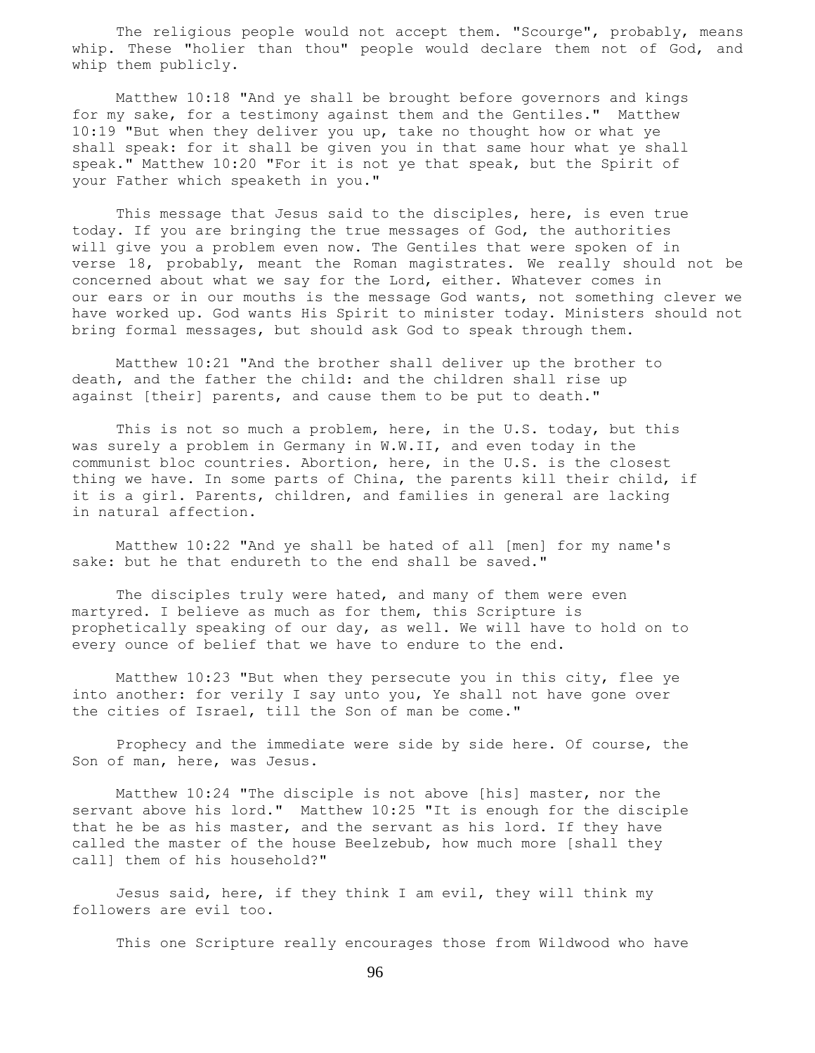The religious people would not accept them. "Scourge", probably, means whip. These "holier than thou" people would declare them not of God, and whip them publicly.

Matthew 10:18 "And ye shall be brought before governors and kings for my sake, for a testimony against them and the Gentiles." Matthew 10:19 "But when they deliver you up, take no thought how or what ye shall speak: for it shall be given you in that same hour what ye shall speak." Matthew 10:20 "For it is not ye that speak, but the Spirit of your Father which speaketh in you."

This message that Jesus said to the disciples, here, is even true today. If you are bringing the true messages of God, the authorities will give you a problem even now. The Gentiles that were spoken of in verse 18, probably, meant the Roman magistrates. We really should not be concerned about what we say for the Lord, either. Whatever comes in our ears or in our mouths is the message God wants, not something clever we have worked up. God wants His Spirit to minister today. Ministers should not bring formal messages, but should ask God to speak through them.

Matthew 10:21 "And the brother shall deliver up the brother to death, and the father the child: and the children shall rise up against [their] parents, and cause them to be put to death."

This is not so much a problem, here, in the U.S. today, but this was surely a problem in Germany in W.W.II, and even today in the communist bloc countries. Abortion, here, in the U.S. is the closest thing we have. In some parts of China, the parents kill their child, if it is a girl. Parents, children, and families in general are lacking in natural affection.

Matthew 10:22 "And ye shall be hated of all [men] for my name's sake: but he that endureth to the end shall be saved."

The disciples truly were hated, and many of them were even martyred. I believe as much as for them, this Scripture is prophetically speaking of our day, as well. We will have to hold on to every ounce of belief that we have to endure to the end.

Matthew 10:23 "But when they persecute you in this city, flee ye into another: for verily I say unto you, Ye shall not have gone over the cities of Israel, till the Son of man be come."

Prophecy and the immediate were side by side here. Of course, the Son of man, here, was Jesus.

Matthew 10:24 "The disciple is not above [his] master, nor the servant above his lord." Matthew 10:25 "It is enough for the disciple that he be as his master, and the servant as his lord. If they have called the master of the house Beelzebub, how much more [shall they call] them of his household?"

Jesus said, here, if they think I am evil, they will think my followers are evil too.

This one Scripture really encourages those from Wildwood who have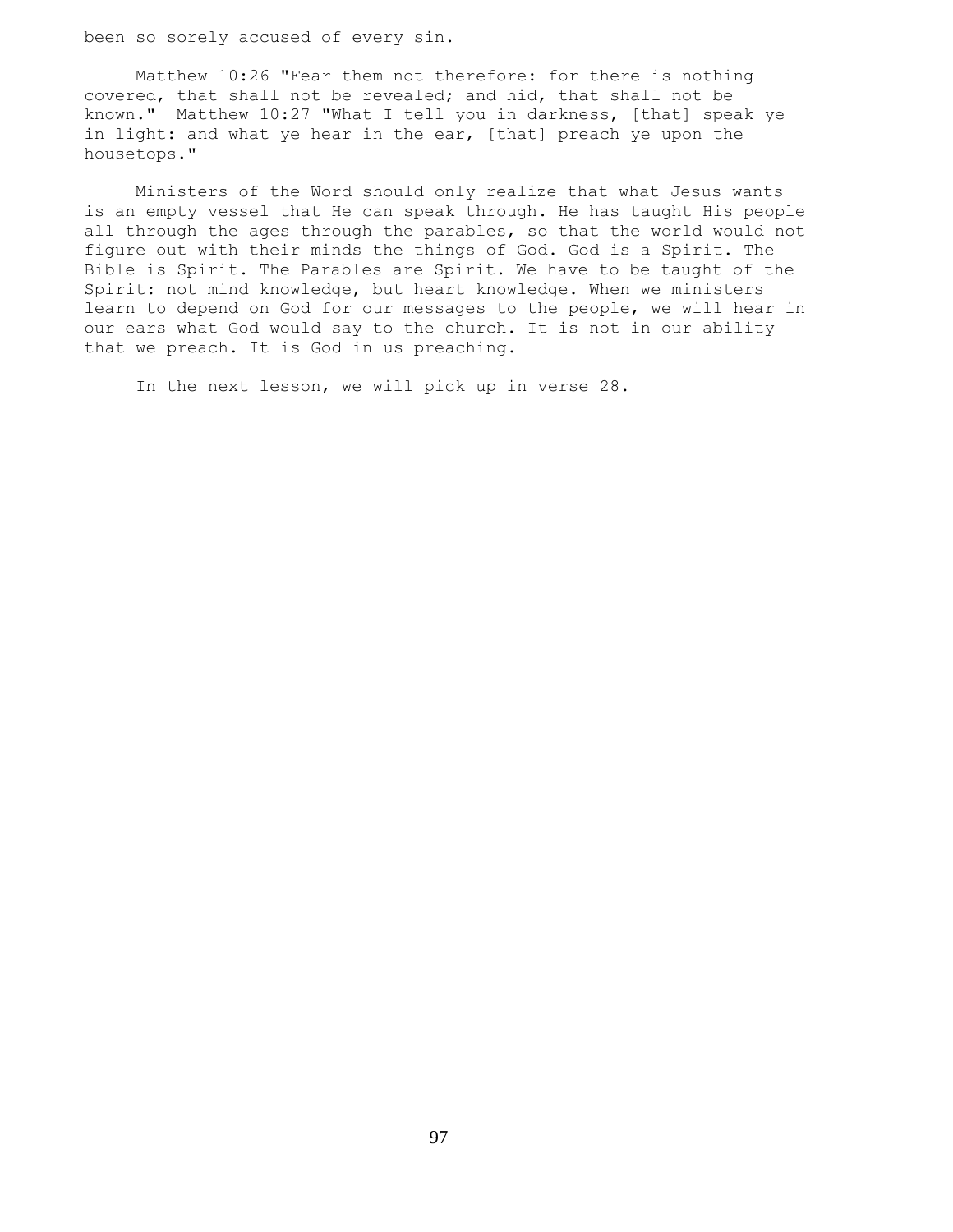been so sorely accused of every sin.

Matthew 10:26 "Fear them not therefore: for there is nothing covered, that shall not be revealed; and hid, that shall not be known." Matthew 10:27 "What I tell you in darkness, [that] speak ye in light: and what ye hear in the ear, [that] preach ye upon the housetops."

Ministers of the Word should only realize that what Jesus wants is an empty vessel that He can speak through. He has taught His people all through the ages through the parables, so that the world would not figure out with their minds the things of God. God is a Spirit. The Bible is Spirit. The Parables are Spirit. We have to be taught of the Spirit: not mind knowledge, but heart knowledge. When we ministers learn to depend on God for our messages to the people, we will hear in our ears what God would say to the church. It is not in our ability that we preach. It is God in us preaching.

In the next lesson, we will pick up in verse 28.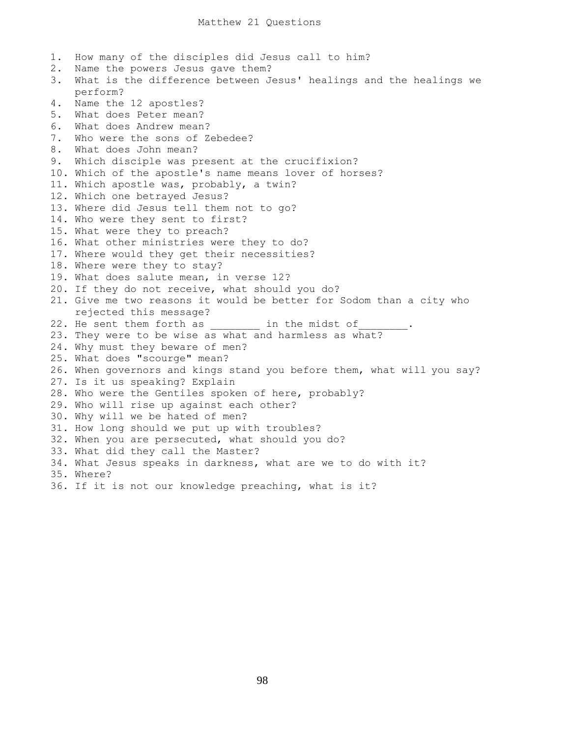# Matthew 21 Questions

1. How many of the disciples did Jesus call to him?
2. Name the powers Jesus gave them?
3. What is the difference between Jesus' healings and the healings we perform?
4. Name the 12 apostles?
5. What does Peter mean?
6. What does Andrew mean?
7. Who were the sons of Zebedee?
8. What does John mean?
9. Which disciple was present at the crucifixion?
10. Which of the apostle's name means lover of horses?
11. Which apostle was, probably, a twin?
12. Which one betrayed Jesus?
13. Where did Jesus tell them not to go?
14. Who were they sent to first?
15. What were they to preach?
16. What other ministries were they to do?
17. Where would they get their necessities?
18. Where were they to stay?
19. What does salute mean, in verse 12?
20. If they do not receive, what should you do?
21. Give me two reasons it would be better for Sodom than a city who rejected this message?
22. He sent them forth as ________ in the midst of________.
23. They were to be wise as what and harmless as what?
24. Why must they beware of men?
25. What does "scourge" mean?
26. When governors and kings stand you before them, what will you say?
27. Is it us speaking? Explain
28. Who were the Gentiles spoken of here, probably?
29. Who will rise up against each other?
30. Why will we be hated of men?
31. How long should we put up with troubles?
32. When you are persecuted, what should you do?
33. What did they call the Master?
34. What Jesus speaks in darkness, what are we to do with it?
35. Where?
36. If it is not our knowledge preaching, what is it?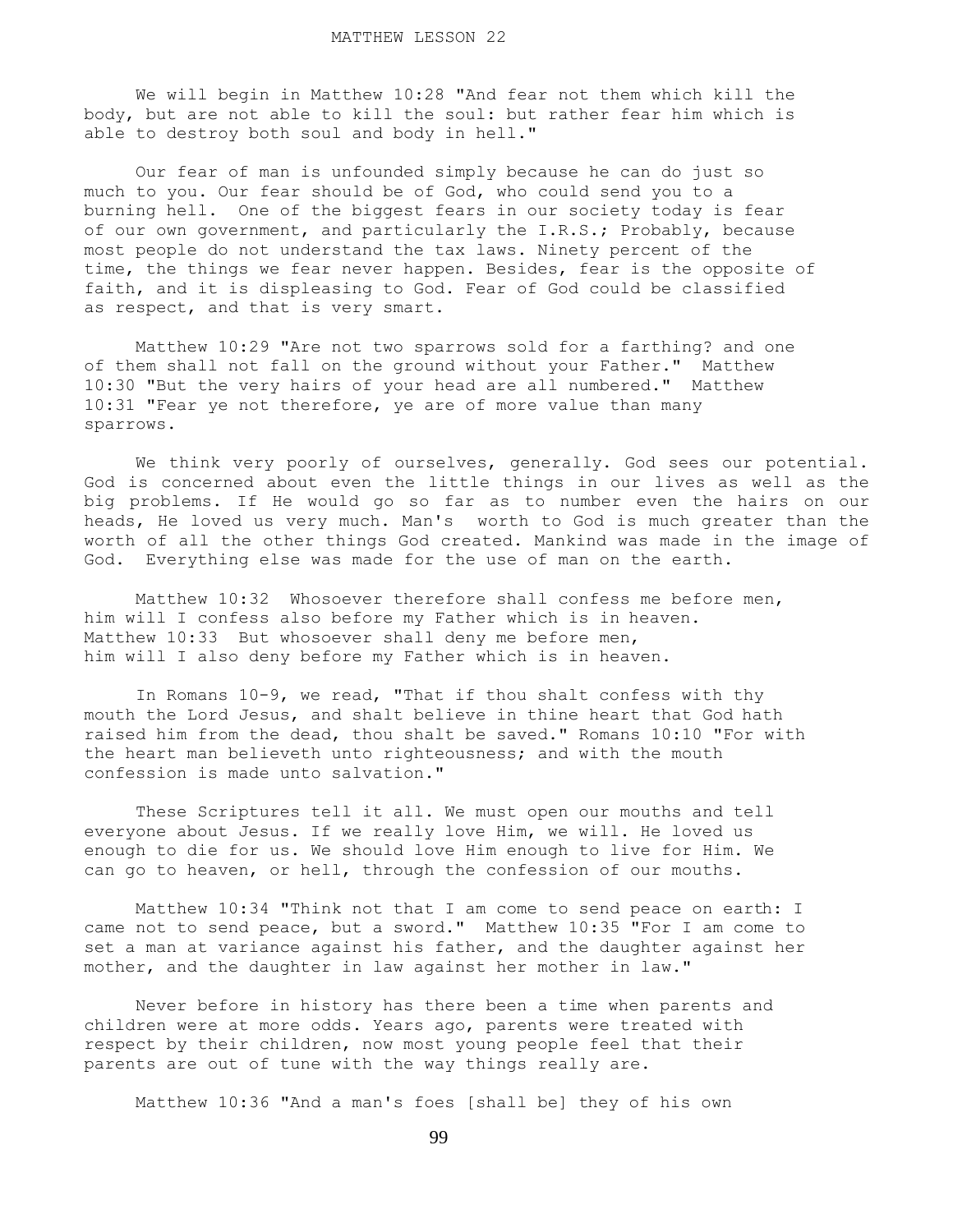MATTHEW LESSON 22

We will begin in Matthew 10:28 "And fear not them which kill the body, but are not able to kill the soul: but rather fear him which is able to destroy both soul and body in hell."

Our fear of man is unfounded simply because he can do just so much to you. Our fear should be of God, who could send you to a burning hell. One of the biggest fears in our society today is fear of our own government, and particularly the I.R.S.; Probably, because most people do not understand the tax laws. Ninety percent of the time, the things we fear never happen. Besides, fear is the opposite of faith, and it is displeasing to God. Fear of God could be classified as respect, and that is very smart.

Matthew 10:29 "Are not two sparrows sold for a farthing? and one of them shall not fall on the ground without your Father." Matthew 10:30 "But the very hairs of your head are all numbered." Matthew 10:31 "Fear ye not therefore, ye are of more value than many sparrows.

We think very poorly of ourselves, generally. God sees our potential. God is concerned about even the little things in our lives as well as the big problems. If He would go so far as to number even the hairs on our heads, He loved us very much. Man's worth to God is much greater than the worth of all the other things God created. Mankind was made in the image of God. Everything else was made for the use of man on the earth.

Matthew 10:32 Whosoever therefore shall confess me before men, him will I confess also before my Father which is in heaven. Matthew 10:33 But whosoever shall deny me before men, him will I also deny before my Father which is in heaven.

In Romans 10-9, we read, "That if thou shalt confess with thy mouth the Lord Jesus, and shalt believe in thine heart that God hath raised him from the dead, thou shalt be saved." Romans 10:10 "For with the heart man believeth unto righteousness; and with the mouth confession is made unto salvation."

These Scriptures tell it all. We must open our mouths and tell everyone about Jesus. If we really love Him, we will. He loved us enough to die for us. We should love Him enough to live for Him. We can go to heaven, or hell, through the confession of our mouths.

Matthew 10:34 "Think not that I am come to send peace on earth: I came not to send peace, but a sword." Matthew 10:35 "For I am come to set a man at variance against his father, and the daughter against her mother, and the daughter in law against her mother in law."

Never before in history has there been a time when parents and children were at more odds. Years ago, parents were treated with respect by their children, now most young people feel that their parents are out of tune with the way things really are.

Matthew 10:36 "And a man's foes [shall be] they of his own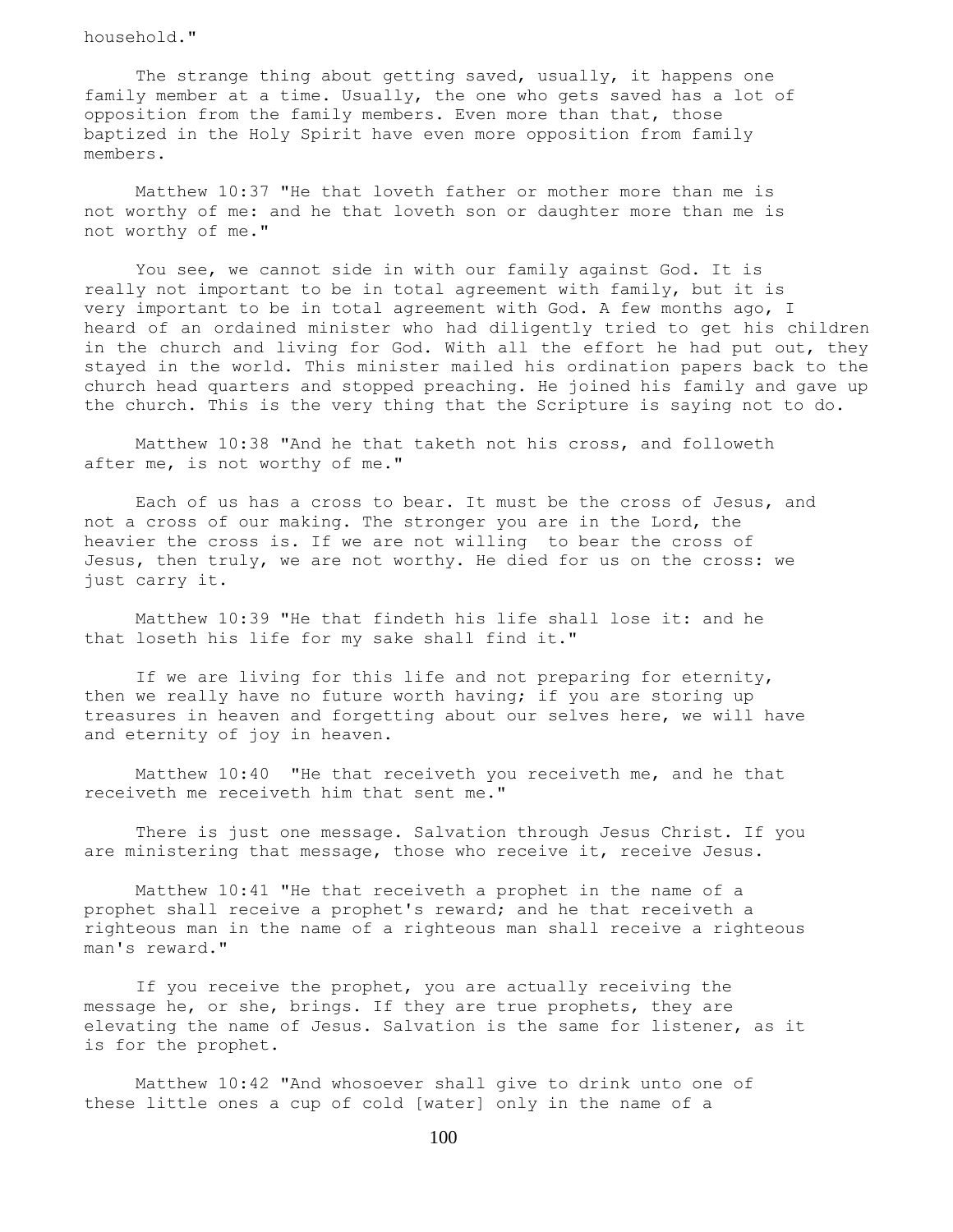household."

The strange thing about getting saved, usually, it happens one family member at a time. Usually, the one who gets saved has a lot of opposition from the family members. Even more than that, those baptized in the Holy Spirit have even more opposition from family members.

Matthew 10:37 "He that loveth father or mother more than me is not worthy of me: and he that loveth son or daughter more than me is not worthy of me."

You see, we cannot side in with our family against God. It is really not important to be in total agreement with family, but it is very important to be in total agreement with God. A few months ago, I heard of an ordained minister who had diligently tried to get his children in the church and living for God. With all the effort he had put out, they stayed in the world. This minister mailed his ordination papers back to the church head quarters and stopped preaching. He joined his family and gave up the church. This is the very thing that the Scripture is saying not to do.

Matthew 10:38 "And he that taketh not his cross, and followeth after me, is not worthy of me."

Each of us has a cross to bear. It must be the cross of Jesus, and not a cross of our making. The stronger you are in the Lord, the heavier the cross is. If we are not willing to bear the cross of Jesus, then truly, we are not worthy. He died for us on the cross: we just carry it.

Matthew 10:39 "He that findeth his life shall lose it: and he that loseth his life for my sake shall find it."

If we are living for this life and not preparing for eternity, then we really have no future worth having; if you are storing up treasures in heaven and forgetting about our selves here, we will have and eternity of joy in heaven.

Matthew 10:40 "He that receiveth you receiveth me, and he that receiveth me receiveth him that sent me."

There is just one message. Salvation through Jesus Christ. If you are ministering that message, those who receive it, receive Jesus.

Matthew 10:41 "He that receiveth a prophet in the name of a prophet shall receive a prophet's reward; and he that receiveth a righteous man in the name of a righteous man shall receive a righteous man's reward."

If you receive the prophet, you are actually receiving the message he, or she, brings. If they are true prophets, they are elevating the name of Jesus. Salvation is the same for listener, as it is for the prophet.

Matthew 10:42 "And whosoever shall give to drink unto one of these little ones a cup of cold [water] only in the name of a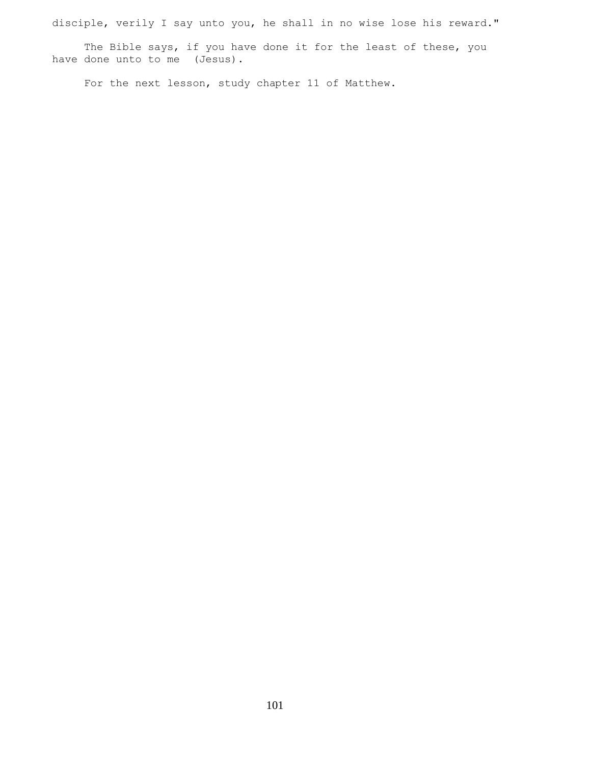disciple, verily I say unto you, he shall in no wise lose his reward."

The Bible says, if you have done it for the least of these, you have done unto to me (Jesus).

For the next lesson, study chapter 11 of Matthew.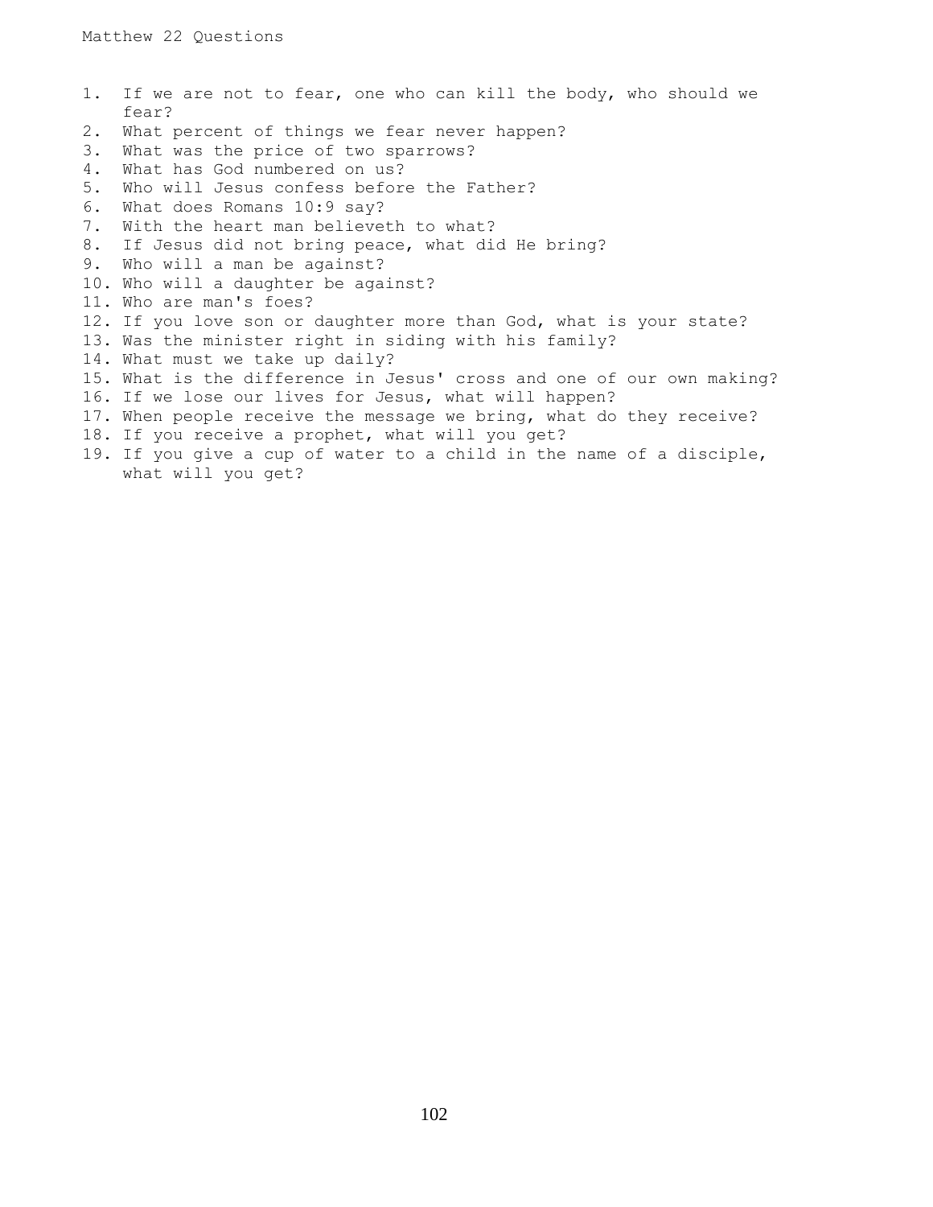Matthew 22 Questions

1. If we are not to fear, one who can kill the body, who should we fear?
2. What percent of things we fear never happen?
3. What was the price of two sparrows?
4. What has God numbered on us?
5. Who will Jesus confess before the Father?
6. What does Romans 10:9 say?
7. With the heart man believeth to what?
8. If Jesus did not bring peace, what did He bring?
9. Who will a man be against?
10. Who will a daughter be against?
11. Who are man's foes?
12. If you love son or daughter more than God, what is your state?
13. Was the minister right in siding with his family?
14. What must we take up daily?
15. What is the difference in Jesus' cross and one of our own making?
16. If we lose our lives for Jesus, what will happen?
17. When people receive the message we bring, what do they receive?
18. If you receive a prophet, what will you get?
19. If you give a cup of water to a child in the name of a disciple, what will you get?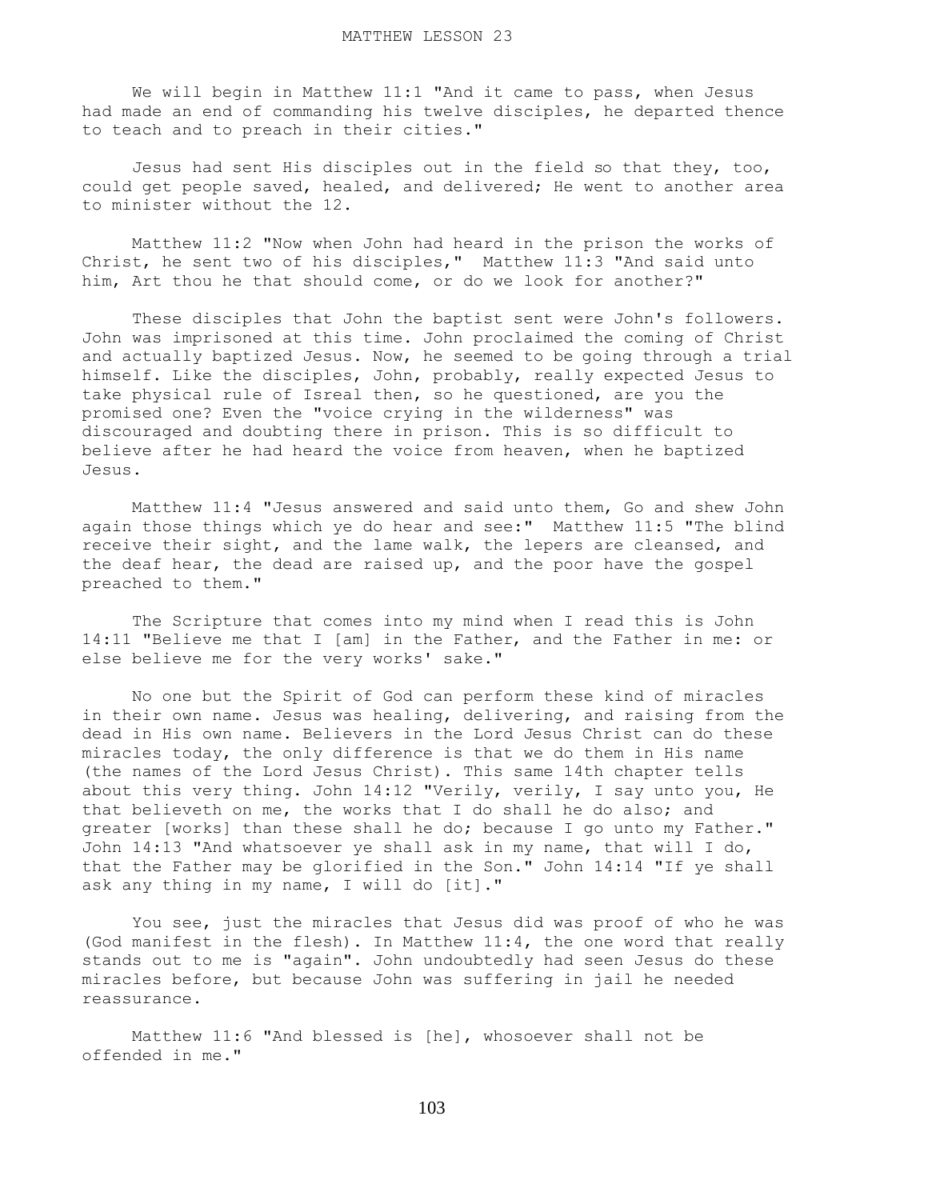# MATTHEW LESSON 23

We will begin in Matthew 11:1 "And it came to pass, when Jesus had made an end of commanding his twelve disciples, he departed thence to teach and to preach in their cities."

Jesus had sent His disciples out in the field so that they, too, could get people saved, healed, and delivered; He went to another area to minister without the 12.

Matthew 11:2 "Now when John had heard in the prison the works of Christ, he sent two of his disciples," Matthew 11:3 "And said unto him, Art thou he that should come, or do we look for another?"

These disciples that John the baptist sent were John's followers. John was imprisoned at this time. John proclaimed the coming of Christ and actually baptized Jesus. Now, he seemed to be going through a trial himself. Like the disciples, John, probably, really expected Jesus to take physical rule of Isreal then, so he questioned, are you the promised one? Even the "voice crying in the wilderness" was discouraged and doubting there in prison. This is so difficult to believe after he had heard the voice from heaven, when he baptized Jesus.

Matthew 11:4 "Jesus answered and said unto them, Go and shew John again those things which ye do hear and see:" Matthew 11:5 "The blind receive their sight, and the lame walk, the lepers are cleansed, and the deaf hear, the dead are raised up, and the poor have the gospel preached to them."

The Scripture that comes into my mind when I read this is John 14:11 "Believe me that I [am] in the Father, and the Father in me: or else believe me for the very works' sake."

No one but the Spirit of God can perform these kind of miracles in their own name. Jesus was healing, delivering, and raising from the dead in His own name. Believers in the Lord Jesus Christ can do these miracles today, the only difference is that we do them in His name (the names of the Lord Jesus Christ). This same 14th chapter tells about this very thing. John 14:12 "Verily, verily, I say unto you, He that believeth on me, the works that I do shall he do also; and greater [works] than these shall he do; because I go unto my Father." John 14:13 "And whatsoever ye shall ask in my name, that will I do, that the Father may be glorified in the Son." John 14:14 "If ye shall ask any thing in my name, I will do [it]."

You see, just the miracles that Jesus did was proof of who he was (God manifest in the flesh). In Matthew 11:4, the one word that really stands out to me is "again". John undoubtedly had seen Jesus do these miracles before, but because John was suffering in jail he needed reassurance.

Matthew 11:6 "And blessed is [he], whosoever shall not be offended in me."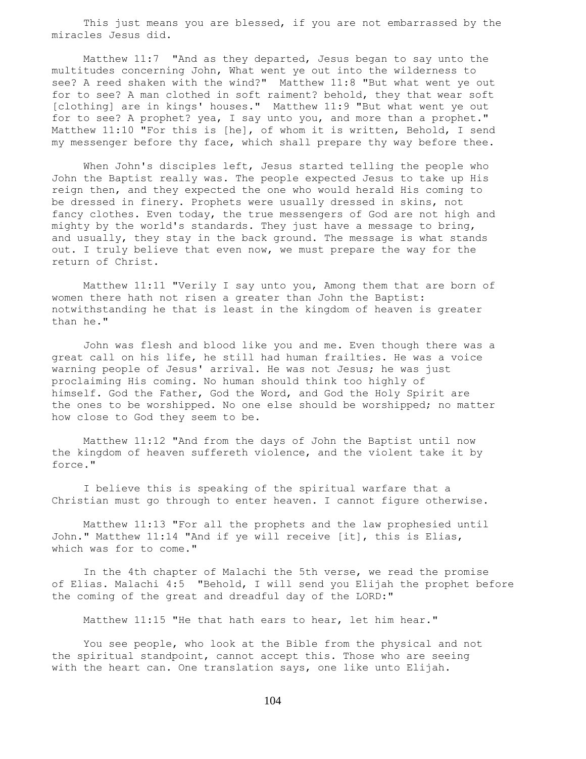This just means you are blessed, if you are not embarrassed by the miracles Jesus did.

Matthew 11:7 "And as they departed, Jesus began to say unto the multitudes concerning John, What went ye out into the wilderness to see? A reed shaken with the wind?" Matthew 11:8 "But what went ye out for to see? A man clothed in soft raiment? behold, they that wear soft [clothing] are in kings' houses." Matthew 11:9 "But what went ye out for to see? A prophet? yea, I say unto you, and more than a prophet." Matthew 11:10 "For this is [he], of whom it is written, Behold, I send my messenger before thy face, which shall prepare thy way before thee.

When John's disciples left, Jesus started telling the people who John the Baptist really was. The people expected Jesus to take up His reign then, and they expected the one who would herald His coming to be dressed in finery. Prophets were usually dressed in skins, not fancy clothes. Even today, the true messengers of God are not high and mighty by the world's standards. They just have a message to bring, and usually, they stay in the back ground. The message is what stands out. I truly believe that even now, we must prepare the way for the return of Christ.

Matthew 11:11 "Verily I say unto you, Among them that are born of women there hath not risen a greater than John the Baptist: notwithstanding he that is least in the kingdom of heaven is greater than he."

John was flesh and blood like you and me. Even though there was a great call on his life, he still had human frailties. He was a voice warning people of Jesus' arrival. He was not Jesus; he was just proclaiming His coming. No human should think too highly of himself. God the Father, God the Word, and God the Holy Spirit are the ones to be worshipped. No one else should be worshipped; no matter how close to God they seem to be.

Matthew 11:12 "And from the days of John the Baptist until now the kingdom of heaven suffereth violence, and the violent take it by force."

I believe this is speaking of the spiritual warfare that a Christian must go through to enter heaven. I cannot figure otherwise.

Matthew 11:13 "For all the prophets and the law prophesied until John." Matthew 11:14 "And if ye will receive [it], this is Elias, which was for to come."

In the 4th chapter of Malachi the 5th verse, we read the promise of Elias. Malachi 4:5 "Behold, I will send you Elijah the prophet before the coming of the great and dreadful day of the LORD:"

Matthew 11:15 "He that hath ears to hear, let him hear."

You see people, who look at the Bible from the physical and not the spiritual standpoint, cannot accept this. Those who are seeing with the heart can. One translation says, one like unto Elijah.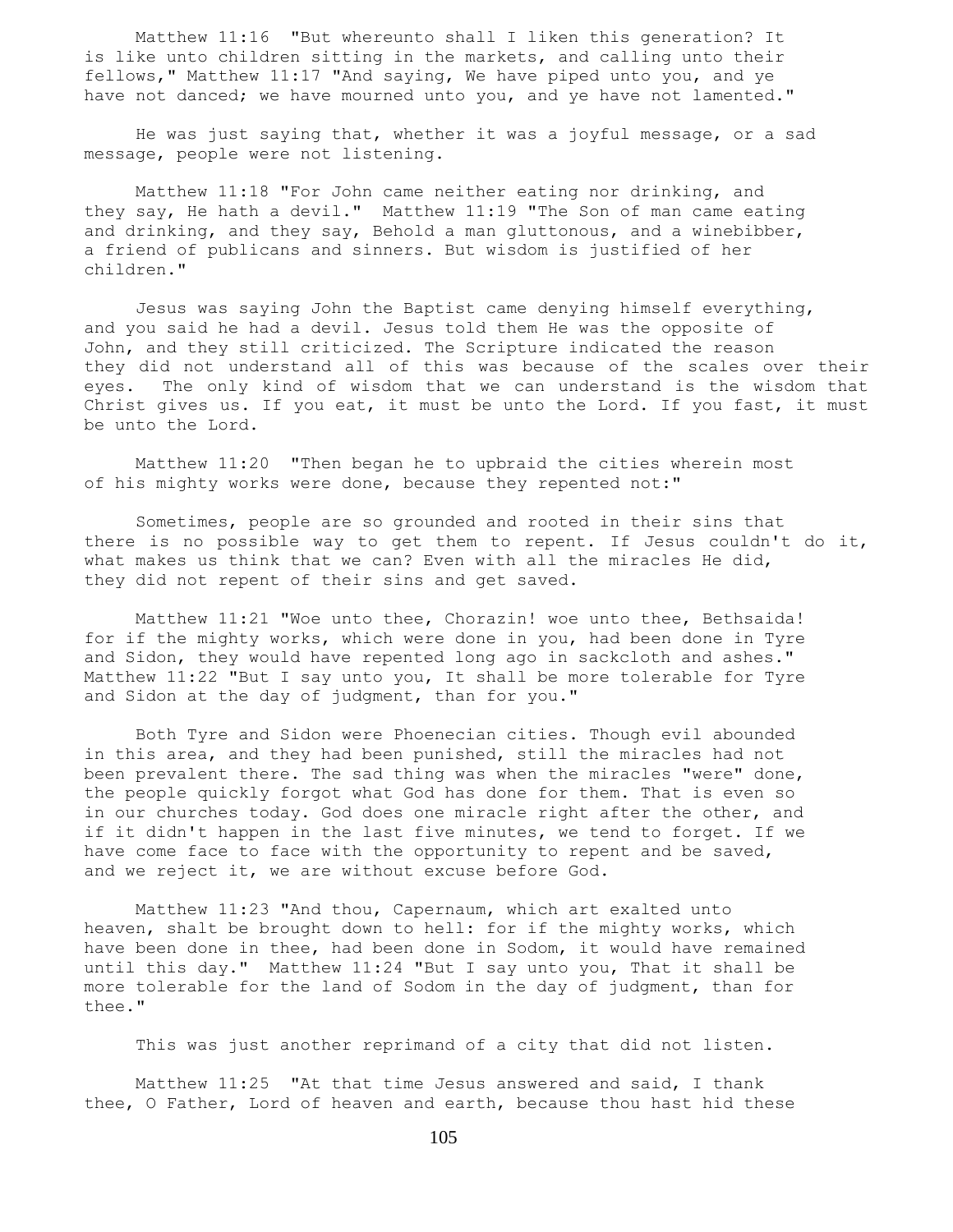Matthew 11:16 "But whereunto shall I liken this generation? It is like unto children sitting in the markets, and calling unto their fellows," Matthew 11:17 "And saying, We have piped unto you, and ye have not danced; we have mourned unto you, and ye have not lamented."

He was just saying that, whether it was a joyful message, or a sad message, people were not listening.

Matthew 11:18 "For John came neither eating nor drinking, and they say, He hath a devil." Matthew 11:19 "The Son of man came eating and drinking, and they say, Behold a man gluttonous, and a winebibber, a friend of publicans and sinners. But wisdom is justified of her children."

Jesus was saying John the Baptist came denying himself everything, and you said he had a devil. Jesus told them He was the opposite of John, and they still criticized. The Scripture indicated the reason they did not understand all of this was because of the scales over their eyes. The only kind of wisdom that we can understand is the wisdom that Christ gives us. If you eat, it must be unto the Lord. If you fast, it must be unto the Lord.

Matthew 11:20 "Then began he to upbraid the cities wherein most of his mighty works were done, because they repented not:"

Sometimes, people are so grounded and rooted in their sins that there is no possible way to get them to repent. If Jesus couldn't do it, what makes us think that we can? Even with all the miracles He did, they did not repent of their sins and get saved.

Matthew 11:21 "Woe unto thee, Chorazin! woe unto thee, Bethsaida! for if the mighty works, which were done in you, had been done in Tyre and Sidon, they would have repented long ago in sackcloth and ashes." Matthew 11:22 "But I say unto you, It shall be more tolerable for Tyre and Sidon at the day of judgment, than for you."

Both Tyre and Sidon were Phoenecian cities. Though evil abounded in this area, and they had been punished, still the miracles had not been prevalent there. The sad thing was when the miracles "were" done, the people quickly forgot what God has done for them. That is even so in our churches today. God does one miracle right after the other, and if it didn't happen in the last five minutes, we tend to forget. If we have come face to face with the opportunity to repent and be saved, and we reject it, we are without excuse before God.

Matthew 11:23 "And thou, Capernaum, which art exalted unto heaven, shalt be brought down to hell: for if the mighty works, which have been done in thee, had been done in Sodom, it would have remained until this day." Matthew 11:24 "But I say unto you, That it shall be more tolerable for the land of Sodom in the day of judgment, than for thee."

This was just another reprimand of a city that did not listen.

Matthew 11:25 "At that time Jesus answered and said, I thank thee, O Father, Lord of heaven and earth, because thou hast hid these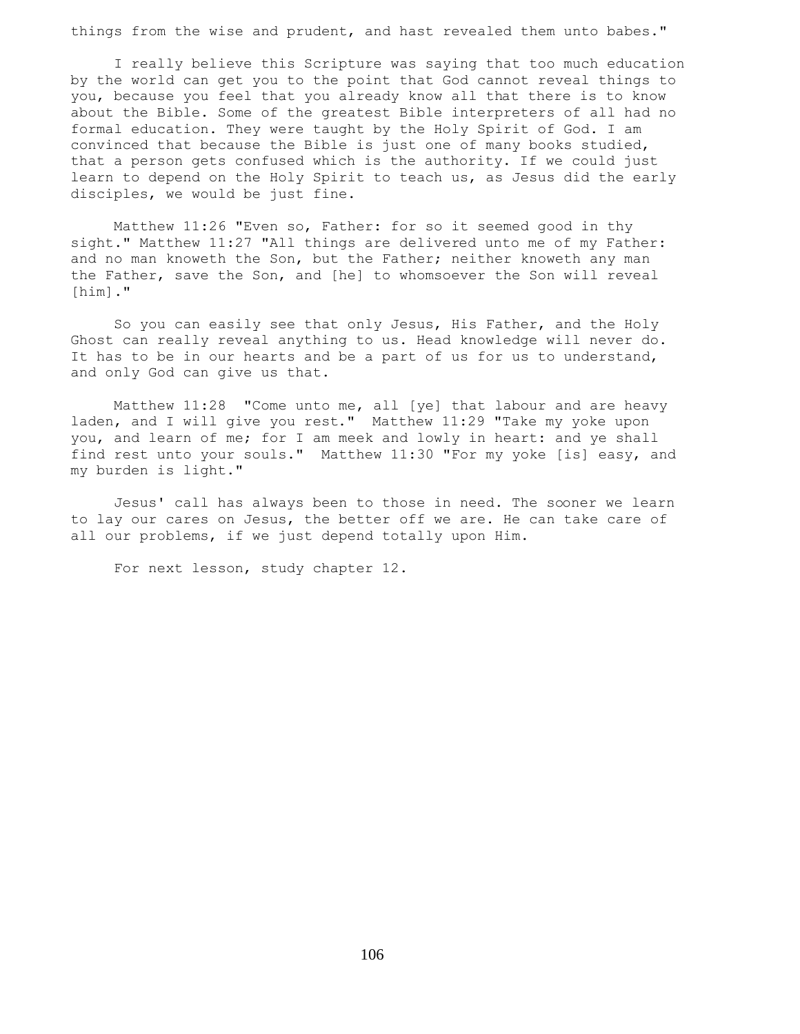things from the wise and prudent, and hast revealed them unto babes."

I really believe this Scripture was saying that too much education by the world can get you to the point that God cannot reveal things to you, because you feel that you already know all that there is to know about the Bible. Some of the greatest Bible interpreters of all had no formal education. They were taught by the Holy Spirit of God. I am convinced that because the Bible is just one of many books studied, that a person gets confused which is the authority. If we could just learn to depend on the Holy Spirit to teach us, as Jesus did the early disciples, we would be just fine.

Matthew 11:26 "Even so, Father: for so it seemed good in thy sight." Matthew 11:27 "All things are delivered unto me of my Father: and no man knoweth the Son, but the Father; neither knoweth any man the Father, save the Son, and [he] to whomsoever the Son will reveal [him]."

So you can easily see that only Jesus, His Father, and the Holy Ghost can really reveal anything to us. Head knowledge will never do. It has to be in our hearts and be a part of us for us to understand, and only God can give us that.

Matthew 11:28 "Come unto me, all [ye] that labour and are heavy laden, and I will give you rest." Matthew 11:29 "Take my yoke upon you, and learn of me; for I am meek and lowly in heart: and ye shall find rest unto your souls." Matthew 11:30 "For my yoke [is] easy, and my burden is light."

Jesus' call has always been to those in need. The sooner we learn to lay our cares on Jesus, the better off we are. He can take care of all our problems, if we just depend totally upon Him.

For next lesson, study chapter 12.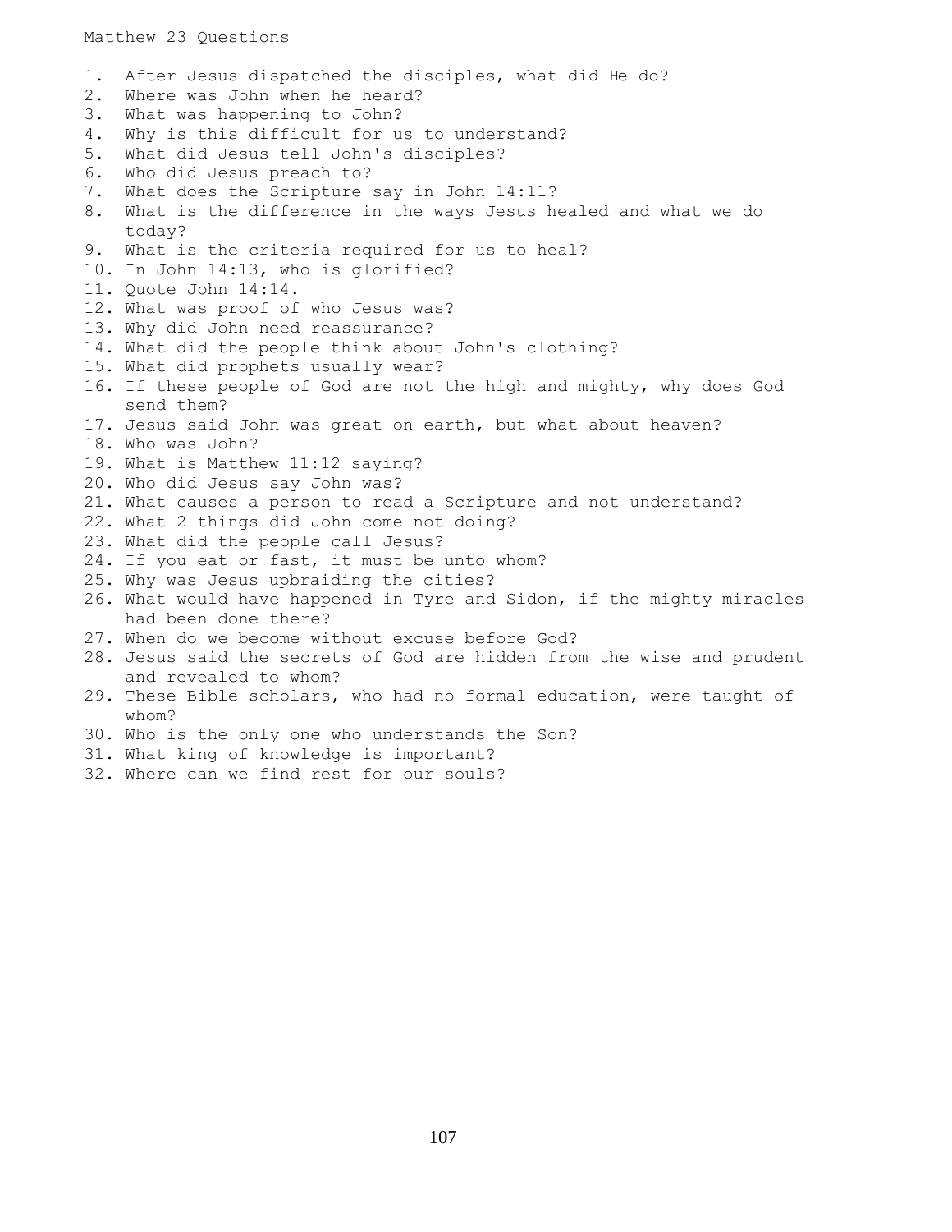Matthew 23 Questions

1. After Jesus dispatched the disciples, what did He do?
2. Where was John when he heard?
3. What was happening to John?
4. Why is this difficult for us to understand?
5. What did Jesus tell John's disciples?
6. Who did Jesus preach to?
7. What does the Scripture say in John 14:11?
8. What is the difference in the ways Jesus healed and what we do today?
9. What is the criteria required for us to heal?
10. In John 14:13, who is glorified?
11. Quote John 14:14.
12. What was proof of who Jesus was?
13. Why did John need reassurance?
14. What did the people think about John's clothing?
15. What did prophets usually wear?
16. If these people of God are not the high and mighty, why does God send them?
17. Jesus said John was great on earth, but what about heaven?
18. Who was John?
19. What is Matthew 11:12 saying?
20. Who did Jesus say John was?
21. What causes a person to read a Scripture and not understand?
22. What 2 things did John come not doing?
23. What did the people call Jesus?
24. If you eat or fast, it must be unto whom?
25. Why was Jesus upbraiding the cities?
26. What would have happened in Tyre and Sidon, if the mighty miracles had been done there?
27. When do we become without excuse before God?
28. Jesus said the secrets of God are hidden from the wise and prudent and revealed to whom?
29. These Bible scholars, who had no formal education, were taught of whom?
30. Who is the only one who understands the Son?
31. What king of knowledge is important?
32. Where can we find rest for our souls?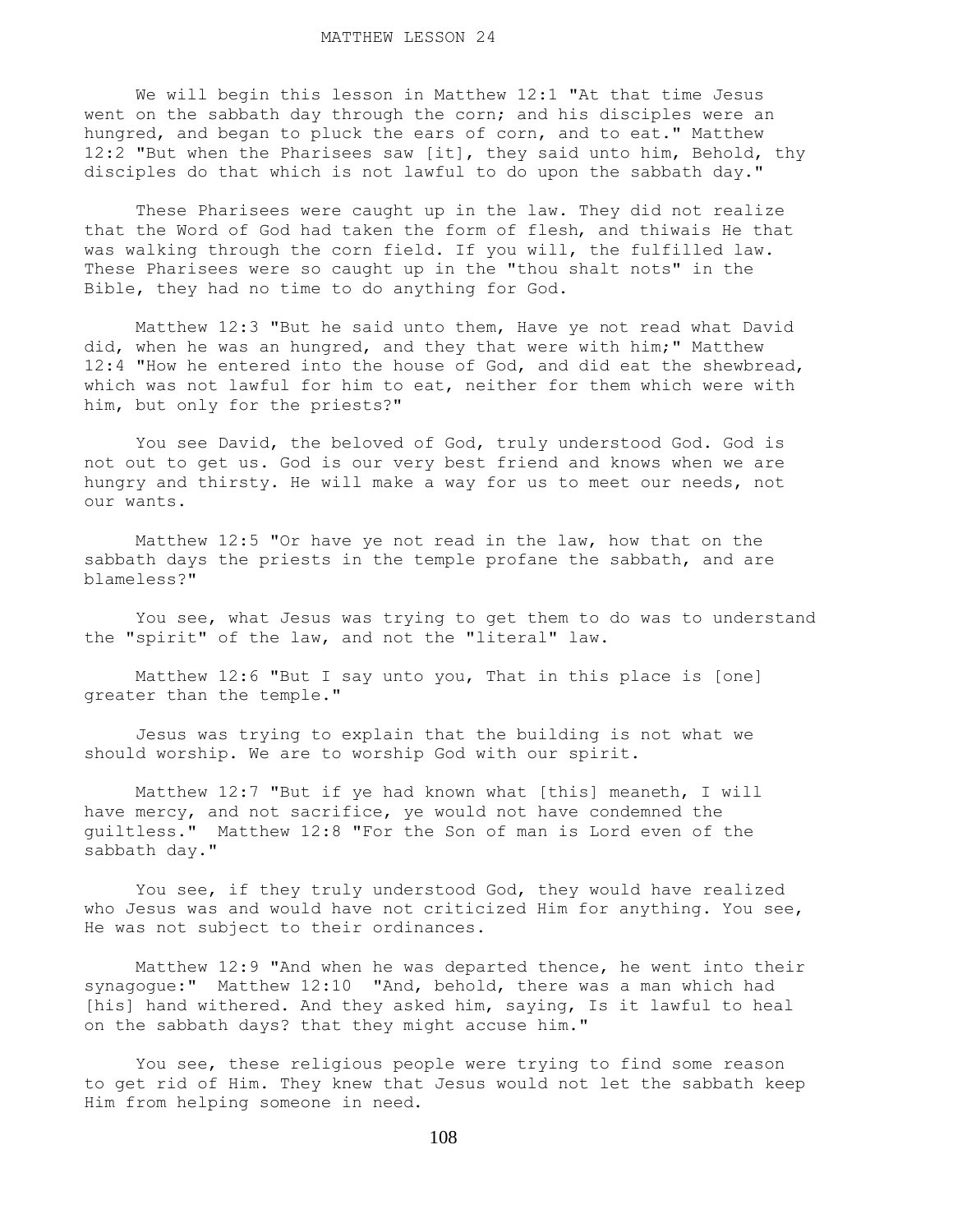# MATTHEW LESSON 24

We will begin this lesson in Matthew 12:1 "At that time Jesus went on the sabbath day through the corn; and his disciples were an hungred, and began to pluck the ears of corn, and to eat." Matthew 12:2 "But when the Pharisees saw [it], they said unto him, Behold, thy disciples do that which is not lawful to do upon the sabbath day."

These Pharisees were caught up in the law. They did not realize that the Word of God had taken the form of flesh, and thiwais He that was walking through the corn field. If you will, the fulfilled law. These Pharisees were so caught up in the "thou shalt nots" in the Bible, they had no time to do anything for God.

Matthew 12:3 "But he said unto them, Have ye not read what David did, when he was an hungred, and they that were with him;" Matthew 12:4 "How he entered into the house of God, and did eat the shewbread, which was not lawful for him to eat, neither for them which were with him, but only for the priests?"

You see David, the beloved of God, truly understood God. God is not out to get us. God is our very best friend and knows when we are hungry and thirsty. He will make a way for us to meet our needs, not our wants.

Matthew 12:5 "Or have ye not read in the law, how that on the sabbath days the priests in the temple profane the sabbath, and are blameless?"

You see, what Jesus was trying to get them to do was to understand the "spirit" of the law, and not the "literal" law.

Matthew 12:6 "But I say unto you, That in this place is [one] greater than the temple."

Jesus was trying to explain that the building is not what we should worship. We are to worship God with our spirit.

Matthew 12:7 "But if ye had known what [this] meaneth, I will have mercy, and not sacrifice, ye would not have condemned the guiltless." Matthew 12:8 "For the Son of man is Lord even of the sabbath day."

You see, if they truly understood God, they would have realized who Jesus was and would have not criticized Him for anything. You see, He was not subject to their ordinances.

Matthew 12:9 "And when he was departed thence, he went into their synagogue:" Matthew 12:10 "And, behold, there was a man which had [his] hand withered. And they asked him, saying, Is it lawful to heal on the sabbath days? that they might accuse him."

You see, these religious people were trying to find some reason to get rid of Him. They knew that Jesus would not let the sabbath keep Him from helping someone in need.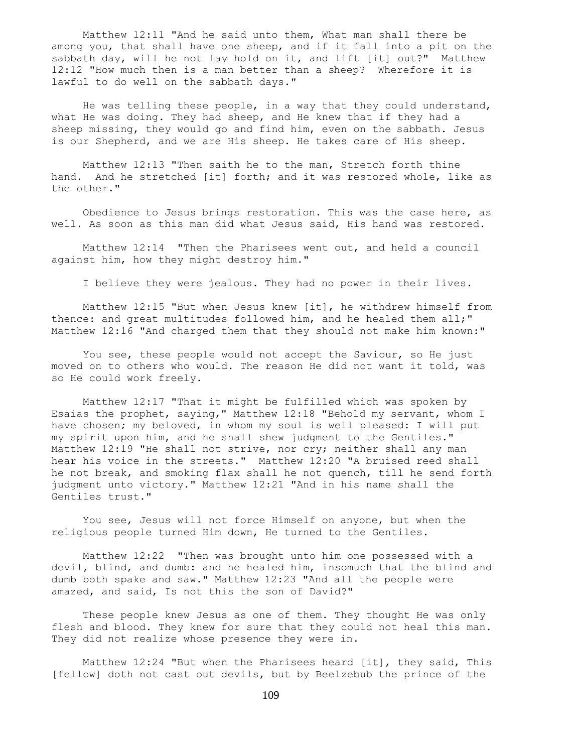Matthew 12:11 "And he said unto them, What man shall there be among you, that shall have one sheep, and if it fall into a pit on the sabbath day, will he not lay hold on it, and lift [it] out?" Matthew 12:12 "How much then is a man better than a sheep? Wherefore it is lawful to do well on the sabbath days."

He was telling these people, in a way that they could understand, what He was doing. They had sheep, and He knew that if they had a sheep missing, they would go and find him, even on the sabbath. Jesus is our Shepherd, and we are His sheep. He takes care of His sheep.

Matthew 12:13 "Then saith he to the man, Stretch forth thine hand. And he stretched [it] forth; and it was restored whole, like as the other."

Obedience to Jesus brings restoration. This was the case here, as well. As soon as this man did what Jesus said, His hand was restored.

Matthew 12:14 "Then the Pharisees went out, and held a council against him, how they might destroy him."

I believe they were jealous. They had no power in their lives.

Matthew 12:15 "But when Jesus knew [it], he withdrew himself from thence: and great multitudes followed him, and he healed them all;" Matthew 12:16 "And charged them that they should not make him known:"

You see, these people would not accept the Saviour, so He just moved on to others who would. The reason He did not want it told, was so He could work freely.

Matthew 12:17 "That it might be fulfilled which was spoken by Esaias the prophet, saying," Matthew 12:18 "Behold my servant, whom I have chosen; my beloved, in whom my soul is well pleased: I will put my spirit upon him, and he shall shew judgment to the Gentiles." Matthew 12:19 "He shall not strive, nor cry; neither shall any man hear his voice in the streets." Matthew 12:20 "A bruised reed shall he not break, and smoking flax shall he not quench, till he send forth judgment unto victory." Matthew 12:21 "And in his name shall the Gentiles trust."

You see, Jesus will not force Himself on anyone, but when the religious people turned Him down, He turned to the Gentiles.

Matthew 12:22 "Then was brought unto him one possessed with a devil, blind, and dumb: and he healed him, insomuch that the blind and dumb both spake and saw." Matthew 12:23 "And all the people were amazed, and said, Is not this the son of David?"

These people knew Jesus as one of them. They thought He was only flesh and blood. They knew for sure that they could not heal this man. They did not realize whose presence they were in.

Matthew 12:24 "But when the Pharisees heard [it], they said, This [fellow] doth not cast out devils, but by Beelzebub the prince of the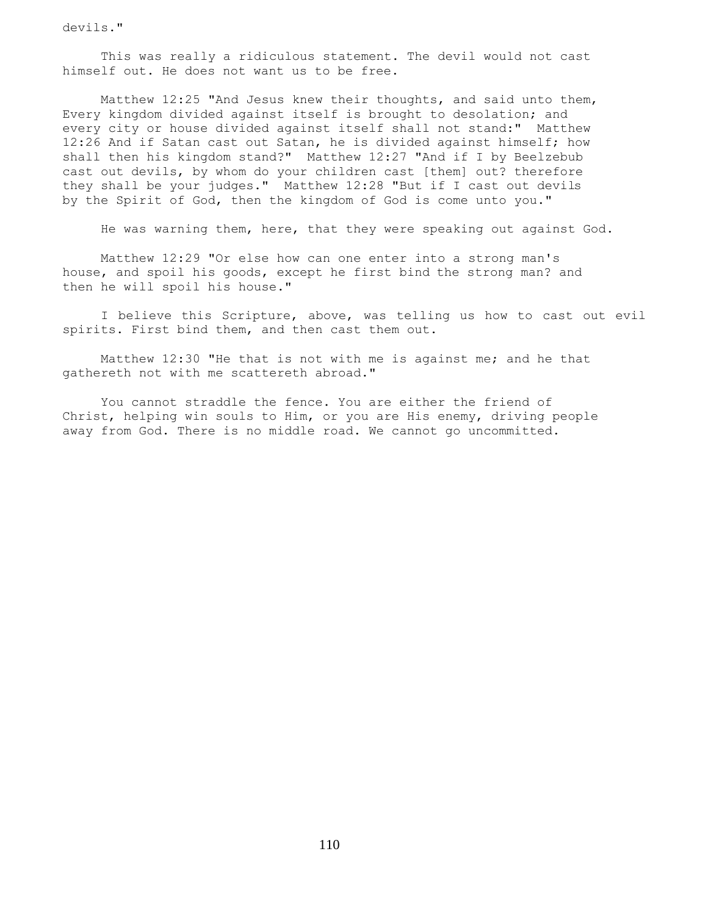devils."

This was really a ridiculous statement. The devil would not cast himself out. He does not want us to be free.

Matthew 12:25 "And Jesus knew their thoughts, and said unto them, Every kingdom divided against itself is brought to desolation; and every city or house divided against itself shall not stand:" Matthew 12:26 And if Satan cast out Satan, he is divided against himself; how shall then his kingdom stand?" Matthew 12:27 "And if I by Beelzebub cast out devils, by whom do your children cast [them] out? therefore they shall be your judges." Matthew 12:28 "But if I cast out devils by the Spirit of God, then the kingdom of God is come unto you."

He was warning them, here, that they were speaking out against God.

Matthew 12:29 "Or else how can one enter into a strong man's house, and spoil his goods, except he first bind the strong man? and then he will spoil his house."

I believe this Scripture, above, was telling us how to cast out evil spirits. First bind them, and then cast them out.

Matthew 12:30 "He that is not with me is against me; and he that gathereth not with me scattereth abroad."

You cannot straddle the fence. You are either the friend of Christ, helping win souls to Him, or you are His enemy, driving people away from God. There is no middle road. We cannot go uncommitted.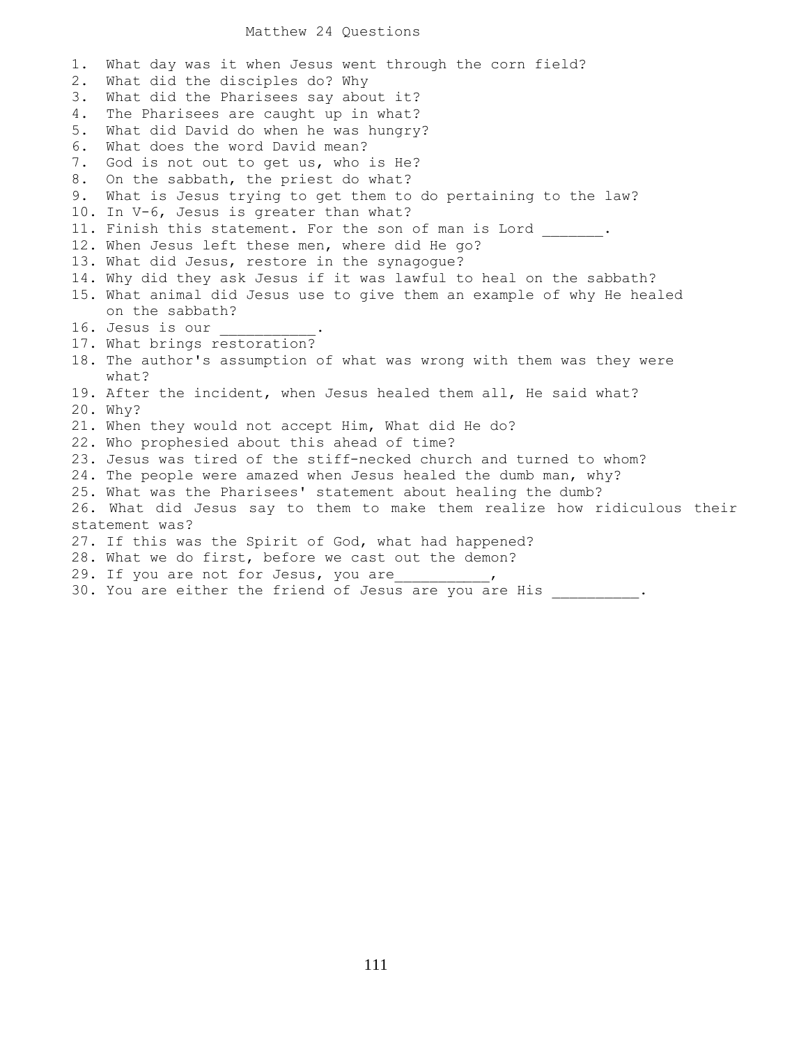# Matthew 24 Questions

1. What day was it when Jesus went through the corn field?
2. What did the disciples do? Why
3. What did the Pharisees say about it?
4. The Pharisees are caught up in what?
5. What did David do when he was hungry?
6. What does the word David mean?
7. God is not out to get us, who is He?
8. On the sabbath, the priest do what?
9. What is Jesus trying to get them to do pertaining to the law?
10. In V-6, Jesus is greater than what?
11. Finish this statement. For the son of man is Lord _______.
12. When Jesus left these men, where did He go?
13. What did Jesus, restore in the synagogue?
14. Why did they ask Jesus if it was lawful to heal on the sabbath?
15. What animal did Jesus use to give them an example of why He healed on the sabbath?
16. Jesus is our ___________.
17. What brings restoration?
18. The author's assumption of what was wrong with them was they were what?
19. After the incident, when Jesus healed them all, He said what?
20. Why?
21. When they would not accept Him, What did He do?
22. Who prophesied about this ahead of time?
23. Jesus was tired of the stiff-necked church and turned to whom?
24. The people were amazed when Jesus healed the dumb man, why?
25. What was the Pharisees' statement about healing the dumb?
26. What did Jesus say to them to make them realize how ridiculous their statement was?
27. If this was the Spirit of God, what had happened?
28. What we do first, before we cast out the demon?
29. If you are not for Jesus, you are___________,
30. You are either the friend of Jesus are you are His __________.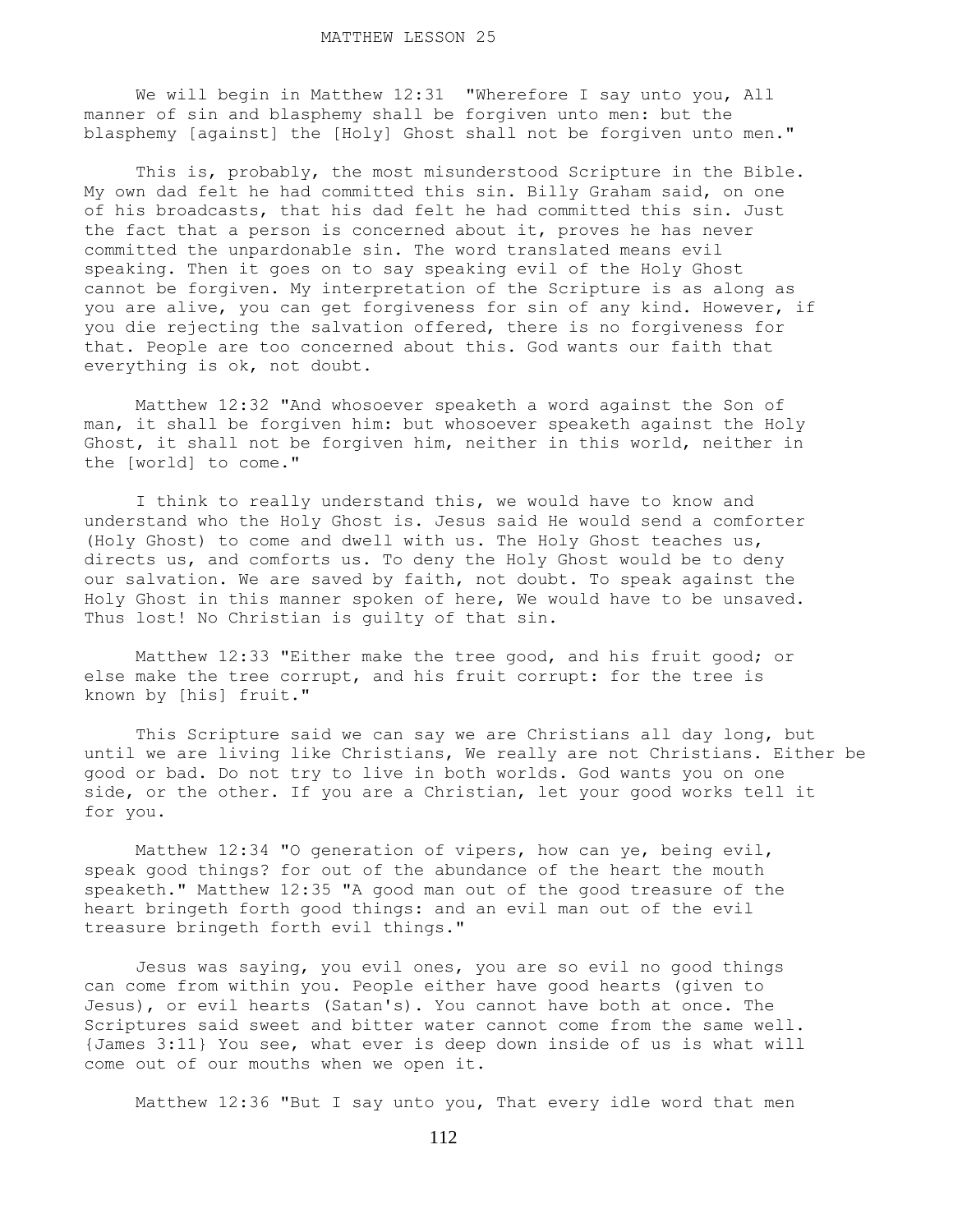# MATTHEW LESSON 25

We will begin in Matthew 12:31 "Wherefore I say unto you, All manner of sin and blasphemy shall be forgiven unto men: but the blasphemy [against] the [Holy] Ghost shall not be forgiven unto men."

This is, probably, the most misunderstood Scripture in the Bible. My own dad felt he had committed this sin. Billy Graham said, on one of his broadcasts, that his dad felt he had committed this sin. Just the fact that a person is concerned about it, proves he has never committed the unpardonable sin. The word translated means evil speaking. Then it goes on to say speaking evil of the Holy Ghost cannot be forgiven. My interpretation of the Scripture is as along as you are alive, you can get forgiveness for sin of any kind. However, if you die rejecting the salvation offered, there is no forgiveness for that. People are too concerned about this. God wants our faith that everything is ok, not doubt.

Matthew 12:32 "And whosoever speaketh a word against the Son of man, it shall be forgiven him: but whosoever speaketh against the Holy Ghost, it shall not be forgiven him, neither in this world, neither in the [world] to come."

I think to really understand this, we would have to know and understand who the Holy Ghost is. Jesus said He would send a comforter (Holy Ghost) to come and dwell with us. The Holy Ghost teaches us, directs us, and comforts us. To deny the Holy Ghost would be to deny our salvation. We are saved by faith, not doubt. To speak against the Holy Ghost in this manner spoken of here, We would have to be unsaved. Thus lost! No Christian is guilty of that sin.

Matthew 12:33 "Either make the tree good, and his fruit good; or else make the tree corrupt, and his fruit corrupt: for the tree is known by [his] fruit."

This Scripture said we can say we are Christians all day long, but until we are living like Christians, We really are not Christians. Either be good or bad. Do not try to live in both worlds. God wants you on one side, or the other. If you are a Christian, let your good works tell it for you.

Matthew 12:34 "O generation of vipers, how can ye, being evil, speak good things? for out of the abundance of the heart the mouth speaketh." Matthew 12:35 "A good man out of the good treasure of the heart bringeth forth good things: and an evil man out of the evil treasure bringeth forth evil things."

Jesus was saying, you evil ones, you are so evil no good things can come from within you. People either have good hearts (given to Jesus), or evil hearts (Satan's). You cannot have both at once. The Scriptures said sweet and bitter water cannot come from the same well. {James 3:11} You see, what ever is deep down inside of us is what will come out of our mouths when we open it.

Matthew 12:36 "But I say unto you, That every idle word that men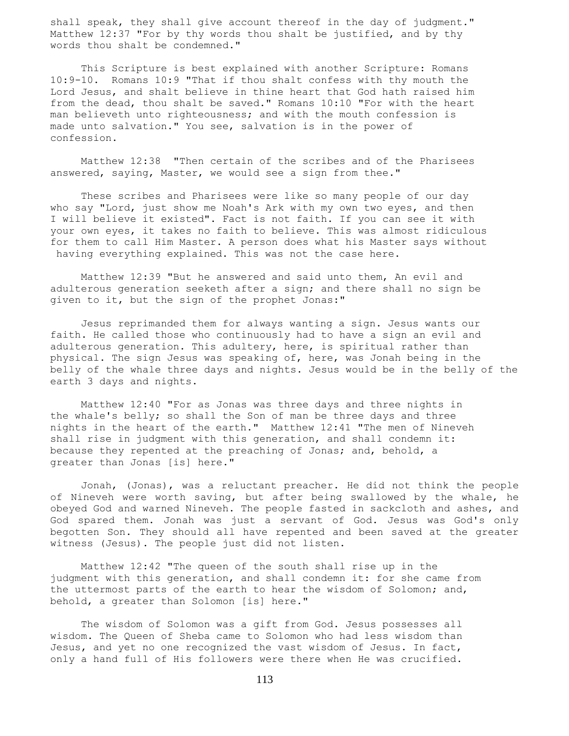shall speak, they shall give account thereof in the day of judgment." Matthew 12:37 "For by thy words thou shalt be justified, and by thy words thou shalt be condemned."

This Scripture is best explained with another Scripture: Romans 10:9-10. Romans 10:9 "That if thou shalt confess with thy mouth the Lord Jesus, and shalt believe in thine heart that God hath raised him from the dead, thou shalt be saved." Romans 10:10 "For with the heart man believeth unto righteousness; and with the mouth confession is made unto salvation." You see, salvation is in the power of confession.

Matthew 12:38 "Then certain of the scribes and of the Pharisees answered, saying, Master, we would see a sign from thee."

These scribes and Pharisees were like so many people of our day who say "Lord, just show me Noah's Ark with my own two eyes, and then I will believe it existed". Fact is not faith. If you can see it with your own eyes, it takes no faith to believe. This was almost ridiculous for them to call Him Master. A person does what his Master says without having everything explained. This was not the case here.

Matthew 12:39 "But he answered and said unto them, An evil and adulterous generation seeketh after a sign; and there shall no sign be given to it, but the sign of the prophet Jonas:"

Jesus reprimanded them for always wanting a sign. Jesus wants our faith. He called those who continuously had to have a sign an evil and adulterous generation. This adultery, here, is spiritual rather than physical. The sign Jesus was speaking of, here, was Jonah being in the belly of the whale three days and nights. Jesus would be in the belly of the earth 3 days and nights.

Matthew 12:40 "For as Jonas was three days and three nights in the whale's belly; so shall the Son of man be three days and three nights in the heart of the earth." Matthew 12:41 "The men of Nineveh shall rise in judgment with this generation, and shall condemn it: because they repented at the preaching of Jonas; and, behold, a greater than Jonas [is] here."

Jonah, (Jonas), was a reluctant preacher. He did not think the people of Nineveh were worth saving, but after being swallowed by the whale, he obeyed God and warned Nineveh. The people fasted in sackcloth and ashes, and God spared them. Jonah was just a servant of God. Jesus was God's only begotten Son. They should all have repented and been saved at the greater witness (Jesus). The people just did not listen.

Matthew 12:42 "The queen of the south shall rise up in the judgment with this generation, and shall condemn it: for she came from the uttermost parts of the earth to hear the wisdom of Solomon; and, behold, a greater than Solomon [is] here."

The wisdom of Solomon was a gift from God. Jesus possesses all wisdom. The Queen of Sheba came to Solomon who had less wisdom than Jesus, and yet no one recognized the vast wisdom of Jesus. In fact, only a hand full of His followers were there when He was crucified.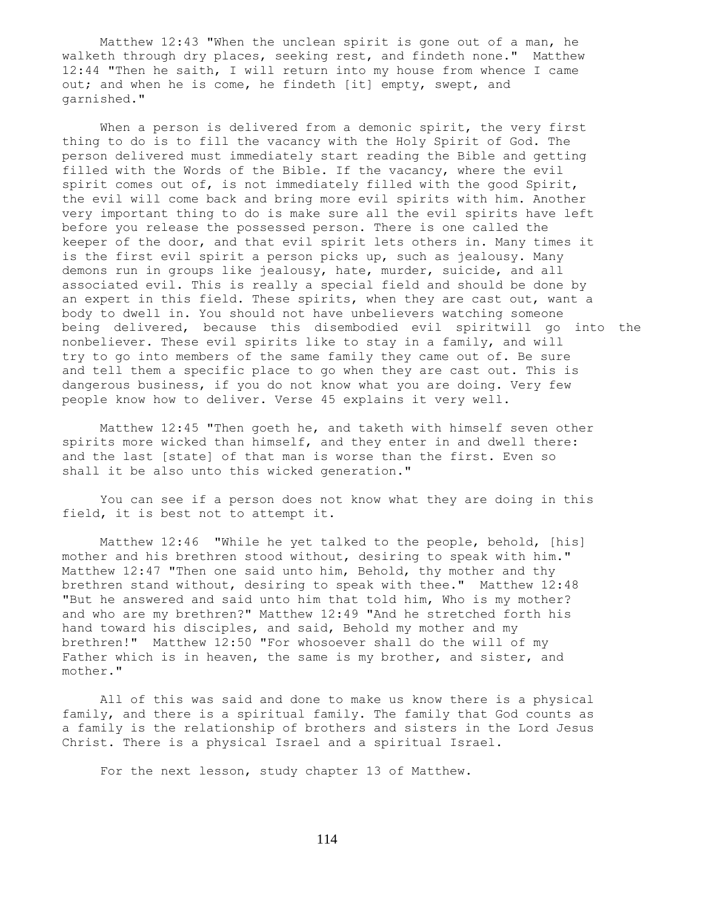Matthew 12:43 "When the unclean spirit is gone out of a man, he walketh through dry places, seeking rest, and findeth none." Matthew 12:44 "Then he saith, I will return into my house from whence I came out; and when he is come, he findeth [it] empty, swept, and garnished."

When a person is delivered from a demonic spirit, the very first thing to do is to fill the vacancy with the Holy Spirit of God. The person delivered must immediately start reading the Bible and getting filled with the Words of the Bible. If the vacancy, where the evil spirit comes out of, is not immediately filled with the good Spirit, the evil will come back and bring more evil spirits with him. Another very important thing to do is make sure all the evil spirits have left before you release the possessed person. There is one called the keeper of the door, and that evil spirit lets others in. Many times it is the first evil spirit a person picks up, such as jealousy. Many demons run in groups like jealousy, hate, murder, suicide, and all associated evil. This is really a special field and should be done by an expert in this field. These spirits, when they are cast out, want a body to dwell in. You should not have unbelievers watching someone being delivered, because this disembodied evil spiritwill go into the nonbeliever. These evil spirits like to stay in a family, and will try to go into members of the same family they came out of. Be sure and tell them a specific place to go when they are cast out. This is dangerous business, if you do not know what you are doing. Very few people know how to deliver. Verse 45 explains it very well.

Matthew 12:45 "Then goeth he, and taketh with himself seven other spirits more wicked than himself, and they enter in and dwell there: and the last [state] of that man is worse than the first. Even so shall it be also unto this wicked generation."

You can see if a person does not know what they are doing in this field, it is best not to attempt it.

Matthew 12:46 "While he yet talked to the people, behold, [his] mother and his brethren stood without, desiring to speak with him." Matthew 12:47 "Then one said unto him, Behold, thy mother and thy brethren stand without, desiring to speak with thee." Matthew 12:48 "But he answered and said unto him that told him, Who is my mother? and who are my brethren?" Matthew 12:49 "And he stretched forth his hand toward his disciples, and said, Behold my mother and my brethren!" Matthew 12:50 "For whosoever shall do the will of my Father which is in heaven, the same is my brother, and sister, and mother."

All of this was said and done to make us know there is a physical family, and there is a spiritual family. The family that God counts as a family is the relationship of brothers and sisters in the Lord Jesus Christ. There is a physical Israel and a spiritual Israel.

For the next lesson, study chapter 13 of Matthew.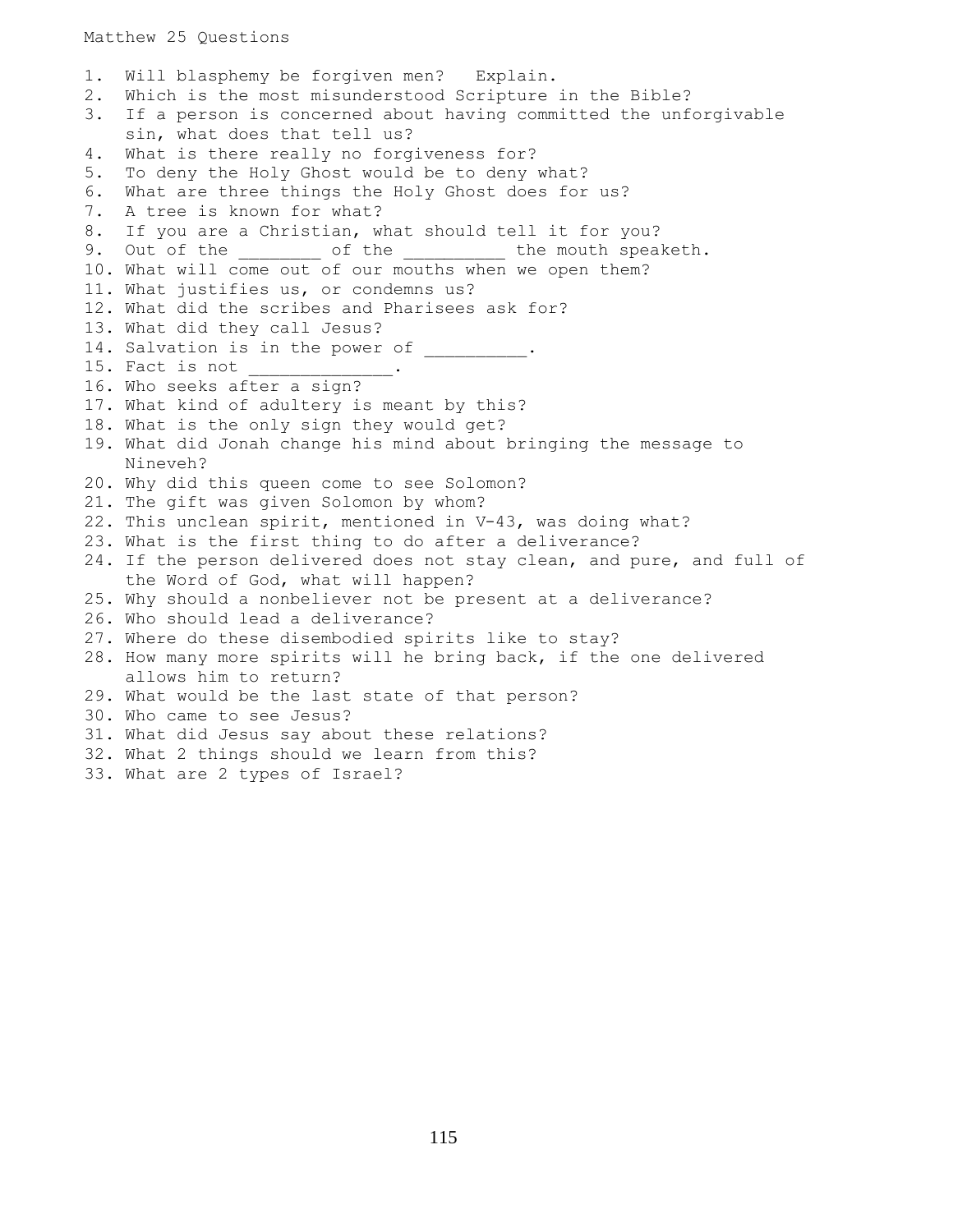# Matthew 25 Questions

1. Will blasphemy be forgiven men? Explain.
2. Which is the most misunderstood Scripture in the Bible?
3. If a person is concerned about having committed the unforgivable sin, what does that tell us?
4. What is there really no forgiveness for?
5. To deny the Holy Ghost would be to deny what?
6. What are three things the Holy Ghost does for us?
7. A tree is known for what?
8. If you are a Christian, what should tell it for you?
9. Out of the ________ of the __________ the mouth speaketh.
10. What will come out of our mouths when we open them?
11. What justifies us, or condemns us?
12. What did the scribes and Pharisees ask for?
13. What did they call Jesus?
14. Salvation is in the power of __________.
15. Fact is not ______________.
16. Who seeks after a sign?
17. What kind of adultery is meant by this?
18. What is the only sign they would get?
19. What did Jonah change his mind about bringing the message to Nineveh?
20. Why did this queen come to see Solomon?
21. The gift was given Solomon by whom?
22. This unclean spirit, mentioned in V-43, was doing what?
23. What is the first thing to do after a deliverance?
24. If the person delivered does not stay clean, and pure, and full of the Word of God, what will happen?
25. Why should a nonbeliever not be present at a deliverance?
26. Who should lead a deliverance?
27. Where do these disembodied spirits like to stay?
28. How many more spirits will he bring back, if the one delivered allows him to return?
29. What would be the last state of that person?
30. Who came to see Jesus?
31. What did Jesus say about these relations?
32. What 2 things should we learn from this?
33. What are 2 types of Israel?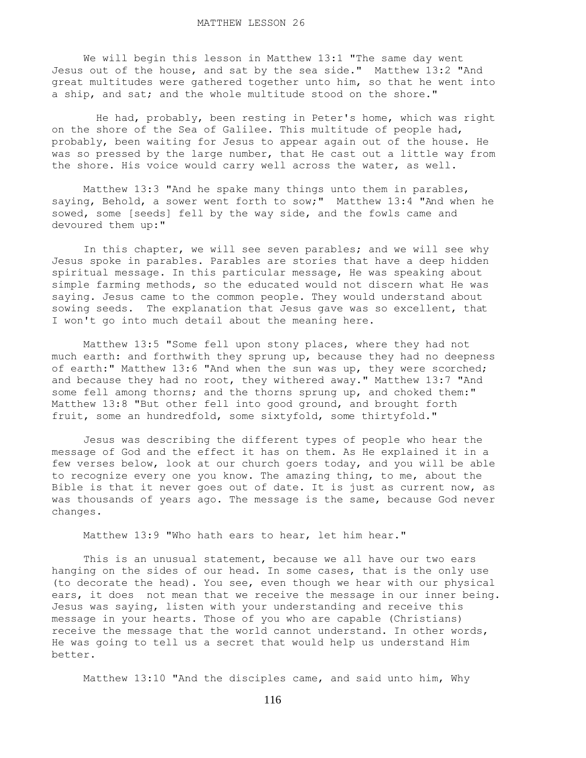# MATTHEW LESSON 26

We will begin this lesson in Matthew 13:1 "The same day went Jesus out of the house, and sat by the sea side." Matthew 13:2 "And great multitudes were gathered together unto him, so that he went into a ship, and sat; and the whole multitude stood on the shore."

He had, probably, been resting in Peter's home, which was right on the shore of the Sea of Galilee. This multitude of people had, probably, been waiting for Jesus to appear again out of the house. He was so pressed by the large number, that He cast out a little way from the shore. His voice would carry well across the water, as well.

Matthew 13:3 "And he spake many things unto them in parables, saying, Behold, a sower went forth to sow;" Matthew 13:4 "And when he sowed, some [seeds] fell by the way side, and the fowls came and devoured them up:"

In this chapter, we will see seven parables; and we will see why Jesus spoke in parables. Parables are stories that have a deep hidden spiritual message. In this particular message, He was speaking about simple farming methods, so the educated would not discern what He was saying. Jesus came to the common people. They would understand about sowing seeds. The explanation that Jesus gave was so excellent, that I won't go into much detail about the meaning here.

Matthew 13:5 "Some fell upon stony places, where they had not much earth: and forthwith they sprung up, because they had no deepness of earth:" Matthew 13:6 "And when the sun was up, they were scorched; and because they had no root, they withered away." Matthew 13:7 "And some fell among thorns; and the thorns sprung up, and choked them:" Matthew 13:8 "But other fell into good ground, and brought forth fruit, some an hundredfold, some sixtyfold, some thirtyfold."

Jesus was describing the different types of people who hear the message of God and the effect it has on them. As He explained it in a few verses below, look at our church goers today, and you will be able to recognize every one you know. The amazing thing, to me, about the Bible is that it never goes out of date. It is just as current now, as was thousands of years ago. The message is the same, because God never changes.

Matthew 13:9 "Who hath ears to hear, let him hear."

This is an unusual statement, because we all have our two ears hanging on the sides of our head. In some cases, that is the only use (to decorate the head). You see, even though we hear with our physical ears, it does not mean that we receive the message in our inner being. Jesus was saying, listen with your understanding and receive this message in your hearts. Those of you who are capable (Christians) receive the message that the world cannot understand. In other words, He was going to tell us a secret that would help us understand Him better.

Matthew 13:10 "And the disciples came, and said unto him, Why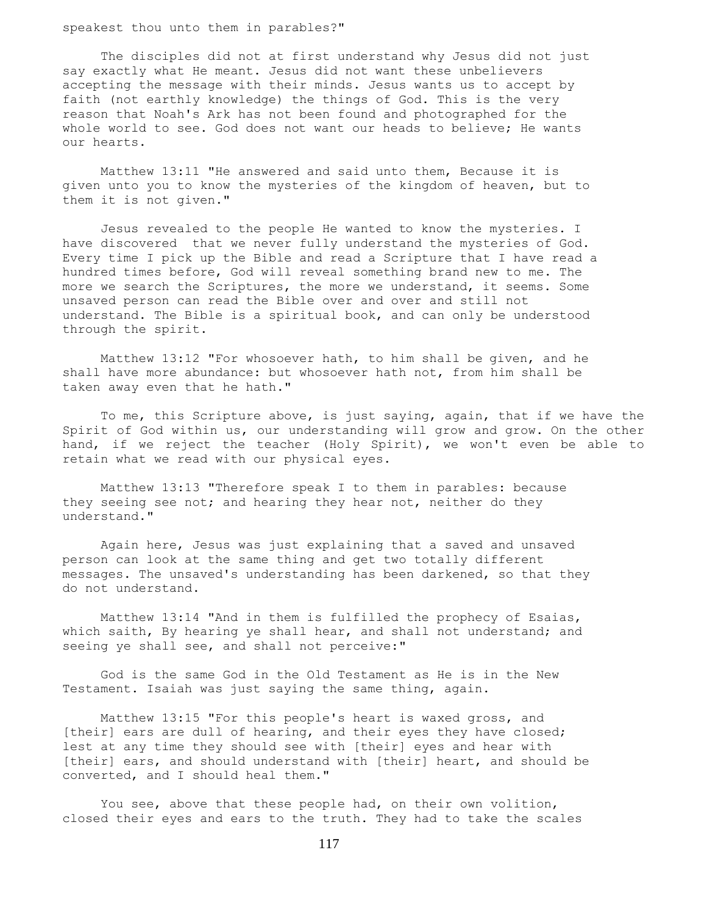speakest thou unto them in parables?"

The disciples did not at first understand why Jesus did not just say exactly what He meant. Jesus did not want these unbelievers accepting the message with their minds. Jesus wants us to accept by faith (not earthly knowledge) the things of God. This is the very reason that Noah's Ark has not been found and photographed for the whole world to see. God does not want our heads to believe; He wants our hearts.

Matthew 13:11 "He answered and said unto them, Because it is given unto you to know the mysteries of the kingdom of heaven, but to them it is not given."

Jesus revealed to the people He wanted to know the mysteries. I have discovered that we never fully understand the mysteries of God. Every time I pick up the Bible and read a Scripture that I have read a hundred times before, God will reveal something brand new to me. The more we search the Scriptures, the more we understand, it seems. Some unsaved person can read the Bible over and over and still not understand. The Bible is a spiritual book, and can only be understood through the spirit.

Matthew 13:12 "For whosoever hath, to him shall be given, and he shall have more abundance: but whosoever hath not, from him shall be taken away even that he hath."

To me, this Scripture above, is just saying, again, that if we have the Spirit of God within us, our understanding will grow and grow. On the other hand, if we reject the teacher (Holy Spirit), we won't even be able to retain what we read with our physical eyes.

Matthew 13:13 "Therefore speak I to them in parables: because they seeing see not; and hearing they hear not, neither do they understand."

Again here, Jesus was just explaining that a saved and unsaved person can look at the same thing and get two totally different messages. The unsaved's understanding has been darkened, so that they do not understand.

Matthew 13:14 "And in them is fulfilled the prophecy of Esaias, which saith, By hearing ye shall hear, and shall not understand; and seeing ye shall see, and shall not perceive:"

God is the same God in the Old Testament as He is in the New Testament. Isaiah was just saying the same thing, again.

Matthew 13:15 "For this people's heart is waxed gross, and [their] ears are dull of hearing, and their eyes they have closed; lest at any time they should see with [their] eyes and hear with [their] ears, and should understand with [their] heart, and should be converted, and I should heal them."

You see, above that these people had, on their own volition, closed their eyes and ears to the truth. They had to take the scales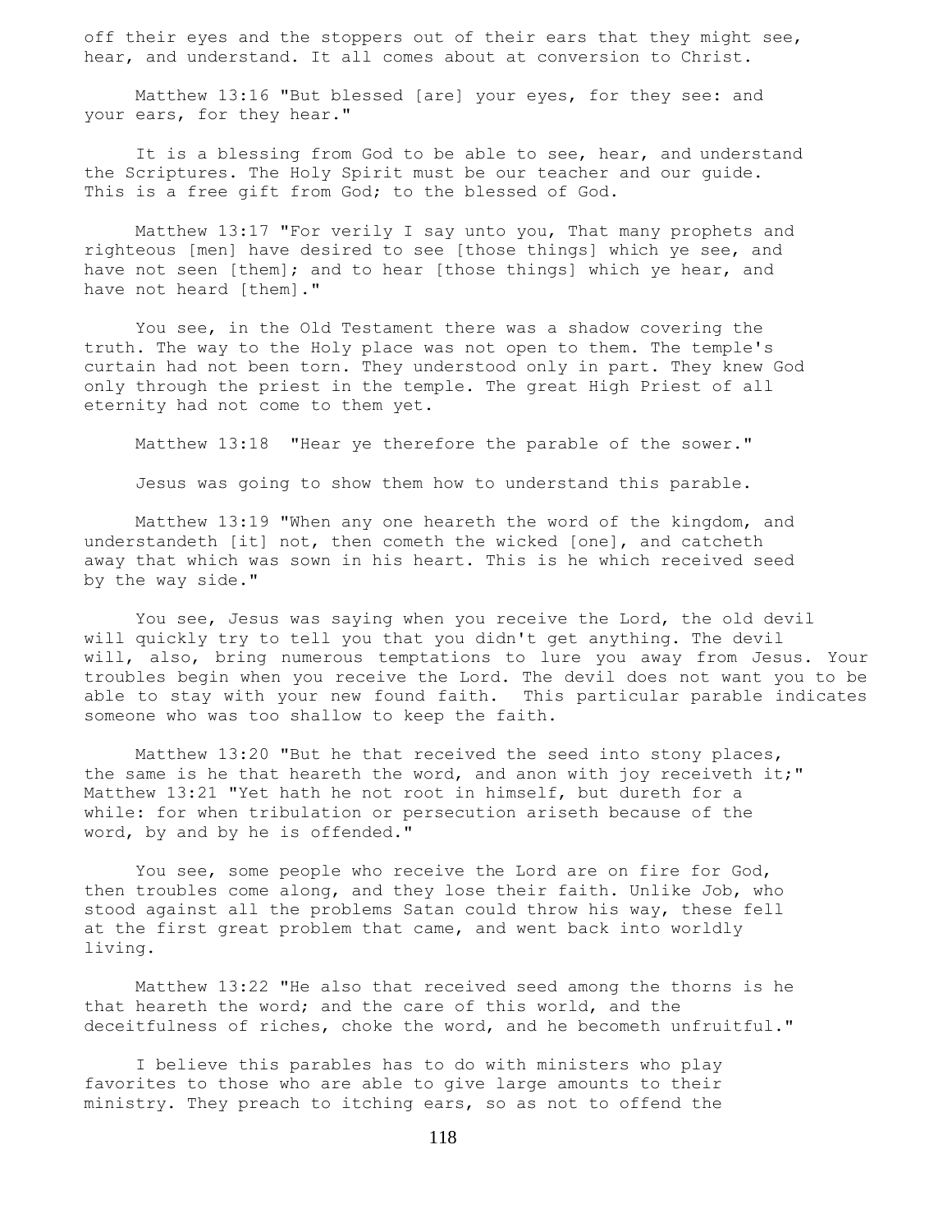off their eyes and the stoppers out of their ears that they might see, hear, and understand. It all comes about at conversion to Christ.

Matthew 13:16 "But blessed [are] your eyes, for they see: and your ears, for they hear."

It is a blessing from God to be able to see, hear, and understand the Scriptures. The Holy Spirit must be our teacher and our guide. This is a free gift from God; to the blessed of God.

Matthew 13:17 "For verily I say unto you, That many prophets and righteous [men] have desired to see [those things] which ye see, and have not seen [them]; and to hear [those things] which ye hear, and have not heard [them]."

You see, in the Old Testament there was a shadow covering the truth. The way to the Holy place was not open to them. The temple's curtain had not been torn. They understood only in part. They knew God only through the priest in the temple. The great High Priest of all eternity had not come to them yet.

Matthew 13:18 "Hear ye therefore the parable of the sower."

Jesus was going to show them how to understand this parable.

Matthew 13:19 "When any one heareth the word of the kingdom, and understandeth [it] not, then cometh the wicked [one], and catcheth away that which was sown in his heart. This is he which received seed by the way side."

You see, Jesus was saying when you receive the Lord, the old devil will quickly try to tell you that you didn't get anything. The devil will, also, bring numerous temptations to lure you away from Jesus. Your troubles begin when you receive the Lord. The devil does not want you to be able to stay with your new found faith. This particular parable indicates someone who was too shallow to keep the faith.

Matthew 13:20 "But he that received the seed into stony places, the same is he that heareth the word, and anon with joy receiveth it;"
Matthew 13:21 "Yet hath he not root in himself, but dureth for a while: for when tribulation or persecution ariseth because of the word, by and by he is offended."

You see, some people who receive the Lord are on fire for God, then troubles come along, and they lose their faith. Unlike Job, who stood against all the problems Satan could throw his way, these fell at the first great problem that came, and went back into worldly living.

Matthew 13:22 "He also that received seed among the thorns is he that heareth the word; and the care of this world, and the deceitfulness of riches, choke the word, and he becometh unfruitful."

I believe this parables has to do with ministers who play favorites to those who are able to give large amounts to their ministry. They preach to itching ears, so as not to offend the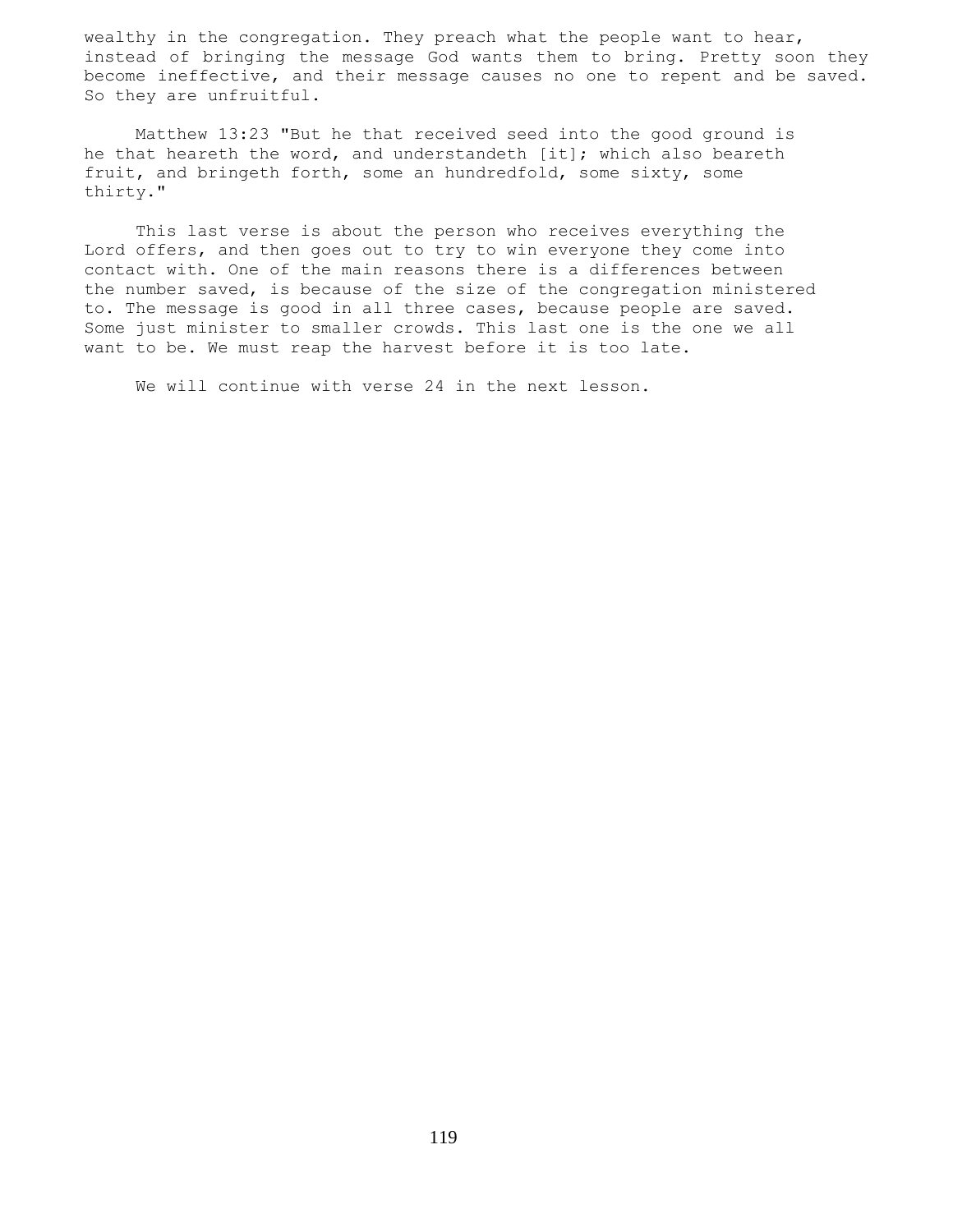wealthy in the congregation. They preach what the people want to hear, instead of bringing the message God wants them to bring. Pretty soon they become ineffective, and their message causes no one to repent and be saved. So they are unfruitful.

Matthew 13:23 "But he that received seed into the good ground is he that heareth the word, and understandeth [it]; which also beareth fruit, and bringeth forth, some an hundredfold, some sixty, some thirty."

This last verse is about the person who receives everything the Lord offers, and then goes out to try to win everyone they come into contact with. One of the main reasons there is a differences between the number saved, is because of the size of the congregation ministered to. The message is good in all three cases, because people are saved. Some just minister to smaller crowds. This last one is the one we all want to be. We must reap the harvest before it is too late.

We will continue with verse 24 in the next lesson.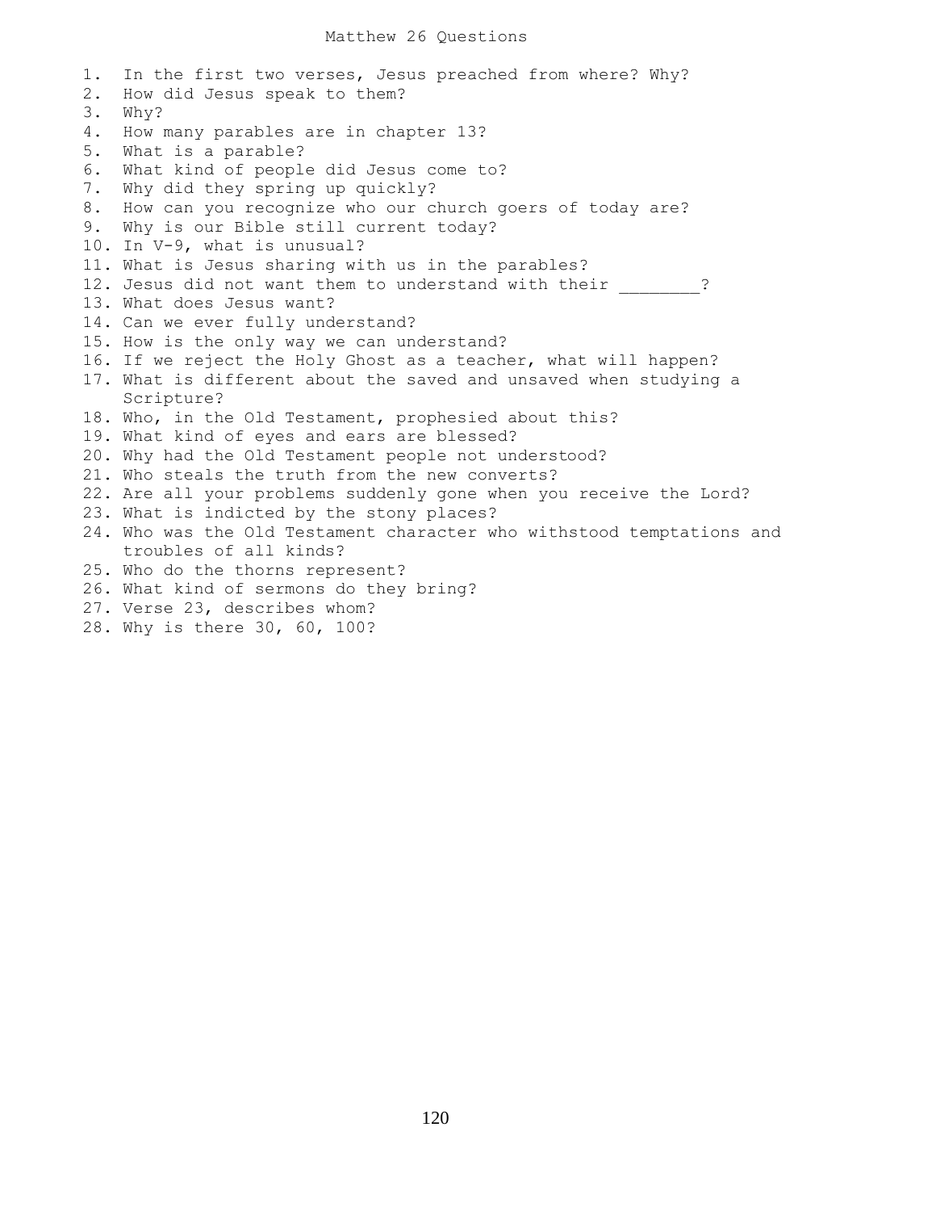# Matthew 26 Questions

1. In the first two verses, Jesus preached from where? Why?
2. How did Jesus speak to them?
3. Why?
4. How many parables are in chapter 13?
5. What is a parable?
6. What kind of people did Jesus come to?
7. Why did they spring up quickly?
8. How can you recognize who our church goers of today are?
9. Why is our Bible still current today?
10. In V-9, what is unusual?
11. What is Jesus sharing with us in the parables?
12. Jesus did not want them to understand with their ________?
13. What does Jesus want?
14. Can we ever fully understand?
15. How is the only way we can understand?
16. If we reject the Holy Ghost as a teacher, what will happen?
17. What is different about the saved and unsaved when studying a Scripture?
18. Who, in the Old Testament, prophesied about this?
19. What kind of eyes and ears are blessed?
20. Why had the Old Testament people not understood?
21. Who steals the truth from the new converts?
22. Are all your problems suddenly gone when you receive the Lord?
23. What is indicted by the stony places?
24. Who was the Old Testament character who withstood temptations and troubles of all kinds?
25. Who do the thorns represent?
26. What kind of sermons do they bring?
27. Verse 23, describes whom?
28. Why is there 30, 60, 100?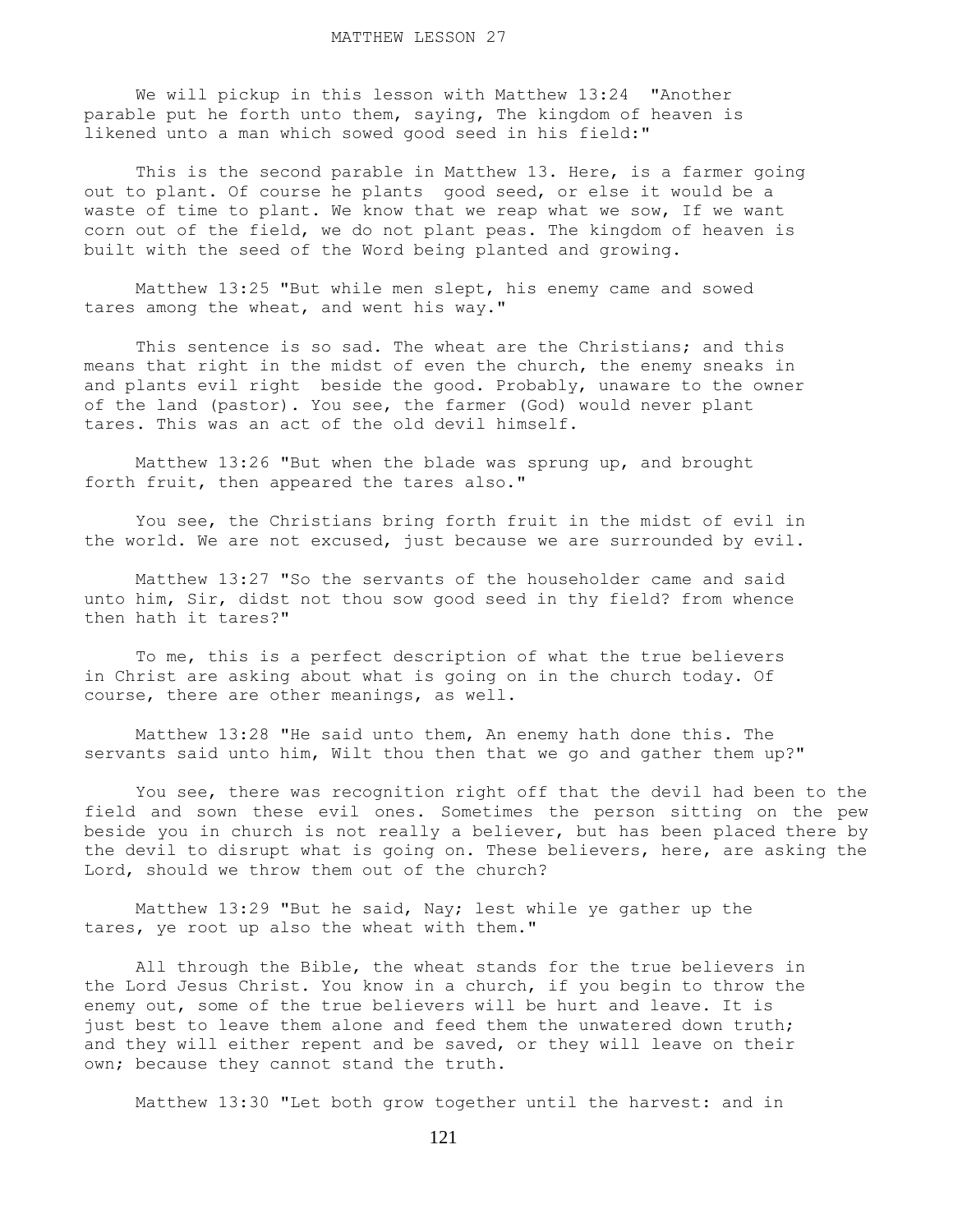# MATTHEW LESSON 27

We will pickup in this lesson with Matthew 13:24 "Another parable put he forth unto them, saying, The kingdom of heaven is likened unto a man which sowed good seed in his field:"

This is the second parable in Matthew 13. Here, is a farmer going out to plant. Of course he plants good seed, or else it would be a waste of time to plant. We know that we reap what we sow, If we want corn out of the field, we do not plant peas. The kingdom of heaven is built with the seed of the Word being planted and growing.

Matthew 13:25 "But while men slept, his enemy came and sowed tares among the wheat, and went his way."

This sentence is so sad. The wheat are the Christians; and this means that right in the midst of even the church, the enemy sneaks in and plants evil right beside the good. Probably, unaware to the owner of the land (pastor). You see, the farmer (God) would never plant tares. This was an act of the old devil himself.

Matthew 13:26 "But when the blade was sprung up, and brought forth fruit, then appeared the tares also."

You see, the Christians bring forth fruit in the midst of evil in the world. We are not excused, just because we are surrounded by evil.

Matthew 13:27 "So the servants of the householder came and said unto him, Sir, didst not thou sow good seed in thy field? from whence then hath it tares?"

To me, this is a perfect description of what the true believers in Christ are asking about what is going on in the church today. Of course, there are other meanings, as well.

Matthew 13:28 "He said unto them, An enemy hath done this. The servants said unto him, Wilt thou then that we go and gather them up?"

You see, there was recognition right off that the devil had been to the field and sown these evil ones. Sometimes the person sitting on the pew beside you in church is not really a believer, but has been placed there by the devil to disrupt what is going on. These believers, here, are asking the Lord, should we throw them out of the church?

Matthew 13:29 "But he said, Nay; lest while ye gather up the tares, ye root up also the wheat with them."

All through the Bible, the wheat stands for the true believers in the Lord Jesus Christ. You know in a church, if you begin to throw the enemy out, some of the true believers will be hurt and leave. It is just best to leave them alone and feed them the unwatered down truth; and they will either repent and be saved, or they will leave on their own; because they cannot stand the truth.

Matthew 13:30 "Let both grow together until the harvest: and in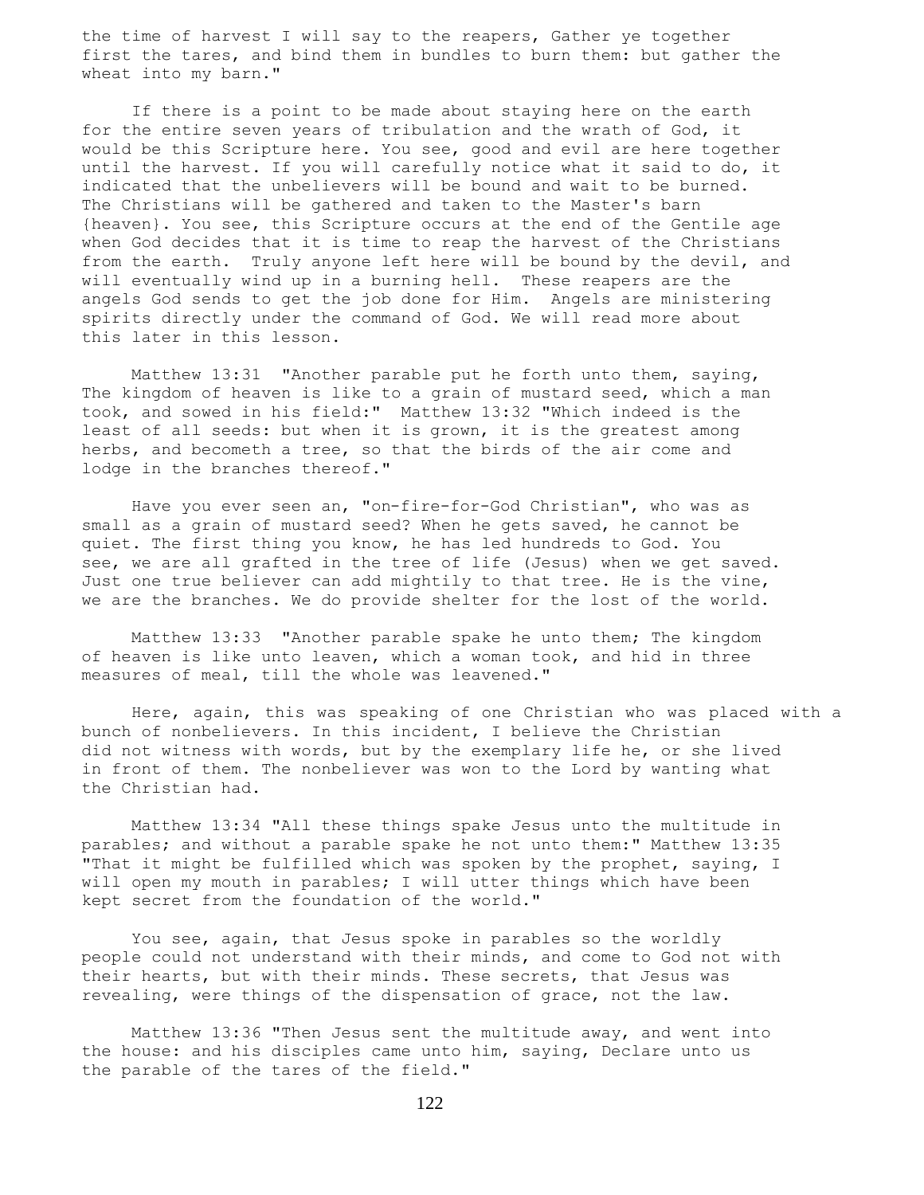the time of harvest I will say to the reapers, Gather ye together first the tares, and bind them in bundles to burn them: but gather the wheat into my barn."

If there is a point to be made about staying here on the earth for the entire seven years of tribulation and the wrath of God, it would be this Scripture here. You see, good and evil are here together until the harvest. If you will carefully notice what it said to do, it indicated that the unbelievers will be bound and wait to be burned. The Christians will be gathered and taken to the Master's barn {heaven}. You see, this Scripture occurs at the end of the Gentile age when God decides that it is time to reap the harvest of the Christians from the earth. Truly anyone left here will be bound by the devil, and will eventually wind up in a burning hell. These reapers are the angels God sends to get the job done for Him. Angels are ministering spirits directly under the command of God. We will read more about this later in this lesson.

Matthew 13:31 "Another parable put he forth unto them, saying, The kingdom of heaven is like to a grain of mustard seed, which a man took, and sowed in his field:" Matthew 13:32 "Which indeed is the least of all seeds: but when it is grown, it is the greatest among herbs, and becometh a tree, so that the birds of the air come and lodge in the branches thereof."

Have you ever seen an, "on-fire-for-God Christian", who was as small as a grain of mustard seed? When he gets saved, he cannot be quiet. The first thing you know, he has led hundreds to God. You see, we are all grafted in the tree of life (Jesus) when we get saved. Just one true believer can add mightily to that tree. He is the vine, we are the branches. We do provide shelter for the lost of the world.

Matthew 13:33 "Another parable spake he unto them; The kingdom of heaven is like unto leaven, which a woman took, and hid in three measures of meal, till the whole was leavened."

Here, again, this was speaking of one Christian who was placed with a bunch of nonbelievers. In this incident, I believe the Christian did not witness with words, but by the exemplary life he, or she lived in front of them. The nonbeliever was won to the Lord by wanting what the Christian had.

Matthew 13:34 "All these things spake Jesus unto the multitude in parables; and without a parable spake he not unto them:" Matthew 13:35 "That it might be fulfilled which was spoken by the prophet, saying, I will open my mouth in parables; I will utter things which have been kept secret from the foundation of the world."

You see, again, that Jesus spoke in parables so the worldly people could not understand with their minds, and come to God not with their hearts, but with their minds. These secrets, that Jesus was revealing, were things of the dispensation of grace, not the law.

Matthew 13:36 "Then Jesus sent the multitude away, and went into the house: and his disciples came unto him, saying, Declare unto us the parable of the tares of the field."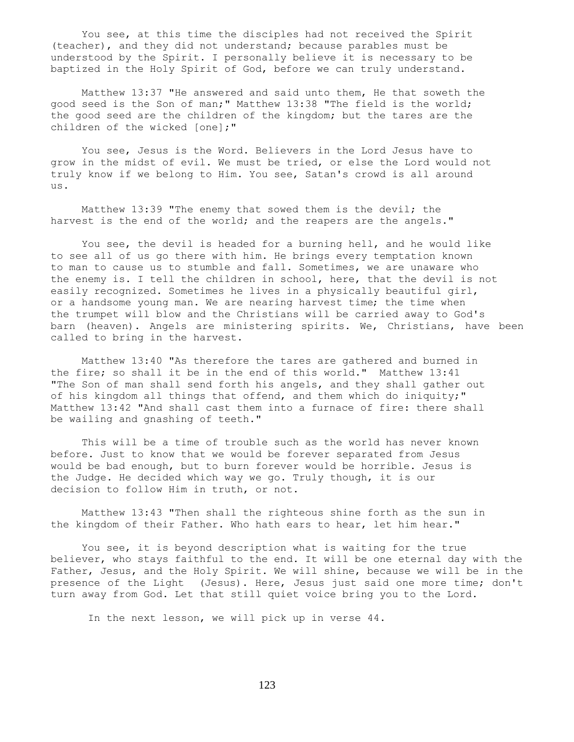You see, at this time the disciples had not received the Spirit (teacher), and they did not understand; because parables must be understood by the Spirit. I personally believe it is necessary to be baptized in the Holy Spirit of God, before we can truly understand.

Matthew 13:37 "He answered and said unto them, He that soweth the good seed is the Son of man;" Matthew 13:38 "The field is the world; the good seed are the children of the kingdom; but the tares are the children of the wicked [one];"

You see, Jesus is the Word. Believers in the Lord Jesus have to grow in the midst of evil. We must be tried, or else the Lord would not truly know if we belong to Him. You see, Satan's crowd is all around us.

Matthew 13:39 "The enemy that sowed them is the devil; the harvest is the end of the world; and the reapers are the angels."

You see, the devil is headed for a burning hell, and he would like to see all of us go there with him. He brings every temptation known to man to cause us to stumble and fall. Sometimes, we are unaware who the enemy is. I tell the children in school, here, that the devil is not easily recognized. Sometimes he lives in a physically beautiful girl, or a handsome young man. We are nearing harvest time; the time when the trumpet will blow and the Christians will be carried away to God's barn (heaven). Angels are ministering spirits. We, Christians, have been called to bring in the harvest.

Matthew 13:40 "As therefore the tares are gathered and burned in the fire; so shall it be in the end of this world." Matthew 13:41 "The Son of man shall send forth his angels, and they shall gather out of his kingdom all things that offend, and them which do iniquity;" Matthew 13:42 "And shall cast them into a furnace of fire: there shall be wailing and gnashing of teeth."

This will be a time of trouble such as the world has never known before. Just to know that we would be forever separated from Jesus would be bad enough, but to burn forever would be horrible. Jesus is the Judge. He decided which way we go. Truly though, it is our decision to follow Him in truth, or not.

Matthew 13:43 "Then shall the righteous shine forth as the sun in the kingdom of their Father. Who hath ears to hear, let him hear."

You see, it is beyond description what is waiting for the true believer, who stays faithful to the end. It will be one eternal day with the Father, Jesus, and the Holy Spirit. We will shine, because we will be in the presence of the Light (Jesus). Here, Jesus just said one more time; don't turn away from God. Let that still quiet voice bring you to the Lord.

In the next lesson, we will pick up in verse 44.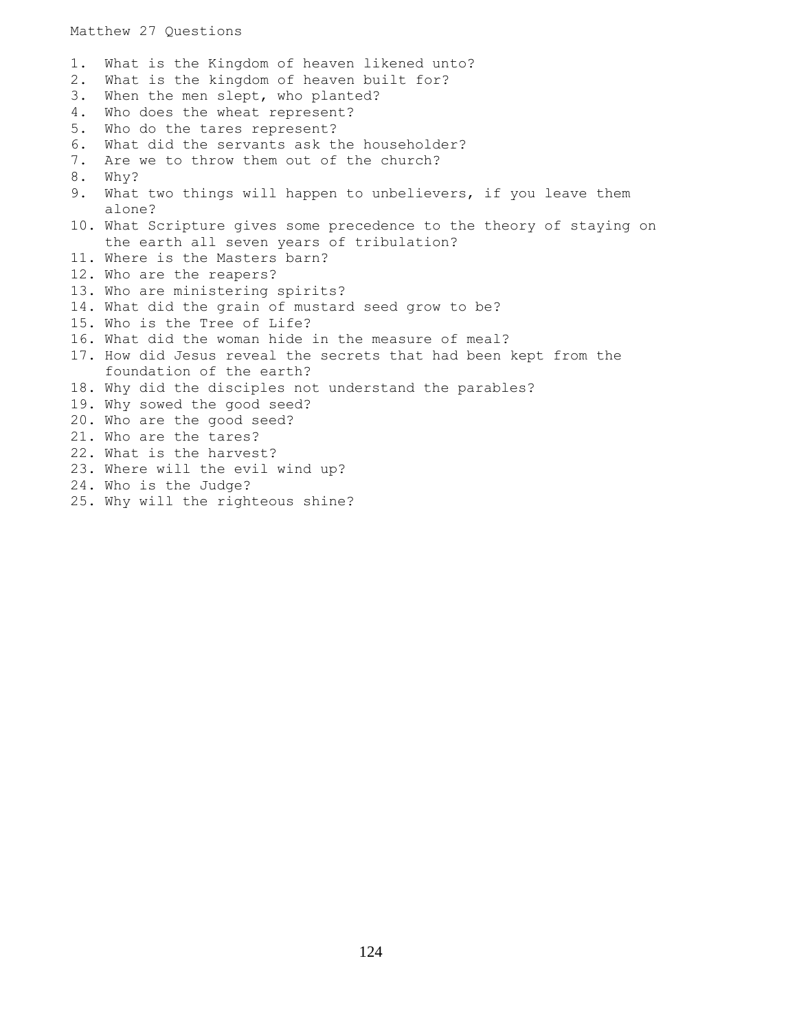# Matthew 27 Questions

1. What is the Kingdom of heaven likened unto?
2. What is the kingdom of heaven built for?
3. When the men slept, who planted?
4. Who does the wheat represent?
5. Who do the tares represent?
6. What did the servants ask the householder?
7. Are we to throw them out of the church?
8. Why?
9. What two things will happen to unbelievers, if you leave them alone?
10. What Scripture gives some precedence to the theory of staying on the earth all seven years of tribulation?
11. Where is the Masters barn?
12. Who are the reapers?
13. Who are ministering spirits?
14. What did the grain of mustard seed grow to be?
15. Who is the Tree of Life?
16. What did the woman hide in the measure of meal?
17. How did Jesus reveal the secrets that had been kept from the foundation of the earth?
18. Why did the disciples not understand the parables?
19. Why sowed the good seed?
20. Who are the good seed?
21. Who are the tares?
22. What is the harvest?
23. Where will the evil wind up?
24. Who is the Judge?
25. Why will the righteous shine?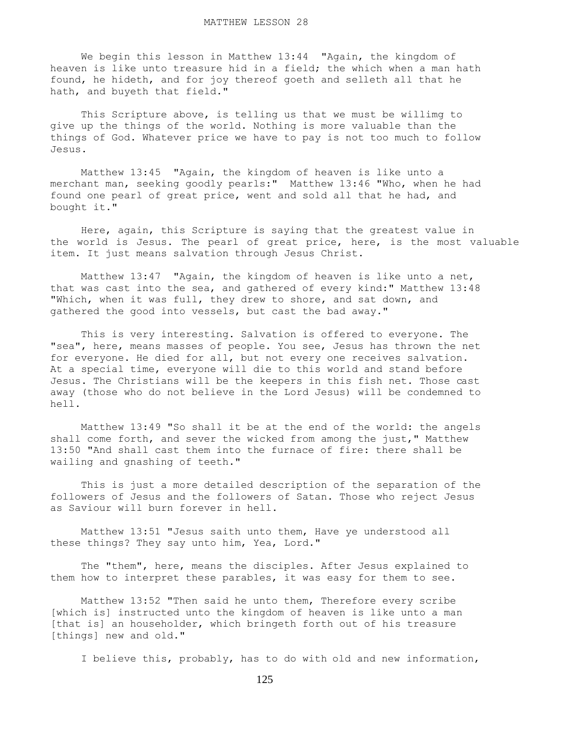# MATTHEW LESSON 28

We begin this lesson in Matthew 13:44 "Again, the kingdom of heaven is like unto treasure hid in a field; the which when a man hath found, he hideth, and for joy thereof goeth and selleth all that he hath, and buyeth that field."

This Scripture above, is telling us that we must be willimg to give up the things of the world. Nothing is more valuable than the things of God. Whatever price we have to pay is not too much to follow Jesus.

Matthew 13:45 "Again, the kingdom of heaven is like unto a merchant man, seeking goodly pearls:" Matthew 13:46 "Who, when he had found one pearl of great price, went and sold all that he had, and bought it."

Here, again, this Scripture is saying that the greatest value in the world is Jesus. The pearl of great price, here, is the most valuable item. It just means salvation through Jesus Christ.

Matthew 13:47 "Again, the kingdom of heaven is like unto a net, that was cast into the sea, and gathered of every kind:" Matthew 13:48 "Which, when it was full, they drew to shore, and sat down, and gathered the good into vessels, but cast the bad away."

This is very interesting. Salvation is offered to everyone. The "sea", here, means masses of people. You see, Jesus has thrown the net for everyone. He died for all, but not every one receives salvation. At a special time, everyone will die to this world and stand before Jesus. The Christians will be the keepers in this fish net. Those cast away (those who do not believe in the Lord Jesus) will be condemned to hell.

Matthew 13:49 "So shall it be at the end of the world: the angels shall come forth, and sever the wicked from among the just," Matthew 13:50 "And shall cast them into the furnace of fire: there shall be wailing and gnashing of teeth."

This is just a more detailed description of the separation of the followers of Jesus and the followers of Satan. Those who reject Jesus as Saviour will burn forever in hell.

Matthew 13:51 "Jesus saith unto them, Have ye understood all these things? They say unto him, Yea, Lord."

The "them", here, means the disciples. After Jesus explained to them how to interpret these parables, it was easy for them to see.

Matthew 13:52 "Then said he unto them, Therefore every scribe [which is] instructed unto the kingdom of heaven is like unto a man [that is] an householder, which bringeth forth out of his treasure [things] new and old."

I believe this, probably, has to do with old and new information,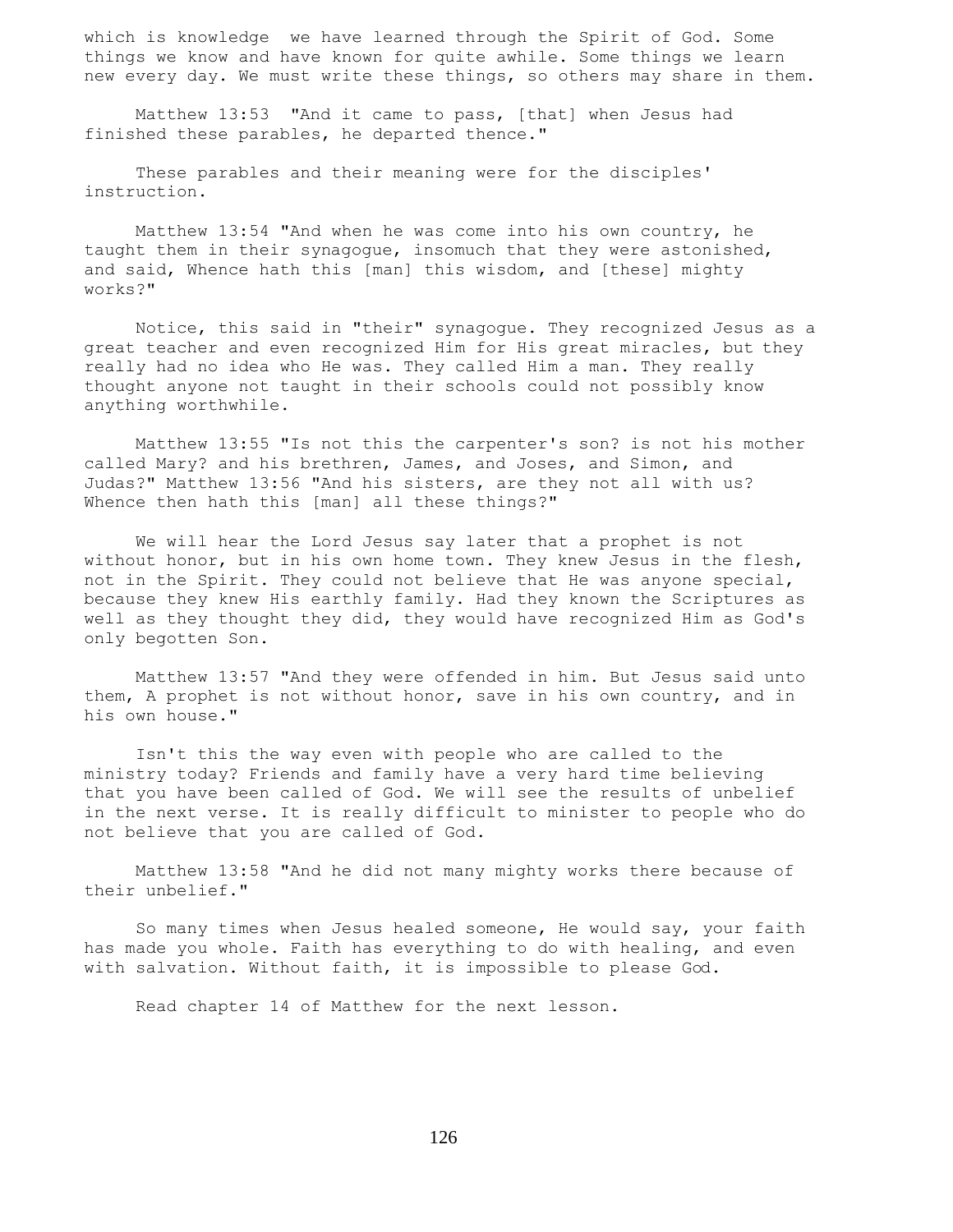which is knowledge we have learned through the Spirit of God. Some things we know and have known for quite awhile. Some things we learn new every day. We must write these things, so others may share in them.

Matthew 13:53 "And it came to pass, [that] when Jesus had finished these parables, he departed thence."

These parables and their meaning were for the disciples' instruction.

Matthew 13:54 "And when he was come into his own country, he taught them in their synagogue, insomuch that they were astonished, and said, Whence hath this [man] this wisdom, and [these] mighty works?"

Notice, this said in "their" synagogue. They recognized Jesus as a great teacher and even recognized Him for His great miracles, but they really had no idea who He was. They called Him a man. They really thought anyone not taught in their schools could not possibly know anything worthwhile.

Matthew 13:55 "Is not this the carpenter's son? is not his mother called Mary? and his brethren, James, and Joses, and Simon, and Judas?" Matthew 13:56 "And his sisters, are they not all with us? Whence then hath this [man] all these things?"

We will hear the Lord Jesus say later that a prophet is not without honor, but in his own home town. They knew Jesus in the flesh, not in the Spirit. They could not believe that He was anyone special, because they knew His earthly family. Had they known the Scriptures as well as they thought they did, they would have recognized Him as God's only begotten Son.

Matthew 13:57 "And they were offended in him. But Jesus said unto them, A prophet is not without honor, save in his own country, and in his own house."

Isn't this the way even with people who are called to the ministry today? Friends and family have a very hard time believing that you have been called of God. We will see the results of unbelief in the next verse. It is really difficult to minister to people who do not believe that you are called of God.

Matthew 13:58 "And he did not many mighty works there because of their unbelief."

So many times when Jesus healed someone, He would say, your faith has made you whole. Faith has everything to do with healing, and even with salvation. Without faith, it is impossible to please God.

Read chapter 14 of Matthew for the next lesson.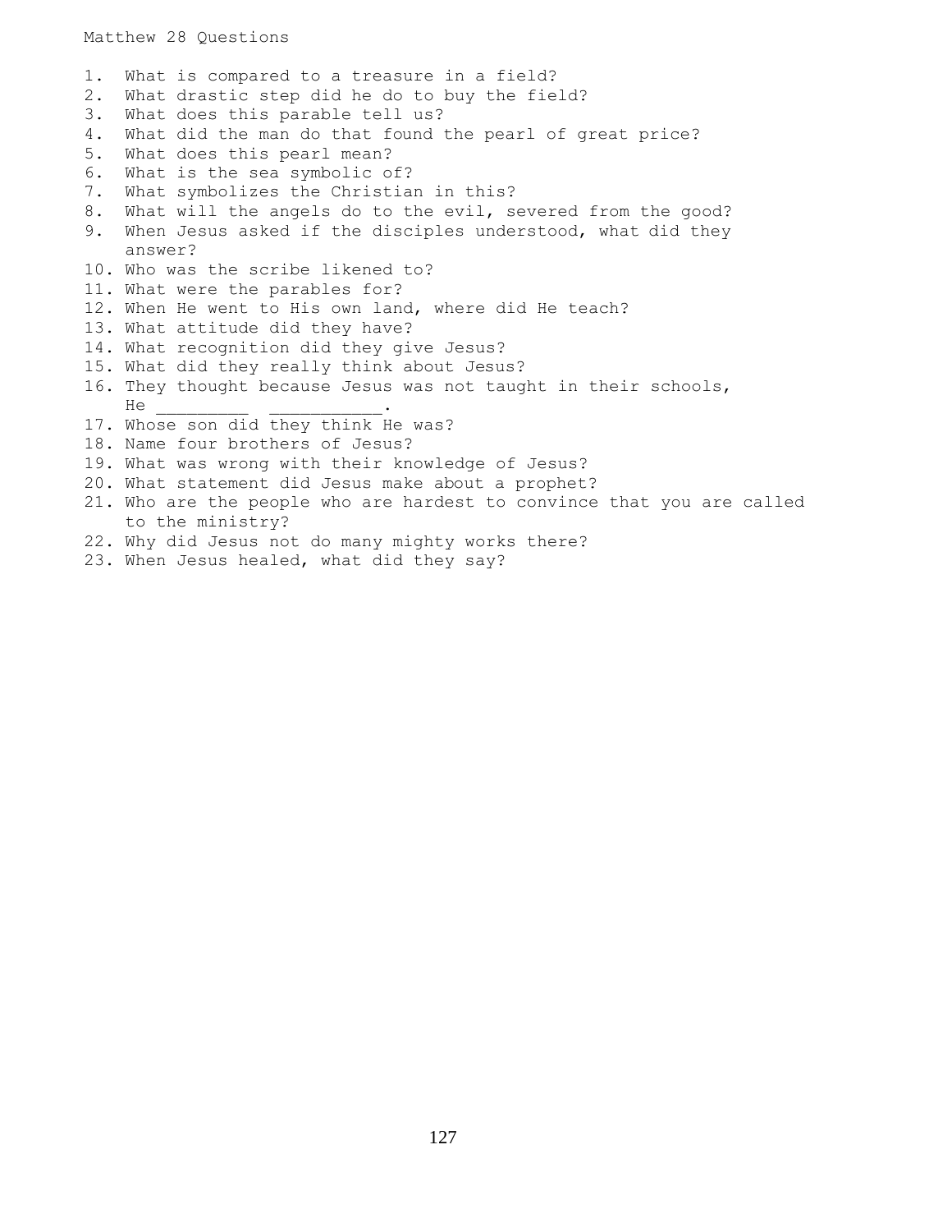Matthew 28 Questions

1. What is compared to a treasure in a field?
2. What drastic step did he do to buy the field?
3. What does this parable tell us?
4. What did the man do that found the pearl of great price?
5. What does this pearl mean?
6. What is the sea symbolic of?
7. What symbolizes the Christian in this?
8. What will the angels do to the evil, severed from the good?
9. When Jesus asked if the disciples understood, what did they answer?
10. Who was the scribe likened to?
11. What were the parables for?
12. When He went to His own land, where did He teach?
13. What attitude did they have?
14. What recognition did they give Jesus?
15. What did they really think about Jesus?
16. They thought because Jesus was not taught in their schools, He _________ ___________.
17. Whose son did they think He was?
18. Name four brothers of Jesus?
19. What was wrong with their knowledge of Jesus?
20. What statement did Jesus make about a prophet?
21. Who are the people who are hardest to convince that you are called to the ministry?
22. Why did Jesus not do many mighty works there?
23. When Jesus healed, what did they say?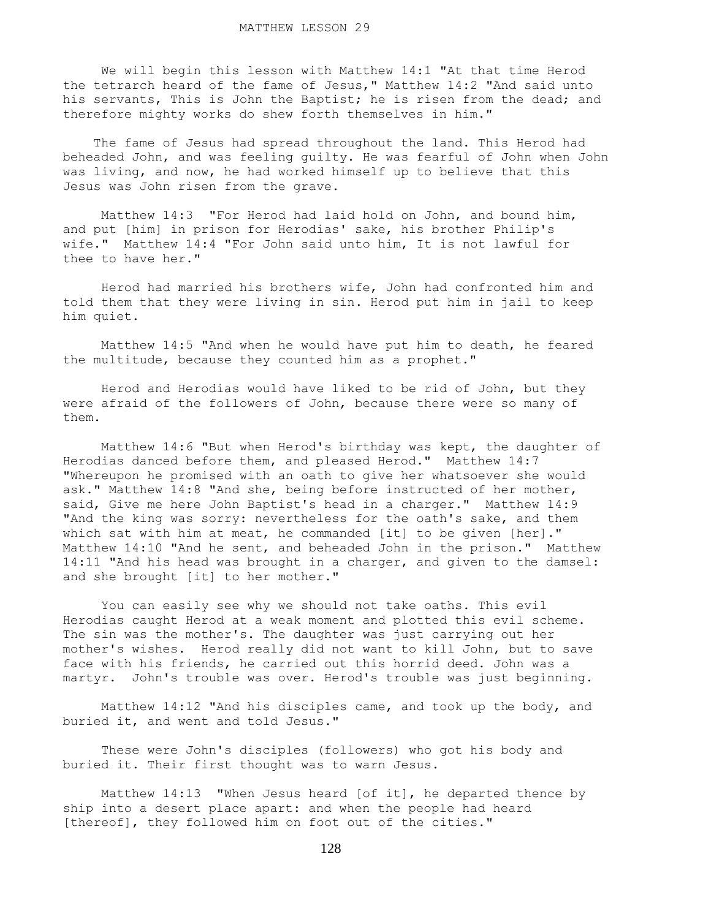# MATTHEW LESSON 29

We will begin this lesson with Matthew 14:1 "At that time Herod the tetrarch heard of the fame of Jesus," Matthew 14:2 "And said unto his servants, This is John the Baptist; he is risen from the dead; and therefore mighty works do shew forth themselves in him."

The fame of Jesus had spread throughout the land. This Herod had beheaded John, and was feeling guilty. He was fearful of John when John was living, and now, he had worked himself up to believe that this Jesus was John risen from the grave.

Matthew 14:3 "For Herod had laid hold on John, and bound him, and put [him] in prison for Herodias' sake, his brother Philip's wife." Matthew 14:4 "For John said unto him, It is not lawful for thee to have her."

Herod had married his brothers wife, John had confronted him and told them that they were living in sin. Herod put him in jail to keep him quiet.

Matthew 14:5 "And when he would have put him to death, he feared the multitude, because they counted him as a prophet."

Herod and Herodias would have liked to be rid of John, but they were afraid of the followers of John, because there were so many of them.

Matthew 14:6 "But when Herod's birthday was kept, the daughter of Herodias danced before them, and pleased Herod." Matthew 14:7 "Whereupon he promised with an oath to give her whatsoever she would ask." Matthew 14:8 "And she, being before instructed of her mother, said, Give me here John Baptist's head in a charger." Matthew 14:9 "And the king was sorry: nevertheless for the oath's sake, and them which sat with him at meat, he commanded [it] to be given [her]." Matthew 14:10 "And he sent, and beheaded John in the prison." Matthew 14:11 "And his head was brought in a charger, and given to the damsel: and she brought [it] to her mother."

You can easily see why we should not take oaths. This evil Herodias caught Herod at a weak moment and plotted this evil scheme. The sin was the mother's. The daughter was just carrying out her mother's wishes. Herod really did not want to kill John, but to save face with his friends, he carried out this horrid deed. John was a martyr. John's trouble was over. Herod's trouble was just beginning.

Matthew 14:12 "And his disciples came, and took up the body, and buried it, and went and told Jesus."

These were John's disciples (followers) who got his body and buried it. Their first thought was to warn Jesus.

Matthew 14:13 "When Jesus heard [of it], he departed thence by ship into a desert place apart: and when the people had heard [thereof], they followed him on foot out of the cities."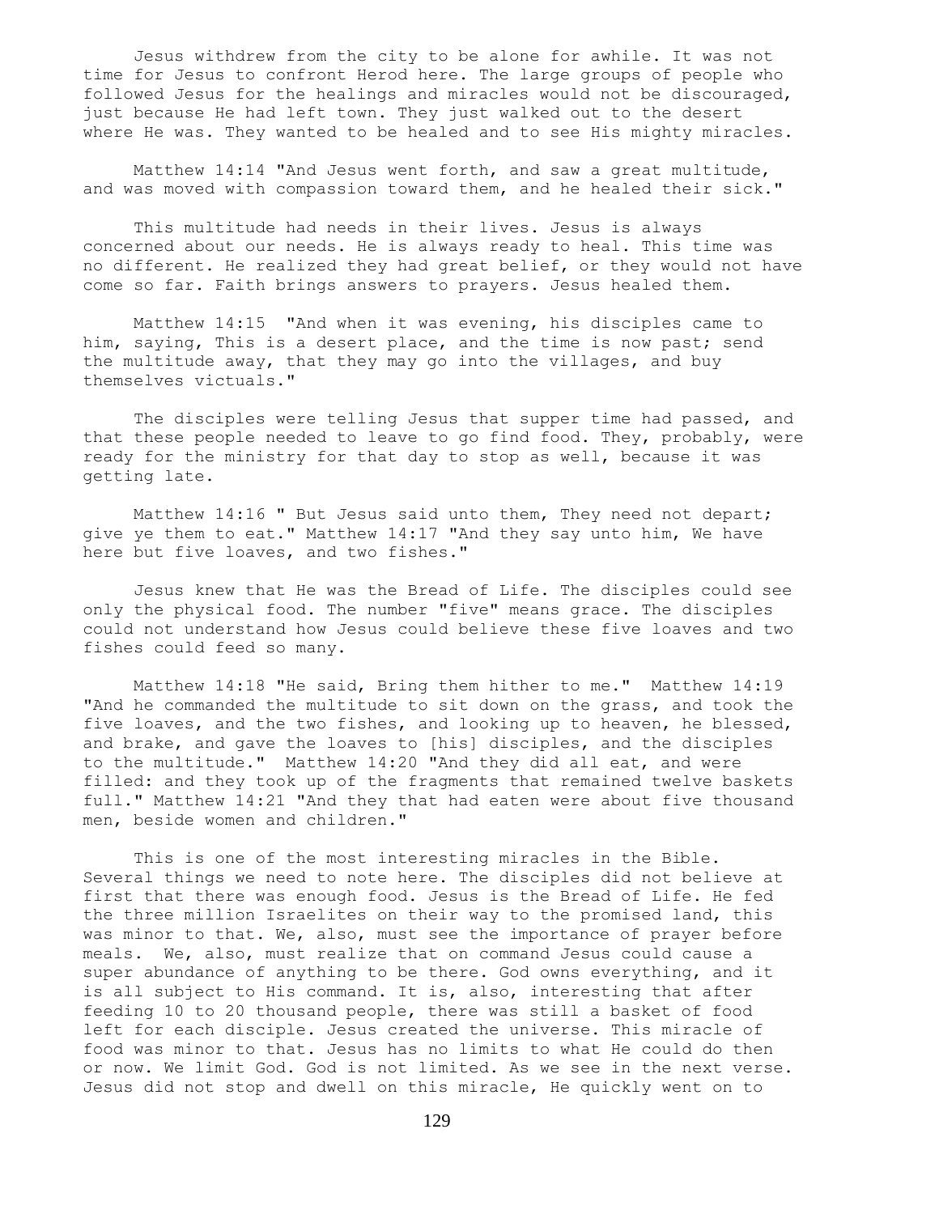Jesus withdrew from the city to be alone for awhile. It was not time for Jesus to confront Herod here. The large groups of people who followed Jesus for the healings and miracles would not be discouraged, just because He had left town. They just walked out to the desert where He was. They wanted to be healed and to see His mighty miracles.

Matthew 14:14 "And Jesus went forth, and saw a great multitude, and was moved with compassion toward them, and he healed their sick."

This multitude had needs in their lives. Jesus is always concerned about our needs. He is always ready to heal. This time was no different. He realized they had great belief, or they would not have come so far. Faith brings answers to prayers. Jesus healed them.

Matthew 14:15 "And when it was evening, his disciples came to him, saying, This is a desert place, and the time is now past; send the multitude away, that they may go into the villages, and buy themselves victuals."

The disciples were telling Jesus that supper time had passed, and that these people needed to leave to go find food. They, probably, were ready for the ministry for that day to stop as well, because it was getting late.

Matthew 14:16 " But Jesus said unto them, They need not depart; give ye them to eat." Matthew 14:17 "And they say unto him, We have here but five loaves, and two fishes."

Jesus knew that He was the Bread of Life. The disciples could see only the physical food. The number "five" means grace. The disciples could not understand how Jesus could believe these five loaves and two fishes could feed so many.

Matthew 14:18 "He said, Bring them hither to me." Matthew 14:19 "And he commanded the multitude to sit down on the grass, and took the five loaves, and the two fishes, and looking up to heaven, he blessed, and brake, and gave the loaves to [his] disciples, and the disciples to the multitude." Matthew 14:20 "And they did all eat, and were filled: and they took up of the fragments that remained twelve baskets full." Matthew 14:21 "And they that had eaten were about five thousand men, beside women and children."

This is one of the most interesting miracles in the Bible. Several things we need to note here. The disciples did not believe at first that there was enough food. Jesus is the Bread of Life. He fed the three million Israelites on their way to the promised land, this was minor to that. We, also, must see the importance of prayer before meals. We, also, must realize that on command Jesus could cause a super abundance of anything to be there. God owns everything, and it is all subject to His command. It is, also, interesting that after feeding 10 to 20 thousand people, there was still a basket of food left for each disciple. Jesus created the universe. This miracle of food was minor to that. Jesus has no limits to what He could do then or now. We limit God. God is not limited. As we see in the next verse. Jesus did not stop and dwell on this miracle, He quickly went on to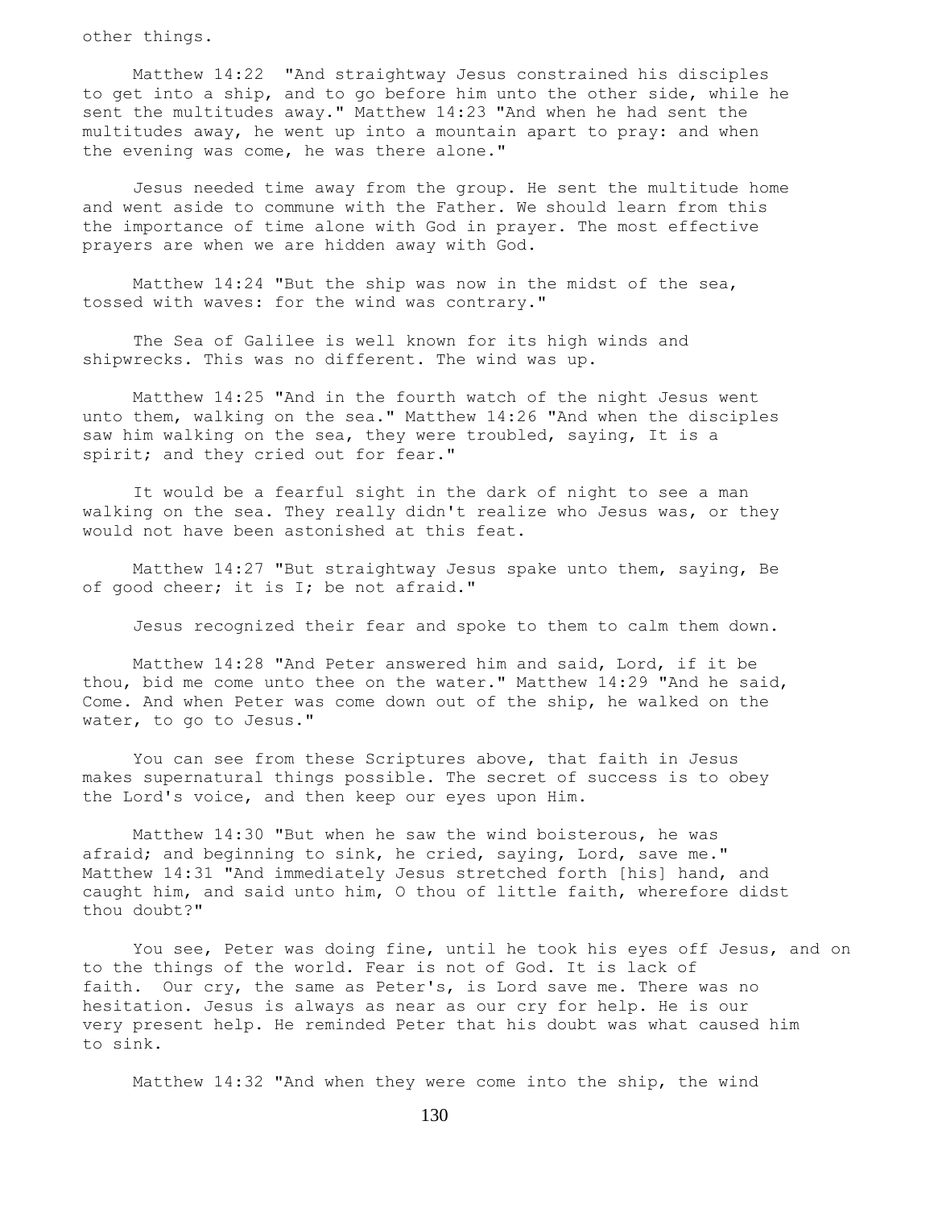other things.

Matthew 14:22 "And straightway Jesus constrained his disciples to get into a ship, and to go before him unto the other side, while he sent the multitudes away." Matthew 14:23 "And when he had sent the multitudes away, he went up into a mountain apart to pray: and when the evening was come, he was there alone."

Jesus needed time away from the group. He sent the multitude home and went aside to commune with the Father. We should learn from this the importance of time alone with God in prayer. The most effective prayers are when we are hidden away with God.

Matthew 14:24 "But the ship was now in the midst of the sea, tossed with waves: for the wind was contrary."

The Sea of Galilee is well known for its high winds and shipwrecks. This was no different. The wind was up.

Matthew 14:25 "And in the fourth watch of the night Jesus went unto them, walking on the sea." Matthew 14:26 "And when the disciples saw him walking on the sea, they were troubled, saying, It is a spirit; and they cried out for fear."

It would be a fearful sight in the dark of night to see a man walking on the sea. They really didn't realize who Jesus was, or they would not have been astonished at this feat.

Matthew 14:27 "But straightway Jesus spake unto them, saying, Be of good cheer; it is I; be not afraid."

Jesus recognized their fear and spoke to them to calm them down.

Matthew 14:28 "And Peter answered him and said, Lord, if it be thou, bid me come unto thee on the water." Matthew 14:29 "And he said, Come. And when Peter was come down out of the ship, he walked on the water, to go to Jesus."

You can see from these Scriptures above, that faith in Jesus makes supernatural things possible. The secret of success is to obey the Lord's voice, and then keep our eyes upon Him.

Matthew 14:30 "But when he saw the wind boisterous, he was afraid; and beginning to sink, he cried, saying, Lord, save me." Matthew 14:31 "And immediately Jesus stretched forth [his] hand, and caught him, and said unto him, O thou of little faith, wherefore didst thou doubt?"

You see, Peter was doing fine, until he took his eyes off Jesus, and on to the things of the world. Fear is not of God. It is lack of faith. Our cry, the same as Peter's, is Lord save me. There was no hesitation. Jesus is always as near as our cry for help. He is our very present help. He reminded Peter that his doubt was what caused him to sink.

Matthew 14:32 "And when they were come into the ship, the wind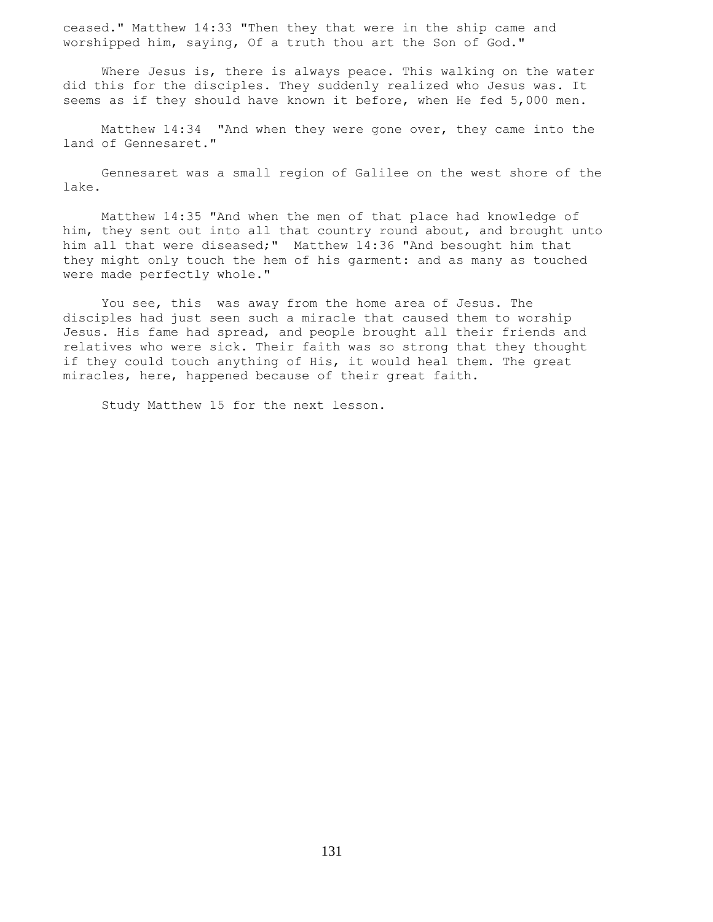ceased." Matthew 14:33 "Then they that were in the ship came and worshipped him, saying, Of a truth thou art the Son of God."

Where Jesus is, there is always peace. This walking on the water did this for the disciples. They suddenly realized who Jesus was. It seems as if they should have known it before, when He fed 5,000 men.

Matthew 14:34 "And when they were gone over, they came into the land of Gennesaret."

Gennesaret was a small region of Galilee on the west shore of the lake.

Matthew 14:35 "And when the men of that place had knowledge of him, they sent out into all that country round about, and brought unto him all that were diseased;" Matthew 14:36 "And besought him that they might only touch the hem of his garment: and as many as touched were made perfectly whole."

You see, this was away from the home area of Jesus. The disciples had just seen such a miracle that caused them to worship Jesus. His fame had spread, and people brought all their friends and relatives who were sick. Their faith was so strong that they thought if they could touch anything of His, it would heal them. The great miracles, here, happened because of their great faith.

Study Matthew 15 for the next lesson.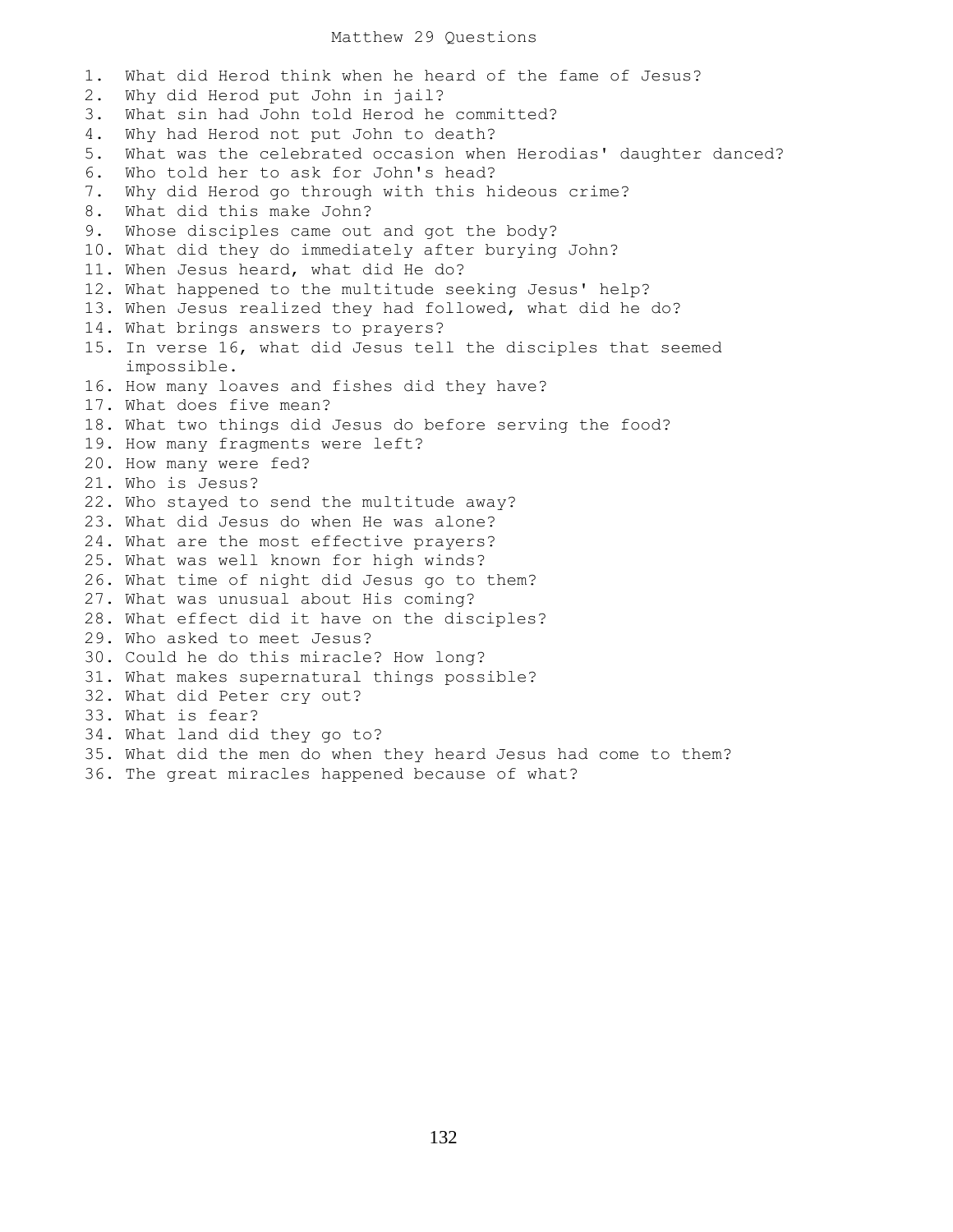# Matthew 29 Questions

1. What did Herod think when he heard of the fame of Jesus?
2. Why did Herod put John in jail?
3. What sin had John told Herod he committed?
4. Why had Herod not put John to death?
5. What was the celebrated occasion when Herodias' daughter danced?
6. Who told her to ask for John's head?
7. Why did Herod go through with this hideous crime?
8. What did this make John?
9. Whose disciples came out and got the body?
10. What did they do immediately after burying John?
11. When Jesus heard, what did He do?
12. What happened to the multitude seeking Jesus' help?
13. When Jesus realized they had followed, what did he do?
14. What brings answers to prayers?
15. In verse 16, what did Jesus tell the disciples that seemed impossible.
16. How many loaves and fishes did they have?
17. What does five mean?
18. What two things did Jesus do before serving the food?
19. How many fragments were left?
20. How many were fed?
21. Who is Jesus?
22. Who stayed to send the multitude away?
23. What did Jesus do when He was alone?
24. What are the most effective prayers?
25. What was well known for high winds?
26. What time of night did Jesus go to them?
27. What was unusual about His coming?
28. What effect did it have on the disciples?
29. Who asked to meet Jesus?
30. Could he do this miracle? How long?
31. What makes supernatural things possible?
32. What did Peter cry out?
33. What is fear?
34. What land did they go to?
35. What did the men do when they heard Jesus had come to them?
36. The great miracles happened because of what?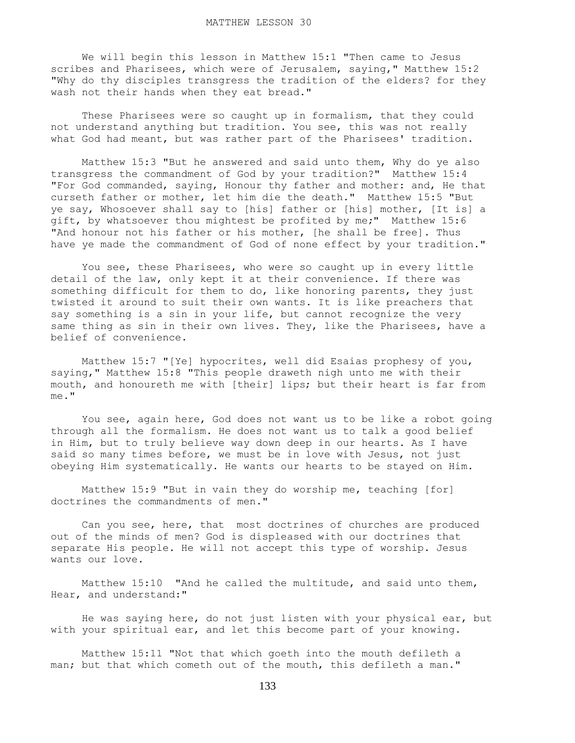MATTHEW LESSON 30

We will begin this lesson in Matthew 15:1 "Then came to Jesus scribes and Pharisees, which were of Jerusalem, saying," Matthew 15:2 "Why do thy disciples transgress the tradition of the elders? for they wash not their hands when they eat bread."

These Pharisees were so caught up in formalism, that they could not understand anything but tradition. You see, this was not really what God had meant, but was rather part of the Pharisees' tradition.

Matthew 15:3 "But he answered and said unto them, Why do ye also transgress the commandment of God by your tradition?" Matthew 15:4 "For God commanded, saying, Honour thy father and mother: and, He that curseth father or mother, let him die the death." Matthew 15:5 "But ye say, Whosoever shall say to [his] father or [his] mother, [It is] a gift, by whatsoever thou mightest be profited by me;" Matthew 15:6 "And honour not his father or his mother, [he shall be free]. Thus have ye made the commandment of God of none effect by your tradition."

You see, these Pharisees, who were so caught up in every little detail of the law, only kept it at their convenience. If there was something difficult for them to do, like honoring parents, they just twisted it around to suit their own wants. It is like preachers that say something is a sin in your life, but cannot recognize the very same thing as sin in their own lives. They, like the Pharisees, have a belief of convenience.

Matthew 15:7 "[Ye] hypocrites, well did Esaias prophesy of you, saying," Matthew 15:8 "This people draweth nigh unto me with their mouth, and honoureth me with [their] lips; but their heart is far from me."

You see, again here, God does not want us to be like a robot going through all the formalism. He does not want us to talk a good belief in Him, but to truly believe way down deep in our hearts. As I have said so many times before, we must be in love with Jesus, not just obeying Him systematically. He wants our hearts to be stayed on Him.

Matthew 15:9 "But in vain they do worship me, teaching [for] doctrines the commandments of men."

Can you see, here, that most doctrines of churches are produced out of the minds of men? God is displeased with our doctrines that separate His people. He will not accept this type of worship. Jesus wants our love.

Matthew 15:10 "And he called the multitude, and said unto them, Hear, and understand:"

He was saying here, do not just listen with your physical ear, but with your spiritual ear, and let this become part of your knowing.

Matthew 15:11 "Not that which goeth into the mouth defileth a man; but that which cometh out of the mouth, this defileth a man."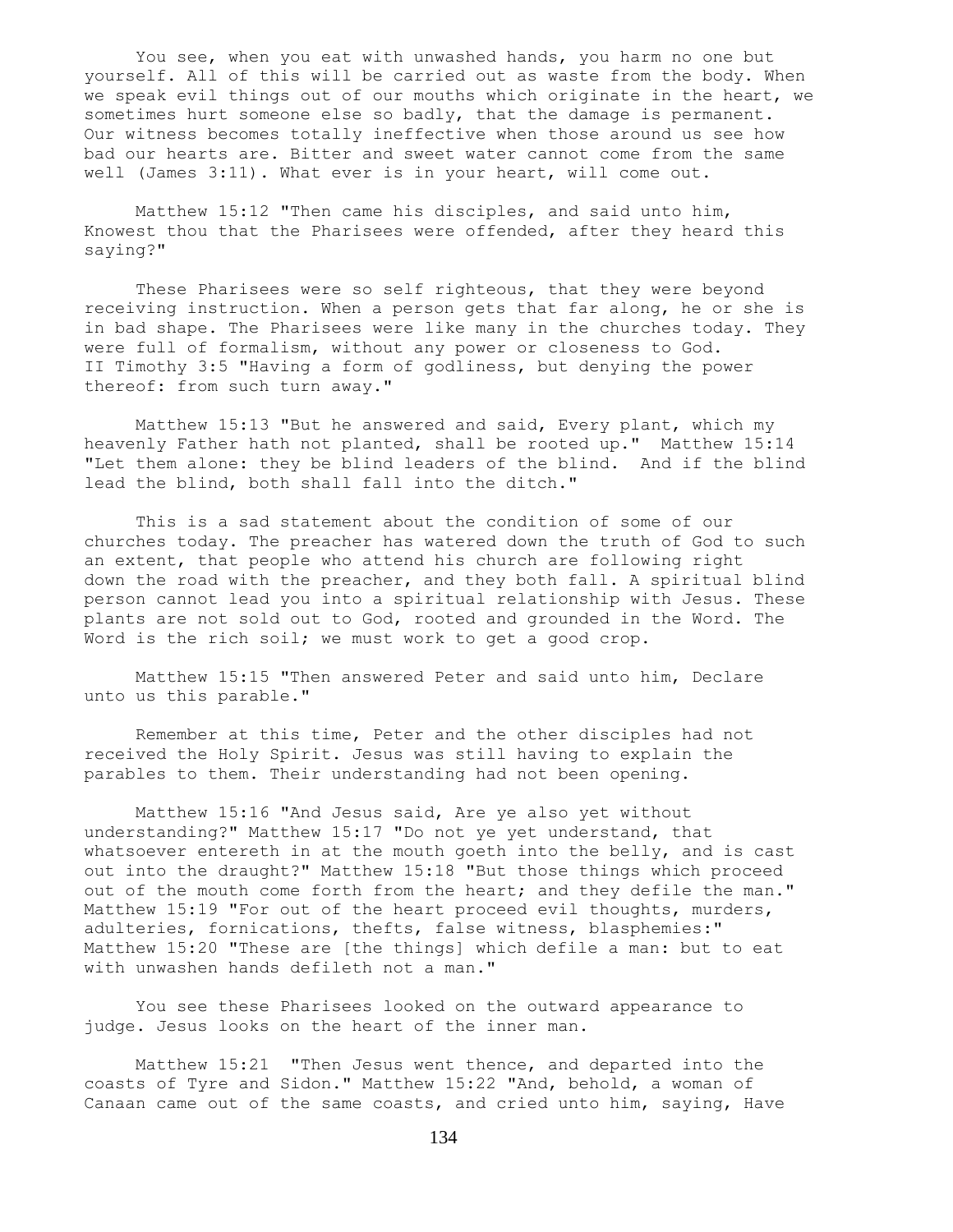You see, when you eat with unwashed hands, you harm no one but yourself. All of this will be carried out as waste from the body. When we speak evil things out of our mouths which originate in the heart, we sometimes hurt someone else so badly, that the damage is permanent. Our witness becomes totally ineffective when those around us see how bad our hearts are. Bitter and sweet water cannot come from the same well (James 3:11). What ever is in your heart, will come out.

Matthew 15:12 "Then came his disciples, and said unto him, Knowest thou that the Pharisees were offended, after they heard this saying?"

These Pharisees were so self righteous, that they were beyond receiving instruction. When a person gets that far along, he or she is in bad shape. The Pharisees were like many in the churches today. They were full of formalism, without any power or closeness to God.
II Timothy 3:5 "Having a form of godliness, but denying the power thereof: from such turn away."

Matthew 15:13 "But he answered and said, Every plant, which my heavenly Father hath not planted, shall be rooted up." Matthew 15:14 "Let them alone: they be blind leaders of the blind. And if the blind lead the blind, both shall fall into the ditch."

This is a sad statement about the condition of some of our churches today. The preacher has watered down the truth of God to such an extent, that people who attend his church are following right down the road with the preacher, and they both fall. A spiritual blind person cannot lead you into a spiritual relationship with Jesus. These plants are not sold out to God, rooted and grounded in the Word. The Word is the rich soil; we must work to get a good crop.

Matthew 15:15 "Then answered Peter and said unto him, Declare unto us this parable."

Remember at this time, Peter and the other disciples had not received the Holy Spirit. Jesus was still having to explain the parables to them. Their understanding had not been opening.

Matthew 15:16 "And Jesus said, Are ye also yet without understanding?" Matthew 15:17 "Do not ye yet understand, that whatsoever entereth in at the mouth goeth into the belly, and is cast out into the draught?" Matthew 15:18 "But those things which proceed out of the mouth come forth from the heart; and they defile the man." Matthew 15:19 "For out of the heart proceed evil thoughts, murders, adulteries, fornications, thefts, false witness, blasphemies:" Matthew 15:20 "These are [the things] which defile a man: but to eat with unwashen hands defileth not a man."

You see these Pharisees looked on the outward appearance to judge. Jesus looks on the heart of the inner man.

Matthew 15:21 "Then Jesus went thence, and departed into the coasts of Tyre and Sidon." Matthew 15:22 "And, behold, a woman of Canaan came out of the same coasts, and cried unto him, saying, Have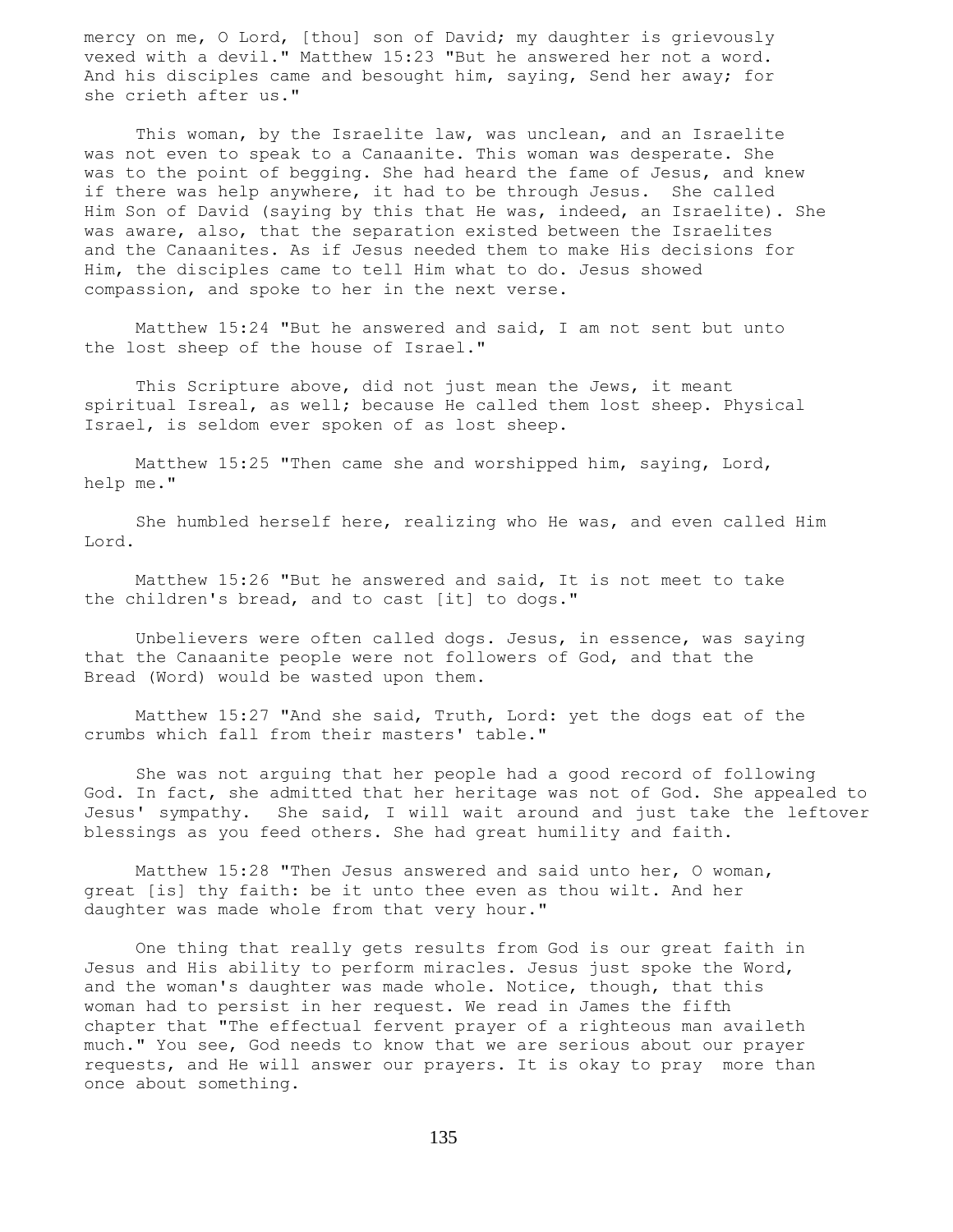mercy on me, O Lord, [thou] son of David; my daughter is grievously vexed with a devil." Matthew 15:23 "But he answered her not a word. And his disciples came and besought him, saying, Send her away; for she crieth after us."

This woman, by the Israelite law, was unclean, and an Israelite was not even to speak to a Canaanite. This woman was desperate. She was to the point of begging. She had heard the fame of Jesus, and knew if there was help anywhere, it had to be through Jesus. She called Him Son of David (saying by this that He was, indeed, an Israelite). She was aware, also, that the separation existed between the Israelites and the Canaanites. As if Jesus needed them to make His decisions for Him, the disciples came to tell Him what to do. Jesus showed compassion, and spoke to her in the next verse.

Matthew 15:24 "But he answered and said, I am not sent but unto the lost sheep of the house of Israel."

This Scripture above, did not just mean the Jews, it meant spiritual Isreal, as well; because He called them lost sheep. Physical Israel, is seldom ever spoken of as lost sheep.

Matthew 15:25 "Then came she and worshipped him, saying, Lord, help me."

She humbled herself here, realizing who He was, and even called Him Lord.

Matthew 15:26 "But he answered and said, It is not meet to take the children's bread, and to cast [it] to dogs."

Unbelievers were often called dogs. Jesus, in essence, was saying that the Canaanite people were not followers of God, and that the Bread (Word) would be wasted upon them.

Matthew 15:27 "And she said, Truth, Lord: yet the dogs eat of the crumbs which fall from their masters' table."

She was not arguing that her people had a good record of following God. In fact, she admitted that her heritage was not of God. She appealed to Jesus' sympathy. She said, I will wait around and just take the leftover blessings as you feed others. She had great humility and faith.

Matthew 15:28 "Then Jesus answered and said unto her, O woman, great [is] thy faith: be it unto thee even as thou wilt. And her daughter was made whole from that very hour."

One thing that really gets results from God is our great faith in Jesus and His ability to perform miracles. Jesus just spoke the Word, and the woman's daughter was made whole. Notice, though, that this woman had to persist in her request. We read in James the fifth chapter that "The effectual fervent prayer of a righteous man availeth much." You see, God needs to know that we are serious about our prayer requests, and He will answer our prayers. It is okay to pray more than once about something.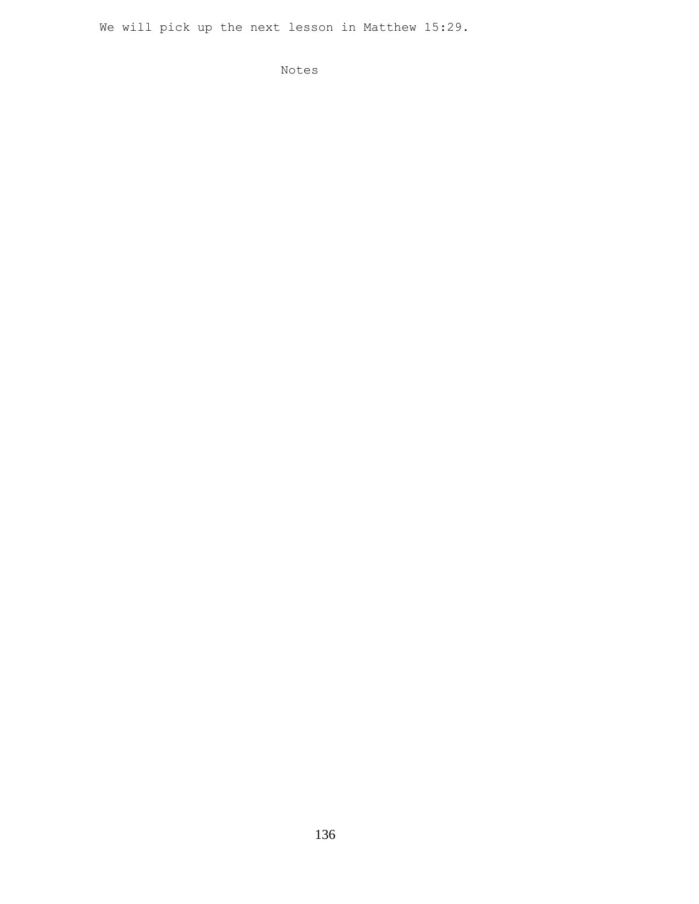We will pick up the next lesson in Matthew 15:29.

Notes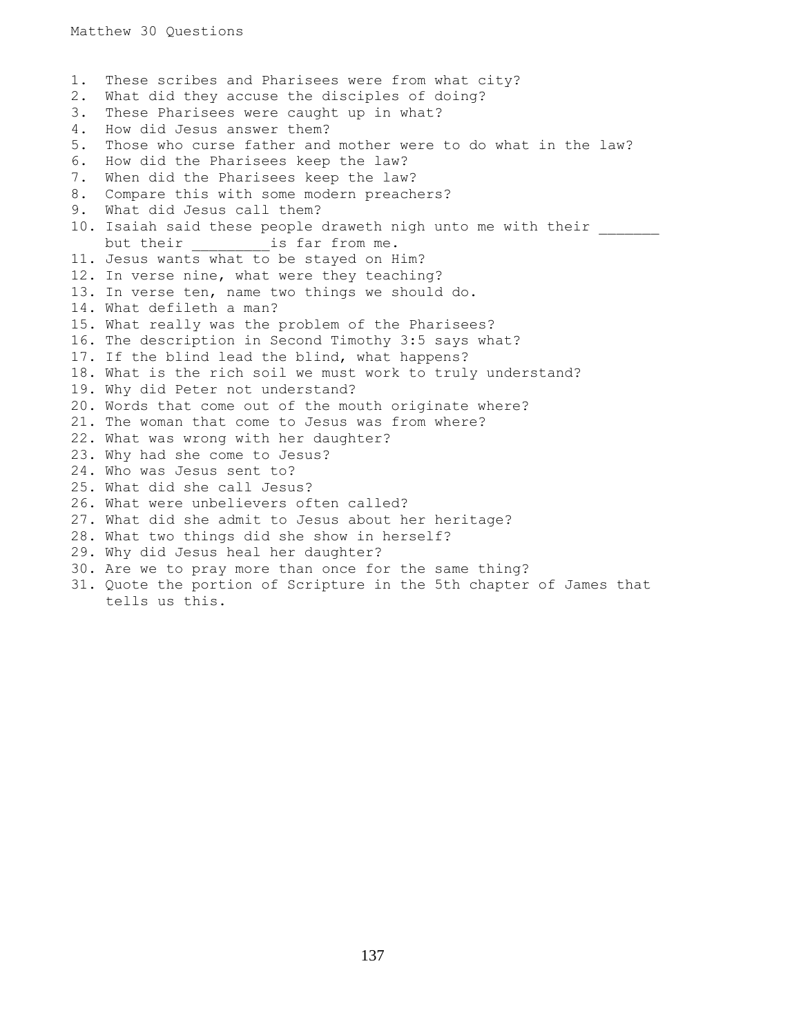Matthew 30 Questions

1. These scribes and Pharisees were from what city?
2. What did they accuse the disciples of doing?
3. These Pharisees were caught up in what?
4. How did Jesus answer them?
5. Those who curse father and mother were to do what in the law?
6. How did the Pharisees keep the law?
7. When did the Pharisees keep the law?
8. Compare this with some modern preachers?
9. What did Jesus call them?
10. Isaiah said these people draweth nigh unto me with their _______ but their _________is far from me.
11. Jesus wants what to be stayed on Him?
12. In verse nine, what were they teaching?
13. In verse ten, name two things we should do.
14. What defileth a man?
15. What really was the problem of the Pharisees?
16. The description in Second Timothy 3:5 says what?
17. If the blind lead the blind, what happens?
18. What is the rich soil we must work to truly understand?
19. Why did Peter not understand?
20. Words that come out of the mouth originate where?
21. The woman that come to Jesus was from where?
22. What was wrong with her daughter?
23. Why had she come to Jesus?
24. Who was Jesus sent to?
25. What did she call Jesus?
26. What were unbelievers often called?
27. What did she admit to Jesus about her heritage?
28. What two things did she show in herself?
29. Why did Jesus heal her daughter?
30. Are we to pray more than once for the same thing?
31. Quote the portion of Scripture in the 5th chapter of James that tells us this.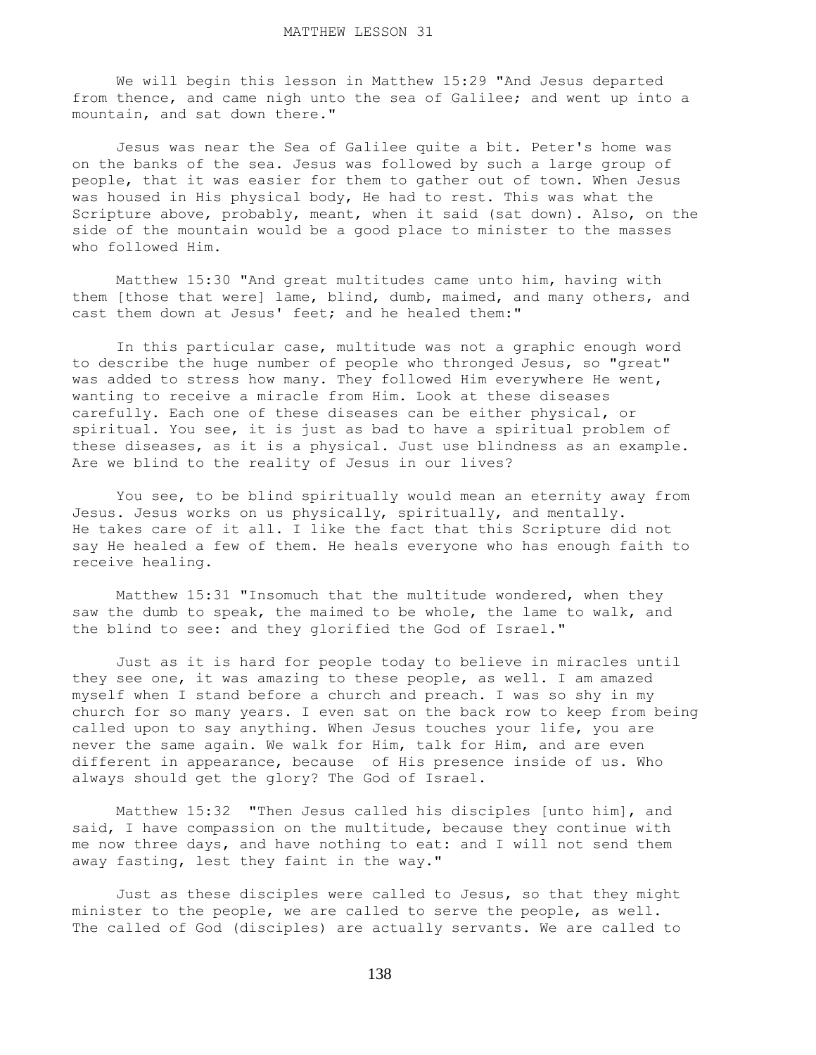# MATTHEW LESSON 31

We will begin this lesson in Matthew 15:29 "And Jesus departed from thence, and came nigh unto the sea of Galilee; and went up into a mountain, and sat down there."

Jesus was near the Sea of Galilee quite a bit. Peter's home was on the banks of the sea. Jesus was followed by such a large group of people, that it was easier for them to gather out of town. When Jesus was housed in His physical body, He had to rest. This was what the Scripture above, probably, meant, when it said (sat down). Also, on the side of the mountain would be a good place to minister to the masses who followed Him.

Matthew 15:30 "And great multitudes came unto him, having with them [those that were] lame, blind, dumb, maimed, and many others, and cast them down at Jesus' feet; and he healed them:"

In this particular case, multitude was not a graphic enough word to describe the huge number of people who thronged Jesus, so "great" was added to stress how many. They followed Him everywhere He went, wanting to receive a miracle from Him. Look at these diseases carefully. Each one of these diseases can be either physical, or spiritual. You see, it is just as bad to have a spiritual problem of these diseases, as it is a physical. Just use blindness as an example. Are we blind to the reality of Jesus in our lives?

You see, to be blind spiritually would mean an eternity away from Jesus. Jesus works on us physically, spiritually, and mentally. He takes care of it all. I like the fact that this Scripture did not say He healed a few of them. He heals everyone who has enough faith to receive healing.

Matthew 15:31 "Insomuch that the multitude wondered, when they saw the dumb to speak, the maimed to be whole, the lame to walk, and the blind to see: and they glorified the God of Israel."

Just as it is hard for people today to believe in miracles until they see one, it was amazing to these people, as well. I am amazed myself when I stand before a church and preach. I was so shy in my church for so many years. I even sat on the back row to keep from being called upon to say anything. When Jesus touches your life, you are never the same again. We walk for Him, talk for Him, and are even different in appearance, because of His presence inside of us. Who always should get the glory? The God of Israel.

Matthew 15:32 "Then Jesus called his disciples [unto him], and said, I have compassion on the multitude, because they continue with me now three days, and have nothing to eat: and I will not send them away fasting, lest they faint in the way."

Just as these disciples were called to Jesus, so that they might minister to the people, we are called to serve the people, as well. The called of God (disciples) are actually servants. We are called to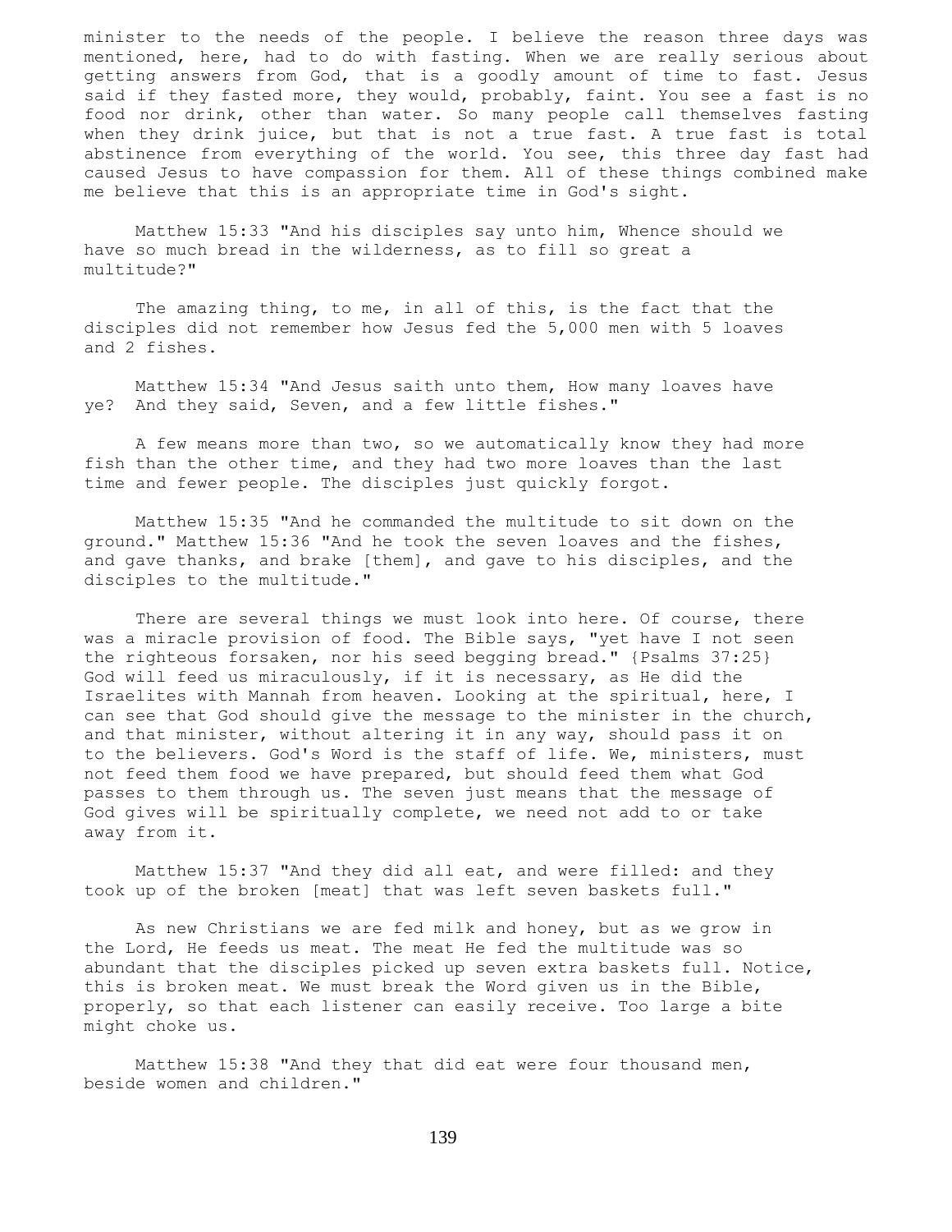minister to the needs of the people. I believe the reason three days was mentioned, here, had to do with fasting. When we are really serious about getting answers from God, that is a goodly amount of time to fast. Jesus said if they fasted more, they would, probably, faint. You see a fast is no food nor drink, other than water. So many people call themselves fasting when they drink juice, but that is not a true fast. A true fast is total abstinence from everything of the world. You see, this three day fast had caused Jesus to have compassion for them. All of these things combined make me believe that this is an appropriate time in God's sight.

Matthew 15:33 "And his disciples say unto him, Whence should we have so much bread in the wilderness, as to fill so great a multitude?"

The amazing thing, to me, in all of this, is the fact that the disciples did not remember how Jesus fed the 5,000 men with 5 loaves and 2 fishes.

Matthew 15:34 "And Jesus saith unto them, How many loaves have ye? And they said, Seven, and a few little fishes."

A few means more than two, so we automatically know they had more fish than the other time, and they had two more loaves than the last time and fewer people. The disciples just quickly forgot.

Matthew 15:35 "And he commanded the multitude to sit down on the ground." Matthew 15:36 "And he took the seven loaves and the fishes, and gave thanks, and brake [them], and gave to his disciples, and the disciples to the multitude."

There are several things we must look into here. Of course, there was a miracle provision of food. The Bible says, "yet have I not seen the righteous forsaken, nor his seed begging bread." {Psalms 37:25} God will feed us miraculously, if it is necessary, as He did the Israelites with Mannah from heaven. Looking at the spiritual, here, I can see that God should give the message to the minister in the church, and that minister, without altering it in any way, should pass it on to the believers. God's Word is the staff of life. We, ministers, must not feed them food we have prepared, but should feed them what God passes to them through us. The seven just means that the message of God gives will be spiritually complete, we need not add to or take away from it.

Matthew 15:37 "And they did all eat, and were filled: and they took up of the broken [meat] that was left seven baskets full."

As new Christians we are fed milk and honey, but as we grow in the Lord, He feeds us meat. The meat He fed the multitude was so abundant that the disciples picked up seven extra baskets full. Notice, this is broken meat. We must break the Word given us in the Bible, properly, so that each listener can easily receive. Too large a bite might choke us.

Matthew 15:38 "And they that did eat were four thousand men, beside women and children."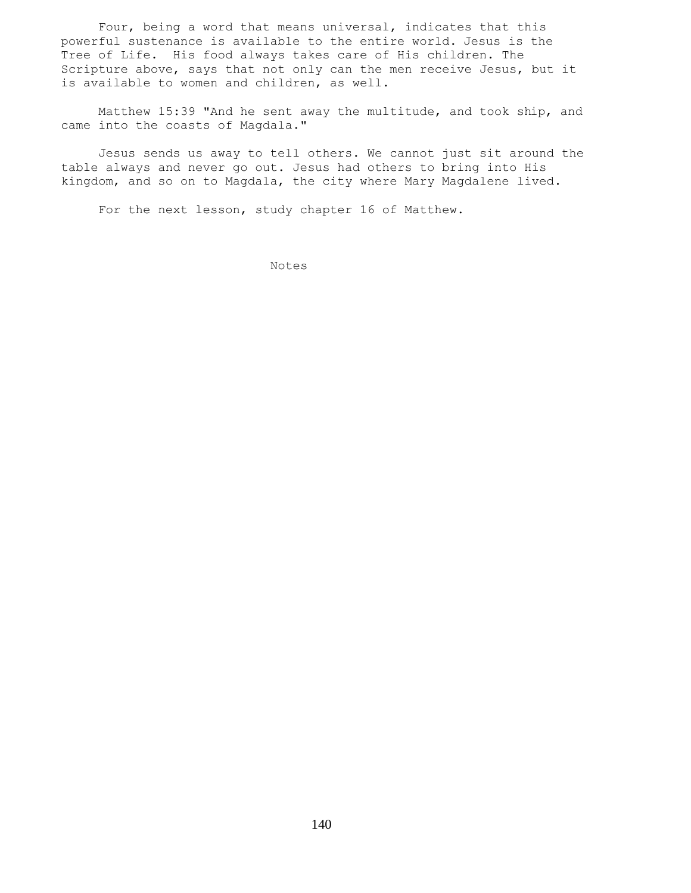Four, being a word that means universal, indicates that this powerful sustenance is available to the entire world. Jesus is the Tree of Life.  His food always takes care of His children. The Scripture above, says that not only can the men receive Jesus, but it is available to women and children, as well.

Matthew 15:39 "And he sent away the multitude, and took ship, and came into the coasts of Magdala."

Jesus sends us away to tell others. We cannot just sit around the table always and never go out. Jesus had others to bring into His kingdom, and so on to Magdala, the city where Mary Magdalene lived.

For the next lesson, study chapter 16 of Matthew.

Notes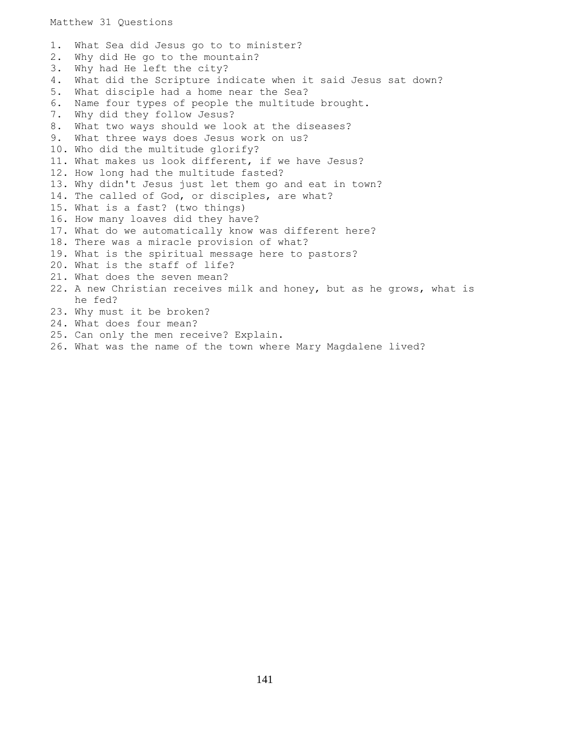Matthew 31 Questions

1. What Sea did Jesus go to to minister?
2. Why did He go to the mountain?
3. Why had He left the city?
4. What did the Scripture indicate when it said Jesus sat down?
5. What disciple had a home near the Sea?
6. Name four types of people the multitude brought.
7. Why did they follow Jesus?
8. What two ways should we look at the diseases?
9. What three ways does Jesus work on us?
10. Who did the multitude glorify?
11. What makes us look different, if we have Jesus?
12. How long had the multitude fasted?
13. Why didn't Jesus just let them go and eat in town?
14. The called of God, or disciples, are what?
15. What is a fast? (two things)
16. How many loaves did they have?
17. What do we automatically know was different here?
18. There was a miracle provision of what?
19. What is the spiritual message here to pastors?
20. What is the staff of life?
21. What does the seven mean?
22. A new Christian receives milk and honey, but as he grows, what is he fed?
23. Why must it be broken?
24. What does four mean?
25. Can only the men receive? Explain.
26. What was the name of the town where Mary Magdalene lived?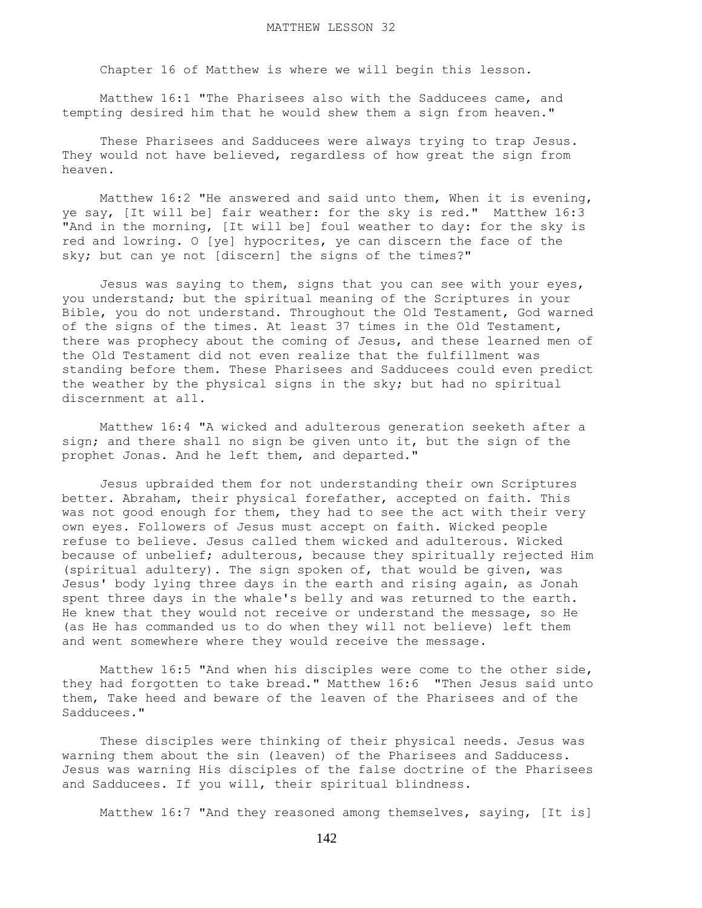# MATTHEW LESSON 32

Chapter 16 of Matthew is where we will begin this lesson.

Matthew 16:1 "The Pharisees also with the Sadducees came, and tempting desired him that he would shew them a sign from heaven."

These Pharisees and Sadducees were always trying to trap Jesus. They would not have believed, regardless of how great the sign from heaven.

Matthew 16:2 "He answered and said unto them, When it is evening, ye say, [It will be] fair weather: for the sky is red." Matthew 16:3 "And in the morning, [It will be] foul weather to day: for the sky is red and lowring. O [ye] hypocrites, ye can discern the face of the sky; but can ye not [discern] the signs of the times?"

Jesus was saying to them, signs that you can see with your eyes, you understand; but the spiritual meaning of the Scriptures in your Bible, you do not understand. Throughout the Old Testament, God warned of the signs of the times. At least 37 times in the Old Testament, there was prophecy about the coming of Jesus, and these learned men of the Old Testament did not even realize that the fulfillment was standing before them. These Pharisees and Sadducees could even predict the weather by the physical signs in the sky; but had no spiritual discernment at all.

Matthew 16:4 "A wicked and adulterous generation seeketh after a sign; and there shall no sign be given unto it, but the sign of the prophet Jonas. And he left them, and departed."

Jesus upbraided them for not understanding their own Scriptures better. Abraham, their physical forefather, accepted on faith. This was not good enough for them, they had to see the act with their very own eyes. Followers of Jesus must accept on faith. Wicked people refuse to believe. Jesus called them wicked and adulterous. Wicked because of unbelief; adulterous, because they spiritually rejected Him (spiritual adultery). The sign spoken of, that would be given, was Jesus' body lying three days in the earth and rising again, as Jonah spent three days in the whale's belly and was returned to the earth. He knew that they would not receive or understand the message, so He (as He has commanded us to do when they will not believe) left them and went somewhere where they would receive the message.

Matthew 16:5 "And when his disciples were come to the other side, they had forgotten to take bread." Matthew 16:6 "Then Jesus said unto them, Take heed and beware of the leaven of the Pharisees and of the Sadducees."

These disciples were thinking of their physical needs. Jesus was warning them about the sin (leaven) of the Pharisees and Sadducess. Jesus was warning His disciples of the false doctrine of the Pharisees and Sadducees. If you will, their spiritual blindness.

Matthew 16:7 "And they reasoned among themselves, saying, [It is]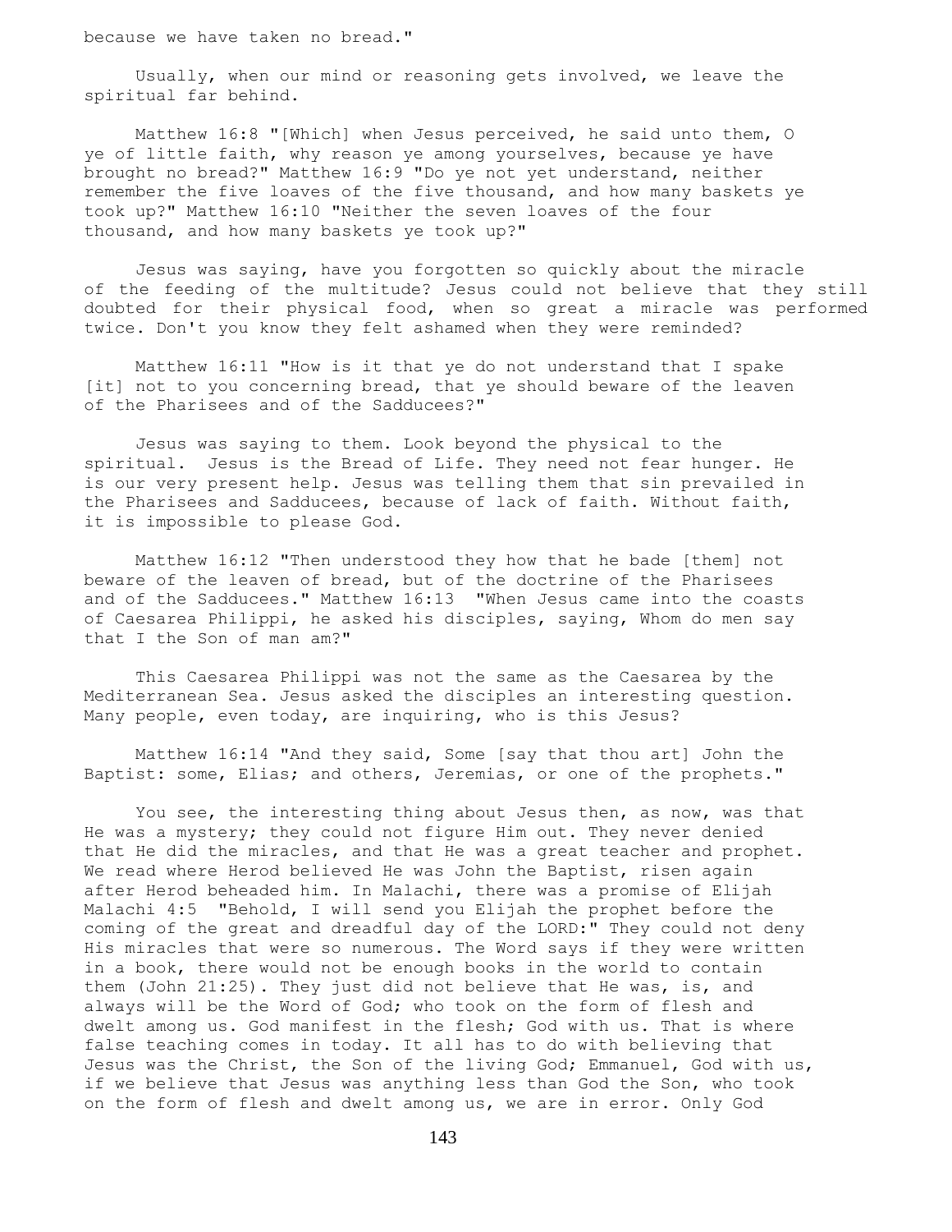because we have taken no bread."

Usually, when our mind or reasoning gets involved, we leave the spiritual far behind.

Matthew 16:8 "[Which] when Jesus perceived, he said unto them, O ye of little faith, why reason ye among yourselves, because ye have brought no bread?" Matthew 16:9 "Do ye not yet understand, neither remember the five loaves of the five thousand, and how many baskets ye took up?" Matthew 16:10 "Neither the seven loaves of the four thousand, and how many baskets ye took up?"

Jesus was saying, have you forgotten so quickly about the miracle of the feeding of the multitude? Jesus could not believe that they still doubted for their physical food, when so great a miracle was performed twice. Don't you know they felt ashamed when they were reminded?

Matthew 16:11 "How is it that ye do not understand that I spake [it] not to you concerning bread, that ye should beware of the leaven of the Pharisees and of the Sadducees?"

Jesus was saying to them. Look beyond the physical to the spiritual. Jesus is the Bread of Life. They need not fear hunger. He is our very present help. Jesus was telling them that sin prevailed in the Pharisees and Sadducees, because of lack of faith. Without faith, it is impossible to please God.

Matthew 16:12 "Then understood they how that he bade [them] not beware of the leaven of bread, but of the doctrine of the Pharisees and of the Sadducees." Matthew 16:13 "When Jesus came into the coasts of Caesarea Philippi, he asked his disciples, saying, Whom do men say that I the Son of man am?"

This Caesarea Philippi was not the same as the Caesarea by the Mediterranean Sea. Jesus asked the disciples an interesting question. Many people, even today, are inquiring, who is this Jesus?

Matthew 16:14 "And they said, Some [say that thou art] John the Baptist: some, Elias; and others, Jeremias, or one of the prophets."

You see, the interesting thing about Jesus then, as now, was that He was a mystery; they could not figure Him out. They never denied that He did the miracles, and that He was a great teacher and prophet. We read where Herod believed He was John the Baptist, risen again after Herod beheaded him. In Malachi, there was a promise of Elijah Malachi 4:5 "Behold, I will send you Elijah the prophet before the coming of the great and dreadful day of the LORD:" They could not deny His miracles that were so numerous. The Word says if they were written in a book, there would not be enough books in the world to contain them (John 21:25). They just did not believe that He was, is, and always will be the Word of God; who took on the form of flesh and dwelt among us. God manifest in the flesh; God with us. That is where false teaching comes in today. It all has to do with believing that Jesus was the Christ, the Son of the living God; Emmanuel, God with us, if we believe that Jesus was anything less than God the Son, who took on the form of flesh and dwelt among us, we are in error. Only God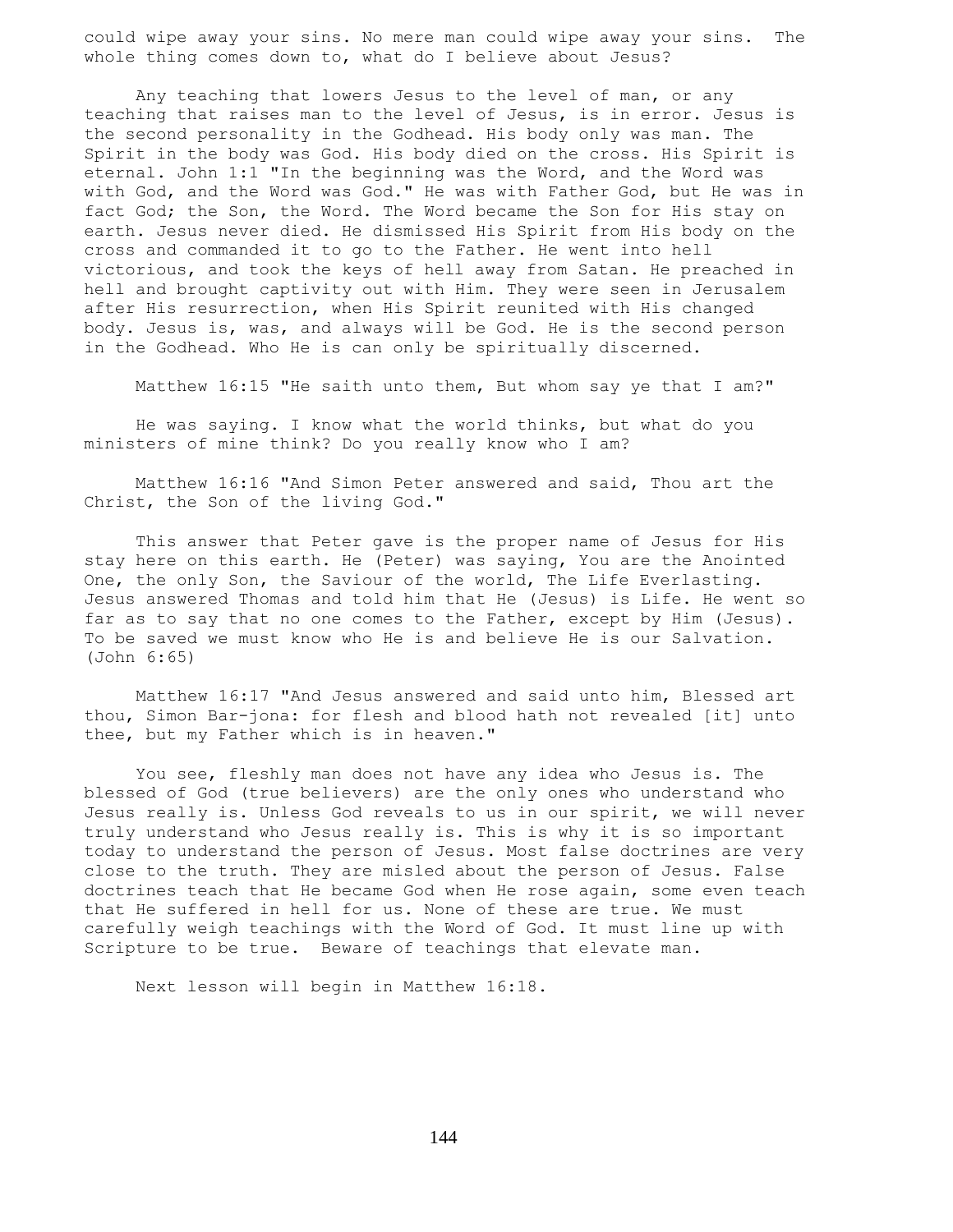could wipe away your sins. No mere man could wipe away your sins. The whole thing comes down to, what do I believe about Jesus?

Any teaching that lowers Jesus to the level of man, or any teaching that raises man to the level of Jesus, is in error. Jesus is the second personality in the Godhead. His body only was man. The Spirit in the body was God. His body died on the cross. His Spirit is eternal. John 1:1 "In the beginning was the Word, and the Word was with God, and the Word was God." He was with Father God, but He was in fact God; the Son, the Word. The Word became the Son for His stay on earth. Jesus never died. He dismissed His Spirit from His body on the cross and commanded it to go to the Father. He went into hell victorious, and took the keys of hell away from Satan. He preached in hell and brought captivity out with Him. They were seen in Jerusalem after His resurrection, when His Spirit reunited with His changed body. Jesus is, was, and always will be God. He is the second person in the Godhead. Who He is can only be spiritually discerned.

Matthew 16:15 "He saith unto them, But whom say ye that I am?"

He was saying. I know what the world thinks, but what do you ministers of mine think? Do you really know who I am?

Matthew 16:16 "And Simon Peter answered and said, Thou art the Christ, the Son of the living God."

This answer that Peter gave is the proper name of Jesus for His stay here on this earth. He (Peter) was saying, You are the Anointed One, the only Son, the Saviour of the world, The Life Everlasting. Jesus answered Thomas and told him that He (Jesus) is Life. He went so far as to say that no one comes to the Father, except by Him (Jesus). To be saved we must know who He is and believe He is our Salvation. (John 6:65)

Matthew 16:17 "And Jesus answered and said unto him, Blessed art thou, Simon Bar-jona: for flesh and blood hath not revealed [it] unto thee, but my Father which is in heaven."

You see, fleshly man does not have any idea who Jesus is. The blessed of God (true believers) are the only ones who understand who Jesus really is. Unless God reveals to us in our spirit, we will never truly understand who Jesus really is. This is why it is so important today to understand the person of Jesus. Most false doctrines are very close to the truth. They are misled about the person of Jesus. False doctrines teach that He became God when He rose again, some even teach that He suffered in hell for us. None of these are true. We must carefully weigh teachings with the Word of God. It must line up with Scripture to be true. Beware of teachings that elevate man.

Next lesson will begin in Matthew 16:18.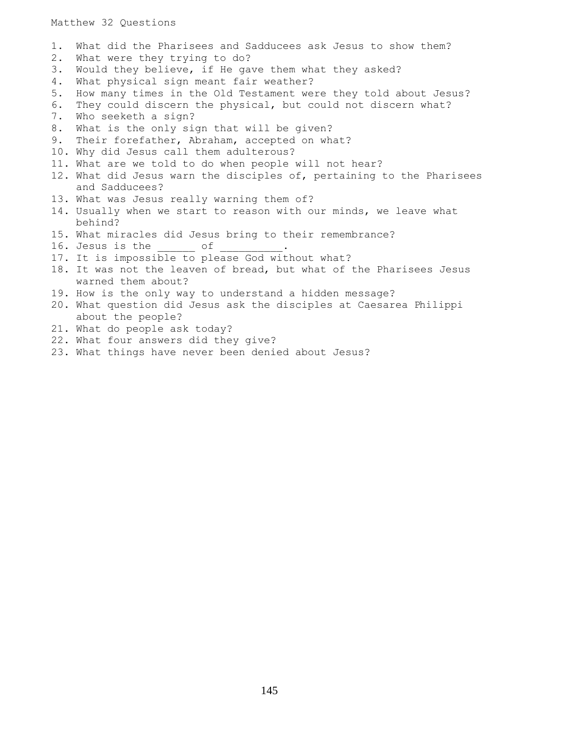Matthew 32 Questions

1. What did the Pharisees and Sadducees ask Jesus to show them?
2. What were they trying to do?
3. Would they believe, if He gave them what they asked?
4. What physical sign meant fair weather?
5. How many times in the Old Testament were they told about Jesus?
6. They could discern the physical, but could not discern what?
7. Who seeketh a sign?
8. What is the only sign that will be given?
9. Their forefather, Abraham, accepted on what?
10. Why did Jesus call them adulterous?
11. What are we told to do when people will not hear?
12. What did Jesus warn the disciples of, pertaining to the Pharisees and Sadducees?
13. What was Jesus really warning them of?
14. Usually when we start to reason with our minds, we leave what behind?
15. What miracles did Jesus bring to their remembrance?
16. Jesus is the ______ of __________.
17. It is impossible to please God without what?
18. It was not the leaven of bread, but what of the Pharisees Jesus warned them about?
19. How is the only way to understand a hidden message?
20. What question did Jesus ask the disciples at Caesarea Philippi about the people?
21. What do people ask today?
22. What four answers did they give?
23. What things have never been denied about Jesus?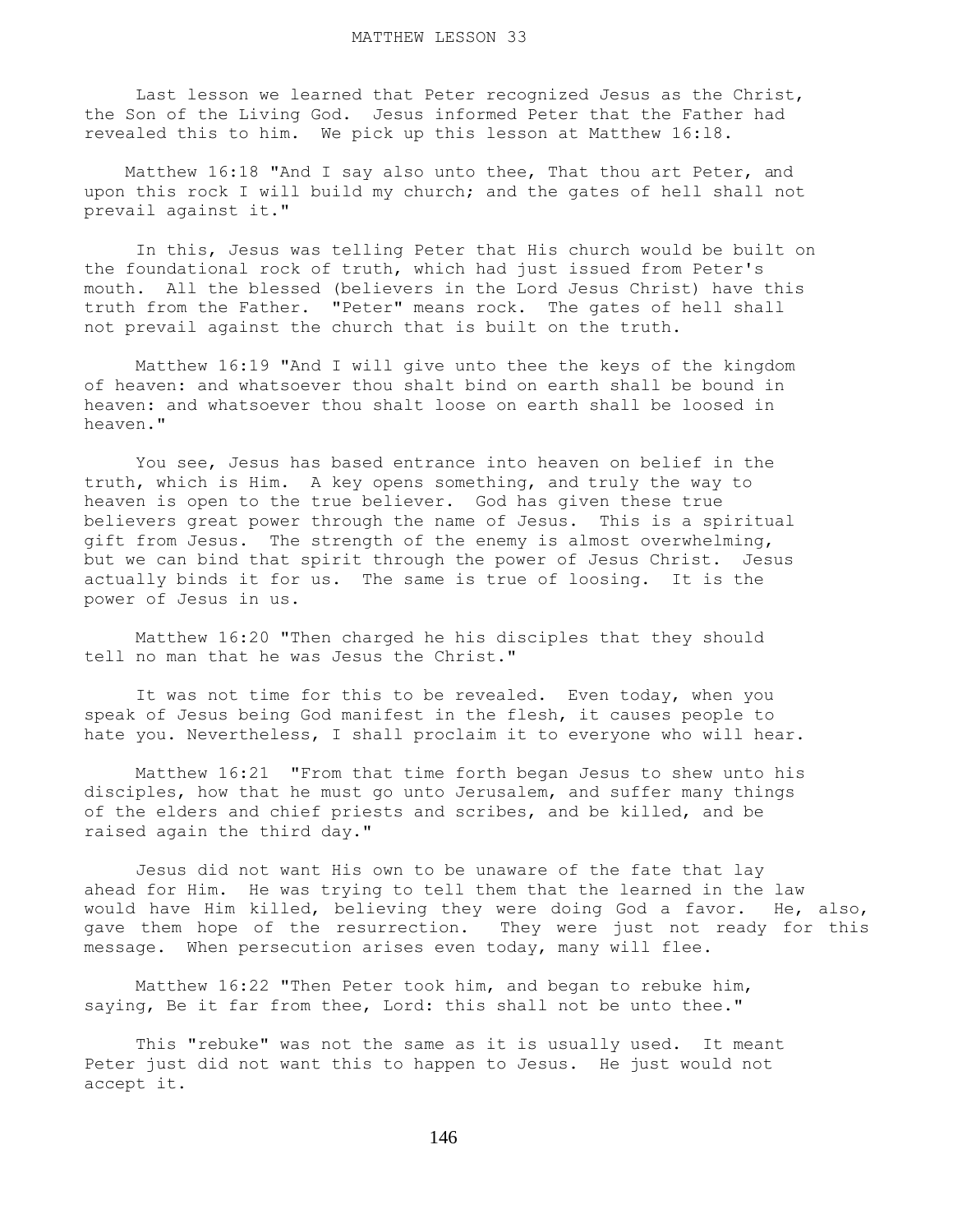# MATTHEW LESSON 33

Last lesson we learned that Peter recognized Jesus as the Christ, the Son of the Living God. Jesus informed Peter that the Father had revealed this to him. We pick up this lesson at Matthew 16:18.

Matthew 16:18 "And I say also unto thee, That thou art Peter, and upon this rock I will build my church; and the gates of hell shall not prevail against it."

In this, Jesus was telling Peter that His church would be built on the foundational rock of truth, which had just issued from Peter's mouth. All the blessed (believers in the Lord Jesus Christ) have this truth from the Father. "Peter" means rock. The gates of hell shall not prevail against the church that is built on the truth.

Matthew 16:19 "And I will give unto thee the keys of the kingdom of heaven: and whatsoever thou shalt bind on earth shall be bound in heaven: and whatsoever thou shalt loose on earth shall be loosed in heaven."

You see, Jesus has based entrance into heaven on belief in the truth, which is Him. A key opens something, and truly the way to heaven is open to the true believer. God has given these true believers great power through the name of Jesus. This is a spiritual gift from Jesus. The strength of the enemy is almost overwhelming, but we can bind that spirit through the power of Jesus Christ. Jesus actually binds it for us. The same is true of loosing. It is the power of Jesus in us.

Matthew 16:20 "Then charged he his disciples that they should tell no man that he was Jesus the Christ."

It was not time for this to be revealed. Even today, when you speak of Jesus being God manifest in the flesh, it causes people to hate you. Nevertheless, I shall proclaim it to everyone who will hear.

Matthew 16:21 "From that time forth began Jesus to shew unto his disciples, how that he must go unto Jerusalem, and suffer many things of the elders and chief priests and scribes, and be killed, and be raised again the third day."

Jesus did not want His own to be unaware of the fate that lay ahead for Him. He was trying to tell them that the learned in the law would have Him killed, believing they were doing God a favor. He, also, gave them hope of the resurrection. They were just not ready for this message. When persecution arises even today, many will flee.

Matthew 16:22 "Then Peter took him, and began to rebuke him, saying, Be it far from thee, Lord: this shall not be unto thee."

This "rebuke" was not the same as it is usually used. It meant Peter just did not want this to happen to Jesus. He just would not accept it.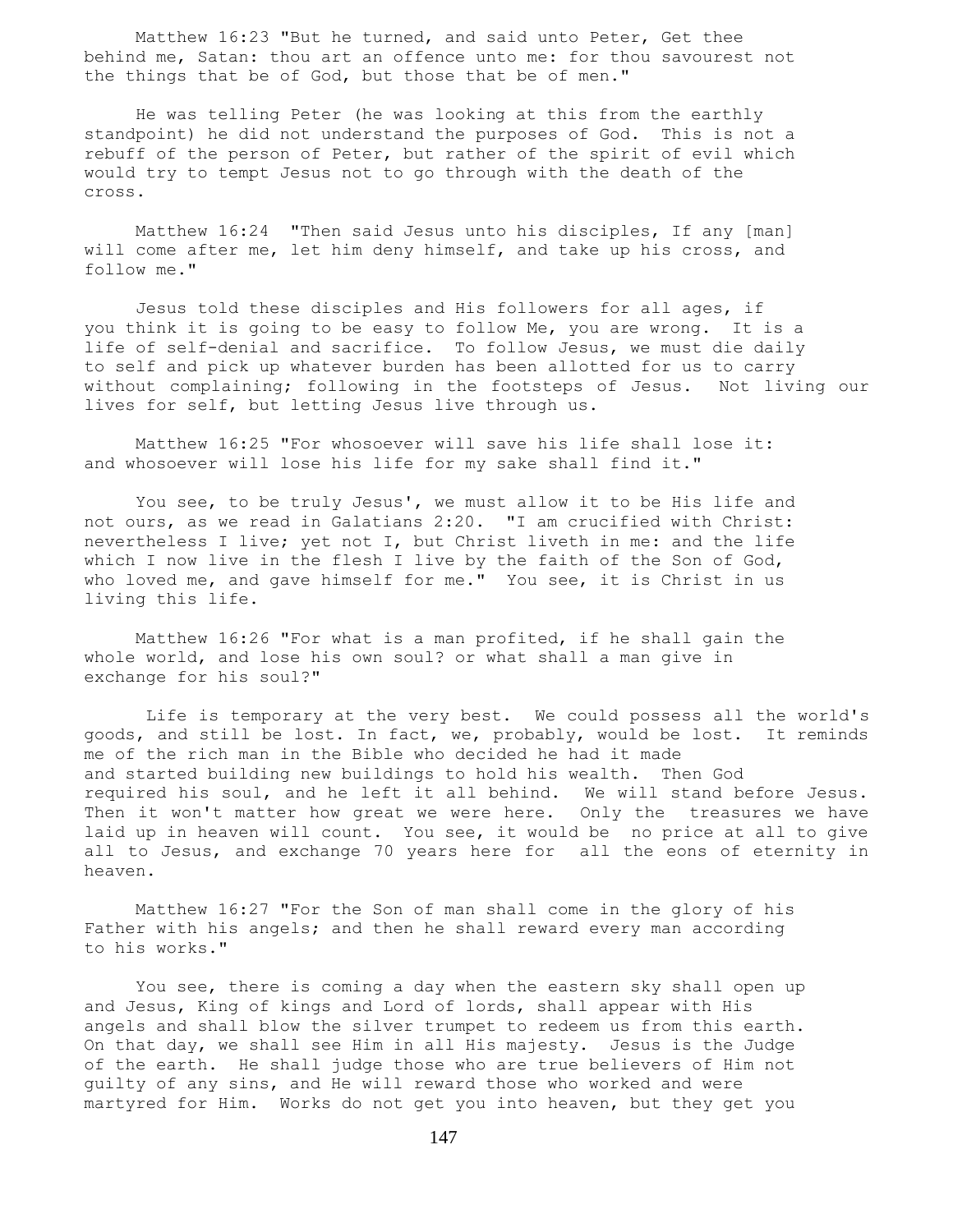Matthew 16:23 "But he turned, and said unto Peter, Get thee behind me, Satan: thou art an offence unto me: for thou savourest not the things that be of God, but those that be of men."

He was telling Peter (he was looking at this from the earthly standpoint) he did not understand the purposes of God. This is not a rebuff of the person of Peter, but rather of the spirit of evil which would try to tempt Jesus not to go through with the death of the cross.

Matthew 16:24 "Then said Jesus unto his disciples, If any [man] will come after me, let him deny himself, and take up his cross, and follow me."

Jesus told these disciples and His followers for all ages, if you think it is going to be easy to follow Me, you are wrong. It is a life of self-denial and sacrifice. To follow Jesus, we must die daily to self and pick up whatever burden has been allotted for us to carry without complaining; following in the footsteps of Jesus. Not living our lives for self, but letting Jesus live through us.

Matthew 16:25 "For whosoever will save his life shall lose it: and whosoever will lose his life for my sake shall find it."

You see, to be truly Jesus', we must allow it to be His life and not ours, as we read in Galatians 2:20. "I am crucified with Christ: nevertheless I live; yet not I, but Christ liveth in me: and the life which I now live in the flesh I live by the faith of the Son of God, who loved me, and gave himself for me." You see, it is Christ in us living this life.

Matthew 16:26 "For what is a man profited, if he shall gain the whole world, and lose his own soul? or what shall a man give in exchange for his soul?"

Life is temporary at the very best. We could possess all the world's goods, and still be lost. In fact, we, probably, would be lost. It reminds me of the rich man in the Bible who decided he had it made and started building new buildings to hold his wealth. Then God required his soul, and he left it all behind. We will stand before Jesus. Then it won't matter how great we were here. Only the treasures we have laid up in heaven will count. You see, it would be no price at all to give all to Jesus, and exchange 70 years here for all the eons of eternity in heaven.

Matthew 16:27 "For the Son of man shall come in the glory of his Father with his angels; and then he shall reward every man according to his works."

You see, there is coming a day when the eastern sky shall open up and Jesus, King of kings and Lord of lords, shall appear with His angels and shall blow the silver trumpet to redeem us from this earth. On that day, we shall see Him in all His majesty. Jesus is the Judge of the earth. He shall judge those who are true believers of Him not guilty of any sins, and He will reward those who worked and were martyred for Him. Works do not get you into heaven, but they get you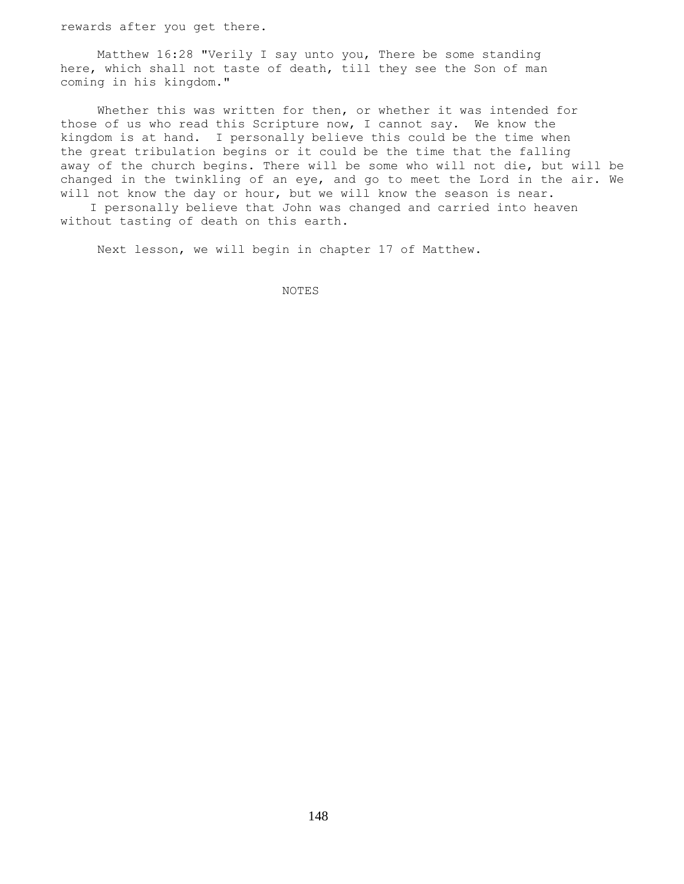rewards after you get there.

Matthew 16:28 "Verily I say unto you, There be some standing here, which shall not taste of death, till they see the Son of man coming in his kingdom."

Whether this was written for then, or whether it was intended for those of us who read this Scripture now, I cannot say. We know the kingdom is at hand. I personally believe this could be the time when the great tribulation begins or it could be the time that the falling away of the church begins. There will be some who will not die, but will be changed in the twinkling of an eye, and go to meet the Lord in the air. We will not know the day or hour, but we will know the season is near.
I personally believe that John was changed and carried into heaven without tasting of death on this earth.

Next lesson, we will begin in chapter 17 of Matthew.

NOTES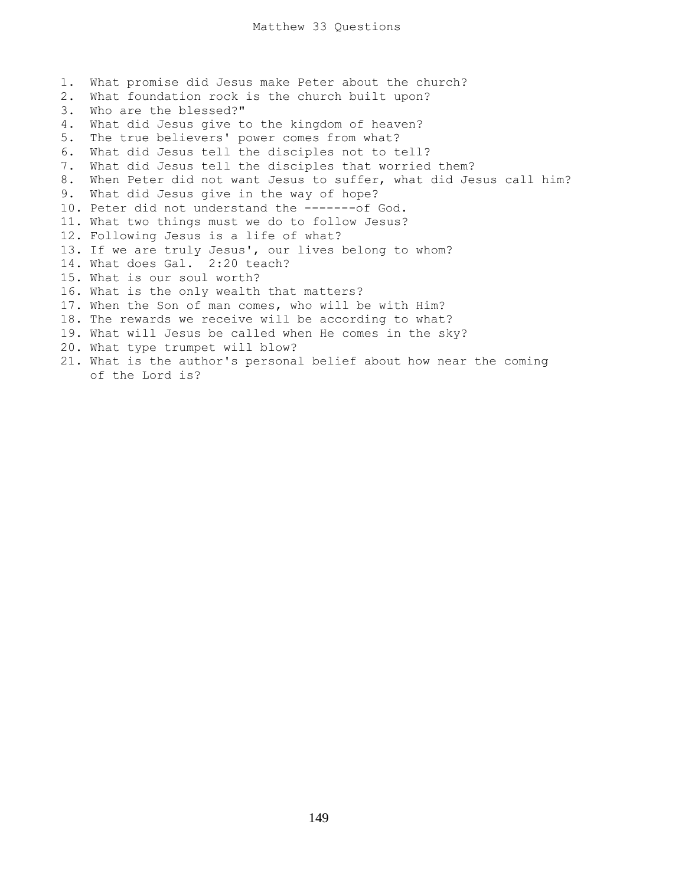# Matthew 33 Questions

1. What promise did Jesus make Peter about the church?
2. What foundation rock is the church built upon?
3. Who are the blessed?"
4. What did Jesus give to the kingdom of heaven?
5. The true believers' power comes from what?
6. What did Jesus tell the disciples not to tell?
7. What did Jesus tell the disciples that worried them?
8. When Peter did not want Jesus to suffer, what did Jesus call him?
9. What did Jesus give in the way of hope?
10. Peter did not understand the -------of God.
11. What two things must we do to follow Jesus?
12. Following Jesus is a life of what?
13. If we are truly Jesus', our lives belong to whom?
14. What does Gal. 2:20 teach?
15. What is our soul worth?
16. What is the only wealth that matters?
17. When the Son of man comes, who will be with Him?
18. The rewards we receive will be according to what?
19. What will Jesus be called when He comes in the sky?
20. What type trumpet will blow?
21. What is the author's personal belief about how near the coming of the Lord is?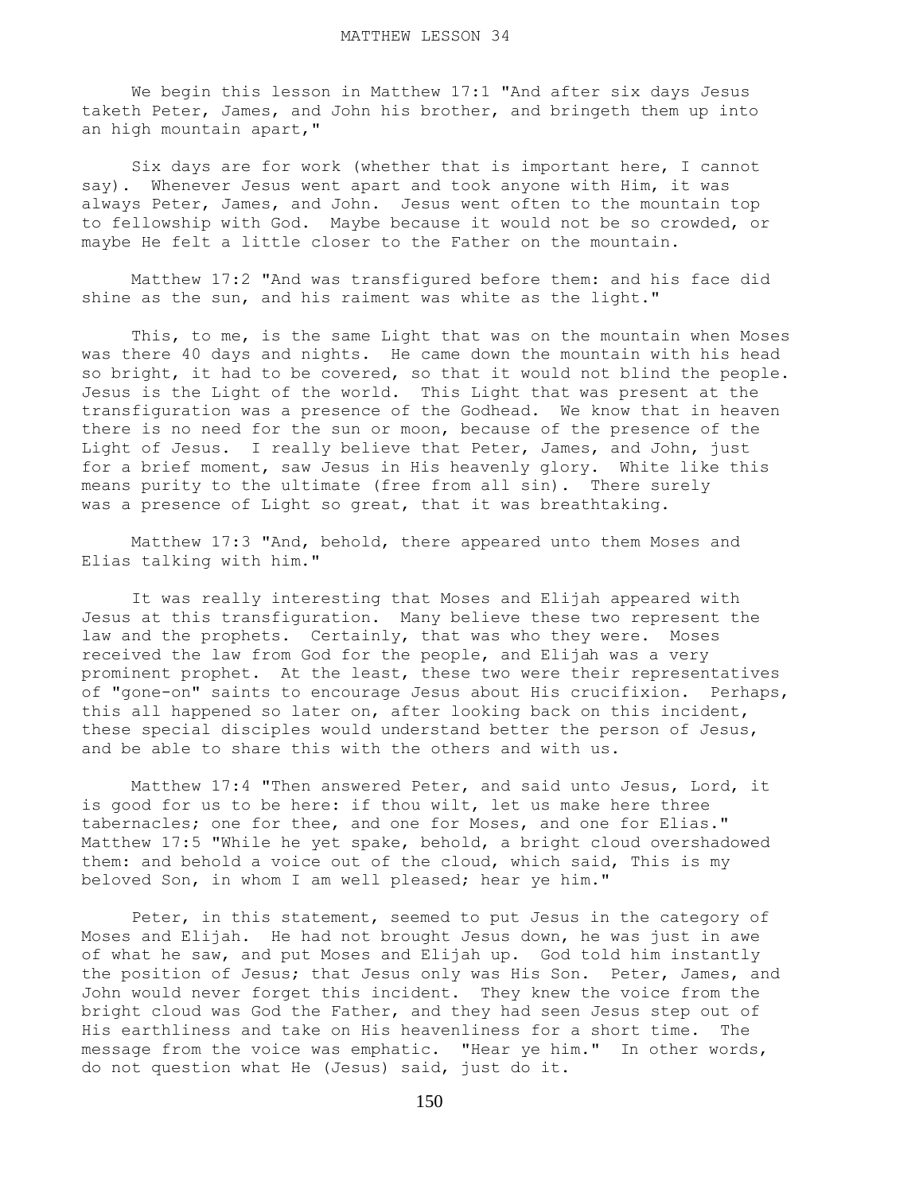MATTHEW LESSON 34

We begin this lesson in Matthew 17:1 "And after six days Jesus taketh Peter, James, and John his brother, and bringeth them up into an high mountain apart,"

Six days are for work (whether that is important here, I cannot say). Whenever Jesus went apart and took anyone with Him, it was always Peter, James, and John. Jesus went often to the mountain top to fellowship with God. Maybe because it would not be so crowded, or maybe He felt a little closer to the Father on the mountain.

Matthew 17:2 "And was transfigured before them: and his face did shine as the sun, and his raiment was white as the light."

This, to me, is the same Light that was on the mountain when Moses was there 40 days and nights. He came down the mountain with his head so bright, it had to be covered, so that it would not blind the people. Jesus is the Light of the world. This Light that was present at the transfiguration was a presence of the Godhead. We know that in heaven there is no need for the sun or moon, because of the presence of the Light of Jesus. I really believe that Peter, James, and John, just for a brief moment, saw Jesus in His heavenly glory. White like this means purity to the ultimate (free from all sin). There surely was a presence of Light so great, that it was breathtaking.

Matthew 17:3 "And, behold, there appeared unto them Moses and Elias talking with him."

It was really interesting that Moses and Elijah appeared with Jesus at this transfiguration. Many believe these two represent the law and the prophets. Certainly, that was who they were. Moses received the law from God for the people, and Elijah was a very prominent prophet. At the least, these two were their representatives of "gone-on" saints to encourage Jesus about His crucifixion. Perhaps, this all happened so later on, after looking back on this incident, these special disciples would understand better the person of Jesus, and be able to share this with the others and with us.

Matthew 17:4 "Then answered Peter, and said unto Jesus, Lord, it is good for us to be here: if thou wilt, let us make here three tabernacles; one for thee, and one for Moses, and one for Elias."
Matthew 17:5 "While he yet spake, behold, a bright cloud overshadowed them: and behold a voice out of the cloud, which said, This is my beloved Son, in whom I am well pleased; hear ye him."

Peter, in this statement, seemed to put Jesus in the category of Moses and Elijah. He had not brought Jesus down, he was just in awe of what he saw, and put Moses and Elijah up. God told him instantly the position of Jesus; that Jesus only was His Son. Peter, James, and John would never forget this incident. They knew the voice from the bright cloud was God the Father, and they had seen Jesus step out of His earthliness and take on His heavenliness for a short time. The message from the voice was emphatic. "Hear ye him." In other words, do not question what He (Jesus) said, just do it.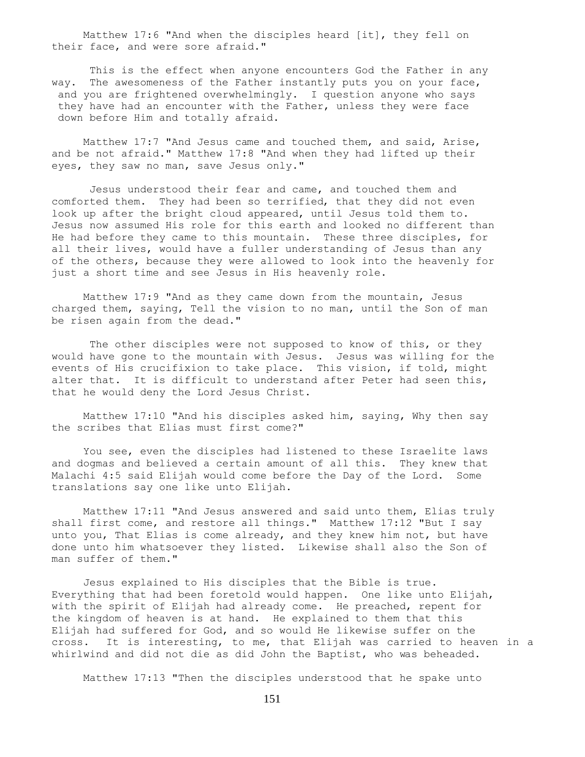Matthew 17:6 "And when the disciples heard [it], they fell on their face, and were sore afraid."

This is the effect when anyone encounters God the Father in any way. The awesomeness of the Father instantly puts you on your face, and you are frightened overwhelmingly. I question anyone who says they have had an encounter with the Father, unless they were face down before Him and totally afraid.

Matthew 17:7 "And Jesus came and touched them, and said, Arise, and be not afraid." Matthew 17:8 "And when they had lifted up their eyes, they saw no man, save Jesus only."

Jesus understood their fear and came, and touched them and comforted them. They had been so terrified, that they did not even look up after the bright cloud appeared, until Jesus told them to. Jesus now assumed His role for this earth and looked no different than He had before they came to this mountain. These three disciples, for all their lives, would have a fuller understanding of Jesus than any of the others, because they were allowed to look into the heavenly for just a short time and see Jesus in His heavenly role.

Matthew 17:9 "And as they came down from the mountain, Jesus charged them, saying, Tell the vision to no man, until the Son of man be risen again from the dead."

The other disciples were not supposed to know of this, or they would have gone to the mountain with Jesus. Jesus was willing for the events of His crucifixion to take place. This vision, if told, might alter that. It is difficult to understand after Peter had seen this, that he would deny the Lord Jesus Christ.

Matthew 17:10 "And his disciples asked him, saying, Why then say the scribes that Elias must first come?"

You see, even the disciples had listened to these Israelite laws and dogmas and believed a certain amount of all this. They knew that Malachi 4:5 said Elijah would come before the Day of the Lord. Some translations say one like unto Elijah.

Matthew 17:11 "And Jesus answered and said unto them, Elias truly shall first come, and restore all things." Matthew 17:12 "But I say unto you, That Elias is come already, and they knew him not, but have done unto him whatsoever they listed. Likewise shall also the Son of man suffer of them."

Jesus explained to His disciples that the Bible is true. Everything that had been foretold would happen. One like unto Elijah, with the spirit of Elijah had already come. He preached, repent for the kingdom of heaven is at hand. He explained to them that this Elijah had suffered for God, and so would He likewise suffer on the cross. It is interesting, to me, that Elijah was carried to heaven in a whirlwind and did not die as did John the Baptist, who was beheaded.

Matthew 17:13 "Then the disciples understood that he spake unto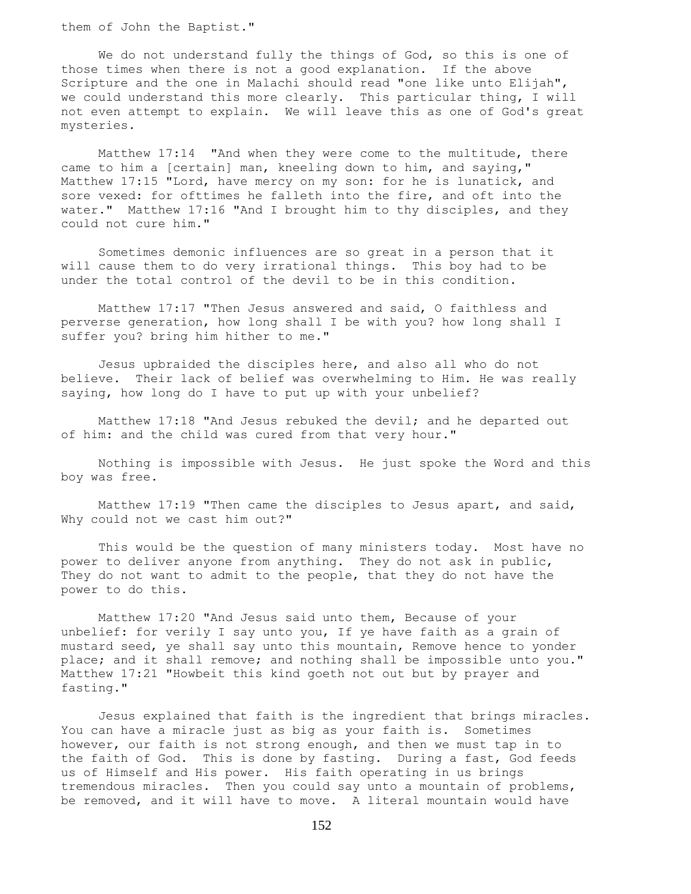them of John the Baptist."

We do not understand fully the things of God, so this is one of those times when there is not a good explanation. If the above Scripture and the one in Malachi should read "one like unto Elijah", we could understand this more clearly. This particular thing, I will not even attempt to explain. We will leave this as one of God's great mysteries.

Matthew 17:14 "And when they were come to the multitude, there came to him a [certain] man, kneeling down to him, and saying," Matthew 17:15 "Lord, have mercy on my son: for he is lunatick, and sore vexed: for ofttimes he falleth into the fire, and oft into the water." Matthew 17:16 "And I brought him to thy disciples, and they could not cure him."

Sometimes demonic influences are so great in a person that it will cause them to do very irrational things. This boy had to be under the total control of the devil to be in this condition.

Matthew 17:17 "Then Jesus answered and said, O faithless and perverse generation, how long shall I be with you? how long shall I suffer you? bring him hither to me."

Jesus upbraided the disciples here, and also all who do not believe. Their lack of belief was overwhelming to Him. He was really saying, how long do I have to put up with your unbelief?

Matthew 17:18 "And Jesus rebuked the devil; and he departed out of him: and the child was cured from that very hour."

Nothing is impossible with Jesus. He just spoke the Word and this boy was free.

Matthew 17:19 "Then came the disciples to Jesus apart, and said, Why could not we cast him out?"

This would be the question of many ministers today. Most have no power to deliver anyone from anything. They do not ask in public, They do not want to admit to the people, that they do not have the power to do this.

Matthew 17:20 "And Jesus said unto them, Because of your unbelief: for verily I say unto you, If ye have faith as a grain of mustard seed, ye shall say unto this mountain, Remove hence to yonder place; and it shall remove; and nothing shall be impossible unto you." Matthew 17:21 "Howbeit this kind goeth not out but by prayer and fasting."

Jesus explained that faith is the ingredient that brings miracles. You can have a miracle just as big as your faith is. Sometimes however, our faith is not strong enough, and then we must tap in to the faith of God. This is done by fasting. During a fast, God feeds us of Himself and His power. His faith operating in us brings tremendous miracles. Then you could say unto a mountain of problems, be removed, and it will have to move. A literal mountain would have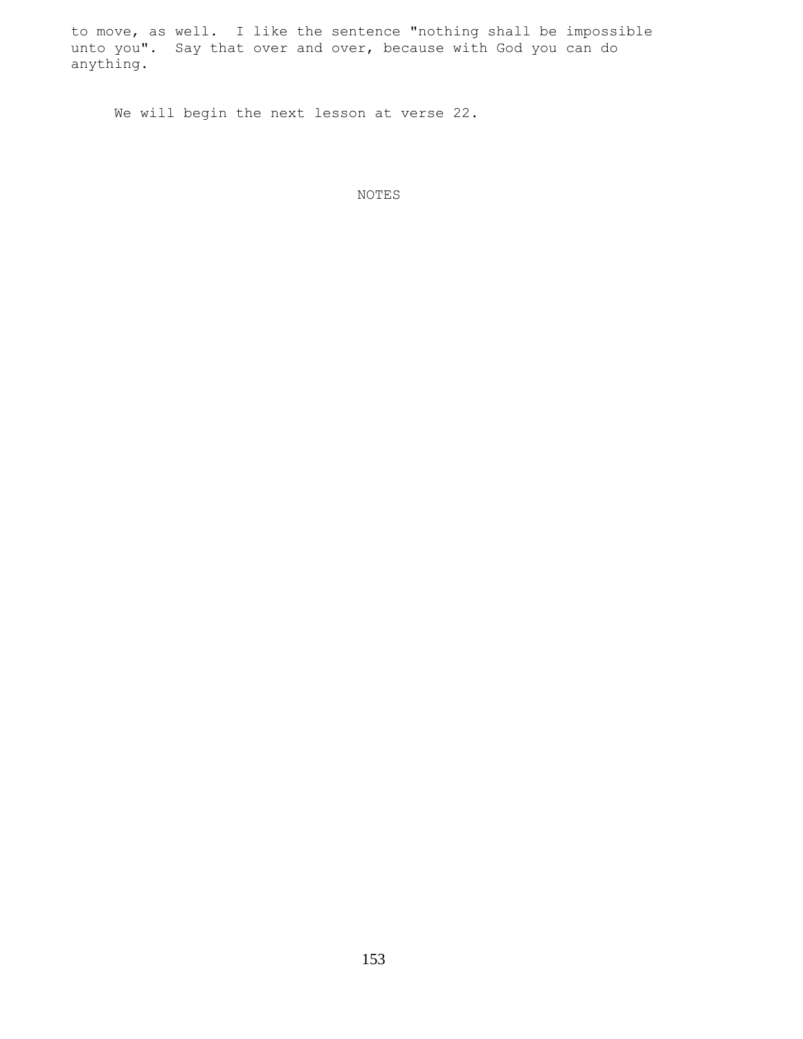to move, as well. I like the sentence "nothing shall be impossible unto you". Say that over and over, because with God you can do anything.

We will begin the next lesson at verse 22.

NOTES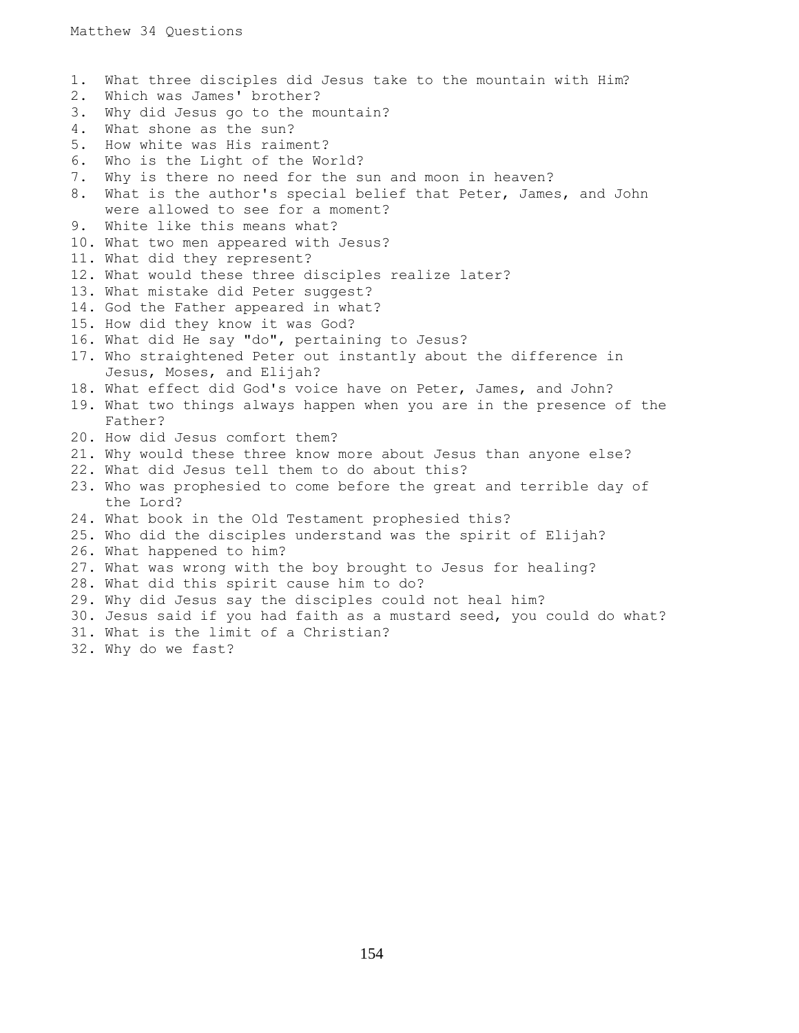# Matthew 34 Questions

1. What three disciples did Jesus take to the mountain with Him?
2. Which was James' brother?
3. Why did Jesus go to the mountain?
4. What shone as the sun?
5. How white was His raiment?
6. Who is the Light of the World?
7. Why is there no need for the sun and moon in heaven?
8. What is the author's special belief that Peter, James, and John were allowed to see for a moment?
9. White like this means what?
10. What two men appeared with Jesus?
11. What did they represent?
12. What would these three disciples realize later?
13. What mistake did Peter suggest?
14. God the Father appeared in what?
15. How did they know it was God?
16. What did He say "do", pertaining to Jesus?
17. Who straightened Peter out instantly about the difference in Jesus, Moses, and Elijah?
18. What effect did God's voice have on Peter, James, and John?
19. What two things always happen when you are in the presence of the Father?
20. How did Jesus comfort them?
21. Why would these three know more about Jesus than anyone else?
22. What did Jesus tell them to do about this?
23. Who was prophesied to come before the great and terrible day of the Lord?
24. What book in the Old Testament prophesied this?
25. Who did the disciples understand was the spirit of Elijah?
26. What happened to him?
27. What was wrong with the boy brought to Jesus for healing?
28. What did this spirit cause him to do?
29. Why did Jesus say the disciples could not heal him?
30. Jesus said if you had faith as a mustard seed, you could do what?
31. What is the limit of a Christian?
32. Why do we fast?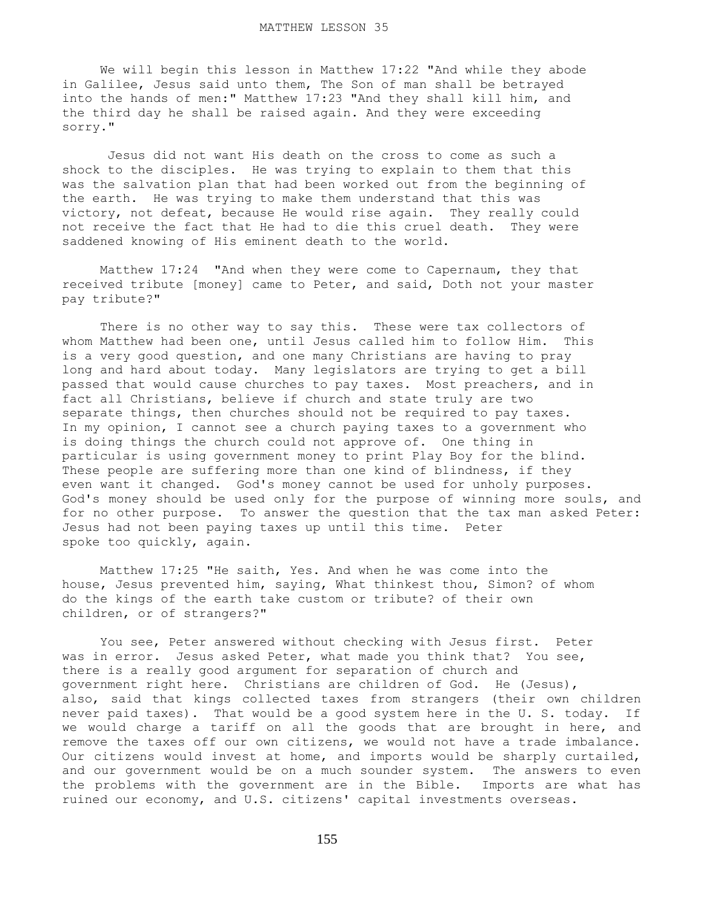# MATTHEW LESSON 35

We will begin this lesson in Matthew 17:22 "And while they abode in Galilee, Jesus said unto them, The Son of man shall be betrayed into the hands of men:" Matthew 17:23 "And they shall kill him, and the third day he shall be raised again. And they were exceeding sorry."

Jesus did not want His death on the cross to come as such a shock to the disciples. He was trying to explain to them that this was the salvation plan that had been worked out from the beginning of the earth. He was trying to make them understand that this was victory, not defeat, because He would rise again. They really could not receive the fact that He had to die this cruel death. They were saddened knowing of His eminent death to the world.

Matthew 17:24 "And when they were come to Capernaum, they that received tribute [money] came to Peter, and said, Doth not your master pay tribute?"

There is no other way to say this. These were tax collectors of whom Matthew had been one, until Jesus called him to follow Him. This is a very good question, and one many Christians are having to pray long and hard about today. Many legislators are trying to get a bill passed that would cause churches to pay taxes. Most preachers, and in fact all Christians, believe if church and state truly are two separate things, then churches should not be required to pay taxes. In my opinion, I cannot see a church paying taxes to a government who is doing things the church could not approve of. One thing in particular is using government money to print Play Boy for the blind. These people are suffering more than one kind of blindness, if they even want it changed. God's money cannot be used for unholy purposes. God's money should be used only for the purpose of winning more souls, and for no other purpose. To answer the question that the tax man asked Peter: Jesus had not been paying taxes up until this time. Peter spoke too quickly, again.

Matthew 17:25 "He saith, Yes. And when he was come into the house, Jesus prevented him, saying, What thinkest thou, Simon? of whom do the kings of the earth take custom or tribute? of their own children, or of strangers?"

You see, Peter answered without checking with Jesus first. Peter was in error. Jesus asked Peter, what made you think that? You see, there is a really good argument for separation of church and government right here. Christians are children of God. He (Jesus), also, said that kings collected taxes from strangers (their own children never paid taxes). That would be a good system here in the U. S. today. If we would charge a tariff on all the goods that are brought in here, and remove the taxes off our own citizens, we would not have a trade imbalance. Our citizens would invest at home, and imports would be sharply curtailed, and our government would be on a much sounder system. The answers to even the problems with the government are in the Bible. Imports are what has ruined our economy, and U.S. citizens' capital investments overseas.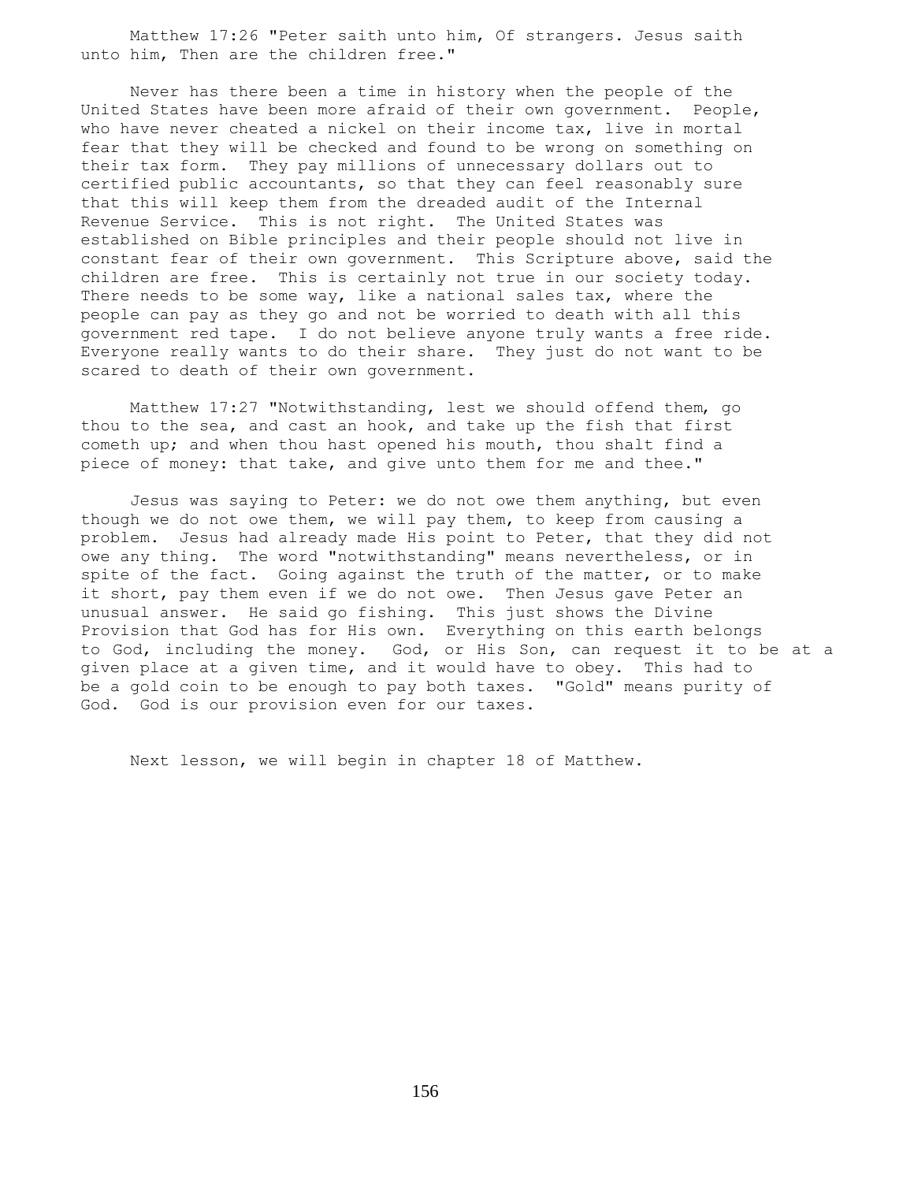Matthew 17:26 "Peter saith unto him, Of strangers. Jesus saith unto him, Then are the children free."

Never has there been a time in history when the people of the United States have been more afraid of their own government. People, who have never cheated a nickel on their income tax, live in mortal fear that they will be checked and found to be wrong on something on their tax form. They pay millions of unnecessary dollars out to certified public accountants, so that they can feel reasonably sure that this will keep them from the dreaded audit of the Internal Revenue Service. This is not right. The United States was established on Bible principles and their people should not live in constant fear of their own government. This Scripture above, said the children are free. This is certainly not true in our society today. There needs to be some way, like a national sales tax, where the people can pay as they go and not be worried to death with all this government red tape. I do not believe anyone truly wants a free ride. Everyone really wants to do their share. They just do not want to be scared to death of their own government.

Matthew 17:27 "Notwithstanding, lest we should offend them, go thou to the sea, and cast an hook, and take up the fish that first cometh up; and when thou hast opened his mouth, thou shalt find a piece of money: that take, and give unto them for me and thee."

Jesus was saying to Peter: we do not owe them anything, but even though we do not owe them, we will pay them, to keep from causing a problem. Jesus had already made His point to Peter, that they did not owe any thing. The word "notwithstanding" means nevertheless, or in spite of the fact. Going against the truth of the matter, or to make it short, pay them even if we do not owe. Then Jesus gave Peter an unusual answer. He said go fishing. This just shows the Divine Provision that God has for His own. Everything on this earth belongs to God, including the money. God, or His Son, can request it to be at a given place at a given time, and it would have to obey. This had to be a gold coin to be enough to pay both taxes. "Gold" means purity of God. God is our provision even for our taxes.

Next lesson, we will begin in chapter 18 of Matthew.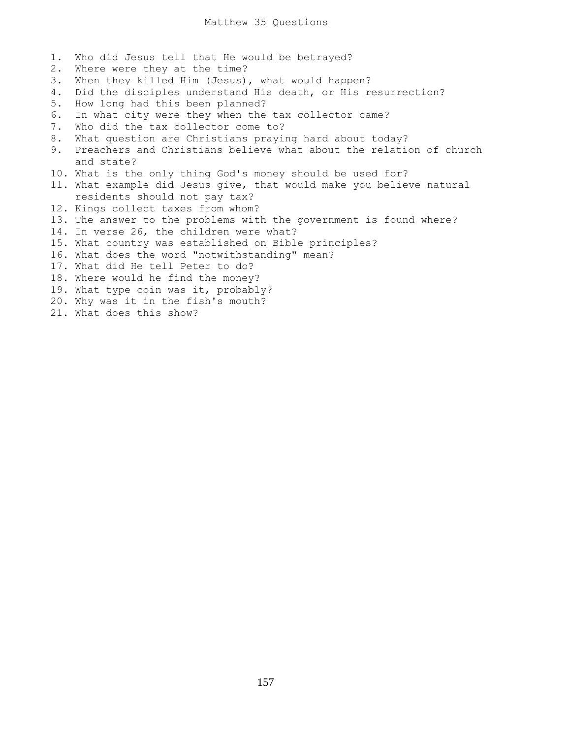# Matthew 35 Questions

1. Who did Jesus tell that He would be betrayed?
2. Where were they at the time?
3. When they killed Him (Jesus), what would happen?
4. Did the disciples understand His death, or His resurrection?
5. How long had this been planned?
6. In what city were they when the tax collector came?
7. Who did the tax collector come to?
8. What question are Christians praying hard about today?
9. Preachers and Christians believe what about the relation of church and state?
10. What is the only thing God's money should be used for?
11. What example did Jesus give, that would make you believe natural residents should not pay tax?
12. Kings collect taxes from whom?
13. The answer to the problems with the government is found where?
14. In verse 26, the children were what?
15. What country was established on Bible principles?
16. What does the word "notwithstanding" mean?
17. What did He tell Peter to do?
18. Where would he find the money?
19. What type coin was it, probably?
20. Why was it in the fish's mouth?
21. What does this show?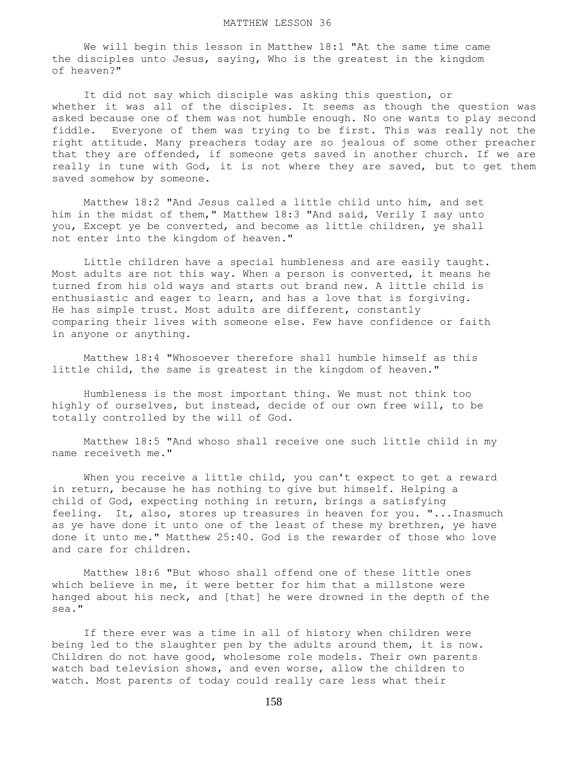# MATTHEW LESSON 36

We will begin this lesson in Matthew 18:1 "At the same time came the disciples unto Jesus, saying, Who is the greatest in the kingdom of heaven?"

It did not say which disciple was asking this question, or whether it was all of the disciples. It seems as though the question was asked because one of them was not humble enough. No one wants to play second fiddle. Everyone of them was trying to be first. This was really not the right attitude. Many preachers today are so jealous of some other preacher that they are offended, if someone gets saved in another church. If we are really in tune with God, it is not where they are saved, but to get them saved somehow by someone.

Matthew 18:2 "And Jesus called a little child unto him, and set him in the midst of them," Matthew 18:3 "And said, Verily I say unto you, Except ye be converted, and become as little children, ye shall not enter into the kingdom of heaven."

Little children have a special humbleness and are easily taught. Most adults are not this way. When a person is converted, it means he turned from his old ways and starts out brand new. A little child is enthusiastic and eager to learn, and has a love that is forgiving. He has simple trust. Most adults are different, constantly comparing their lives with someone else. Few have confidence or faith in anyone or anything.

Matthew 18:4 "Whosoever therefore shall humble himself as this little child, the same is greatest in the kingdom of heaven."

Humbleness is the most important thing. We must not think too highly of ourselves, but instead, decide of our own free will, to be totally controlled by the will of God.

Matthew 18:5 "And whoso shall receive one such little child in my name receiveth me."

When you receive a little child, you can't expect to get a reward in return, because he has nothing to give but himself. Helping a child of God, expecting nothing in return, brings a satisfying feeling. It, also, stores up treasures in heaven for you. "...Inasmuch as ye have done it unto one of the least of these my brethren, ye have done it unto me." Matthew 25:40. God is the rewarder of those who love and care for children.

Matthew 18:6 "But whoso shall offend one of these little ones which believe in me, it were better for him that a millstone were hanged about his neck, and [that] he were drowned in the depth of the sea."

If there ever was a time in all of history when children were being led to the slaughter pen by the adults around them, it is now. Children do not have good, wholesome role models. Their own parents watch bad television shows, and even worse, allow the children to watch. Most parents of today could really care less what their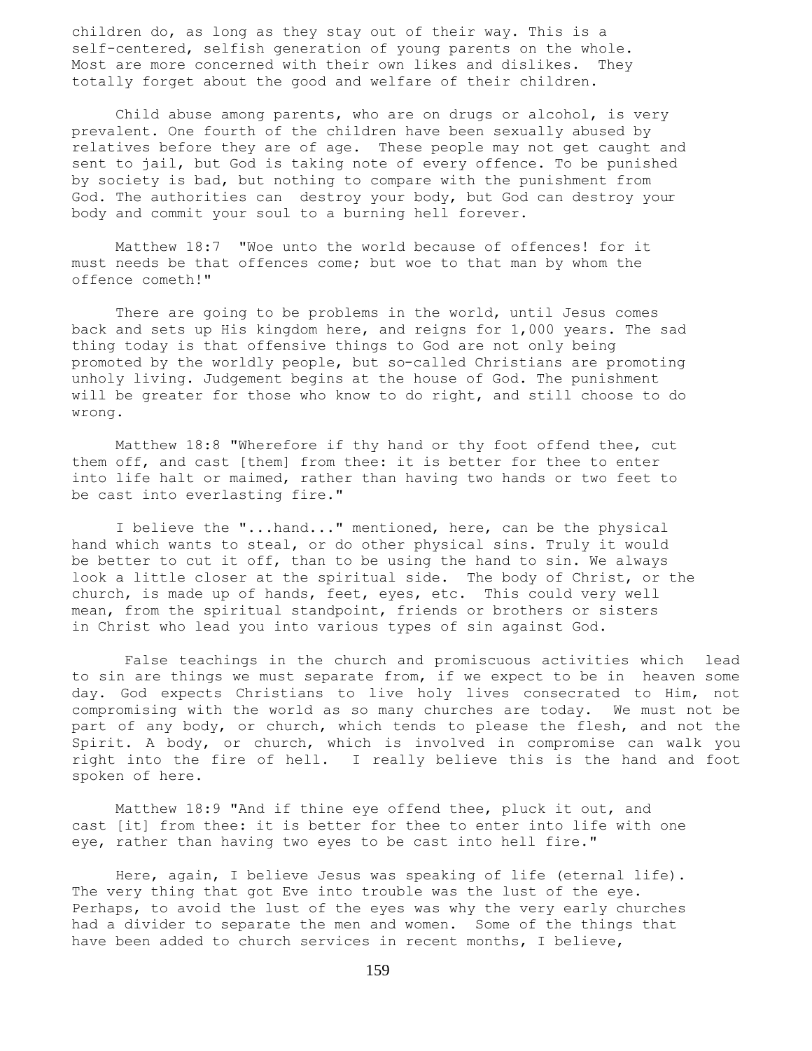children do, as long as they stay out of their way. This is a self-centered, selfish generation of young parents on the whole. Most are more concerned with their own likes and dislikes. They totally forget about the good and welfare of their children.

Child abuse among parents, who are on drugs or alcohol, is very prevalent. One fourth of the children have been sexually abused by relatives before they are of age. These people may not get caught and sent to jail, but God is taking note of every offence. To be punished by society is bad, but nothing to compare with the punishment from God. The authorities can destroy your body, but God can destroy your body and commit your soul to a burning hell forever.

Matthew 18:7 "Woe unto the world because of offences! for it must needs be that offences come; but woe to that man by whom the offence cometh!"

There are going to be problems in the world, until Jesus comes back and sets up His kingdom here, and reigns for 1,000 years. The sad thing today is that offensive things to God are not only being promoted by the worldly people, but so-called Christians are promoting unholy living. Judgement begins at the house of God. The punishment will be greater for those who know to do right, and still choose to do wrong.

Matthew 18:8 "Wherefore if thy hand or thy foot offend thee, cut them off, and cast [them] from thee: it is better for thee to enter into life halt or maimed, rather than having two hands or two feet to be cast into everlasting fire."

I believe the "...hand..." mentioned, here, can be the physical hand which wants to steal, or do other physical sins. Truly it would be better to cut it off, than to be using the hand to sin. We always look a little closer at the spiritual side. The body of Christ, or the church, is made up of hands, feet, eyes, etc. This could very well mean, from the spiritual standpoint, friends or brothers or sisters in Christ who lead you into various types of sin against God.

False teachings in the church and promiscuous activities which lead to sin are things we must separate from, if we expect to be in heaven some day. God expects Christians to live holy lives consecrated to Him, not compromising with the world as so many churches are today. We must not be part of any body, or church, which tends to please the flesh, and not the Spirit. A body, or church, which is involved in compromise can walk you right into the fire of hell. I really believe this is the hand and foot spoken of here.

Matthew 18:9 "And if thine eye offend thee, pluck it out, and cast [it] from thee: it is better for thee to enter into life with one eye, rather than having two eyes to be cast into hell fire."

Here, again, I believe Jesus was speaking of life (eternal life). The very thing that got Eve into trouble was the lust of the eye. Perhaps, to avoid the lust of the eyes was why the very early churches had a divider to separate the men and women. Some of the things that have been added to church services in recent months, I believe,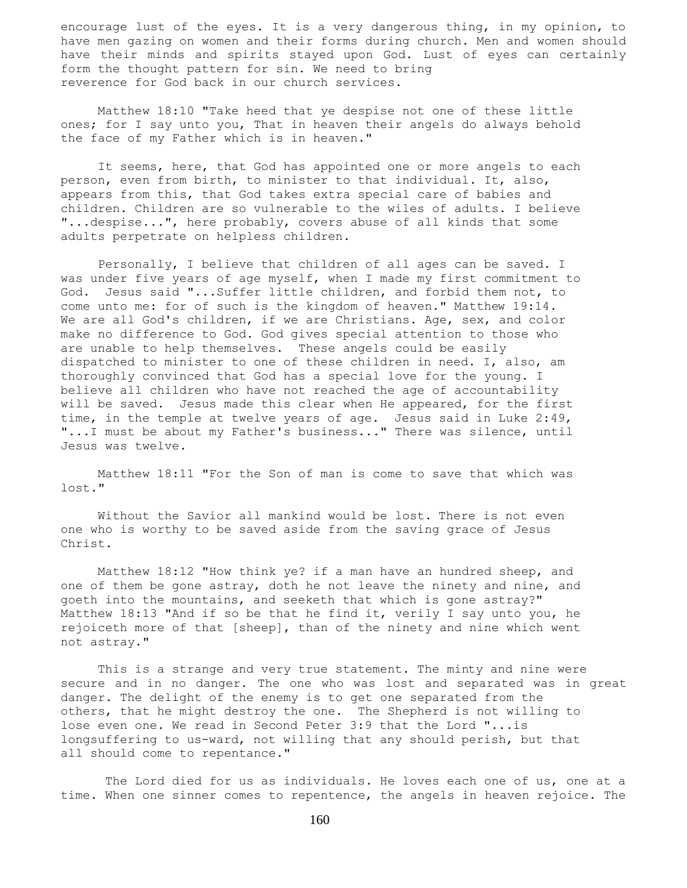encourage lust of the eyes. It is a very dangerous thing, in my opinion, to have men gazing on women and their forms during church. Men and women should have their minds and spirits stayed upon God. Lust of eyes can certainly form the thought pattern for sin. We need to bring reverence for God back in our church services.

Matthew 18:10 "Take heed that ye despise not one of these little ones; for I say unto you, That in heaven their angels do always behold the face of my Father which is in heaven."

It seems, here, that God has appointed one or more angels to each person, even from birth, to minister to that individual. It, also, appears from this, that God takes extra special care of babies and children. Children are so vulnerable to the wiles of adults. I believe "...despise...", here probably, covers abuse of all kinds that some adults perpetrate on helpless children.

Personally, I believe that children of all ages can be saved. I was under five years of age myself, when I made my first commitment to God. Jesus said "...Suffer little children, and forbid them not, to come unto me: for of such is the kingdom of heaven." Matthew 19:14. We are all God's children, if we are Christians. Age, sex, and color make no difference to God. God gives special attention to those who are unable to help themselves. These angels could be easily dispatched to minister to one of these children in need. I, also, am thoroughly convinced that God has a special love for the young. I believe all children who have not reached the age of accountability will be saved. Jesus made this clear when He appeared, for the first time, in the temple at twelve years of age. Jesus said in Luke 2:49, "...I must be about my Father's business..." There was silence, until Jesus was twelve.

Matthew 18:11 "For the Son of man is come to save that which was lost."

Without the Savior all mankind would be lost. There is not even one who is worthy to be saved aside from the saving grace of Jesus Christ.

Matthew 18:12 "How think ye? if a man have an hundred sheep, and one of them be gone astray, doth he not leave the ninety and nine, and goeth into the mountains, and seeketh that which is gone astray?"
Matthew 18:13 "And if so be that he find it, verily I say unto you, he rejoiceth more of that [sheep], than of the ninety and nine which went not astray."

This is a strange and very true statement. The minty and nine were secure and in no danger. The one who was lost and separated was in great danger. The delight of the enemy is to get one separated from the others, that he might destroy the one. The Shepherd is not willing to lose even one. We read in Second Peter 3:9 that the Lord "...is longsuffering to us-ward, not willing that any should perish, but that all should come to repentance."

The Lord died for us as individuals. He loves each one of us, one at a time. When one sinner comes to repentence, the angels in heaven rejoice. The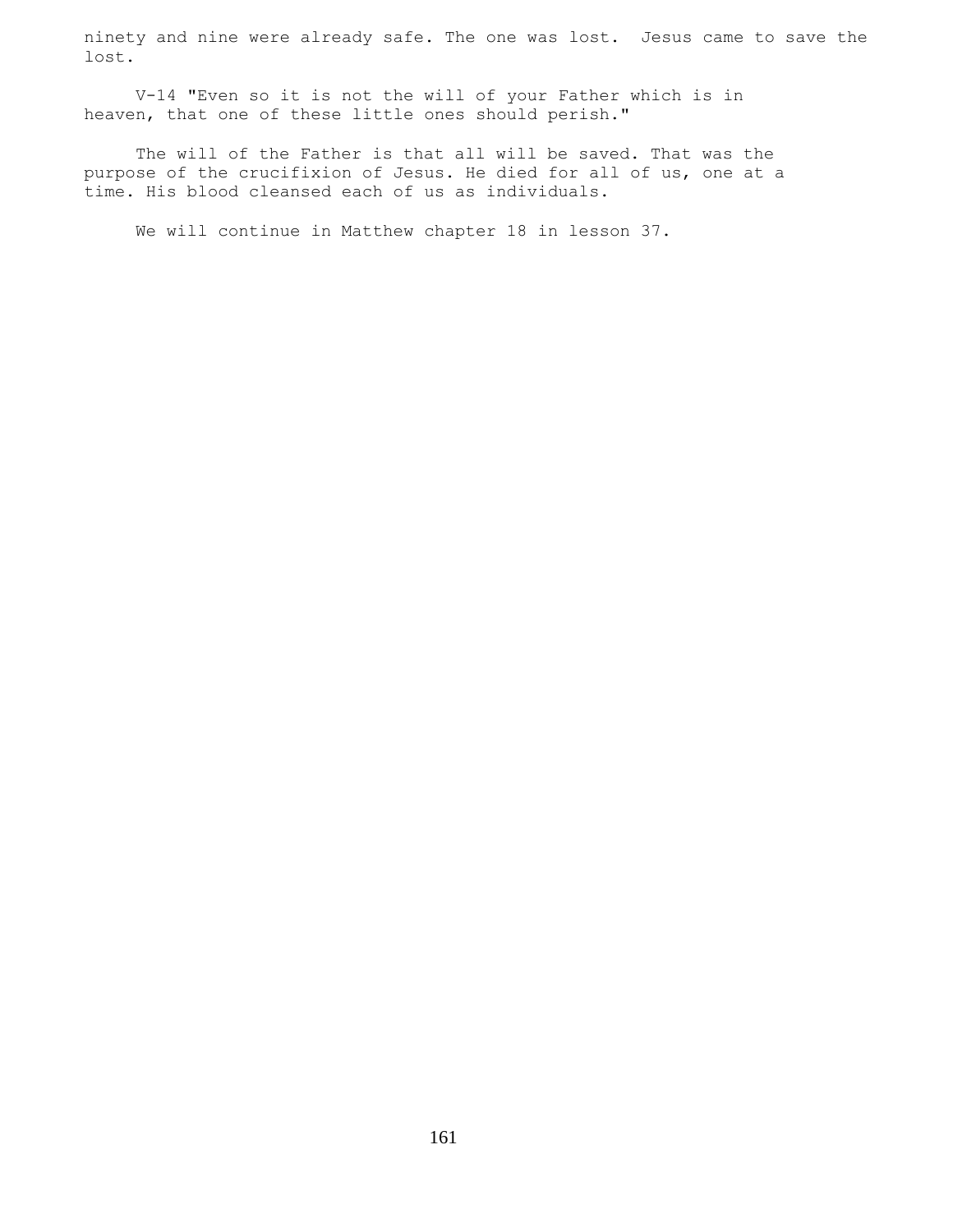ninety and nine were already safe. The one was lost. Jesus came to save the lost.

V-14 "Even so it is not the will of your Father which is in heaven, that one of these little ones should perish."

The will of the Father is that all will be saved. That was the purpose of the crucifixion of Jesus. He died for all of us, one at a time. His blood cleansed each of us as individuals.

We will continue in Matthew chapter 18 in lesson 37.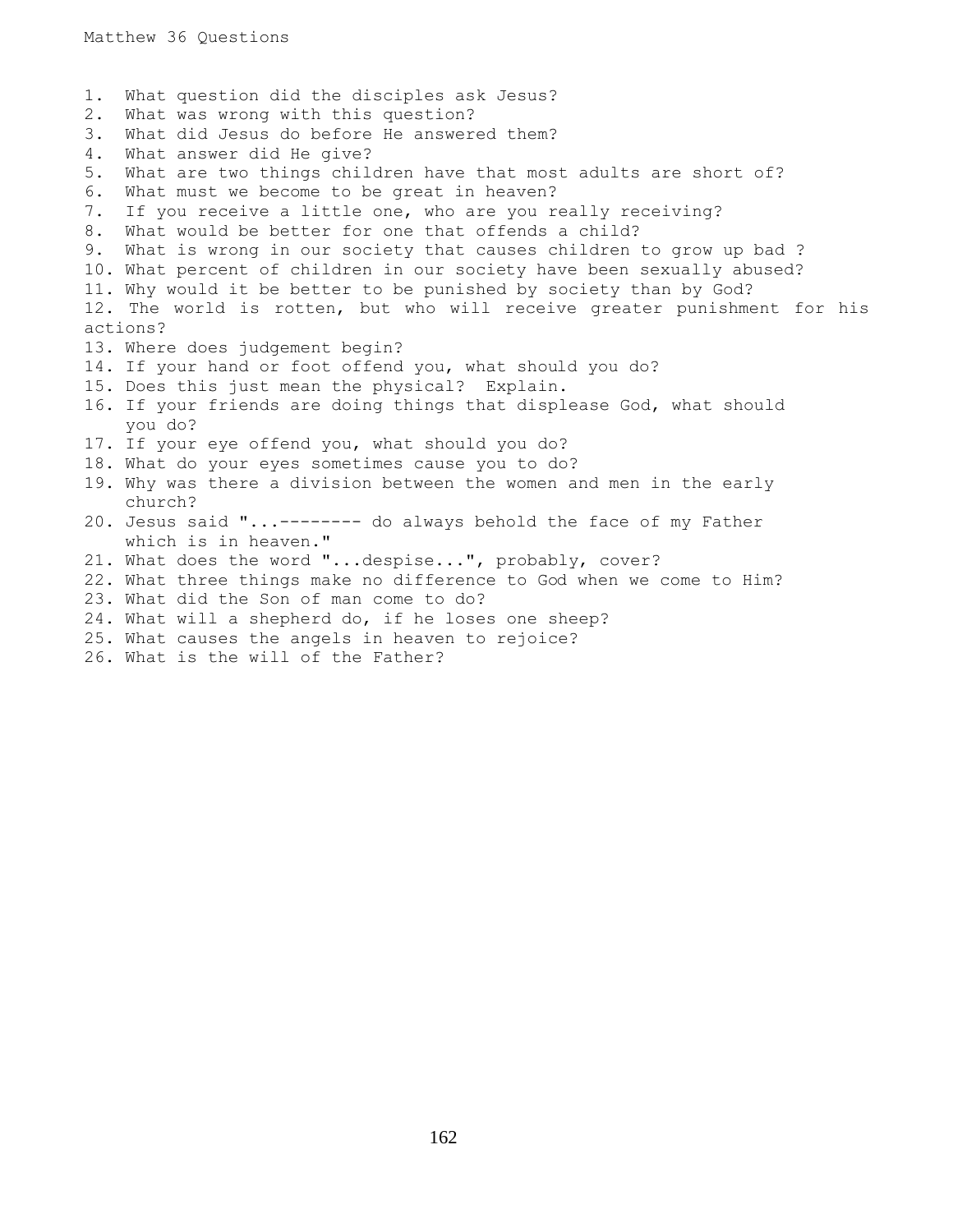Matthew 36 Questions

1. What question did the disciples ask Jesus?
2. What was wrong with this question?
3. What did Jesus do before He answered them?
4. What answer did He give?
5. What are two things children have that most adults are short of?
6. What must we become to be great in heaven?
7. If you receive a little one, who are you really receiving?
8. What would be better for one that offends a child?
9. What is wrong in our society that causes children to grow up bad ?
10. What percent of children in our society have been sexually abused?
11. Why would it be better to be punished by society than by God?
12. The world is rotten, but who will receive greater punishment for his actions?
13. Where does judgement begin?
14. If your hand or foot offend you, what should you do?
15. Does this just mean the physical? Explain.
16. If your friends are doing things that displease God, what should you do?
17. If your eye offend you, what should you do?
18. What do your eyes sometimes cause you to do?
19. Why was there a division between the women and men in the early church?
20. Jesus said "...-------- do always behold the face of my Father which is in heaven."
21. What does the word "...despise...", probably, cover?
22. What three things make no difference to God when we come to Him?
23. What did the Son of man come to do?
24. What will a shepherd do, if he loses one sheep?
25. What causes the angels in heaven to rejoice?
26. What is the will of the Father?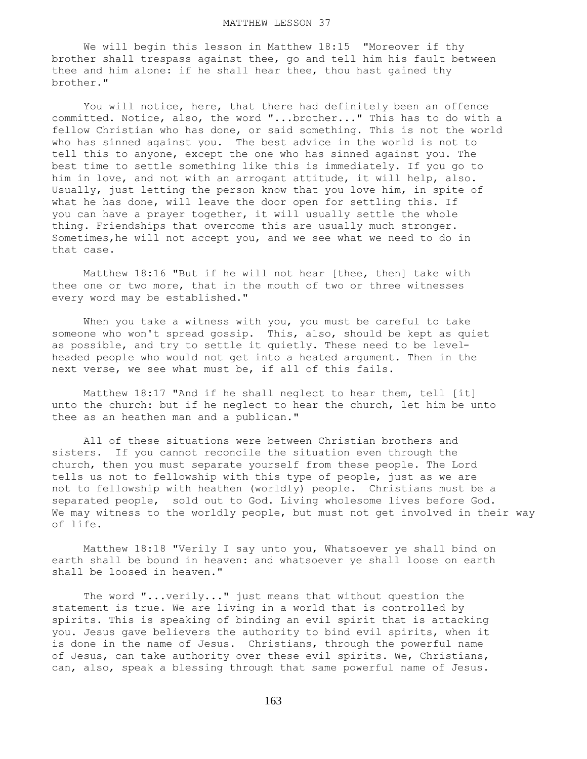# MATTHEW LESSON 37

We will begin this lesson in Matthew 18:15 "Moreover if thy brother shall trespass against thee, go and tell him his fault between thee and him alone: if he shall hear thee, thou hast gained thy brother."

You will notice, here, that there had definitely been an offence committed. Notice, also, the word "...brother..." This has to do with a fellow Christian who has done, or said something. This is not the world who has sinned against you. The best advice in the world is not to tell this to anyone, except the one who has sinned against you. The best time to settle something like this is immediately. If you go to him in love, and not with an arrogant attitude, it will help, also. Usually, just letting the person know that you love him, in spite of what he has done, will leave the door open for settling this. If you can have a prayer together, it will usually settle the whole thing. Friendships that overcome this are usually much stronger. Sometimes,he will not accept you, and we see what we need to do in that case.

Matthew 18:16 "But if he will not hear [thee, then] take with thee one or two more, that in the mouth of two or three witnesses every word may be established."

When you take a witness with you, you must be careful to take someone who won't spread gossip. This, also, should be kept as quiet as possible, and try to settle it quietly. These need to be level-headed people who would not get into a heated argument. Then in the next verse, we see what must be, if all of this fails.

Matthew 18:17 "And if he shall neglect to hear them, tell [it] unto the church: but if he neglect to hear the church, let him be unto thee as an heathen man and a publican."

All of these situations were between Christian brothers and sisters. If you cannot reconcile the situation even through the church, then you must separate yourself from these people. The Lord tells us not to fellowship with this type of people, just as we are not to fellowship with heathen (worldly) people. Christians must be a separated people, sold out to God. Living wholesome lives before God. We may witness to the worldly people, but must not get involved in their way of life.

Matthew 18:18 "Verily I say unto you, Whatsoever ye shall bind on earth shall be bound in heaven: and whatsoever ye shall loose on earth shall be loosed in heaven."

The word "...verily..." just means that without question the statement is true. We are living in a world that is controlled by spirits. This is speaking of binding an evil spirit that is attacking you. Jesus gave believers the authority to bind evil spirits, when it is done in the name of Jesus. Christians, through the powerful name of Jesus, can take authority over these evil spirits. We, Christians, can, also, speak a blessing through that same powerful name of Jesus.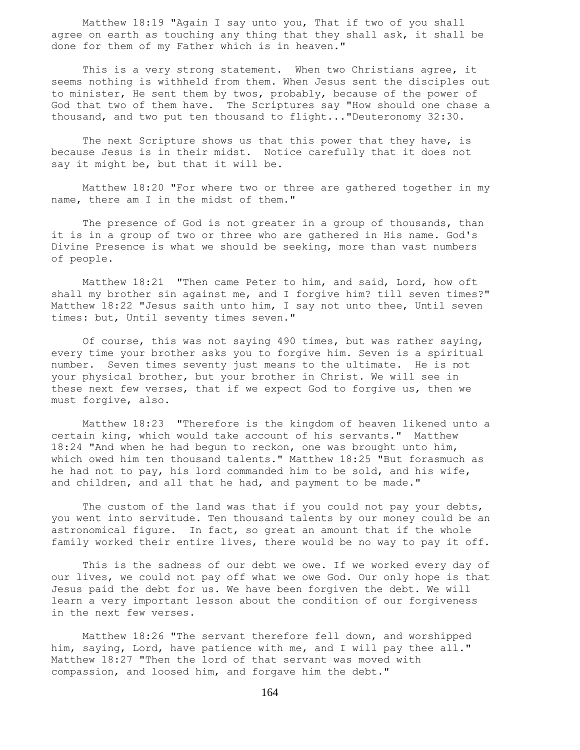Matthew 18:19 "Again I say unto you, That if two of you shall agree on earth as touching any thing that they shall ask, it shall be done for them of my Father which is in heaven."

This is a very strong statement. When two Christians agree, it seems nothing is withheld from them. When Jesus sent the disciples out to minister, He sent them by twos, probably, because of the power of God that two of them have. The Scriptures say "How should one chase a thousand, and two put ten thousand to flight..."Deuteronomy 32:30.

The next Scripture shows us that this power that they have, is because Jesus is in their midst. Notice carefully that it does not say it might be, but that it will be.

Matthew 18:20 "For where two or three are gathered together in my name, there am I in the midst of them."

The presence of God is not greater in a group of thousands, than it is in a group of two or three who are gathered in His name. God's Divine Presence is what we should be seeking, more than vast numbers of people.

Matthew 18:21 "Then came Peter to him, and said, Lord, how oft shall my brother sin against me, and I forgive him? till seven times?" Matthew 18:22 "Jesus saith unto him, I say not unto thee, Until seven times: but, Until seventy times seven."

Of course, this was not saying 490 times, but was rather saying, every time your brother asks you to forgive him. Seven is a spiritual number. Seven times seventy just means to the ultimate. He is not your physical brother, but your brother in Christ. We will see in these next few verses, that if we expect God to forgive us, then we must forgive, also.

Matthew 18:23 "Therefore is the kingdom of heaven likened unto a certain king, which would take account of his servants." Matthew 18:24 "And when he had begun to reckon, one was brought unto him, which owed him ten thousand talents." Matthew 18:25 "But forasmuch as he had not to pay, his lord commanded him to be sold, and his wife, and children, and all that he had, and payment to be made."

The custom of the land was that if you could not pay your debts, you went into servitude. Ten thousand talents by our money could be an astronomical figure. In fact, so great an amount that if the whole family worked their entire lives, there would be no way to pay it off.

This is the sadness of our debt we owe. If we worked every day of our lives, we could not pay off what we owe God. Our only hope is that Jesus paid the debt for us. We have been forgiven the debt. We will learn a very important lesson about the condition of our forgiveness in the next few verses.

Matthew 18:26 "The servant therefore fell down, and worshipped him, saying, Lord, have patience with me, and I will pay thee all." Matthew 18:27 "Then the lord of that servant was moved with compassion, and loosed him, and forgave him the debt."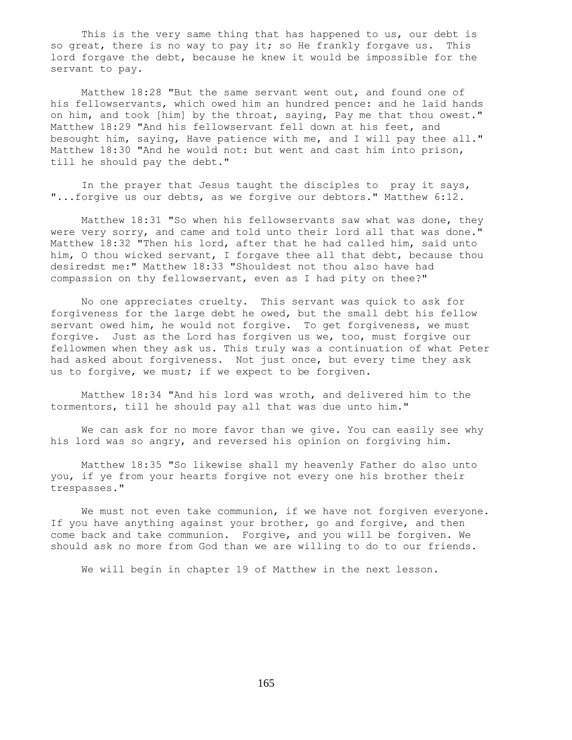This is the very same thing that has happened to us, our debt is so great, there is no way to pay it; so He frankly forgave us. This lord forgave the debt, because he knew it would be impossible for the servant to pay.

Matthew 18:28 "But the same servant went out, and found one of his fellowservants, which owed him an hundred pence: and he laid hands on him, and took [him] by the throat, saying, Pay me that thou owest." Matthew 18:29 "And his fellowservant fell down at his feet, and besought him, saying, Have patience with me, and I will pay thee all." Matthew 18:30 "And he would not: but went and cast him into prison, till he should pay the debt."

In the prayer that Jesus taught the disciples to pray it says, "...forgive us our debts, as we forgive our debtors." Matthew 6:12.

Matthew 18:31 "So when his fellowservants saw what was done, they were very sorry, and came and told unto their lord all that was done." Matthew 18:32 "Then his lord, after that he had called him, said unto him, O thou wicked servant, I forgave thee all that debt, because thou desiredst me:" Matthew 18:33 "Shouldest not thou also have had compassion on thy fellowservant, even as I had pity on thee?"

No one appreciates cruelty. This servant was quick to ask for forgiveness for the large debt he owed, but the small debt his fellow servant owed him, he would not forgive. To get forgiveness, we must forgive. Just as the Lord has forgiven us we, too, must forgive our fellowmen when they ask us. This truly was a continuation of what Peter had asked about forgiveness. Not just once, but every time they ask us to forgive, we must; if we expect to be forgiven.

Matthew 18:34 "And his lord was wroth, and delivered him to the tormentors, till he should pay all that was due unto him."

We can ask for no more favor than we give. You can easily see why his lord was so angry, and reversed his opinion on forgiving him.

Matthew 18:35 "So likewise shall my heavenly Father do also unto you, if ye from your hearts forgive not every one his brother their trespasses."

We must not even take communion, if we have not forgiven everyone. If you have anything against your brother, go and forgive, and then come back and take communion. Forgive, and you will be forgiven. We should ask no more from God than we are willing to do to our friends.

We will begin in chapter 19 of Matthew in the next lesson.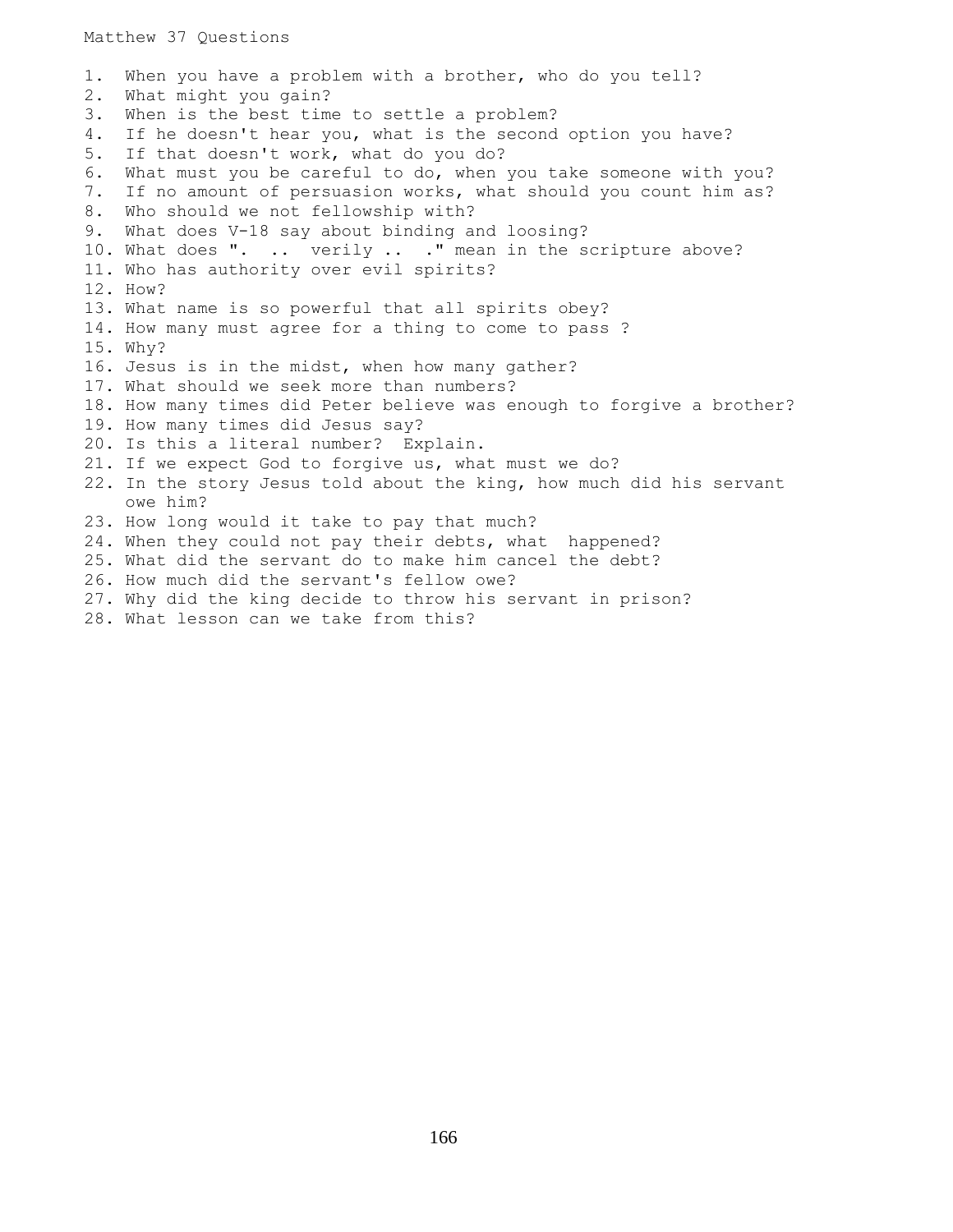Matthew 37 Questions

1. When you have a problem with a brother, who do you tell?
2. What might you gain?
3. When is the best time to settle a problem?
4. If he doesn't hear you, what is the second option you have?
5. If that doesn't work, what do you do?
6. What must you be careful to do, when you take someone with you?
7. If no amount of persuasion works, what should you count him as?
8. Who should we not fellowship with?
9. What does V-18 say about binding and loosing?
10. What does ". .. verily .. ." mean in the scripture above?
11. Who has authority over evil spirits?
12. How?
13. What name is so powerful that all spirits obey?
14. How many must agree for a thing to come to pass ?
15. Why?
16. Jesus is in the midst, when how many gather?
17. What should we seek more than numbers?
18. How many times did Peter believe was enough to forgive a brother?
19. How many times did Jesus say?
20. Is this a literal number? Explain.
21. If we expect God to forgive us, what must we do?
22. In the story Jesus told about the king, how much did his servant owe him?
23. How long would it take to pay that much?
24. When they could not pay their debts, what happened?
25. What did the servant do to make him cancel the debt?
26. How much did the servant's fellow owe?
27. Why did the king decide to throw his servant in prison?
28. What lesson can we take from this?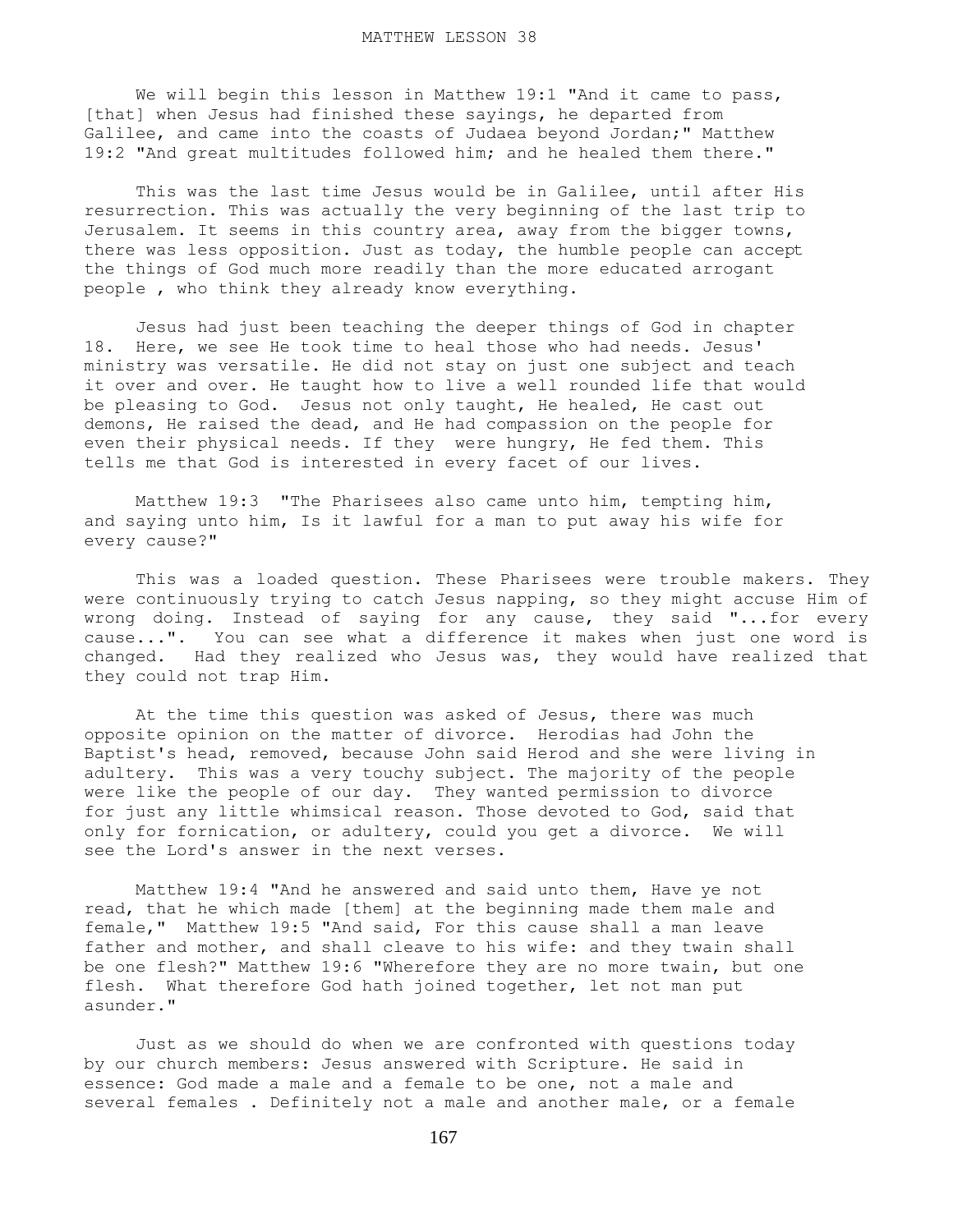# MATTHEW LESSON 38

We will begin this lesson in Matthew 19:1 "And it came to pass, [that] when Jesus had finished these sayings, he departed from Galilee, and came into the coasts of Judaea beyond Jordan;" Matthew 19:2 "And great multitudes followed him; and he healed them there."

This was the last time Jesus would be in Galilee, until after His resurrection. This was actually the very beginning of the last trip to Jerusalem. It seems in this country area, away from the bigger towns, there was less opposition. Just as today, the humble people can accept the things of God much more readily than the more educated arrogant people , who think they already know everything.

Jesus had just been teaching the deeper things of God in chapter 18. Here, we see He took time to heal those who had needs. Jesus' ministry was versatile. He did not stay on just one subject and teach it over and over. He taught how to live a well rounded life that would be pleasing to God. Jesus not only taught, He healed, He cast out demons, He raised the dead, and He had compassion on the people for even their physical needs. If they were hungry, He fed them. This tells me that God is interested in every facet of our lives.

Matthew 19:3 "The Pharisees also came unto him, tempting him, and saying unto him, Is it lawful for a man to put away his wife for every cause?"

This was a loaded question. These Pharisees were trouble makers. They were continuously trying to catch Jesus napping, so they might accuse Him of wrong doing. Instead of saying for any cause, they said "...for every cause...". You can see what a difference it makes when just one word is changed. Had they realized who Jesus was, they would have realized that they could not trap Him.

At the time this question was asked of Jesus, there was much opposite opinion on the matter of divorce. Herodias had John the Baptist's head, removed, because John said Herod and she were living in adultery. This was a very touchy subject. The majority of the people were like the people of our day. They wanted permission to divorce for just any little whimsical reason. Those devoted to God, said that only for fornication, or adultery, could you get a divorce. We will see the Lord's answer in the next verses.

Matthew 19:4 "And he answered and said unto them, Have ye not read, that he which made [them] at the beginning made them male and female," Matthew 19:5 "And said, For this cause shall a man leave father and mother, and shall cleave to his wife: and they twain shall be one flesh?" Matthew 19:6 "Wherefore they are no more twain, but one flesh. What therefore God hath joined together, let not man put asunder."

Just as we should do when we are confronted with questions today by our church members: Jesus answered with Scripture. He said in essence: God made a male and a female to be one, not a male and several females . Definitely not a male and another male, or a female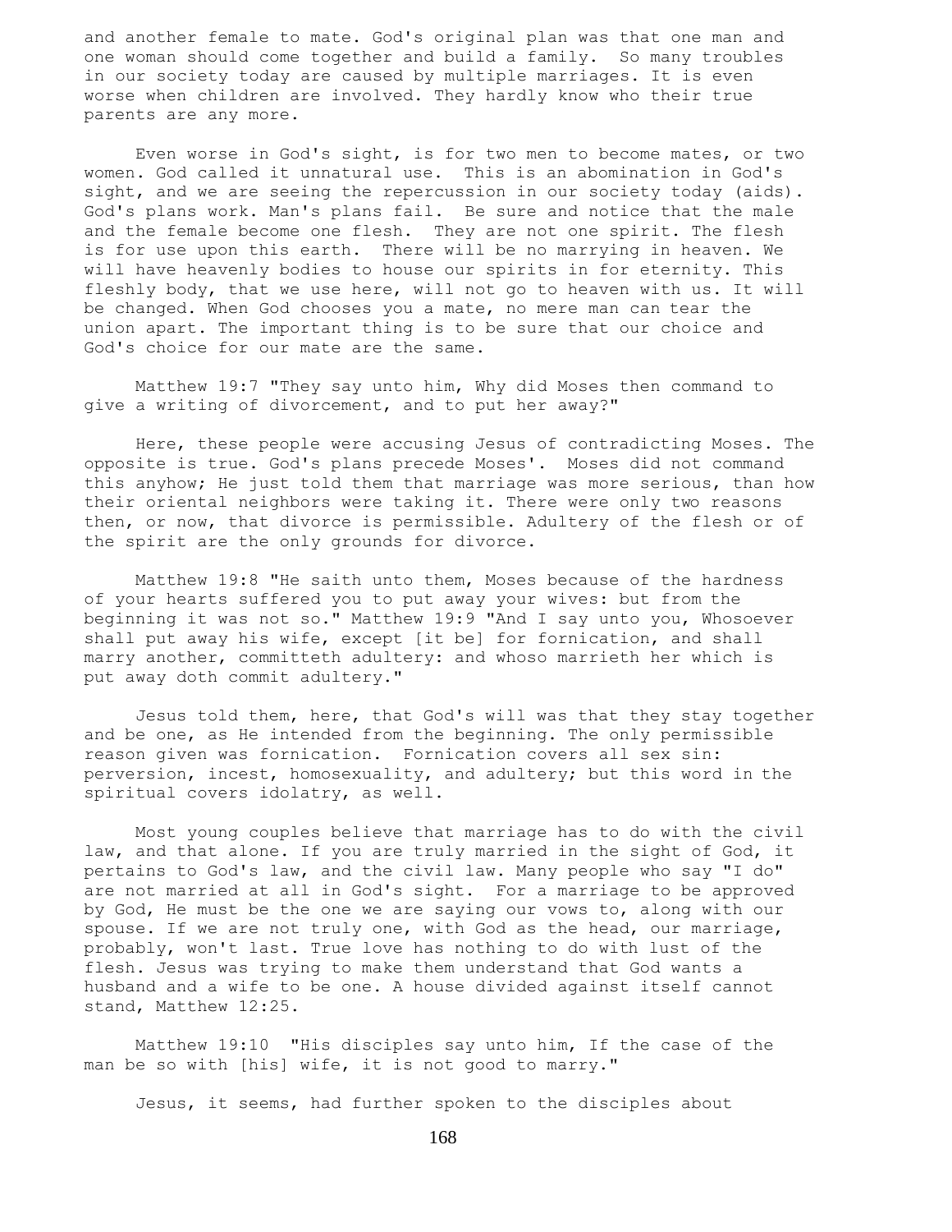and another female to mate. God's original plan was that one man and one woman should come together and build a family. So many troubles in our society today are caused by multiple marriages. It is even worse when children are involved. They hardly know who their true parents are any more.

Even worse in God's sight, is for two men to become mates, or two women. God called it unnatural use. This is an abomination in God's sight, and we are seeing the repercussion in our society today (aids). God's plans work. Man's plans fail. Be sure and notice that the male and the female become one flesh. They are not one spirit. The flesh is for use upon this earth. There will be no marrying in heaven. We will have heavenly bodies to house our spirits in for eternity. This fleshly body, that we use here, will not go to heaven with us. It will be changed. When God chooses you a mate, no mere man can tear the union apart. The important thing is to be sure that our choice and God's choice for our mate are the same.

Matthew 19:7 "They say unto him, Why did Moses then command to give a writing of divorcement, and to put her away?"

Here, these people were accusing Jesus of contradicting Moses. The opposite is true. God's plans precede Moses'. Moses did not command this anyhow; He just told them that marriage was more serious, than how their oriental neighbors were taking it. There were only two reasons then, or now, that divorce is permissible. Adultery of the flesh or of the spirit are the only grounds for divorce.

Matthew 19:8 "He saith unto them, Moses because of the hardness of your hearts suffered you to put away your wives: but from the beginning it was not so." Matthew 19:9 "And I say unto you, Whosoever shall put away his wife, except [it be] for fornication, and shall marry another, committeth adultery: and whoso marrieth her which is put away doth commit adultery."

Jesus told them, here, that God's will was that they stay together and be one, as He intended from the beginning. The only permissible reason given was fornication. Fornication covers all sex sin: perversion, incest, homosexuality, and adultery; but this word in the spiritual covers idolatry, as well.

Most young couples believe that marriage has to do with the civil law, and that alone. If you are truly married in the sight of God, it pertains to God's law, and the civil law. Many people who say "I do" are not married at all in God's sight. For a marriage to be approved by God, He must be the one we are saying our vows to, along with our spouse. If we are not truly one, with God as the head, our marriage, probably, won't last. True love has nothing to do with lust of the flesh. Jesus was trying to make them understand that God wants a husband and a wife to be one. A house divided against itself cannot stand, Matthew 12:25.

Matthew 19:10 "His disciples say unto him, If the case of the man be so with [his] wife, it is not good to marry."

Jesus, it seems, had further spoken to the disciples about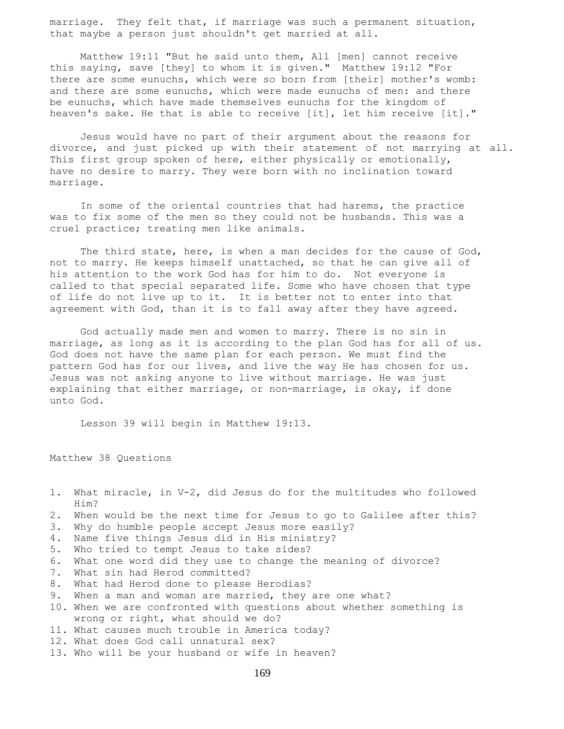marriage. They felt that, if marriage was such a permanent situation, that maybe a person just shouldn't get married at all.

Matthew 19:11 "But he said unto them, All [men] cannot receive this saying, save [they] to whom it is given." Matthew 19:12 "For there are some eunuchs, which were so born from [their] mother's womb: and there are some eunuchs, which were made eunuchs of men: and there be eunuchs, which have made themselves eunuchs for the kingdom of heaven's sake. He that is able to receive [it], let him receive [it]."

Jesus would have no part of their argument about the reasons for divorce, and just picked up with their statement of not marrying at all. This first group spoken of here, either physically or emotionally, have no desire to marry. They were born with no inclination toward marriage.

In some of the oriental countries that had harems, the practice was to fix some of the men so they could not be husbands. This was a cruel practice; treating men like animals.

The third state, here, is when a man decides for the cause of God, not to marry. He keeps himself unattached, so that he can give all of his attention to the work God has for him to do. Not everyone is called to that special separated life. Some who have chosen that type of life do not live up to it. It is better not to enter into that agreement with God, than it is to fall away after they have agreed.

God actually made men and women to marry. There is no sin in marriage, as long as it is according to the plan God has for all of us. God does not have the same plan for each person. We must find the pattern God has for our lives, and live the way He has chosen for us. Jesus was not asking anyone to live without marriage. He was just explaining that either marriage, or non-marriage, is okay, if done unto God.

Lesson 39 will begin in Matthew 19:13.

Matthew 38 Questions

1. What miracle, in V-2, did Jesus do for the multitudes who followed Him?
2. When would be the next time for Jesus to go to Galilee after this?
3. Why do humble people accept Jesus more easily?
4. Name five things Jesus did in His ministry?
5. Who tried to tempt Jesus to take sides?
6. What one word did they use to change the meaning of divorce?
7. What sin had Herod committed?
8. What had Herod done to please Herodias?
9. When a man and woman are married, they are one what?
10. When we are confronted with questions about whether something is wrong or right, what should we do?
11. What causes much trouble in America today?
12. What does God call unnatural sex?
13. Who will be your husband or wife in heaven?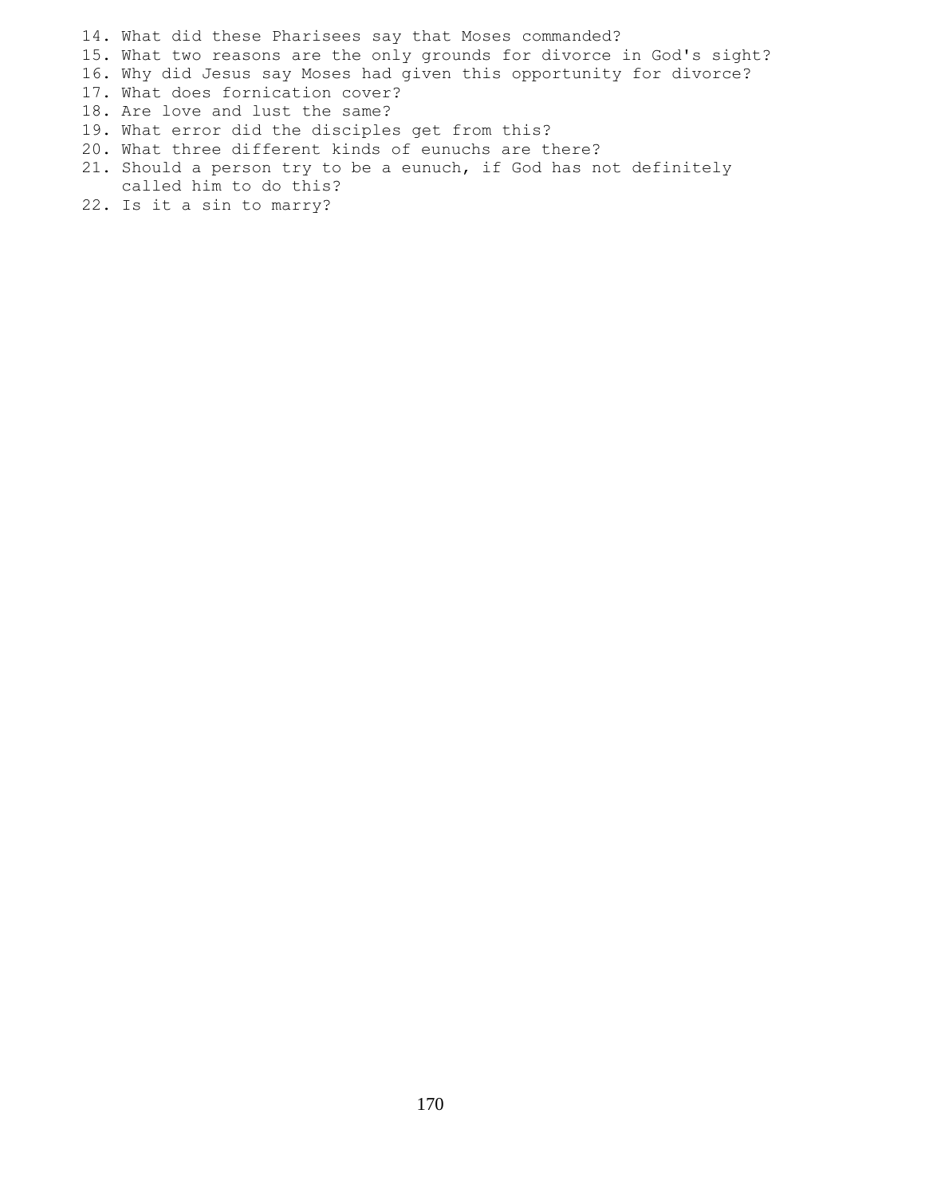14. What did these Pharisees say that Moses commanded?
15. What two reasons are the only grounds for divorce in God's sight?
16. Why did Jesus say Moses had given this opportunity for divorce?
17. What does fornication cover?
18. Are love and lust the same?
19. What error did the disciples get from this?
20. What three different kinds of eunuchs are there?
21. Should a person try to be a eunuch, if God has not definitely called him to do this?
22. Is it a sin to marry?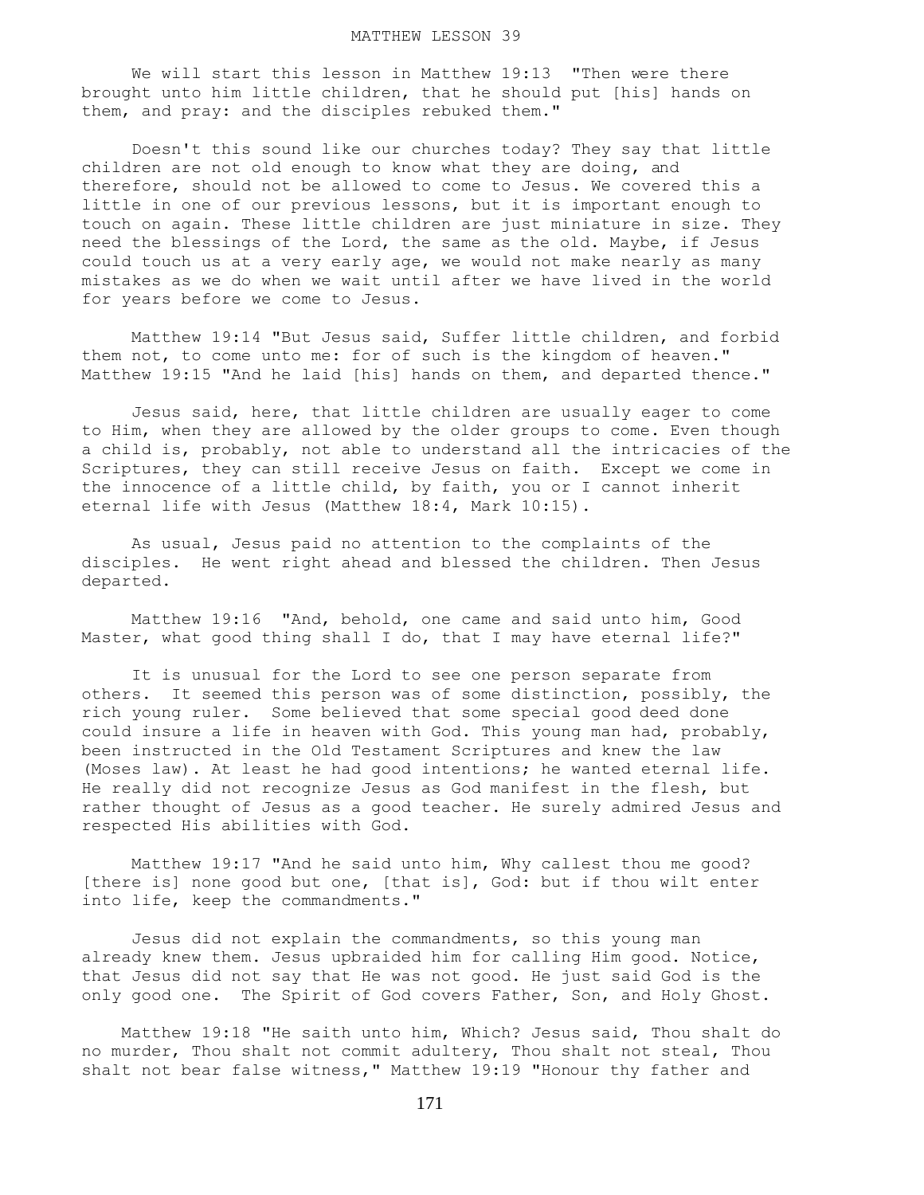# MATTHEW LESSON 39

We will start this lesson in Matthew 19:13 "Then were there brought unto him little children, that he should put [his] hands on them, and pray: and the disciples rebuked them."

Doesn't this sound like our churches today? They say that little children are not old enough to know what they are doing, and therefore, should not be allowed to come to Jesus. We covered this a little in one of our previous lessons, but it is important enough to touch on again. These little children are just miniature in size. They need the blessings of the Lord, the same as the old. Maybe, if Jesus could touch us at a very early age, we would not make nearly as many mistakes as we do when we wait until after we have lived in the world for years before we come to Jesus.

Matthew 19:14 "But Jesus said, Suffer little children, and forbid them not, to come unto me: for of such is the kingdom of heaven." Matthew 19:15 "And he laid [his] hands on them, and departed thence."

Jesus said, here, that little children are usually eager to come to Him, when they are allowed by the older groups to come. Even though a child is, probably, not able to understand all the intricacies of the Scriptures, they can still receive Jesus on faith. Except we come in the innocence of a little child, by faith, you or I cannot inherit eternal life with Jesus (Matthew 18:4, Mark 10:15).

As usual, Jesus paid no attention to the complaints of the disciples. He went right ahead and blessed the children. Then Jesus departed.

Matthew 19:16 "And, behold, one came and said unto him, Good Master, what good thing shall I do, that I may have eternal life?"

It is unusual for the Lord to see one person separate from others. It seemed this person was of some distinction, possibly, the rich young ruler. Some believed that some special good deed done could insure a life in heaven with God. This young man had, probably, been instructed in the Old Testament Scriptures and knew the law (Moses law). At least he had good intentions; he wanted eternal life. He really did not recognize Jesus as God manifest in the flesh, but rather thought of Jesus as a good teacher. He surely admired Jesus and respected His abilities with God.

Matthew 19:17 "And he said unto him, Why callest thou me good? [there is] none good but one, [that is], God: but if thou wilt enter into life, keep the commandments."

Jesus did not explain the commandments, so this young man already knew them. Jesus upbraided him for calling Him good. Notice, that Jesus did not say that He was not good. He just said God is the only good one. The Spirit of God covers Father, Son, and Holy Ghost.

Matthew 19:18 "He saith unto him, Which? Jesus said, Thou shalt do no murder, Thou shalt not commit adultery, Thou shalt not steal, Thou shalt not bear false witness," Matthew 19:19 "Honour thy father and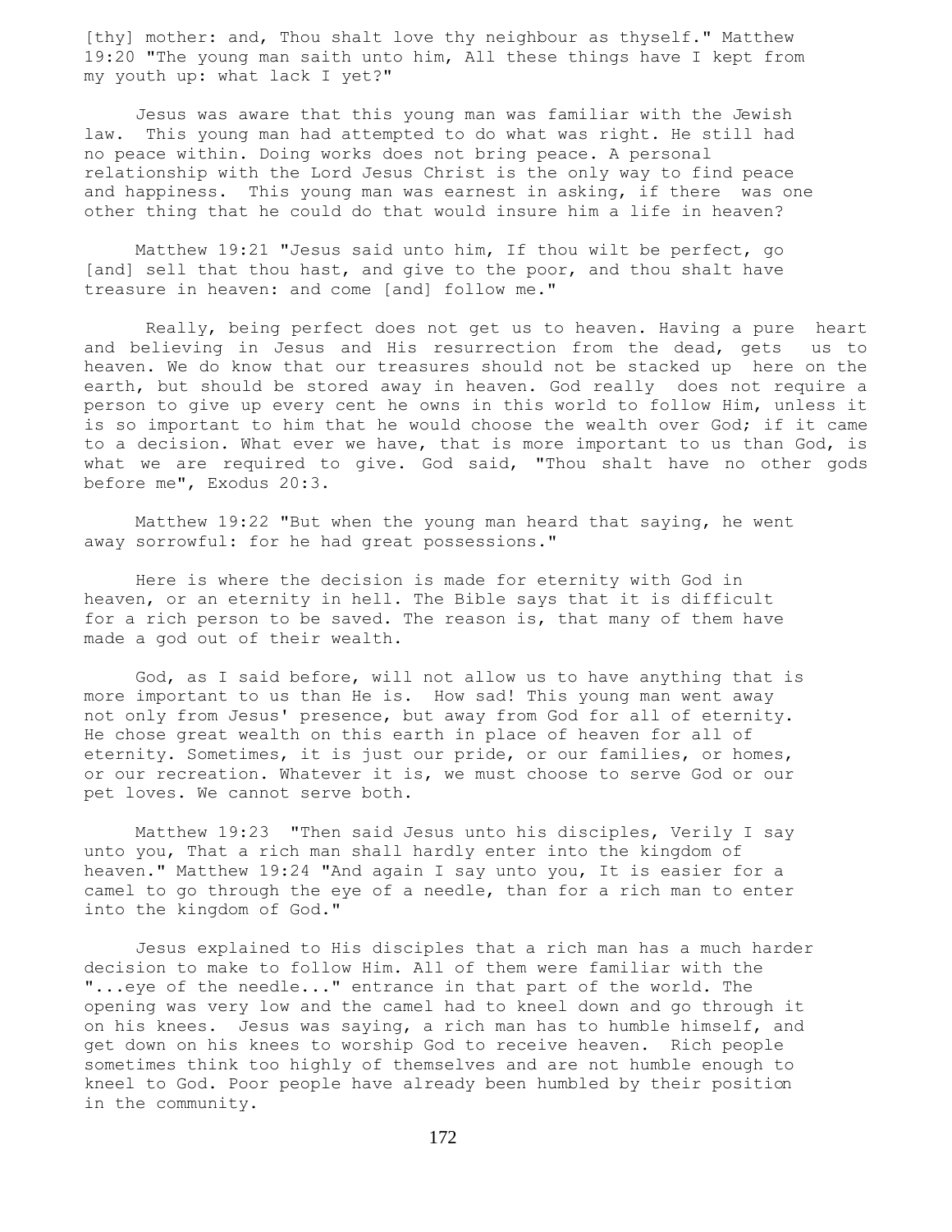[thy] mother: and, Thou shalt love thy neighbour as thyself." Matthew 19:20 "The young man saith unto him, All these things have I kept from my youth up: what lack I yet?"

Jesus was aware that this young man was familiar with the Jewish law. This young man had attempted to do what was right. He still had no peace within. Doing works does not bring peace. A personal relationship with the Lord Jesus Christ is the only way to find peace and happiness. This young man was earnest in asking, if there was one other thing that he could do that would insure him a life in heaven?

Matthew 19:21 "Jesus said unto him, If thou wilt be perfect, go [and] sell that thou hast, and give to the poor, and thou shalt have treasure in heaven: and come [and] follow me."

Really, being perfect does not get us to heaven. Having a pure heart and believing in Jesus and His resurrection from the dead, gets us to heaven. We do know that our treasures should not be stacked up here on the earth, but should be stored away in heaven. God really does not require a person to give up every cent he owns in this world to follow Him, unless it is so important to him that he would choose the wealth over God; if it came to a decision. What ever we have, that is more important to us than God, is what we are required to give. God said, "Thou shalt have no other gods before me", Exodus 20:3.

Matthew 19:22 "But when the young man heard that saying, he went away sorrowful: for he had great possessions."

Here is where the decision is made for eternity with God in heaven, or an eternity in hell. The Bible says that it is difficult for a rich person to be saved. The reason is, that many of them have made a god out of their wealth.

God, as I said before, will not allow us to have anything that is more important to us than He is. How sad! This young man went away not only from Jesus' presence, but away from God for all of eternity. He chose great wealth on this earth in place of heaven for all of eternity. Sometimes, it is just our pride, or our families, or homes, or our recreation. Whatever it is, we must choose to serve God or our pet loves. We cannot serve both.

Matthew 19:23 "Then said Jesus unto his disciples, Verily I say unto you, That a rich man shall hardly enter into the kingdom of heaven." Matthew 19:24 "And again I say unto you, It is easier for a camel to go through the eye of a needle, than for a rich man to enter into the kingdom of God."

Jesus explained to His disciples that a rich man has a much harder decision to make to follow Him. All of them were familiar with the "...eye of the needle..." entrance in that part of the world. The opening was very low and the camel had to kneel down and go through it on his knees. Jesus was saying, a rich man has to humble himself, and get down on his knees to worship God to receive heaven. Rich people sometimes think too highly of themselves and are not humble enough to kneel to God. Poor people have already been humbled by their position in the community.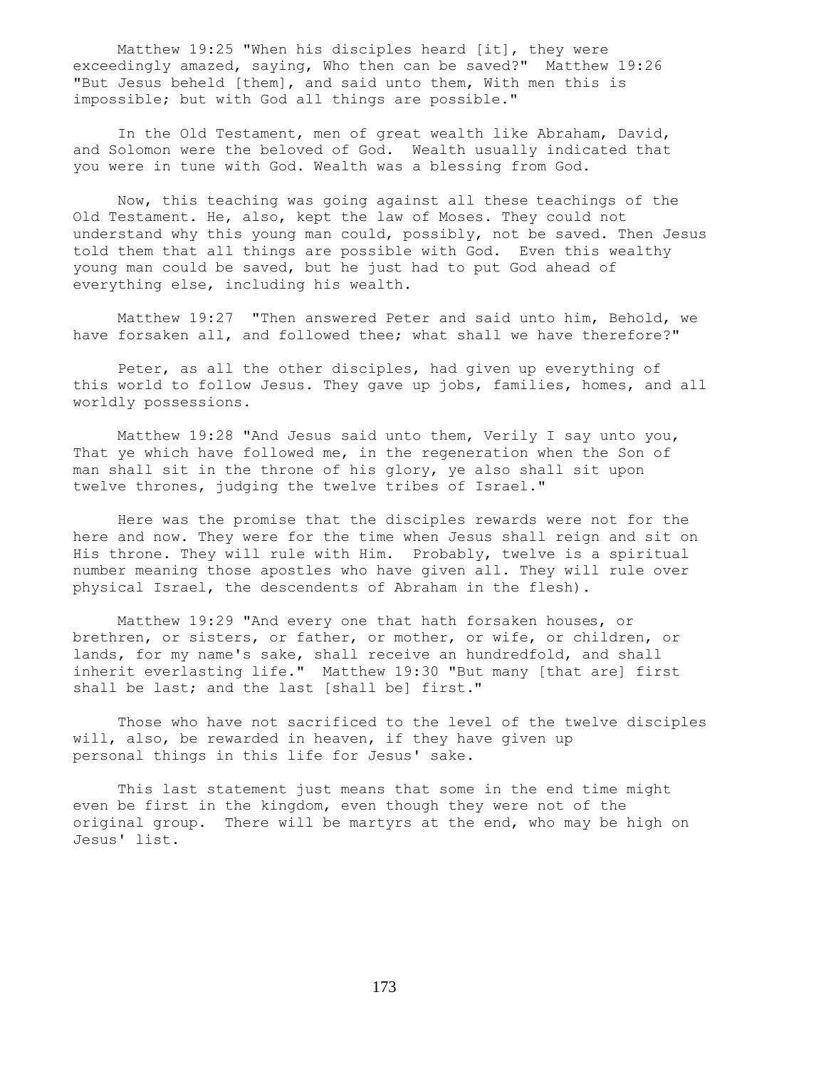Matthew 19:25 "When his disciples heard [it], they were exceedingly amazed, saying, Who then can be saved?" Matthew 19:26 "But Jesus beheld [them], and said unto them, With men this is impossible; but with God all things are possible."

In the Old Testament, men of great wealth like Abraham, David, and Solomon were the beloved of God. Wealth usually indicated that you were in tune with God. Wealth was a blessing from God.

Now, this teaching was going against all these teachings of the Old Testament. He, also, kept the law of Moses. They could not understand why this young man could, possibly, not be saved. Then Jesus told them that all things are possible with God. Even this wealthy young man could be saved, but he just had to put God ahead of everything else, including his wealth.

Matthew 19:27 "Then answered Peter and said unto him, Behold, we have forsaken all, and followed thee; what shall we have therefore?"

Peter, as all the other disciples, had given up everything of this world to follow Jesus. They gave up jobs, families, homes, and all worldly possessions.

Matthew 19:28 "And Jesus said unto them, Verily I say unto you, That ye which have followed me, in the regeneration when the Son of man shall sit in the throne of his glory, ye also shall sit upon twelve thrones, judging the twelve tribes of Israel."

Here was the promise that the disciples rewards were not for the here and now. They were for the time when Jesus shall reign and sit on His throne. They will rule with Him. Probably, twelve is a spiritual number meaning those apostles who have given all. They will rule over physical Israel, the descendents of Abraham in the flesh).

Matthew 19:29 "And every one that hath forsaken houses, or brethren, or sisters, or father, or mother, or wife, or children, or lands, for my name's sake, shall receive an hundredfold, and shall inherit everlasting life." Matthew 19:30 "But many [that are] first shall be last; and the last [shall be] first."

Those who have not sacrificed to the level of the twelve disciples will, also, be rewarded in heaven, if they have given up personal things in this life for Jesus' sake.

This last statement just means that some in the end time might even be first in the kingdom, even though they were not of the original group. There will be martyrs at the end, who may be high on Jesus' list.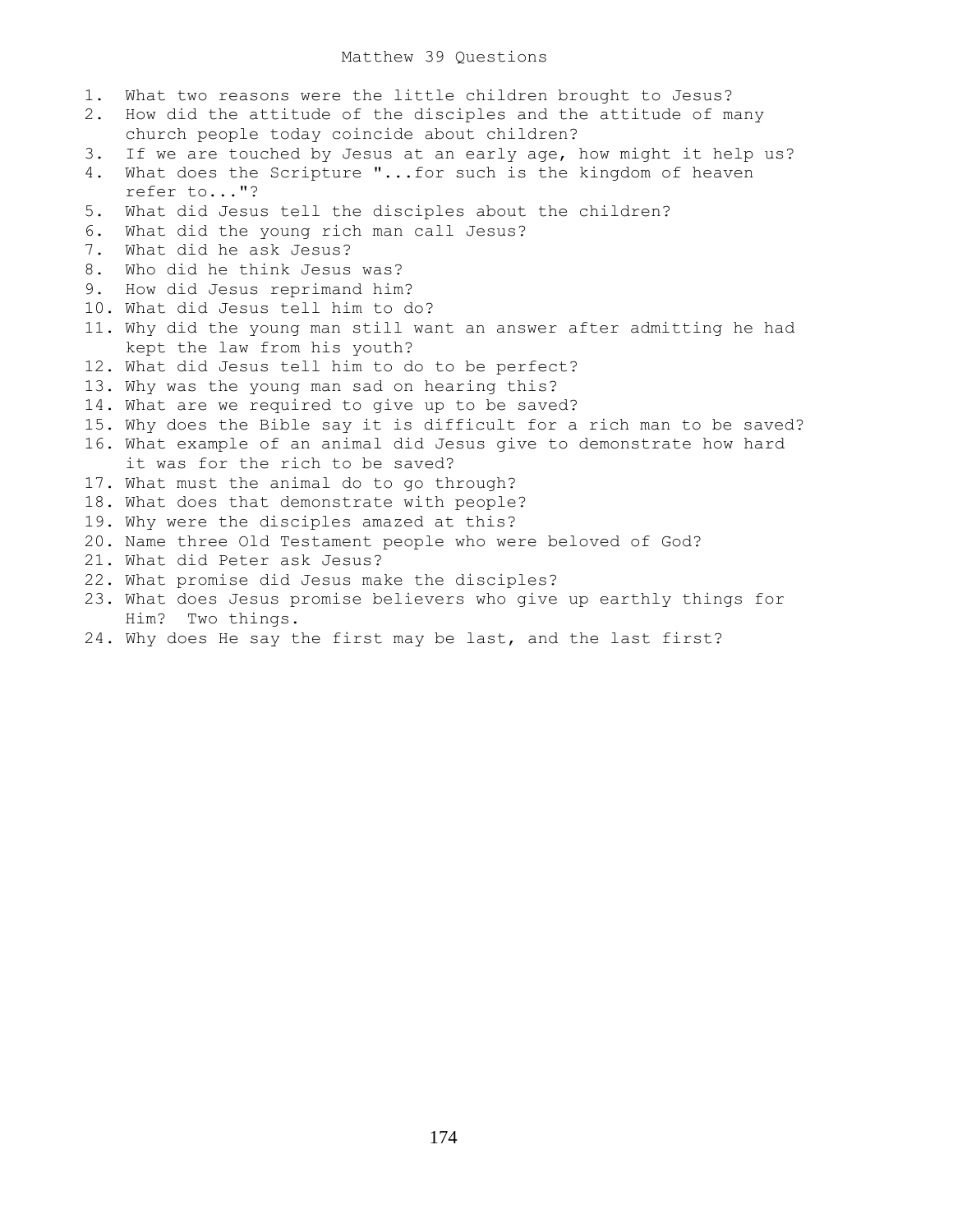# Matthew 39 Questions

1. What two reasons were the little children brought to Jesus?
2. How did the attitude of the disciples and the attitude of many church people today coincide about children?
3. If we are touched by Jesus at an early age, how might it help us?
4. What does the Scripture "...for such is the kingdom of heaven refer to..."?
5. What did Jesus tell the disciples about the children?
6. What did the young rich man call Jesus?
7. What did he ask Jesus?
8. Who did he think Jesus was?
9. How did Jesus reprimand him?
10. What did Jesus tell him to do?
11. Why did the young man still want an answer after admitting he had kept the law from his youth?
12. What did Jesus tell him to do to be perfect?
13. Why was the young man sad on hearing this?
14. What are we required to give up to be saved?
15. Why does the Bible say it is difficult for a rich man to be saved?
16. What example of an animal did Jesus give to demonstrate how hard it was for the rich to be saved?
17. What must the animal do to go through?
18. What does that demonstrate with people?
19. Why were the disciples amazed at this?
20. Name three Old Testament people who were beloved of God?
21. What did Peter ask Jesus?
22. What promise did Jesus make the disciples?
23. What does Jesus promise believers who give up earthly things for Him? Two things.
24. Why does He say the first may be last, and the last first?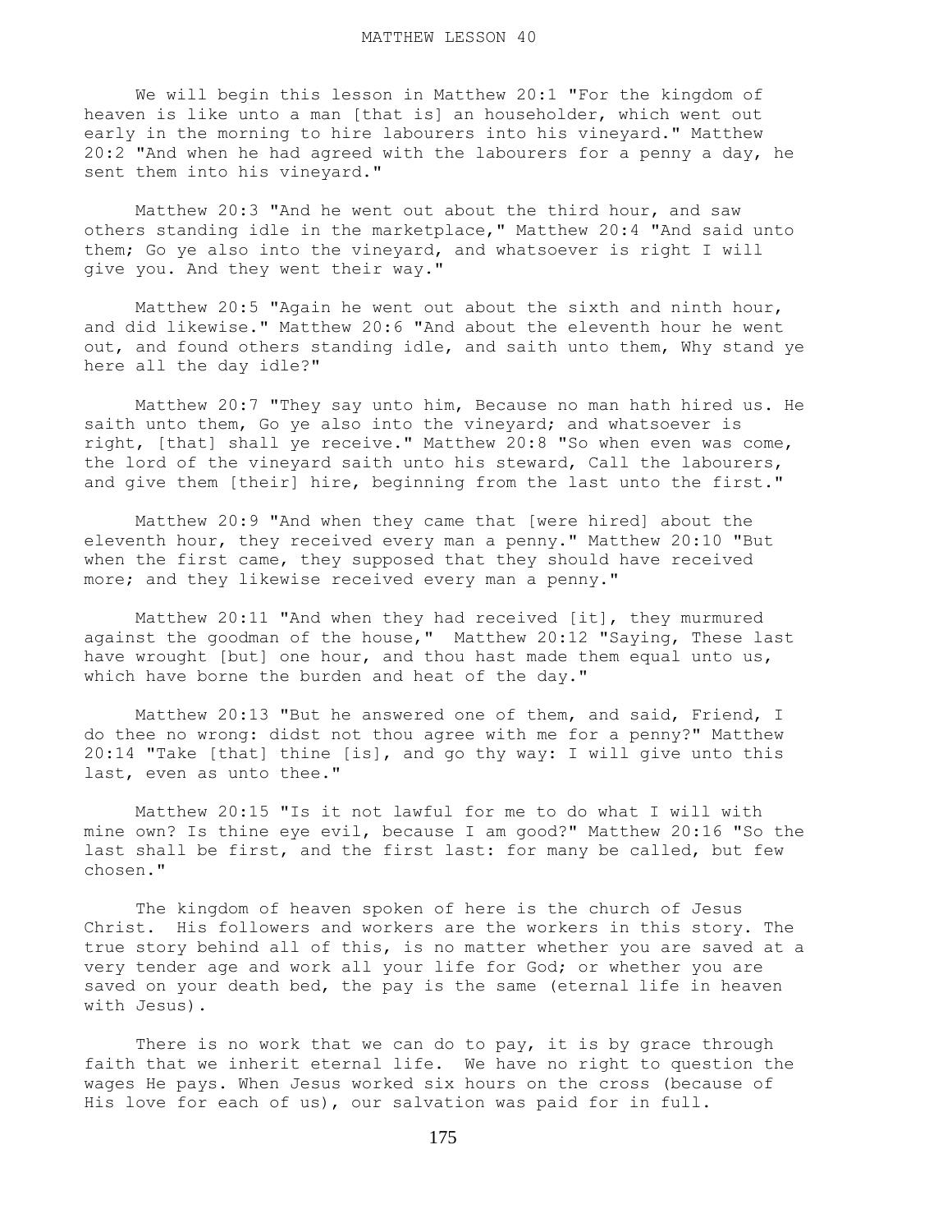# MATTHEW LESSON 40

We will begin this lesson in Matthew 20:1 "For the kingdom of heaven is like unto a man [that is] an householder, which went out early in the morning to hire labourers into his vineyard." Matthew 20:2 "And when he had agreed with the labourers for a penny a day, he sent them into his vineyard."

Matthew 20:3 "And he went out about the third hour, and saw others standing idle in the marketplace," Matthew 20:4 "And said unto them; Go ye also into the vineyard, and whatsoever is right I will give you. And they went their way."

Matthew 20:5 "Again he went out about the sixth and ninth hour, and did likewise." Matthew 20:6 "And about the eleventh hour he went out, and found others standing idle, and saith unto them, Why stand ye here all the day idle?"

Matthew 20:7 "They say unto him, Because no man hath hired us. He saith unto them, Go ye also into the vineyard; and whatsoever is right, [that] shall ye receive." Matthew 20:8 "So when even was come, the lord of the vineyard saith unto his steward, Call the labourers, and give them [their] hire, beginning from the last unto the first."

Matthew 20:9 "And when they came that [were hired] about the eleventh hour, they received every man a penny." Matthew 20:10 "But when the first came, they supposed that they should have received more; and they likewise received every man a penny."

Matthew 20:11 "And when they had received [it], they murmured against the goodman of the house," Matthew 20:12 "Saying, These last have wrought [but] one hour, and thou hast made them equal unto us, which have borne the burden and heat of the day."

Matthew 20:13 "But he answered one of them, and said, Friend, I do thee no wrong: didst not thou agree with me for a penny?" Matthew 20:14 "Take [that] thine [is], and go thy way: I will give unto this last, even as unto thee."

Matthew 20:15 "Is it not lawful for me to do what I will with mine own? Is thine eye evil, because I am good?" Matthew 20:16 "So the last shall be first, and the first last: for many be called, but few chosen."

The kingdom of heaven spoken of here is the church of Jesus Christ. His followers and workers are the workers in this story. The true story behind all of this, is no matter whether you are saved at a very tender age and work all your life for God; or whether you are saved on your death bed, the pay is the same (eternal life in heaven with Jesus).

There is no work that we can do to pay, it is by grace through faith that we inherit eternal life. We have no right to question the wages He pays. When Jesus worked six hours on the cross (because of His love for each of us), our salvation was paid for in full.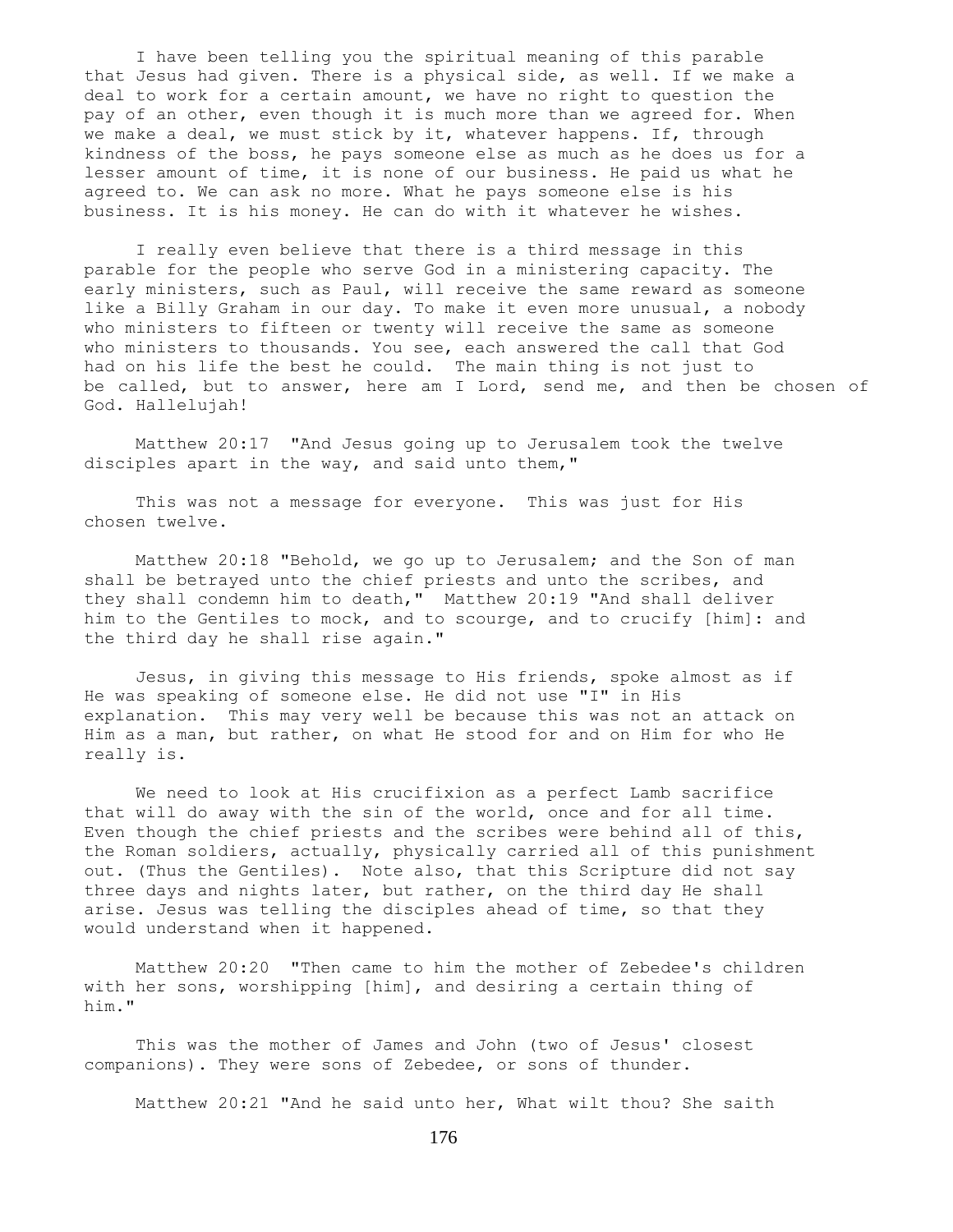I have been telling you the spiritual meaning of this parable that Jesus had given. There is a physical side, as well. If we make a deal to work for a certain amount, we have no right to question the pay of an other, even though it is much more than we agreed for. When we make a deal, we must stick by it, whatever happens. If, through kindness of the boss, he pays someone else as much as he does us for a lesser amount of time, it is none of our business. He paid us what he agreed to. We can ask no more. What he pays someone else is his business. It is his money. He can do with it whatever he wishes.

I really even believe that there is a third message in this parable for the people who serve God in a ministering capacity. The early ministers, such as Paul, will receive the same reward as someone like a Billy Graham in our day. To make it even more unusual, a nobody who ministers to fifteen or twenty will receive the same as someone who ministers to thousands. You see, each answered the call that God had on his life the best he could. The main thing is not just to be called, but to answer, here am I Lord, send me, and then be chosen of God. Hallelujah!

Matthew 20:17 "And Jesus going up to Jerusalem took the twelve disciples apart in the way, and said unto them,"

This was not a message for everyone. This was just for His chosen twelve.

Matthew 20:18 "Behold, we go up to Jerusalem; and the Son of man shall be betrayed unto the chief priests and unto the scribes, and they shall condemn him to death," Matthew 20:19 "And shall deliver him to the Gentiles to mock, and to scourge, and to crucify [him]: and the third day he shall rise again."

Jesus, in giving this message to His friends, spoke almost as if He was speaking of someone else. He did not use "I" in His explanation. This may very well be because this was not an attack on Him as a man, but rather, on what He stood for and on Him for who He really is.

We need to look at His crucifixion as a perfect Lamb sacrifice that will do away with the sin of the world, once and for all time. Even though the chief priests and the scribes were behind all of this, the Roman soldiers, actually, physically carried all of this punishment out. (Thus the Gentiles). Note also, that this Scripture did not say three days and nights later, but rather, on the third day He shall arise. Jesus was telling the disciples ahead of time, so that they would understand when it happened.

Matthew 20:20 "Then came to him the mother of Zebedee's children with her sons, worshipping [him], and desiring a certain thing of him."

This was the mother of James and John (two of Jesus' closest companions). They were sons of Zebedee, or sons of thunder.

Matthew 20:21 "And he said unto her, What wilt thou? She saith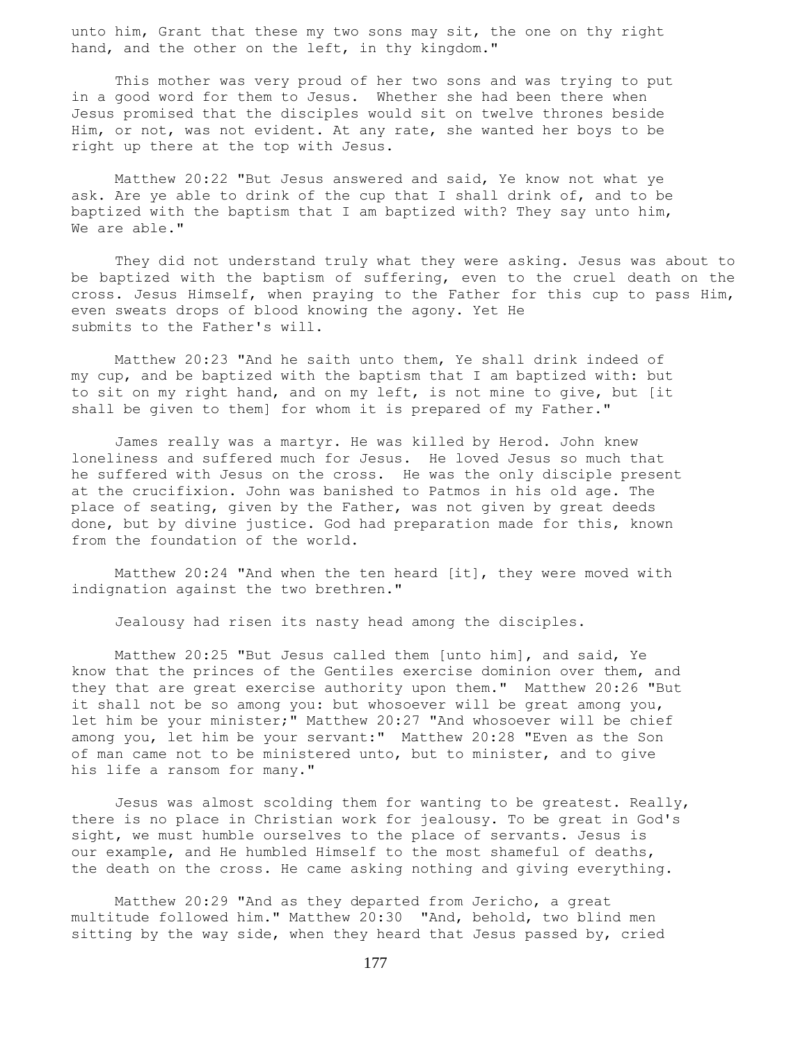unto him, Grant that these my two sons may sit, the one on thy right hand, and the other on the left, in thy kingdom."

This mother was very proud of her two sons and was trying to put in a good word for them to Jesus. Whether she had been there when Jesus promised that the disciples would sit on twelve thrones beside Him, or not, was not evident. At any rate, she wanted her boys to be right up there at the top with Jesus.

Matthew 20:22 "But Jesus answered and said, Ye know not what ye ask. Are ye able to drink of the cup that I shall drink of, and to be baptized with the baptism that I am baptized with? They say unto him, We are able."

They did not understand truly what they were asking. Jesus was about to be baptized with the baptism of suffering, even to the cruel death on the cross. Jesus Himself, when praying to the Father for this cup to pass Him, even sweats drops of blood knowing the agony. Yet He submits to the Father's will.

Matthew 20:23 "And he saith unto them, Ye shall drink indeed of my cup, and be baptized with the baptism that I am baptized with: but to sit on my right hand, and on my left, is not mine to give, but [it shall be given to them] for whom it is prepared of my Father."

James really was a martyr. He was killed by Herod. John knew loneliness and suffered much for Jesus. He loved Jesus so much that he suffered with Jesus on the cross. He was the only disciple present at the crucifixion. John was banished to Patmos in his old age. The place of seating, given by the Father, was not given by great deeds done, but by divine justice. God had preparation made for this, known from the foundation of the world.

Matthew 20:24 "And when the ten heard [it], they were moved with indignation against the two brethren."

Jealousy had risen its nasty head among the disciples.

Matthew 20:25 "But Jesus called them [unto him], and said, Ye know that the princes of the Gentiles exercise dominion over them, and they that are great exercise authority upon them." Matthew 20:26 "But it shall not be so among you: but whosoever will be great among you, let him be your minister;" Matthew 20:27 "And whosoever will be chief among you, let him be your servant:" Matthew 20:28 "Even as the Son of man came not to be ministered unto, but to minister, and to give his life a ransom for many."

Jesus was almost scolding them for wanting to be greatest. Really, there is no place in Christian work for jealousy. To be great in God's sight, we must humble ourselves to the place of servants. Jesus is our example, and He humbled Himself to the most shameful of deaths, the death on the cross. He came asking nothing and giving everything.

Matthew 20:29 "And as they departed from Jericho, a great multitude followed him." Matthew 20:30 "And, behold, two blind men sitting by the way side, when they heard that Jesus passed by, cried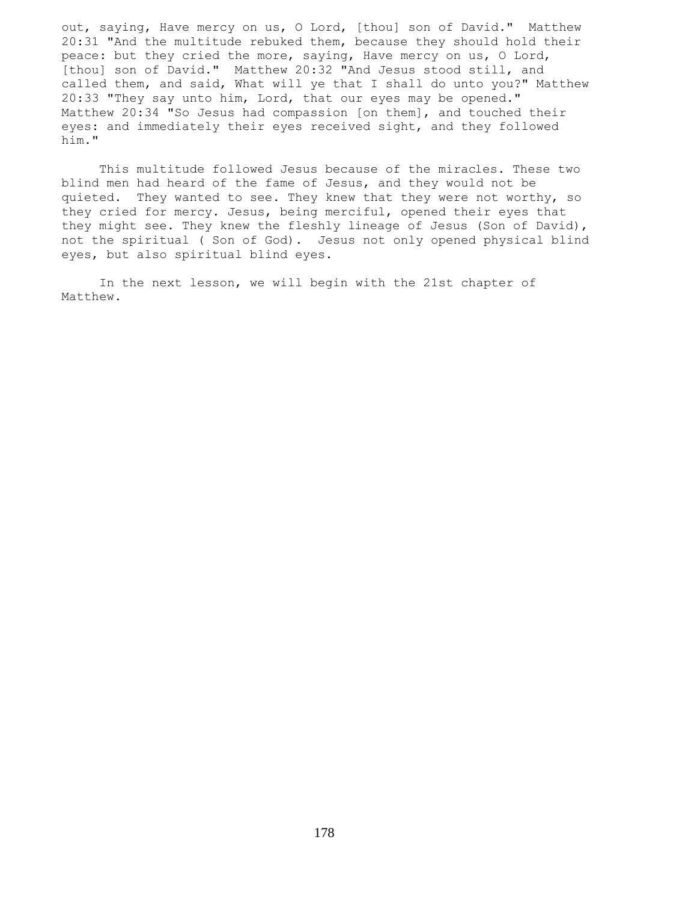out, saying, Have mercy on us, O Lord, [thou] son of David." Matthew 20:31 "And the multitude rebuked them, because they should hold their peace: but they cried the more, saying, Have mercy on us, O Lord, [thou] son of David." Matthew 20:32 "And Jesus stood still, and called them, and said, What will ye that I shall do unto you?" Matthew 20:33 "They say unto him, Lord, that our eyes may be opened." Matthew 20:34 "So Jesus had compassion [on them], and touched their eyes: and immediately their eyes received sight, and they followed him."

This multitude followed Jesus because of the miracles. These two blind men had heard of the fame of Jesus, and they would not be quieted. They wanted to see. They knew that they were not worthy, so they cried for mercy. Jesus, being merciful, opened their eyes that they might see. They knew the fleshly lineage of Jesus (Son of David), not the spiritual ( Son of God). Jesus not only opened physical blind eyes, but also spiritual blind eyes.

In the next lesson, we will begin with the 21st chapter of Matthew.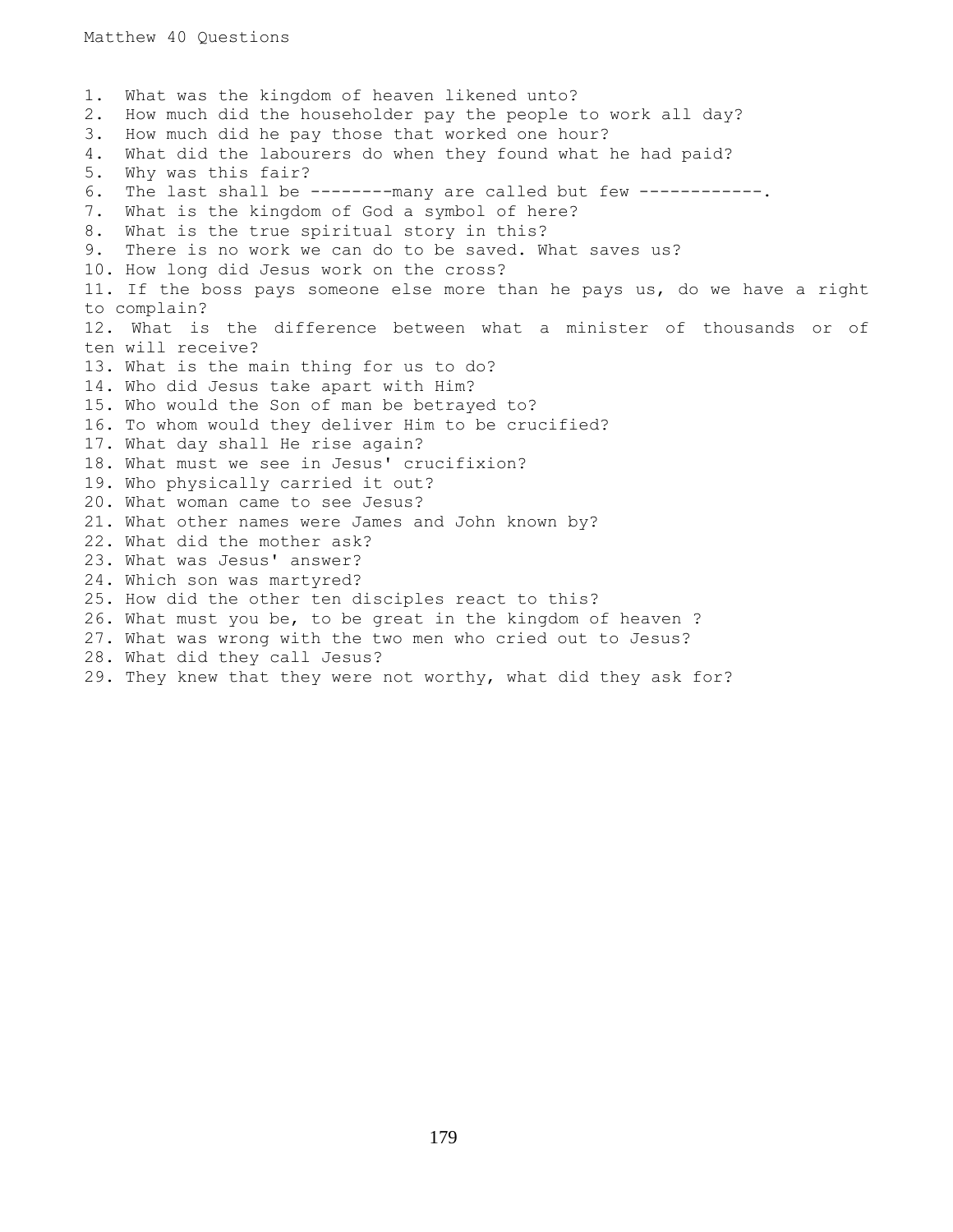Matthew 40 Questions

1. What was the kingdom of heaven likened unto?
2. How much did the householder pay the people to work all day?
3. How much did he pay those that worked one hour?
4. What did the labourers do when they found what he had paid?
5. Why was this fair?
6. The last shall be --------many are called but few ------------.
7. What is the kingdom of God a symbol of here?
8. What is the true spiritual story in this?
9. There is no work we can do to be saved. What saves us?
10. How long did Jesus work on the cross?
11. If the boss pays someone else more than he pays us, do we have a right to complain?
12. What is the difference between what a minister of thousands or of ten will receive?
13. What is the main thing for us to do?
14. Who did Jesus take apart with Him?
15. Who would the Son of man be betrayed to?
16. To whom would they deliver Him to be crucified?
17. What day shall He rise again?
18. What must we see in Jesus' crucifixion?
19. Who physically carried it out?
20. What woman came to see Jesus?
21. What other names were James and John known by?
22. What did the mother ask?
23. What was Jesus' answer?
24. Which son was martyred?
25. How did the other ten disciples react to this?
26. What must you be, to be great in the kingdom of heaven ?
27. What was wrong with the two men who cried out to Jesus?
28. What did they call Jesus?
29. They knew that they were not worthy, what did they ask for?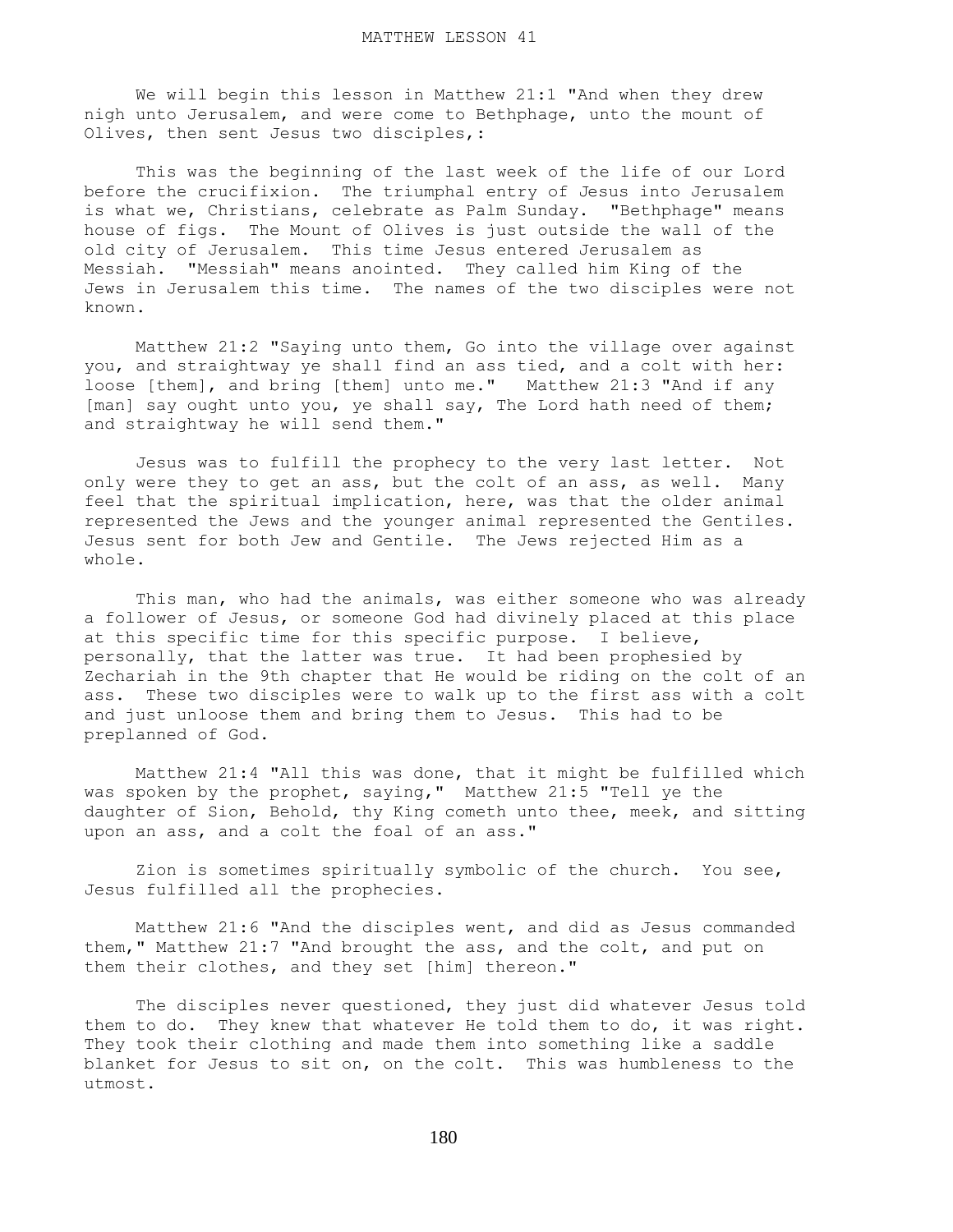# MATTHEW LESSON 41

We will begin this lesson in Matthew 21:1 "And when they drew nigh unto Jerusalem, and were come to Bethphage, unto the mount of Olives, then sent Jesus two disciples,:

This was the beginning of the last week of the life of our Lord before the crucifixion. The triumphal entry of Jesus into Jerusalem is what we, Christians, celebrate as Palm Sunday. "Bethphage" means house of figs. The Mount of Olives is just outside the wall of the old city of Jerusalem. This time Jesus entered Jerusalem as Messiah. "Messiah" means anointed. They called him King of the Jews in Jerusalem this time. The names of the two disciples were not known.

Matthew 21:2 "Saying unto them, Go into the village over against you, and straightway ye shall find an ass tied, and a colt with her: loose [them], and bring [them] unto me." Matthew 21:3 "And if any [man] say ought unto you, ye shall say, The Lord hath need of them; and straightway he will send them."

Jesus was to fulfill the prophecy to the very last letter. Not only were they to get an ass, but the colt of an ass, as well. Many feel that the spiritual implication, here, was that the older animal represented the Jews and the younger animal represented the Gentiles. Jesus sent for both Jew and Gentile. The Jews rejected Him as a whole.

This man, who had the animals, was either someone who was already a follower of Jesus, or someone God had divinely placed at this place at this specific time for this specific purpose. I believe, personally, that the latter was true. It had been prophesied by Zechariah in the 9th chapter that He would be riding on the colt of an ass. These two disciples were to walk up to the first ass with a colt and just unloose them and bring them to Jesus. This had to be preplanned of God.

Matthew 21:4 "All this was done, that it might be fulfilled which was spoken by the prophet, saying," Matthew 21:5 "Tell ye the daughter of Sion, Behold, thy King cometh unto thee, meek, and sitting upon an ass, and a colt the foal of an ass."

Zion is sometimes spiritually symbolic of the church. You see, Jesus fulfilled all the prophecies.

Matthew 21:6 "And the disciples went, and did as Jesus commanded them," Matthew 21:7 "And brought the ass, and the colt, and put on them their clothes, and they set [him] thereon."

The disciples never questioned, they just did whatever Jesus told them to do. They knew that whatever He told them to do, it was right. They took their clothing and made them into something like a saddle blanket for Jesus to sit on, on the colt. This was humbleness to the utmost.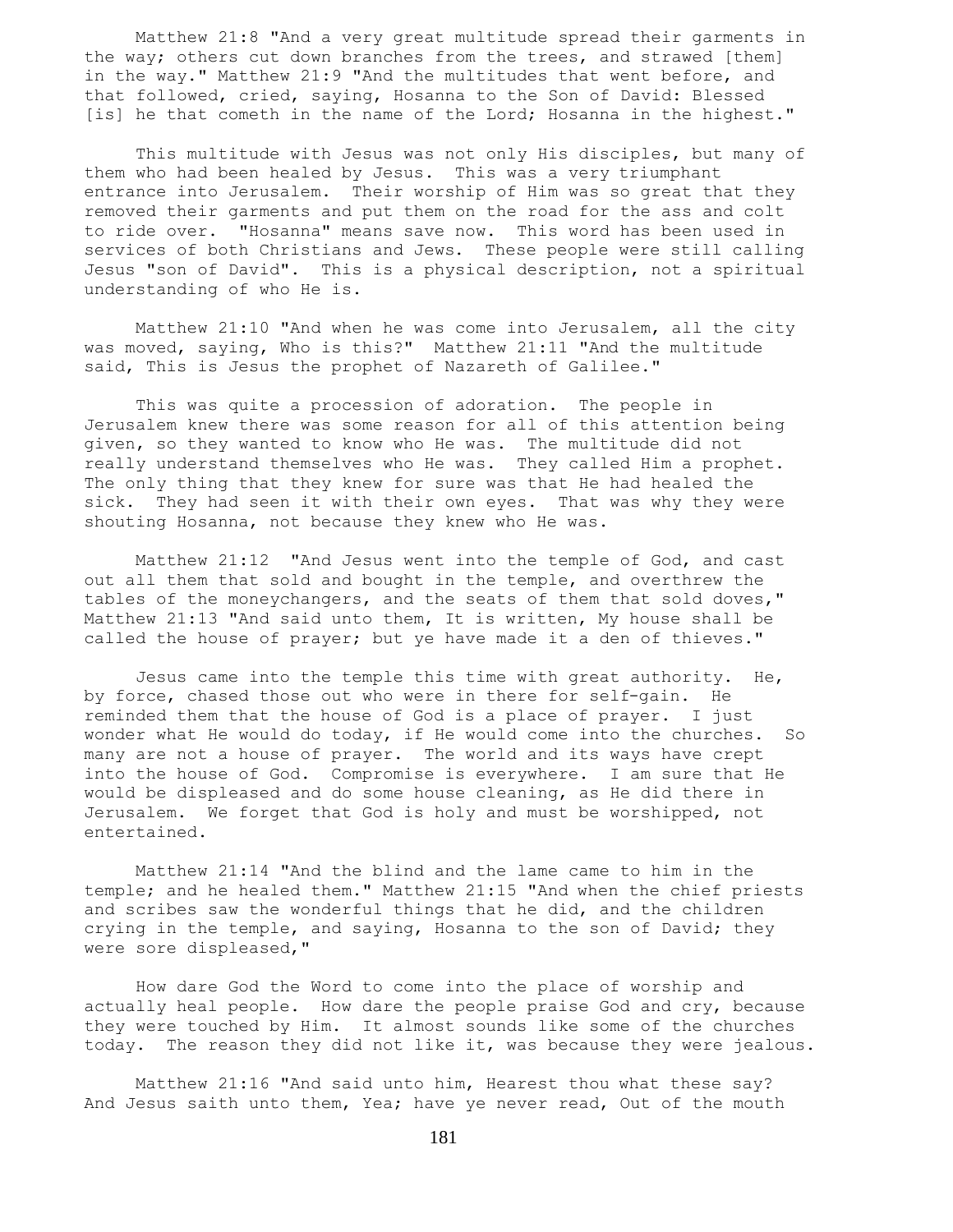Matthew 21:8 "And a very great multitude spread their garments in the way; others cut down branches from the trees, and strawed [them] in the way." Matthew 21:9 "And the multitudes that went before, and that followed, cried, saying, Hosanna to the Son of David: Blessed [is] he that cometh in the name of the Lord; Hosanna in the highest."

This multitude with Jesus was not only His disciples, but many of them who had been healed by Jesus. This was a very triumphant entrance into Jerusalem. Their worship of Him was so great that they removed their garments and put them on the road for the ass and colt to ride over. "Hosanna" means save now. This word has been used in services of both Christians and Jews. These people were still calling Jesus "son of David". This is a physical description, not a spiritual understanding of who He is.

Matthew 21:10 "And when he was come into Jerusalem, all the city was moved, saying, Who is this?" Matthew 21:11 "And the multitude said, This is Jesus the prophet of Nazareth of Galilee."

This was quite a procession of adoration. The people in Jerusalem knew there was some reason for all of this attention being given, so they wanted to know who He was. The multitude did not really understand themselves who He was. They called Him a prophet. The only thing that they knew for sure was that He had healed the sick. They had seen it with their own eyes. That was why they were shouting Hosanna, not because they knew who He was.

Matthew 21:12 "And Jesus went into the temple of God, and cast out all them that sold and bought in the temple, and overthrew the tables of the moneychangers, and the seats of them that sold doves," Matthew 21:13 "And said unto them, It is written, My house shall be called the house of prayer; but ye have made it a den of thieves."

Jesus came into the temple this time with great authority. He, by force, chased those out who were in there for self-gain. He reminded them that the house of God is a place of prayer. I just wonder what He would do today, if He would come into the churches. So many are not a house of prayer. The world and its ways have crept into the house of God. Compromise is everywhere. I am sure that He would be displeased and do some house cleaning, as He did there in Jerusalem. We forget that God is holy and must be worshipped, not entertained.

Matthew 21:14 "And the blind and the lame came to him in the temple; and he healed them." Matthew 21:15 "And when the chief priests and scribes saw the wonderful things that he did, and the children crying in the temple, and saying, Hosanna to the son of David; they were sore displeased,"

How dare God the Word to come into the place of worship and actually heal people. How dare the people praise God and cry, because they were touched by Him. It almost sounds like some of the churches today. The reason they did not like it, was because they were jealous.

Matthew 21:16 "And said unto him, Hearest thou what these say? And Jesus saith unto them, Yea; have ye never read, Out of the mouth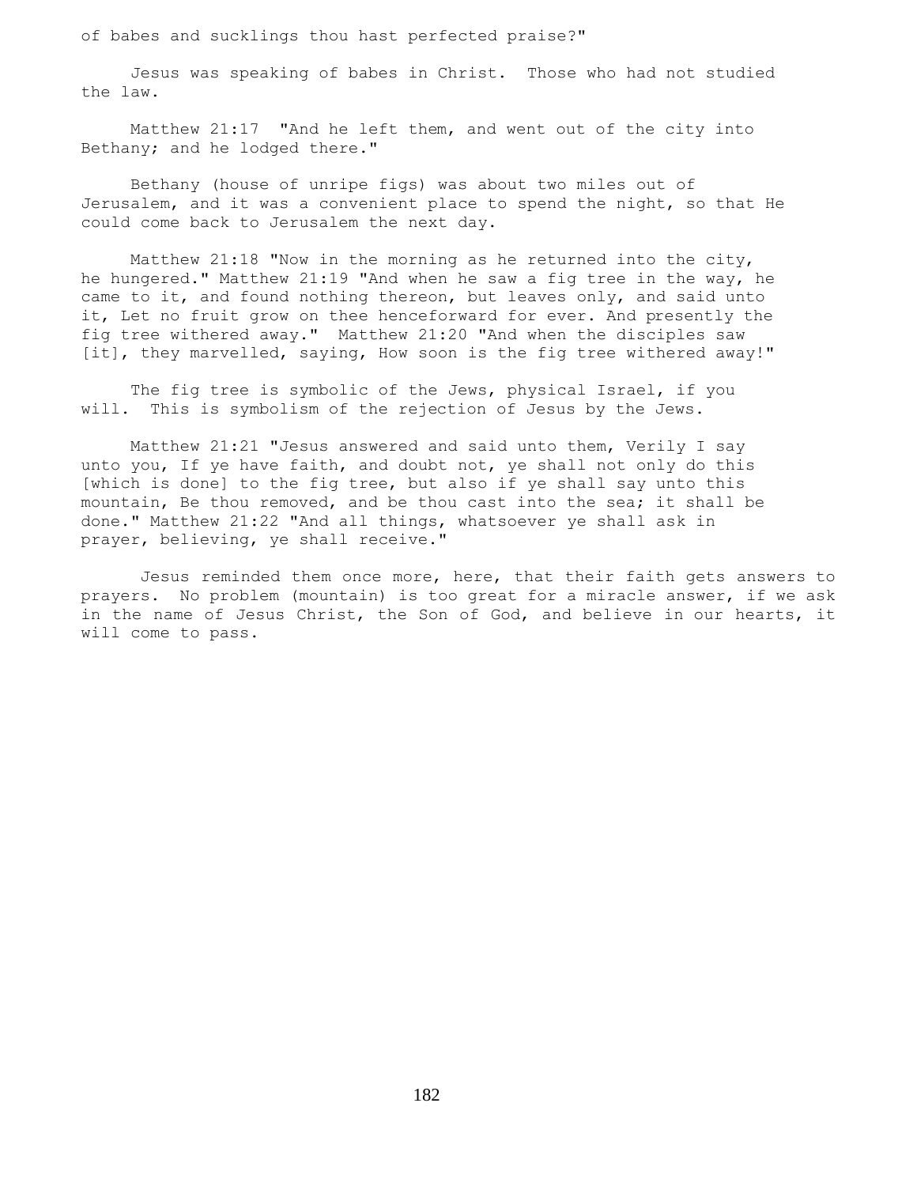of babes and sucklings thou hast perfected praise?"

Jesus was speaking of babes in Christ. Those who had not studied the law.

Matthew 21:17 "And he left them, and went out of the city into Bethany; and he lodged there."

Bethany (house of unripe figs) was about two miles out of Jerusalem, and it was a convenient place to spend the night, so that He could come back to Jerusalem the next day.

Matthew 21:18 "Now in the morning as he returned into the city, he hungered." Matthew 21:19 "And when he saw a fig tree in the way, he came to it, and found nothing thereon, but leaves only, and said unto it, Let no fruit grow on thee henceforward for ever. And presently the fig tree withered away." Matthew 21:20 "And when the disciples saw [it], they marvelled, saying, How soon is the fig tree withered away!"

The fig tree is symbolic of the Jews, physical Israel, if you will. This is symbolism of the rejection of Jesus by the Jews.

Matthew 21:21 "Jesus answered and said unto them, Verily I say unto you, If ye have faith, and doubt not, ye shall not only do this [which is done] to the fig tree, but also if ye shall say unto this mountain, Be thou removed, and be thou cast into the sea; it shall be done." Matthew 21:22 "And all things, whatsoever ye shall ask in prayer, believing, ye shall receive."

Jesus reminded them once more, here, that their faith gets answers to prayers. No problem (mountain) is too great for a miracle answer, if we ask in the name of Jesus Christ, the Son of God, and believe in our hearts, it will come to pass.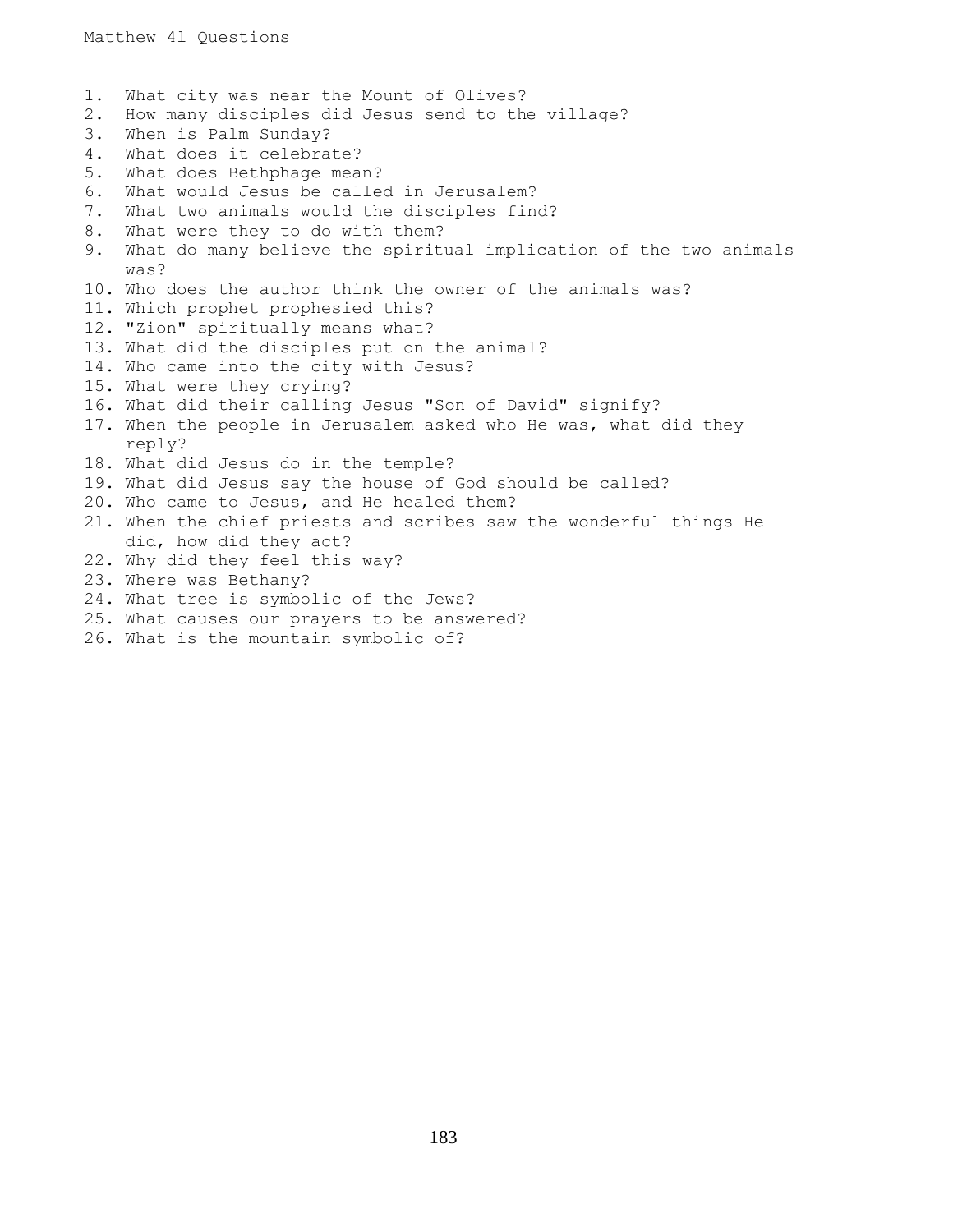Matthew 41 Questions

1. What city was near the Mount of Olives?
2. How many disciples did Jesus send to the village?
3. When is Palm Sunday?
4. What does it celebrate?
5. What does Bethphage mean?
6. What would Jesus be called in Jerusalem?
7. What two animals would the disciples find?
8. What were they to do with them?
9. What do many believe the spiritual implication of the two animals was?
10. Who does the author think the owner of the animals was?
11. Which prophet prophesied this?
12. "Zion" spiritually means what?
13. What did the disciples put on the animal?
14. Who came into the city with Jesus?
15. What were they crying?
16. What did their calling Jesus "Son of David" signify?
17. When the people in Jerusalem asked who He was, what did they reply?
18. What did Jesus do in the temple?
19. What did Jesus say the house of God should be called?
20. Who came to Jesus, and He healed them?
21. When the chief priests and scribes saw the wonderful things He did, how did they act?
22. Why did they feel this way?
23. Where was Bethany?
24. What tree is symbolic of the Jews?
25. What causes our prayers to be answered?
26. What is the mountain symbolic of?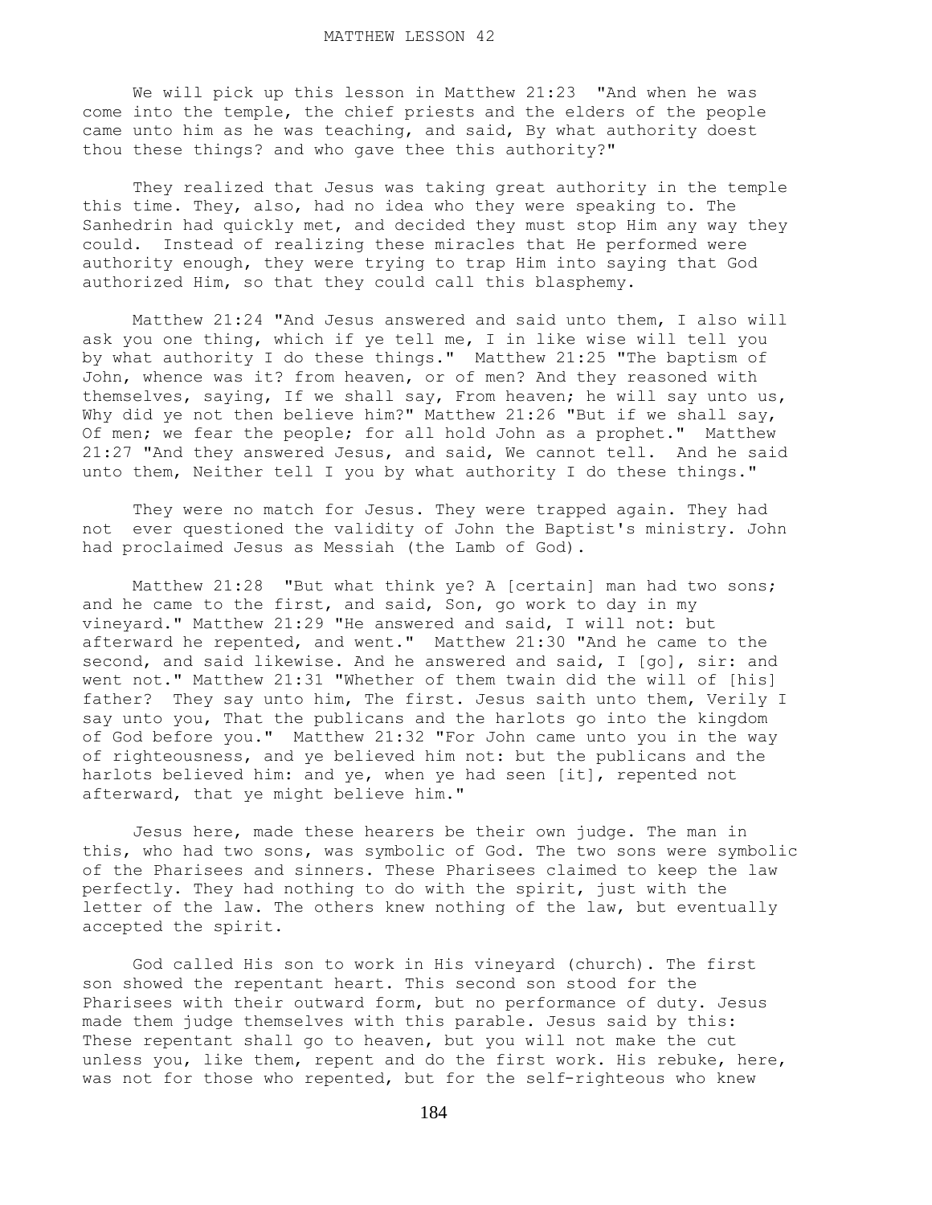MATTHEW LESSON 42

We will pick up this lesson in Matthew 21:23 "And when he was come into the temple, the chief priests and the elders of the people came unto him as he was teaching, and said, By what authority doest thou these things? and who gave thee this authority?"

They realized that Jesus was taking great authority in the temple this time. They, also, had no idea who they were speaking to. The Sanhedrin had quickly met, and decided they must stop Him any way they could. Instead of realizing these miracles that He performed were authority enough, they were trying to trap Him into saying that God authorized Him, so that they could call this blasphemy.

Matthew 21:24 "And Jesus answered and said unto them, I also will ask you one thing, which if ye tell me, I in like wise will tell you by what authority I do these things." Matthew 21:25 "The baptism of John, whence was it? from heaven, or of men? And they reasoned with themselves, saying, If we shall say, From heaven; he will say unto us, Why did ye not then believe him?" Matthew 21:26 "But if we shall say, Of men; we fear the people; for all hold John as a prophet." Matthew 21:27 "And they answered Jesus, and said, We cannot tell. And he said unto them, Neither tell I you by what authority I do these things."

They were no match for Jesus. They were trapped again. They had not ever questioned the validity of John the Baptist's ministry. John had proclaimed Jesus as Messiah (the Lamb of God).

Matthew 21:28 "But what think ye? A [certain] man had two sons; and he came to the first, and said, Son, go work to day in my vineyard." Matthew 21:29 "He answered and said, I will not: but afterward he repented, and went." Matthew 21:30 "And he came to the second, and said likewise. And he answered and said, I [go], sir: and went not." Matthew 21:31 "Whether of them twain did the will of [his] father? They say unto him, The first. Jesus saith unto them, Verily I say unto you, That the publicans and the harlots go into the kingdom of God before you." Matthew 21:32 "For John came unto you in the way of righteousness, and ye believed him not: but the publicans and the harlots believed him: and ye, when ye had seen [it], repented not afterward, that ye might believe him."

Jesus here, made these hearers be their own judge. The man in this, who had two sons, was symbolic of God. The two sons were symbolic of the Pharisees and sinners. These Pharisees claimed to keep the law perfectly. They had nothing to do with the spirit, just with the letter of the law. The others knew nothing of the law, but eventually accepted the spirit.

God called His son to work in His vineyard (church). The first son showed the repentant heart. This second son stood for the Pharisees with their outward form, but no performance of duty. Jesus made them judge themselves with this parable. Jesus said by this: These repentant shall go to heaven, but you will not make the cut unless you, like them, repent and do the first work. His rebuke, here, was not for those who repented, but for the self-righteous who knew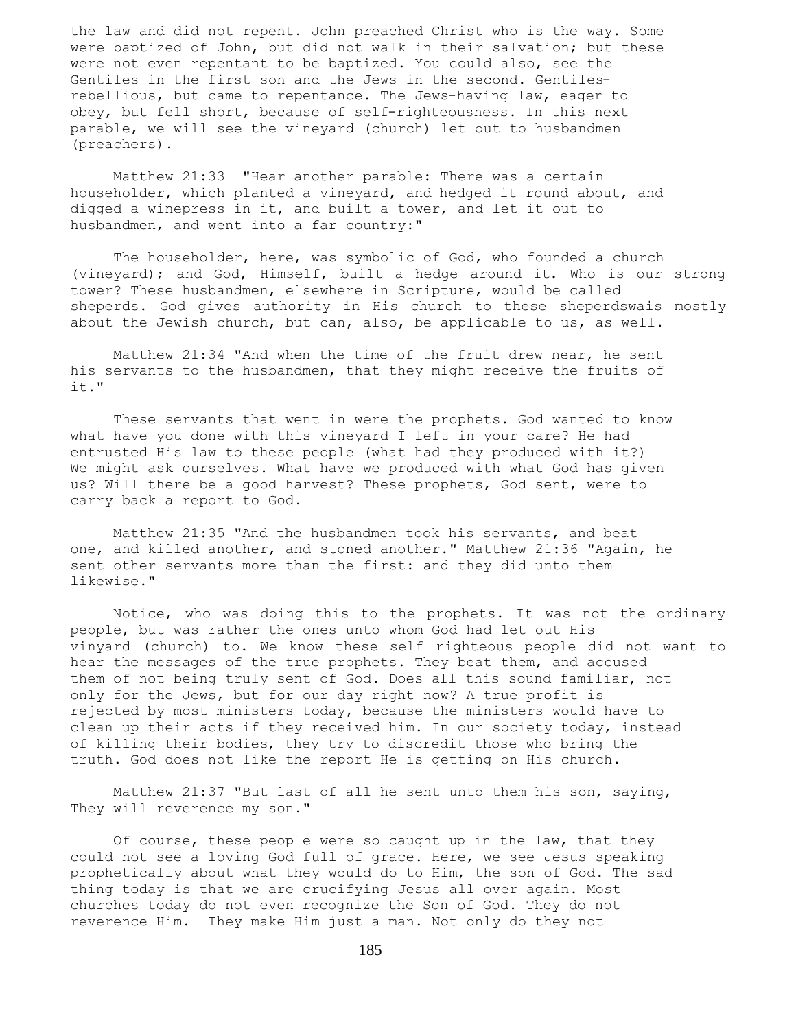the law and did not repent. John preached Christ who is the way. Some were baptized of John, but did not walk in their salvation; but these were not even repentant to be baptized. You could also, see the Gentiles in the first son and the Jews in the second. Gentiles-rebellious, but came to repentance. The Jews-having law, eager to obey, but fell short, because of self-righteousness. In this next parable, we will see the vineyard (church) let out to husbandmen (preachers).

Matthew 21:33 "Hear another parable: There was a certain householder, which planted a vineyard, and hedged it round about, and digged a winepress in it, and built a tower, and let it out to husbandmen, and went into a far country:"

The householder, here, was symbolic of God, who founded a church (vineyard); and God, Himself, built a hedge around it. Who is our strong tower? These husbandmen, elsewhere in Scripture, would be called sheperds. God gives authority in His church to these sheperdswais mostly about the Jewish church, but can, also, be applicable to us, as well.

Matthew 21:34 "And when the time of the fruit drew near, he sent his servants to the husbandmen, that they might receive the fruits of it."

These servants that went in were the prophets. God wanted to know what have you done with this vineyard I left in your care? He had entrusted His law to these people (what had they produced with it?) We might ask ourselves. What have we produced with what God has given us? Will there be a good harvest? These prophets, God sent, were to carry back a report to God.

Matthew 21:35 "And the husbandmen took his servants, and beat one, and killed another, and stoned another." Matthew 21:36 "Again, he sent other servants more than the first: and they did unto them likewise."

Notice, who was doing this to the prophets. It was not the ordinary people, but was rather the ones unto whom God had let out His vinyard (church) to. We know these self righteous people did not want to hear the messages of the true prophets. They beat them, and accused them of not being truly sent of God. Does all this sound familiar, not only for the Jews, but for our day right now? A true profit is rejected by most ministers today, because the ministers would have to clean up their acts if they received him. In our society today, instead of killing their bodies, they try to discredit those who bring the truth. God does not like the report He is getting on His church.

Matthew 21:37 "But last of all he sent unto them his son, saying, They will reverence my son."

Of course, these people were so caught up in the law, that they could not see a loving God full of grace. Here, we see Jesus speaking prophetically about what they would do to Him, the son of God. The sad thing today is that we are crucifying Jesus all over again. Most churches today do not even recognize the Son of God. They do not reverence Him. They make Him just a man. Not only do they not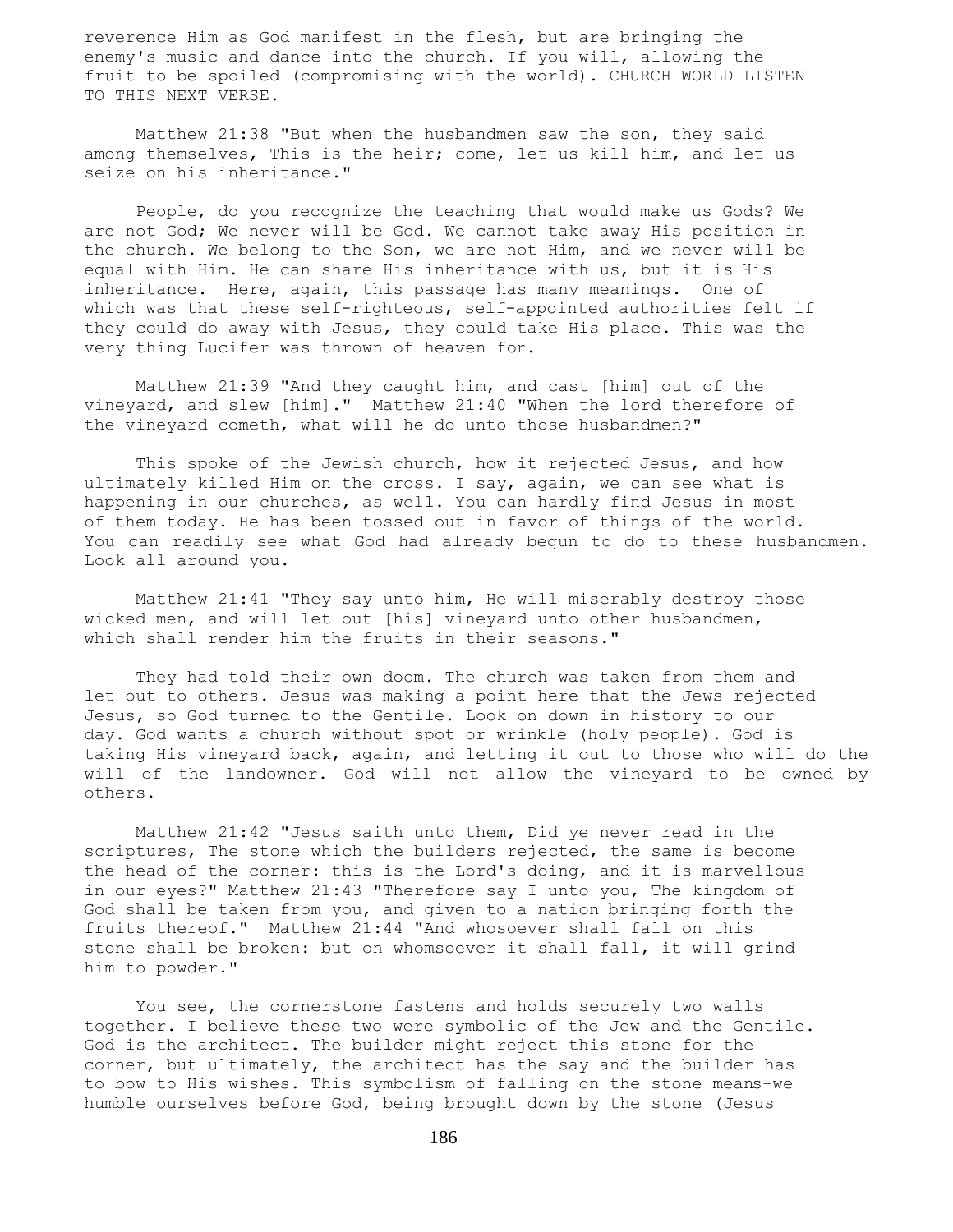reverence Him as God manifest in the flesh, but are bringing the enemy's music and dance into the church. If you will, allowing the fruit to be spoiled (compromising with the world). CHURCH WORLD LISTEN TO THIS NEXT VERSE.

Matthew 21:38 "But when the husbandmen saw the son, they said among themselves, This is the heir; come, let us kill him, and let us seize on his inheritance."

People, do you recognize the teaching that would make us Gods? We are not God; We never will be God. We cannot take away His position in the church. We belong to the Son, we are not Him, and we never will be equal with Him. He can share His inheritance with us, but it is His inheritance. Here, again, this passage has many meanings. One of which was that these self-righteous, self-appointed authorities felt if they could do away with Jesus, they could take His place. This was the very thing Lucifer was thrown of heaven for.

Matthew 21:39 "And they caught him, and cast [him] out of the vineyard, and slew [him]." Matthew 21:40 "When the lord therefore of the vineyard cometh, what will he do unto those husbandmen?"

This spoke of the Jewish church, how it rejected Jesus, and how ultimately killed Him on the cross. I say, again, we can see what is happening in our churches, as well. You can hardly find Jesus in most of them today. He has been tossed out in favor of things of the world. You can readily see what God had already begun to do to these husbandmen. Look all around you.

Matthew 21:41 "They say unto him, He will miserably destroy those wicked men, and will let out [his] vineyard unto other husbandmen, which shall render him the fruits in their seasons."

They had told their own doom. The church was taken from them and let out to others. Jesus was making a point here that the Jews rejected Jesus, so God turned to the Gentile. Look on down in history to our day. God wants a church without spot or wrinkle (holy people). God is taking His vineyard back, again, and letting it out to those who will do the will of the landowner. God will not allow the vineyard to be owned by others.

Matthew 21:42 "Jesus saith unto them, Did ye never read in the scriptures, The stone which the builders rejected, the same is become the head of the corner: this is the Lord's doing, and it is marvellous in our eyes?" Matthew 21:43 "Therefore say I unto you, The kingdom of God shall be taken from you, and given to a nation bringing forth the fruits thereof." Matthew 21:44 "And whosoever shall fall on this stone shall be broken: but on whomsoever it shall fall, it will grind him to powder."

You see, the cornerstone fastens and holds securely two walls together. I believe these two were symbolic of the Jew and the Gentile. God is the architect. The builder might reject this stone for the corner, but ultimately, the architect has the say and the builder has to bow to His wishes. This symbolism of falling on the stone means-we humble ourselves before God, being brought down by the stone (Jesus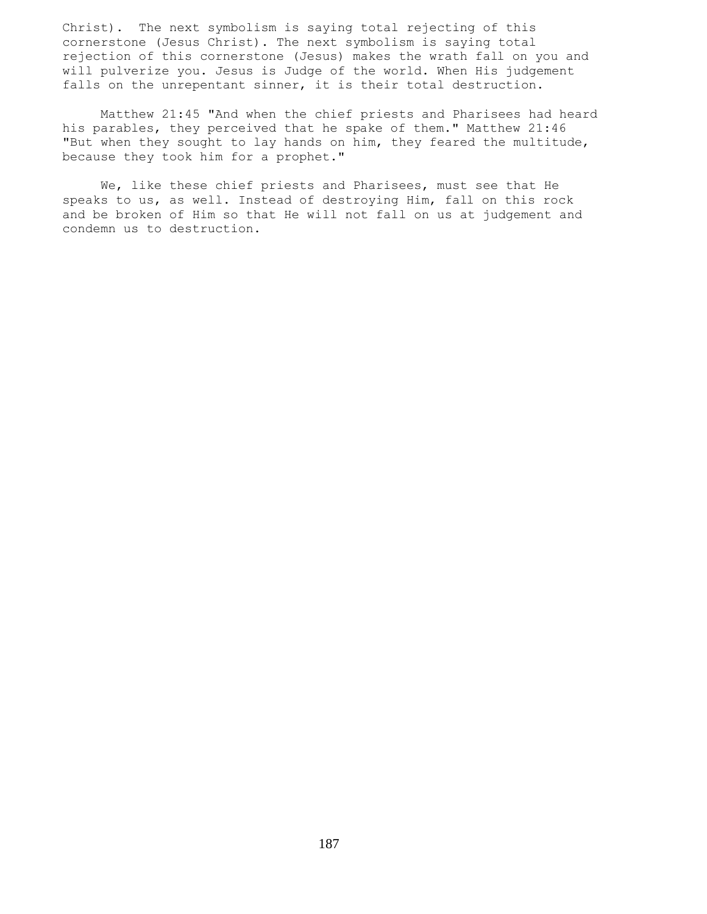Christ). The next symbolism is saying total rejecting of this cornerstone (Jesus Christ). The next symbolism is saying total rejection of this cornerstone (Jesus) makes the wrath fall on you and will pulverize you. Jesus is Judge of the world. When His judgement falls on the unrepentant sinner, it is their total destruction.

Matthew 21:45 "And when the chief priests and Pharisees had heard his parables, they perceived that he spake of them." Matthew 21:46 "But when they sought to lay hands on him, they feared the multitude, because they took him for a prophet."

We, like these chief priests and Pharisees, must see that He speaks to us, as well. Instead of destroying Him, fall on this rock and be broken of Him so that He will not fall on us at judgement and condemn us to destruction.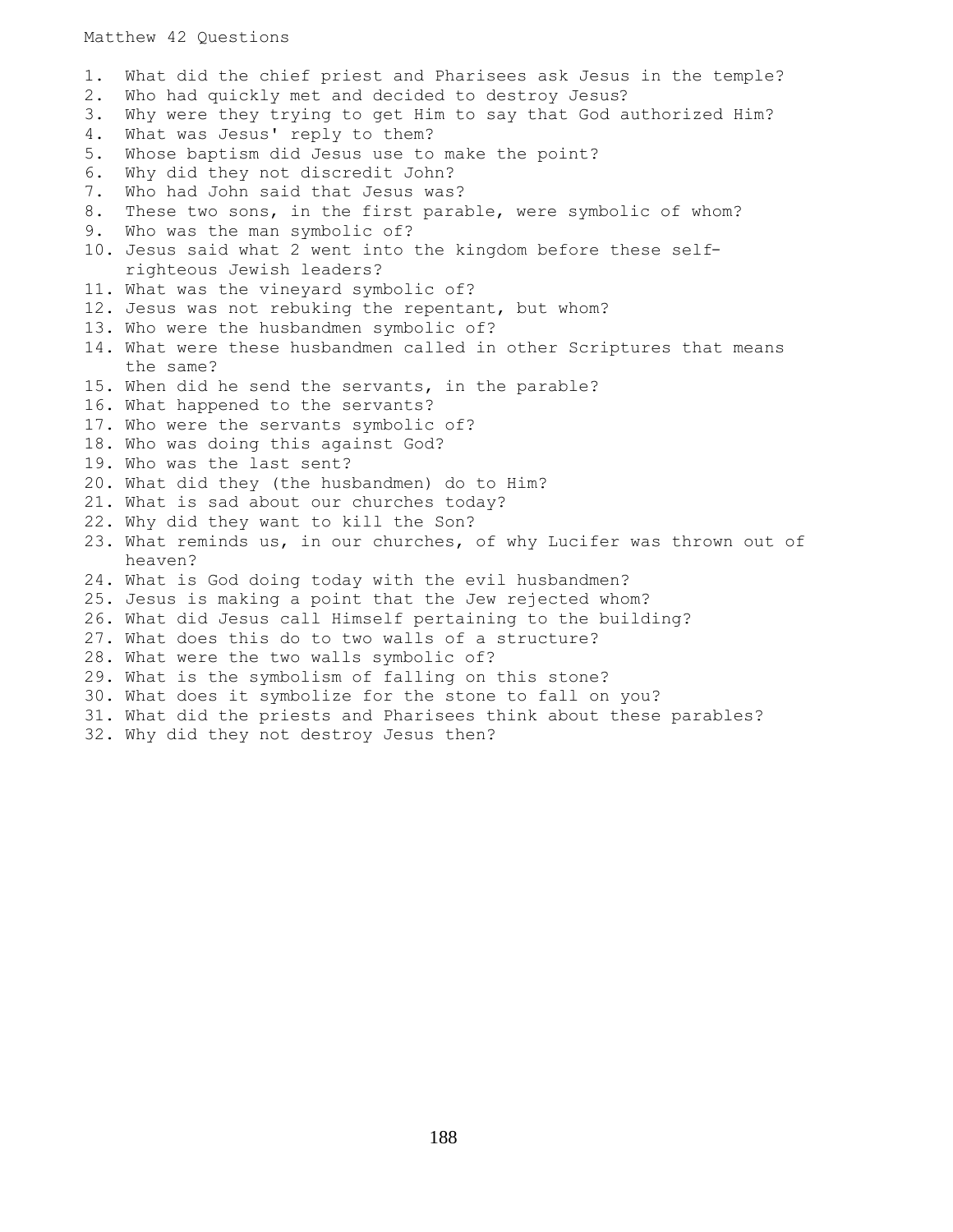Matthew 42 Questions

1. What did the chief priest and Pharisees ask Jesus in the temple?
2. Who had quickly met and decided to destroy Jesus?
3. Why were they trying to get Him to say that God authorized Him?
4. What was Jesus' reply to them?
5. Whose baptism did Jesus use to make the point?
6. Why did they not discredit John?
7. Who had John said that Jesus was?
8. These two sons, in the first parable, were symbolic of whom?
9. Who was the man symbolic of?
10. Jesus said what 2 went into the kingdom before these self-righteous Jewish leaders?
11. What was the vineyard symbolic of?
12. Jesus was not rebuking the repentant, but whom?
13. Who were the husbandmen symbolic of?
14. What were these husbandmen called in other Scriptures that means the same?
15. When did he send the servants, in the parable?
16. What happened to the servants?
17. Who were the servants symbolic of?
18. Who was doing this against God?
19. Who was the last sent?
20. What did they (the husbandmen) do to Him?
21. What is sad about our churches today?
22. Why did they want to kill the Son?
23. What reminds us, in our churches, of why Lucifer was thrown out of heaven?
24. What is God doing today with the evil husbandmen?
25. Jesus is making a point that the Jew rejected whom?
26. What did Jesus call Himself pertaining to the building?
27. What does this do to two walls of a structure?
28. What were the two walls symbolic of?
29. What is the symbolism of falling on this stone?
30. What does it symbolize for the stone to fall on you?
31. What did the priests and Pharisees think about these parables?
32. Why did they not destroy Jesus then?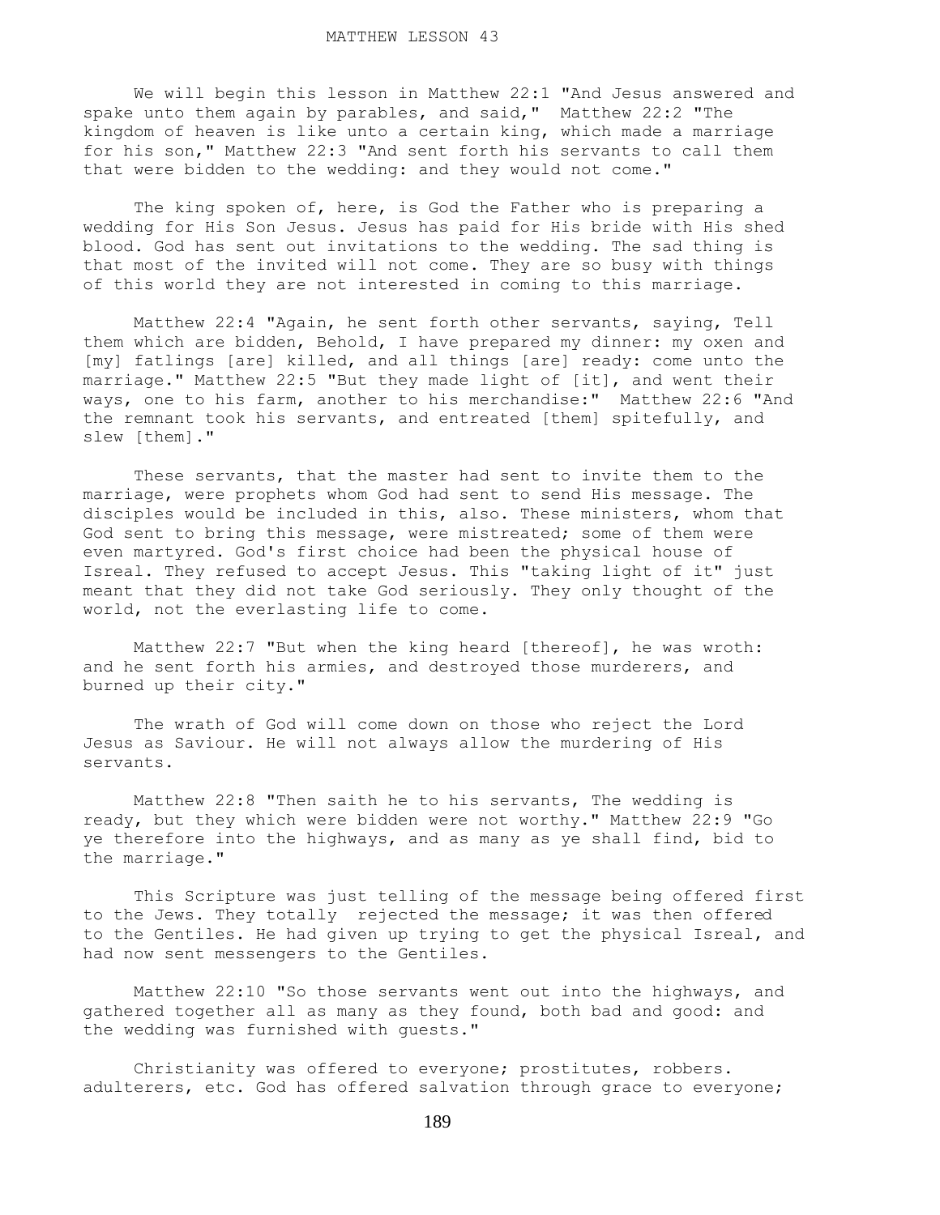# MATTHEW LESSON 43

We will begin this lesson in Matthew 22:1 "And Jesus answered and spake unto them again by parables, and said," Matthew 22:2 "The kingdom of heaven is like unto a certain king, which made a marriage for his son," Matthew 22:3 "And sent forth his servants to call them that were bidden to the wedding: and they would not come."

The king spoken of, here, is God the Father who is preparing a wedding for His Son Jesus. Jesus has paid for His bride with His shed blood. God has sent out invitations to the wedding. The sad thing is that most of the invited will not come. They are so busy with things of this world they are not interested in coming to this marriage.

Matthew 22:4 "Again, he sent forth other servants, saying, Tell them which are bidden, Behold, I have prepared my dinner: my oxen and [my] fatlings [are] killed, and all things [are] ready: come unto the marriage." Matthew 22:5 "But they made light of [it], and went their ways, one to his farm, another to his merchandise:" Matthew 22:6 "And the remnant took his servants, and entreated [them] spitefully, and slew [them]."

These servants, that the master had sent to invite them to the marriage, were prophets whom God had sent to send His message. The disciples would be included in this, also. These ministers, whom that God sent to bring this message, were mistreated; some of them were even martyred. God's first choice had been the physical house of Isreal. They refused to accept Jesus. This "taking light of it" just meant that they did not take God seriously. They only thought of the world, not the everlasting life to come.

Matthew 22:7 "But when the king heard [thereof], he was wroth: and he sent forth his armies, and destroyed those murderers, and burned up their city."

The wrath of God will come down on those who reject the Lord Jesus as Saviour. He will not always allow the murdering of His servants.

Matthew 22:8 "Then saith he to his servants, The wedding is ready, but they which were bidden were not worthy." Matthew 22:9 "Go ye therefore into the highways, and as many as ye shall find, bid to the marriage."

This Scripture was just telling of the message being offered first to the Jews. They totally rejected the message; it was then offered to the Gentiles. He had given up trying to get the physical Isreal, and had now sent messengers to the Gentiles.

Matthew 22:10 "So those servants went out into the highways, and gathered together all as many as they found, both bad and good: and the wedding was furnished with guests."

Christianity was offered to everyone; prostitutes, robbers. adulterers, etc. God has offered salvation through grace to everyone;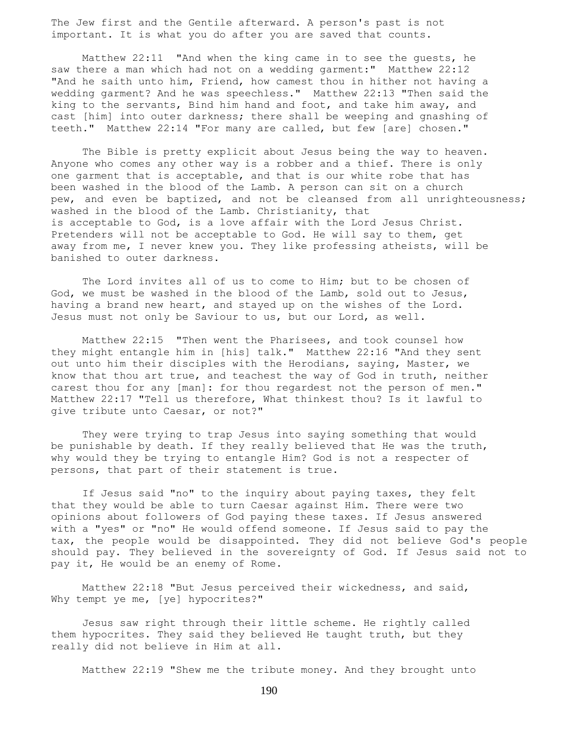The Jew first and the Gentile afterward. A person's past is not important. It is what you do after you are saved that counts.

Matthew 22:11 "And when the king came in to see the guests, he saw there a man which had not on a wedding garment:" Matthew 22:12 "And he saith unto him, Friend, how camest thou in hither not having a wedding garment? And he was speechless." Matthew 22:13 "Then said the king to the servants, Bind him hand and foot, and take him away, and cast [him] into outer darkness; there shall be weeping and gnashing of teeth." Matthew 22:14 "For many are called, but few [are] chosen."

The Bible is pretty explicit about Jesus being the way to heaven. Anyone who comes any other way is a robber and a thief. There is only one garment that is acceptable, and that is our white robe that has been washed in the blood of the Lamb. A person can sit on a church pew, and even be baptized, and not be cleansed from all unrighteousness; washed in the blood of the Lamb. Christianity, that is acceptable to God, is a love affair with the Lord Jesus Christ. Pretenders will not be acceptable to God. He will say to them, get away from me, I never knew you. They like professing atheists, will be banished to outer darkness.

The Lord invites all of us to come to Him; but to be chosen of God, we must be washed in the blood of the Lamb, sold out to Jesus, having a brand new heart, and stayed up on the wishes of the Lord. Jesus must not only be Saviour to us, but our Lord, as well.

Matthew 22:15 "Then went the Pharisees, and took counsel how they might entangle him in [his] talk." Matthew 22:16 "And they sent out unto him their disciples with the Herodians, saying, Master, we know that thou art true, and teachest the way of God in truth, neither carest thou for any [man]: for thou regardest not the person of men." Matthew 22:17 "Tell us therefore, What thinkest thou? Is it lawful to give tribute unto Caesar, or not?"

They were trying to trap Jesus into saying something that would be punishable by death. If they really believed that He was the truth, why would they be trying to entangle Him? God is not a respecter of persons, that part of their statement is true.

If Jesus said "no" to the inquiry about paying taxes, they felt that they would be able to turn Caesar against Him. There were two opinions about followers of God paying these taxes. If Jesus answered with a "yes" or "no" He would offend someone. If Jesus said to pay the tax, the people would be disappointed. They did not believe God's people should pay. They believed in the sovereignty of God. If Jesus said not to pay it, He would be an enemy of Rome.

Matthew 22:18 "But Jesus perceived their wickedness, and said, Why tempt ye me, [ye] hypocrites?"

Jesus saw right through their little scheme. He rightly called them hypocrites. They said they believed He taught truth, but they really did not believe in Him at all.

Matthew 22:19 "Shew me the tribute money. And they brought unto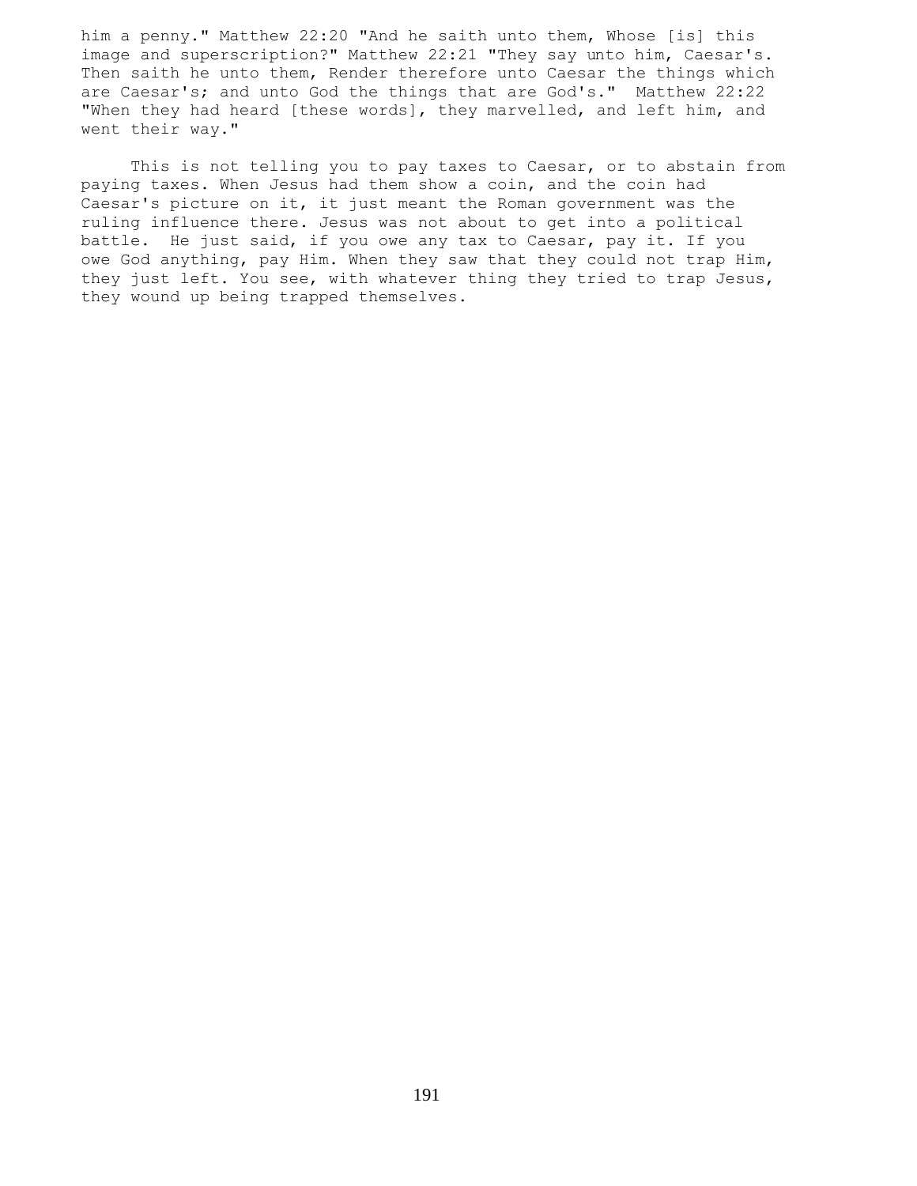him a penny." Matthew 22:20 "And he saith unto them, Whose [is] this image and superscription?" Matthew 22:21 "They say unto him, Caesar's. Then saith he unto them, Render therefore unto Caesar the things which are Caesar's; and unto God the things that are God's." Matthew 22:22 "When they had heard [these words], they marvelled, and left him, and went their way."

This is not telling you to pay taxes to Caesar, or to abstain from paying taxes. When Jesus had them show a coin, and the coin had Caesar's picture on it, it just meant the Roman government was the ruling influence there. Jesus was not about to get into a political battle. He just said, if you owe any tax to Caesar, pay it. If you owe God anything, pay Him. When they saw that they could not trap Him, they just left. You see, with whatever thing they tried to trap Jesus, they wound up being trapped themselves.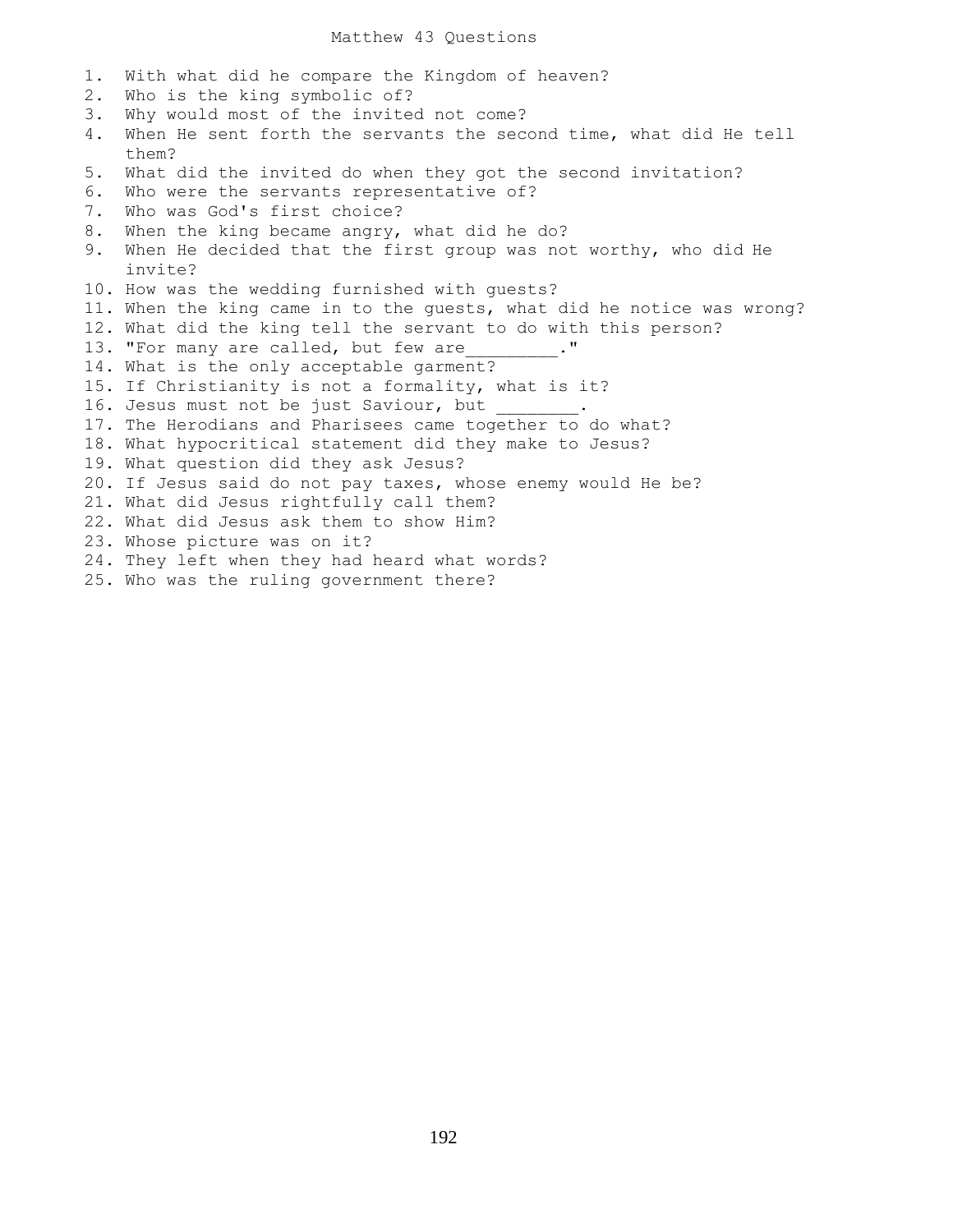# Matthew 43 Questions

1. With what did he compare the Kingdom of heaven?
2. Who is the king symbolic of?
3. Why would most of the invited not come?
4. When He sent forth the servants the second time, what did He tell them?
5. What did the invited do when they got the second invitation?
6. Who were the servants representative of?
7. Who was God's first choice?
8. When the king became angry, what did he do?
9. When He decided that the first group was not worthy, who did He invite?
10. How was the wedding furnished with guests?
11. When the king came in to the guests, what did he notice was wrong?
12. What did the king tell the servant to do with this person?
13. "For many are called, but few are_________."
14. What is the only acceptable garment?
15. If Christianity is not a formality, what is it?
16. Jesus must not be just Saviour, but ________.
17. The Herodians and Pharisees came together to do what?
18. What hypocritical statement did they make to Jesus?
19. What question did they ask Jesus?
20. If Jesus said do not pay taxes, whose enemy would He be?
21. What did Jesus rightfully call them?
22. What did Jesus ask them to show Him?
23. Whose picture was on it?
24. They left when they had heard what words?
25. Who was the ruling government there?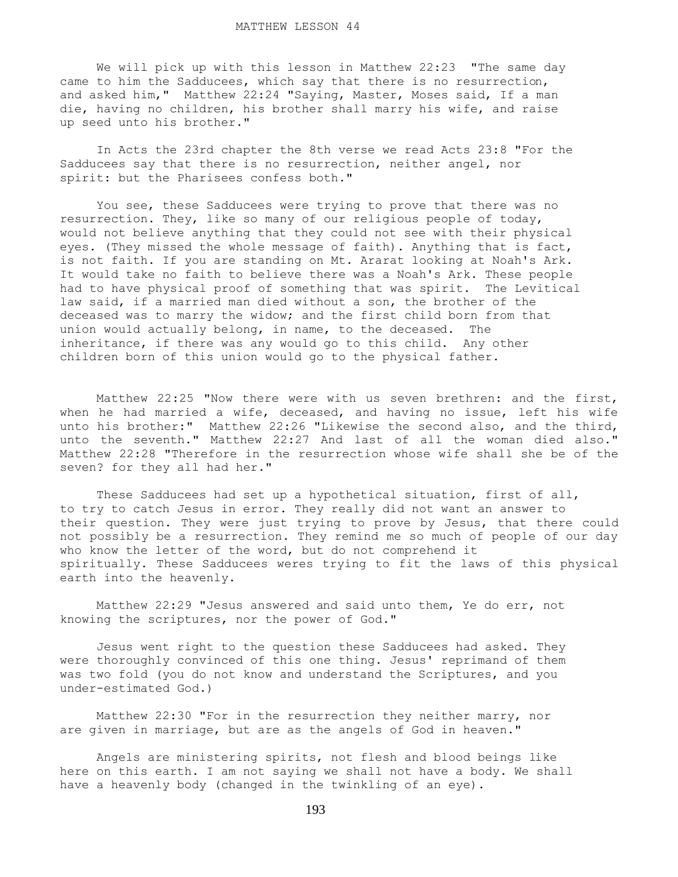MATTHEW LESSON 44

We will pick up with this lesson in Matthew 22:23 "The same day came to him the Sadducees, which say that there is no resurrection, and asked him," Matthew 22:24 "Saying, Master, Moses said, If a man die, having no children, his brother shall marry his wife, and raise up seed unto his brother."

In Acts the 23rd chapter the 8th verse we read Acts 23:8 "For the Sadducees say that there is no resurrection, neither angel, nor spirit: but the Pharisees confess both."

You see, these Sadducees were trying to prove that there was no resurrection. They, like so many of our religious people of today, would not believe anything that they could not see with their physical eyes. (They missed the whole message of faith). Anything that is fact, is not faith. If you are standing on Mt. Ararat looking at Noah's Ark. It would take no faith to believe there was a Noah's Ark. These people had to have physical proof of something that was spirit. The Levitical law said, if a married man died without a son, the brother of the deceased was to marry the widow; and the first child born from that union would actually belong, in name, to the deceased. The inheritance, if there was any would go to this child. Any other children born of this union would go to the physical father.

Matthew 22:25 "Now there were with us seven brethren: and the first, when he had married a wife, deceased, and having no issue, left his wife unto his brother:" Matthew 22:26 "Likewise the second also, and the third, unto the seventh." Matthew 22:27 And last of all the woman died also." Matthew 22:28 "Therefore in the resurrection whose wife shall she be of the seven? for they all had her."

These Sadducees had set up a hypothetical situation, first of all, to try to catch Jesus in error. They really did not want an answer to their question. They were just trying to prove by Jesus, that there could not possibly be a resurrection. They remind me so much of people of our day who know the letter of the word, but do not comprehend it spiritually. These Sadducees weres trying to fit the laws of this physical earth into the heavenly.

Matthew 22:29 "Jesus answered and said unto them, Ye do err, not knowing the scriptures, nor the power of God."

Jesus went right to the question these Sadducees had asked. They were thoroughly convinced of this one thing. Jesus' reprimand of them was two fold (you do not know and understand the Scriptures, and you under-estimated God.)

Matthew 22:30 "For in the resurrection they neither marry, nor are given in marriage, but are as the angels of God in heaven."

Angels are ministering spirits, not flesh and blood beings like here on this earth. I am not saying we shall not have a body. We shall have a heavenly body (changed in the twinkling of an eye).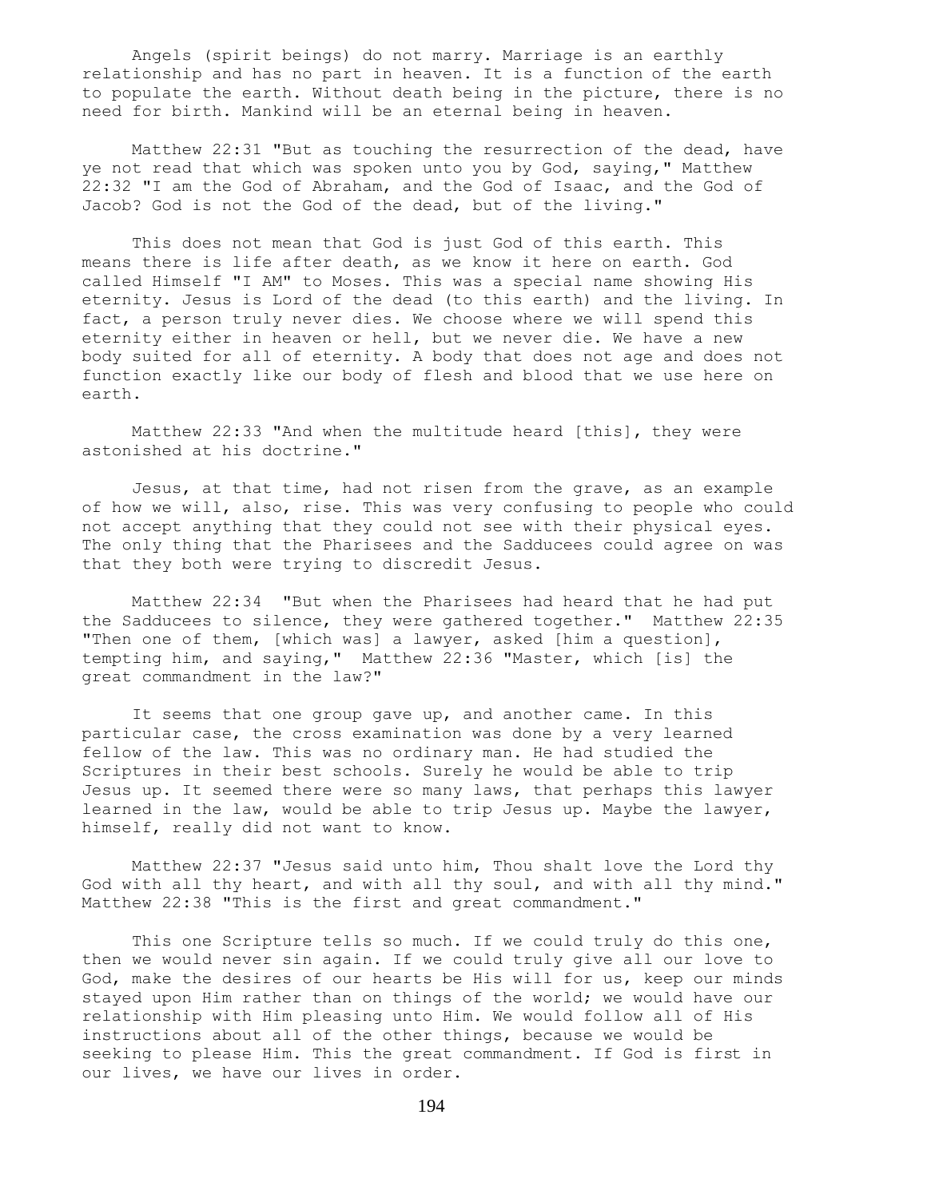Angels (spirit beings) do not marry. Marriage is an earthly relationship and has no part in heaven. It is a function of the earth to populate the earth. Without death being in the picture, there is no need for birth. Mankind will be an eternal being in heaven.

Matthew 22:31 "But as touching the resurrection of the dead, have ye not read that which was spoken unto you by God, saying," Matthew 22:32 "I am the God of Abraham, and the God of Isaac, and the God of Jacob? God is not the God of the dead, but of the living."

This does not mean that God is just God of this earth. This means there is life after death, as we know it here on earth. God called Himself "I AM" to Moses. This was a special name showing His eternity. Jesus is Lord of the dead (to this earth) and the living. In fact, a person truly never dies. We choose where we will spend this eternity either in heaven or hell, but we never die. We have a new body suited for all of eternity. A body that does not age and does not function exactly like our body of flesh and blood that we use here on earth.

Matthew 22:33 "And when the multitude heard [this], they were astonished at his doctrine."

Jesus, at that time, had not risen from the grave, as an example of how we will, also, rise. This was very confusing to people who could not accept anything that they could not see with their physical eyes. The only thing that the Pharisees and the Sadducees could agree on was that they both were trying to discredit Jesus.

Matthew 22:34 "But when the Pharisees had heard that he had put the Sadducees to silence, they were gathered together." Matthew 22:35 "Then one of them, [which was] a lawyer, asked [him a question], tempting him, and saying," Matthew 22:36 "Master, which [is] the great commandment in the law?"

It seems that one group gave up, and another came. In this particular case, the cross examination was done by a very learned fellow of the law. This was no ordinary man. He had studied the Scriptures in their best schools. Surely he would be able to trip Jesus up. It seemed there were so many laws, that perhaps this lawyer learned in the law, would be able to trip Jesus up. Maybe the lawyer, himself, really did not want to know.

Matthew 22:37 "Jesus said unto him, Thou shalt love the Lord thy God with all thy heart, and with all thy soul, and with all thy mind." Matthew 22:38 "This is the first and great commandment."

This one Scripture tells so much. If we could truly do this one, then we would never sin again. If we could truly give all our love to God, make the desires of our hearts be His will for us, keep our minds stayed upon Him rather than on things of the world; we would have our relationship with Him pleasing unto Him. We would follow all of His instructions about all of the other things, because we would be seeking to please Him. This the great commandment. If God is first in our lives, we have our lives in order.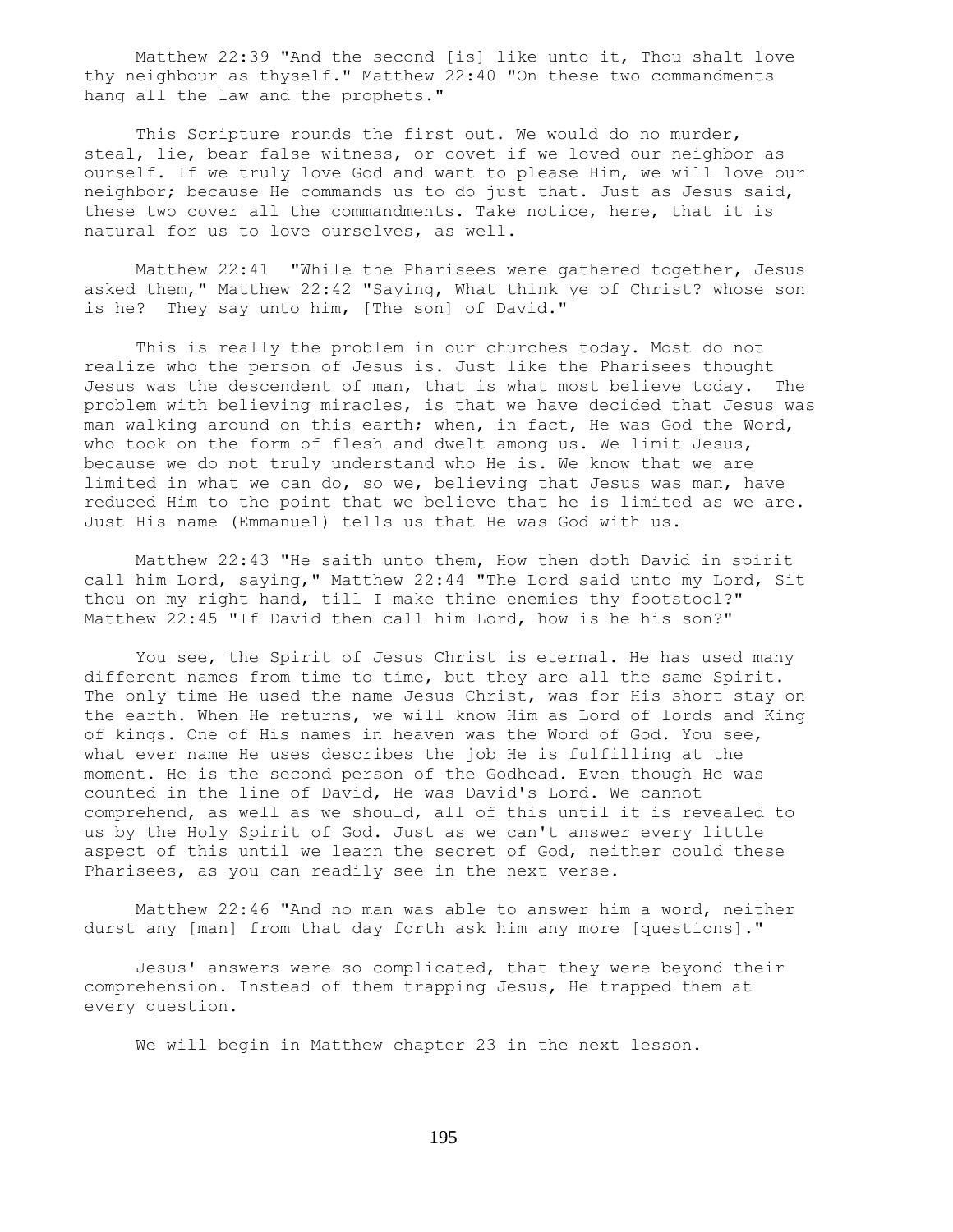Matthew 22:39 "And the second [is] like unto it, Thou shalt love thy neighbour as thyself." Matthew 22:40 "On these two commandments hang all the law and the prophets."

This Scripture rounds the first out. We would do no murder, steal, lie, bear false witness, or covet if we loved our neighbor as ourself. If we truly love God and want to please Him, we will love our neighbor; because He commands us to do just that. Just as Jesus said, these two cover all the commandments. Take notice, here, that it is natural for us to love ourselves, as well.

Matthew 22:41 "While the Pharisees were gathered together, Jesus asked them," Matthew 22:42 "Saying, What think ye of Christ? whose son is he? They say unto him, [The son] of David."

This is really the problem in our churches today. Most do not realize who the person of Jesus is. Just like the Pharisees thought Jesus was the descendent of man, that is what most believe today. The problem with believing miracles, is that we have decided that Jesus was man walking around on this earth; when, in fact, He was God the Word, who took on the form of flesh and dwelt among us. We limit Jesus, because we do not truly understand who He is. We know that we are limited in what we can do, so we, believing that Jesus was man, have reduced Him to the point that we believe that he is limited as we are. Just His name (Emmanuel) tells us that He was God with us.

Matthew 22:43 "He saith unto them, How then doth David in spirit call him Lord, saying," Matthew 22:44 "The Lord said unto my Lord, Sit thou on my right hand, till I make thine enemies thy footstool?" Matthew 22:45 "If David then call him Lord, how is he his son?"

You see, the Spirit of Jesus Christ is eternal. He has used many different names from time to time, but they are all the same Spirit. The only time He used the name Jesus Christ, was for His short stay on the earth. When He returns, we will know Him as Lord of lords and King of kings. One of His names in heaven was the Word of God. You see, what ever name He uses describes the job He is fulfilling at the moment. He is the second person of the Godhead. Even though He was counted in the line of David, He was David's Lord. We cannot comprehend, as well as we should, all of this until it is revealed to us by the Holy Spirit of God. Just as we can't answer every little aspect of this until we learn the secret of God, neither could these Pharisees, as you can readily see in the next verse.

Matthew 22:46 "And no man was able to answer him a word, neither durst any [man] from that day forth ask him any more [questions]."

Jesus' answers were so complicated, that they were beyond their comprehension. Instead of them trapping Jesus, He trapped them at every question.

We will begin in Matthew chapter 23 in the next lesson.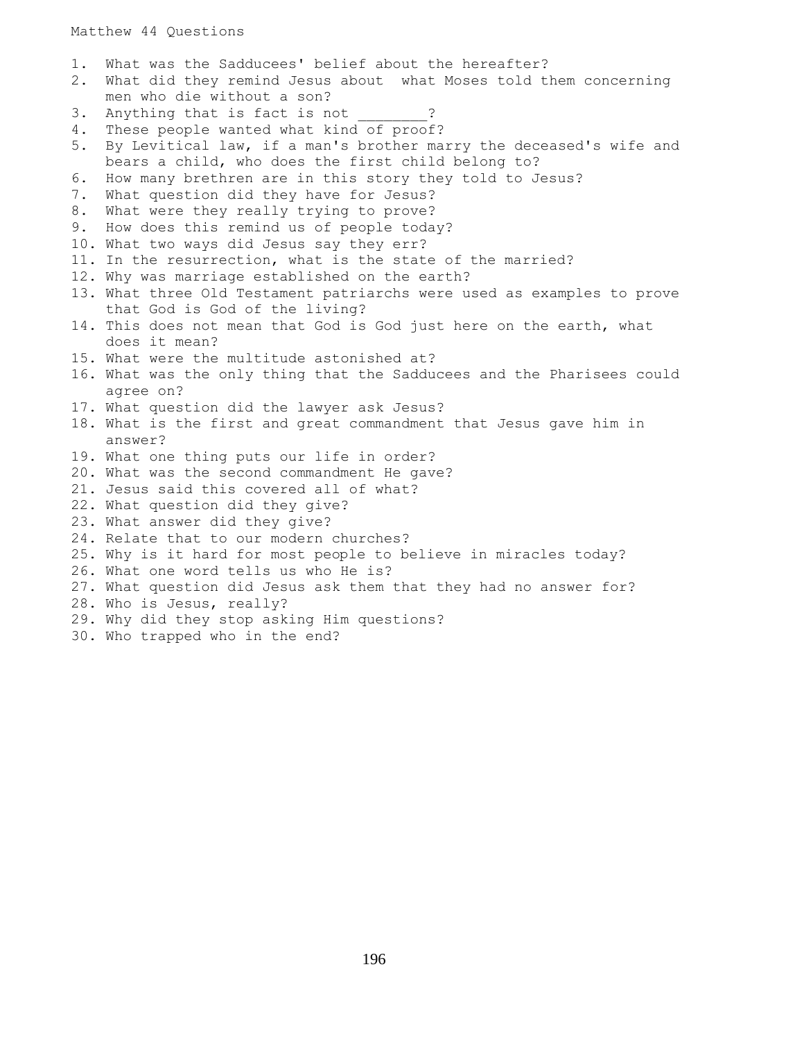Matthew 44 Questions

1. What was the Sadducees' belief about the hereafter?
2. What did they remind Jesus about what Moses told them concerning men who die without a son?
3. Anything that is fact is not ________?
4. These people wanted what kind of proof?
5. By Levitical law, if a man's brother marry the deceased's wife and bears a child, who does the first child belong to?
6. How many brethren are in this story they told to Jesus?
7. What question did they have for Jesus?
8. What were they really trying to prove?
9. How does this remind us of people today?
10. What two ways did Jesus say they err?
11. In the resurrection, what is the state of the married?
12. Why was marriage established on the earth?
13. What three Old Testament patriarchs were used as examples to prove that God is God of the living?
14. This does not mean that God is God just here on the earth, what does it mean?
15. What were the multitude astonished at?
16. What was the only thing that the Sadducees and the Pharisees could agree on?
17. What question did the lawyer ask Jesus?
18. What is the first and great commandment that Jesus gave him in answer?
19. What one thing puts our life in order?
20. What was the second commandment He gave?
21. Jesus said this covered all of what?
22. What question did they give?
23. What answer did they give?
24. Relate that to our modern churches?
25. Why is it hard for most people to believe in miracles today?
26. What one word tells us who He is?
27. What question did Jesus ask them that they had no answer for?
28. Who is Jesus, really?
29. Why did they stop asking Him questions?
30. Who trapped who in the end?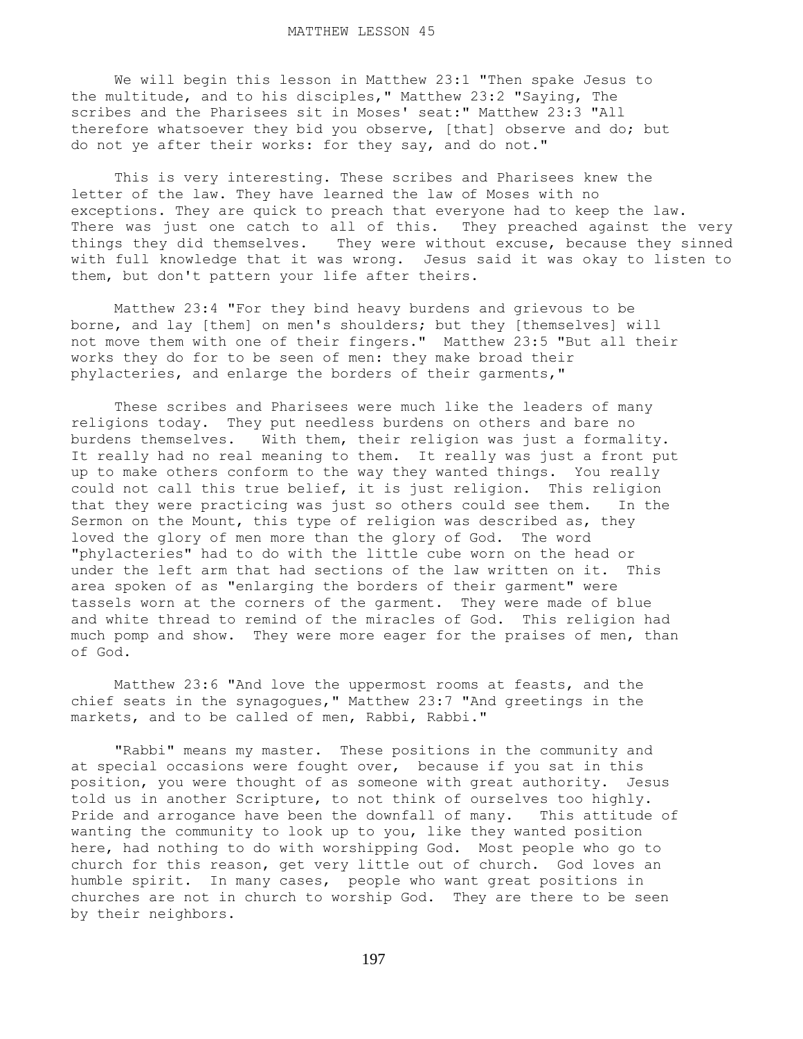# MATTHEW LESSON 45

We will begin this lesson in Matthew 23:1 "Then spake Jesus to the multitude, and to his disciples," Matthew 23:2 "Saying, The scribes and the Pharisees sit in Moses' seat:" Matthew 23:3 "All therefore whatsoever they bid you observe, [that] observe and do; but do not ye after their works: for they say, and do not."

This is very interesting. These scribes and Pharisees knew the letter of the law. They have learned the law of Moses with no exceptions. They are quick to preach that everyone had to keep the law. There was just one catch to all of this. They preached against the very things they did themselves. They were without excuse, because they sinned with full knowledge that it was wrong. Jesus said it was okay to listen to them, but don't pattern your life after theirs.

Matthew 23:4 "For they bind heavy burdens and grievous to be borne, and lay [them] on men's shoulders; but they [themselves] will not move them with one of their fingers." Matthew 23:5 "But all their works they do for to be seen of men: they make broad their phylacteries, and enlarge the borders of their garments,"

These scribes and Pharisees were much like the leaders of many religions today. They put needless burdens on others and bare no burdens themselves. With them, their religion was just a formality. It really had no real meaning to them. It really was just a front put up to make others conform to the way they wanted things. You really could not call this true belief, it is just religion. This religion that they were practicing was just so others could see them. In the Sermon on the Mount, this type of religion was described as, they loved the glory of men more than the glory of God. The word "phylacteries" had to do with the little cube worn on the head or under the left arm that had sections of the law written on it. This area spoken of as "enlarging the borders of their garment" were tassels worn at the corners of the garment. They were made of blue and white thread to remind of the miracles of God. This religion had much pomp and show. They were more eager for the praises of men, than of God.

Matthew 23:6 "And love the uppermost rooms at feasts, and the chief seats in the synagogues," Matthew 23:7 "And greetings in the markets, and to be called of men, Rabbi, Rabbi."

"Rabbi" means my master. These positions in the community and at special occasions were fought over, because if you sat in this position, you were thought of as someone with great authority. Jesus told us in another Scripture, to not think of ourselves too highly. Pride and arrogance have been the downfall of many. This attitude of wanting the community to look up to you, like they wanted position here, had nothing to do with worshipping God. Most people who go to church for this reason, get very little out of church. God loves an humble spirit. In many cases, people who want great positions in churches are not in church to worship God. They are there to be seen by their neighbors.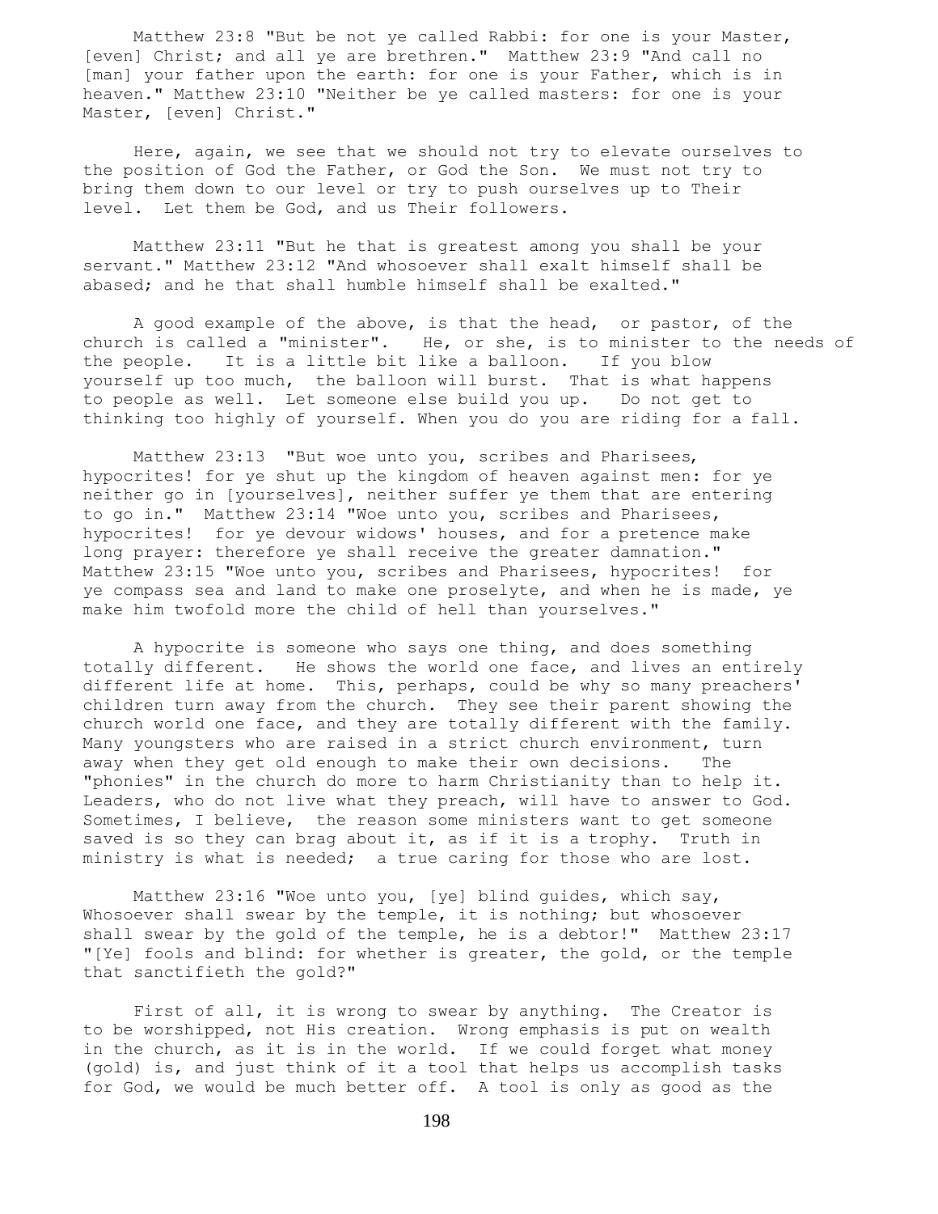Matthew 23:8 "But be not ye called Rabbi: for one is your Master, [even] Christ; and all ye are brethren." Matthew 23:9 "And call no [man] your father upon the earth: for one is your Father, which is in heaven." Matthew 23:10 "Neither be ye called masters: for one is your Master, [even] Christ."

Here, again, we see that we should not try to elevate ourselves to the position of God the Father, or God the Son. We must not try to bring them down to our level or try to push ourselves up to Their level. Let them be God, and us Their followers.

Matthew 23:11 "But he that is greatest among you shall be your servant." Matthew 23:12 "And whosoever shall exalt himself shall be abased; and he that shall humble himself shall be exalted."

A good example of the above, is that the head, or pastor, of the church is called a "minister". He, or she, is to minister to the needs of the people. It is a little bit like a balloon. If you blow yourself up too much, the balloon will burst. That is what happens to people as well. Let someone else build you up. Do not get to thinking too highly of yourself. When you do you are riding for a fall.

Matthew 23:13 "But woe unto you, scribes and Pharisees, hypocrites! for ye shut up the kingdom of heaven against men: for ye neither go in [yourselves], neither suffer ye them that are entering to go in." Matthew 23:14 "Woe unto you, scribes and Pharisees, hypocrites! for ye devour widows' houses, and for a pretence make long prayer: therefore ye shall receive the greater damnation." Matthew 23:15 "Woe unto you, scribes and Pharisees, hypocrites! for ye compass sea and land to make one proselyte, and when he is made, ye make him twofold more the child of hell than yourselves."

A hypocrite is someone who says one thing, and does something totally different. He shows the world one face, and lives an entirely different life at home. This, perhaps, could be why so many preachers' children turn away from the church. They see their parent showing the church world one face, and they are totally different with the family. Many youngsters who are raised in a strict church environment, turn away when they get old enough to make their own decisions. The "phonies" in the church do more to harm Christianity than to help it. Leaders, who do not live what they preach, will have to answer to God. Sometimes, I believe, the reason some ministers want to get someone saved is so they can brag about it, as if it is a trophy. Truth in ministry is what is needed; a true caring for those who are lost.

Matthew 23:16 "Woe unto you, [ye] blind guides, which say, Whosoever shall swear by the temple, it is nothing; but whosoever shall swear by the gold of the temple, he is a debtor!" Matthew 23:17 "[Ye] fools and blind: for whether is greater, the gold, or the temple that sanctifieth the gold?"

First of all, it is wrong to swear by anything. The Creator is to be worshipped, not His creation. Wrong emphasis is put on wealth in the church, as it is in the world. If we could forget what money (gold) is, and just think of it a tool that helps us accomplish tasks for God, we would be much better off. A tool is only as good as the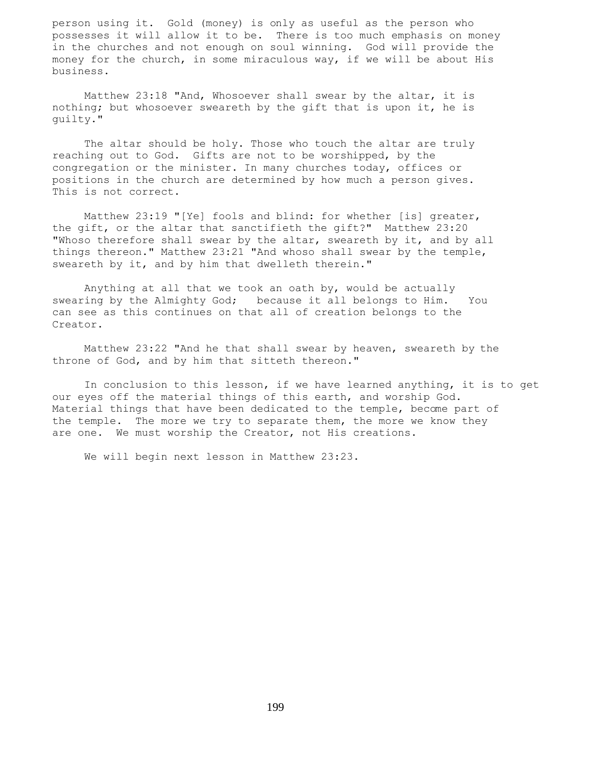person using it. Gold (money) is only as useful as the person who possesses it will allow it to be. There is too much emphasis on money in the churches and not enough on soul winning. God will provide the money for the church, in some miraculous way, if we will be about His business.

Matthew 23:18 "And, Whosoever shall swear by the altar, it is nothing; but whosoever sweareth by the gift that is upon it, he is guilty."

The altar should be holy. Those who touch the altar are truly reaching out to God. Gifts are not to be worshipped, by the congregation or the minister. In many churches today, offices or positions in the church are determined by how much a person gives. This is not correct.

Matthew 23:19 "[Ye] fools and blind: for whether [is] greater, the gift, or the altar that sanctifieth the gift?" Matthew 23:20 "Whoso therefore shall swear by the altar, sweareth by it, and by all things thereon." Matthew 23:21 "And whoso shall swear by the temple, sweareth by it, and by him that dwelleth therein."

Anything at all that we took an oath by, would be actually swearing by the Almighty God; because it all belongs to Him. You can see as this continues on that all of creation belongs to the Creator.

Matthew 23:22 "And he that shall swear by heaven, sweareth by the throne of God, and by him that sitteth thereon."

In conclusion to this lesson, if we have learned anything, it is to get our eyes off the material things of this earth, and worship God. Material things that have been dedicated to the temple, become part of the temple. The more we try to separate them, the more we know they are one. We must worship the Creator, not His creations.

We will begin next lesson in Matthew 23:23.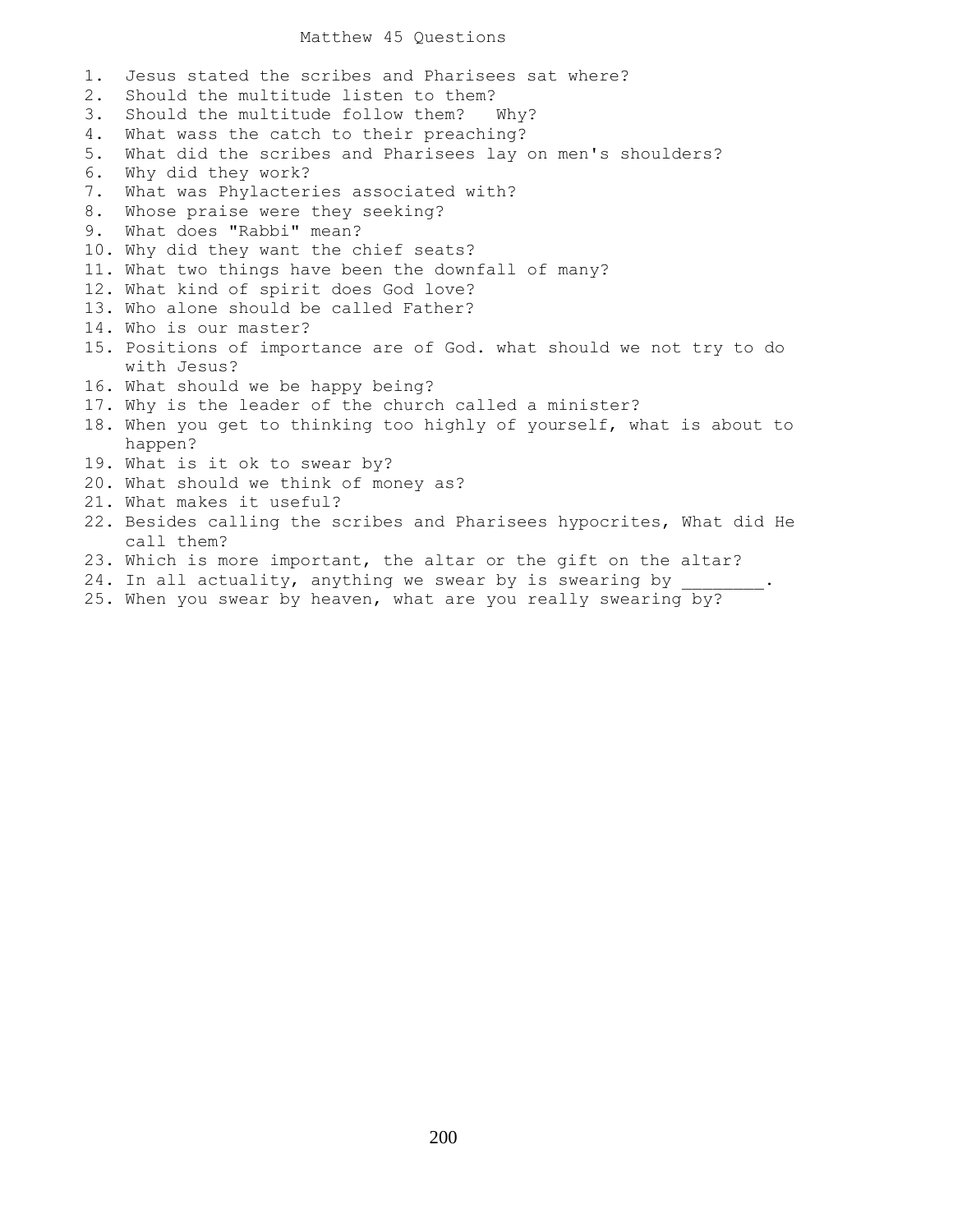# Matthew 45 Questions

1. Jesus stated the scribes and Pharisees sat where?
2. Should the multitude listen to them?
3. Should the multitude follow them? Why?
4. What wass the catch to their preaching?
5. What did the scribes and Pharisees lay on men's shoulders?
6. Why did they work?
7. What was Phylacteries associated with?
8. Whose praise were they seeking?
9. What does "Rabbi" mean?
10. Why did they want the chief seats?
11. What two things have been the downfall of many?
12. What kind of spirit does God love?
13. Who alone should be called Father?
14. Who is our master?
15. Positions of importance are of God. what should we not try to do with Jesus?
16. What should we be happy being?
17. Why is the leader of the church called a minister?
18. When you get to thinking too highly of yourself, what is about to happen?
19. What is it ok to swear by?
20. What should we think of money as?
21. What makes it useful?
22. Besides calling the scribes and Pharisees hypocrites, What did He call them?
23. Which is more important, the altar or the gift on the altar?
24. In all actuality, anything we swear by is swearing by ________.
25. When you swear by heaven, what are you really swearing by?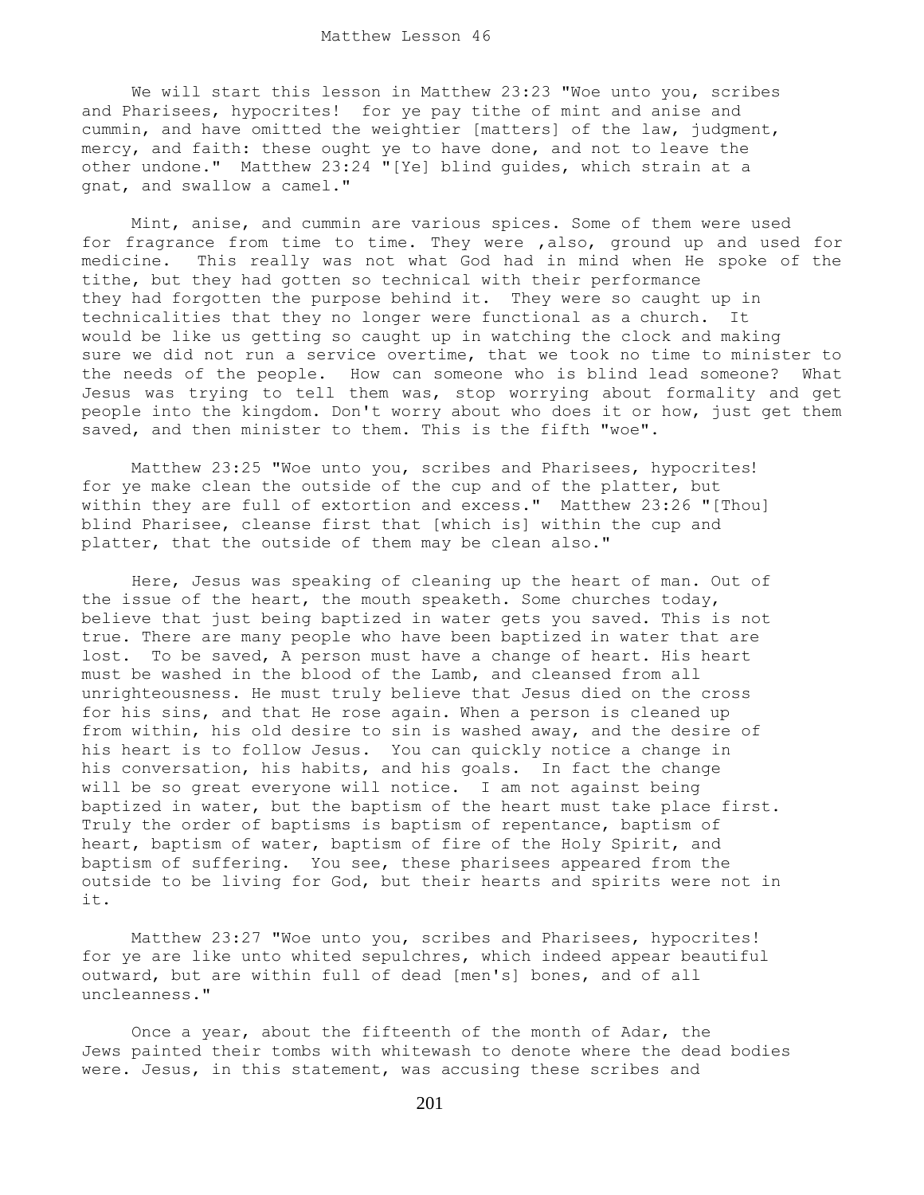# Matthew Lesson 46

We will start this lesson in Matthew 23:23 "Woe unto you, scribes and Pharisees, hypocrites! for ye pay tithe of mint and anise and cummin, and have omitted the weightier [matters] of the law, judgment, mercy, and faith: these ought ye to have done, and not to leave the other undone." Matthew 23:24 "[Ye] blind guides, which strain at a gnat, and swallow a camel."

Mint, anise, and cummin are various spices. Some of them were used for fragrance from time to time. They were ,also, ground up and used for medicine. This really was not what God had in mind when He spoke of the tithe, but they had gotten so technical with their performance they had forgotten the purpose behind it. They were so caught up in technicalities that they no longer were functional as a church. It would be like us getting so caught up in watching the clock and making sure we did not run a service overtime, that we took no time to minister to the needs of the people. How can someone who is blind lead someone? What Jesus was trying to tell them was, stop worrying about formality and get people into the kingdom. Don't worry about who does it or how, just get them saved, and then minister to them. This is the fifth "woe".

Matthew 23:25 "Woe unto you, scribes and Pharisees, hypocrites! for ye make clean the outside of the cup and of the platter, but within they are full of extortion and excess." Matthew 23:26 "[Thou] blind Pharisee, cleanse first that [which is] within the cup and platter, that the outside of them may be clean also."

Here, Jesus was speaking of cleaning up the heart of man. Out of the issue of the heart, the mouth speaketh. Some churches today, believe that just being baptized in water gets you saved. This is not true. There are many people who have been baptized in water that are lost. To be saved, A person must have a change of heart. His heart must be washed in the blood of the Lamb, and cleansed from all unrighteousness. He must truly believe that Jesus died on the cross for his sins, and that He rose again. When a person is cleaned up from within, his old desire to sin is washed away, and the desire of his heart is to follow Jesus. You can quickly notice a change in his conversation, his habits, and his goals. In fact the change will be so great everyone will notice. I am not against being baptized in water, but the baptism of the heart must take place first. Truly the order of baptisms is baptism of repentance, baptism of heart, baptism of water, baptism of fire of the Holy Spirit, and baptism of suffering. You see, these pharisees appeared from the outside to be living for God, but their hearts and spirits were not in it.

Matthew 23:27 "Woe unto you, scribes and Pharisees, hypocrites! for ye are like unto whited sepulchres, which indeed appear beautiful outward, but are within full of dead [men's] bones, and of all uncleanness."

Once a year, about the fifteenth of the month of Adar, the Jews painted their tombs with whitewash to denote where the dead bodies were. Jesus, in this statement, was accusing these scribes and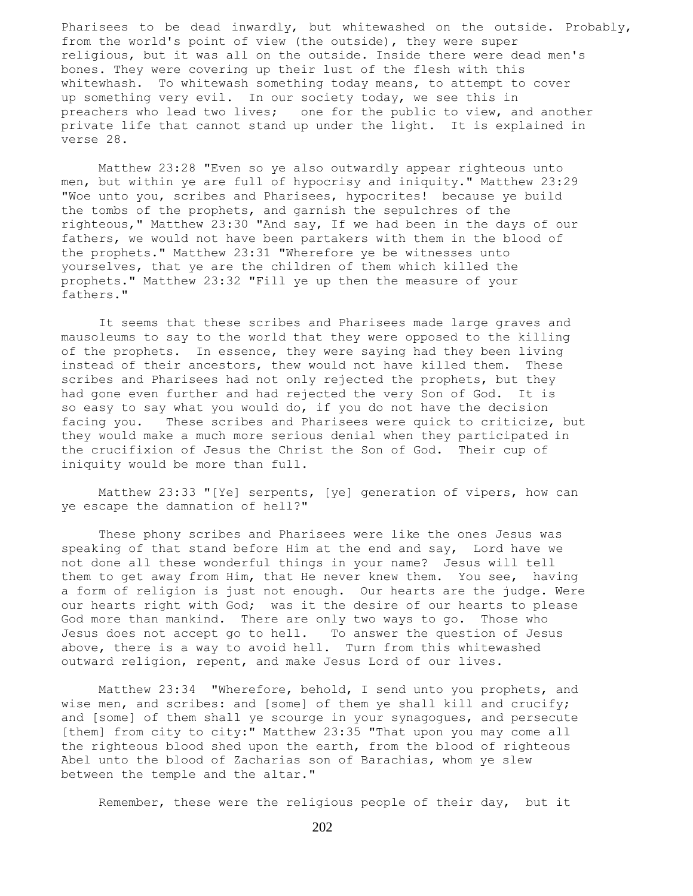Pharisees to be dead inwardly, but whitewashed on the outside. Probably, from the world's point of view (the outside), they were super religious, but it was all on the outside. Inside there were dead men's bones. They were covering up their lust of the flesh with this whitewhash. To whitewash something today means, to attempt to cover up something very evil. In our society today, we see this in preachers who lead two lives; one for the public to view, and another private life that cannot stand up under the light. It is explained in verse 28.

Matthew 23:28 "Even so ye also outwardly appear righteous unto men, but within ye are full of hypocrisy and iniquity." Matthew 23:29 "Woe unto you, scribes and Pharisees, hypocrites! because ye build the tombs of the prophets, and garnish the sepulchres of the righteous," Matthew 23:30 "And say, If we had been in the days of our fathers, we would not have been partakers with them in the blood of the prophets." Matthew 23:31 "Wherefore ye be witnesses unto yourselves, that ye are the children of them which killed the prophets." Matthew 23:32 "Fill ye up then the measure of your fathers."

It seems that these scribes and Pharisees made large graves and mausoleums to say to the world that they were opposed to the killing of the prophets. In essence, they were saying had they been living instead of their ancestors, thew would not have killed them. These scribes and Pharisees had not only rejected the prophets, but they had gone even further and had rejected the very Son of God. It is so easy to say what you would do, if you do not have the decision facing you. These scribes and Pharisees were quick to criticize, but they would make a much more serious denial when they participated in the crucifixion of Jesus the Christ the Son of God. Their cup of iniquity would be more than full.

Matthew 23:33 "[Ye] serpents, [ye] generation of vipers, how can ye escape the damnation of hell?"

These phony scribes and Pharisees were like the ones Jesus was speaking of that stand before Him at the end and say, Lord have we not done all these wonderful things in your name? Jesus will tell them to get away from Him, that He never knew them. You see, having a form of religion is just not enough. Our hearts are the judge. Were our hearts right with God; was it the desire of our hearts to please God more than mankind. There are only two ways to go. Those who Jesus does not accept go to hell. To answer the question of Jesus above, there is a way to avoid hell. Turn from this whitewashed outward religion, repent, and make Jesus Lord of our lives.

Matthew 23:34 "Wherefore, behold, I send unto you prophets, and wise men, and scribes: and [some] of them ye shall kill and crucify; and [some] of them shall ye scourge in your synagogues, and persecute [them] from city to city:" Matthew 23:35 "That upon you may come all the righteous blood shed upon the earth, from the blood of righteous Abel unto the blood of Zacharias son of Barachias, whom ye slew between the temple and the altar."

Remember, these were the religious people of their day, but it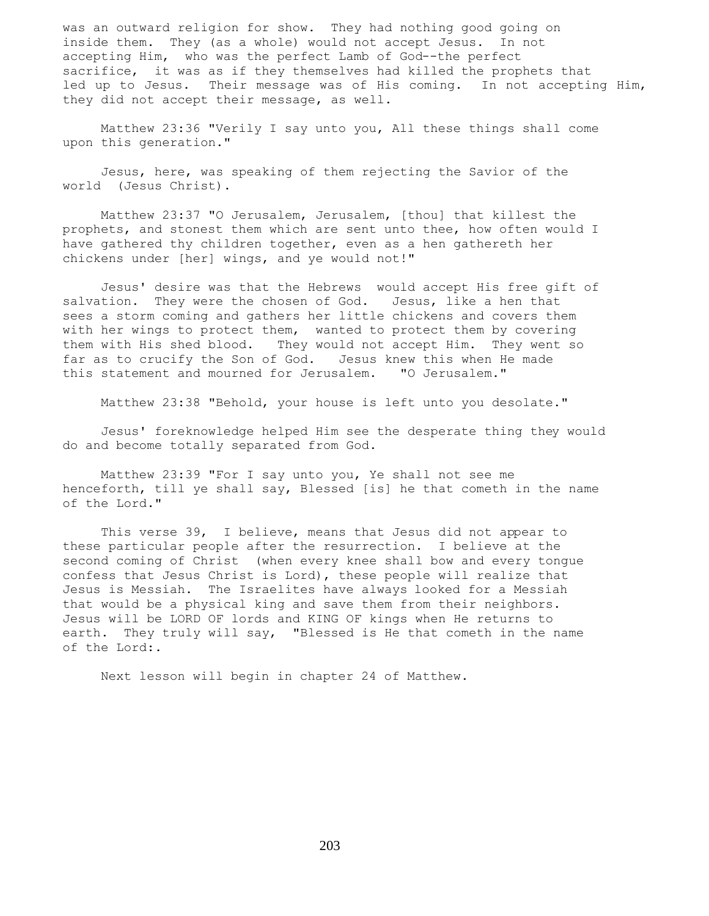was an outward religion for show. They had nothing good going on inside them. They (as a whole) would not accept Jesus. In not accepting Him, who was the perfect Lamb of God--the perfect sacrifice, it was as if they themselves had killed the prophets that led up to Jesus. Their message was of His coming. In not accepting Him, they did not accept their message, as well.

Matthew 23:36 "Verily I say unto you, All these things shall come upon this generation."

Jesus, here, was speaking of them rejecting the Savior of the world (Jesus Christ).

Matthew 23:37 "O Jerusalem, Jerusalem, [thou] that killest the prophets, and stonest them which are sent unto thee, how often would I have gathered thy children together, even as a hen gathereth her chickens under [her] wings, and ye would not!"

Jesus' desire was that the Hebrews would accept His free gift of salvation. They were the chosen of God. Jesus, like a hen that sees a storm coming and gathers her little chickens and covers them with her wings to protect them, wanted to protect them by covering them with His shed blood. They would not accept Him. They went so far as to crucify the Son of God. Jesus knew this when He made this statement and mourned for Jerusalem. "O Jerusalem."

Matthew 23:38 "Behold, your house is left unto you desolate."

Jesus' foreknowledge helped Him see the desperate thing they would do and become totally separated from God.

Matthew 23:39 "For I say unto you, Ye shall not see me henceforth, till ye shall say, Blessed [is] he that cometh in the name of the Lord."

This verse 39, I believe, means that Jesus did not appear to these particular people after the resurrection. I believe at the second coming of Christ (when every knee shall bow and every tongue confess that Jesus Christ is Lord), these people will realize that Jesus is Messiah. The Israelites have always looked for a Messiah that would be a physical king and save them from their neighbors. Jesus will be LORD OF lords and KING OF kings when He returns to earth. They truly will say, "Blessed is He that cometh in the name of the Lord:.

Next lesson will begin in chapter 24 of Matthew.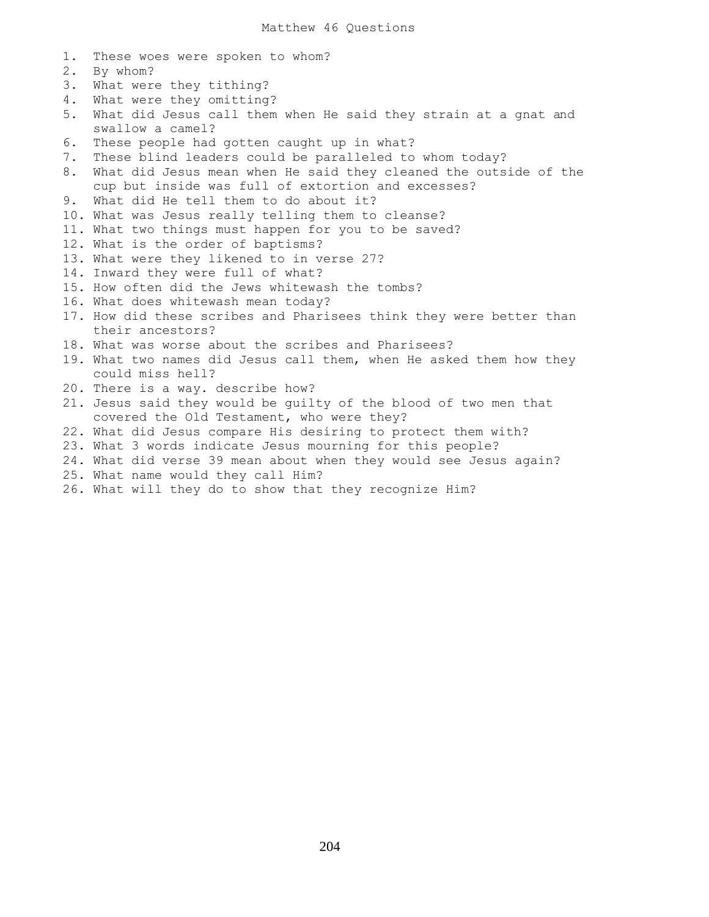# Matthew 46 Questions

1. These woes were spoken to whom?
2. By whom?
3. What were they tithing?
4. What were they omitting?
5. What did Jesus call them when He said they strain at a gnat and swallow a camel?
6. These people had gotten caught up in what?
7. These blind leaders could be paralleled to whom today?
8. What did Jesus mean when He said they cleaned the outside of the cup but inside was full of extortion and excesses?
9. What did He tell them to do about it?
10. What was Jesus really telling them to cleanse?
11. What two things must happen for you to be saved?
12. What is the order of baptisms?
13. What were they likened to in verse 27?
14. Inward they were full of what?
15. How often did the Jews whitewash the tombs?
16. What does whitewash mean today?
17. How did these scribes and Pharisees think they were better than their ancestors?
18. What was worse about the scribes and Pharisees?
19. What two names did Jesus call them, when He asked them how they could miss hell?
20. There is a way. describe how?
21. Jesus said they would be guilty of the blood of two men that covered the Old Testament, who were they?
22. What did Jesus compare His desiring to protect them with?
23. What 3 words indicate Jesus mourning for this people?
24. What did verse 39 mean about when they would see Jesus again?
25. What name would they call Him?
26. What will they do to show that they recognize Him?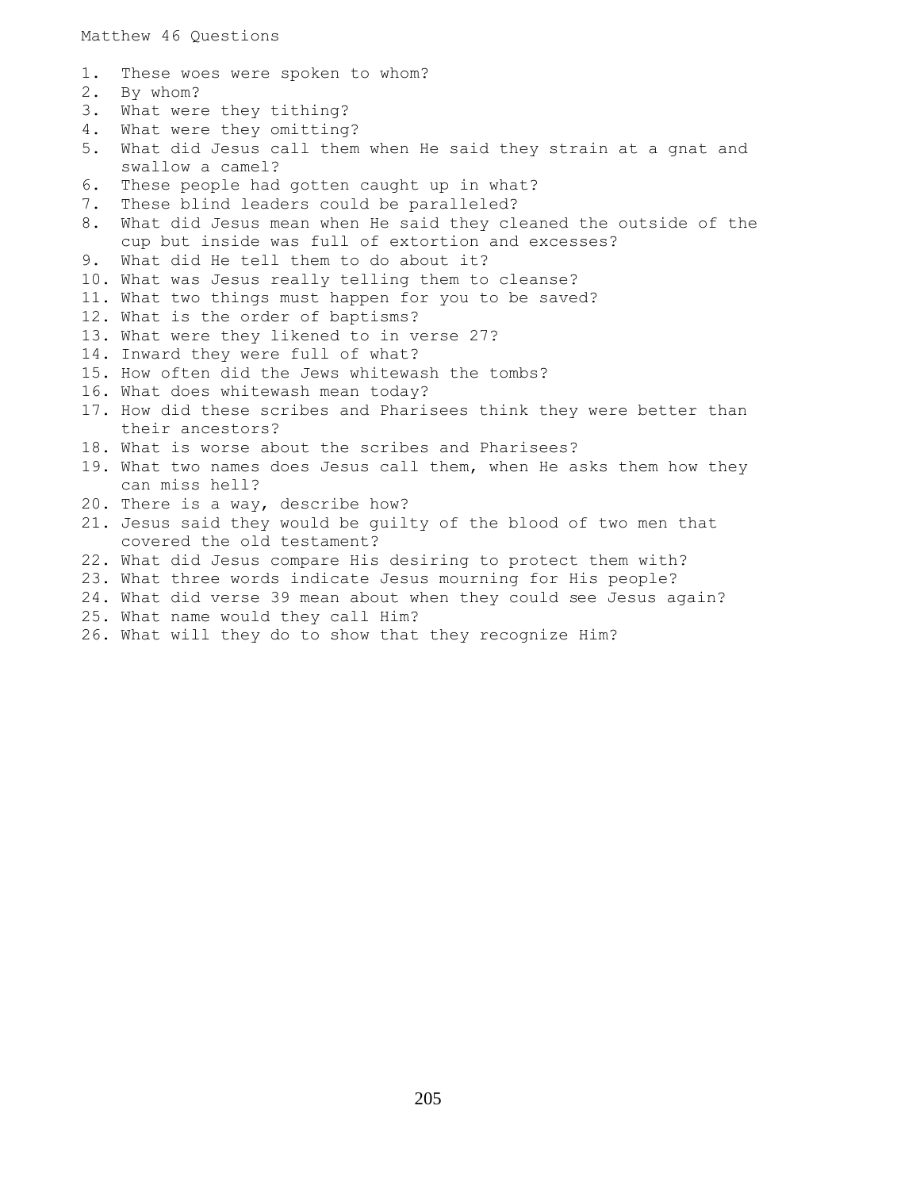# Matthew 46 Questions

1. These woes were spoken to whom?
2. By whom?
3. What were they tithing?
4. What were they omitting?
5. What did Jesus call them when He said they strain at a gnat and swallow a camel?
6. These people had gotten caught up in what?
7. These blind leaders could be paralleled?
8. What did Jesus mean when He said they cleaned the outside of the cup but inside was full of extortion and excesses?
9. What did He tell them to do about it?
10. What was Jesus really telling them to cleanse?
11. What two things must happen for you to be saved?
12. What is the order of baptisms?
13. What were they likened to in verse 27?
14. Inward they were full of what?
15. How often did the Jews whitewash the tombs?
16. What does whitewash mean today?
17. How did these scribes and Pharisees think they were better than their ancestors?
18. What is worse about the scribes and Pharisees?
19. What two names does Jesus call them, when He asks them how they can miss hell?
20. There is a way, describe how?
21. Jesus said they would be guilty of the blood of two men that covered the old testament?
22. What did Jesus compare His desiring to protect them with?
23. What three words indicate Jesus mourning for His people?
24. What did verse 39 mean about when they could see Jesus again?
25. What name would they call Him?
26. What will they do to show that they recognize Him?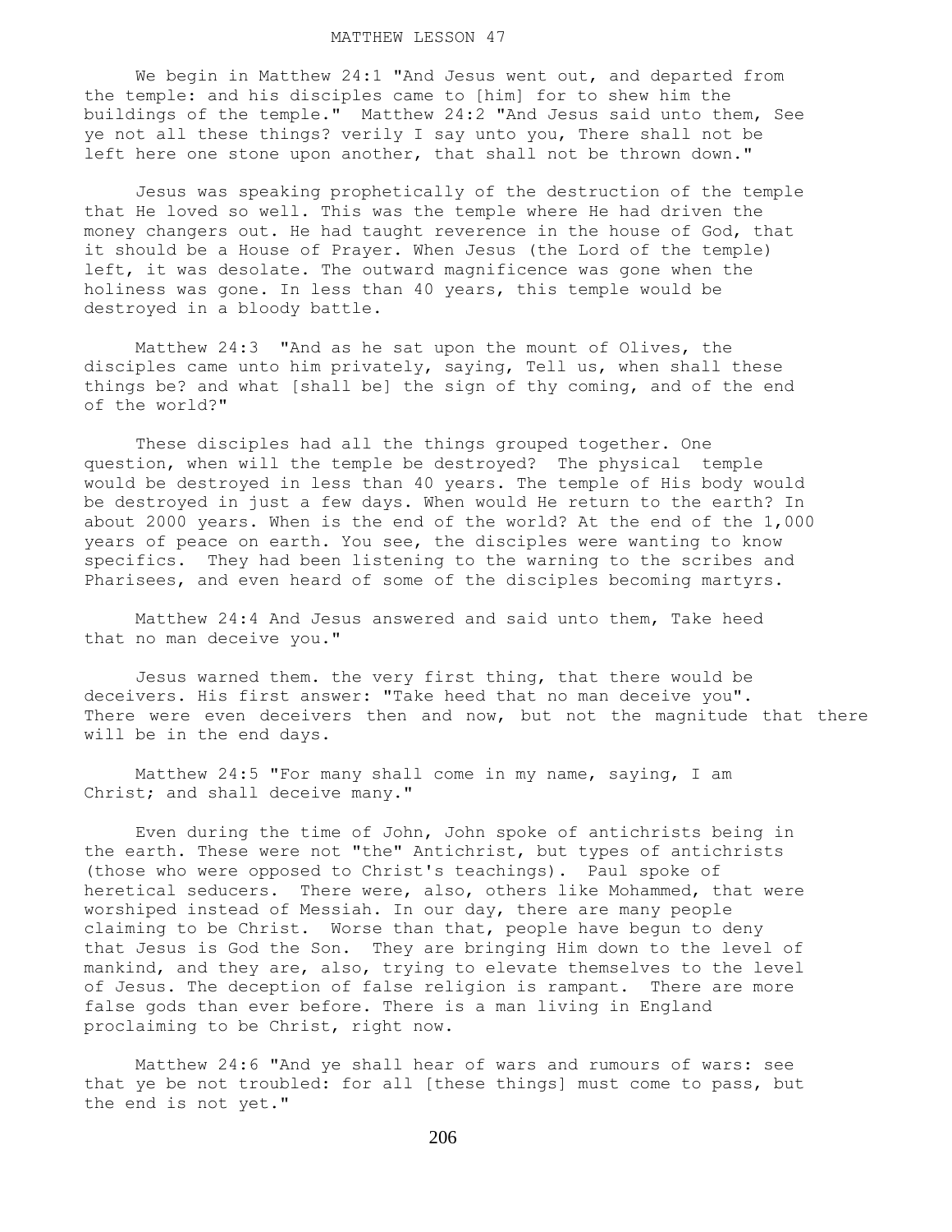# MATTHEW LESSON 47

We begin in Matthew 24:1 "And Jesus went out, and departed from the temple: and his disciples came to [him] for to shew him the buildings of the temple." Matthew 24:2 "And Jesus said unto them, See ye not all these things? verily I say unto you, There shall not be left here one stone upon another, that shall not be thrown down."

Jesus was speaking prophetically of the destruction of the temple that He loved so well. This was the temple where He had driven the money changers out. He had taught reverence in the house of God, that it should be a House of Prayer. When Jesus (the Lord of the temple) left, it was desolate. The outward magnificence was gone when the holiness was gone. In less than 40 years, this temple would be destroyed in a bloody battle.

Matthew 24:3 "And as he sat upon the mount of Olives, the disciples came unto him privately, saying, Tell us, when shall these things be? and what [shall be] the sign of thy coming, and of the end of the world?"

These disciples had all the things grouped together. One question, when will the temple be destroyed? The physical temple would be destroyed in less than 40 years. The temple of His body would be destroyed in just a few days. When would He return to the earth? In about 2000 years. When is the end of the world? At the end of the 1,000 years of peace on earth. You see, the disciples were wanting to know specifics. They had been listening to the warning to the scribes and Pharisees, and even heard of some of the disciples becoming martyrs.

Matthew 24:4 And Jesus answered and said unto them, Take heed that no man deceive you."

Jesus warned them. the very first thing, that there would be deceivers. His first answer: "Take heed that no man deceive you". There were even deceivers then and now, but not the magnitude that there will be in the end days.

Matthew 24:5 "For many shall come in my name, saying, I am Christ; and shall deceive many."

Even during the time of John, John spoke of antichrists being in the earth. These were not "the" Antichrist, but types of antichrists (those who were opposed to Christ's teachings). Paul spoke of heretical seducers. There were, also, others like Mohammed, that were worshiped instead of Messiah. In our day, there are many people claiming to be Christ. Worse than that, people have begun to deny that Jesus is God the Son. They are bringing Him down to the level of mankind, and they are, also, trying to elevate themselves to the level of Jesus. The deception of false religion is rampant. There are more false gods than ever before. There is a man living in England proclaiming to be Christ, right now.

Matthew 24:6 "And ye shall hear of wars and rumours of wars: see that ye be not troubled: for all [these things] must come to pass, but the end is not yet."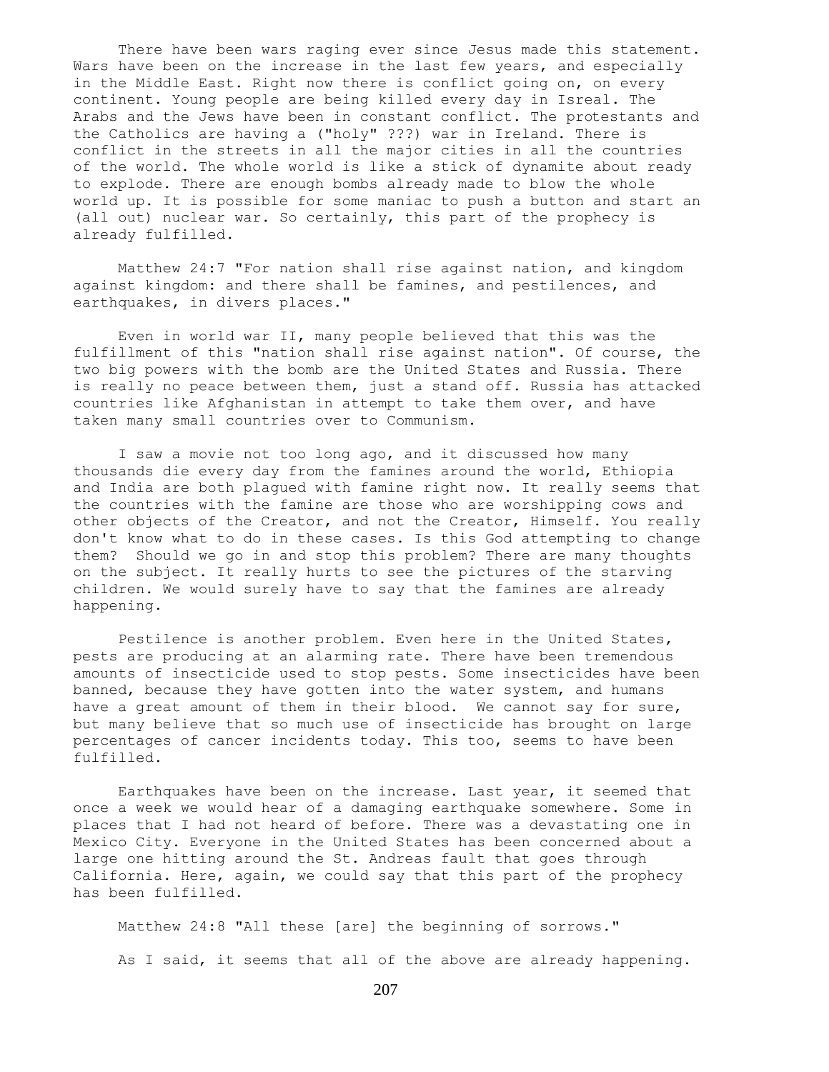There have been wars raging ever since Jesus made this statement. Wars have been on the increase in the last few years, and especially in the Middle East. Right now there is conflict going on, on every continent. Young people are being killed every day in Isreal. The Arabs and the Jews have been in constant conflict. The protestants and the Catholics are having a ("holy" ???) war in Ireland. There is conflict in the streets in all the major cities in all the countries of the world. The whole world is like a stick of dynamite about ready to explode. There are enough bombs already made to blow the whole world up. It is possible for some maniac to push a button and start an (all out) nuclear war. So certainly, this part of the prophecy is already fulfilled.

Matthew 24:7 "For nation shall rise against nation, and kingdom against kingdom: and there shall be famines, and pestilences, and earthquakes, in divers places."

Even in world war II, many people believed that this was the fulfillment of this "nation shall rise against nation". Of course, the two big powers with the bomb are the United States and Russia. There is really no peace between them, just a stand off. Russia has attacked countries like Afghanistan in attempt to take them over, and have taken many small countries over to Communism.

I saw a movie not too long ago, and it discussed how many thousands die every day from the famines around the world, Ethiopia and India are both plagued with famine right now. It really seems that the countries with the famine are those who are worshipping cows and other objects of the Creator, and not the Creator, Himself. You really don't know what to do in these cases. Is this God attempting to change them? Should we go in and stop this problem? There are many thoughts on the subject. It really hurts to see the pictures of the starving children. We would surely have to say that the famines are already happening.

Pestilence is another problem. Even here in the United States, pests are producing at an alarming rate. There have been tremendous amounts of insecticide used to stop pests. Some insecticides have been banned, because they have gotten into the water system, and humans have a great amount of them in their blood. We cannot say for sure, but many believe that so much use of insecticide has brought on large percentages of cancer incidents today. This too, seems to have been fulfilled.

Earthquakes have been on the increase. Last year, it seemed that once a week we would hear of a damaging earthquake somewhere. Some in places that I had not heard of before. There was a devastating one in Mexico City. Everyone in the United States has been concerned about a large one hitting around the St. Andreas fault that goes through California. Here, again, we could say that this part of the prophecy has been fulfilled.

Matthew 24:8 "All these [are] the beginning of sorrows."

As I said, it seems that all of the above are already happening.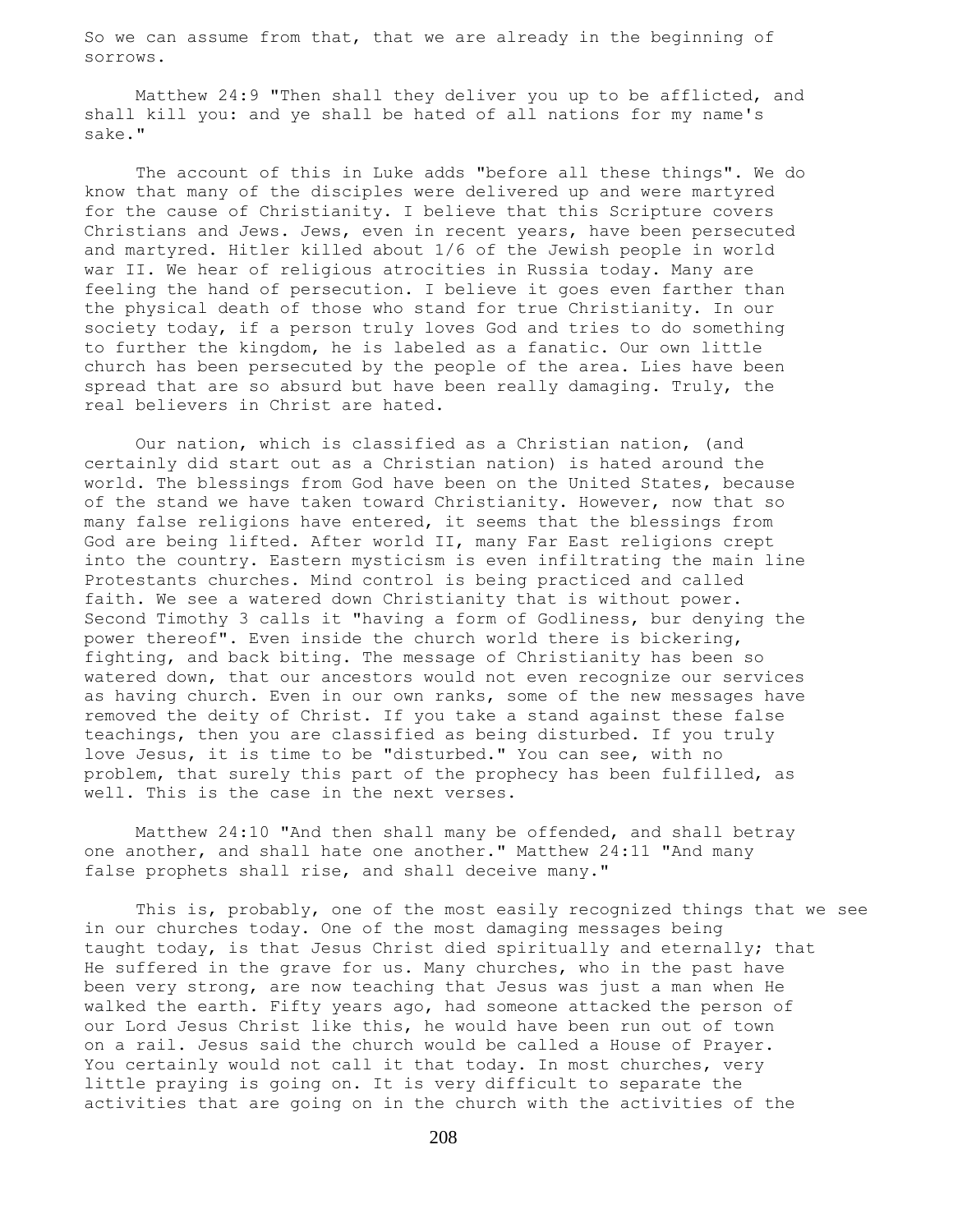So we can assume from that, that we are already in the beginning of sorrows.

Matthew 24:9 "Then shall they deliver you up to be afflicted, and shall kill you: and ye shall be hated of all nations for my name's sake."

The account of this in Luke adds "before all these things". We do know that many of the disciples were delivered up and were martyred for the cause of Christianity. I believe that this Scripture covers Christians and Jews. Jews, even in recent years, have been persecuted and martyred. Hitler killed about 1/6 of the Jewish people in world war II. We hear of religious atrocities in Russia today. Many are feeling the hand of persecution. I believe it goes even farther than the physical death of those who stand for true Christianity. In our society today, if a person truly loves God and tries to do something to further the kingdom, he is labeled as a fanatic. Our own little church has been persecuted by the people of the area. Lies have been spread that are so absurd but have been really damaging. Truly, the real believers in Christ are hated.

Our nation, which is classified as a Christian nation, (and certainly did start out as a Christian nation) is hated around the world. The blessings from God have been on the United States, because of the stand we have taken toward Christianity. However, now that so many false religions have entered, it seems that the blessings from God are being lifted. After world II, many Far East religions crept into the country. Eastern mysticism is even infiltrating the main line Protestants churches. Mind control is being practiced and called faith. We see a watered down Christianity that is without power. Second Timothy 3 calls it "having a form of Godliness, bur denying the power thereof". Even inside the church world there is bickering, fighting, and back biting. The message of Christianity has been so watered down, that our ancestors would not even recognize our services as having church. Even in our own ranks, some of the new messages have removed the deity of Christ. If you take a stand against these false teachings, then you are classified as being disturbed. If you truly love Jesus, it is time to be "disturbed." You can see, with no problem, that surely this part of the prophecy has been fulfilled, as well. This is the case in the next verses.

Matthew 24:10 "And then shall many be offended, and shall betray one another, and shall hate one another." Matthew 24:11 "And many false prophets shall rise, and shall deceive many."

This is, probably, one of the most easily recognized things that we see in our churches today. One of the most damaging messages being taught today, is that Jesus Christ died spiritually and eternally; that He suffered in the grave for us. Many churches, who in the past have been very strong, are now teaching that Jesus was just a man when He walked the earth. Fifty years ago, had someone attacked the person of our Lord Jesus Christ like this, he would have been run out of town on a rail. Jesus said the church would be called a House of Prayer. You certainly would not call it that today. In most churches, very little praying is going on. It is very difficult to separate the activities that are going on in the church with the activities of the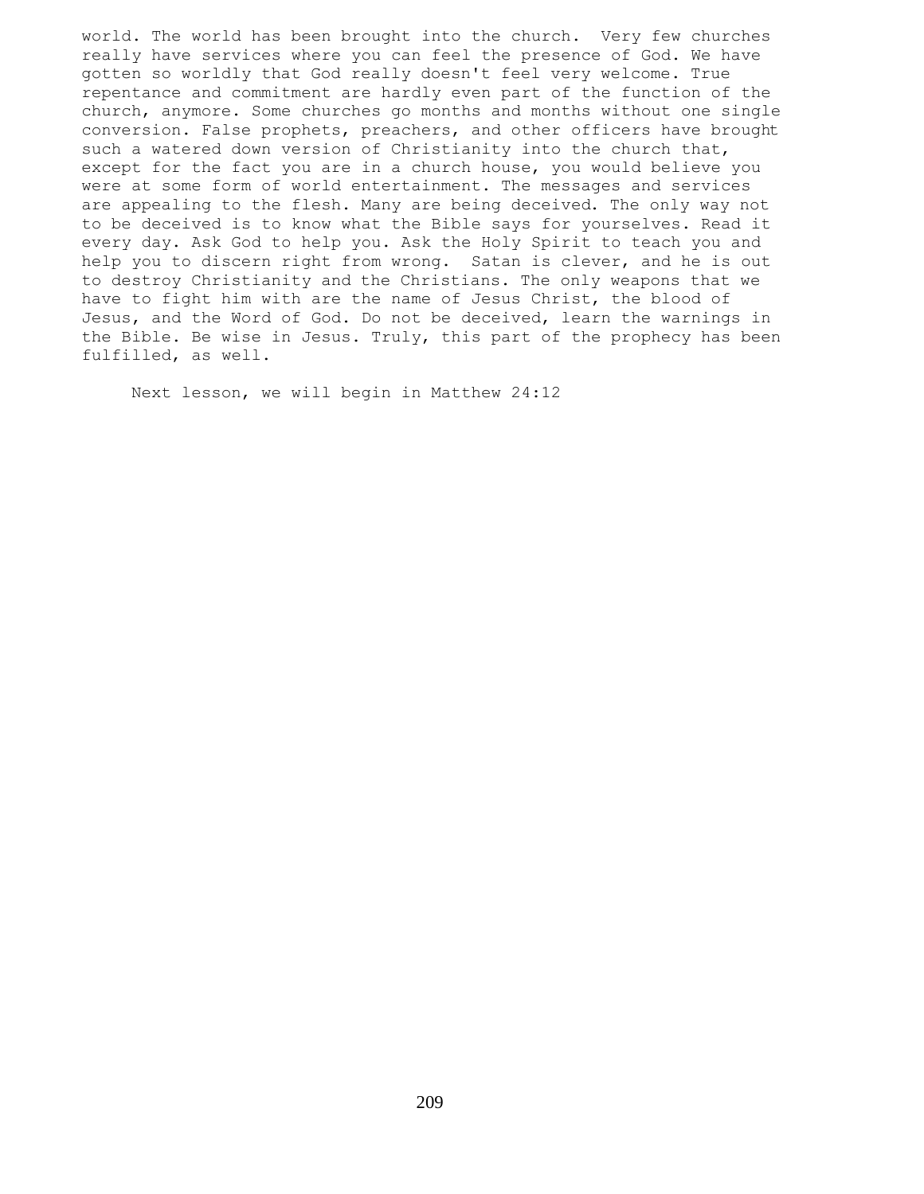world. The world has been brought into the church. Very few churches really have services where you can feel the presence of God. We have gotten so worldly that God really doesn't feel very welcome. True repentance and commitment are hardly even part of the function of the church, anymore. Some churches go months and months without one single conversion. False prophets, preachers, and other officers have brought such a watered down version of Christianity into the church that, except for the fact you are in a church house, you would believe you were at some form of world entertainment. The messages and services are appealing to the flesh. Many are being deceived. The only way not to be deceived is to know what the Bible says for yourselves. Read it every day. Ask God to help you. Ask the Holy Spirit to teach you and help you to discern right from wrong. Satan is clever, and he is out to destroy Christianity and the Christians. The only weapons that we have to fight him with are the name of Jesus Christ, the blood of Jesus, and the Word of God. Do not be deceived, learn the warnings in the Bible. Be wise in Jesus. Truly, this part of the prophecy has been fulfilled, as well.

Next lesson, we will begin in Matthew 24:12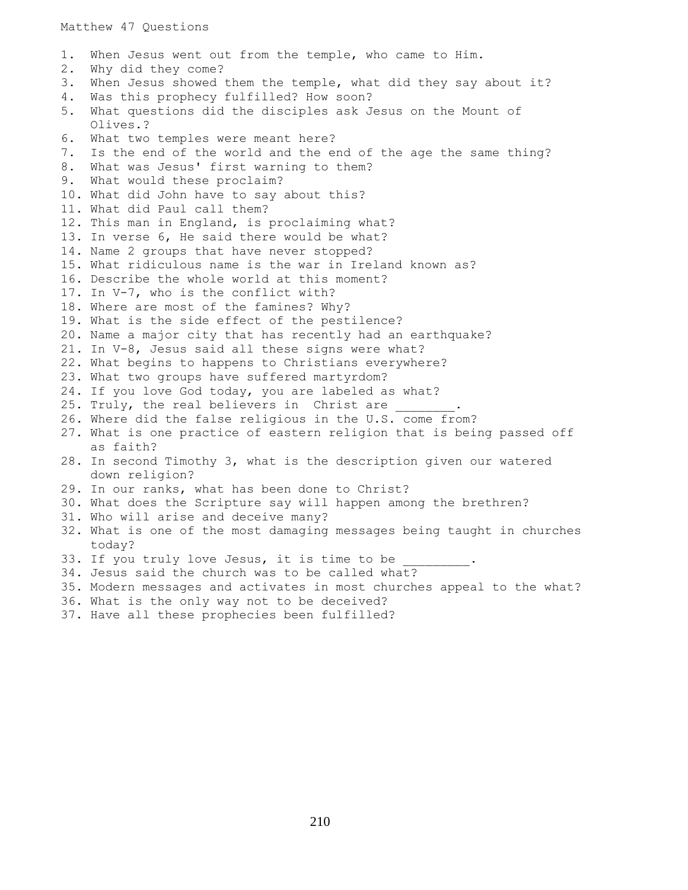Matthew 47 Questions

1. When Jesus went out from the temple, who came to Him.
2. Why did they come?
3. When Jesus showed them the temple, what did they say about it?
4. Was this prophecy fulfilled? How soon?
5. What questions did the disciples ask Jesus on the Mount of Olives.?
6. What two temples were meant here?
7. Is the end of the world and the end of the age the same thing?
8. What was Jesus' first warning to them?
9. What would these proclaim?
10. What did John have to say about this?
11. What did Paul call them?
12. This man in England, is proclaiming what?
13. In verse 6, He said there would be what?
14. Name 2 groups that have never stopped?
15. What ridiculous name is the war in Ireland known as?
16. Describe the whole world at this moment?
17. In V-7, who is the conflict with?
18. Where are most of the famines? Why?
19. What is the side effect of the pestilence?
20. Name a major city that has recently had an earthquake?
21. In V-8, Jesus said all these signs were what?
22. What begins to happens to Christians everywhere?
23. What two groups have suffered martyrdom?
24. If you love God today, you are labeled as what?
25. Truly, the real believers in Christ are ________.
26. Where did the false religious in the U.S. come from?
27. What is one practice of eastern religion that is being passed off as faith?
28. In second Timothy 3, what is the description given our watered down religion?
29. In our ranks, what has been done to Christ?
30. What does the Scripture say will happen among the brethren?
31. Who will arise and deceive many?
32. What is one of the most damaging messages being taught in churches today?
33. If you truly love Jesus, it is time to be _________.
34. Jesus said the church was to be called what?
35. Modern messages and activates in most churches appeal to the what?
36. What is the only way not to be deceived?
37. Have all these prophecies been fulfilled?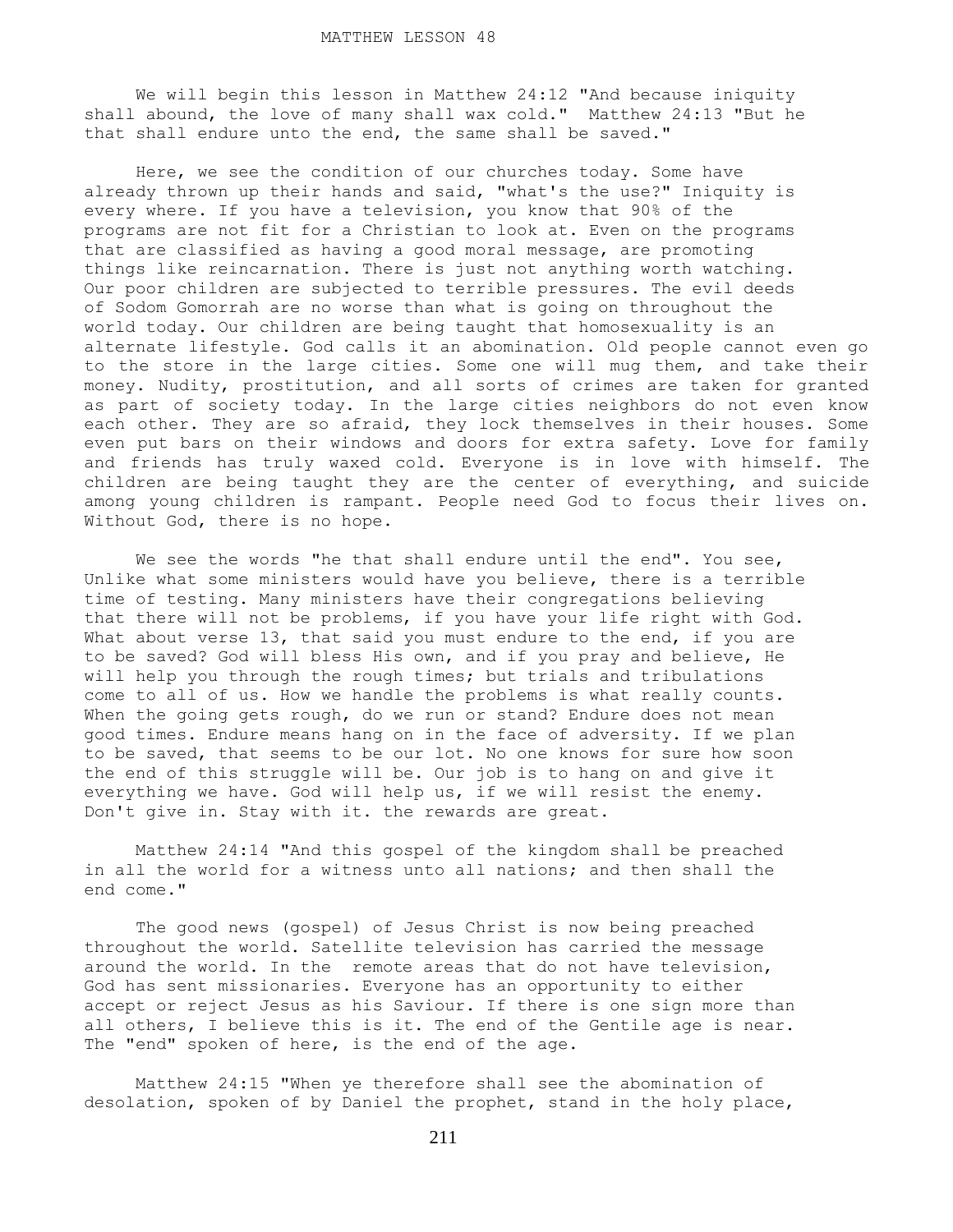MATTHEW LESSON 48

We will begin this lesson in Matthew 24:12 "And because iniquity shall abound, the love of many shall wax cold." Matthew 24:13 "But he that shall endure unto the end, the same shall be saved."

Here, we see the condition of our churches today. Some have already thrown up their hands and said, "what's the use?" Iniquity is every where. If you have a television, you know that 90% of the programs are not fit for a Christian to look at. Even on the programs that are classified as having a good moral message, are promoting things like reincarnation. There is just not anything worth watching. Our poor children are subjected to terrible pressures. The evil deeds of Sodom Gomorrah are no worse than what is going on throughout the world today. Our children are being taught that homosexuality is an alternate lifestyle. God calls it an abomination. Old people cannot even go to the store in the large cities. Some one will mug them, and take their money. Nudity, prostitution, and all sorts of crimes are taken for granted as part of society today. In the large cities neighbors do not even know each other. They are so afraid, they lock themselves in their houses. Some even put bars on their windows and doors for extra safety. Love for family and friends has truly waxed cold. Everyone is in love with himself. The children are being taught they are the center of everything, and suicide among young children is rampant. People need God to focus their lives on. Without God, there is no hope.

We see the words "he that shall endure until the end". You see, Unlike what some ministers would have you believe, there is a terrible time of testing. Many ministers have their congregations believing that there will not be problems, if you have your life right with God. What about verse 13, that said you must endure to the end, if you are to be saved? God will bless His own, and if you pray and believe, He will help you through the rough times; but trials and tribulations come to all of us. How we handle the problems is what really counts. When the going gets rough, do we run or stand? Endure does not mean good times. Endure means hang on in the face of adversity. If we plan to be saved, that seems to be our lot. No one knows for sure how soon the end of this struggle will be. Our job is to hang on and give it everything we have. God will help us, if we will resist the enemy. Don't give in. Stay with it. the rewards are great.

Matthew 24:14 "And this gospel of the kingdom shall be preached in all the world for a witness unto all nations; and then shall the end come."

The good news (gospel) of Jesus Christ is now being preached throughout the world. Satellite television has carried the message around the world. In the remote areas that do not have television, God has sent missionaries. Everyone has an opportunity to either accept or reject Jesus as his Saviour. If there is one sign more than all others, I believe this is it. The end of the Gentile age is near. The "end" spoken of here, is the end of the age.

Matthew 24:15 "When ye therefore shall see the abomination of desolation, spoken of by Daniel the prophet, stand in the holy place,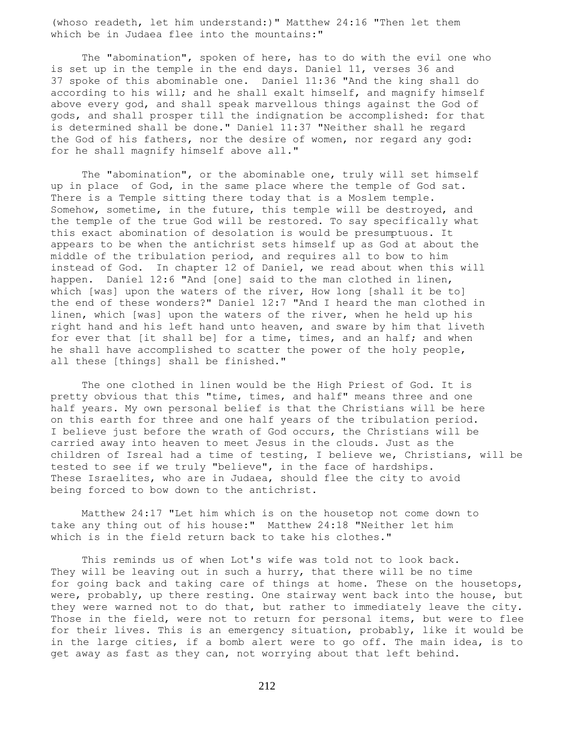(whoso readeth, let him understand:)" Matthew 24:16 "Then let them which be in Judaea flee into the mountains:"

The "abomination", spoken of here, has to do with the evil one who is set up in the temple in the end days. Daniel 11, verses 36 and 37 spoke of this abominable one. Daniel 11:36 "And the king shall do according to his will; and he shall exalt himself, and magnify himself above every god, and shall speak marvellous things against the God of gods, and shall prosper till the indignation be accomplished: for that is determined shall be done." Daniel 11:37 "Neither shall he regard the God of his fathers, nor the desire of women, nor regard any god: for he shall magnify himself above all."

The "abomination", or the abominable one, truly will set himself up in place of God, in the same place where the temple of God sat. There is a Temple sitting there today that is a Moslem temple. Somehow, sometime, in the future, this temple will be destroyed, and the temple of the true God will be restored. To say specifically what this exact abomination of desolation is would be presumptuous. It appears to be when the antichrist sets himself up as God at about the middle of the tribulation period, and requires all to bow to him instead of God. In chapter 12 of Daniel, we read about when this will happen. Daniel 12:6 "And [one] said to the man clothed in linen, which [was] upon the waters of the river, How long [shall it be to] the end of these wonders?" Daniel 12:7 "And I heard the man clothed in linen, which [was] upon the waters of the river, when he held up his right hand and his left hand unto heaven, and sware by him that liveth for ever that [it shall be] for a time, times, and an half; and when he shall have accomplished to scatter the power of the holy people, all these [things] shall be finished."

The one clothed in linen would be the High Priest of God. It is pretty obvious that this "time, times, and half" means three and one half years. My own personal belief is that the Christians will be here on this earth for three and one half years of the tribulation period. I believe just before the wrath of God occurs, the Christians will be carried away into heaven to meet Jesus in the clouds. Just as the children of Isreal had a time of testing, I believe we, Christians, will be tested to see if we truly "believe", in the face of hardships. These Israelites, who are in Judaea, should flee the city to avoid being forced to bow down to the antichrist.

Matthew 24:17 "Let him which is on the housetop not come down to take any thing out of his house:" Matthew 24:18 "Neither let him which is in the field return back to take his clothes."

This reminds us of when Lot's wife was told not to look back. They will be leaving out in such a hurry, that there will be no time for going back and taking care of things at home. These on the housetops, were, probably, up there resting. One stairway went back into the house, but they were warned not to do that, but rather to immediately leave the city. Those in the field, were not to return for personal items, but were to flee for their lives. This is an emergency situation, probably, like it would be in the large cities, if a bomb alert were to go off. The main idea, is to get away as fast as they can, not worrying about that left behind.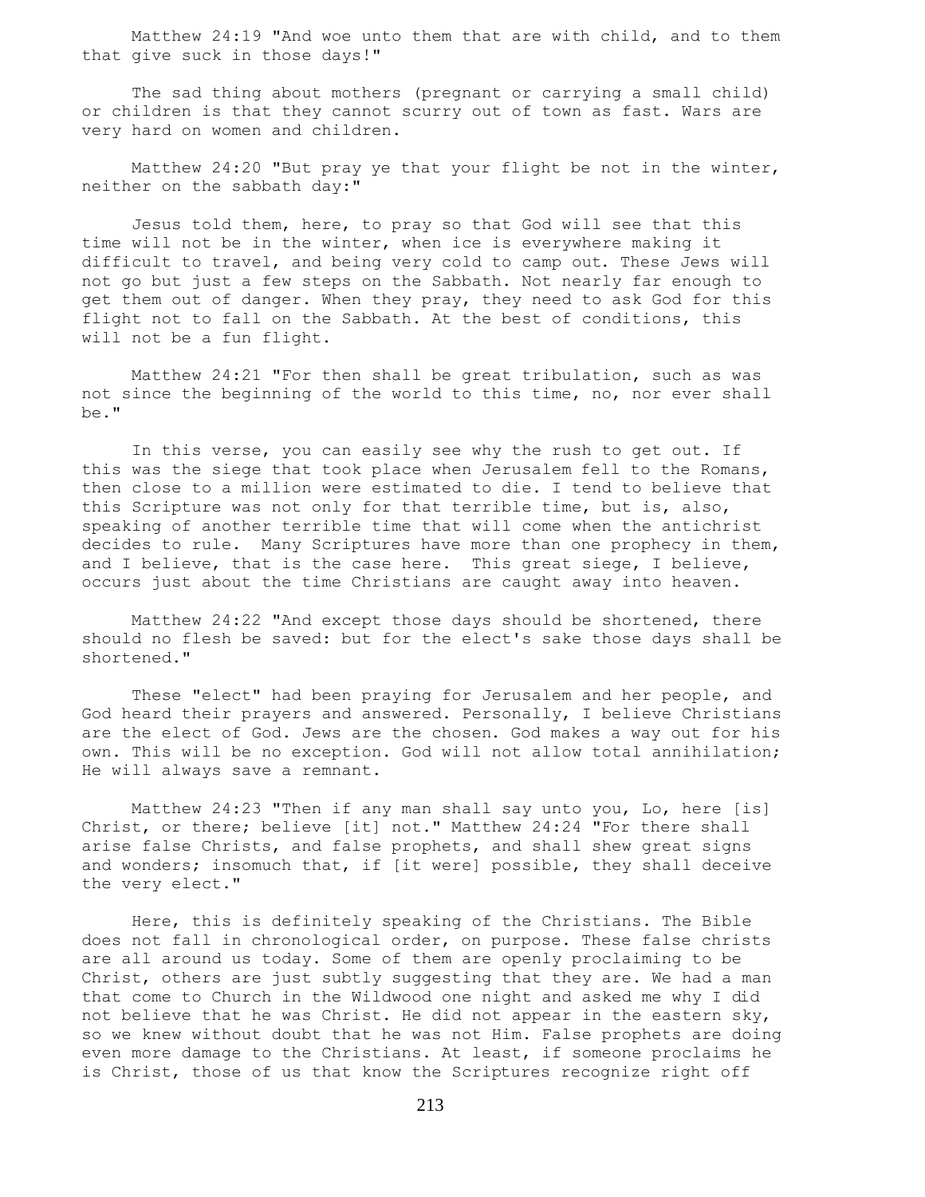Matthew 24:19 "And woe unto them that are with child, and to them that give suck in those days!"

The sad thing about mothers (pregnant or carrying a small child) or children is that they cannot scurry out of town as fast. Wars are very hard on women and children.

Matthew 24:20 "But pray ye that your flight be not in the winter, neither on the sabbath day:"

Jesus told them, here, to pray so that God will see that this time will not be in the winter, when ice is everywhere making it difficult to travel, and being very cold to camp out. These Jews will not go but just a few steps on the Sabbath. Not nearly far enough to get them out of danger. When they pray, they need to ask God for this flight not to fall on the Sabbath. At the best of conditions, this will not be a fun flight.

Matthew 24:21 "For then shall be great tribulation, such as was not since the beginning of the world to this time, no, nor ever shall be."

In this verse, you can easily see why the rush to get out. If this was the siege that took place when Jerusalem fell to the Romans, then close to a million were estimated to die. I tend to believe that this Scripture was not only for that terrible time, but is, also, speaking of another terrible time that will come when the antichrist decides to rule. Many Scriptures have more than one prophecy in them, and I believe, that is the case here. This great siege, I believe, occurs just about the time Christians are caught away into heaven.

Matthew 24:22 "And except those days should be shortened, there should no flesh be saved: but for the elect's sake those days shall be shortened."

These "elect" had been praying for Jerusalem and her people, and God heard their prayers and answered. Personally, I believe Christians are the elect of God. Jews are the chosen. God makes a way out for his own. This will be no exception. God will not allow total annihilation; He will always save a remnant.

Matthew 24:23 "Then if any man shall say unto you, Lo, here [is] Christ, or there; believe [it] not." Matthew 24:24 "For there shall arise false Christs, and false prophets, and shall shew great signs and wonders; insomuch that, if [it were] possible, they shall deceive the very elect."

Here, this is definitely speaking of the Christians. The Bible does not fall in chronological order, on purpose. These false christs are all around us today. Some of them are openly proclaiming to be Christ, others are just subtly suggesting that they are. We had a man that come to Church in the Wildwood one night and asked me why I did not believe that he was Christ. He did not appear in the eastern sky, so we knew without doubt that he was not Him. False prophets are doing even more damage to the Christians. At least, if someone proclaims he is Christ, those of us that know the Scriptures recognize right off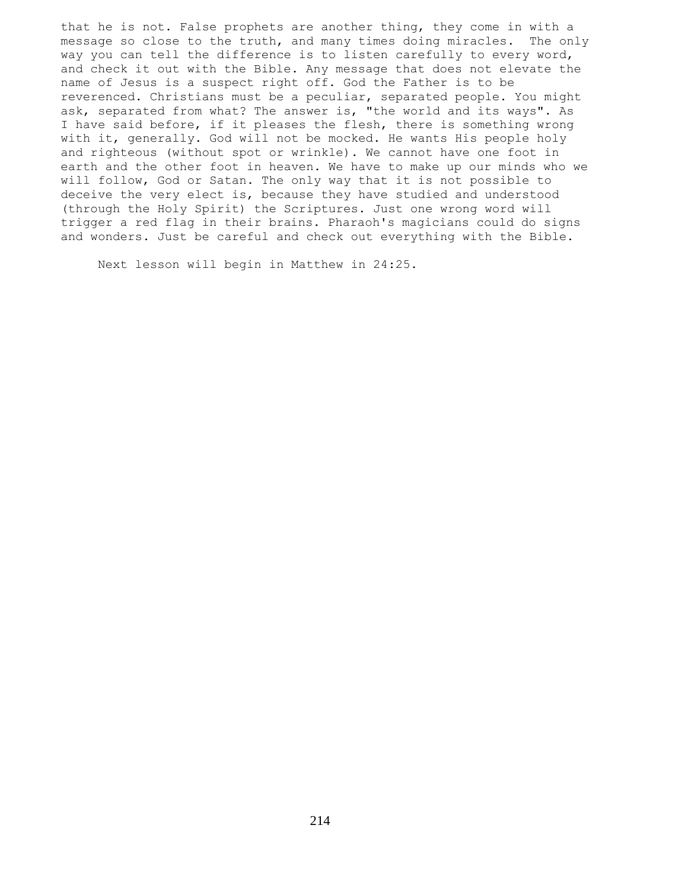that he is not. False prophets are another thing, they come in with a message so close to the truth, and many times doing miracles. The only way you can tell the difference is to listen carefully to every word, and check it out with the Bible. Any message that does not elevate the name of Jesus is a suspect right off. God the Father is to be reverenced. Christians must be a peculiar, separated people. You might ask, separated from what? The answer is, "the world and its ways". As I have said before, if it pleases the flesh, there is something wrong with it, generally. God will not be mocked. He wants His people holy and righteous (without spot or wrinkle). We cannot have one foot in earth and the other foot in heaven. We have to make up our minds who we will follow, God or Satan. The only way that it is not possible to deceive the very elect is, because they have studied and understood (through the Holy Spirit) the Scriptures. Just one wrong word will trigger a red flag in their brains. Pharaoh's magicians could do signs and wonders. Just be careful and check out everything with the Bible.

Next lesson will begin in Matthew in 24:25.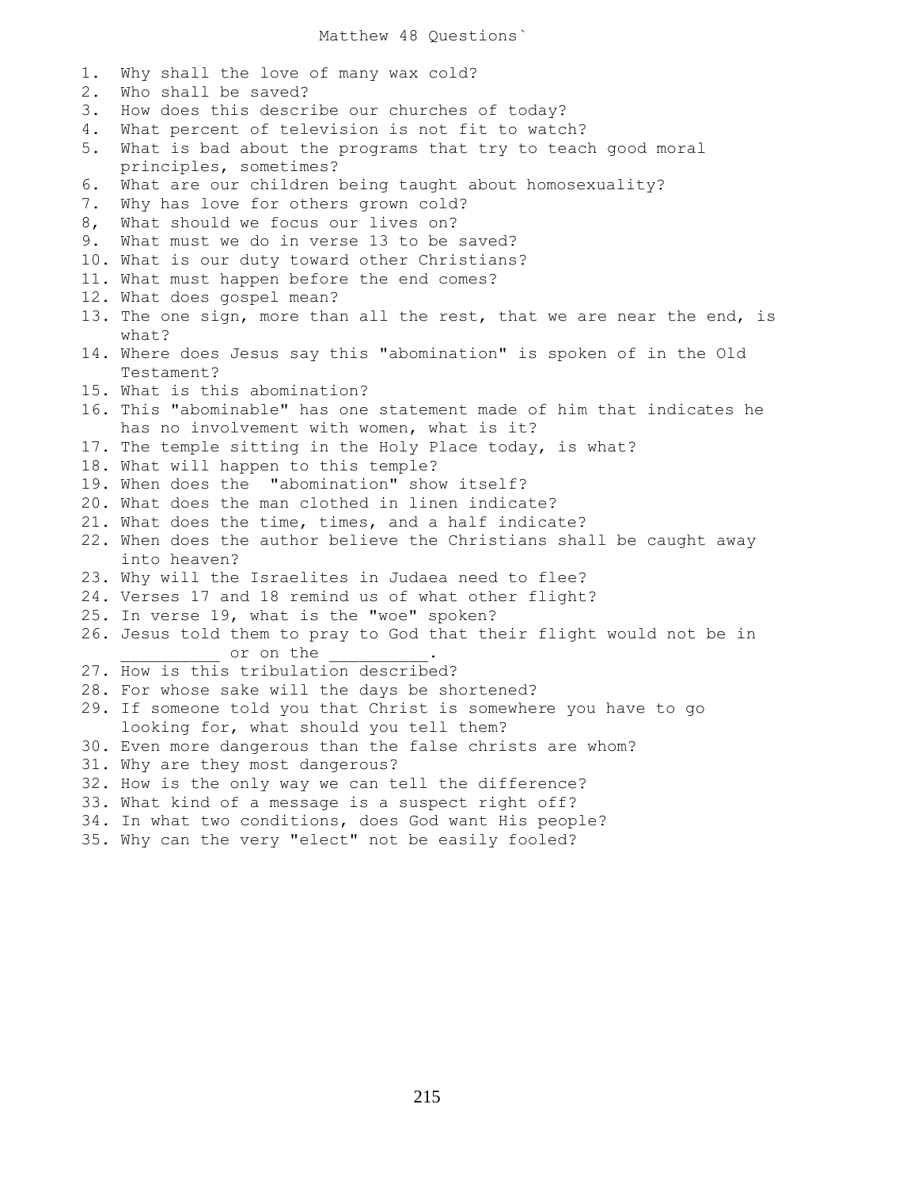# Matthew 48 Questions`

1. Why shall the love of many wax cold?
2. Who shall be saved?
3. How does this describe our churches of today?
4. What percent of television is not fit to watch?
5. What is bad about the programs that try to teach good moral principles, sometimes?
6. What are our children being taught about homosexuality?
7. Why has love for others grown cold?
8, What should we focus our lives on?
9. What must we do in verse 13 to be saved?
10. What is our duty toward other Christians?
11. What must happen before the end comes?
12. What does gospel mean?
13. The one sign, more than all the rest, that we are near the end, is what?
14. Where does Jesus say this "abomination" is spoken of in the Old Testament?
15. What is this abomination?
16. This "abominable" has one statement made of him that indicates he has no involvement with women, what is it?
17. The temple sitting in the Holy Place today, is what?
18. What will happen to this temple?
19. When does the "abomination" show itself?
20. What does the man clothed in linen indicate?
21. What does the time, times, and a half indicate?
22. When does the author believe the Christians shall be caught away into heaven?
23. Why will the Israelites in Judaea need to flee?
24. Verses 17 and 18 remind us of what other flight?
25. In verse 19, what is the "woe" spoken?
26. Jesus told them to pray to God that their flight would not be in __________ or on the __________.
27. How is this tribulation described?
28. For whose sake will the days be shortened?
29. If someone told you that Christ is somewhere you have to go looking for, what should you tell them?
30. Even more dangerous than the false christs are whom?
31. Why are they most dangerous?
32. How is the only way we can tell the difference?
33. What kind of a message is a suspect right off?
34. In what two conditions, does God want His people?
35. Why can the very "elect" not be easily fooled?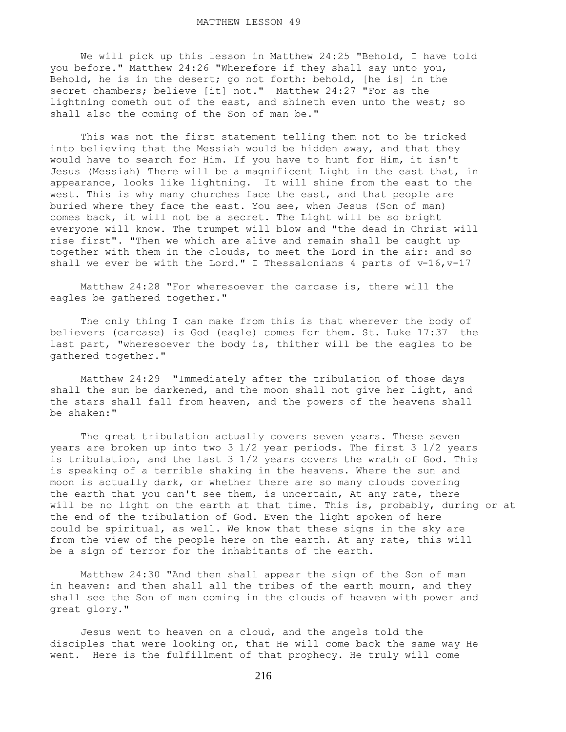# MATTHEW LESSON 49

We will pick up this lesson in Matthew 24:25 "Behold, I have told you before." Matthew 24:26 "Wherefore if they shall say unto you, Behold, he is in the desert; go not forth: behold, [he is] in the secret chambers; believe [it] not." Matthew 24:27 "For as the lightning cometh out of the east, and shineth even unto the west; so shall also the coming of the Son of man be."

This was not the first statement telling them not to be tricked into believing that the Messiah would be hidden away, and that they would have to search for Him. If you have to hunt for Him, it isn't Jesus (Messiah) There will be a magnificent Light in the east that, in appearance, looks like lightning. It will shine from the east to the west. This is why many churches face the east, and that people are buried where they face the east. You see, when Jesus (Son of man) comes back, it will not be a secret. The Light will be so bright everyone will know. The trumpet will blow and "the dead in Christ will rise first". "Then we which are alive and remain shall be caught up together with them in the clouds, to meet the Lord in the air: and so shall we ever be with the Lord." I Thessalonians 4 parts of v-16,v-17

Matthew 24:28 "For wheresoever the carcase is, there will the eagles be gathered together."

The only thing I can make from this is that wherever the body of believers (carcase) is God (eagle) comes for them. St. Luke 17:37 the last part, "wheresoever the body is, thither will be the eagles to be gathered together."

Matthew 24:29 "Immediately after the tribulation of those days shall the sun be darkened, and the moon shall not give her light, and the stars shall fall from heaven, and the powers of the heavens shall be shaken:"

The great tribulation actually covers seven years. These seven years are broken up into two 3 1/2 year periods. The first 3 1/2 years is tribulation, and the last 3 1/2 years covers the wrath of God. This is speaking of a terrible shaking in the heavens. Where the sun and moon is actually dark, or whether there are so many clouds covering the earth that you can't see them, is uncertain, At any rate, there will be no light on the earth at that time. This is, probably, during or at the end of the tribulation of God. Even the light spoken of here could be spiritual, as well. We know that these signs in the sky are from the view of the people here on the earth. At any rate, this will be a sign of terror for the inhabitants of the earth.

Matthew 24:30 "And then shall appear the sign of the Son of man in heaven: and then shall all the tribes of the earth mourn, and they shall see the Son of man coming in the clouds of heaven with power and great glory."

Jesus went to heaven on a cloud, and the angels told the disciples that were looking on, that He will come back the same way He went. Here is the fulfillment of that prophecy. He truly will come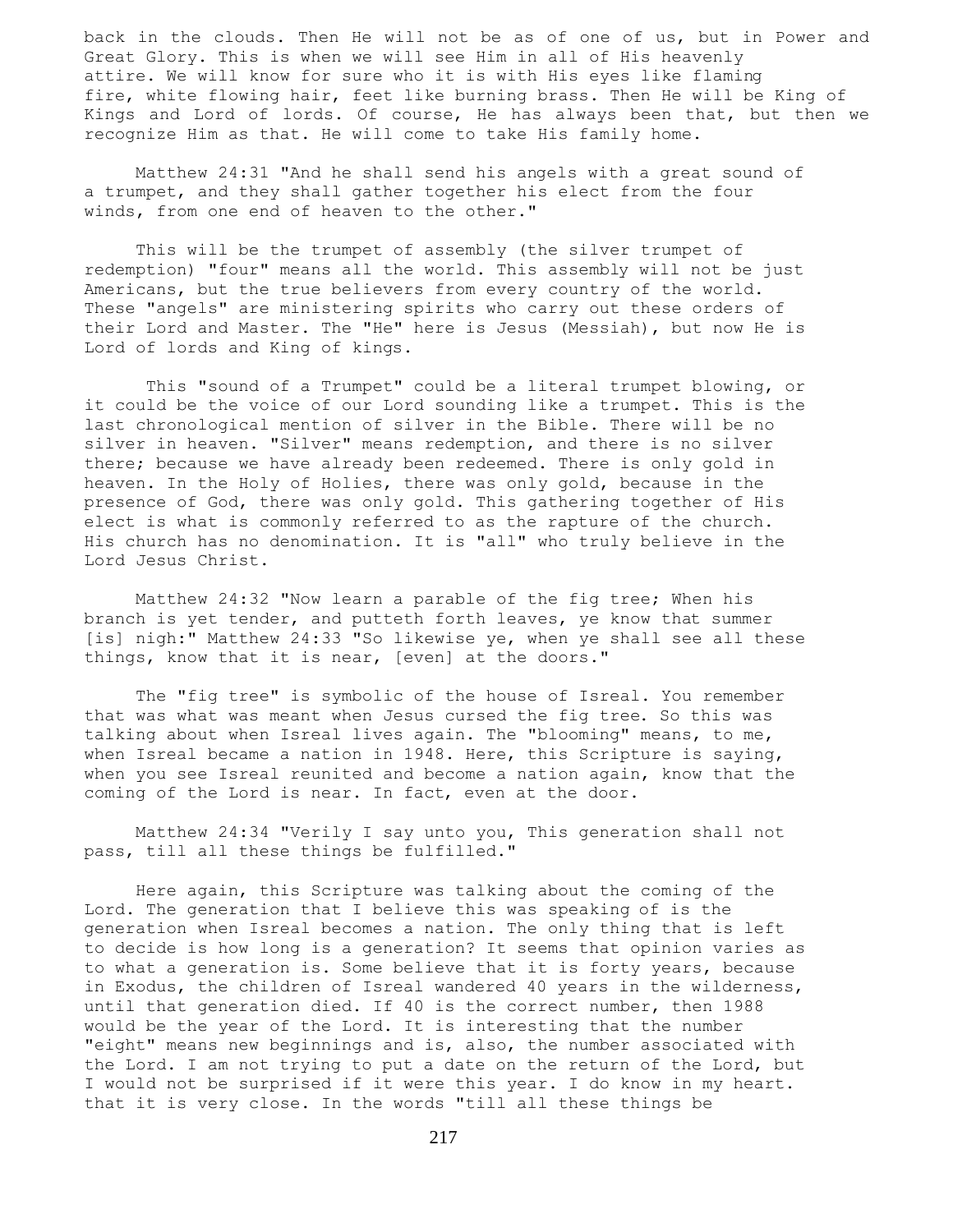back in the clouds. Then He will not be as of one of us, but in Power and Great Glory. This is when we will see Him in all of His heavenly attire. We will know for sure who it is with His eyes like flaming fire, white flowing hair, feet like burning brass. Then He will be King of Kings and Lord of lords. Of course, He has always been that, but then we recognize Him as that. He will come to take His family home.

Matthew 24:31 "And he shall send his angels with a great sound of a trumpet, and they shall gather together his elect from the four winds, from one end of heaven to the other."

This will be the trumpet of assembly (the silver trumpet of redemption) "four" means all the world. This assembly will not be just Americans, but the true believers from every country of the world. These "angels" are ministering spirits who carry out these orders of their Lord and Master. The "He" here is Jesus (Messiah), but now He is Lord of lords and King of kings.

This "sound of a Trumpet" could be a literal trumpet blowing, or it could be the voice of our Lord sounding like a trumpet. This is the last chronological mention of silver in the Bible. There will be no silver in heaven. "Silver" means redemption, and there is no silver there; because we have already been redeemed. There is only gold in heaven. In the Holy of Holies, there was only gold, because in the presence of God, there was only gold. This gathering together of His elect is what is commonly referred to as the rapture of the church. His church has no denomination. It is "all" who truly believe in the Lord Jesus Christ.

Matthew 24:32 "Now learn a parable of the fig tree; When his branch is yet tender, and putteth forth leaves, ye know that summer [is] nigh:" Matthew 24:33 "So likewise ye, when ye shall see all these things, know that it is near, [even] at the doors."

The "fig tree" is symbolic of the house of Isreal. You remember that was what was meant when Jesus cursed the fig tree. So this was talking about when Isreal lives again. The "blooming" means, to me, when Isreal became a nation in 1948. Here, this Scripture is saying, when you see Isreal reunited and become a nation again, know that the coming of the Lord is near. In fact, even at the door.

Matthew 24:34 "Verily I say unto you, This generation shall not pass, till all these things be fulfilled."

Here again, this Scripture was talking about the coming of the Lord. The generation that I believe this was speaking of is the generation when Isreal becomes a nation. The only thing that is left to decide is how long is a generation? It seems that opinion varies as to what a generation is. Some believe that it is forty years, because in Exodus, the children of Isreal wandered 40 years in the wilderness, until that generation died. If 40 is the correct number, then 1988 would be the year of the Lord. It is interesting that the number "eight" means new beginnings and is, also, the number associated with the Lord. I am not trying to put a date on the return of the Lord, but I would not be surprised if it were this year. I do know in my heart. that it is very close. In the words "till all these things be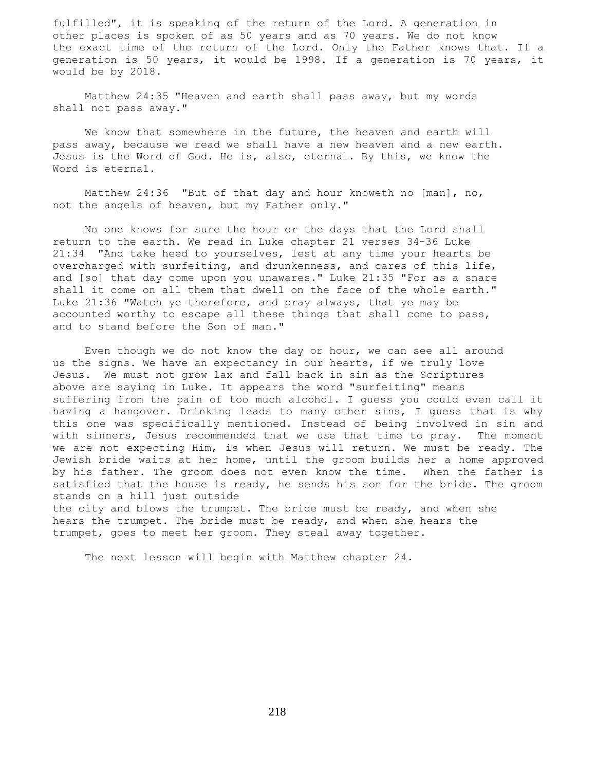fulfilled", it is speaking of the return of the Lord. A generation in other places is spoken of as 50 years and as 70 years. We do not know the exact time of the return of the Lord. Only the Father knows that. If a generation is 50 years, it would be 1998. If a generation is 70 years, it would be by 2018.

Matthew 24:35 "Heaven and earth shall pass away, but my words shall not pass away."

We know that somewhere in the future, the heaven and earth will pass away, because we read we shall have a new heaven and a new earth. Jesus is the Word of God. He is, also, eternal. By this, we know the Word is eternal.

Matthew 24:36 "But of that day and hour knoweth no [man], no, not the angels of heaven, but my Father only."

No one knows for sure the hour or the days that the Lord shall return to the earth. We read in Luke chapter 21 verses 34-36 Luke 21:34 "And take heed to yourselves, lest at any time your hearts be overcharged with surfeiting, and drunkenness, and cares of this life, and [so] that day come upon you unawares." Luke 21:35 "For as a snare shall it come on all them that dwell on the face of the whole earth." Luke 21:36 "Watch ye therefore, and pray always, that ye may be accounted worthy to escape all these things that shall come to pass, and to stand before the Son of man."

Even though we do not know the day or hour, we can see all around us the signs. We have an expectancy in our hearts, if we truly love Jesus. We must not grow lax and fall back in sin as the Scriptures above are saying in Luke. It appears the word "surfeiting" means suffering from the pain of too much alcohol. I guess you could even call it having a hangover. Drinking leads to many other sins, I guess that is why this one was specifically mentioned. Instead of being involved in sin and with sinners, Jesus recommended that we use that time to pray. The moment we are not expecting Him, is when Jesus will return. We must be ready. The Jewish bride waits at her home, until the groom builds her a home approved by his father. The groom does not even know the time. When the father is satisfied that the house is ready, he sends his son for the bride. The groom stands on a hill just outside the city and blows the trumpet. The bride must be ready, and when she hears the trumpet. The bride must be ready, and when she hears the trumpet, goes to meet her groom. They steal away together.

The next lesson will begin with Matthew chapter 24.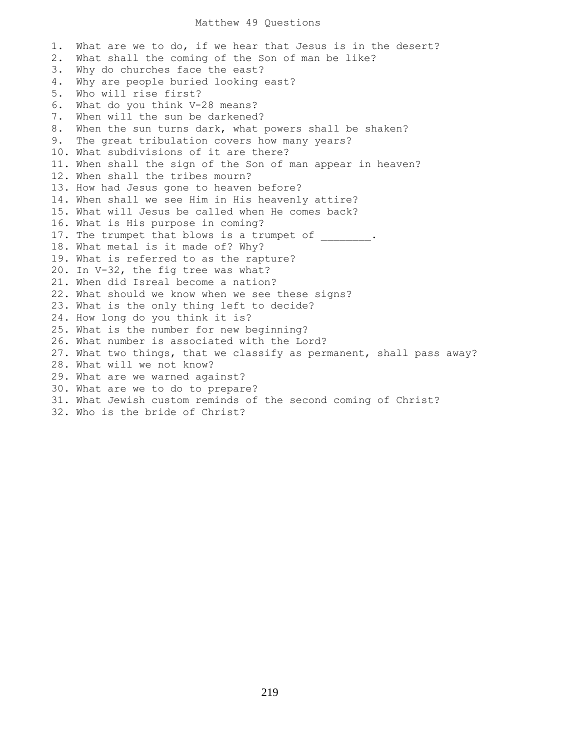# Matthew 49 Questions

1. What are we to do, if we hear that Jesus is in the desert?
2. What shall the coming of the Son of man be like?
3. Why do churches face the east?
4. Why are people buried looking east?
5. Who will rise first?
6. What do you think V-28 means?
7. When will the sun be darkened?
8. When the sun turns dark, what powers shall be shaken?
9. The great tribulation covers how many years?
10. What subdivisions of it are there?
11. When shall the sign of the Son of man appear in heaven?
12. When shall the tribes mourn?
13. How had Jesus gone to heaven before?
14. When shall we see Him in His heavenly attire?
15. What will Jesus be called when He comes back?
16. What is His purpose in coming?
17. The trumpet that blows is a trumpet of ________.
18. What metal is it made of? Why?
19. What is referred to as the rapture?
20. In V-32, the fig tree was what?
21. When did Isreal become a nation?
22. What should we know when we see these signs?
23. What is the only thing left to decide?
24. How long do you think it is?
25. What is the number for new beginning?
26. What number is associated with the Lord?
27. What two things, that we classify as permanent, shall pass away?
28. What will we not know?
29. What are we warned against?
30. What are we to do to prepare?
31. What Jewish custom reminds of the second coming of Christ?
32. Who is the bride of Christ?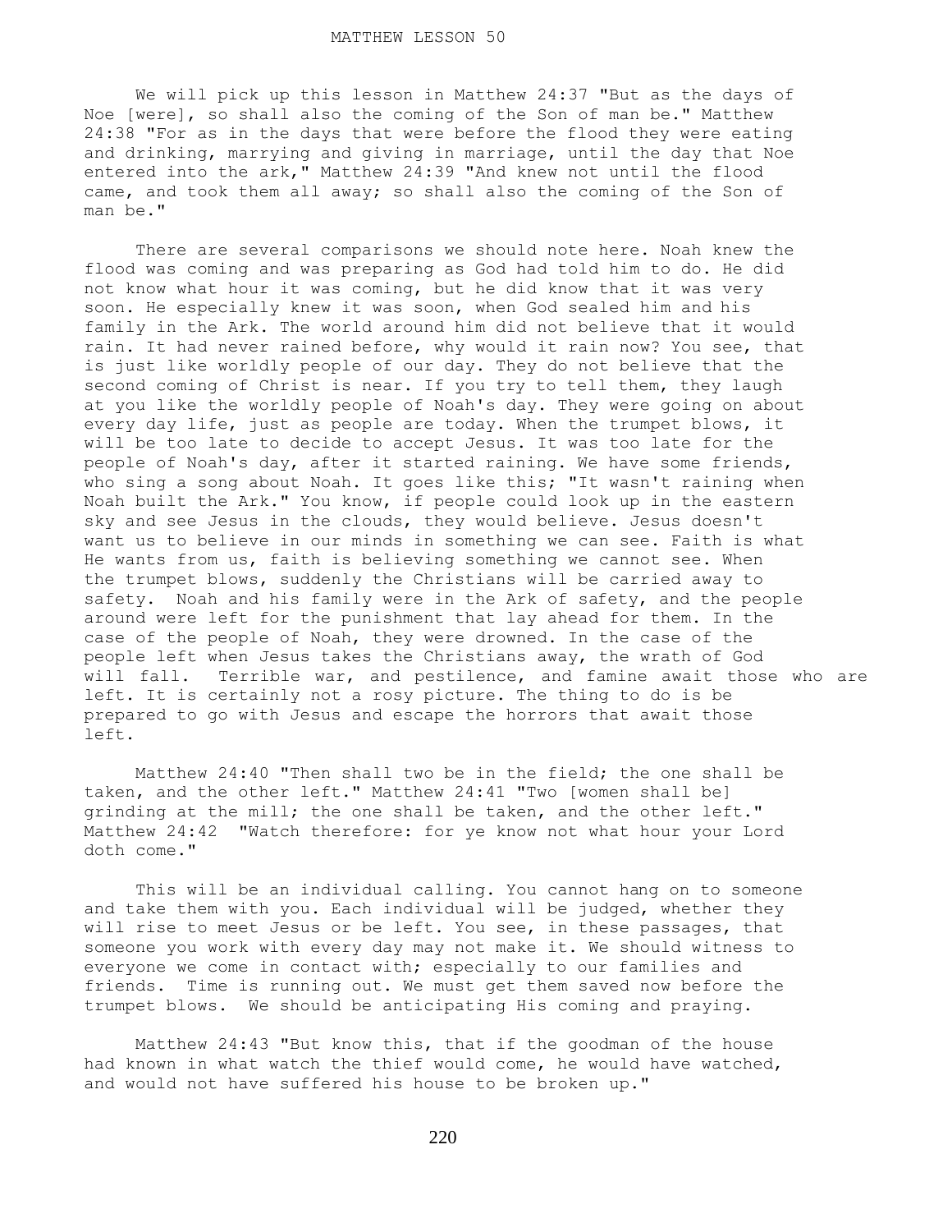# MATTHEW LESSON 50

We will pick up this lesson in Matthew 24:37 "But as the days of Noe [were], so shall also the coming of the Son of man be." Matthew 24:38 "For as in the days that were before the flood they were eating and drinking, marrying and giving in marriage, until the day that Noe entered into the ark," Matthew 24:39 "And knew not until the flood came, and took them all away; so shall also the coming of the Son of man be."

There are several comparisons we should note here. Noah knew the flood was coming and was preparing as God had told him to do. He did not know what hour it was coming, but he did know that it was very soon. He especially knew it was soon, when God sealed him and his family in the Ark. The world around him did not believe that it would rain. It had never rained before, why would it rain now? You see, that is just like worldly people of our day. They do not believe that the second coming of Christ is near. If you try to tell them, they laugh at you like the worldly people of Noah's day. They were going on about every day life, just as people are today. When the trumpet blows, it will be too late to decide to accept Jesus. It was too late for the people of Noah's day, after it started raining. We have some friends, who sing a song about Noah. It goes like this; "It wasn't raining when Noah built the Ark." You know, if people could look up in the eastern sky and see Jesus in the clouds, they would believe. Jesus doesn't want us to believe in our minds in something we can see. Faith is what He wants from us, faith is believing something we cannot see. When the trumpet blows, suddenly the Christians will be carried away to safety. Noah and his family were in the Ark of safety, and the people around were left for the punishment that lay ahead for them. In the case of the people of Noah, they were drowned. In the case of the people left when Jesus takes the Christians away, the wrath of God will fall. Terrible war, and pestilence, and famine await those who are left. It is certainly not a rosy picture. The thing to do is be prepared to go with Jesus and escape the horrors that await those left.

Matthew 24:40 "Then shall two be in the field; the one shall be taken, and the other left." Matthew 24:41 "Two [women shall be] grinding at the mill; the one shall be taken, and the other left." Matthew 24:42 "Watch therefore: for ye know not what hour your Lord doth come."

This will be an individual calling. You cannot hang on to someone and take them with you. Each individual will be judged, whether they will rise to meet Jesus or be left. You see, in these passages, that someone you work with every day may not make it. We should witness to everyone we come in contact with; especially to our families and friends. Time is running out. We must get them saved now before the trumpet blows. We should be anticipating His coming and praying.

Matthew 24:43 "But know this, that if the goodman of the house had known in what watch the thief would come, he would have watched, and would not have suffered his house to be broken up."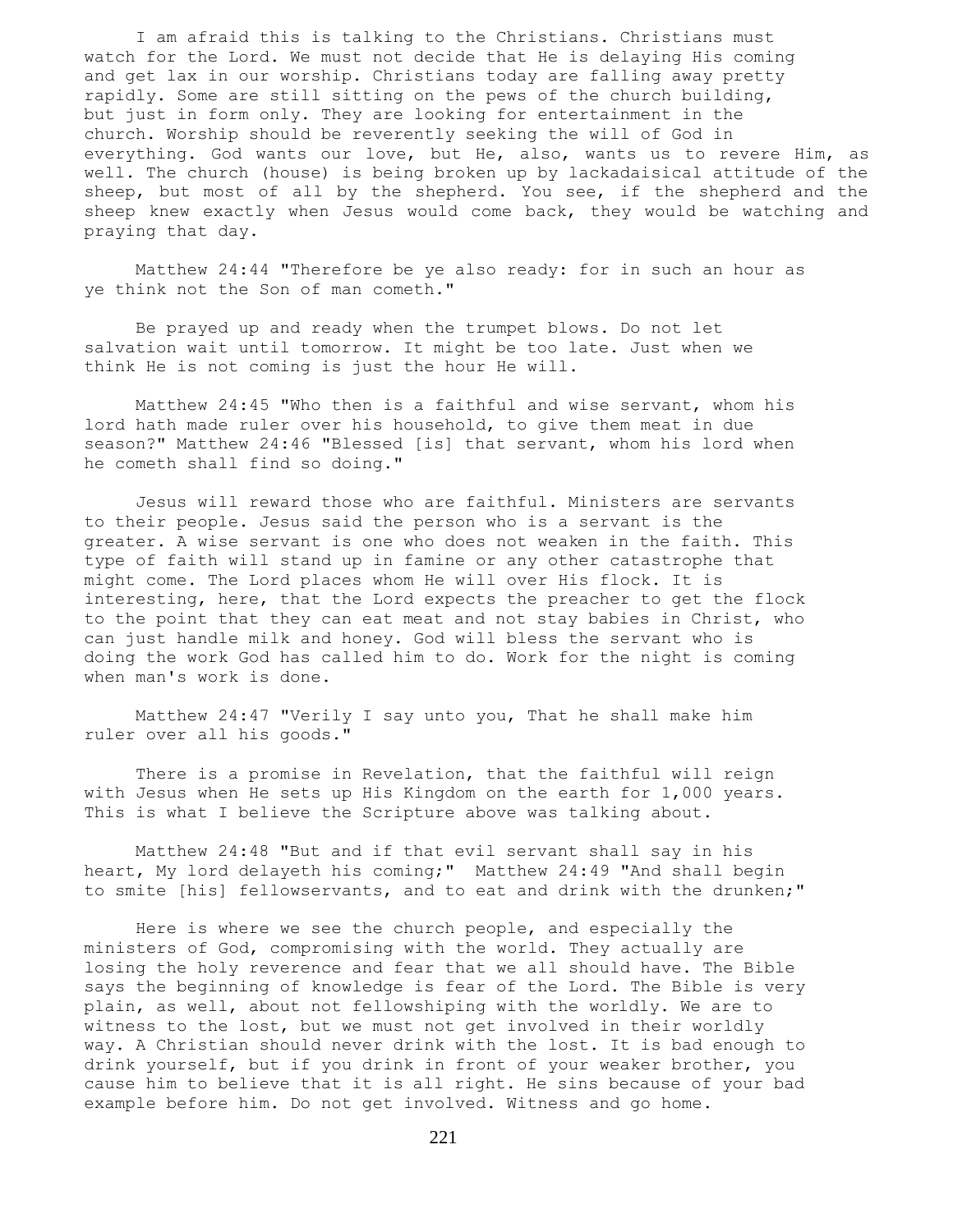I am afraid this is talking to the Christians. Christians must watch for the Lord. We must not decide that He is delaying His coming and get lax in our worship. Christians today are falling away pretty rapidly. Some are still sitting on the pews of the church building, but just in form only. They are looking for entertainment in the church. Worship should be reverently seeking the will of God in everything. God wants our love, but He, also, wants us to revere Him, as well. The church (house) is being broken up by lackadaisical attitude of the sheep, but most of all by the shepherd. You see, if the shepherd and the sheep knew exactly when Jesus would come back, they would be watching and praying that day.

Matthew 24:44 "Therefore be ye also ready: for in such an hour as ye think not the Son of man cometh."

Be prayed up and ready when the trumpet blows. Do not let salvation wait until tomorrow. It might be too late. Just when we think He is not coming is just the hour He will.

Matthew 24:45 "Who then is a faithful and wise servant, whom his lord hath made ruler over his household, to give them meat in due season?" Matthew 24:46 "Blessed [is] that servant, whom his lord when he cometh shall find so doing."

Jesus will reward those who are faithful. Ministers are servants to their people. Jesus said the person who is a servant is the greater. A wise servant is one who does not weaken in the faith. This type of faith will stand up in famine or any other catastrophe that might come. The Lord places whom He will over His flock. It is interesting, here, that the Lord expects the preacher to get the flock to the point that they can eat meat and not stay babies in Christ, who can just handle milk and honey. God will bless the servant who is doing the work God has called him to do. Work for the night is coming when man's work is done.

Matthew 24:47 "Verily I say unto you, That he shall make him ruler over all his goods."

There is a promise in Revelation, that the faithful will reign with Jesus when He sets up His Kingdom on the earth for 1,000 years. This is what I believe the Scripture above was talking about.

Matthew 24:48 "But and if that evil servant shall say in his heart, My lord delayeth his coming;" Matthew 24:49 "And shall begin to smite [his] fellowservants, and to eat and drink with the drunken;"

Here is where we see the church people, and especially the ministers of God, compromising with the world. They actually are losing the holy reverence and fear that we all should have. The Bible says the beginning of knowledge is fear of the Lord. The Bible is very plain, as well, about not fellowshiping with the worldly. We are to witness to the lost, but we must not get involved in their worldly way. A Christian should never drink with the lost. It is bad enough to drink yourself, but if you drink in front of your weaker brother, you cause him to believe that it is all right. He sins because of your bad example before him. Do not get involved. Witness and go home.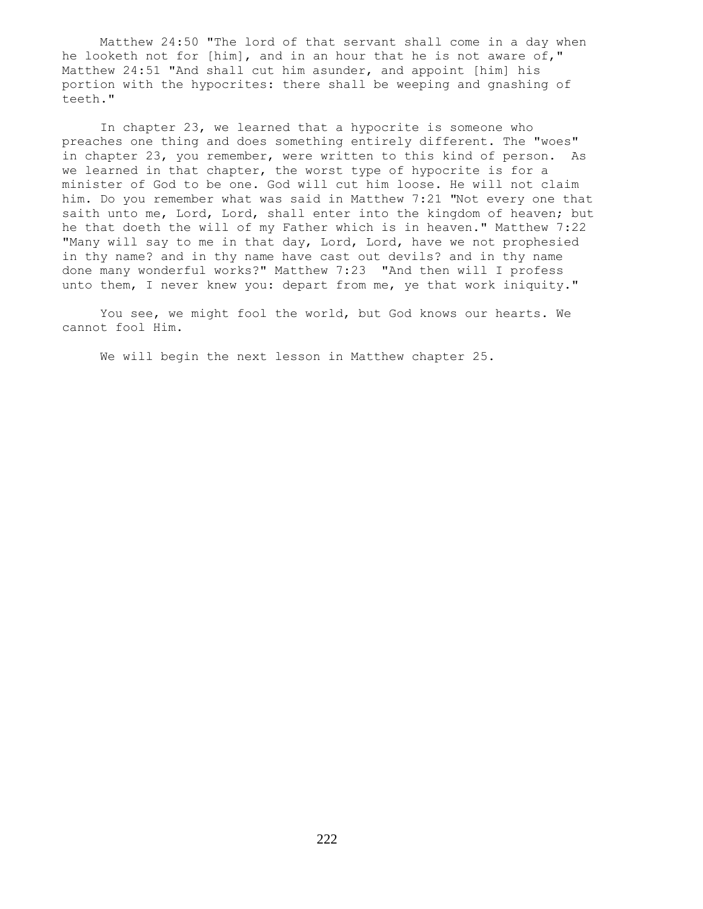Matthew 24:50 "The lord of that servant shall come in a day when he looketh not for [him], and in an hour that he is not aware of," Matthew 24:51 "And shall cut him asunder, and appoint [him] his portion with the hypocrites: there shall be weeping and gnashing of teeth."

In chapter 23, we learned that a hypocrite is someone who preaches one thing and does something entirely different. The "woes" in chapter 23, you remember, were written to this kind of person. As we learned in that chapter, the worst type of hypocrite is for a minister of God to be one. God will cut him loose. He will not claim him. Do you remember what was said in Matthew 7:21 "Not every one that saith unto me, Lord, Lord, shall enter into the kingdom of heaven; but he that doeth the will of my Father which is in heaven." Matthew 7:22 "Many will say to me in that day, Lord, Lord, have we not prophesied in thy name? and in thy name have cast out devils? and in thy name done many wonderful works?" Matthew 7:23 "And then will I profess unto them, I never knew you: depart from me, ye that work iniquity."

You see, we might fool the world, but God knows our hearts. We cannot fool Him.

We will begin the next lesson in Matthew chapter 25.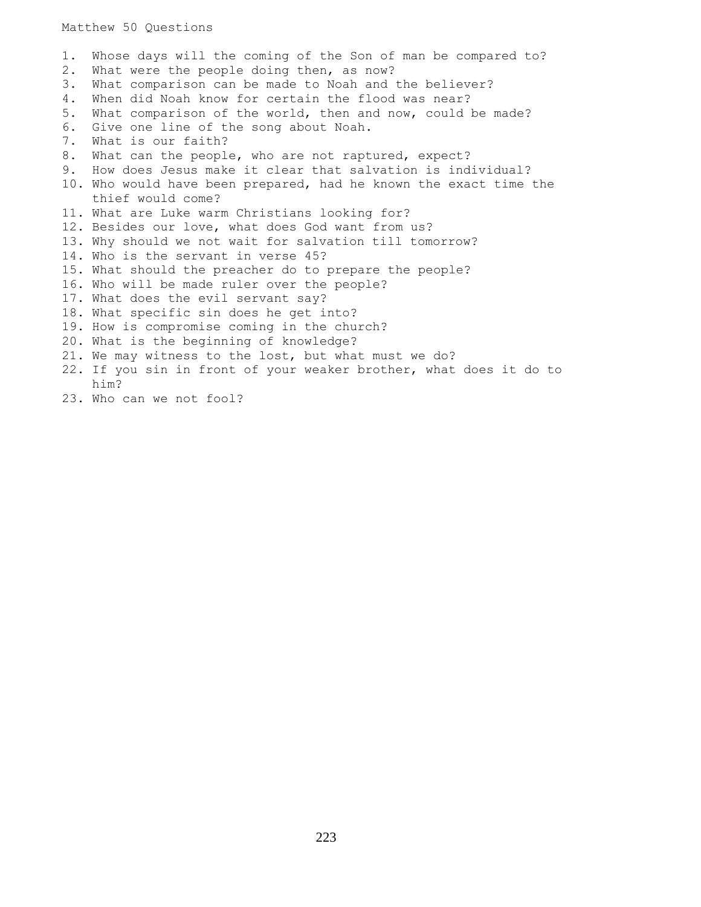Matthew 50 Questions

1. Whose days will the coming of the Son of man be compared to?
2. What were the people doing then, as now?
3. What comparison can be made to Noah and the believer?
4. When did Noah know for certain the flood was near?
5. What comparison of the world, then and now, could be made?
6. Give one line of the song about Noah.
7. What is our faith?
8. What can the people, who are not raptured, expect?
9. How does Jesus make it clear that salvation is individual?
10. Who would have been prepared, had he known the exact time the thief would come?
11. What are Luke warm Christians looking for?
12. Besides our love, what does God want from us?
13. Why should we not wait for salvation till tomorrow?
14. Who is the servant in verse 45?
15. What should the preacher do to prepare the people?
16. Who will be made ruler over the people?
17. What does the evil servant say?
18. What specific sin does he get into?
19. How is compromise coming in the church?
20. What is the beginning of knowledge?
21. We may witness to the lost, but what must we do?
22. If you sin in front of your weaker brother, what does it do to him?
23. Who can we not fool?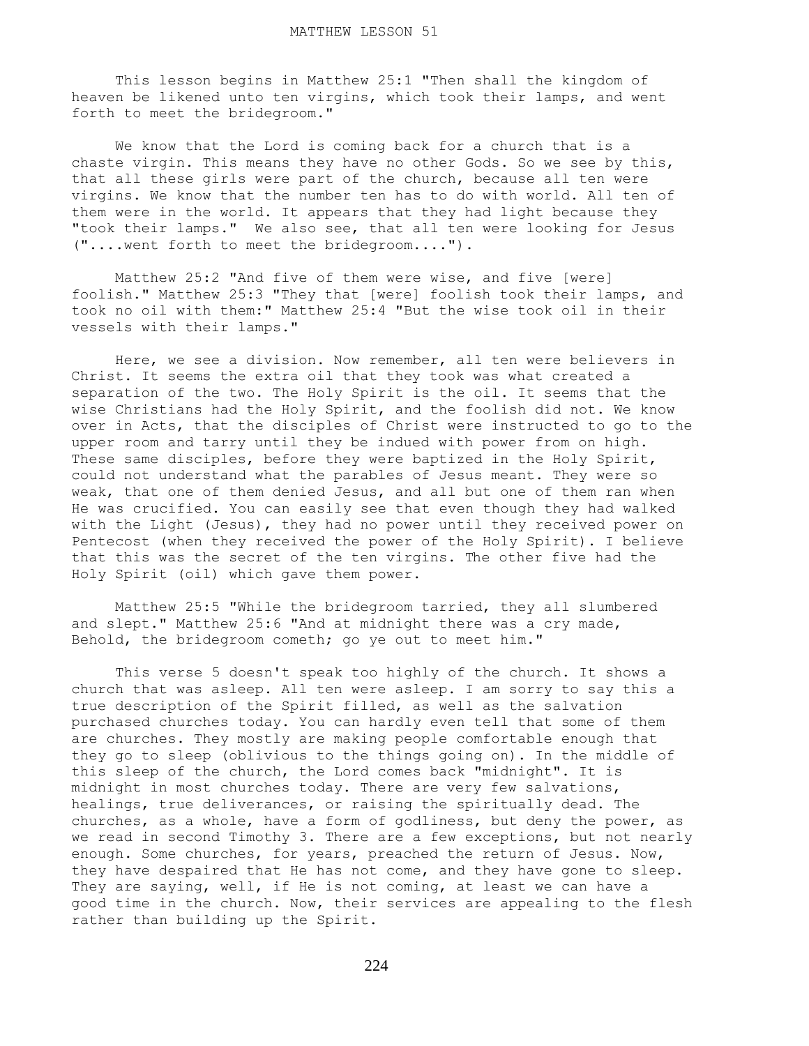# MATTHEW LESSON 51

This lesson begins in Matthew 25:1 "Then shall the kingdom of heaven be likened unto ten virgins, which took their lamps, and went forth to meet the bridegroom."

We know that the Lord is coming back for a church that is a chaste virgin. This means they have no other Gods. So we see by this, that all these girls were part of the church, because all ten were virgins. We know that the number ten has to do with world. All ten of them were in the world. It appears that they had light because they "took their lamps." We also see, that all ten were looking for Jesus ("....went forth to meet the bridegroom....").

Matthew 25:2 "And five of them were wise, and five [were] foolish." Matthew 25:3 "They that [were] foolish took their lamps, and took no oil with them:" Matthew 25:4 "But the wise took oil in their vessels with their lamps."

Here, we see a division. Now remember, all ten were believers in Christ. It seems the extra oil that they took was what created a separation of the two. The Holy Spirit is the oil. It seems that the wise Christians had the Holy Spirit, and the foolish did not. We know over in Acts, that the disciples of Christ were instructed to go to the upper room and tarry until they be indued with power from on high. These same disciples, before they were baptized in the Holy Spirit, could not understand what the parables of Jesus meant. They were so weak, that one of them denied Jesus, and all but one of them ran when He was crucified. You can easily see that even though they had walked with the Light (Jesus), they had no power until they received power on Pentecost (when they received the power of the Holy Spirit). I believe that this was the secret of the ten virgins. The other five had the Holy Spirit (oil) which gave them power.

Matthew 25:5 "While the bridegroom tarried, they all slumbered and slept." Matthew 25:6 "And at midnight there was a cry made, Behold, the bridegroom cometh; go ye out to meet him."

This verse 5 doesn't speak too highly of the church. It shows a church that was asleep. All ten were asleep. I am sorry to say this a true description of the Spirit filled, as well as the salvation purchased churches today. You can hardly even tell that some of them are churches. They mostly are making people comfortable enough that they go to sleep (oblivious to the things going on). In the middle of this sleep of the church, the Lord comes back "midnight". It is midnight in most churches today. There are very few salvations, healings, true deliverances, or raising the spiritually dead. The churches, as a whole, have a form of godliness, but deny the power, as we read in second Timothy 3. There are a few exceptions, but not nearly enough. Some churches, for years, preached the return of Jesus. Now, they have despaired that He has not come, and they have gone to sleep. They are saying, well, if He is not coming, at least we can have a good time in the church. Now, their services are appealing to the flesh rather than building up the Spirit.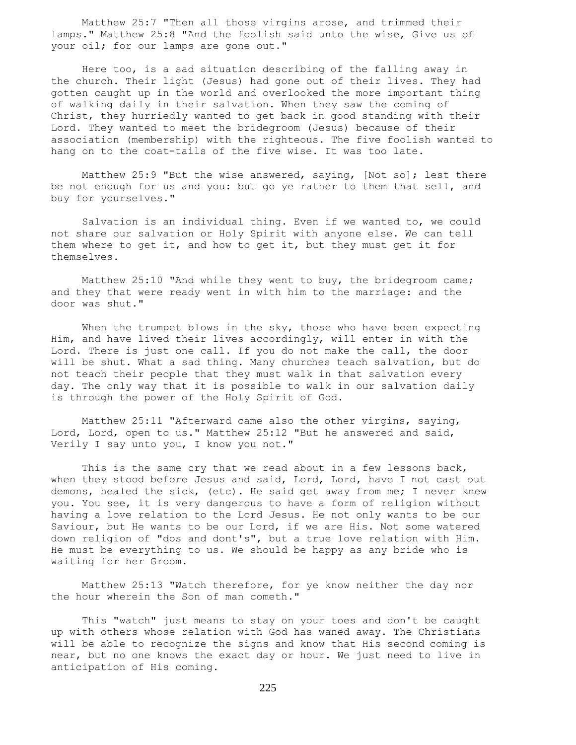Matthew 25:7 "Then all those virgins arose, and trimmed their lamps." Matthew 25:8 "And the foolish said unto the wise, Give us of your oil; for our lamps are gone out."

Here too, is a sad situation describing of the falling away in the church. Their light (Jesus) had gone out of their lives. They had gotten caught up in the world and overlooked the more important thing of walking daily in their salvation. When they saw the coming of Christ, they hurriedly wanted to get back in good standing with their Lord. They wanted to meet the bridegroom (Jesus) because of their association (membership) with the righteous. The five foolish wanted to hang on to the coat-tails of the five wise. It was too late.

Matthew 25:9 "But the wise answered, saying, [Not so]; lest there be not enough for us and you: but go ye rather to them that sell, and buy for yourselves."

Salvation is an individual thing. Even if we wanted to, we could not share our salvation or Holy Spirit with anyone else. We can tell them where to get it, and how to get it, but they must get it for themselves.

Matthew 25:10 "And while they went to buy, the bridegroom came; and they that were ready went in with him to the marriage: and the door was shut."

When the trumpet blows in the sky, those who have been expecting Him, and have lived their lives accordingly, will enter in with the Lord. There is just one call. If you do not make the call, the door will be shut. What a sad thing. Many churches teach salvation, but do not teach their people that they must walk in that salvation every day. The only way that it is possible to walk in our salvation daily is through the power of the Holy Spirit of God.

Matthew 25:11 "Afterward came also the other virgins, saying, Lord, Lord, open to us." Matthew 25:12 "But he answered and said, Verily I say unto you, I know you not."

This is the same cry that we read about in a few lessons back, when they stood before Jesus and said, Lord, Lord, have I not cast out demons, healed the sick, (etc). He said get away from me; I never knew you. You see, it is very dangerous to have a form of religion without having a love relation to the Lord Jesus. He not only wants to be our Saviour, but He wants to be our Lord, if we are His. Not some watered down religion of "dos and dont's", but a true love relation with Him. He must be everything to us. We should be happy as any bride who is waiting for her Groom.

Matthew 25:13 "Watch therefore, for ye know neither the day nor the hour wherein the Son of man cometh."

This "watch" just means to stay on your toes and don't be caught up with others whose relation with God has waned away. The Christians will be able to recognize the signs and know that His second coming is near, but no one knows the exact day or hour. We just need to live in anticipation of His coming.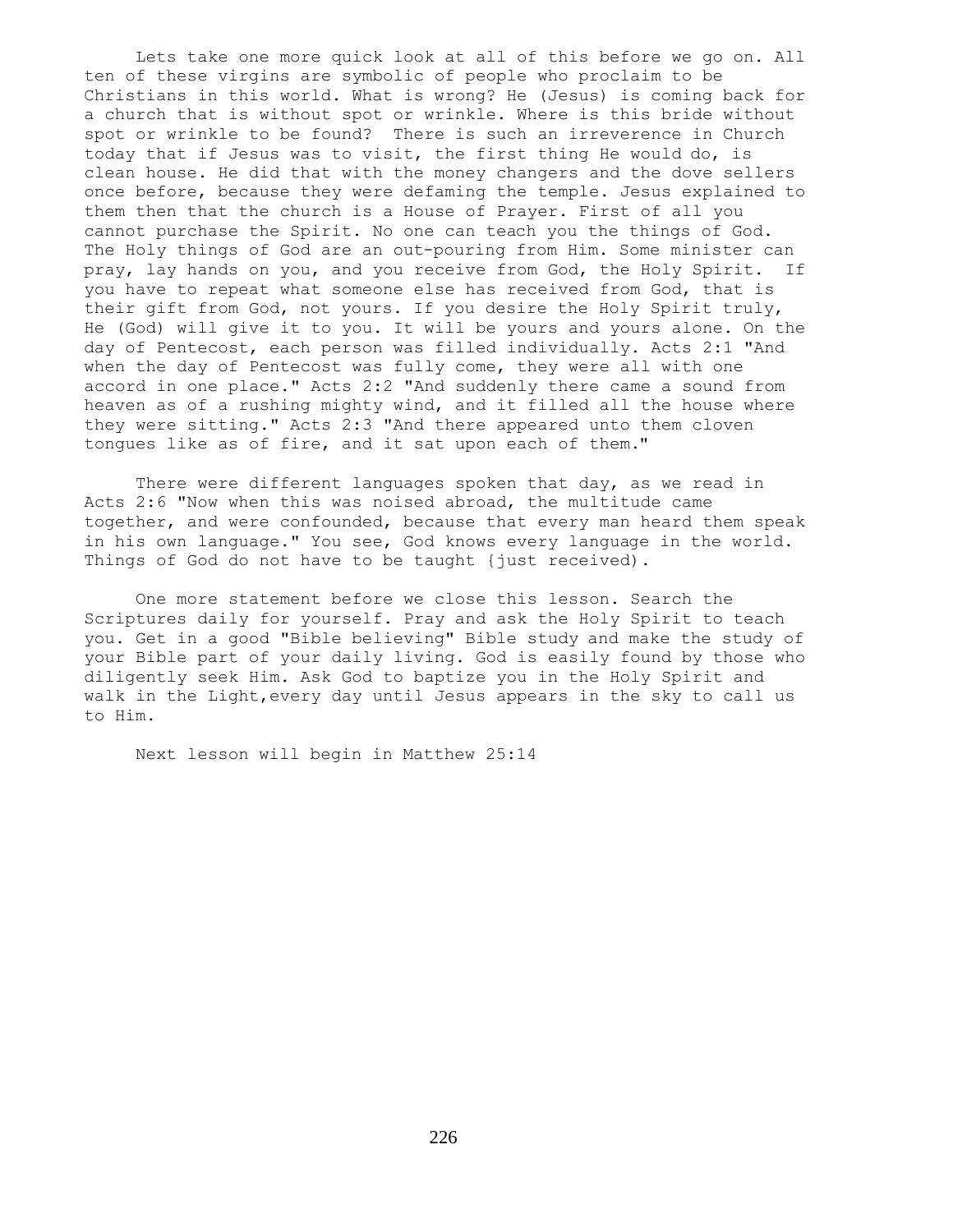Lets take one more quick look at all of this before we go on. All ten of these virgins are symbolic of people who proclaim to be Christians in this world. What is wrong? He (Jesus) is coming back for a church that is without spot or wrinkle. Where is this bride without spot or wrinkle to be found? There is such an irreverence in Church today that if Jesus was to visit, the first thing He would do, is clean house. He did that with the money changers and the dove sellers once before, because they were defaming the temple. Jesus explained to them then that the church is a House of Prayer. First of all you cannot purchase the Spirit. No one can teach you the things of God. The Holy things of God are an out-pouring from Him. Some minister can pray, lay hands on you, and you receive from God, the Holy Spirit. If you have to repeat what someone else has received from God, that is their gift from God, not yours. If you desire the Holy Spirit truly, He (God) will give it to you. It will be yours and yours alone. On the day of Pentecost, each person was filled individually. Acts 2:1 "And when the day of Pentecost was fully come, they were all with one accord in one place." Acts 2:2 "And suddenly there came a sound from heaven as of a rushing mighty wind, and it filled all the house where they were sitting." Acts 2:3 "And there appeared unto them cloven tongues like as of fire, and it sat upon each of them."

There were different languages spoken that day, as we read in Acts 2:6 "Now when this was noised abroad, the multitude came together, and were confounded, because that every man heard them speak in his own language." You see, God knows every language in the world. Things of God do not have to be taught {just received).

One more statement before we close this lesson. Search the Scriptures daily for yourself. Pray and ask the Holy Spirit to teach you. Get in a good "Bible believing" Bible study and make the study of your Bible part of your daily living. God is easily found by those who diligently seek Him. Ask God to baptize you in the Holy Spirit and walk in the Light,every day until Jesus appears in the sky to call us to Him.

Next lesson will begin in Matthew 25:14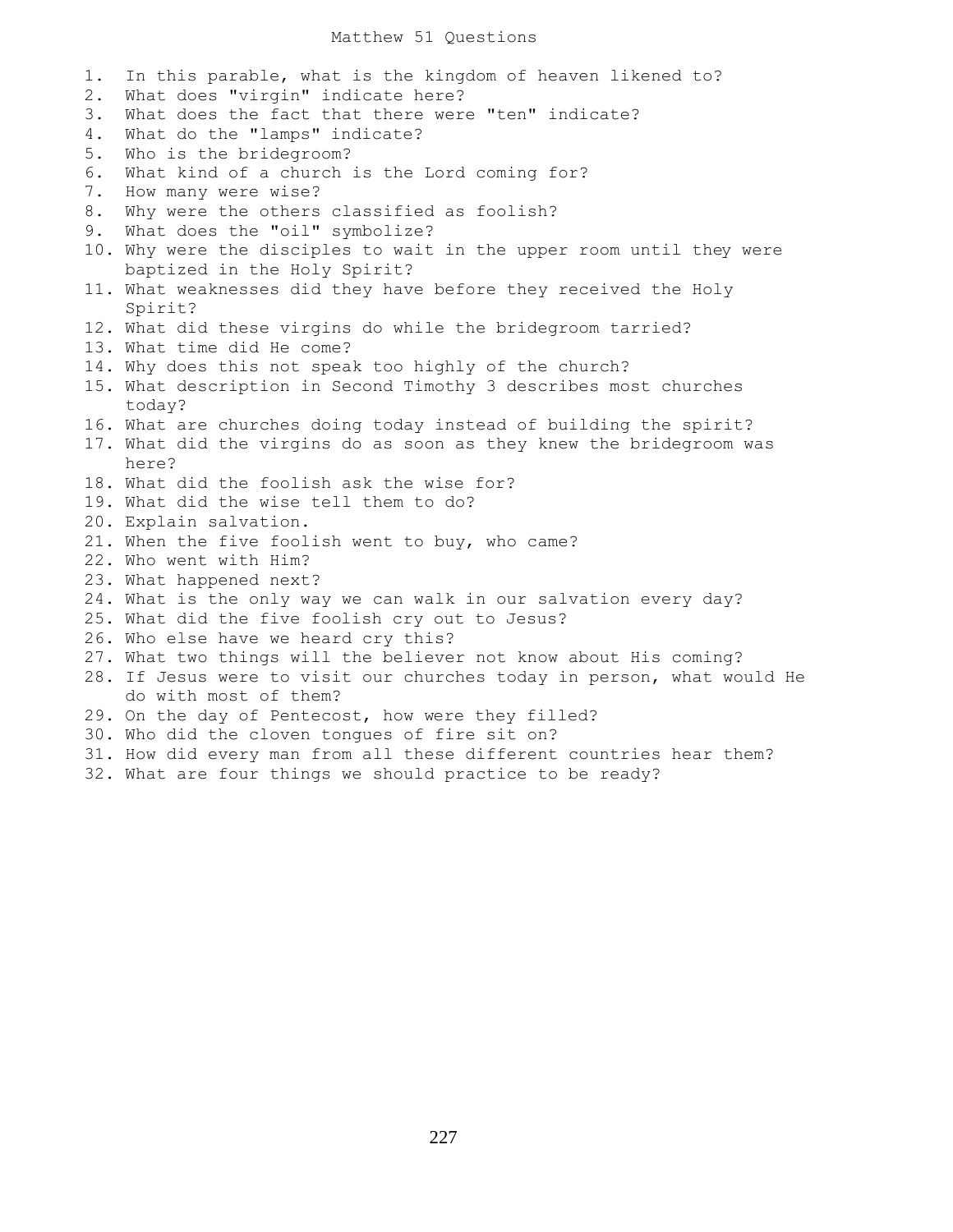# Matthew 51 Questions

1. In this parable, what is the kingdom of heaven likened to?
2. What does "virgin" indicate here?
3. What does the fact that there were "ten" indicate?
4. What do the "lamps" indicate?
5. Who is the bridegroom?
6. What kind of a church is the Lord coming for?
7. How many were wise?
8. Why were the others classified as foolish?
9. What does the "oil" symbolize?
10. Why were the disciples to wait in the upper room until they were baptized in the Holy Spirit?
11. What weaknesses did they have before they received the Holy Spirit?
12. What did these virgins do while the bridegroom tarried?
13. What time did He come?
14. Why does this not speak too highly of the church?
15. What description in Second Timothy 3 describes most churches today?
16. What are churches doing today instead of building the spirit?
17. What did the virgins do as soon as they knew the bridegroom was here?
18. What did the foolish ask the wise for?
19. What did the wise tell them to do?
20. Explain salvation.
21. When the five foolish went to buy, who came?
22. Who went with Him?
23. What happened next?
24. What is the only way we can walk in our salvation every day?
25. What did the five foolish cry out to Jesus?
26. Who else have we heard cry this?
27. What two things will the believer not know about His coming?
28. If Jesus were to visit our churches today in person, what would He do with most of them?
29. On the day of Pentecost, how were they filled?
30. Who did the cloven tongues of fire sit on?
31. How did every man from all these different countries hear them?
32. What are four things we should practice to be ready?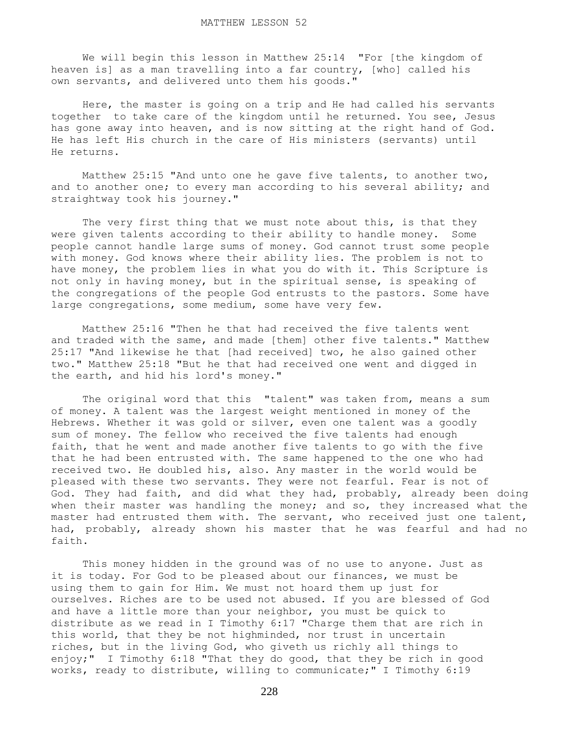MATTHEW LESSON 52

We will begin this lesson in Matthew 25:14 "For [the kingdom of heaven is] as a man travelling into a far country, [who] called his own servants, and delivered unto them his goods."

Here, the master is going on a trip and He had called his servants together to take care of the kingdom until he returned. You see, Jesus has gone away into heaven, and is now sitting at the right hand of God. He has left His church in the care of His ministers (servants) until He returns.

Matthew 25:15 "And unto one he gave five talents, to another two, and to another one; to every man according to his several ability; and straightway took his journey."

The very first thing that we must note about this, is that they were given talents according to their ability to handle money. Some people cannot handle large sums of money. God cannot trust some people with money. God knows where their ability lies. The problem is not to have money, the problem lies in what you do with it. This Scripture is not only in having money, but in the spiritual sense, is speaking of the congregations of the people God entrusts to the pastors. Some have large congregations, some medium, some have very few.

Matthew 25:16 "Then he that had received the five talents went and traded with the same, and made [them] other five talents." Matthew 25:17 "And likewise he that [had received] two, he also gained other two." Matthew 25:18 "But he that had received one went and digged in the earth, and hid his lord's money."

The original word that this "talent" was taken from, means a sum of money. A talent was the largest weight mentioned in money of the Hebrews. Whether it was gold or silver, even one talent was a goodly sum of money. The fellow who received the five talents had enough faith, that he went and made another five talents to go with the five that he had been entrusted with. The same happened to the one who had received two. He doubled his, also. Any master in the world would be pleased with these two servants. They were not fearful. Fear is not of God. They had faith, and did what they had, probably, already been doing when their master was handling the money; and so, they increased what the master had entrusted them with. The servant, who received just one talent, had, probably, already shown his master that he was fearful and had no faith.

This money hidden in the ground was of no use to anyone. Just as it is today. For God to be pleased about our finances, we must be using them to gain for Him. We must not hoard them up just for ourselves. Riches are to be used not abused. If you are blessed of God and have a little more than your neighbor, you must be quick to distribute as we read in I Timothy 6:17 "Charge them that are rich in this world, that they be not highminded, nor trust in uncertain riches, but in the living God, who giveth us richly all things to enjoy;" I Timothy 6:18 "That they do good, that they be rich in good works, ready to distribute, willing to communicate;" I Timothy 6:19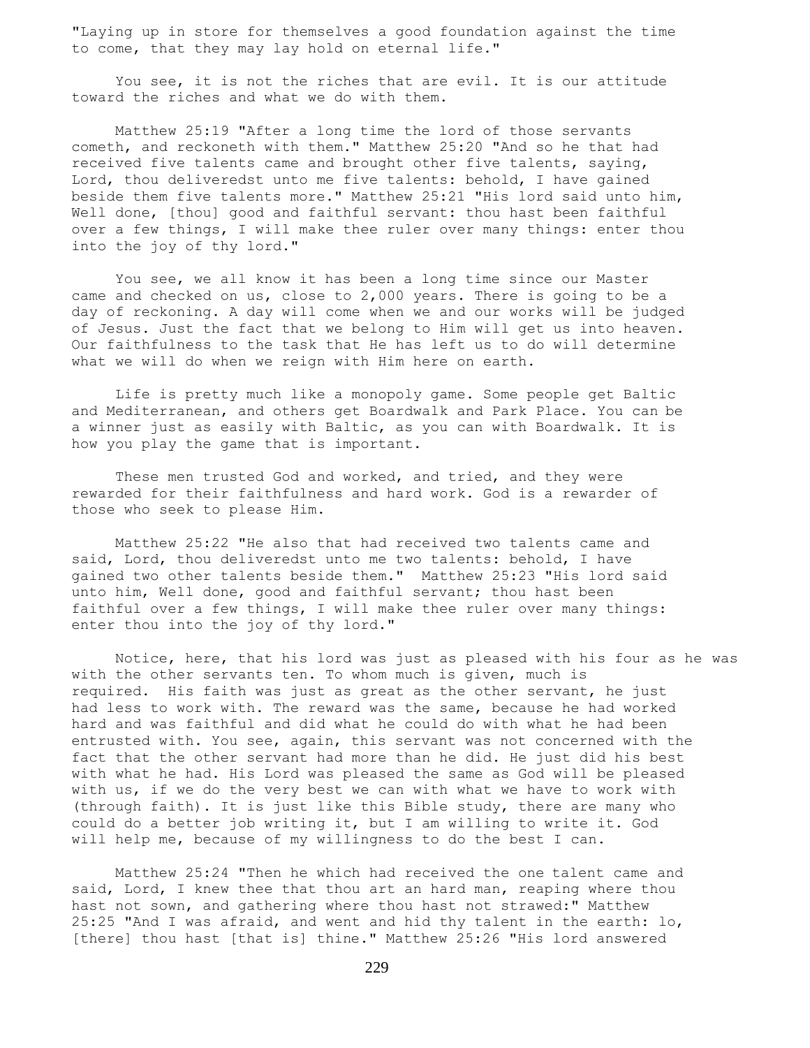"Laying up in store for themselves a good foundation against the time to come, that they may lay hold on eternal life."

You see, it is not the riches that are evil. It is our attitude toward the riches and what we do with them.

Matthew 25:19 "After a long time the lord of those servants cometh, and reckoneth with them." Matthew 25:20 "And so he that had received five talents came and brought other five talents, saying, Lord, thou deliveredst unto me five talents: behold, I have gained beside them five talents more." Matthew 25:21 "His lord said unto him, Well done, [thou] good and faithful servant: thou hast been faithful over a few things, I will make thee ruler over many things: enter thou into the joy of thy lord."

You see, we all know it has been a long time since our Master came and checked on us, close to 2,000 years. There is going to be a day of reckoning. A day will come when we and our works will be judged of Jesus. Just the fact that we belong to Him will get us into heaven. Our faithfulness to the task that He has left us to do will determine what we will do when we reign with Him here on earth.

Life is pretty much like a monopoly game. Some people get Baltic and Mediterranean, and others get Boardwalk and Park Place. You can be a winner just as easily with Baltic, as you can with Boardwalk. It is how you play the game that is important.

These men trusted God and worked, and tried, and they were rewarded for their faithfulness and hard work. God is a rewarder of those who seek to please Him.

Matthew 25:22 "He also that had received two talents came and said, Lord, thou deliveredst unto me two talents: behold, I have gained two other talents beside them." Matthew 25:23 "His lord said unto him, Well done, good and faithful servant; thou hast been faithful over a few things, I will make thee ruler over many things: enter thou into the joy of thy lord."

Notice, here, that his lord was just as pleased with his four as he was with the other servants ten. To whom much is given, much is required. His faith was just as great as the other servant, he just had less to work with. The reward was the same, because he had worked hard and was faithful and did what he could do with what he had been entrusted with. You see, again, this servant was not concerned with the fact that the other servant had more than he did. He just did his best with what he had. His Lord was pleased the same as God will be pleased with us, if we do the very best we can with what we have to work with (through faith). It is just like this Bible study, there are many who could do a better job writing it, but I am willing to write it. God will help me, because of my willingness to do the best I can.

Matthew 25:24 "Then he which had received the one talent came and said, Lord, I knew thee that thou art an hard man, reaping where thou hast not sown, and gathering where thou hast not strawed:" Matthew 25:25 "And I was afraid, and went and hid thy talent in the earth: lo, [there] thou hast [that is] thine." Matthew 25:26 "His lord answered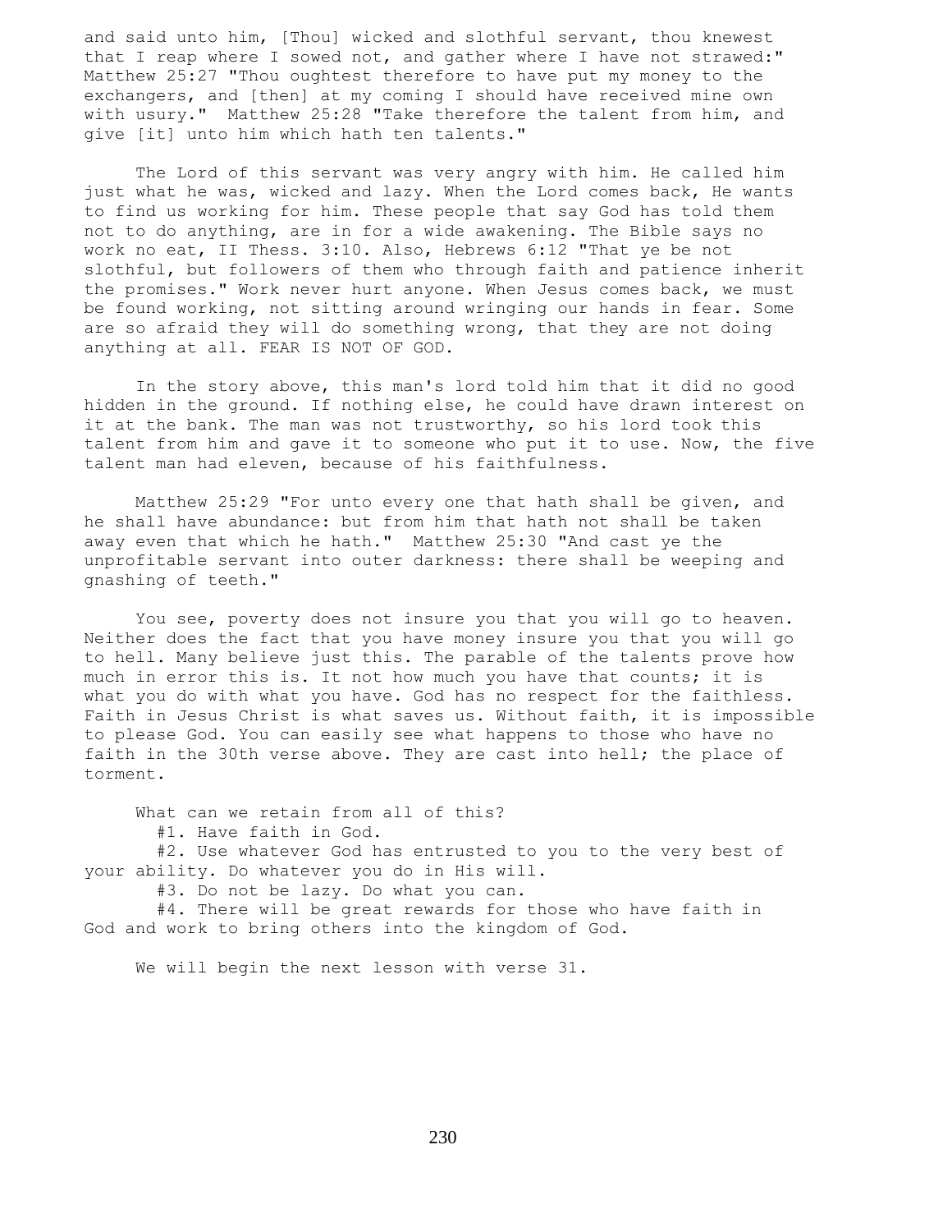and said unto him, [Thou] wicked and slothful servant, thou knewest that I reap where I sowed not, and gather where I have not strawed:" Matthew 25:27 "Thou oughtest therefore to have put my money to the exchangers, and [then] at my coming I should have received mine own with usury." Matthew 25:28 "Take therefore the talent from him, and give [it] unto him which hath ten talents."

The Lord of this servant was very angry with him. He called him just what he was, wicked and lazy. When the Lord comes back, He wants to find us working for him. These people that say God has told them not to do anything, are in for a wide awakening. The Bible says no work no eat, II Thess. 3:10. Also, Hebrews 6:12 "That ye be not slothful, but followers of them who through faith and patience inherit the promises." Work never hurt anyone. When Jesus comes back, we must be found working, not sitting around wringing our hands in fear. Some are so afraid they will do something wrong, that they are not doing anything at all. FEAR IS NOT OF GOD.

In the story above, this man's lord told him that it did no good hidden in the ground. If nothing else, he could have drawn interest on it at the bank. The man was not trustworthy, so his lord took this talent from him and gave it to someone who put it to use. Now, the five talent man had eleven, because of his faithfulness.

Matthew 25:29 "For unto every one that hath shall be given, and he shall have abundance: but from him that hath not shall be taken away even that which he hath." Matthew 25:30 "And cast ye the unprofitable servant into outer darkness: there shall be weeping and gnashing of teeth."

You see, poverty does not insure you that you will go to heaven. Neither does the fact that you have money insure you that you will go to hell. Many believe just this. The parable of the talents prove how much in error this is. It not how much you have that counts; it is what you do with what you have. God has no respect for the faithless. Faith in Jesus Christ is what saves us. Without faith, it is impossible to please God. You can easily see what happens to those who have no faith in the 30th verse above. They are cast into hell; the place of torment.

What can we retain from all of this?

#1. Have faith in God.

#2. Use whatever God has entrusted to you to the very best of your ability. Do whatever you do in His will.

#3. Do not be lazy. Do what you can.

#4. There will be great rewards for those who have faith in God and work to bring others into the kingdom of God.

We will begin the next lesson with verse 31.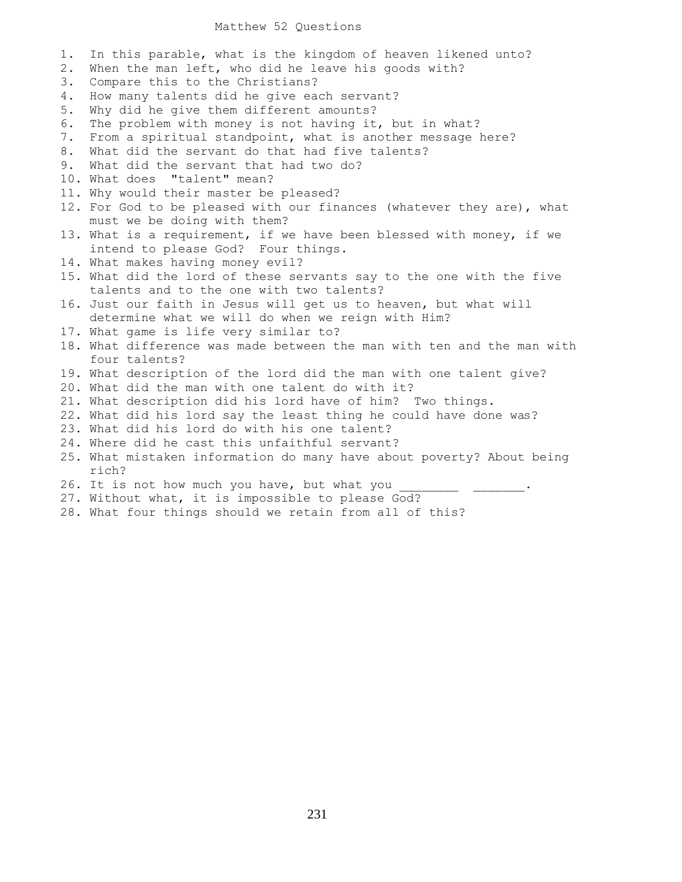# Matthew 52 Questions

1. In this parable, what is the kingdom of heaven likened unto?
2. When the man left, who did he leave his goods with?
3. Compare this to the Christians?
4. How many talents did he give each servant?
5. Why did he give them different amounts?
6. The problem with money is not having it, but in what?
7. From a spiritual standpoint, what is another message here?
8. What did the servant do that had five talents?
9. What did the servant that had two do?
10. What does "talent" mean?
11. Why would their master be pleased?
12. For God to be pleased with our finances (whatever they are), what must we be doing with them?
13. What is a requirement, if we have been blessed with money, if we intend to please God? Four things.
14. What makes having money evil?
15. What did the lord of these servants say to the one with the five talents and to the one with two talents?
16. Just our faith in Jesus will get us to heaven, but what will determine what we will do when we reign with Him?
17. What game is life very similar to?
18. What difference was made between the man with ten and the man with four talents?
19. What description of the lord did the man with one talent give?
20. What did the man with one talent do with it?
21. What description did his lord have of him? Two things.
22. What did his lord say the least thing he could have done was?
23. What did his lord do with his one talent?
24. Where did he cast this unfaithful servant?
25. What mistaken information do many have about poverty? About being rich?
26. It is not how much you have, but what you ________ _______.
27. Without what, it is impossible to please God?
28. What four things should we retain from all of this?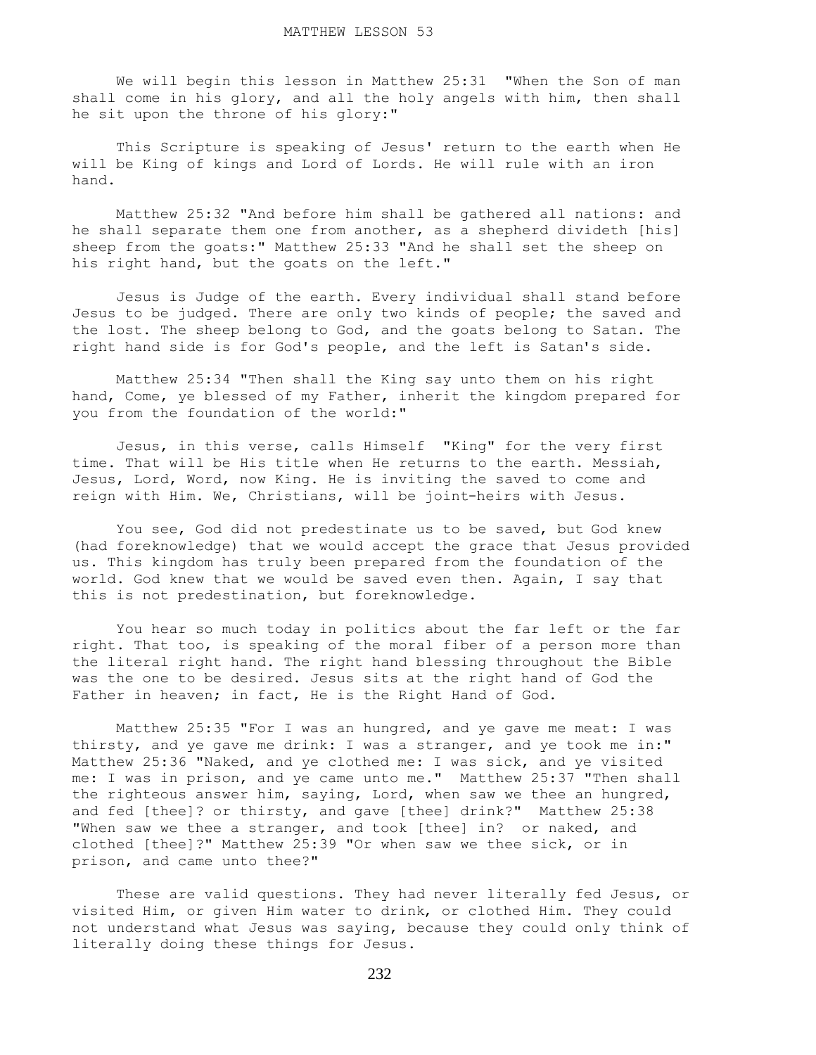MATTHEW LESSON 53

We will begin this lesson in Matthew 25:31 "When the Son of man shall come in his glory, and all the holy angels with him, then shall he sit upon the throne of his glory:"

This Scripture is speaking of Jesus' return to the earth when He will be King of kings and Lord of Lords. He will rule with an iron hand.

Matthew 25:32 "And before him shall be gathered all nations: and he shall separate them one from another, as a shepherd divideth [his] sheep from the goats:" Matthew 25:33 "And he shall set the sheep on his right hand, but the goats on the left."

Jesus is Judge of the earth. Every individual shall stand before Jesus to be judged. There are only two kinds of people; the saved and the lost. The sheep belong to God, and the goats belong to Satan. The right hand side is for God's people, and the left is Satan's side.

Matthew 25:34 "Then shall the King say unto them on his right hand, Come, ye blessed of my Father, inherit the kingdom prepared for you from the foundation of the world:"

Jesus, in this verse, calls Himself "King" for the very first time. That will be His title when He returns to the earth. Messiah, Jesus, Lord, Word, now King. He is inviting the saved to come and reign with Him. We, Christians, will be joint-heirs with Jesus.

You see, God did not predestinate us to be saved, but God knew (had foreknowledge) that we would accept the grace that Jesus provided us. This kingdom has truly been prepared from the foundation of the world. God knew that we would be saved even then. Again, I say that this is not predestination, but foreknowledge.

You hear so much today in politics about the far left or the far right. That too, is speaking of the moral fiber of a person more than the literal right hand. The right hand blessing throughout the Bible was the one to be desired. Jesus sits at the right hand of God the Father in heaven; in fact, He is the Right Hand of God.

Matthew 25:35 "For I was an hungred, and ye gave me meat: I was thirsty, and ye gave me drink: I was a stranger, and ye took me in:" Matthew 25:36 "Naked, and ye clothed me: I was sick, and ye visited me: I was in prison, and ye came unto me." Matthew 25:37 "Then shall the righteous answer him, saying, Lord, when saw we thee an hungred, and fed [thee]? or thirsty, and gave [thee] drink?" Matthew 25:38 "When saw we thee a stranger, and took [thee] in? or naked, and clothed [thee]?" Matthew 25:39 "Or when saw we thee sick, or in prison, and came unto thee?"

These are valid questions. They had never literally fed Jesus, or visited Him, or given Him water to drink, or clothed Him. They could not understand what Jesus was saying, because they could only think of literally doing these things for Jesus.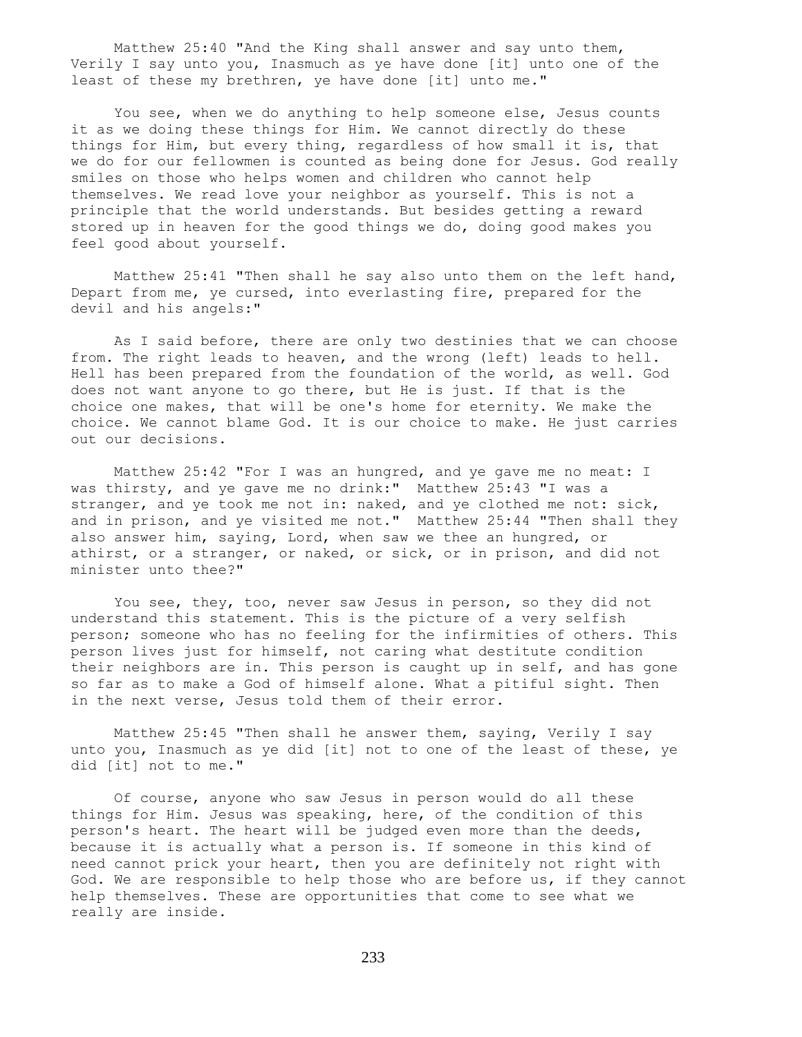Matthew 25:40 "And the King shall answer and say unto them, Verily I say unto you, Inasmuch as ye have done [it] unto one of the least of these my brethren, ye have done [it] unto me."

You see, when we do anything to help someone else, Jesus counts it as we doing these things for Him. We cannot directly do these things for Him, but every thing, regardless of how small it is, that we do for our fellowmen is counted as being done for Jesus. God really smiles on those who helps women and children who cannot help themselves. We read love your neighbor as yourself. This is not a principle that the world understands. But besides getting a reward stored up in heaven for the good things we do, doing good makes you feel good about yourself.

Matthew 25:41 "Then shall he say also unto them on the left hand, Depart from me, ye cursed, into everlasting fire, prepared for the devil and his angels:"

As I said before, there are only two destinies that we can choose from. The right leads to heaven, and the wrong (left) leads to hell. Hell has been prepared from the foundation of the world, as well. God does not want anyone to go there, but He is just. If that is the choice one makes, that will be one's home for eternity. We make the choice. We cannot blame God. It is our choice to make. He just carries out our decisions.

Matthew 25:42 "For I was an hungred, and ye gave me no meat: I was thirsty, and ye gave me no drink:" Matthew 25:43 "I was a stranger, and ye took me not in: naked, and ye clothed me not: sick, and in prison, and ye visited me not." Matthew 25:44 "Then shall they also answer him, saying, Lord, when saw we thee an hungred, or athirst, or a stranger, or naked, or sick, or in prison, and did not minister unto thee?"

You see, they, too, never saw Jesus in person, so they did not understand this statement. This is the picture of a very selfish person; someone who has no feeling for the infirmities of others. This person lives just for himself, not caring what destitute condition their neighbors are in. This person is caught up in self, and has gone so far as to make a God of himself alone. What a pitiful sight. Then in the next verse, Jesus told them of their error.

Matthew 25:45 "Then shall he answer them, saying, Verily I say unto you, Inasmuch as ye did [it] not to one of the least of these, ye did [it] not to me."

Of course, anyone who saw Jesus in person would do all these things for Him. Jesus was speaking, here, of the condition of this person's heart. The heart will be judged even more than the deeds, because it is actually what a person is. If someone in this kind of need cannot prick your heart, then you are definitely not right with God. We are responsible to help those who are before us, if they cannot help themselves. These are opportunities that come to see what we really are inside.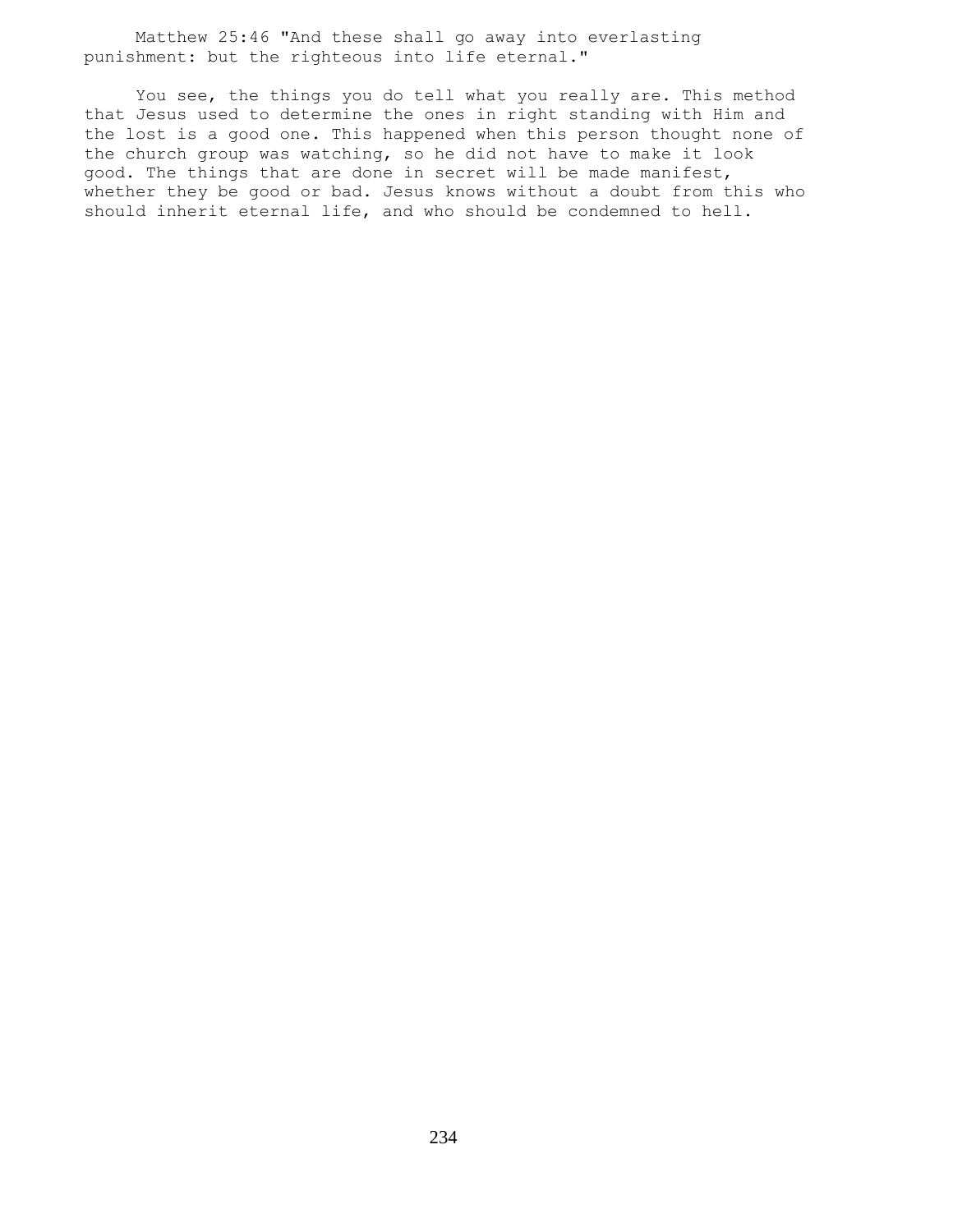Matthew 25:46 "And these shall go away into everlasting punishment: but the righteous into life eternal."

You see, the things you do tell what you really are. This method that Jesus used to determine the ones in right standing with Him and the lost is a good one. This happened when this person thought none of the church group was watching, so he did not have to make it look good. The things that are done in secret will be made manifest, whether they be good or bad. Jesus knows without a doubt from this who should inherit eternal life, and who should be condemned to hell.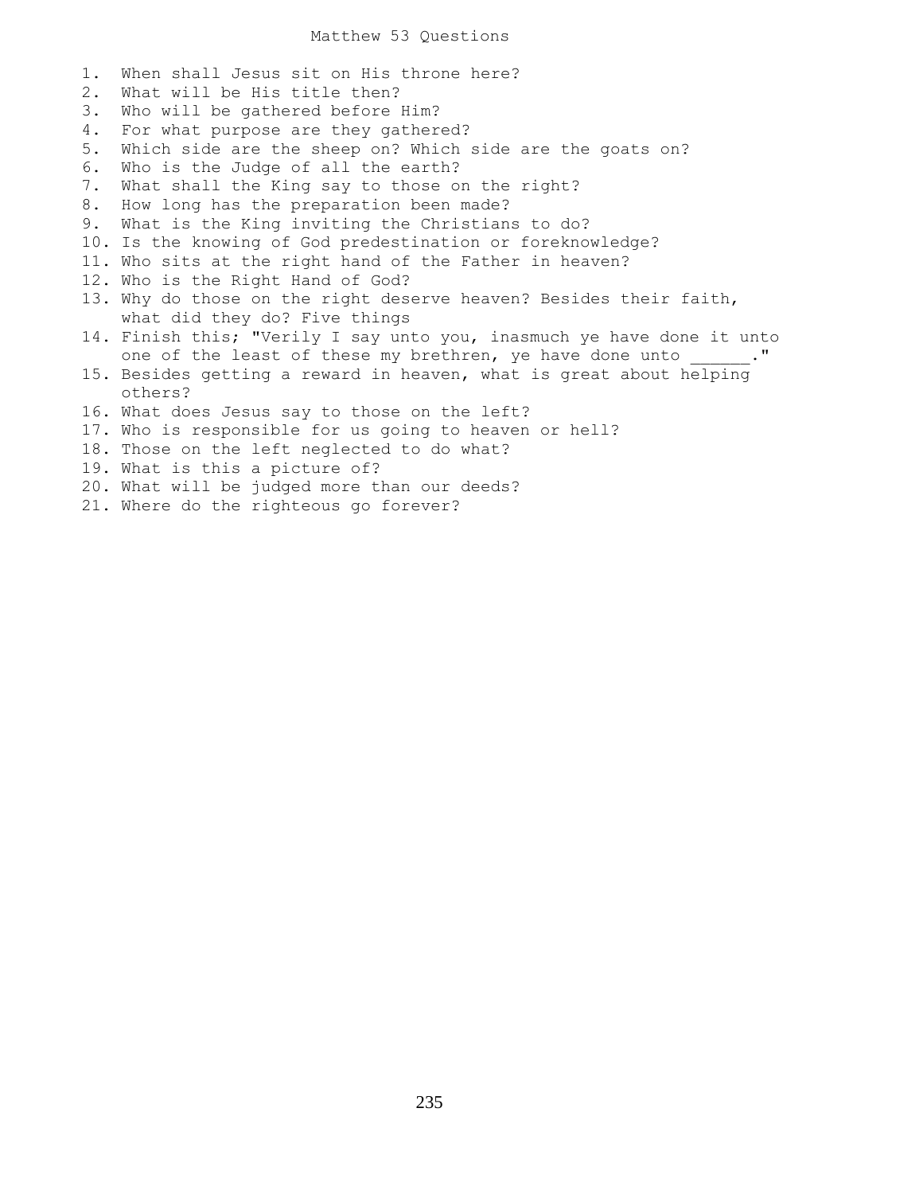# Matthew 53 Questions

1. When shall Jesus sit on His throne here?
2. What will be His title then?
3. Who will be gathered before Him?
4. For what purpose are they gathered?
5. Which side are the sheep on? Which side are the goats on?
6. Who is the Judge of all the earth?
7. What shall the King say to those on the right?
8. How long has the preparation been made?
9. What is the King inviting the Christians to do?
10. Is the knowing of God predestination or foreknowledge?
11. Who sits at the right hand of the Father in heaven?
12. Who is the Right Hand of God?
13. Why do those on the right deserve heaven? Besides their faith, what did they do? Five things
14. Finish this; "Verily I say unto you, inasmuch ye have done it unto one of the least of these my brethren, ye have done unto ______."
15. Besides getting a reward in heaven, what is great about helping others?
16. What does Jesus say to those on the left?
17. Who is responsible for us going to heaven or hell?
18. Those on the left neglected to do what?
19. What is this a picture of?
20. What will be judged more than our deeds?
21. Where do the righteous go forever?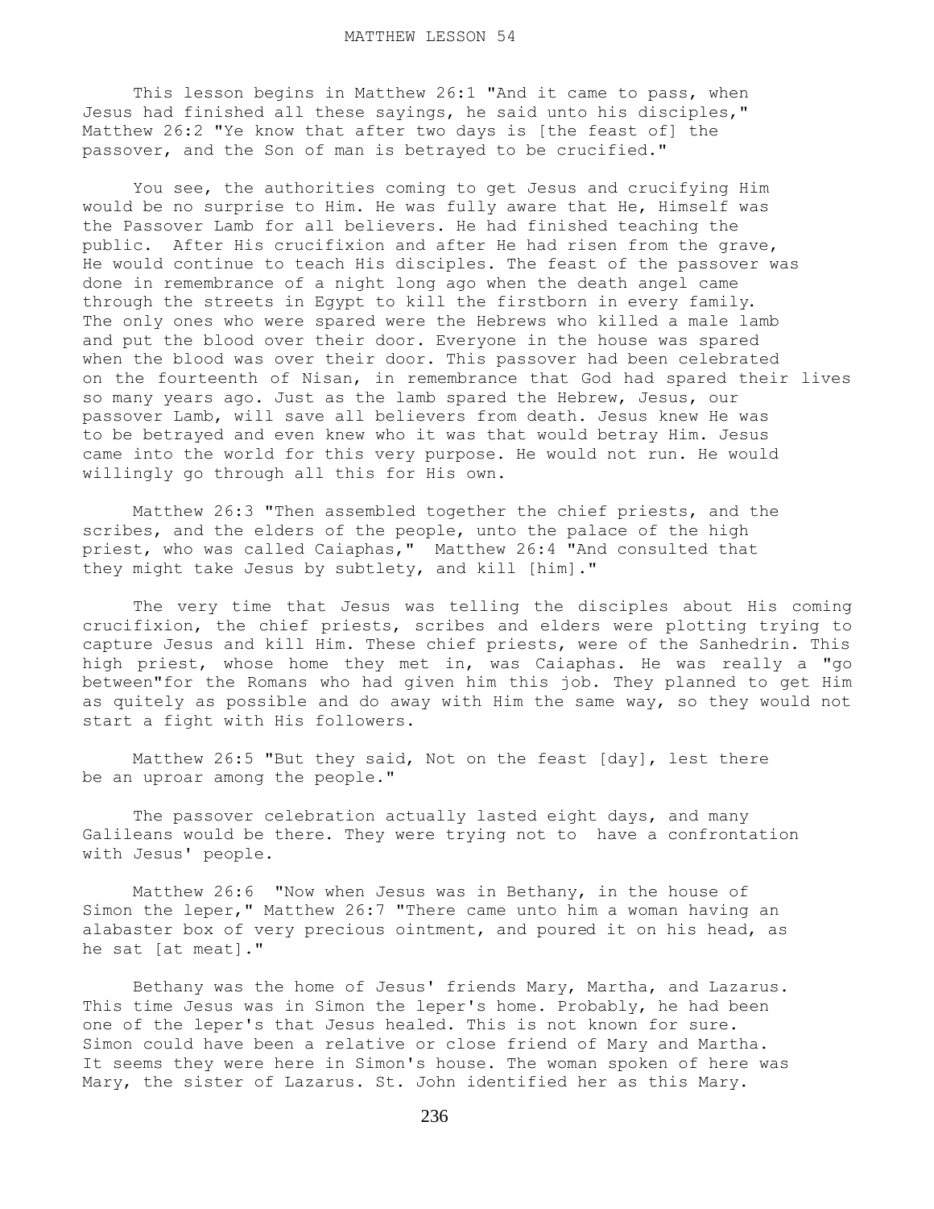# MATTHEW LESSON 54

This lesson begins in Matthew 26:1 "And it came to pass, when Jesus had finished all these sayings, he said unto his disciples," Matthew 26:2 "Ye know that after two days is [the feast of] the passover, and the Son of man is betrayed to be crucified."

You see, the authorities coming to get Jesus and crucifying Him would be no surprise to Him. He was fully aware that He, Himself was the Passover Lamb for all believers. He had finished teaching the public. After His crucifixion and after He had risen from the grave, He would continue to teach His disciples. The feast of the passover was done in remembrance of a night long ago when the death angel came through the streets in Egypt to kill the firstborn in every family. The only ones who were spared were the Hebrews who killed a male lamb and put the blood over their door. Everyone in the house was spared when the blood was over their door. This passover had been celebrated on the fourteenth of Nisan, in remembrance that God had spared their lives so many years ago. Just as the lamb spared the Hebrew, Jesus, our passover Lamb, will save all believers from death. Jesus knew He was to be betrayed and even knew who it was that would betray Him. Jesus came into the world for this very purpose. He would not run. He would willingly go through all this for His own.

Matthew 26:3 "Then assembled together the chief priests, and the scribes, and the elders of the people, unto the palace of the high priest, who was called Caiaphas," Matthew 26:4 "And consulted that they might take Jesus by subtlety, and kill [him]."

The very time that Jesus was telling the disciples about His coming crucifixion, the chief priests, scribes and elders were plotting trying to capture Jesus and kill Him. These chief priests, were of the Sanhedrin. This high priest, whose home they met in, was Caiaphas. He was really a "go between"for the Romans who had given him this job. They planned to get Him as quitely as possible and do away with Him the same way, so they would not start a fight with His followers.

Matthew 26:5 "But they said, Not on the feast [day], lest there be an uproar among the people."

The passover celebration actually lasted eight days, and many Galileans would be there. They were trying not to have a confrontation with Jesus' people.

Matthew 26:6 "Now when Jesus was in Bethany, in the house of Simon the leper," Matthew 26:7 "There came unto him a woman having an alabaster box of very precious ointment, and poured it on his head, as he sat [at meat]."

Bethany was the home of Jesus' friends Mary, Martha, and Lazarus. This time Jesus was in Simon the leper's home. Probably, he had been one of the leper's that Jesus healed. This is not known for sure. Simon could have been a relative or close friend of Mary and Martha. It seems they were here in Simon's house. The woman spoken of here was Mary, the sister of Lazarus. St. John identified her as this Mary.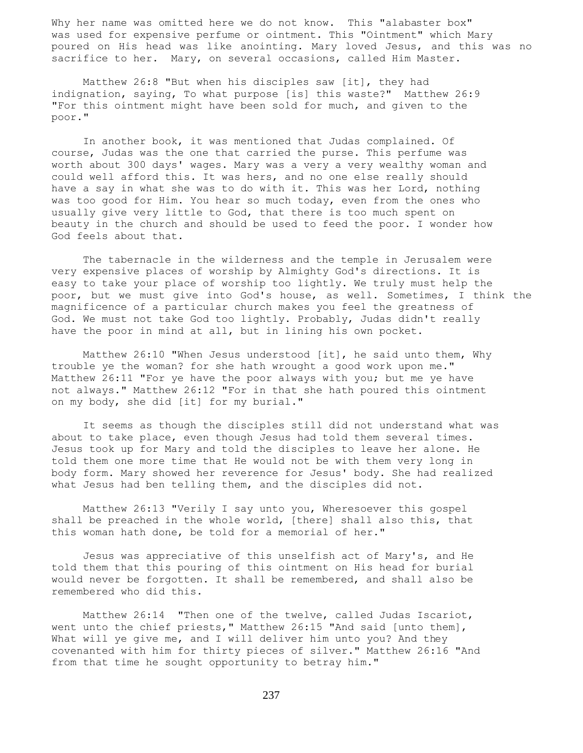Why her name was omitted here we do not know. This "alabaster box" was used for expensive perfume or ointment. This "Ointment" which Mary poured on His head was like anointing. Mary loved Jesus, and this was no sacrifice to her. Mary, on several occasions, called Him Master.

Matthew 26:8 "But when his disciples saw [it], they had indignation, saying, To what purpose [is] this waste?" Matthew 26:9 "For this ointment might have been sold for much, and given to the poor."

In another book, it was mentioned that Judas complained. Of course, Judas was the one that carried the purse. This perfume was worth about 300 days' wages. Mary was a very a very wealthy woman and could well afford this. It was hers, and no one else really should have a say in what she was to do with it. This was her Lord, nothing was too good for Him. You hear so much today, even from the ones who usually give very little to God, that there is too much spent on beauty in the church and should be used to feed the poor. I wonder how God feels about that.

The tabernacle in the wilderness and the temple in Jerusalem were very expensive places of worship by Almighty God's directions. It is easy to take your place of worship too lightly. We truly must help the poor, but we must give into God's house, as well. Sometimes, I think the magnificence of a particular church makes you feel the greatness of God. We must not take God too lightly. Probably, Judas didn't really have the poor in mind at all, but in lining his own pocket.

Matthew 26:10 "When Jesus understood [it], he said unto them, Why trouble ye the woman? for she hath wrought a good work upon me." Matthew 26:11 "For ye have the poor always with you; but me ye have not always." Matthew 26:12 "For in that she hath poured this ointment on my body, she did [it] for my burial."

It seems as though the disciples still did not understand what was about to take place, even though Jesus had told them several times. Jesus took up for Mary and told the disciples to leave her alone. He told them one more time that He would not be with them very long in body form. Mary showed her reverence for Jesus' body. She had realized what Jesus had ben telling them, and the disciples did not.

Matthew 26:13 "Verily I say unto you, Wheresoever this gospel shall be preached in the whole world, [there] shall also this, that this woman hath done, be told for a memorial of her."

Jesus was appreciative of this unselfish act of Mary's, and He told them that this pouring of this ointment on His head for burial would never be forgotten. It shall be remembered, and shall also be remembered who did this.

Matthew 26:14 "Then one of the twelve, called Judas Iscariot, went unto the chief priests," Matthew 26:15 "And said [unto them], What will ye give me, and I will deliver him unto you? And they covenanted with him for thirty pieces of silver." Matthew 26:16 "And from that time he sought opportunity to betray him."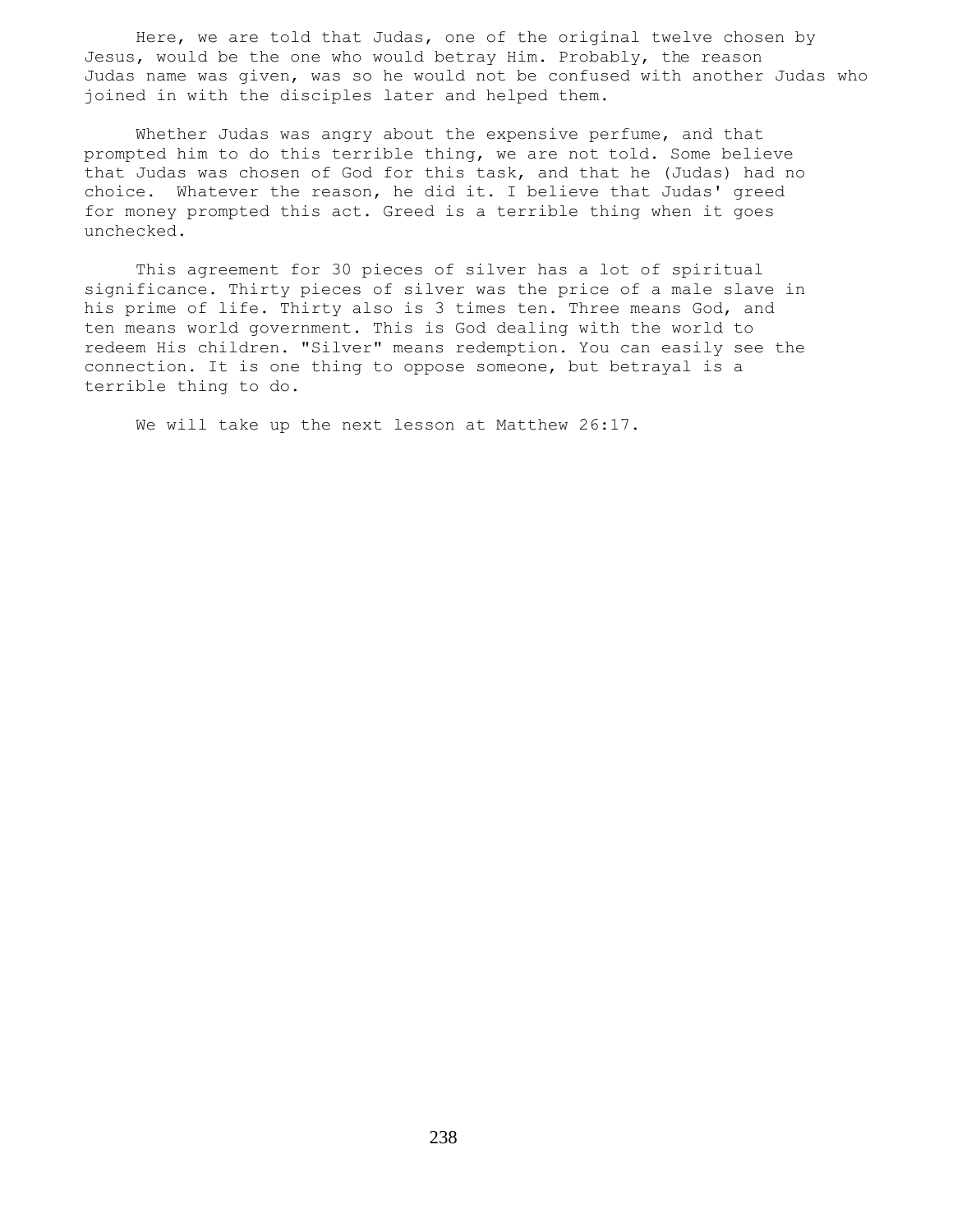Here, we are told that Judas, one of the original twelve chosen by Jesus, would be the one who would betray Him. Probably, the reason Judas name was given, was so he would not be confused with another Judas who joined in with the disciples later and helped them.

Whether Judas was angry about the expensive perfume, and that prompted him to do this terrible thing, we are not told. Some believe that Judas was chosen of God for this task, and that he (Judas) had no choice. Whatever the reason, he did it. I believe that Judas' greed for money prompted this act. Greed is a terrible thing when it goes unchecked.

This agreement for 30 pieces of silver has a lot of spiritual significance. Thirty pieces of silver was the price of a male slave in his prime of life. Thirty also is 3 times ten. Three means God, and ten means world government. This is God dealing with the world to redeem His children. "Silver" means redemption. You can easily see the connection. It is one thing to oppose someone, but betrayal is a terrible thing to do.

We will take up the next lesson at Matthew 26:17.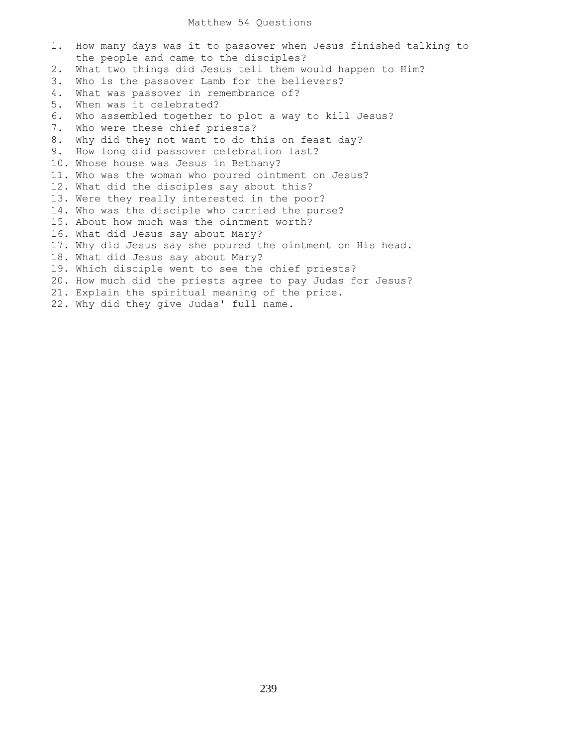# Matthew 54 Questions

1. How many days was it to passover when Jesus finished talking to the people and came to the disciples?
2. What two things did Jesus tell them would happen to Him?
3. Who is the passover Lamb for the believers?
4. What was passover in remembrance of?
5. When was it celebrated?
6. Who assembled together to plot a way to kill Jesus?
7. Who were these chief priests?
8. Why did they not want to do this on feast day?
9. How long did passover celebration last?
10. Whose house was Jesus in Bethany?
11. Who was the woman who poured ointment on Jesus?
12. What did the disciples say about this?
13. Were they really interested in the poor?
14. Who was the disciple who carried the purse?
15. About how much was the ointment worth?
16. What did Jesus say about Mary?
17. Why did Jesus say she poured the ointment on His head.
18. What did Jesus say about Mary?
19. Which disciple went to see the chief priests?
20. How much did the priests agree to pay Judas for Jesus?
21. Explain the spiritual meaning of the price.
22. Why did they give Judas' full name.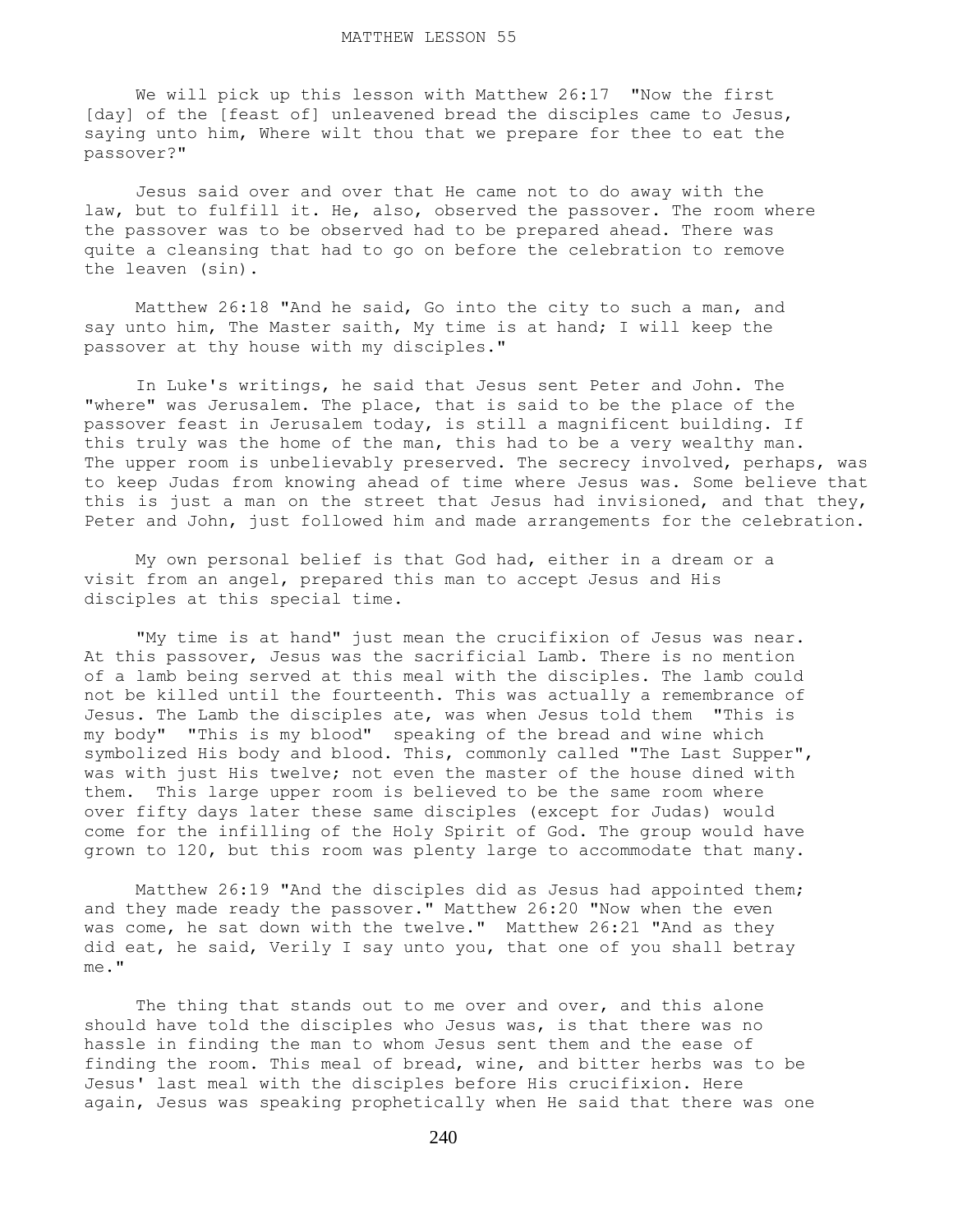# MATTHEW LESSON 55

We will pick up this lesson with Matthew 26:17 "Now the first [day] of the [feast of] unleavened bread the disciples came to Jesus, saying unto him, Where wilt thou that we prepare for thee to eat the passover?"

Jesus said over and over that He came not to do away with the law, but to fulfill it. He, also, observed the passover. The room where the passover was to be observed had to be prepared ahead. There was quite a cleansing that had to go on before the celebration to remove the leaven (sin).

Matthew 26:18 "And he said, Go into the city to such a man, and say unto him, The Master saith, My time is at hand; I will keep the passover at thy house with my disciples."

In Luke's writings, he said that Jesus sent Peter and John. The "where" was Jerusalem. The place, that is said to be the place of the passover feast in Jerusalem today, is still a magnificent building. If this truly was the home of the man, this had to be a very wealthy man. The upper room is unbelievably preserved. The secrecy involved, perhaps, was to keep Judas from knowing ahead of time where Jesus was. Some believe that this is just a man on the street that Jesus had invisioned, and that they, Peter and John, just followed him and made arrangements for the celebration.

My own personal belief is that God had, either in a dream or a visit from an angel, prepared this man to accept Jesus and His disciples at this special time.

"My time is at hand" just mean the crucifixion of Jesus was near. At this passover, Jesus was the sacrificial Lamb. There is no mention of a lamb being served at this meal with the disciples. The lamb could not be killed until the fourteenth. This was actually a remembrance of Jesus. The Lamb the disciples ate, was when Jesus told them "This is my body" "This is my blood" speaking of the bread and wine which symbolized His body and blood. This, commonly called "The Last Supper", was with just His twelve; not even the master of the house dined with them. This large upper room is believed to be the same room where over fifty days later these same disciples (except for Judas) would come for the infilling of the Holy Spirit of God. The group would have grown to 120, but this room was plenty large to accommodate that many.

Matthew 26:19 "And the disciples did as Jesus had appointed them; and they made ready the passover." Matthew 26:20 "Now when the even was come, he sat down with the twelve." Matthew 26:21 "And as they did eat, he said, Verily I say unto you, that one of you shall betray me."

The thing that stands out to me over and over, and this alone should have told the disciples who Jesus was, is that there was no hassle in finding the man to whom Jesus sent them and the ease of finding the room. This meal of bread, wine, and bitter herbs was to be Jesus' last meal with the disciples before His crucifixion. Here again, Jesus was speaking prophetically when He said that there was one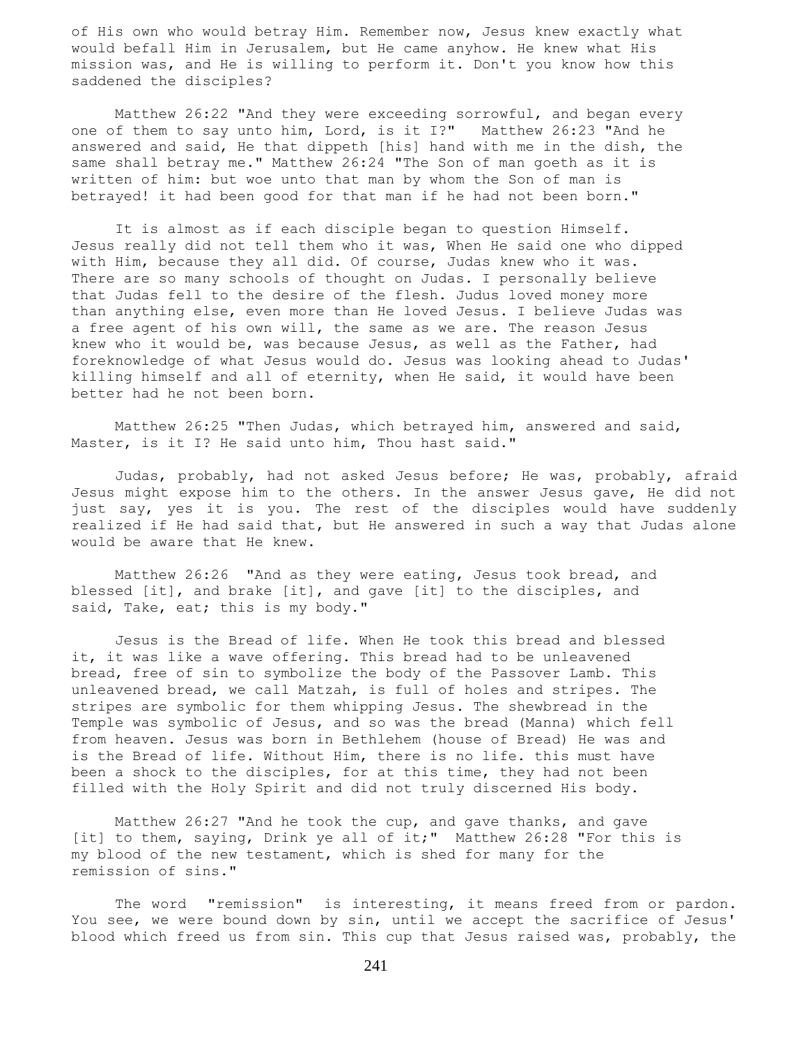of His own who would betray Him. Remember now, Jesus knew exactly what would befall Him in Jerusalem, but He came anyhow. He knew what His mission was, and He is willing to perform it. Don't you know how this saddened the disciples?

Matthew 26:22 "And they were exceeding sorrowful, and began every one of them to say unto him, Lord, is it I?" Matthew 26:23 "And he answered and said, He that dippeth [his] hand with me in the dish, the same shall betray me." Matthew 26:24 "The Son of man goeth as it is written of him: but woe unto that man by whom the Son of man is betrayed! it had been good for that man if he had not been born."

It is almost as if each disciple began to question Himself. Jesus really did not tell them who it was, When He said one who dipped with Him, because they all did. Of course, Judas knew who it was. There are so many schools of thought on Judas. I personally believe that Judas fell to the desire of the flesh. Judus loved money more than anything else, even more than He loved Jesus. I believe Judas was a free agent of his own will, the same as we are. The reason Jesus knew who it would be, was because Jesus, as well as the Father, had foreknowledge of what Jesus would do. Jesus was looking ahead to Judas' killing himself and all of eternity, when He said, it would have been better had he not been born.

Matthew 26:25 "Then Judas, which betrayed him, answered and said, Master, is it I? He said unto him, Thou hast said."

Judas, probably, had not asked Jesus before; He was, probably, afraid Jesus might expose him to the others. In the answer Jesus gave, He did not just say, yes it is you. The rest of the disciples would have suddenly realized if He had said that, but He answered in such a way that Judas alone would be aware that He knew.

Matthew 26:26 "And as they were eating, Jesus took bread, and blessed [it], and brake [it], and gave [it] to the disciples, and said, Take, eat; this is my body."

Jesus is the Bread of life. When He took this bread and blessed it, it was like a wave offering. This bread had to be unleavened bread, free of sin to symbolize the body of the Passover Lamb. This unleavened bread, we call Matzah, is full of holes and stripes. The stripes are symbolic for them whipping Jesus. The shewbread in the Temple was symbolic of Jesus, and so was the bread (Manna) which fell from heaven. Jesus was born in Bethlehem (house of Bread) He was and is the Bread of life. Without Him, there is no life. this must have been a shock to the disciples, for at this time, they had not been filled with the Holy Spirit and did not truly discerned His body.

Matthew 26:27 "And he took the cup, and gave thanks, and gave [it] to them, saying, Drink ye all of it;" Matthew 26:28 "For this is my blood of the new testament, which is shed for many for the remission of sins."

The word "remission" is interesting, it means freed from or pardon. You see, we were bound down by sin, until we accept the sacrifice of Jesus' blood which freed us from sin. This cup that Jesus raised was, probably, the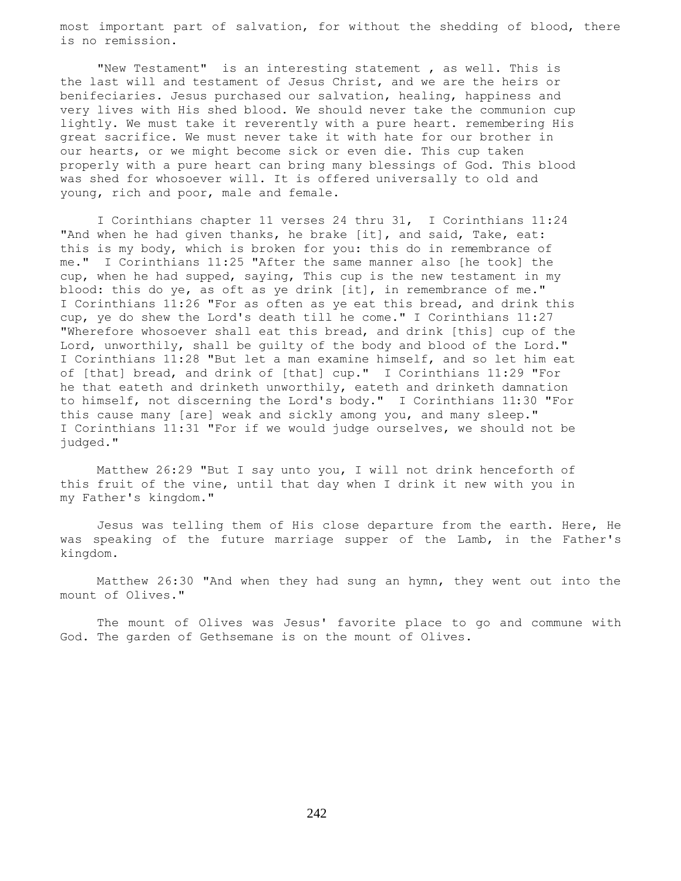most important part of salvation, for without the shedding of blood, there is no remission.

"New Testament" is an interesting statement , as well. This is the last will and testament of Jesus Christ, and we are the heirs or benifeciaries. Jesus purchased our salvation, healing, happiness and very lives with His shed blood. We should never take the communion cup lightly. We must take it reverently with a pure heart. remembering His great sacrifice. We must never take it with hate for our brother in our hearts, or we might become sick or even die. This cup taken properly with a pure heart can bring many blessings of God. This blood was shed for whosoever will. It is offered universally to old and young, rich and poor, male and female.

I Corinthians chapter 11 verses 24 thru 31, I Corinthians 11:24 "And when he had given thanks, he brake [it], and said, Take, eat: this is my body, which is broken for you: this do in remembrance of me." I Corinthians 11:25 "After the same manner also [he took] the cup, when he had supped, saying, This cup is the new testament in my blood: this do ye, as oft as ye drink [it], in remembrance of me." I Corinthians 11:26 "For as often as ye eat this bread, and drink this cup, ye do shew the Lord's death till he come." I Corinthians 11:27 "Wherefore whosoever shall eat this bread, and drink [this] cup of the Lord, unworthily, shall be guilty of the body and blood of the Lord." I Corinthians 11:28 "But let a man examine himself, and so let him eat of [that] bread, and drink of [that] cup." I Corinthians 11:29 "For he that eateth and drinketh unworthily, eateth and drinketh damnation to himself, not discerning the Lord's body." I Corinthians 11:30 "For this cause many [are] weak and sickly among you, and many sleep." I Corinthians 11:31 "For if we would judge ourselves, we should not be judged."

Matthew 26:29 "But I say unto you, I will not drink henceforth of this fruit of the vine, until that day when I drink it new with you in my Father's kingdom."

Jesus was telling them of His close departure from the earth. Here, He was speaking of the future marriage supper of the Lamb, in the Father's kingdom.

Matthew 26:30 "And when they had sung an hymn, they went out into the mount of Olives."

The mount of Olives was Jesus' favorite place to go and commune with God. The garden of Gethsemane is on the mount of Olives.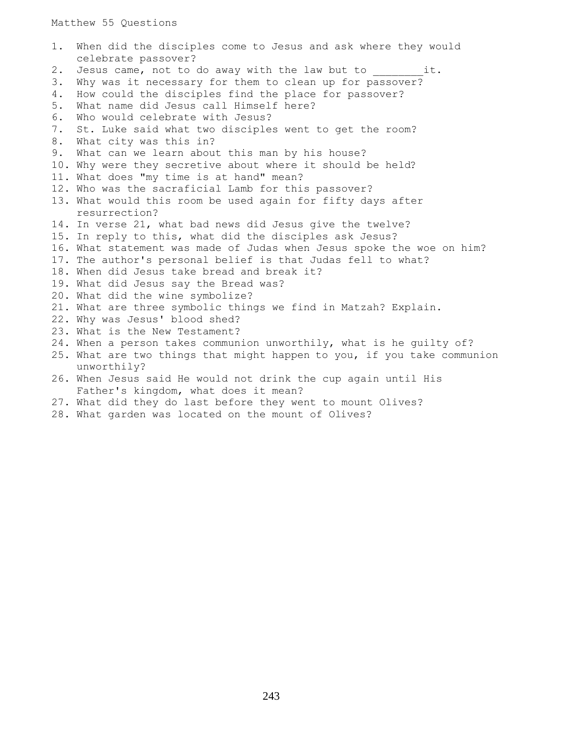# Matthew 55 Questions

1. When did the disciples come to Jesus and ask where they would celebrate passover?
2. Jesus came, not to do away with the law but to ________it.
3. Why was it necessary for them to clean up for passover?
4. How could the disciples find the place for passover?
5. What name did Jesus call Himself here?
6. Who would celebrate with Jesus?
7. St. Luke said what two disciples went to get the room?
8. What city was this in?
9. What can we learn about this man by his house?
10. Why were they secretive about where it should be held?
11. What does "my time is at hand" mean?
12. Who was the sacraficial Lamb for this passover?
13. What would this room be used again for fifty days after resurrection?
14. In verse 21, what bad news did Jesus give the twelve?
15. In reply to this, what did the disciples ask Jesus?
16. What statement was made of Judas when Jesus spoke the woe on him?
17. The author's personal belief is that Judas fell to what?
18. When did Jesus take bread and break it?
19. What did Jesus say the Bread was?
20. What did the wine symbolize?
21. What are three symbolic things we find in Matzah? Explain.
22. Why was Jesus' blood shed?
23. What is the New Testament?
24. When a person takes communion unworthily, what is he guilty of?
25. What are two things that might happen to you, if you take communion unworthily?
26. When Jesus said He would not drink the cup again until His Father's kingdom, what does it mean?
27. What did they do last before they went to mount Olives?
28. What garden was located on the mount of Olives?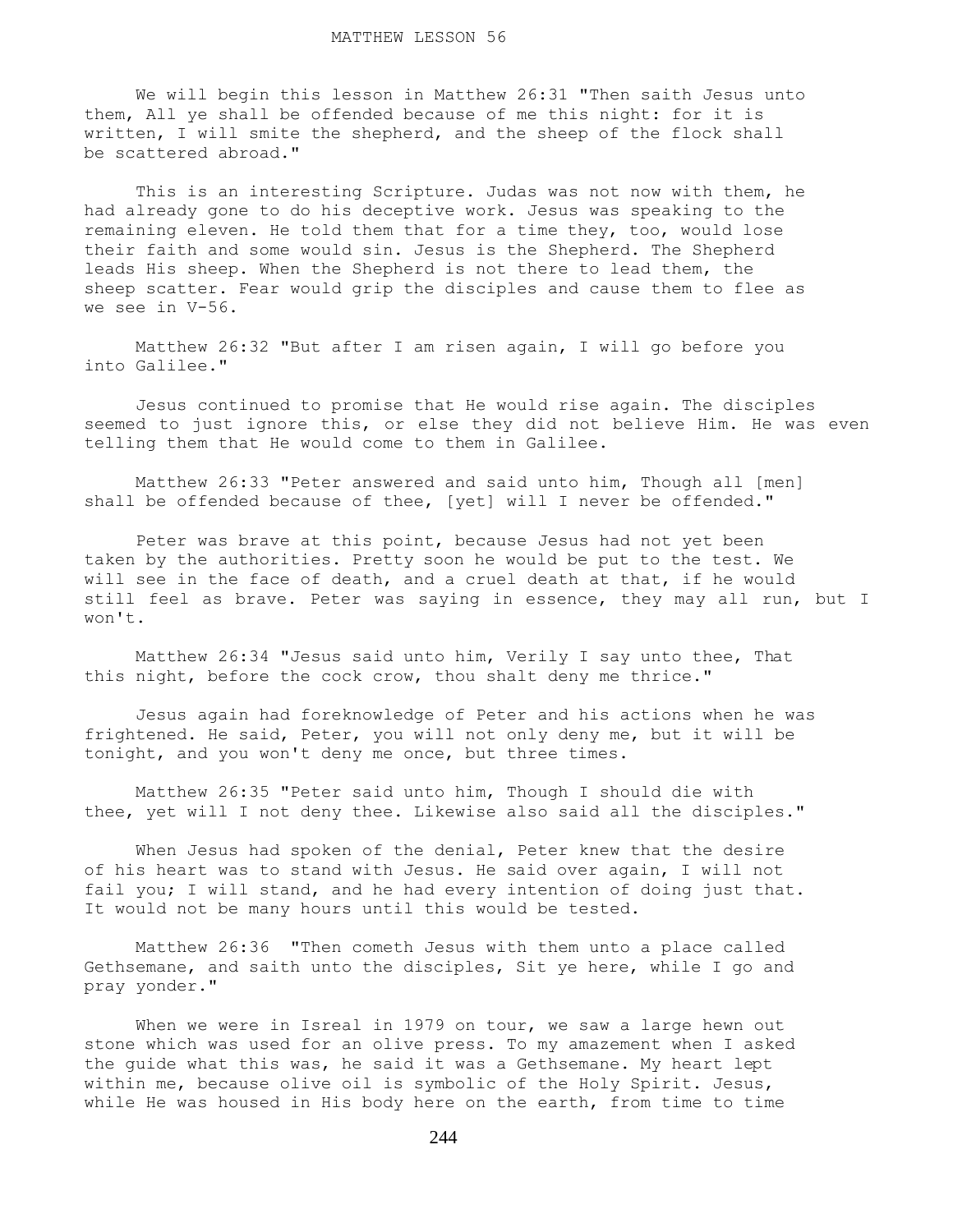MATTHEW LESSON 56

We will begin this lesson in Matthew 26:31 "Then saith Jesus unto them, All ye shall be offended because of me this night: for it is written, I will smite the shepherd, and the sheep of the flock shall be scattered abroad."

This is an interesting Scripture. Judas was not now with them, he had already gone to do his deceptive work. Jesus was speaking to the remaining eleven. He told them that for a time they, too, would lose their faith and some would sin. Jesus is the Shepherd. The Shepherd leads His sheep. When the Shepherd is not there to lead them, the sheep scatter. Fear would grip the disciples and cause them to flee as we see in V-56.

Matthew 26:32 "But after I am risen again, I will go before you into Galilee."

Jesus continued to promise that He would rise again. The disciples seemed to just ignore this, or else they did not believe Him. He was even telling them that He would come to them in Galilee.

Matthew 26:33 "Peter answered and said unto him, Though all [men] shall be offended because of thee, [yet] will I never be offended."

Peter was brave at this point, because Jesus had not yet been taken by the authorities. Pretty soon he would be put to the test. We will see in the face of death, and a cruel death at that, if he would still feel as brave. Peter was saying in essence, they may all run, but I won't.

Matthew 26:34 "Jesus said unto him, Verily I say unto thee, That this night, before the cock crow, thou shalt deny me thrice."

Jesus again had foreknowledge of Peter and his actions when he was frightened. He said, Peter, you will not only deny me, but it will be tonight, and you won't deny me once, but three times.

Matthew 26:35 "Peter said unto him, Though I should die with thee, yet will I not deny thee. Likewise also said all the disciples."

When Jesus had spoken of the denial, Peter knew that the desire of his heart was to stand with Jesus. He said over again, I will not fail you; I will stand, and he had every intention of doing just that. It would not be many hours until this would be tested.

Matthew 26:36 "Then cometh Jesus with them unto a place called Gethsemane, and saith unto the disciples, Sit ye here, while I go and pray yonder."

When we were in Isreal in 1979 on tour, we saw a large hewn out stone which was used for an olive press. To my amazement when I asked the guide what this was, he said it was a Gethsemane. My heart lept within me, because olive oil is symbolic of the Holy Spirit. Jesus, while He was housed in His body here on the earth, from time to time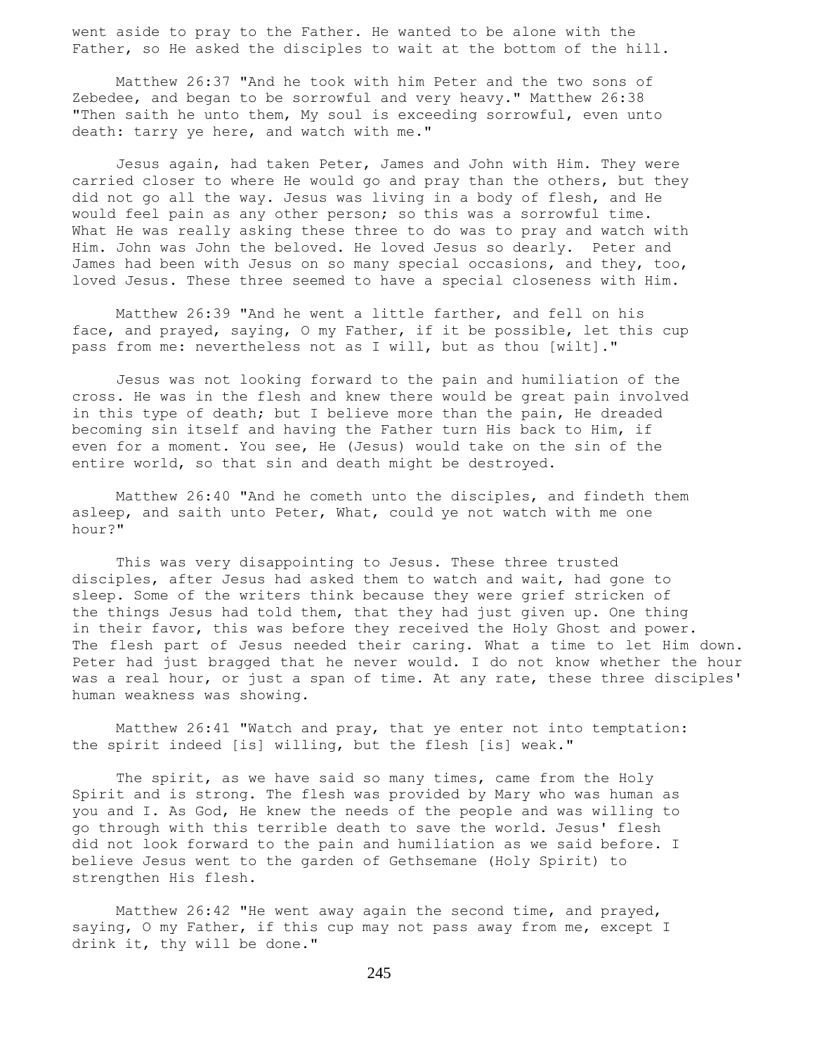went aside to pray to the Father. He wanted to be alone with the Father, so He asked the disciples to wait at the bottom of the hill.

Matthew 26:37 "And he took with him Peter and the two sons of Zebedee, and began to be sorrowful and very heavy." Matthew 26:38 "Then saith he unto them, My soul is exceeding sorrowful, even unto death: tarry ye here, and watch with me."

Jesus again, had taken Peter, James and John with Him. They were carried closer to where He would go and pray than the others, but they did not go all the way. Jesus was living in a body of flesh, and He would feel pain as any other person; so this was a sorrowful time. What He was really asking these three to do was to pray and watch with Him. John was John the beloved. He loved Jesus so dearly. Peter and James had been with Jesus on so many special occasions, and they, too, loved Jesus. These three seemed to have a special closeness with Him.

Matthew 26:39 "And he went a little farther, and fell on his face, and prayed, saying, O my Father, if it be possible, let this cup pass from me: nevertheless not as I will, but as thou [wilt]."

Jesus was not looking forward to the pain and humiliation of the cross. He was in the flesh and knew there would be great pain involved in this type of death; but I believe more than the pain, He dreaded becoming sin itself and having the Father turn His back to Him, if even for a moment. You see, He (Jesus) would take on the sin of the entire world, so that sin and death might be destroyed.

Matthew 26:40 "And he cometh unto the disciples, and findeth them asleep, and saith unto Peter, What, could ye not watch with me one hour?"

This was very disappointing to Jesus. These three trusted disciples, after Jesus had asked them to watch and wait, had gone to sleep. Some of the writers think because they were grief stricken of the things Jesus had told them, that they had just given up. One thing in their favor, this was before they received the Holy Ghost and power. The flesh part of Jesus needed their caring. What a time to let Him down. Peter had just bragged that he never would. I do not know whether the hour was a real hour, or just a span of time. At any rate, these three disciples' human weakness was showing.

Matthew 26:41 "Watch and pray, that ye enter not into temptation: the spirit indeed [is] willing, but the flesh [is] weak."

The spirit, as we have said so many times, came from the Holy Spirit and is strong. The flesh was provided by Mary who was human as you and I. As God, He knew the needs of the people and was willing to go through with this terrible death to save the world. Jesus' flesh did not look forward to the pain and humiliation as we said before. I believe Jesus went to the garden of Gethsemane (Holy Spirit) to strengthen His flesh.

Matthew 26:42 "He went away again the second time, and prayed, saying, O my Father, if this cup may not pass away from me, except I drink it, thy will be done."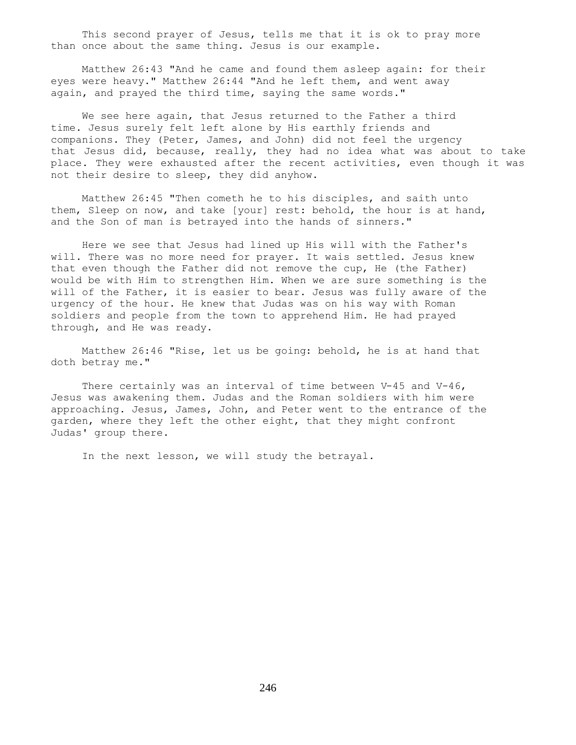This second prayer of Jesus, tells me that it is ok to pray more than once about the same thing. Jesus is our example.

Matthew 26:43 "And he came and found them asleep again: for their eyes were heavy." Matthew 26:44 "And he left them, and went away again, and prayed the third time, saying the same words."

We see here again, that Jesus returned to the Father a third time. Jesus surely felt left alone by His earthly friends and companions. They (Peter, James, and John) did not feel the urgency that Jesus did, because, really, they had no idea what was about to take place. They were exhausted after the recent activities, even though it was not their desire to sleep, they did anyhow.

Matthew 26:45 "Then cometh he to his disciples, and saith unto them, Sleep on now, and take [your] rest: behold, the hour is at hand, and the Son of man is betrayed into the hands of sinners."

Here we see that Jesus had lined up His will with the Father's will. There was no more need for prayer. It wais settled. Jesus knew that even though the Father did not remove the cup, He (the Father) would be with Him to strengthen Him. When we are sure something is the will of the Father, it is easier to bear. Jesus was fully aware of the urgency of the hour. He knew that Judas was on his way with Roman soldiers and people from the town to apprehend Him. He had prayed through, and He was ready.

Matthew 26:46 "Rise, let us be going: behold, he is at hand that doth betray me."

There certainly was an interval of time between V-45 and V-46, Jesus was awakening them. Judas and the Roman soldiers with him were approaching. Jesus, James, John, and Peter went to the entrance of the garden, where they left the other eight, that they might confront Judas' group there.

In the next lesson, we will study the betrayal.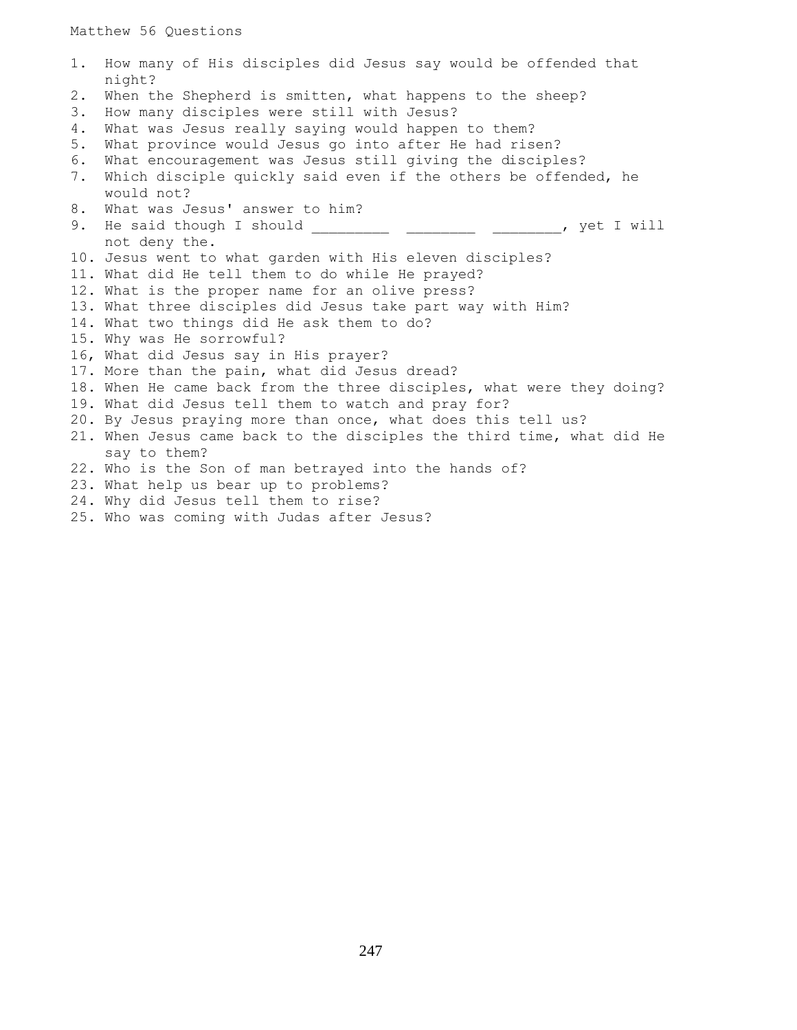# Matthew 56 Questions

1. How many of His disciples did Jesus say would be offended that night?
2. When the Shepherd is smitten, what happens to the sheep?
3. How many disciples were still with Jesus?
4. What was Jesus really saying would happen to them?
5. What province would Jesus go into after He had risen?
6. What encouragement was Jesus still giving the disciples?
7. Which disciple quickly said even if the others be offended, he would not?
8. What was Jesus' answer to him?
9. He said though I should _________ ________ ________, yet I will not deny the.
10. Jesus went to what garden with His eleven disciples?
11. What did He tell them to do while He prayed?
12. What is the proper name for an olive press?
13. What three disciples did Jesus take part way with Him?
14. What two things did He ask them to do?
15. Why was He sorrowful?
16, What did Jesus say in His prayer?
17. More than the pain, what did Jesus dread?
18. When He came back from the three disciples, what were they doing?
19. What did Jesus tell them to watch and pray for?
20. By Jesus praying more than once, what does this tell us?
21. When Jesus came back to the disciples the third time, what did He say to them?
22. Who is the Son of man betrayed into the hands of?
23. What help us bear up to problems?
24. Why did Jesus tell them to rise?
25. Who was coming with Judas after Jesus?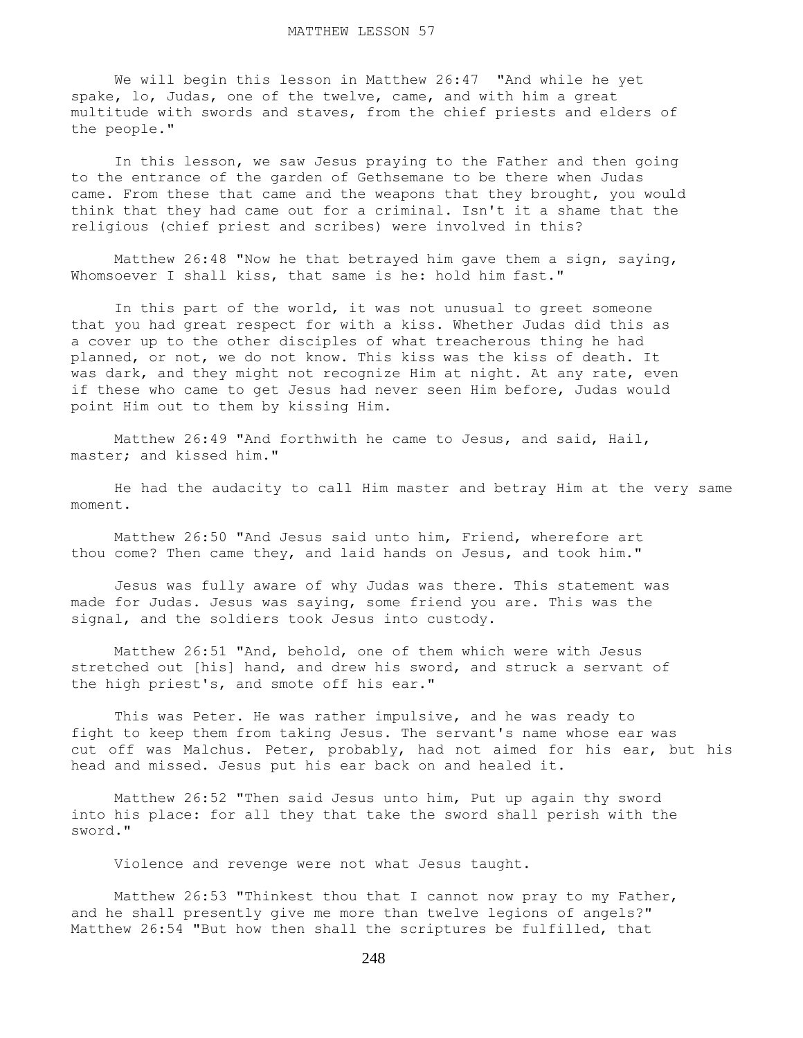# MATTHEW LESSON 57

We will begin this lesson in Matthew 26:47 "And while he yet spake, lo, Judas, one of the twelve, came, and with him a great multitude with swords and staves, from the chief priests and elders of the people."

In this lesson, we saw Jesus praying to the Father and then going to the entrance of the garden of Gethsemane to be there when Judas came. From these that came and the weapons that they brought, you would think that they had came out for a criminal. Isn't it a shame that the religious (chief priest and scribes) were involved in this?

Matthew 26:48 "Now he that betrayed him gave them a sign, saying, Whomsoever I shall kiss, that same is he: hold him fast."

In this part of the world, it was not unusual to greet someone that you had great respect for with a kiss. Whether Judas did this as a cover up to the other disciples of what treacherous thing he had planned, or not, we do not know. This kiss was the kiss of death. It was dark, and they might not recognize Him at night. At any rate, even if these who came to get Jesus had never seen Him before, Judas would point Him out to them by kissing Him.

Matthew 26:49 "And forthwith he came to Jesus, and said, Hail, master; and kissed him."

He had the audacity to call Him master and betray Him at the very same moment.

Matthew 26:50 "And Jesus said unto him, Friend, wherefore art thou come? Then came they, and laid hands on Jesus, and took him."

Jesus was fully aware of why Judas was there. This statement was made for Judas. Jesus was saying, some friend you are. This was the signal, and the soldiers took Jesus into custody.

Matthew 26:51 "And, behold, one of them which were with Jesus stretched out [his] hand, and drew his sword, and struck a servant of the high priest's, and smote off his ear."

This was Peter. He was rather impulsive, and he was ready to fight to keep them from taking Jesus. The servant's name whose ear was cut off was Malchus. Peter, probably, had not aimed for his ear, but his head and missed. Jesus put his ear back on and healed it.

Matthew 26:52 "Then said Jesus unto him, Put up again thy sword into his place: for all they that take the sword shall perish with the sword."

Violence and revenge were not what Jesus taught.

Matthew 26:53 "Thinkest thou that I cannot now pray to my Father, and he shall presently give me more than twelve legions of angels?"
Matthew 26:54 "But how then shall the scriptures be fulfilled, that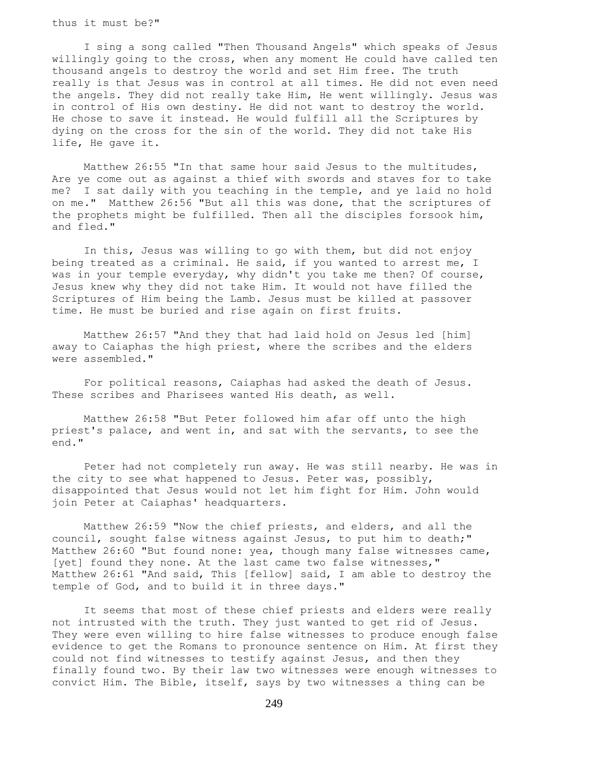thus it must be?"

I sing a song called "Then Thousand Angels" which speaks of Jesus willingly going to the cross, when any moment He could have called ten thousand angels to destroy the world and set Him free. The truth really is that Jesus was in control at all times. He did not even need the angels. They did not really take Him, He went willingly. Jesus was in control of His own destiny. He did not want to destroy the world. He chose to save it instead. He would fulfill all the Scriptures by dying on the cross for the sin of the world. They did not take His life, He gave it.

Matthew 26:55 "In that same hour said Jesus to the multitudes, Are ye come out as against a thief with swords and staves for to take me? I sat daily with you teaching in the temple, and ye laid no hold on me." Matthew 26:56 "But all this was done, that the scriptures of the prophets might be fulfilled. Then all the disciples forsook him, and fled."

In this, Jesus was willing to go with them, but did not enjoy being treated as a criminal. He said, if you wanted to arrest me, I was in your temple everyday, why didn't you take me then? Of course, Jesus knew why they did not take Him. It would not have filled the Scriptures of Him being the Lamb. Jesus must be killed at passover time. He must be buried and rise again on first fruits.

Matthew 26:57 "And they that had laid hold on Jesus led [him] away to Caiaphas the high priest, where the scribes and the elders were assembled."

For political reasons, Caiaphas had asked the death of Jesus. These scribes and Pharisees wanted His death, as well.

Matthew 26:58 "But Peter followed him afar off unto the high priest's palace, and went in, and sat with the servants, to see the end."

Peter had not completely run away. He was still nearby. He was in the city to see what happened to Jesus. Peter was, possibly, disappointed that Jesus would not let him fight for Him. John would join Peter at Caiaphas' headquarters.

Matthew 26:59 "Now the chief priests, and elders, and all the council, sought false witness against Jesus, to put him to death;" Matthew 26:60 "But found none: yea, though many false witnesses came, [yet] found they none. At the last came two false witnesses," Matthew 26:61 "And said, This [fellow] said, I am able to destroy the temple of God, and to build it in three days."

It seems that most of these chief priests and elders were really not intrusted with the truth. They just wanted to get rid of Jesus. They were even willing to hire false witnesses to produce enough false evidence to get the Romans to pronounce sentence on Him. At first they could not find witnesses to testify against Jesus, and then they finally found two. By their law two witnesses were enough witnesses to convict Him. The Bible, itself, says by two witnesses a thing can be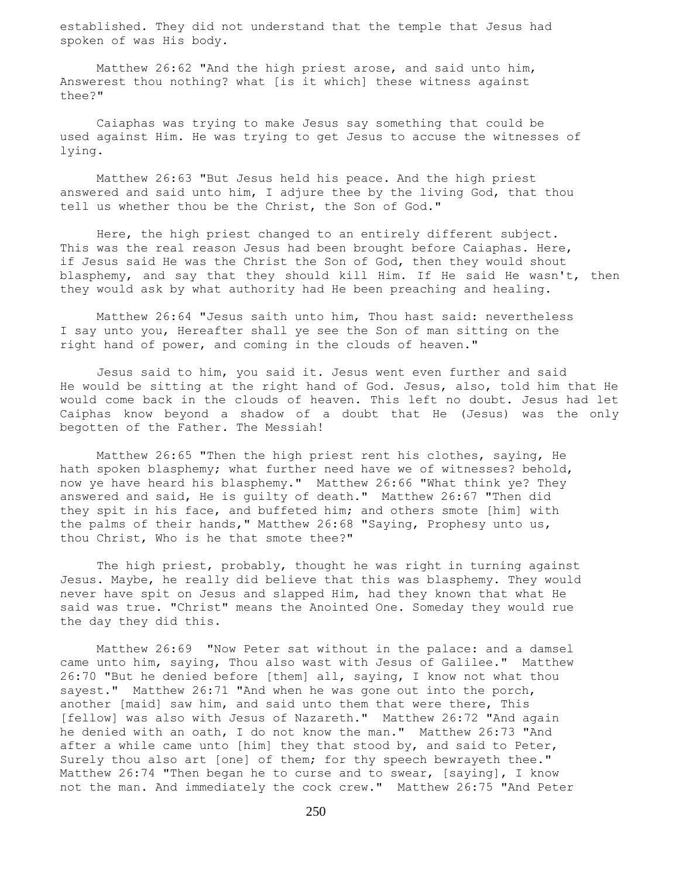established. They did not understand that the temple that Jesus had spoken of was His body.

Matthew 26:62 "And the high priest arose, and said unto him, Answerest thou nothing? what [is it which] these witness against thee?"

Caiaphas was trying to make Jesus say something that could be used against Him. He was trying to get Jesus to accuse the witnesses of lying.

Matthew 26:63 "But Jesus held his peace. And the high priest answered and said unto him, I adjure thee by the living God, that thou tell us whether thou be the Christ, the Son of God."

Here, the high priest changed to an entirely different subject. This was the real reason Jesus had been brought before Caiaphas. Here, if Jesus said He was the Christ the Son of God, then they would shout blasphemy, and say that they should kill Him. If He said He wasn't, then they would ask by what authority had He been preaching and healing.

Matthew 26:64 "Jesus saith unto him, Thou hast said: nevertheless I say unto you, Hereafter shall ye see the Son of man sitting on the right hand of power, and coming in the clouds of heaven."

Jesus said to him, you said it. Jesus went even further and said He would be sitting at the right hand of God. Jesus, also, told him that He would come back in the clouds of heaven. This left no doubt. Jesus had let Caiphas know beyond a shadow of a doubt that He (Jesus) was the only begotten of the Father. The Messiah!

Matthew 26:65 "Then the high priest rent his clothes, saying, He hath spoken blasphemy; what further need have we of witnesses? behold, now ye have heard his blasphemy." Matthew 26:66 "What think ye? They answered and said, He is guilty of death." Matthew 26:67 "Then did they spit in his face, and buffeted him; and others smote [him] with the palms of their hands," Matthew 26:68 "Saying, Prophesy unto us, thou Christ, Who is he that smote thee?"

The high priest, probably, thought he was right in turning against Jesus. Maybe, he really did believe that this was blasphemy. They would never have spit on Jesus and slapped Him, had they known that what He said was true. "Christ" means the Anointed One. Someday they would rue the day they did this.

Matthew 26:69 "Now Peter sat without in the palace: and a damsel came unto him, saying, Thou also wast with Jesus of Galilee." Matthew 26:70 "But he denied before [them] all, saying, I know not what thou sayest." Matthew 26:71 "And when he was gone out into the porch, another [maid] saw him, and said unto them that were there, This [fellow] was also with Jesus of Nazareth." Matthew 26:72 "And again he denied with an oath, I do not know the man." Matthew 26:73 "And after a while came unto [him] they that stood by, and said to Peter, Surely thou also art [one] of them; for thy speech bewrayeth thee." Matthew 26:74 "Then began he to curse and to swear, [saying], I know not the man. And immediately the cock crew." Matthew 26:75 "And Peter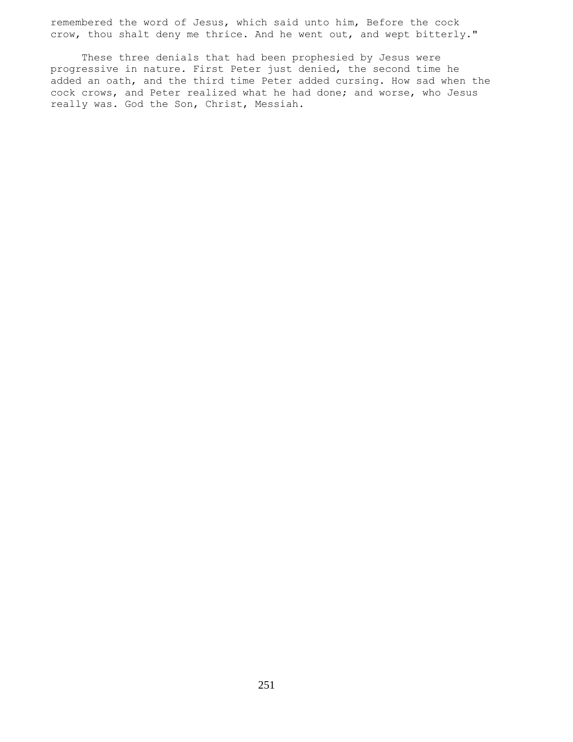remembered the word of Jesus, which said unto him, Before the cock crow, thou shalt deny me thrice. And he went out, and wept bitterly."

These three denials that had been prophesied by Jesus were progressive in nature. First Peter just denied, the second time he added an oath, and the third time Peter added cursing. How sad when the cock crows, and Peter realized what he had done; and worse, who Jesus really was. God the Son, Christ, Messiah.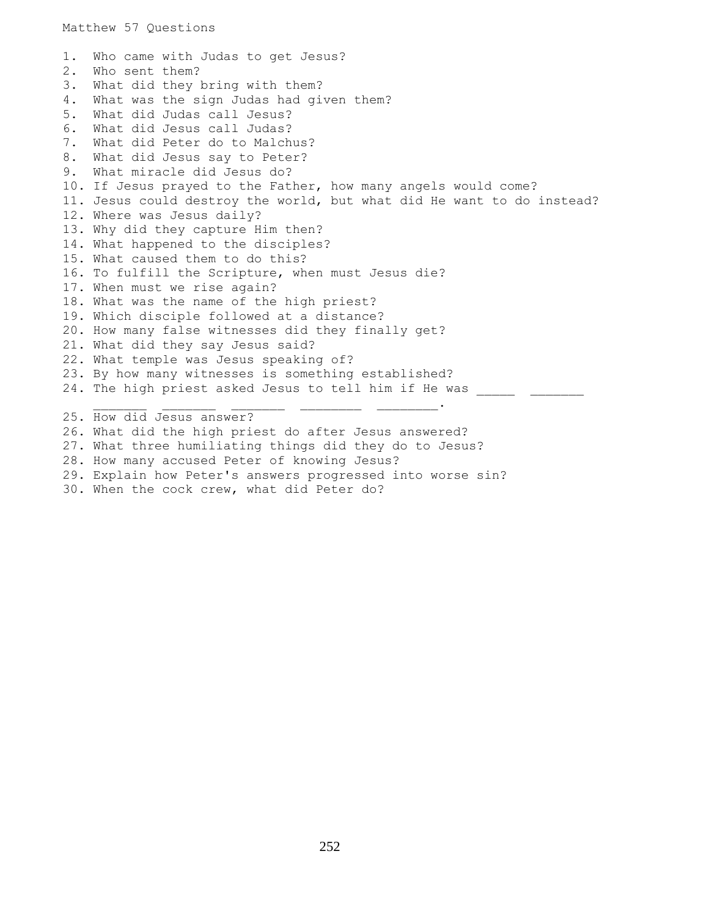Matthew 57 Questions

1. Who came with Judas to get Jesus?
2. Who sent them?
3. What did they bring with them?
4. What was the sign Judas had given them?
5. What did Judas call Jesus?
6. What did Jesus call Judas?
7. What did Peter do to Malchus?
8. What did Jesus say to Peter?
9. What miracle did Jesus do?
10. If Jesus prayed to the Father, how many angels would come?
11. Jesus could destroy the world, but what did He want to do instead?
12. Where was Jesus daily?
13. Why did they capture Him then?
14. What happened to the disciples?
15. What caused them to do this?
16. To fulfill the Scripture, when must Jesus die?
17. When must we rise again?
18. What was the name of the high priest?
19. Which disciple followed at a distance?
20. How many false witnesses did they finally get?
21. What did they say Jesus said?
22. What temple was Jesus speaking of?
23. By how many witnesses is something established?
24. The high priest asked Jesus to tell him if He was _____ _______ _______ _______ _______ ________ ________.
25. How did Jesus answer?
26. What did the high priest do after Jesus answered?
27. What three humiliating things did they do to Jesus?
28. How many accused Peter of knowing Jesus?
29. Explain how Peter's answers progressed into worse sin?
30. When the cock crew, what did Peter do?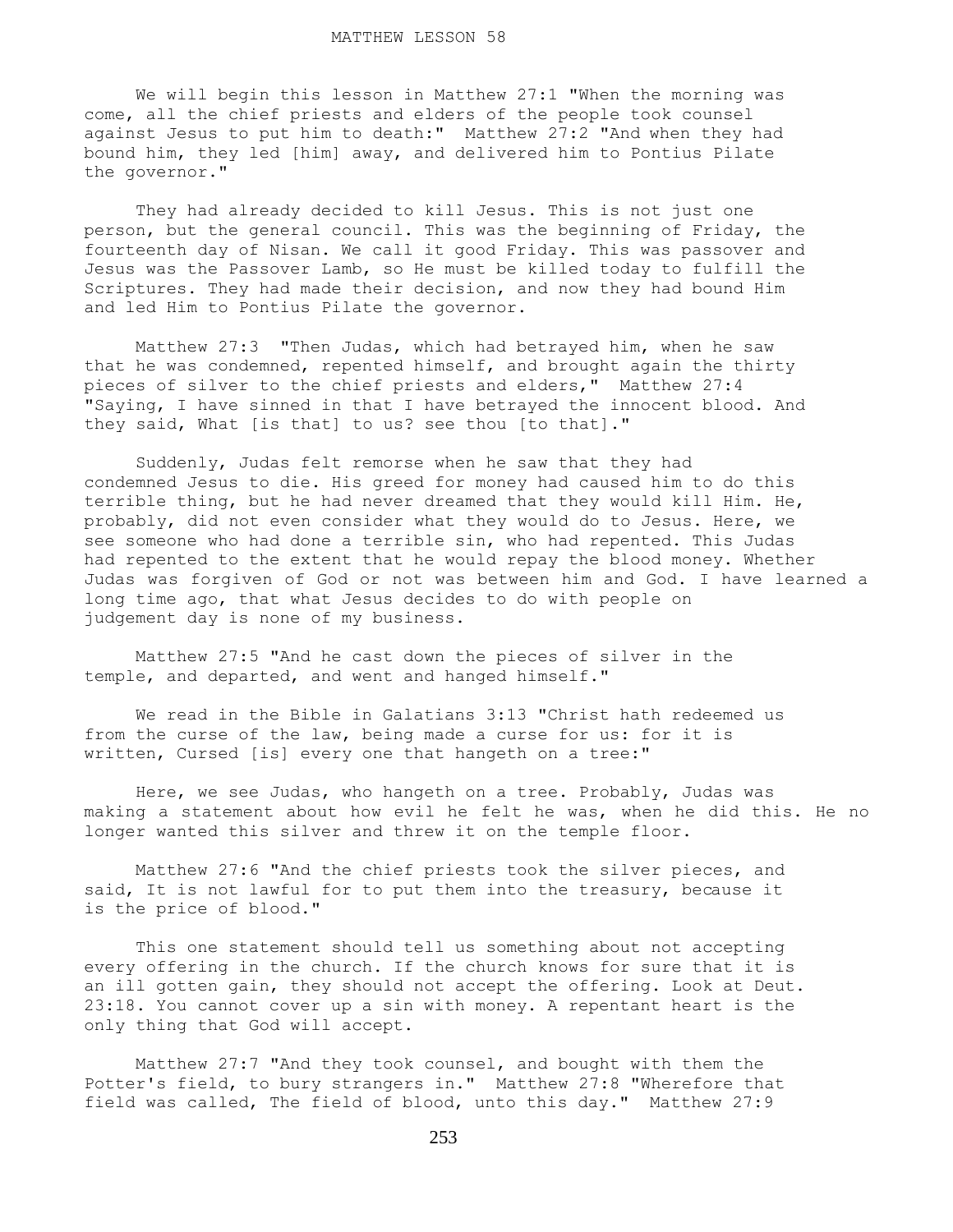MATTHEW LESSON 58

We will begin this lesson in Matthew 27:1 "When the morning was come, all the chief priests and elders of the people took counsel against Jesus to put him to death:" Matthew 27:2 "And when they had bound him, they led [him] away, and delivered him to Pontius Pilate the governor."

They had already decided to kill Jesus. This is not just one person, but the general council. This was the beginning of Friday, the fourteenth day of Nisan. We call it good Friday. This was passover and Jesus was the Passover Lamb, so He must be killed today to fulfill the Scriptures. They had made their decision, and now they had bound Him and led Him to Pontius Pilate the governor.

Matthew 27:3 "Then Judas, which had betrayed him, when he saw that he was condemned, repented himself, and brought again the thirty pieces of silver to the chief priests and elders," Matthew 27:4 "Saying, I have sinned in that I have betrayed the innocent blood. And they said, What [is that] to us? see thou [to that]."

Suddenly, Judas felt remorse when he saw that they had condemned Jesus to die. His greed for money had caused him to do this terrible thing, but he had never dreamed that they would kill Him. He, probably, did not even consider what they would do to Jesus. Here, we see someone who had done a terrible sin, who had repented. This Judas had repented to the extent that he would repay the blood money. Whether Judas was forgiven of God or not was between him and God. I have learned a long time ago, that what Jesus decides to do with people on judgement day is none of my business.

Matthew 27:5 "And he cast down the pieces of silver in the temple, and departed, and went and hanged himself."

We read in the Bible in Galatians 3:13 "Christ hath redeemed us from the curse of the law, being made a curse for us: for it is written, Cursed [is] every one that hangeth on a tree:"

Here, we see Judas, who hangeth on a tree. Probably, Judas was making a statement about how evil he felt he was, when he did this. He no longer wanted this silver and threw it on the temple floor.

Matthew 27:6 "And the chief priests took the silver pieces, and said, It is not lawful for to put them into the treasury, because it is the price of blood."

This one statement should tell us something about not accepting every offering in the church. If the church knows for sure that it is an ill gotten gain, they should not accept the offering. Look at Deut. 23:18. You cannot cover up a sin with money. A repentant heart is the only thing that God will accept.

Matthew 27:7 "And they took counsel, and bought with them the Potter's field, to bury strangers in." Matthew 27:8 "Wherefore that field was called, The field of blood, unto this day." Matthew 27:9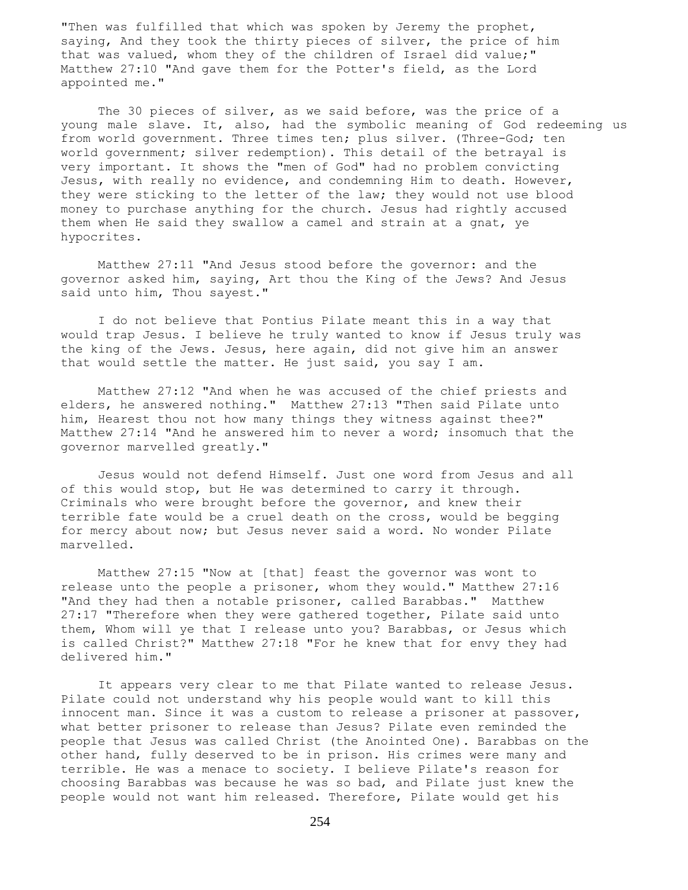"Then was fulfilled that which was spoken by Jeremy the prophet, saying, And they took the thirty pieces of silver, the price of him that was valued, whom they of the children of Israel did value;" Matthew 27:10 "And gave them for the Potter's field, as the Lord appointed me."

The 30 pieces of silver, as we said before, was the price of a young male slave. It, also, had the symbolic meaning of God redeeming us from world government. Three times ten; plus silver. (Three-God; ten world government; silver redemption). This detail of the betrayal is very important. It shows the "men of God" had no problem convicting Jesus, with really no evidence, and condemning Him to death. However, they were sticking to the letter of the law; they would not use blood money to purchase anything for the church. Jesus had rightly accused them when He said they swallow a camel and strain at a gnat, ye hypocrites.

Matthew 27:11 "And Jesus stood before the governor: and the governor asked him, saying, Art thou the King of the Jews? And Jesus said unto him, Thou sayest."

I do not believe that Pontius Pilate meant this in a way that would trap Jesus. I believe he truly wanted to know if Jesus truly was the king of the Jews. Jesus, here again, did not give him an answer that would settle the matter. He just said, you say I am.

Matthew 27:12 "And when he was accused of the chief priests and elders, he answered nothing." Matthew 27:13 "Then said Pilate unto him, Hearest thou not how many things they witness against thee?" Matthew 27:14 "And he answered him to never a word; insomuch that the governor marvelled greatly."

Jesus would not defend Himself. Just one word from Jesus and all of this would stop, but He was determined to carry it through. Criminals who were brought before the governor, and knew their terrible fate would be a cruel death on the cross, would be begging for mercy about now; but Jesus never said a word. No wonder Pilate marvelled.

Matthew 27:15 "Now at [that] feast the governor was wont to release unto the people a prisoner, whom they would." Matthew 27:16 "And they had then a notable prisoner, called Barabbas." Matthew 27:17 "Therefore when they were gathered together, Pilate said unto them, Whom will ye that I release unto you? Barabbas, or Jesus which is called Christ?" Matthew 27:18 "For he knew that for envy they had delivered him."

It appears very clear to me that Pilate wanted to release Jesus. Pilate could not understand why his people would want to kill this innocent man. Since it was a custom to release a prisoner at passover, what better prisoner to release than Jesus? Pilate even reminded the people that Jesus was called Christ (the Anointed One). Barabbas on the other hand, fully deserved to be in prison. His crimes were many and terrible. He was a menace to society. I believe Pilate's reason for choosing Barabbas was because he was so bad, and Pilate just knew the people would not want him released. Therefore, Pilate would get his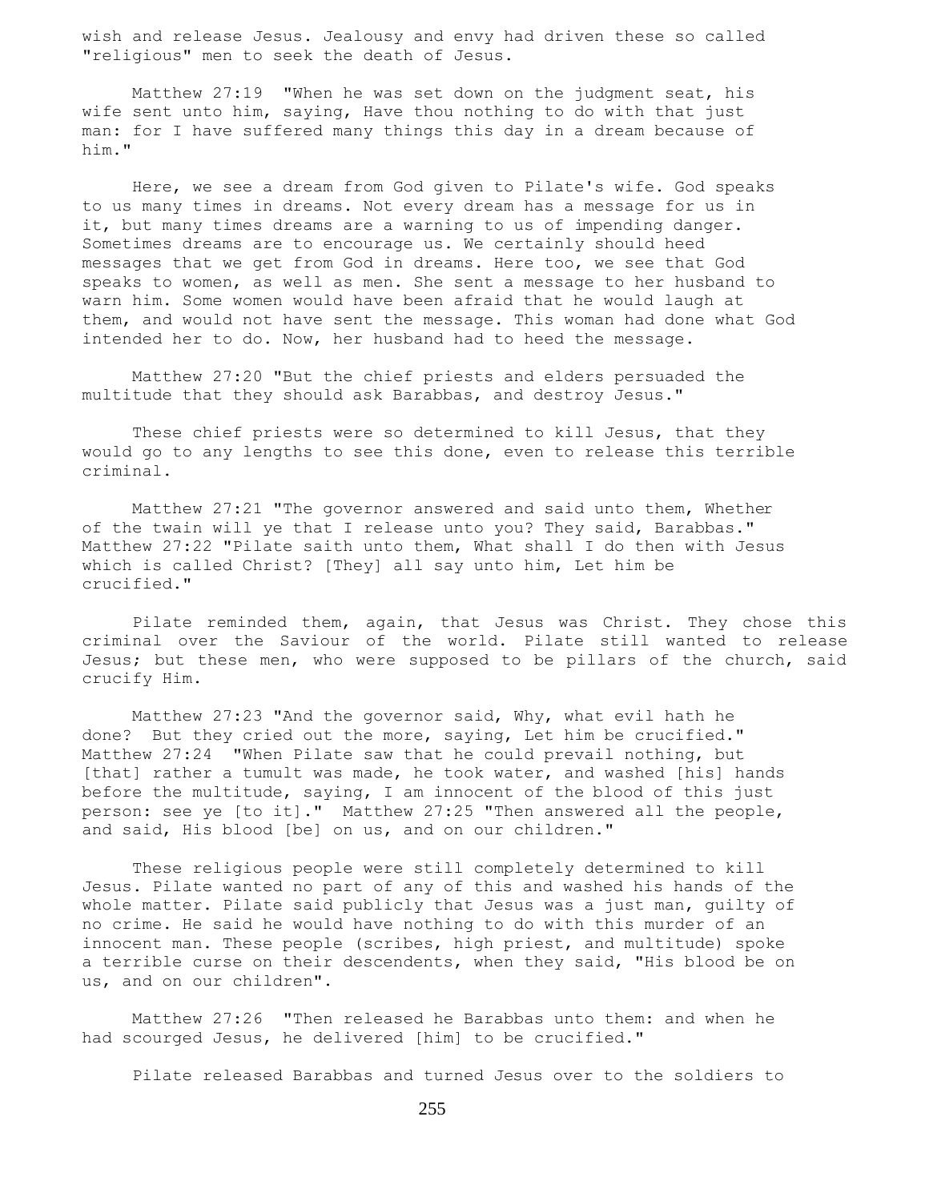wish and release Jesus. Jealousy and envy had driven these so called "religious" men to seek the death of Jesus.

Matthew 27:19 "When he was set down on the judgment seat, his wife sent unto him, saying, Have thou nothing to do with that just man: for I have suffered many things this day in a dream because of him."

Here, we see a dream from God given to Pilate's wife. God speaks to us many times in dreams. Not every dream has a message for us in it, but many times dreams are a warning to us of impending danger. Sometimes dreams are to encourage us. We certainly should heed messages that we get from God in dreams. Here too, we see that God speaks to women, as well as men. She sent a message to her husband to warn him. Some women would have been afraid that he would laugh at them, and would not have sent the message. This woman had done what God intended her to do. Now, her husband had to heed the message.

Matthew 27:20 "But the chief priests and elders persuaded the multitude that they should ask Barabbas, and destroy Jesus."

These chief priests were so determined to kill Jesus, that they would go to any lengths to see this done, even to release this terrible criminal.

Matthew 27:21 "The governor answered and said unto them, Whether of the twain will ye that I release unto you? They said, Barabbas." Matthew 27:22 "Pilate saith unto them, What shall I do then with Jesus which is called Christ? [They] all say unto him, Let him be crucified."

Pilate reminded them, again, that Jesus was Christ. They chose this criminal over the Saviour of the world. Pilate still wanted to release Jesus; but these men, who were supposed to be pillars of the church, said crucify Him.

Matthew 27:23 "And the governor said, Why, what evil hath he done? But they cried out the more, saying, Let him be crucified." Matthew 27:24 "When Pilate saw that he could prevail nothing, but [that] rather a tumult was made, he took water, and washed [his] hands before the multitude, saying, I am innocent of the blood of this just person: see ye [to it]." Matthew 27:25 "Then answered all the people, and said, His blood [be] on us, and on our children."

These religious people were still completely determined to kill Jesus. Pilate wanted no part of any of this and washed his hands of the whole matter. Pilate said publicly that Jesus was a just man, guilty of no crime. He said he would have nothing to do with this murder of an innocent man. These people (scribes, high priest, and multitude) spoke a terrible curse on their descendents, when they said, "His blood be on us, and on our children".

Matthew 27:26 "Then released he Barabbas unto them: and when he had scourged Jesus, he delivered [him] to be crucified."

Pilate released Barabbas and turned Jesus over to the soldiers to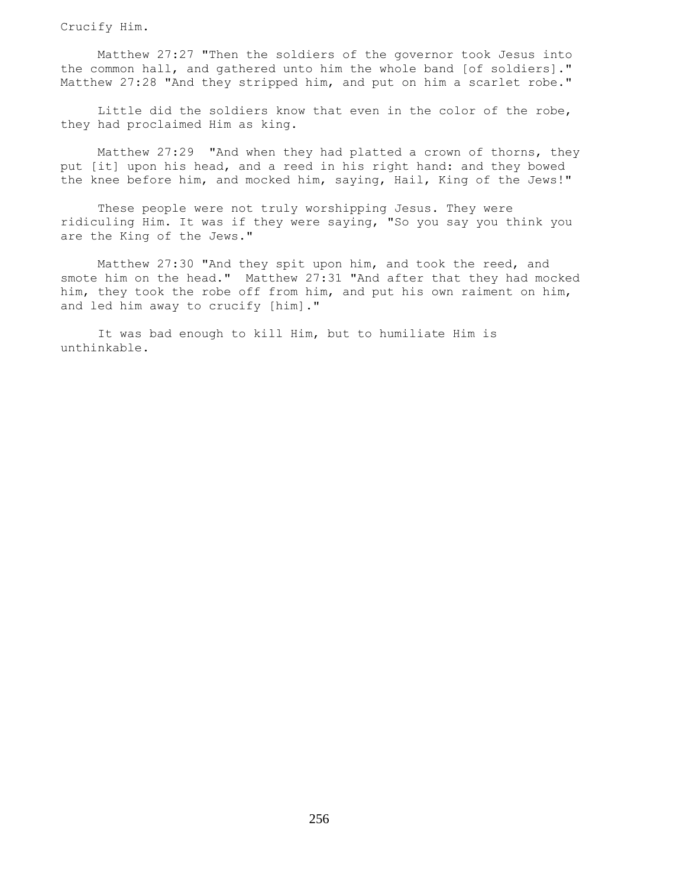Crucify Him.

Matthew 27:27 "Then the soldiers of the governor took Jesus into the common hall, and gathered unto him the whole band [of soldiers]." Matthew 27:28 "And they stripped him, and put on him a scarlet robe."

Little did the soldiers know that even in the color of the robe, they had proclaimed Him as king.

Matthew 27:29 "And when they had platted a crown of thorns, they put [it] upon his head, and a reed in his right hand: and they bowed the knee before him, and mocked him, saying, Hail, King of the Jews!"

These people were not truly worshipping Jesus. They were ridiculing Him. It was if they were saying, "So you say you think you are the King of the Jews."

Matthew 27:30 "And they spit upon him, and took the reed, and smote him on the head." Matthew 27:31 "And after that they had mocked him, they took the robe off from him, and put his own raiment on him, and led him away to crucify [him]."

It was bad enough to kill Him, but to humiliate Him is unthinkable.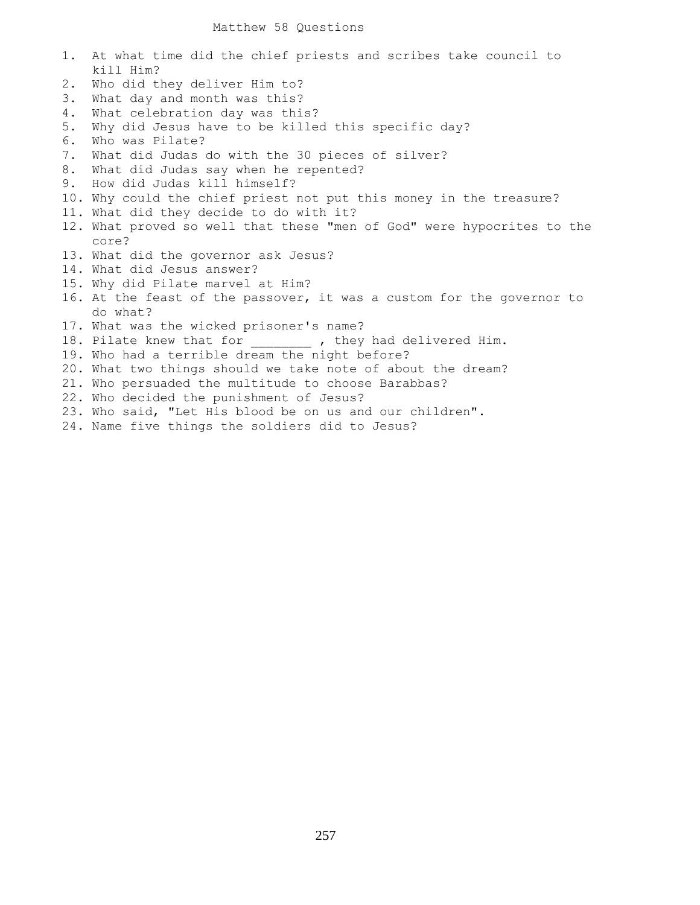# Matthew 58 Questions

1. At what time did the chief priests and scribes take council to kill Him?
2. Who did they deliver Him to?
3. What day and month was this?
4. What celebration day was this?
5. Why did Jesus have to be killed this specific day?
6. Who was Pilate?
7. What did Judas do with the 30 pieces of silver?
8. What did Judas say when he repented?
9. How did Judas kill himself?
10. Why could the chief priest not put this money in the treasure?
11. What did they decide to do with it?
12. What proved so well that these "men of God" were hypocrites to the core?
13. What did the governor ask Jesus?
14. What did Jesus answer?
15. Why did Pilate marvel at Him?
16. At the feast of the passover, it was a custom for the governor to do what?
17. What was the wicked prisoner's name?
18. Pilate knew that for ________ , they had delivered Him.
19. Who had a terrible dream the night before?
20. What two things should we take note of about the dream?
21. Who persuaded the multitude to choose Barabbas?
22. Who decided the punishment of Jesus?
23. Who said, "Let His blood be on us and our children".
24. Name five things the soldiers did to Jesus?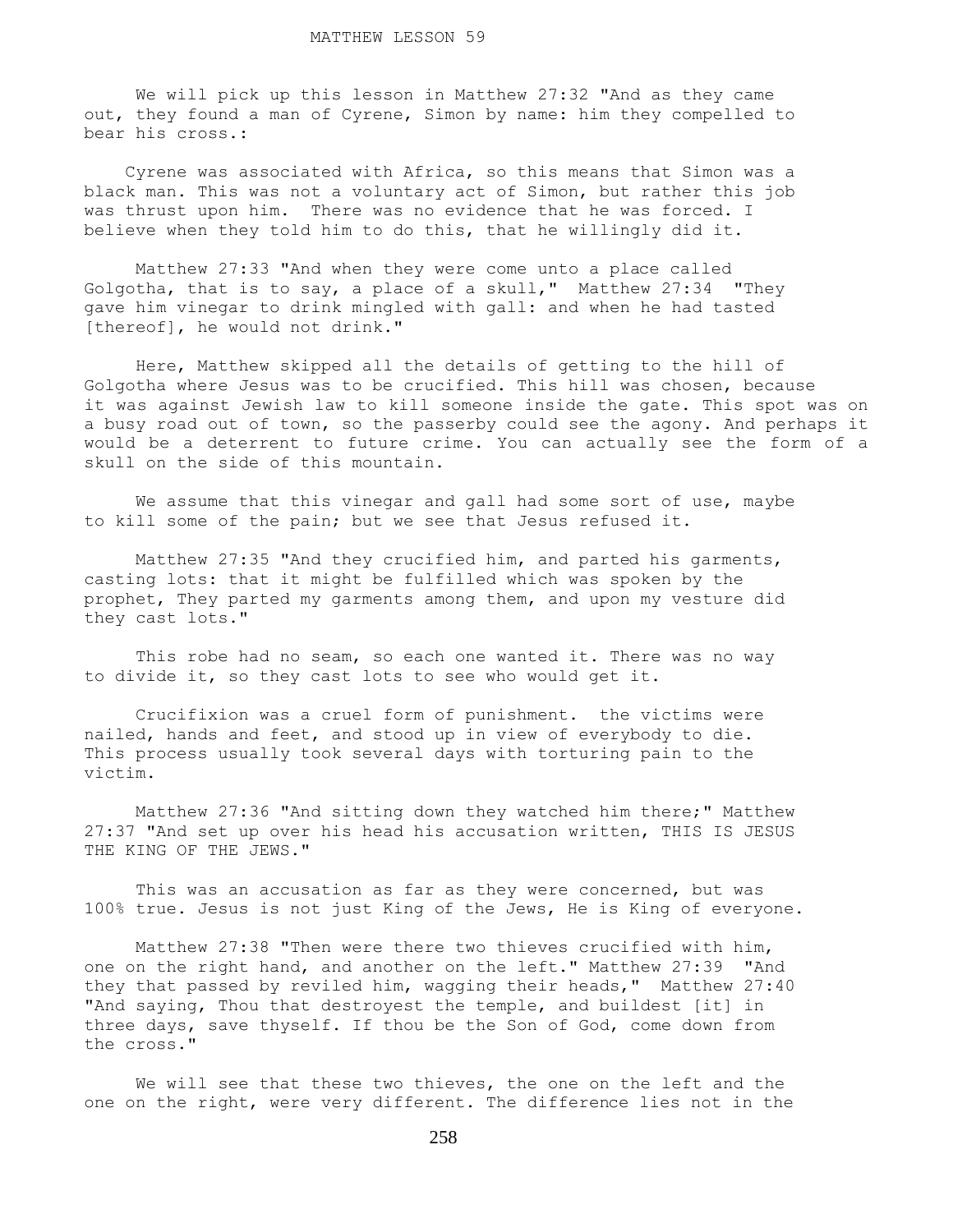# MATTHEW LESSON 59

We will pick up this lesson in Matthew 27:32 "And as they came out, they found a man of Cyrene, Simon by name: him they compelled to bear his cross.:

Cyrene was associated with Africa, so this means that Simon was a black man. This was not a voluntary act of Simon, but rather this job was thrust upon him. There was no evidence that he was forced. I believe when they told him to do this, that he willingly did it.

Matthew 27:33 "And when they were come unto a place called Golgotha, that is to say, a place of a skull," Matthew 27:34 "They gave him vinegar to drink mingled with gall: and when he had tasted [thereof], he would not drink."

Here, Matthew skipped all the details of getting to the hill of Golgotha where Jesus was to be crucified. This hill was chosen, because it was against Jewish law to kill someone inside the gate. This spot was on a busy road out of town, so the passerby could see the agony. And perhaps it would be a deterrent to future crime. You can actually see the form of a skull on the side of this mountain.

We assume that this vinegar and gall had some sort of use, maybe to kill some of the pain; but we see that Jesus refused it.

Matthew 27:35 "And they crucified him, and parted his garments, casting lots: that it might be fulfilled which was spoken by the prophet, They parted my garments among them, and upon my vesture did they cast lots."

This robe had no seam, so each one wanted it. There was no way to divide it, so they cast lots to see who would get it.

Crucifixion was a cruel form of punishment. the victims were nailed, hands and feet, and stood up in view of everybody to die. This process usually took several days with torturing pain to the victim.

Matthew 27:36 "And sitting down they watched him there;" Matthew 27:37 "And set up over his head his accusation written, THIS IS JESUS THE KING OF THE JEWS."

This was an accusation as far as they were concerned, but was 100% true. Jesus is not just King of the Jews, He is King of everyone.

Matthew 27:38 "Then were there two thieves crucified with him, one on the right hand, and another on the left." Matthew 27:39 "And they that passed by reviled him, wagging their heads," Matthew 27:40 "And saying, Thou that destroyest the temple, and buildest [it] in three days, save thyself. If thou be the Son of God, come down from the cross."

We will see that these two thieves, the one on the left and the one on the right, were very different. The difference lies not in the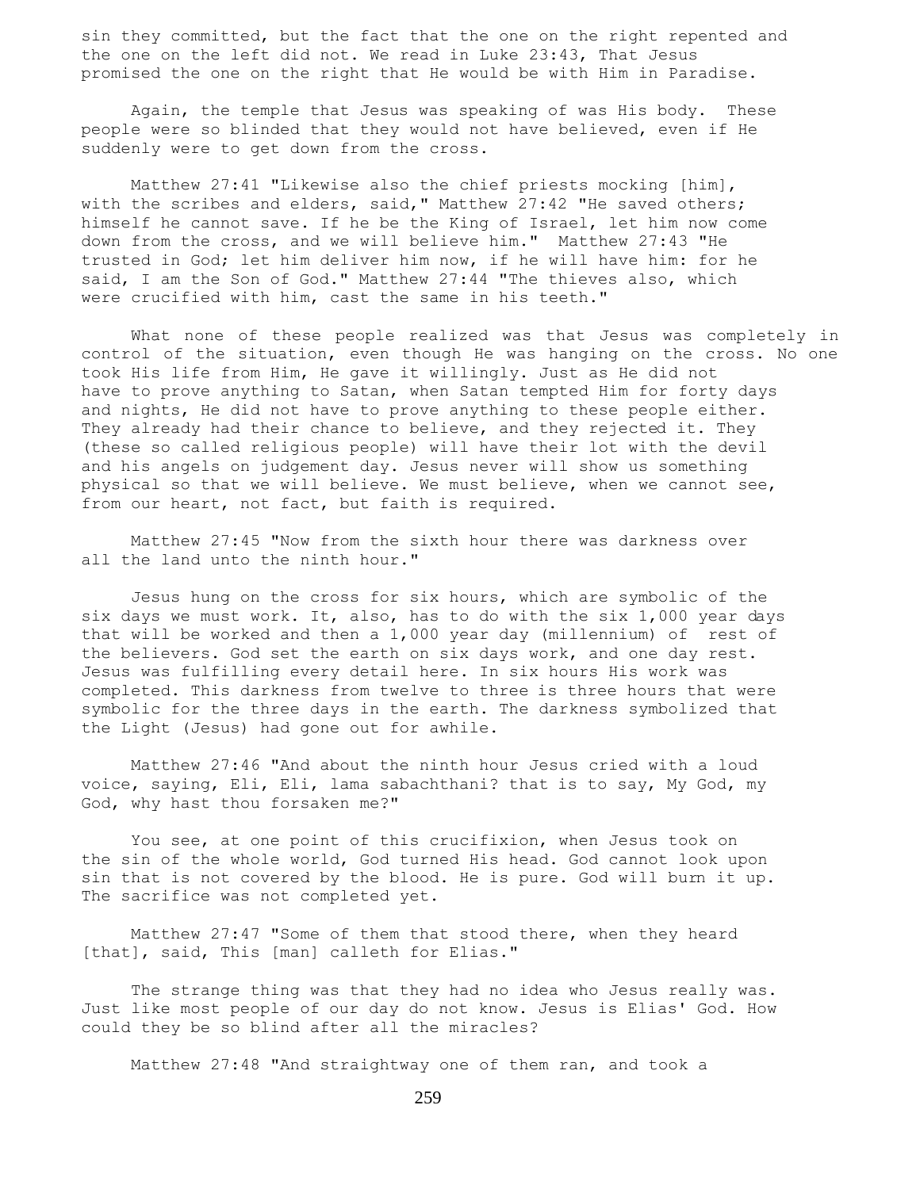sin they committed, but the fact that the one on the right repented and the one on the left did not. We read in Luke 23:43, That Jesus promised the one on the right that He would be with Him in Paradise.

Again, the temple that Jesus was speaking of was His body. These people were so blinded that they would not have believed, even if He suddenly were to get down from the cross.

Matthew 27:41 "Likewise also the chief priests mocking [him], with the scribes and elders, said," Matthew 27:42 "He saved others; himself he cannot save. If he be the King of Israel, let him now come down from the cross, and we will believe him." Matthew 27:43 "He trusted in God; let him deliver him now, if he will have him: for he said, I am the Son of God." Matthew 27:44 "The thieves also, which were crucified with him, cast the same in his teeth."

What none of these people realized was that Jesus was completely in control of the situation, even though He was hanging on the cross. No one took His life from Him, He gave it willingly. Just as He did not have to prove anything to Satan, when Satan tempted Him for forty days and nights, He did not have to prove anything to these people either. They already had their chance to believe, and they rejected it. They (these so called religious people) will have their lot with the devil and his angels on judgement day. Jesus never will show us something physical so that we will believe. We must believe, when we cannot see, from our heart, not fact, but faith is required.

Matthew 27:45 "Now from the sixth hour there was darkness over all the land unto the ninth hour."

Jesus hung on the cross for six hours, which are symbolic of the six days we must work. It, also, has to do with the six 1,000 year days that will be worked and then a 1,000 year day (millennium) of rest of the believers. God set the earth on six days work, and one day rest. Jesus was fulfilling every detail here. In six hours His work was completed. This darkness from twelve to three is three hours that were symbolic for the three days in the earth. The darkness symbolized that the Light (Jesus) had gone out for awhile.

Matthew 27:46 "And about the ninth hour Jesus cried with a loud voice, saying, Eli, Eli, lama sabachthani? that is to say, My God, my God, why hast thou forsaken me?"

You see, at one point of this crucifixion, when Jesus took on the sin of the whole world, God turned His head. God cannot look upon sin that is not covered by the blood. He is pure. God will burn it up. The sacrifice was not completed yet.

Matthew 27:47 "Some of them that stood there, when they heard [that], said, This [man] calleth for Elias."

The strange thing was that they had no idea who Jesus really was. Just like most people of our day do not know. Jesus is Elias' God. How could they be so blind after all the miracles?

Matthew 27:48 "And straightway one of them ran, and took a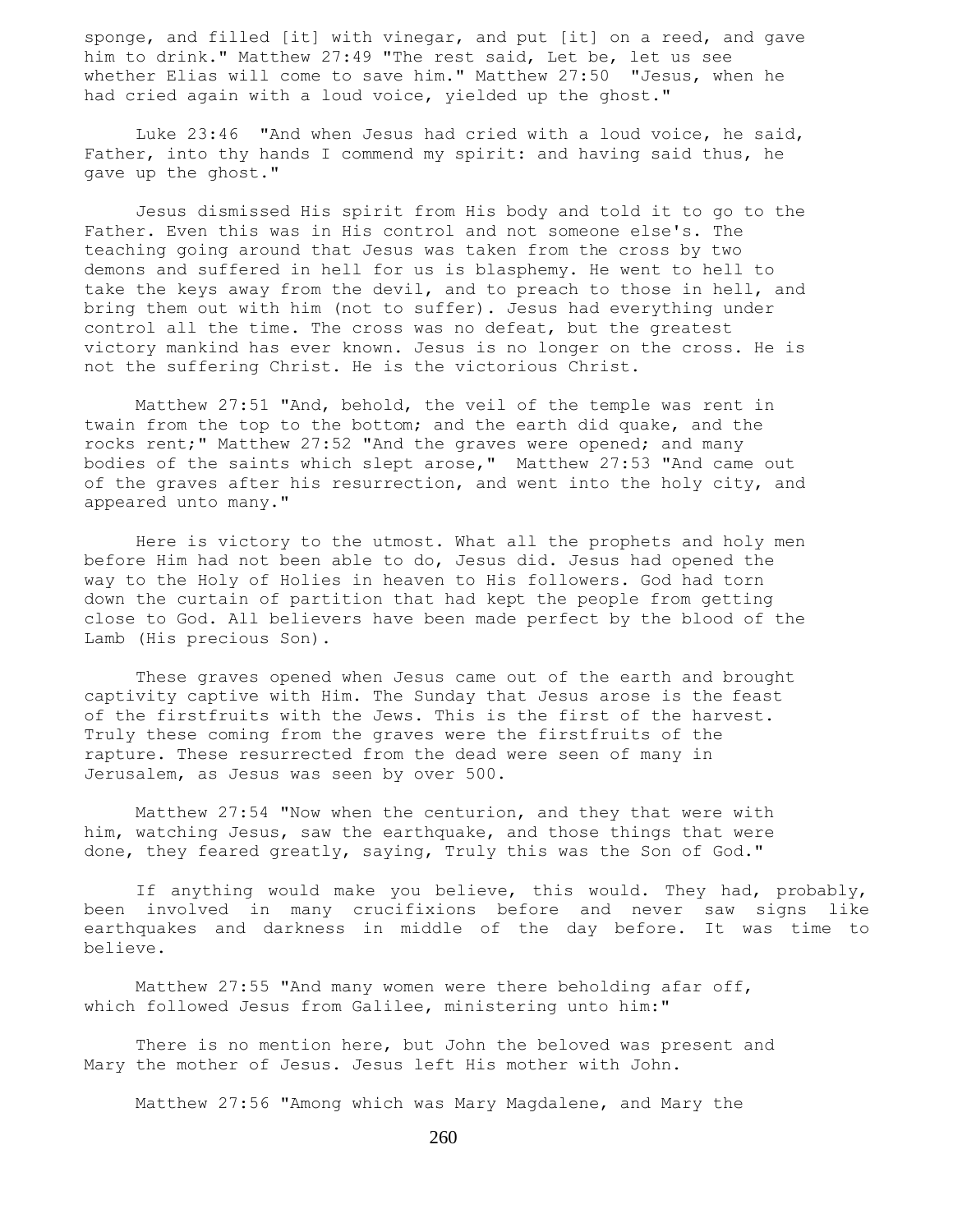sponge, and filled [it] with vinegar, and put [it] on a reed, and gave him to drink." Matthew 27:49 "The rest said, Let be, let us see whether Elias will come to save him." Matthew 27:50 "Jesus, when he had cried again with a loud voice, yielded up the ghost."

Luke 23:46 "And when Jesus had cried with a loud voice, he said, Father, into thy hands I commend my spirit: and having said thus, he gave up the ghost."

Jesus dismissed His spirit from His body and told it to go to the Father. Even this was in His control and not someone else's. The teaching going around that Jesus was taken from the cross by two demons and suffered in hell for us is blasphemy. He went to hell to take the keys away from the devil, and to preach to those in hell, and bring them out with him (not to suffer). Jesus had everything under control all the time. The cross was no defeat, but the greatest victory mankind has ever known. Jesus is no longer on the cross. He is not the suffering Christ. He is the victorious Christ.

Matthew 27:51 "And, behold, the veil of the temple was rent in twain from the top to the bottom; and the earth did quake, and the rocks rent;" Matthew 27:52 "And the graves were opened; and many bodies of the saints which slept arose," Matthew 27:53 "And came out of the graves after his resurrection, and went into the holy city, and appeared unto many."

Here is victory to the utmost. What all the prophets and holy men before Him had not been able to do, Jesus did. Jesus had opened the way to the Holy of Holies in heaven to His followers. God had torn down the curtain of partition that had kept the people from getting close to God. All believers have been made perfect by the blood of the Lamb (His precious Son).

These graves opened when Jesus came out of the earth and brought captivity captive with Him. The Sunday that Jesus arose is the feast of the firstfruits with the Jews. This is the first of the harvest. Truly these coming from the graves were the firstfruits of the rapture. These resurrected from the dead were seen of many in Jerusalem, as Jesus was seen by over 500.

Matthew 27:54 "Now when the centurion, and they that were with him, watching Jesus, saw the earthquake, and those things that were done, they feared greatly, saying, Truly this was the Son of God."

If anything would make you believe, this would. They had, probably, been involved in many crucifixions before and never saw signs like earthquakes and darkness in middle of the day before. It was time to believe.

Matthew 27:55 "And many women were there beholding afar off, which followed Jesus from Galilee, ministering unto him:"

There is no mention here, but John the beloved was present and Mary the mother of Jesus. Jesus left His mother with John.

Matthew 27:56 "Among which was Mary Magdalene, and Mary the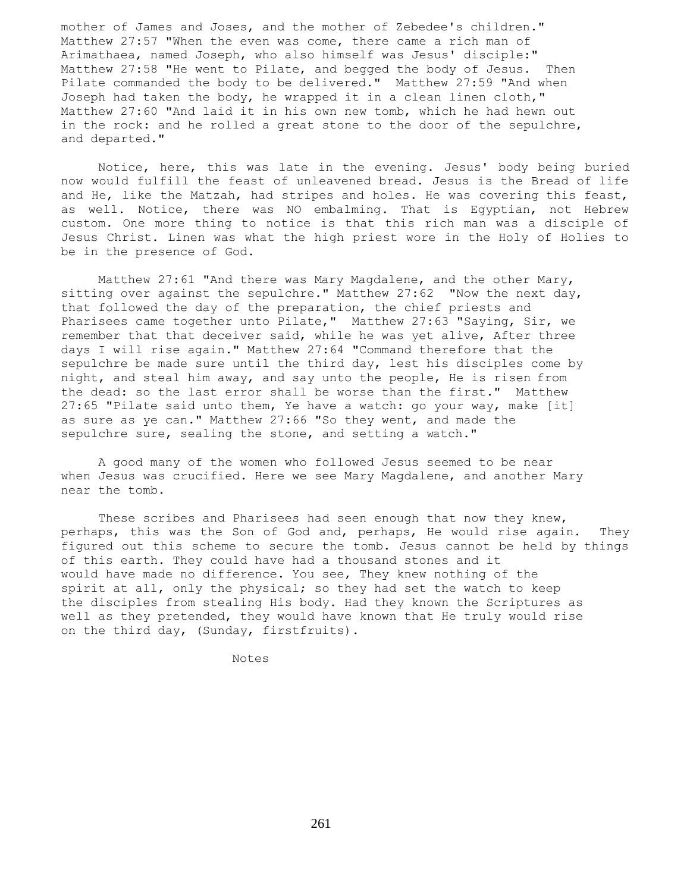mother of James and Joses, and the mother of Zebedee's children." Matthew 27:57 "When the even was come, there came a rich man of Arimathaea, named Joseph, who also himself was Jesus' disciple:" Matthew 27:58 "He went to Pilate, and begged the body of Jesus. Then Pilate commanded the body to be delivered." Matthew 27:59 "And when Joseph had taken the body, he wrapped it in a clean linen cloth," Matthew 27:60 "And laid it in his own new tomb, which he had hewn out in the rock: and he rolled a great stone to the door of the sepulchre, and departed."

Notice, here, this was late in the evening. Jesus' body being buried now would fulfill the feast of unleavened bread. Jesus is the Bread of life and He, like the Matzah, had stripes and holes. He was covering this feast, as well. Notice, there was NO embalming. That is Egyptian, not Hebrew custom. One more thing to notice is that this rich man was a disciple of Jesus Christ. Linen was what the high priest wore in the Holy of Holies to be in the presence of God.

Matthew 27:61 "And there was Mary Magdalene, and the other Mary, sitting over against the sepulchre." Matthew 27:62 "Now the next day, that followed the day of the preparation, the chief priests and Pharisees came together unto Pilate," Matthew 27:63 "Saying, Sir, we remember that that deceiver said, while he was yet alive, After three days I will rise again." Matthew 27:64 "Command therefore that the sepulchre be made sure until the third day, lest his disciples come by night, and steal him away, and say unto the people, He is risen from the dead: so the last error shall be worse than the first." Matthew 27:65 "Pilate said unto them, Ye have a watch: go your way, make [it] as sure as ye can." Matthew 27:66 "So they went, and made the sepulchre sure, sealing the stone, and setting a watch."

A good many of the women who followed Jesus seemed to be near when Jesus was crucified. Here we see Mary Magdalene, and another Mary near the tomb.

These scribes and Pharisees had seen enough that now they knew, perhaps, this was the Son of God and, perhaps, He would rise again. They figured out this scheme to secure the tomb. Jesus cannot be held by things of this earth. They could have had a thousand stones and it would have made no difference. You see, They knew nothing of the spirit at all, only the physical; so they had set the watch to keep the disciples from stealing His body. Had they known the Scriptures as well as they pretended, they would have known that He truly would rise on the third day, (Sunday, firstfruits).

Notes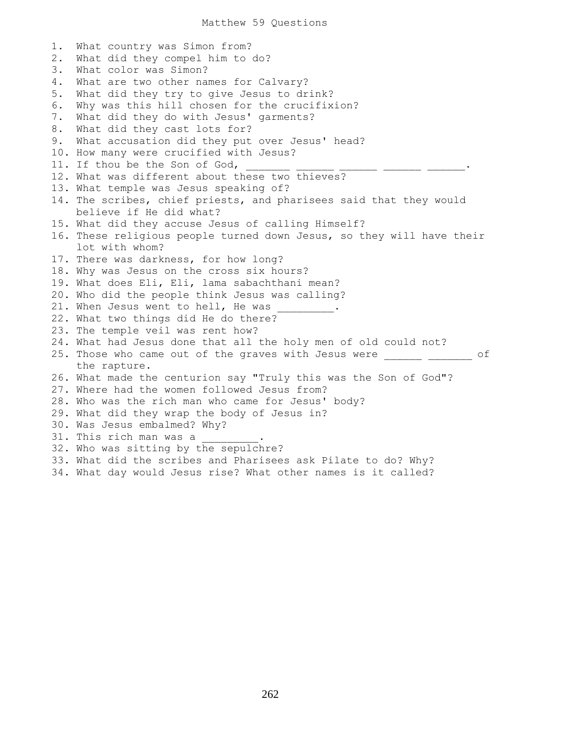# Matthew 59 Questions

1. What country was Simon from?
2. What did they compel him to do?
3. What color was Simon?
4. What are two other names for Calvary?
5. What did they try to give Jesus to drink?
6. Why was this hill chosen for the crucifixion?
7. What did they do with Jesus' garments?
8. What did they cast lots for?
9. What accusation did they put over Jesus' head?
10. How many were crucified with Jesus?
11. If thou be the Son of God, _______ ______ ______ ______ ______.
12. What was different about these two thieves?
13. What temple was Jesus speaking of?
14. The scribes, chief priests, and pharisees said that they would believe if He did what?
15. What did they accuse Jesus of calling Himself?
16. These religious people turned down Jesus, so they will have their lot with whom?
17. There was darkness, for how long?
18. Why was Jesus on the cross six hours?
19. What does Eli, Eli, lama sabachthani mean?
20. Who did the people think Jesus was calling?
21. When Jesus went to hell, He was _________.
22. What two things did He do there?
23. The temple veil was rent how?
24. What had Jesus done that all the holy men of old could not?
25. Those who came out of the graves with Jesus were ______ _______ of the rapture.
26. What made the centurion say "Truly this was the Son of God"?
27. Where had the women followed Jesus from?
28. Who was the rich man who came for Jesus' body?
29. What did they wrap the body of Jesus in?
30. Was Jesus embalmed? Why?
31. This rich man was a _________.
32. Who was sitting by the sepulchre?
33. What did the scribes and Pharisees ask Pilate to do? Why?
34. What day would Jesus rise? What other names is it called?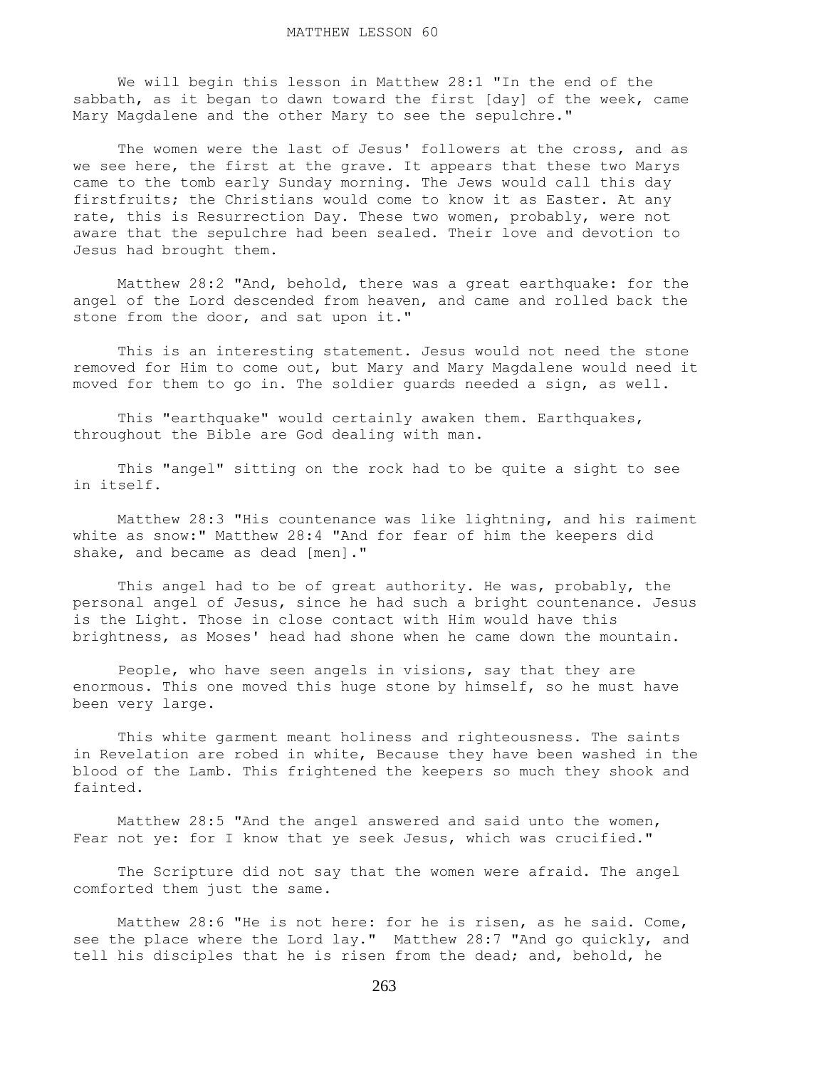# MATTHEW LESSON 60

We will begin this lesson in Matthew 28:1 "In the end of the sabbath, as it began to dawn toward the first [day] of the week, came Mary Magdalene and the other Mary to see the sepulchre."

The women were the last of Jesus' followers at the cross, and as we see here, the first at the grave. It appears that these two Marys came to the tomb early Sunday morning. The Jews would call this day firstfruits; the Christians would come to know it as Easter. At any rate, this is Resurrection Day. These two women, probably, were not aware that the sepulchre had been sealed. Their love and devotion to Jesus had brought them.

Matthew 28:2 "And, behold, there was a great earthquake: for the angel of the Lord descended from heaven, and came and rolled back the stone from the door, and sat upon it."

This is an interesting statement. Jesus would not need the stone removed for Him to come out, but Mary and Mary Magdalene would need it moved for them to go in. The soldier guards needed a sign, as well.

This "earthquake" would certainly awaken them. Earthquakes, throughout the Bible are God dealing with man.

This "angel" sitting on the rock had to be quite a sight to see in itself.

Matthew 28:3 "His countenance was like lightning, and his raiment white as snow:" Matthew 28:4 "And for fear of him the keepers did shake, and became as dead [men]."

This angel had to be of great authority. He was, probably, the personal angel of Jesus, since he had such a bright countenance. Jesus is the Light. Those in close contact with Him would have this brightness, as Moses' head had shone when he came down the mountain.

People, who have seen angels in visions, say that they are enormous. This one moved this huge stone by himself, so he must have been very large.

This white garment meant holiness and righteousness. The saints in Revelation are robed in white, Because they have been washed in the blood of the Lamb. This frightened the keepers so much they shook and fainted.

Matthew 28:5 "And the angel answered and said unto the women, Fear not ye: for I know that ye seek Jesus, which was crucified."

The Scripture did not say that the women were afraid. The angel comforted them just the same.

Matthew 28:6 "He is not here: for he is risen, as he said. Come, see the place where the Lord lay." Matthew 28:7 "And go quickly, and tell his disciples that he is risen from the dead; and, behold, he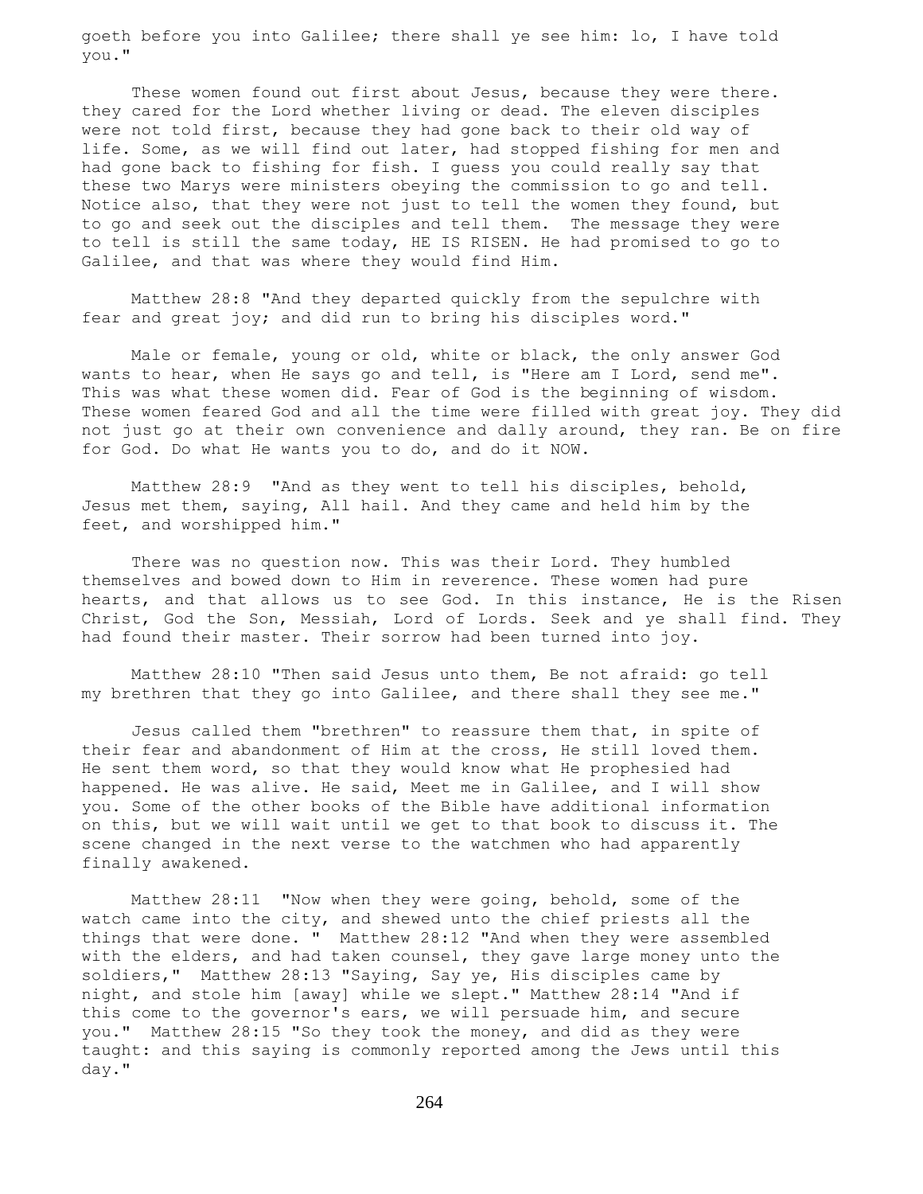goeth before you into Galilee; there shall ye see him: lo, I have told you."

These women found out first about Jesus, because they were there. they cared for the Lord whether living or dead. The eleven disciples were not told first, because they had gone back to their old way of life. Some, as we will find out later, had stopped fishing for men and had gone back to fishing for fish. I guess you could really say that these two Marys were ministers obeying the commission to go and tell. Notice also, that they were not just to tell the women they found, but to go and seek out the disciples and tell them. The message they were to tell is still the same today, HE IS RISEN. He had promised to go to Galilee, and that was where they would find Him.

Matthew 28:8 "And they departed quickly from the sepulchre with fear and great joy; and did run to bring his disciples word."

Male or female, young or old, white or black, the only answer God wants to hear, when He says go and tell, is "Here am I Lord, send me". This was what these women did. Fear of God is the beginning of wisdom. These women feared God and all the time were filled with great joy. They did not just go at their own convenience and dally around, they ran. Be on fire for God. Do what He wants you to do, and do it NOW.

Matthew 28:9 "And as they went to tell his disciples, behold, Jesus met them, saying, All hail. And they came and held him by the feet, and worshipped him."

There was no question now. This was their Lord. They humbled themselves and bowed down to Him in reverence. These women had pure hearts, and that allows us to see God. In this instance, He is the Risen Christ, God the Son, Messiah, Lord of Lords. Seek and ye shall find. They had found their master. Their sorrow had been turned into joy.

Matthew 28:10 "Then said Jesus unto them, Be not afraid: go tell my brethren that they go into Galilee, and there shall they see me."

Jesus called them "brethren" to reassure them that, in spite of their fear and abandonment of Him at the cross, He still loved them. He sent them word, so that they would know what He prophesied had happened. He was alive. He said, Meet me in Galilee, and I will show you. Some of the other books of the Bible have additional information on this, but we will wait until we get to that book to discuss it. The scene changed in the next verse to the watchmen who had apparently finally awakened.

Matthew 28:11 "Now when they were going, behold, some of the watch came into the city, and shewed unto the chief priests all the things that were done. " Matthew 28:12 "And when they were assembled with the elders, and had taken counsel, they gave large money unto the soldiers," Matthew 28:13 "Saying, Say ye, His disciples came by night, and stole him [away] while we slept." Matthew 28:14 "And if this come to the governor's ears, we will persuade him, and secure you." Matthew 28:15 "So they took the money, and did as they were taught: and this saying is commonly reported among the Jews until this day."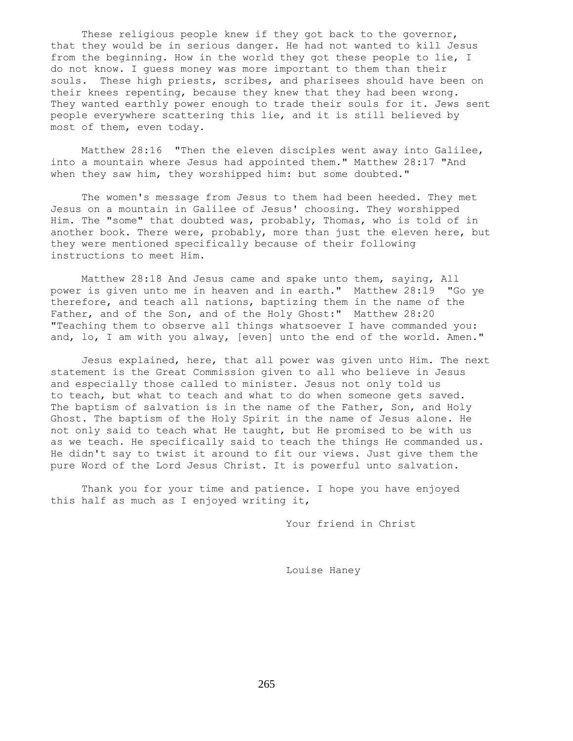These religious people knew if they got back to the governor, that they would be in serious danger. He had not wanted to kill Jesus from the beginning. How in the world they got these people to lie, I do not know. I guess money was more important to them than their souls. These high priests, scribes, and pharisees should have been on their knees repenting, because they knew that they had been wrong. They wanted earthly power enough to trade their souls for it. Jews sent people everywhere scattering this lie, and it is still believed by most of them, even today.

Matthew 28:16 "Then the eleven disciples went away into Galilee, into a mountain where Jesus had appointed them." Matthew 28:17 "And when they saw him, they worshipped him: but some doubted."

The women's message from Jesus to them had been heeded. They met Jesus on a mountain in Galilee of Jesus' choosing. They worshipped Him. The "some" that doubted was, probably, Thomas, who is told of in another book. There were, probably, more than just the eleven here, but they were mentioned specifically because of their following instructions to meet Him.

Matthew 28:18 And Jesus came and spake unto them, saying, All power is given unto me in heaven and in earth." Matthew 28:19 "Go ye therefore, and teach all nations, baptizing them in the name of the Father, and of the Son, and of the Holy Ghost:" Matthew 28:20 "Teaching them to observe all things whatsoever I have commanded you: and, lo, I am with you alway, [even] unto the end of the world. Amen."

Jesus explained, here, that all power was given unto Him. The next statement is the Great Commission given to all who believe in Jesus and especially those called to minister. Jesus not only told us to teach, but what to teach and what to do when someone gets saved. The baptism of salvation is in the name of the Father, Son, and Holy Ghost. The baptism of the Holy Spirit in the name of Jesus alone. He not only said to teach what He taught, but He promised to be with us as we teach. He specifically said to teach the things He commanded us. He didn't say to twist it around to fit our views. Just give them the pure Word of the Lord Jesus Christ. It is powerful unto salvation.

Thank you for your time and patience. I hope you have enjoyed this half as much as I enjoyed writing it,

Your friend in Christ

Louise Haney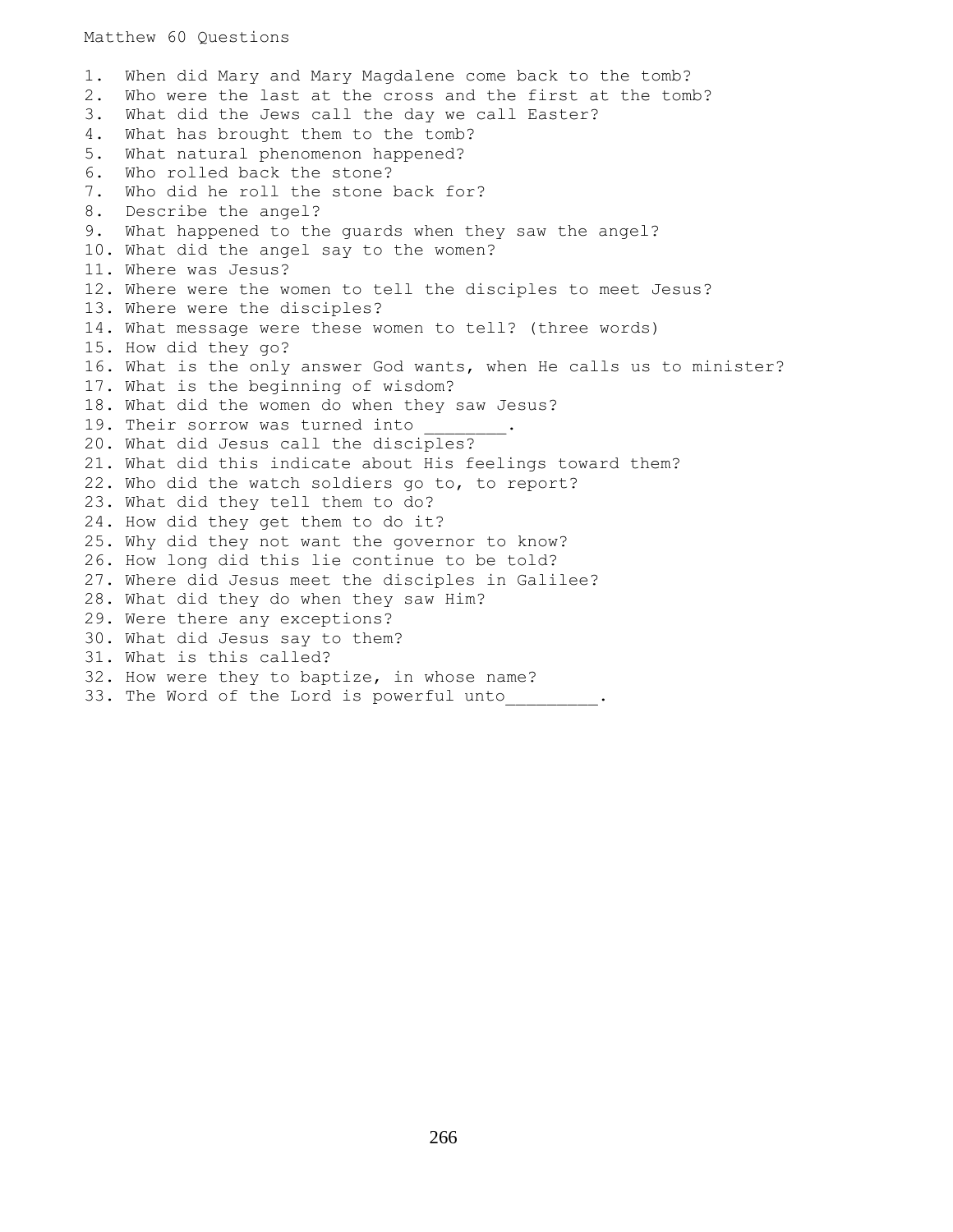Matthew 60 Questions

1. When did Mary and Mary Magdalene come back to the tomb?
2. Who were the last at the cross and the first at the tomb?
3. What did the Jews call the day we call Easter?
4. What has brought them to the tomb?
5. What natural phenomenon happened?
6. Who rolled back the stone?
7. Who did he roll the stone back for?
8. Describe the angel?
9. What happened to the guards when they saw the angel?
10. What did the angel say to the women?
11. Where was Jesus?
12. Where were the women to tell the disciples to meet Jesus?
13. Where were the disciples?
14. What message were these women to tell? (three words)
15. How did they go?
16. What is the only answer God wants, when He calls us to minister?
17. What is the beginning of wisdom?
18. What did the women do when they saw Jesus?
19. Their sorrow was turned into ________.
20. What did Jesus call the disciples?
21. What did this indicate about His feelings toward them?
22. Who did the watch soldiers go to, to report?
23. What did they tell them to do?
24. How did they get them to do it?
25. Why did they not want the governor to know?
26. How long did this lie continue to be told?
27. Where did Jesus meet the disciples in Galilee?
28. What did they do when they saw Him?
29. Were there any exceptions?
30. What did Jesus say to them?
31. What is this called?
32. How were they to baptize, in whose name?
33. The Word of the Lord is powerful unto_________.